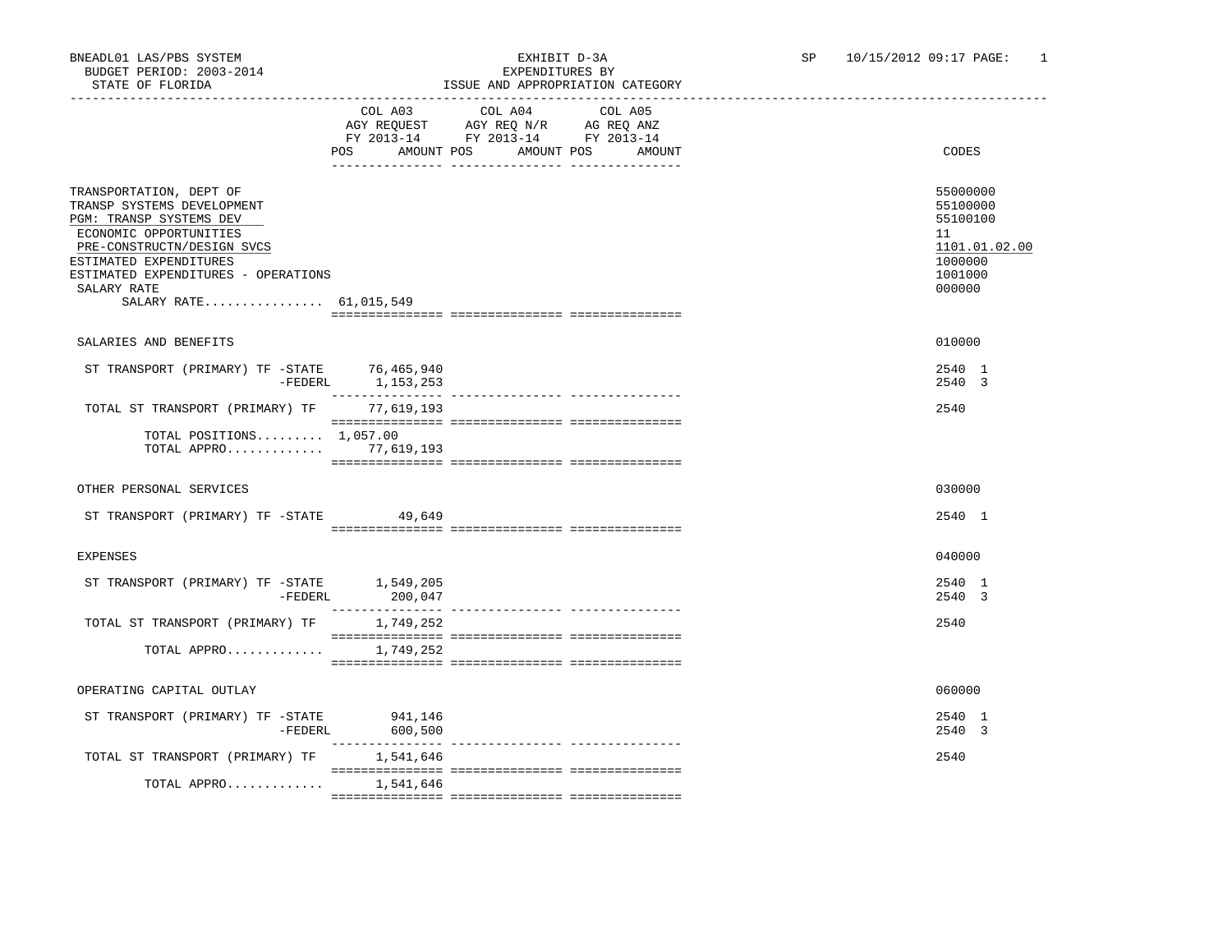BNEADL01 LAS/PBS SYSTEM
BUDGET PERIOD: 2003-2014
STATE OF FLORIDA

EXHIBIT D-3A
EXPENDITURES BY
ISSUE AND APPROPRIATION CATEGORY

SP 10/15/2012 09:17

| | COL A03 AGY REQUEST FY 2013-14 POS AMOUNT | COL A04 AGY REQ N/R FY 2013-14 POS AMOUNT | COL A05 AG REQ ANZ FY 2013-14 POS AMOUNT | CODES |
|---|---|---|---|---|
| TRANSPORTATION, DEPT OF | | | | 55000000 |
| TRANSP SYSTEMS DEVELOPMENT | | | | 55100000 |
| PGM: TRANSP SYSTEMS DEV | | | | 55100100 |
| ECONOMIC OPPORTUNITIES | | | | 11 |
| PRE-CONSTRUCTN/DESIGN SVCS | | | | 1101.01.02.00 |
| ESTIMATED EXPENDITURES | | | | 1000000 |
| ESTIMATED EXPENDITURES - OPERATIONS | | | | 1001000 |
| SALARY RATE | | | | 000000 |
| SALARY RATE................ 61,015,549 | | | | |
| SALARIES AND BENEFITS | | | | 010000 |
| ST TRANSPORT (PRIMARY) TF -STATE | 76,465,940 | | | 2540 1 |
| -FEDERL | 1,153,253 | | | 2540 3 |
| TOTAL ST TRANSPORT (PRIMARY) TF | 77,619,193 | | | 2540 |
| TOTAL POSITIONS......... 1,057.00 | | | | |
| TOTAL APPRO............. | 77,619,193 | | | |
| OTHER PERSONAL SERVICES | | | | 030000 |
| ST TRANSPORT (PRIMARY) TF -STATE | 49,649 | | | 2540 1 |
| EXPENSES | | | | 040000 |
| ST TRANSPORT (PRIMARY) TF -STATE | 1,549,205 | | | 2540 1 |
| -FEDERL | 200,047 | | | 2540 3 |
| TOTAL ST TRANSPORT (PRIMARY) TF | 1,749,252 | | | 2540 |
| TOTAL APPRO............. | 1,749,252 | | | |
| OPERATING CAPITAL OUTLAY | | | | 060000 |
| ST TRANSPORT (PRIMARY) TF -STATE | 941,146 | | | 2540 1 |
| -FEDERL | 600,500 | | | 2540 3 |
| TOTAL ST TRANSPORT (PRIMARY) TF | 1,541,646 | | | 2540 |
| TOTAL APPRO............. | 1,541,646 | | | |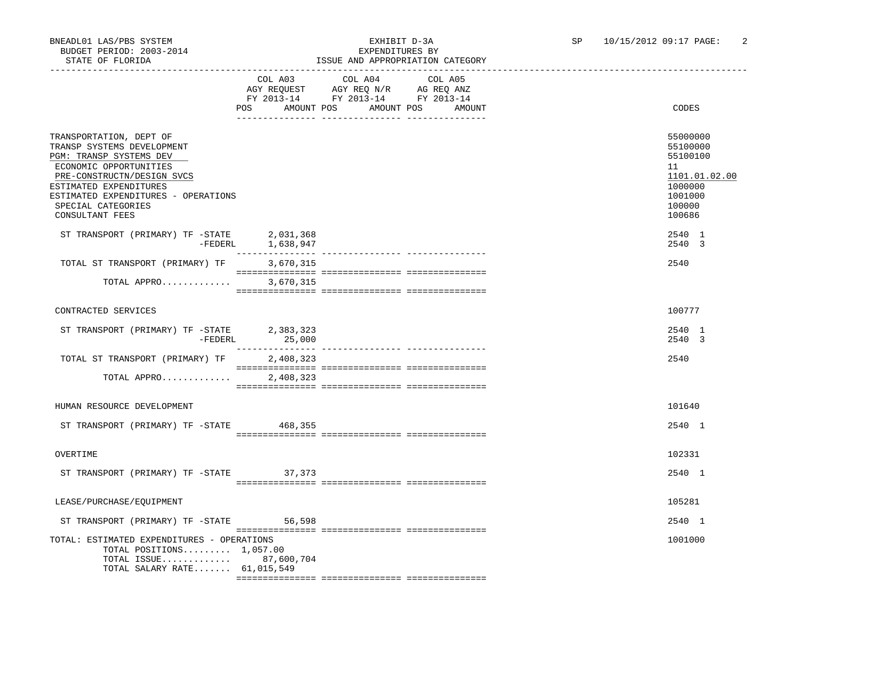BNEADL01 LAS/PBS SYSTEM
BUDGET PERIOD: 2003-2014
STATE OF FLORIDA

EXHIBIT D-3A
EXPENDITURES BY
ISSUE AND APPROPRIATION CATEGORY

SP 10/15/2012 09:17

| | COL A03 AGY REQUEST FY 2013-14 POS | AMOUNT | COL A04 AGY REQ N/R FY 2013-14 POS | AMOUNT | COL A05 AG REQ ANZ FY 2013-14 POS | AMOUNT | CODES |
|---|---|---|---|---|---|---|---|
| TRANSPORTATION, DEPT OF | | | | | | | 55000000 |
| TRANSP SYSTEMS DEVELOPMENT | | | | | | | 55100000 |
| PGM: TRANSP SYSTEMS DEV | | | | | | | 55100100 |
| ECONOMIC OPPORTUNITIES | | | | | | | 11 |
| PRE-CONSTRUCTN/DESIGN SVCS | | | | | | | 1101.01.02.00 |
| ESTIMATED EXPENDITURES | | | | | | | 1000000 |
| ESTIMATED EXPENDITURES - OPERATIONS | | | | | | | 1001000 |
| SPECIAL CATEGORIES | | | | | | | 100000 |
| CONSULTANT FEES | | | | | | | 100686 |
| ST TRANSPORT (PRIMARY) TF -STATE | | 2,031,368 | | | | | 2540 1 |
| -FEDERL | | 1,638,947 | | | | | 2540 3 |
| TOTAL ST TRANSPORT (PRIMARY) TF | | 3,670,315 | | | | | 2540 |
| TOTAL APPRO............. | | 3,670,315 | | | | | |
| CONTRACTED SERVICES | | | | | | | 100777 |
| ST TRANSPORT (PRIMARY) TF -STATE | | 2,383,323 | | | | | 2540 1 |
| -FEDERL | | 25,000 | | | | | 2540 3 |
| TOTAL ST TRANSPORT (PRIMARY) TF | | 2,408,323 | | | | | 2540 |
| TOTAL APPRO............. | | 2,408,323 | | | | | |
| HUMAN RESOURCE DEVELOPMENT | | | | | | | 101640 |
| ST TRANSPORT (PRIMARY) TF -STATE | | 468,355 | | | | | 2540 1 |
| OVERTIME | | | | | | | 102331 |
| ST TRANSPORT (PRIMARY) TF -STATE | | 37,373 | | | | | 2540 1 |
| LEASE/PURCHASE/EQUIPMENT | | | | | | | 105281 |
| ST TRANSPORT (PRIMARY) TF -STATE | | 56,598 | | | | | 2540 1 |
| TOTAL: ESTIMATED EXPENDITURES - OPERATIONS | | | | | | | 1001000 |
| TOTAL POSITIONS......... | 1,057.00 | | | | | | |
| TOTAL ISSUE............. | | 87,600,704 | | | | | |
| TOTAL SALARY RATE....... | | 61,015,549 | | | | | |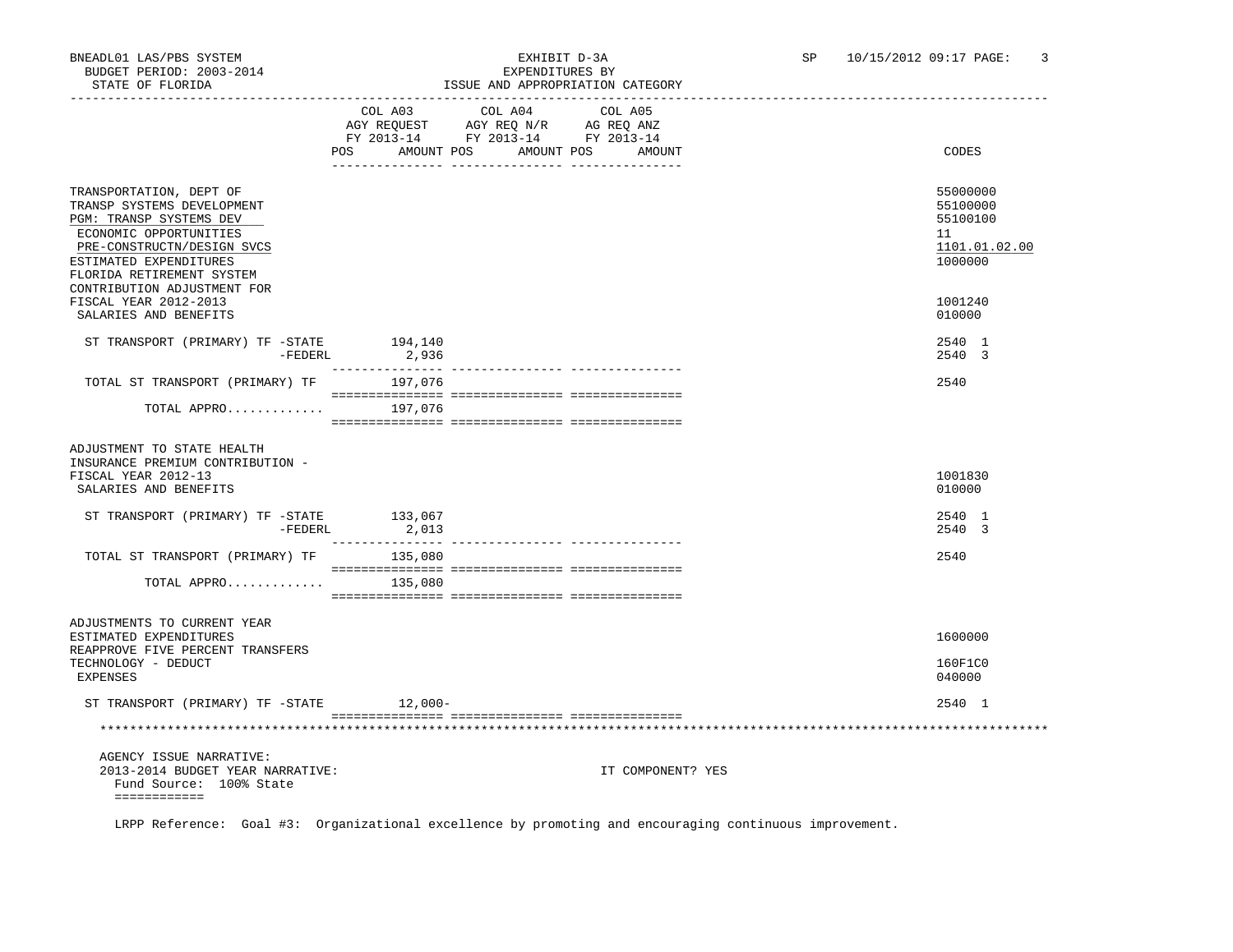BNEADL01 LAS/PBS SYSTEM — EXHIBIT D-3A — EXPENDITURES BY ISSUE AND APPROPRIATION CATEGORY
BUDGET PERIOD: 2003-2014
STATE OF FLORIDA
SP 10/15/2012 09:17

| | COL A03 AGY REQUEST FY 2013-14 POS | AMOUNT | COL A04 AGY REQ N/R FY 2013-14 POS | AMOUNT | COL A05 AG REQ ANZ FY 2013-14 POS | AMOUNT | CODES |
|---|---|---|---|---|---|---|---|
| TRANSPORTATION, DEPT OF | | | | | | | 55000000 |
| TRANSP SYSTEMS DEVELOPMENT | | | | | | | 55100000 |
| PGM: TRANSP SYSTEMS DEV | | | | | | | 55100100 |
| ECONOMIC OPPORTUNITIES | | | | | | | 11 |
| PRE-CONSTRUCTN/DESIGN SVCS | | | | | | | 1101.01.02.00 |
| ESTIMATED EXPENDITURES | | | | | | | 1000000 |
| FLORIDA RETIREMENT SYSTEM CONTRIBUTION ADJUSTMENT FOR FISCAL YEAR 2012-2013 | | | | | | | 1001240 |
| SALARIES AND BENEFITS | | | | | | | 010000 |
| ST TRANSPORT (PRIMARY) TF -STATE | | 194,140 | | | | | 2540 1 |
| -FEDERL | | 2,936 | | | | | 2540 3 |
| TOTAL ST TRANSPORT (PRIMARY) TF | | 197,076 | | | | | 2540 |
| TOTAL APPRO............ | | 197,076 | | | | | |
| ADJUSTMENT TO STATE HEALTH INSURANCE PREMIUM CONTRIBUTION - FISCAL YEAR 2012-13 | | | | | | | 1001830 |
| SALARIES AND BENEFITS | | | | | | | 010000 |
| ST TRANSPORT (PRIMARY) TF -STATE | | 133,067 | | | | | 2540 1 |
| -FEDERL | | 2,013 | | | | | 2540 3 |
| TOTAL ST TRANSPORT (PRIMARY) TF | | 135,080 | | | | | 2540 |
| TOTAL APPRO............ | | 135,080 | | | | | |
| ADJUSTMENTS TO CURRENT YEAR ESTIMATED EXPENDITURES | | | | | | | 1600000 |
| REAPPROVE FIVE PERCENT TRANSFERS TECHNOLOGY - DEDUCT | | | | | | | 160F1C0 |
| EXPENSES | | | | | | | 040000 |
| ST TRANSPORT (PRIMARY) TF -STATE | | 12,000- | | | | | 2540 1 |

AGENCY ISSUE NARRATIVE:
2013-2014 BUDGET YEAR NARRATIVE: IT COMPONENT? YES
Fund Source: 100% State

LRPP Reference: Goal #3: Organizational excellence by promoting and encouraging continuous improvement.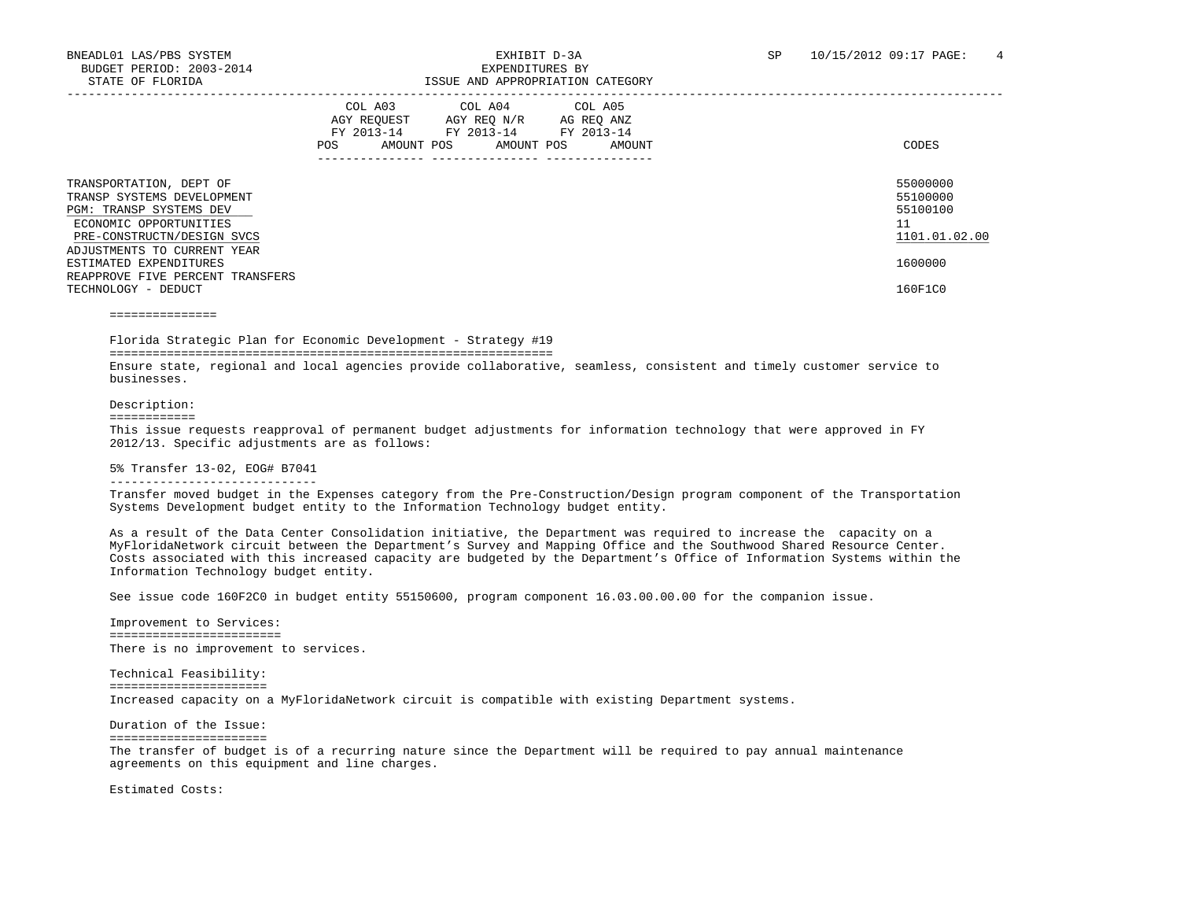| | COL A03 AGY REQUEST FY 2013-14 POS AMOUNT | COL A04 AGY REQ N/R FY 2013-14 POS AMOUNT | COL A05 AG REQ ANZ FY 2013-14 POS AMOUNT | CODES |
|---|---|---|---|---|
| TRANSPORTATION, DEPT OF | | | | 55000000 |
| TRANSP SYSTEMS DEVELOPMENT | | | | 55100000 |
| PGM: TRANSP SYSTEMS DEV | | | | 55100100 |
| ECONOMIC OPPORTUNITIES | | | | 11 |
| PRE-CONSTRUCTN/DESIGN SVCS | | | | 1101.01.02.00 |
| ADJUSTMENTS TO CURRENT YEAR ESTIMATED EXPENDITURES | | | | 1600000 |
| REAPPROVE FIVE PERCENT TRANSFERS TECHNOLOGY - DEDUCT | | | | 160F1C0 |

Florida Strategic Plan for Economic Development - Strategy #19

Ensure state, regional and local agencies provide collaborative, seamless, consistent and timely customer service to businesses.

Description:

This issue requests reapproval of permanent budget adjustments for information technology that were approved in FY 2012/13. Specific adjustments are as follows:

5% Transfer 13-02, EOG# B7041

Transfer moved budget in the Expenses category from the Pre-Construction/Design program component of the Transportation Systems Development budget entity to the Information Technology budget entity.

As a result of the Data Center Consolidation initiative, the Department was required to increase the capacity on a MyFloridaNetwork circuit between the Department's Survey and Mapping Office and the Southwood Shared Resource Center. Costs associated with this increased capacity are budgeted by the Department's Office of Information Systems within the Information Technology budget entity.

See issue code 160F2C0 in budget entity 55150600, program component 16.03.00.00.00 for the companion issue.

Improvement to Services:

There is no improvement to services.

Technical Feasibility:

Increased capacity on a MyFloridaNetwork circuit is compatible with existing Department systems.

Duration of the Issue:

The transfer of budget is of a recurring nature since the Department will be required to pay annual maintenance agreements on this equipment and line charges.

Estimated Costs: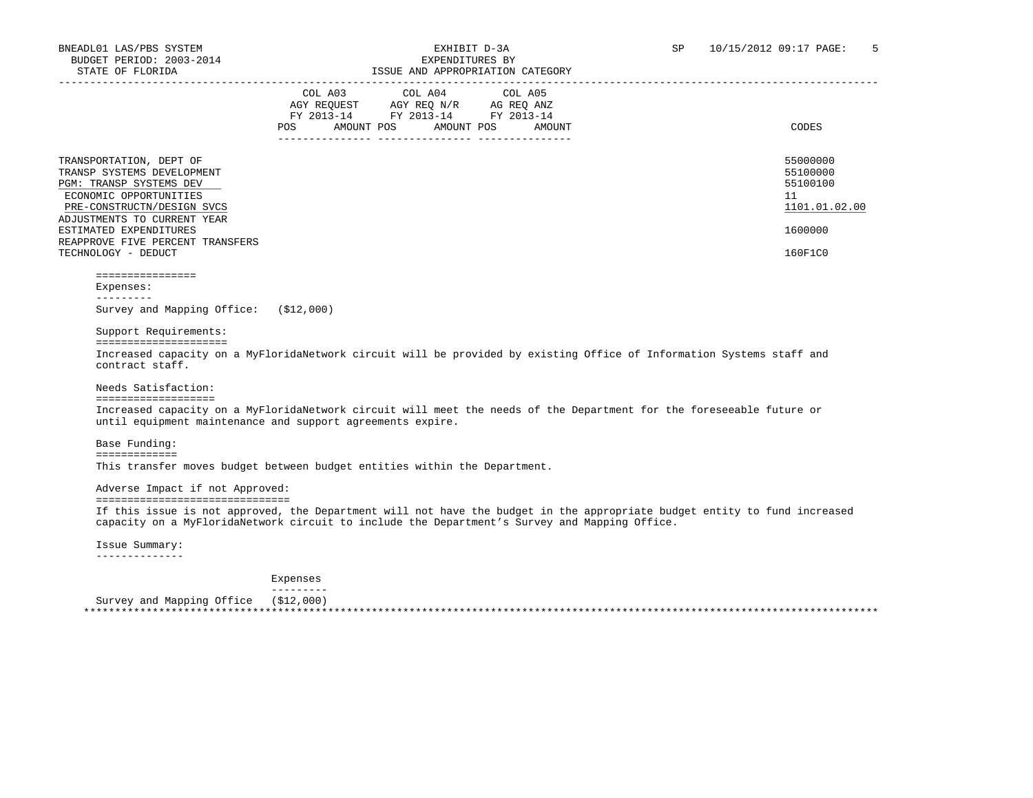BNEADL01 LAS/PBS SYSTEM
BUDGET PERIOD: 2003-2014
STATE OF FLORIDA

EXHIBIT D-3A
EXPENDITURES BY
ISSUE AND APPROPRIATION CATEGORY

SP 10/15/2012 09:17

| | COL A03 AGY REQUEST FY 2013-14 | | COL A04 AGY REQ N/R FY 2013-14 | | COL A05 AG REQ ANZ FY 2013-14 | | |
|---|---|---|---|---|---|---|---|
| | POS | AMOUNT | POS | AMOUNT | POS | AMOUNT | CODES |
| TRANSPORTATION, DEPT OF | | | | | | | 55000000 |
| TRANSP SYSTEMS DEVELOPMENT | | | | | | | 55100000 |
| PGM: TRANSP SYSTEMS DEV | | | | | | | 55100100 |
| ECONOMIC OPPORTUNITIES | | | | | | | 11 |
| PRE-CONSTRUCTN/DESIGN SVCS | | | | | | | 1101.01.02.00 |
| ADJUSTMENTS TO CURRENT YEAR ESTIMATED EXPENDITURES | | | | | | | 1600000 |
| REAPPROVE FIVE PERCENT TRANSFERS TECHNOLOGY - DEDUCT | | | | | | | 160F1C0 |

**Expenses:**

Survey and Mapping Office: ($12,000)

**Support Requirements:**

Increased capacity on a MyFloridaNetwork circuit will be provided by existing Office of Information Systems staff and contract staff.

**Needs Satisfaction:**

Increased capacity on a MyFloridaNetwork circuit will meet the needs of the Department for the foreseeable future or until equipment maintenance and support agreements expire.

**Base Funding:**

This transfer moves budget between budget entities within the Department.

**Adverse Impact if not Approved:**

If this issue is not approved, the Department will not have the budget in the appropriate budget entity to fund increased capacity on a MyFloridaNetwork circuit to include the Department's Survey and Mapping Office.

**Issue Summary:**

| | Expenses |
|---|---|
| Survey and Mapping Office | ($12,000) |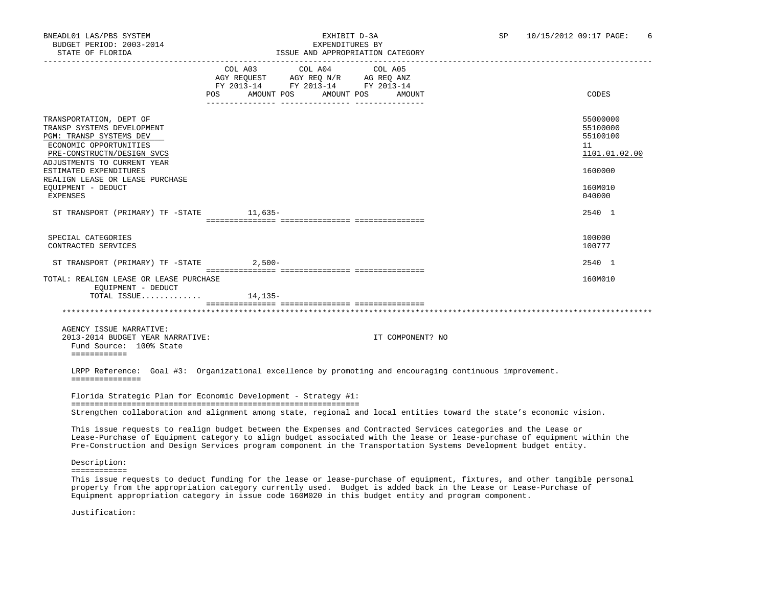| | COL A03 AGY REQUEST FY 2013-14 POS AMOUNT | COL A04 AGY REQ N/R FY 2013-14 POS AMOUNT | COL A05 AG REQ ANZ FY 2013-14 POS AMOUNT | CODES |
|---|---|---|---|---|
| TRANSPORTATION, DEPT OF | | | | 55000000 |
| TRANSP SYSTEMS DEVELOPMENT | | | | 55100000 |
| PGM: TRANSP SYSTEMS DEV | | | | 55100100 |
| ECONOMIC OPPORTUNITIES | | | | 11 |
| PRE-CONSTRUCTN/DESIGN SVCS | | | | 1101.01.02.00 |
| ADJUSTMENTS TO CURRENT YEAR ESTIMATED EXPENDITURES | | | | 1600000 |
| REALIGN LEASE OR LEASE PURCHASE EQUIPMENT - DEDUCT | | | | 160M010 |
| EXPENSES | | | | 040000 |
| ST TRANSPORT (PRIMARY) TF -STATE | 11,635- | | | 2540 1 |
| SPECIAL CATEGORIES | | | | 100000 |
| CONTRACTED SERVICES | | | | 100777 |
| ST TRANSPORT (PRIMARY) TF -STATE | 2,500- | | | 2540 1 |
| TOTAL: REALIGN LEASE OR LEASE PURCHASE EQUIPMENT - DEDUCT | | | | 160M010 |
| TOTAL ISSUE............ | 14,135- | | | |

AGENCY ISSUE NARRATIVE:

2013-2014 BUDGET YEAR NARRATIVE: IT COMPONENT? NO

Fund Source: 100% State

LRPP Reference: Goal #3: Organizational excellence by promoting and encouraging continuous improvement.

Florida Strategic Plan for Economic Development - Strategy #1:

Strengthen collaboration and alignment among state, regional and local entities toward the state's economic vision.

This issue requests to realign budget between the Expenses and Contracted Services categories and the Lease or Lease-Purchase of Equipment category to align budget associated with the lease or lease-purchase of equipment within the Pre-Construction and Design Services program component in the Transportation Systems Development budget entity.

Description:

This issue requests to deduct funding for the lease or lease-purchase of equipment, fixtures, and other tangible personal property from the appropriation category currently used. Budget is added back in the Lease or Lease-Purchase of Equipment appropriation category in issue code 160M020 in this budget entity and program component.

Justification: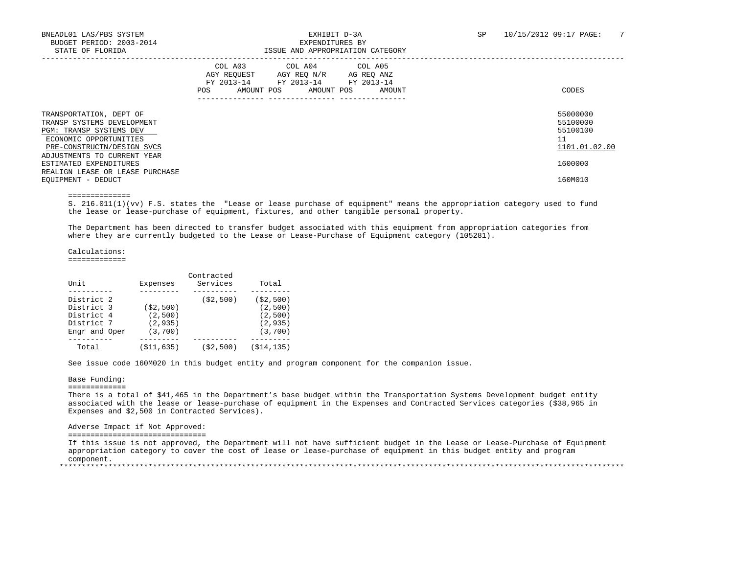| | COL A03 AGY REQUEST FY 2013-14 | | COL A04 AGY REQ N/R FY 2013-14 | | COL A05 AG REQ ANZ FY 2013-14 | | |
|---|---|---|---|---|---|---|---|
| | POS | AMOUNT | POS | AMOUNT | POS | AMOUNT | CODES |
| TRANSPORTATION, DEPT OF | | | | | | | 55000000 |
| TRANSP SYSTEMS DEVELOPMENT | | | | | | | 55100000 |
| PGM: TRANSP SYSTEMS DEV | | | | | | | 55100100 |
| ECONOMIC OPPORTUNITIES | | | | | | | 11 |
| PRE-CONSTRUCTN/DESIGN SVCS | | | | | | | 1101.01.02.00 |
| ADJUSTMENTS TO CURRENT YEAR ESTIMATED EXPENDITURES | | | | | | | 1600000 |
| REALIGN LEASE OR LEASE PURCHASE EQUIPMENT - DEDUCT | | | | | | | 160M010 |

S. 216.011(1)(vv) F.S. states the "Lease or lease purchase of equipment" means the appropriation category used to fund the lease or lease-purchase of equipment, fixtures, and other tangible personal property.

The Department has been directed to transfer budget associated with this equipment from appropriation categories from where they are currently budgeted to the Lease or Lease-Purchase of Equipment category (105281).

Calculations:

| Unit | Expenses | Contracted Services | Total |
|---|---|---|---|
| District 2 | | ($2,500) | ($2,500) |
| District 3 | ($2,500) | | (2,500) |
| District 4 | (2,500) | | (2,500) |
| District 7 | (2,935) | | (2,935) |
| Engr and Oper | (3,700) | | (3,700) |
| Total | ($11,635) | ($2,500) | ($14,135) |

See issue code 160M020 in this budget entity and program component for the companion issue.

Base Funding:

There is a total of $41,465 in the Department's base budget within the Transportation Systems Development budget entity associated with the lease or lease-purchase of equipment in the Expenses and Contracted Services categories ($38,965 in Expenses and $2,500 in Contracted Services).

Adverse Impact if Not Approved:

If this issue is not approved, the Department will not have sufficient budget in the Lease or Lease-Purchase of Equipment appropriation category to cover the cost of lease or lease-purchase of equipment in this budget entity and program component.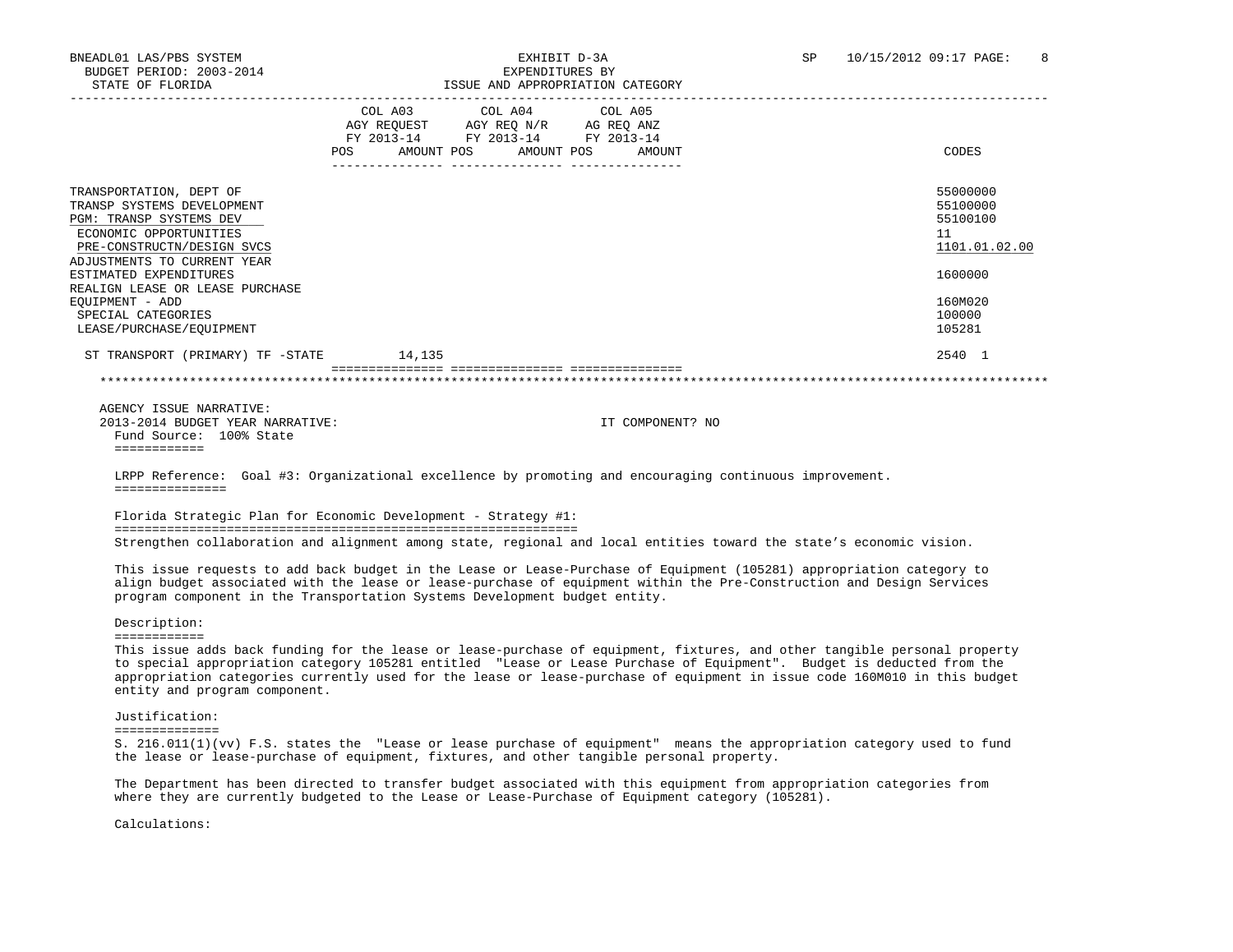| | COL A03 AGY REQUEST FY 2013-14 POS AMOUNT | COL A04 AGY REQ N/R FY 2013-14 POS AMOUNT | COL A05 AG REQ ANZ FY 2013-14 POS AMOUNT | CODES |
|---|---|---|---|---|
| TRANSPORTATION, DEPT OF | | | | 55000000 |
| TRANSP SYSTEMS DEVELOPMENT | | | | 55100000 |
| PGM: TRANSP SYSTEMS DEV | | | | 55100100 |
| ECONOMIC OPPORTUNITIES | | | | 11 |
| PRE-CONSTRUCTN/DESIGN SVCS | | | | 1101.01.02.00 |
| ADJUSTMENTS TO CURRENT YEAR ESTIMATED EXPENDITURES | | | | 1600000 |
| REALIGN LEASE OR LEASE PURCHASE EQUIPMENT - ADD | | | | 160M020 |
| SPECIAL CATEGORIES | | | | 100000 |
| LEASE/PURCHASE/EQUIPMENT | | | | 105281 |
| ST TRANSPORT (PRIMARY) TF -STATE | 14,135 | | | 2540 1 |

AGENCY ISSUE NARRATIVE:

2013-2014 BUDGET YEAR NARRATIVE: IT COMPONENT? NO

Fund Source: 100% State

LRPP Reference: Goal #3: Organizational excellence by promoting and encouraging continuous improvement.

Florida Strategic Plan for Economic Development - Strategy #1:

Strengthen collaboration and alignment among state, regional and local entities toward the state's economic vision.

This issue requests to add back budget in the Lease or Lease-Purchase of Equipment (105281) appropriation category to align budget associated with the lease or lease-purchase of equipment within the Pre-Construction and Design Services program component in the Transportation Systems Development budget entity.

Description:

This issue adds back funding for the lease or lease-purchase of equipment, fixtures, and other tangible personal property to special appropriation category 105281 entitled "Lease or Lease Purchase of Equipment". Budget is deducted from the appropriation categories currently used for the lease or lease-purchase of equipment in issue code 160M010 in this budget entity and program component.

Justification:

S. 216.011(1)(vv) F.S. states the "Lease or lease purchase of equipment" means the appropriation category used to fund the lease or lease-purchase of equipment, fixtures, and other tangible personal property.

The Department has been directed to transfer budget associated with this equipment from appropriation categories from where they are currently budgeted to the Lease or Lease-Purchase of Equipment category (105281).

Calculations: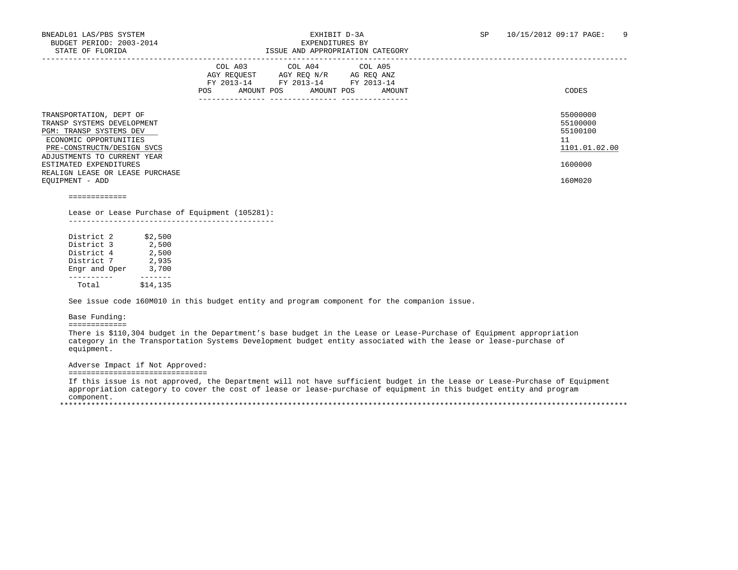BNEADL01 LAS/PBS SYSTEM
BUDGET PERIOD: 2003-2014
STATE OF FLORIDA

EXHIBIT D-3A
EXPENDITURES BY
ISSUE AND APPROPRIATION CATEGORY

SP 10/15/2012 09:17

| | COL A03 AGY REQUEST FY 2013-14 | | COL A04 AGY REQ N/R FY 2013-14 | | COL A05 AG REQ ANZ FY 2013-14 | | |
|---|---|---|---|---|---|---|---|
| | POS | AMOUNT | POS | AMOUNT | POS | AMOUNT | CODES |
| TRANSPORTATION, DEPT OF | | | | | | | 55000000 |
| TRANSP SYSTEMS DEVELOPMENT | | | | | | | 55100000 |
| PGM: TRANSP SYSTEMS DEV | | | | | | | 55100100 |
| ECONOMIC OPPORTUNITIES | | | | | | | 11 |
| PRE-CONSTRUCTN/DESIGN SVCS | | | | | | | 1101.01.02.00 |
| ADJUSTMENTS TO CURRENT YEAR ESTIMATED EXPENDITURES | | | | | | | 1600000 |
| REALIGN LEASE OR LEASE PURCHASE EQUIPMENT - ADD | | | | | | | 160M020 |

=============

Lease or Lease Purchase of Equipment (105281):

| | |
|---|---|
| District 2 | $2,500 |
| District 3 | 2,500 |
| District 4 | 2,500 |
| District 7 | 2,935 |
| Engr and Oper | 3,700 |
| Total | $14,135 |

See issue code 160M010 in this budget entity and program component for the companion issue.

Base Funding:

There is $110,304 budget in the Department's base budget in the Lease or Lease-Purchase of Equipment appropriation category in the Transportation Systems Development budget entity associated with the lease or lease-purchase of equipment.

Adverse Impact if Not Approved:

If this issue is not approved, the Department will not have sufficient budget in the Lease or Lease-Purchase of Equipment appropriation category to cover the cost of lease or lease-purchase of equipment in this budget entity and program component.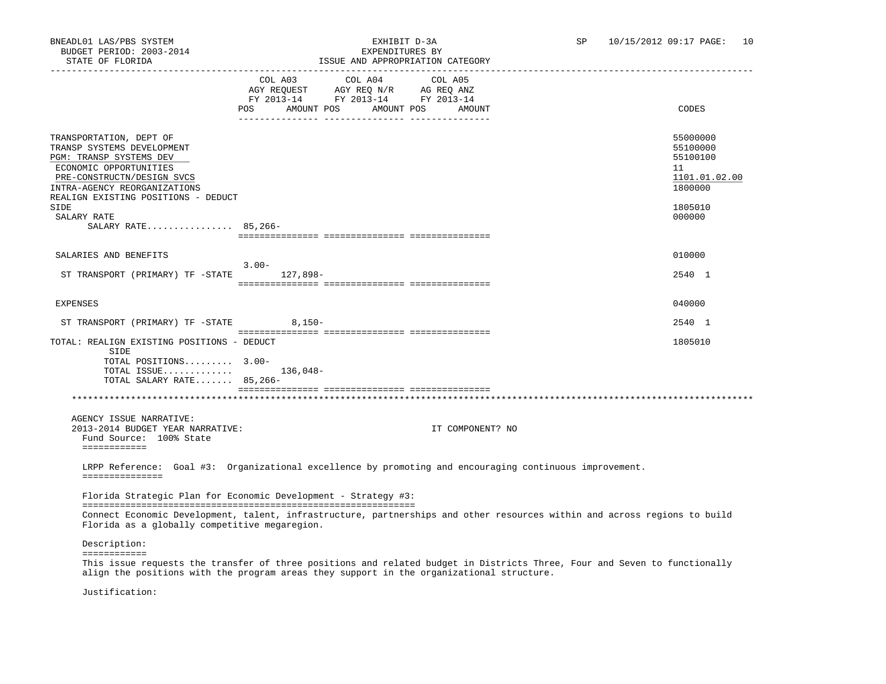BNEADL01 LAS/PBS SYSTEM | EXHIBIT D-3A | SP 10/15/2012 09:17
BUDGET PERIOD: 2003-2014 | EXPENDITURES BY
STATE OF FLORIDA | ISSUE AND APPROPRIATION CATEGORY

| | COL A03 AGY REQUEST FY 2013-14 POS | AMOUNT | COL A04 AGY REQ N/R FY 2013-14 POS | AMOUNT | COL A05 AG REQ ANZ FY 2013-14 POS | AMOUNT | CODES |
|---|---|---|---|---|---|---|---|
| TRANSPORTATION, DEPT OF | | | | | | | 55000000 |
| TRANSP SYSTEMS DEVELOPMENT | | | | | | | 55100000 |
| PGM: TRANSP SYSTEMS DEV | | | | | | | 55100100 |
| ECONOMIC OPPORTUNITIES | | | | | | | 11 |
| PRE-CONSTRUCTN/DESIGN SVCS | | | | | | | 1101.01.02.00 |
| INTRA-AGENCY REORGANIZATIONS | | | | | | | 1800000 |
| REALIGN EXISTING POSITIONS - DEDUCT SIDE | | | | | | | 1805010 |
| SALARY RATE | | | | | | | 000000 |
| SALARY RATE................ | 85,266- | | | | | | |
| SALARIES AND BENEFITS | | | | | | | 010000 |
| ST TRANSPORT (PRIMARY) TF -STATE | 3.00- | 127,898- | | | | | 2540 1 |
| EXPENSES | | | | | | | 040000 |
| ST TRANSPORT (PRIMARY) TF -STATE | | 8,150- | | | | | 2540 1 |
| TOTAL: REALIGN EXISTING POSITIONS - DEDUCT SIDE | | | | | | | 1805010 |
| TOTAL POSITIONS......... | 3.00- | | | | | | |
| TOTAL ISSUE............ | | 136,048- | | | | | |
| TOTAL SALARY RATE....... | 85,266- | | | | | | |

AGENCY ISSUE NARRATIVE:

2013-2014 BUDGET YEAR NARRATIVE: IT COMPONENT? NO

Fund Source: 100% State

LRPP Reference: Goal #3: Organizational excellence by promoting and encouraging continuous improvement.

Florida Strategic Plan for Economic Development - Strategy #3:

Connect Economic Development, talent, infrastructure, partnerships and other resources within and across regions to build Florida as a globally competitive megaregion.

Description:

This issue requests the transfer of three positions and related budget in Districts Three, Four and Seven to functionally align the positions with the program areas they support in the organizational structure.

Justification: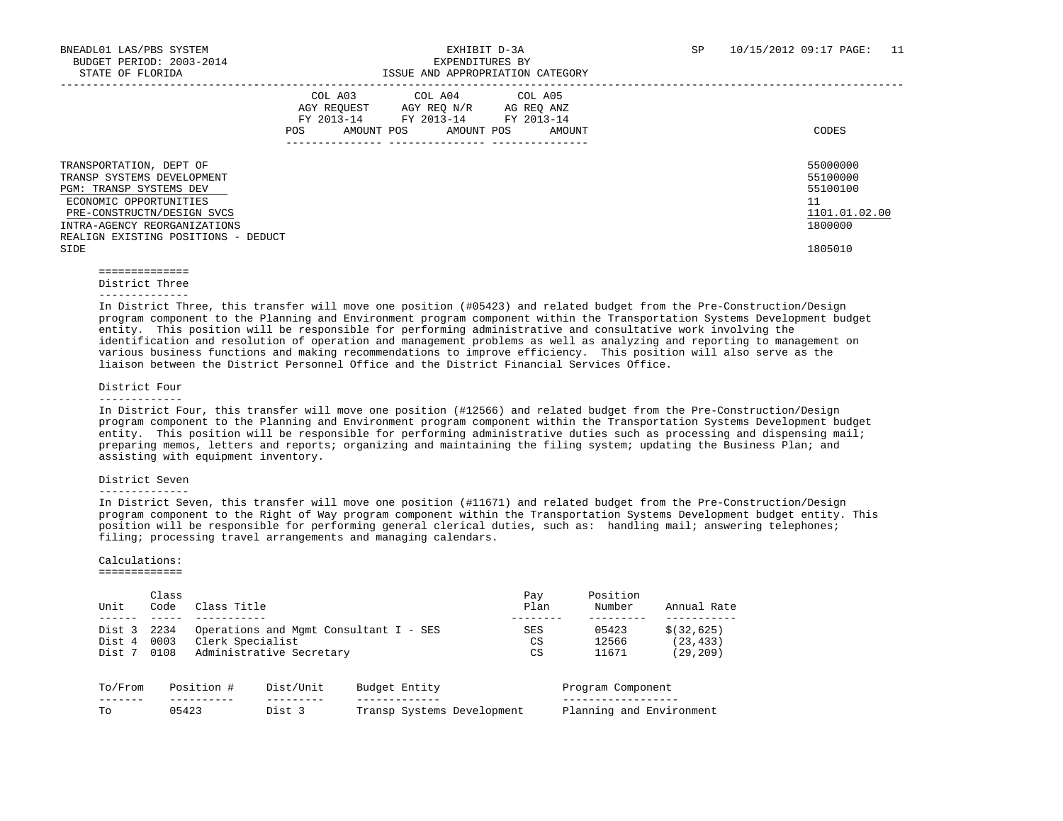BNEADL01 LAS/PBS SYSTEM
BUDGET PERIOD: 2003-2014
STATE OF FLORIDA

EXHIBIT D-3A
EXPENDITURES BY
ISSUE AND APPROPRIATION CATEGORY

SP 10/15/2012 09:17

| | COL A03 AGY REQUEST FY 2013-14 POS AMOUNT | COL A04 AGY REQ N/R FY 2013-14 POS AMOUNT | COL A05 AG REQ ANZ FY 2013-14 POS AMOUNT | CODES |
|---|---|---|---|---|
| TRANSPORTATION, DEPT OF | | | | 55000000 |
| TRANSP SYSTEMS DEVELOPMENT | | | | 55100000 |
| PGM: TRANSP SYSTEMS DEV | | | | 55100100 |
| ECONOMIC OPPORTUNITIES | | | | 11 |
| PRE-CONSTRUCTN/DESIGN SVCS | | | | 1101.01.02.00 |
| INTRA-AGENCY REORGANIZATIONS | | | | 1800000 |
| REALIGN EXISTING POSITIONS - DEDUCT SIDE | | | | 1805010 |

## District Three

In District Three, this transfer will move one position (#05423) and related budget from the Pre-Construction/Design program component to the Planning and Environment program component within the Transportation Systems Development budget entity. This position will be responsible for performing administrative and consultative work involving the identification and resolution of operation and management problems as well as analyzing and reporting to management on various business functions and making recommendations to improve efficiency. This position will also serve as the liaison between the District Personnel Office and the District Financial Services Office.

## District Four

In District Four, this transfer will move one position (#12566) and related budget from the Pre-Construction/Design program component to the Planning and Environment program component within the Transportation Systems Development budget entity. This position will be responsible for performing administrative duties such as processing and dispensing mail; preparing memos, letters and reports; organizing and maintaining the filing system; updating the Business Plan; and assisting with equipment inventory.

## District Seven

In District Seven, this transfer will move one position (#11671) and related budget from the Pre-Construction/Design program component to the Right of Way program component within the Transportation Systems Development budget entity. This position will be responsible for performing general clerical duties, such as: handling mail; answering telephones; filing; processing travel arrangements and managing calendars.

## Calculations:

| Unit | Class Code | Class Title | Pay Plan | Position Number | Annual Rate |
|---|---|---|---|---|---|
| Dist 3 | 2234 | Operations and Mgmt Consultant I - SES | SES | 05423 | $(32,625) |
| Dist 4 | 0003 | Clerk Specialist | CS | 12566 | (23,433) |
| Dist 7 | 0108 | Administrative Secretary | CS | 11671 | (29,209) |

| To/From | Position # | Dist/Unit | Budget Entity | Program Component |
|---|---|---|---|---|
| To | 05423 | Dist 3 | Transp Systems Development | Planning and Environment |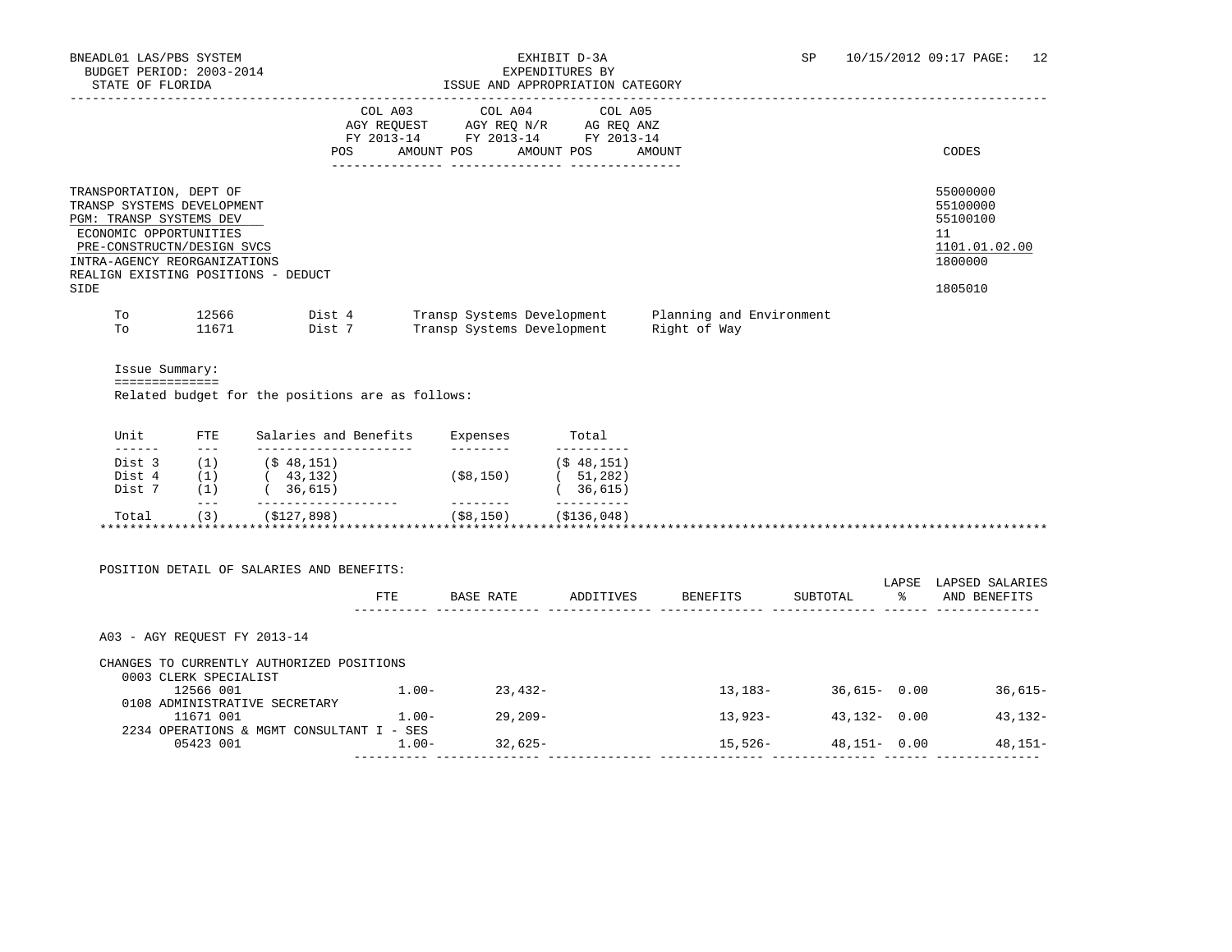BNEADL01 LAS/PBS SYSTEM — EXHIBIT D-3A — EXPENDITURES BY ISSUE AND APPROPRIATION CATEGORY
BUDGET PERIOD: 2003-2014
STATE OF FLORIDA

| | COL A03 AGY REQUEST FY 2013-14 POS AMOUNT | COL A04 AGY REQ N/R FY 2013-14 POS AMOUNT | COL A05 AG REQ ANZ FY 2013-14 POS AMOUNT | CODES |
|---|---|---|---|---|
| TRANSPORTATION, DEPT OF | | | | 55000000 |
| TRANSP SYSTEMS DEVELOPMENT | | | | 55100000 |
| PGM: TRANSP SYSTEMS DEV | | | | 55100100 |
| ECONOMIC OPPORTUNITIES | | | | 11 |
| PRE-CONSTRUCTN/DESIGN SVCS | | | | 1101.01.02.00 |
| INTRA-AGENCY REORGANIZATIONS | | | | 1800000 |
| REALIGN EXISTING POSITIONS - DEDUCT SIDE | | | | 1805010 |

| | | | | |
|---|---|---|---|---|
| To | 12566 | Dist 4 | Transp Systems Development | Planning and Environment |
| To | 11671 | Dist 7 | Transp Systems Development | Right of Way |

Issue Summary:
==============
Related budget for the positions are as follows:

| Unit | FTE | Salaries and Benefits | Expenses | Total |
|---|---|---|---|---|
| Dist 3 | (1) | ($ 48,151) | | ($ 48,151) |
| Dist 4 | (1) | ( 43,132) | ($8,150) | ( 51,282) |
| Dist 7 | (1) | ( 36,615) | | ( 36,615) |
| Total | (3) | ($127,898) | ($8,150) | ($136,048) |

POSITION DETAIL OF SALARIES AND BENEFITS:

| | FTE | BASE RATE | ADDITIVES | BENEFITS | SUBTOTAL | LAPSE % | LAPSED SALARIES AND BENEFITS |
|---|---|---|---|---|---|---|---|
| A03 - AGY REQUEST FY 2013-14 | | | | | | | |
| CHANGES TO CURRENTLY AUTHORIZED POSITIONS | | | | | | | |
| 0003 CLERK SPECIALIST | | | | | | | |
| 12566 001 | 1.00- | 23,432- | | 13,183- | 36,615- | 0.00 | 36,615- |
| 0108 ADMINISTRATIVE SECRETARY | | | | | | | |
| 11671 001 | 1.00- | 29,209- | | 13,923- | 43,132- | 0.00 | 43,132- |
| 2234 OPERATIONS & MGMT CONSULTANT I - SES | | | | | | | |
| 05423 001 | 1.00- | 32,625- | | 15,526- | 48,151- | 0.00 | 48,151- |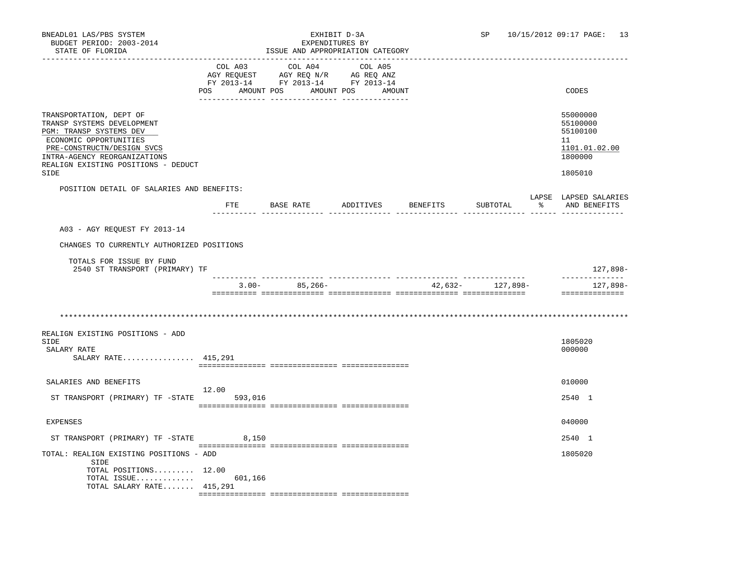BNEADL01 LAS/PBS SYSTEM — EXHIBIT D-3A — SP 10/15/2012 09:17 PAGE: 13
BUDGET PERIOD: 2003-2014 — EXPENDITURES BY
STATE OF FLORIDA — ISSUE AND APPROPRIATION CATEGORY

| | COL A03 AGY REQUEST FY 2013-14 POS AMOUNT | COL A04 AGY REQ N/R FY 2013-14 POS AMOUNT | COL A05 AG REQ ANZ FY 2013-14 POS AMOUNT | CODES |
|---|---|---|---|---|
| TRANSPORTATION, DEPT OF | | | | 55000000 |
| TRANSP SYSTEMS DEVELOPMENT | | | | 55100000 |
| PGM: TRANSP SYSTEMS DEV | | | | 55100100 |
| ECONOMIC OPPORTUNITIES | | | | 11 |
| PRE-CONSTRUCTN/DESIGN SVCS | | | | 1101.01.02.00 |
| INTRA-AGENCY REORGANIZATIONS | | | | 1800000 |
| REALIGN EXISTING POSITIONS - DEDUCT SIDE | | | | 1805010 |

POSITION DETAIL OF SALARIES AND BENEFITS:

| | FTE | BASE RATE | ADDITIVES | BENEFITS | SUBTOTAL | LAPSE % | LAPSED SALARIES AND BENEFITS |
|---|---|---|---|---|---|---|---|
| A03 - AGY REQUEST FY 2013-14 | | | | | | | |
| CHANGES TO CURRENTLY AUTHORIZED POSITIONS | | | | | | | |
| TOTALS FOR ISSUE BY FUND | | | | | | | |
| 2540 ST TRANSPORT (PRIMARY) TF | | | | | | | 127,898- |
| | 3.00- | 85,266- | | 42,632- | 127,898- | | 127,898- |

********************************************************************************

| | COL A03 | COL A04 | COL A05 | CODES |
|---|---|---|---|---|
| REALIGN EXISTING POSITIONS - ADD SIDE | | | | 1805020 |
| SALARY RATE | | | | 000000 |
| SALARY RATE................ | 415,291 | | | |
| SALARIES AND BENEFITS | | | | 010000 |
| ST TRANSPORT (PRIMARY) TF -STATE | 12.00 593,016 | | | 2540 1 |
| EXPENSES | | | | 040000 |
| ST TRANSPORT (PRIMARY) TF -STATE | 8,150 | | | 2540 1 |
| TOTAL: REALIGN EXISTING POSITIONS - ADD SIDE | | | | 1805020 |
| TOTAL POSITIONS......... | 12.00 | | | |
| TOTAL ISSUE............. | 601,166 | | | |
| TOTAL SALARY RATE....... | 415,291 | | | |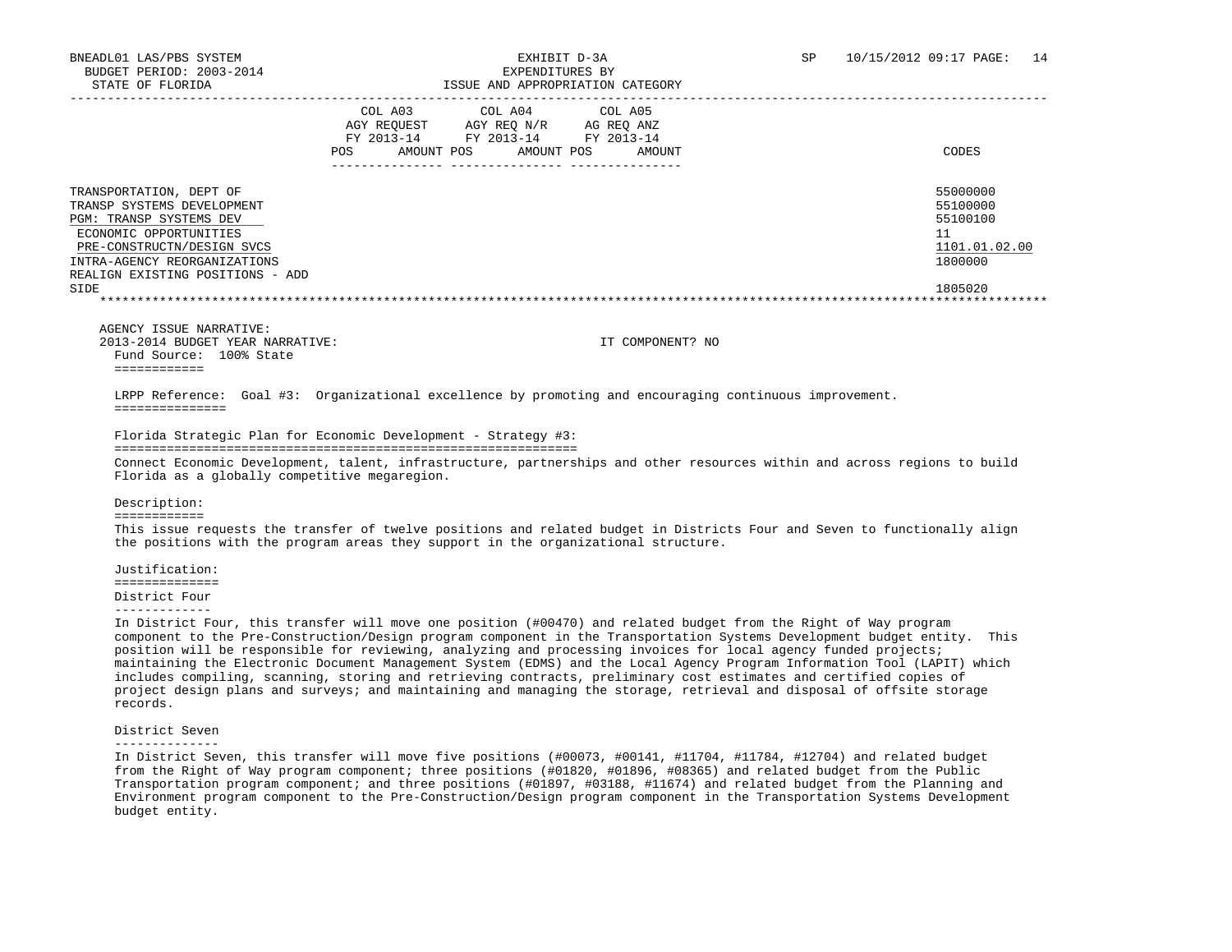| | COL A03 AGY REQUEST FY 2013-14 POS AMOUNT | COL A04 AGY REQ N/R FY 2013-14 POS AMOUNT | COL A05 AG REQ ANZ FY 2013-14 POS AMOUNT | CODES |
|---|---|---|---|---|
| TRANSPORTATION, DEPT OF | | | | 55000000 |
| TRANSP SYSTEMS DEVELOPMENT | | | | 55100000 |
| PGM: TRANSP SYSTEMS DEV | | | | 55100100 |
| ECONOMIC OPPORTUNITIES | | | | 11 |
| PRE-CONSTRUCTN/DESIGN SVCS | | | | 1101.01.02.00 |
| INTRA-AGENCY REORGANIZATIONS | | | | 1800000 |
| REALIGN EXISTING POSITIONS - ADD SIDE | | | | 1805020 |

AGENCY ISSUE NARRATIVE:

2013-2014 BUDGET YEAR NARRATIVE: IT COMPONENT? NO

Fund Source: 100% State

LRPP Reference: Goal #3: Organizational excellence by promoting and encouraging continuous improvement.

Florida Strategic Plan for Economic Development - Strategy #3:

Connect Economic Development, talent, infrastructure, partnerships and other resources within and across regions to build Florida as a globally competitive megaregion.

Description:

This issue requests the transfer of twelve positions and related budget in Districts Four and Seven to functionally align the positions with the program areas they support in the organizational structure.

Justification:

District Four

In District Four, this transfer will move one position (#00470) and related budget from the Right of Way program component to the Pre-Construction/Design program component in the Transportation Systems Development budget entity. This position will be responsible for reviewing, analyzing and processing invoices for local agency funded projects; maintaining the Electronic Document Management System (EDMS) and the Local Agency Program Information Tool (LAPIT) which includes compiling, scanning, storing and retrieving contracts, preliminary cost estimates and certified copies of project design plans and surveys; and maintaining and managing the storage, retrieval and disposal of offsite storage records.

District Seven

In District Seven, this transfer will move five positions (#00073, #00141, #11704, #11784, #12704) and related budget from the Right of Way program component; three positions (#01820, #01896, #08365) and related budget from the Public Transportation program component; and three positions (#01897, #03188, #11674) and related budget from the Planning and Environment program component to the Pre-Construction/Design program component in the Transportation Systems Development budget entity.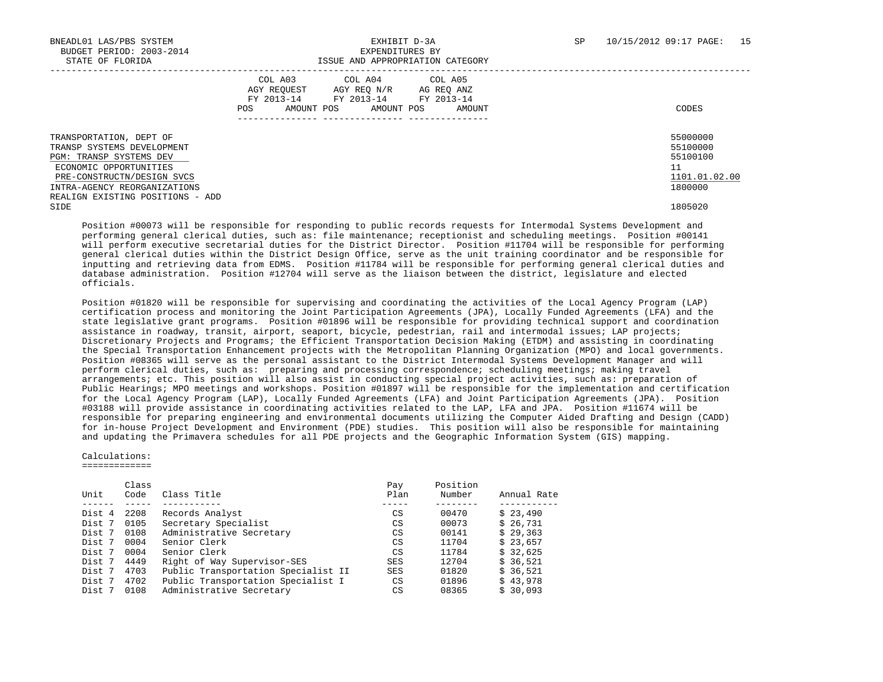BNEADL01 LAS/PBS SYSTEM
BUDGET PERIOD: 2003-2014
STATE OF FLORIDA

EXHIBIT D-3A
EXPENDITURES BY
ISSUE AND APPROPRIATION CATEGORY

SP 10/15/2012 09:17

| | COL A03 AGY REQUEST FY 2013-14 | | COL A04 AGY REQ N/R FY 2013-14 | | COL A05 AG REQ ANZ FY 2013-14 | | |
|---|---|---|---|---|---|---|---|
| | POS | AMOUNT | POS | AMOUNT | POS | AMOUNT | CODES |
| TRANSPORTATION, DEPT OF | | | | | | | 55000000 |
| TRANSP SYSTEMS DEVELOPMENT | | | | | | | 55100000 |
| PGM: TRANSP SYSTEMS DEV | | | | | | | 55100100 |
| ECONOMIC OPPORTUNITIES | | | | | | | 11 |
| PRE-CONSTRUCTN/DESIGN SVCS | | | | | | | 1101.01.02.00 |
| INTRA-AGENCY REORGANIZATIONS | | | | | | | 1800000 |
| REALIGN EXISTING POSITIONS - ADD SIDE | | | | | | | 1805020 |

Position #00073 will be responsible for responding to public records requests for Intermodal Systems Development and performing general clerical duties, such as: file maintenance; receptionist and scheduling meetings. Position #00141 will perform executive secretarial duties for the District Director. Position #11704 will be responsible for performing general clerical duties within the District Design Office, serve as the unit training coordinator and be responsible for inputting and retrieving data from EDMS. Position #11784 will be responsible for performing general clerical duties and database administration. Position #12704 will serve as the liaison between the district, legislature and elected officials.

Position #01820 will be responsible for supervising and coordinating the activities of the Local Agency Program (LAP) certification process and monitoring the Joint Participation Agreements (JPA), Locally Funded Agreements (LFA) and the state legislative grant programs. Position #01896 will be responsible for providing technical support and coordination assistance in roadway, transit, airport, seaport, bicycle, pedestrian, rail and intermodal issues; LAP projects; Discretionary Projects and Programs; the Efficient Transportation Decision Making (ETDM) and assisting in coordinating the Special Transportation Enhancement projects with the Metropolitan Planning Organization (MPO) and local governments. Position #08365 will serve as the personal assistant to the District Intermodal Systems Development Manager and will perform clerical duties, such as: preparing and processing correspondence; scheduling meetings; making travel arrangements; etc. This position will also assist in conducting special project activities, such as: preparation of Public Hearings; MPO meetings and workshops. Position #01897 will be responsible for the implementation and certification for the Local Agency Program (LAP), Locally Funded Agreements (LFA) and Joint Participation Agreements (JPA). Position #03188 will provide assistance in coordinating activities related to the LAP, LFA and JPA. Position #11674 will be responsible for preparing engineering and environmental documents utilizing the Computer Aided Drafting and Design (CADD) for in-house Project Development and Environment (PDE) studies. This position will also be responsible for maintaining and updating the Primavera schedules for all PDE projects and the Geographic Information System (GIS) mapping.

Calculations:
=============

| Unit | Class Code | Class Title | Pay Plan | Position Number | Annual Rate |
|---|---|---|---|---|---|
| Dist 4 | 2208 | Records Analyst | CS | 00470 | $ 23,490 |
| Dist 7 | 0105 | Secretary Specialist | CS | 00073 | $ 26,731 |
| Dist 7 | 0108 | Administrative Secretary | CS | 00141 | $ 29,363 |
| Dist 7 | 0004 | Senior Clerk | CS | 11704 | $ 23,657 |
| Dist 7 | 0004 | Senior Clerk | CS | 11784 | $ 32,625 |
| Dist 7 | 4449 | Right of Way Supervisor-SES | SES | 12704 | $ 36,521 |
| Dist 7 | 4703 | Public Transportation Specialist II | SES | 01820 | $ 36,521 |
| Dist 7 | 4702 | Public Transportation Specialist I | CS | 01896 | $ 43,978 |
| Dist 7 | 0108 | Administrative Secretary | CS | 08365 | $ 30,093 |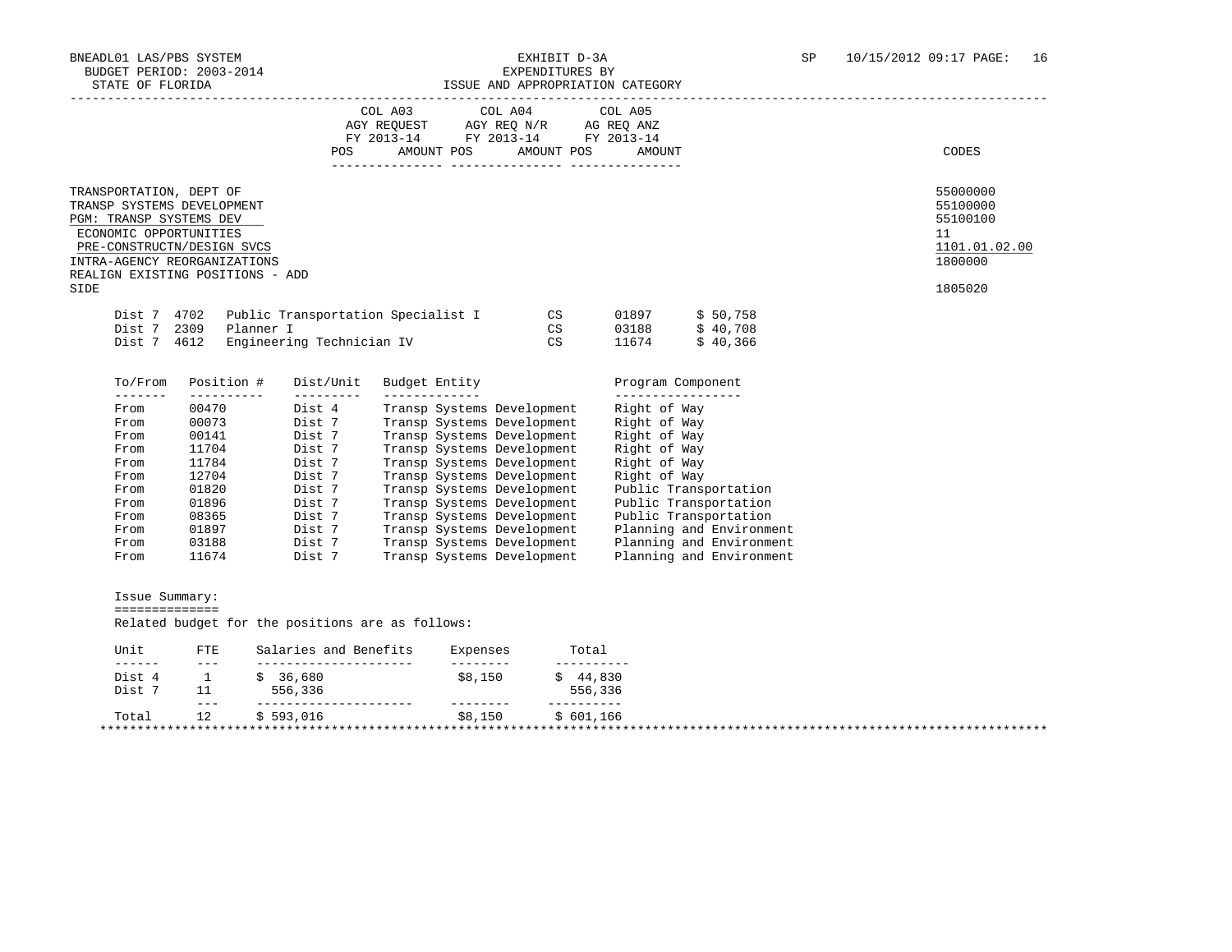BNEADL01 LAS/PBS SYSTEM
BUDGET PERIOD: 2003-2014
STATE OF FLORIDA

EXHIBIT D-3A
EXPENDITURES BY
ISSUE AND APPROPRIATION CATEGORY

SP 10/15/2012 09:17

| | COL A03 AGY REQUEST FY 2013-14 POS AMOUNT | COL A04 AGY REQ N/R FY 2013-14 POS AMOUNT | COL A05 AG REQ ANZ FY 2013-14 POS AMOUNT | CODES |
|---|---|---|---|---|
| TRANSPORTATION, DEPT OF | | | | 55000000 |
| TRANSP SYSTEMS DEVELOPMENT | | | | 55100000 |
| PGM: TRANSP SYSTEMS DEV | | | | 55100100 |
| ECONOMIC OPPORTUNITIES | | | | 11 |
| PRE-CONSTRUCTN/DESIGN SVCS | | | | 1101.01.02.00 |
| INTRA-AGENCY REORGANIZATIONS | | | | 1800000 |
| REALIGN EXISTING POSITIONS - ADD SIDE | | | | 1805020 |

| | | | | | |
|---|---|---|---|---|---|
| Dist 7 | 4702 | Public Transportation Specialist I | CS | 01897 | $ 50,758 |
| Dist 7 | 2309 | Planner I | CS | 03188 | $ 40,708 |
| Dist 7 | 4612 | Engineering Technician IV | CS | 11674 | $ 40,366 |

| To/From | Position # | Dist/Unit | Budget Entity | Program Component |
|---|---|---|---|---|
| From | 00470 | Dist 4 | Transp Systems Development | Right of Way |
| From | 00073 | Dist 7 | Transp Systems Development | Right of Way |
| From | 00141 | Dist 7 | Transp Systems Development | Right of Way |
| From | 11704 | Dist 7 | Transp Systems Development | Right of Way |
| From | 11784 | Dist 7 | Transp Systems Development | Right of Way |
| From | 12704 | Dist 7 | Transp Systems Development | Right of Way |
| From | 01820 | Dist 7 | Transp Systems Development | Public Transportation |
| From | 01896 | Dist 7 | Transp Systems Development | Public Transportation |
| From | 08365 | Dist 7 | Transp Systems Development | Public Transportation |
| From | 01897 | Dist 7 | Transp Systems Development | Planning and Environment |
| From | 03188 | Dist 7 | Transp Systems Development | Planning and Environment |
| From | 11674 | Dist 7 | Transp Systems Development | Planning and Environment |

Issue Summary:

Related budget for the positions are as follows:

| Unit | FTE | Salaries and Benefits | Expenses | Total |
|---|---|---|---|---|
| Dist 4 | 1 | $ 36,680 | $8,150 | $ 44,830 |
| Dist 7 | 11 | 556,336 | | 556,336 |
| Total | 12 | $ 593,016 | $8,150 | $ 601,166 |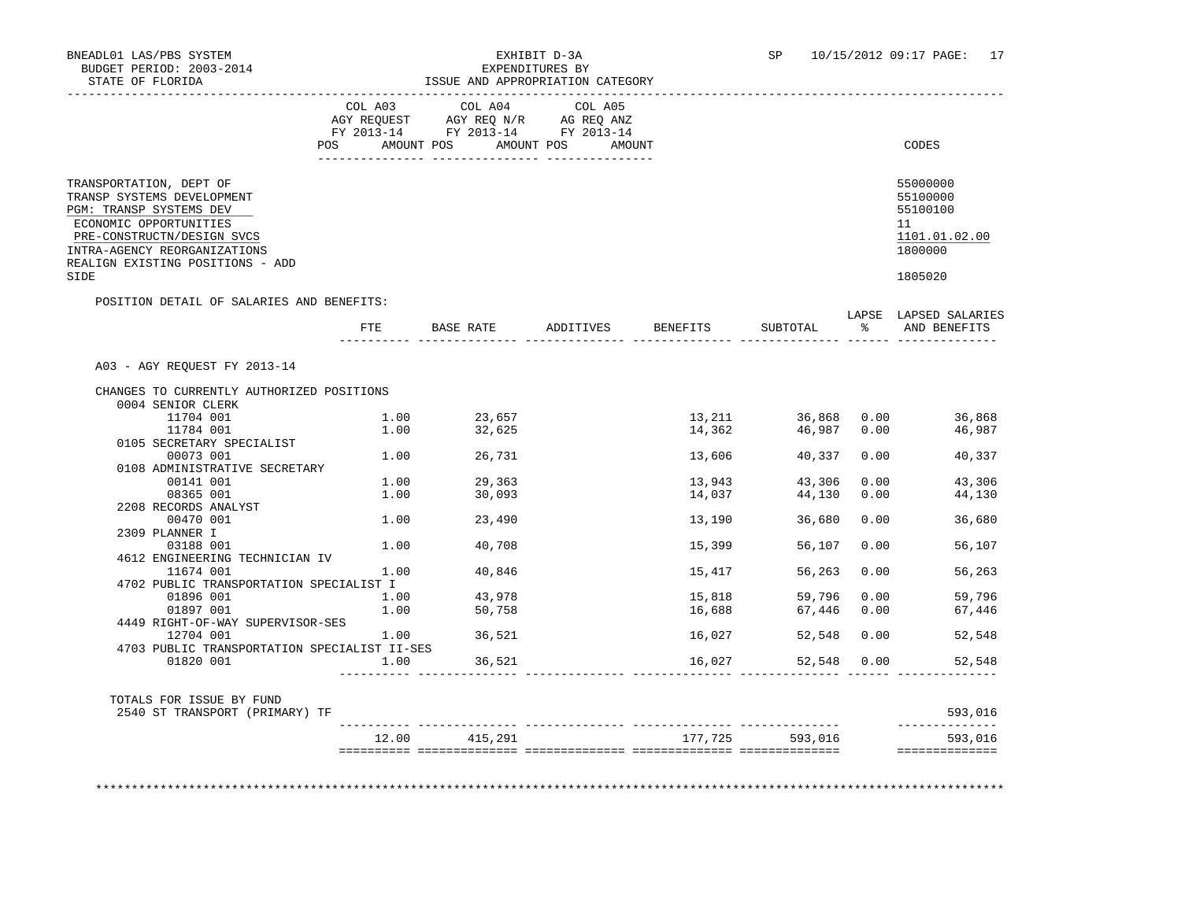BNEADL01 LAS/PBS SYSTEM
BUDGET PERIOD: 2003-2014
STATE OF FLORIDA

EXHIBIT D-3A
EXPENDITURES BY
ISSUE AND APPROPRIATION CATEGORY

SP 10/15/2012 09:17 PAGE: 17

| | COL A03 AGY REQUEST FY 2013-14 POS AMOUNT | COL A04 AGY REQ N/R FY 2013-14 POS AMOUNT | COL A05 AG REQ ANZ FY 2013-14 POS AMOUNT | CODES |
|---|---|---|---|---|
| TRANSPORTATION, DEPT OF | | | | 55000000 |
| TRANSP SYSTEMS DEVELOPMENT | | | | 55100000 |
| PGM: TRANSP SYSTEMS DEV | | | | 55100100 |
| ECONOMIC OPPORTUNITIES | | | | 11 |
| PRE-CONSTRUCTN/DESIGN SVCS | | | | 1101.01.02.00 |
| INTRA-AGENCY REORGANIZATIONS | | | | 1800000 |
| REALIGN EXISTING POSITIONS - ADD SIDE | | | | 1805020 |

POSITION DETAIL OF SALARIES AND BENEFITS:

| | FTE | BASE RATE | ADDITIVES | BENEFITS | SUBTOTAL | LAPSE % | LAPSED SALARIES AND BENEFITS |
|---|---|---|---|---|---|---|---|
| A03 - AGY REQUEST FY 2013-14 | | | | | | | |
| CHANGES TO CURRENTLY AUTHORIZED POSITIONS | | | | | | | |
| 0004 SENIOR CLERK | | | | | | | |
| 11704 001 | 1.00 | 23,657 | | 13,211 | 36,868 | 0.00 | 36,868 |
| 11784 001 | 1.00 | 32,625 | | 14,362 | 46,987 | 0.00 | 46,987 |
| 0105 SECRETARY SPECIALIST | | | | | | | |
| 00073 001 | 1.00 | 26,731 | | 13,606 | 40,337 | 0.00 | 40,337 |
| 0108 ADMINISTRATIVE SECRETARY | | | | | | | |
| 00141 001 | 1.00 | 29,363 | | 13,943 | 43,306 | 0.00 | 43,306 |
| 08365 001 | 1.00 | 30,093 | | 14,037 | 44,130 | 0.00 | 44,130 |
| 2208 RECORDS ANALYST | | | | | | | |
| 00470 001 | 1.00 | 23,490 | | 13,190 | 36,680 | 0.00 | 36,680 |
| 2309 PLANNER I | | | | | | | |
| 03188 001 | 1.00 | 40,708 | | 15,399 | 56,107 | 0.00 | 56,107 |
| 4612 ENGINEERING TECHNICIAN IV | | | | | | | |
| 11674 001 | 1.00 | 40,846 | | 15,417 | 56,263 | 0.00 | 56,263 |
| 4702 PUBLIC TRANSPORTATION SPECIALIST I | | | | | | | |
| 01896 001 | 1.00 | 43,978 | | 15,818 | 59,796 | 0.00 | 59,796 |
| 01897 001 | 1.00 | 50,758 | | 16,688 | 67,446 | 0.00 | 67,446 |
| 4449 RIGHT-OF-WAY SUPERVISOR-SES | | | | | | | |
| 12704 001 | 1.00 | 36,521 | | 16,027 | 52,548 | 0.00 | 52,548 |
| 4703 PUBLIC TRANSPORTATION SPECIALIST II-SES | | | | | | | |
| 01820 001 | 1.00 | 36,521 | | 16,027 | 52,548 | 0.00 | 52,548 |
| TOTALS FOR ISSUE BY FUND | | | | | | | |
| 2540 ST TRANSPORT (PRIMARY) TF | | | | | | | 593,016 |
| | 12.00 | 415,291 | | 177,725 | 593,016 | | 593,016 |

************************************************************************************************************************************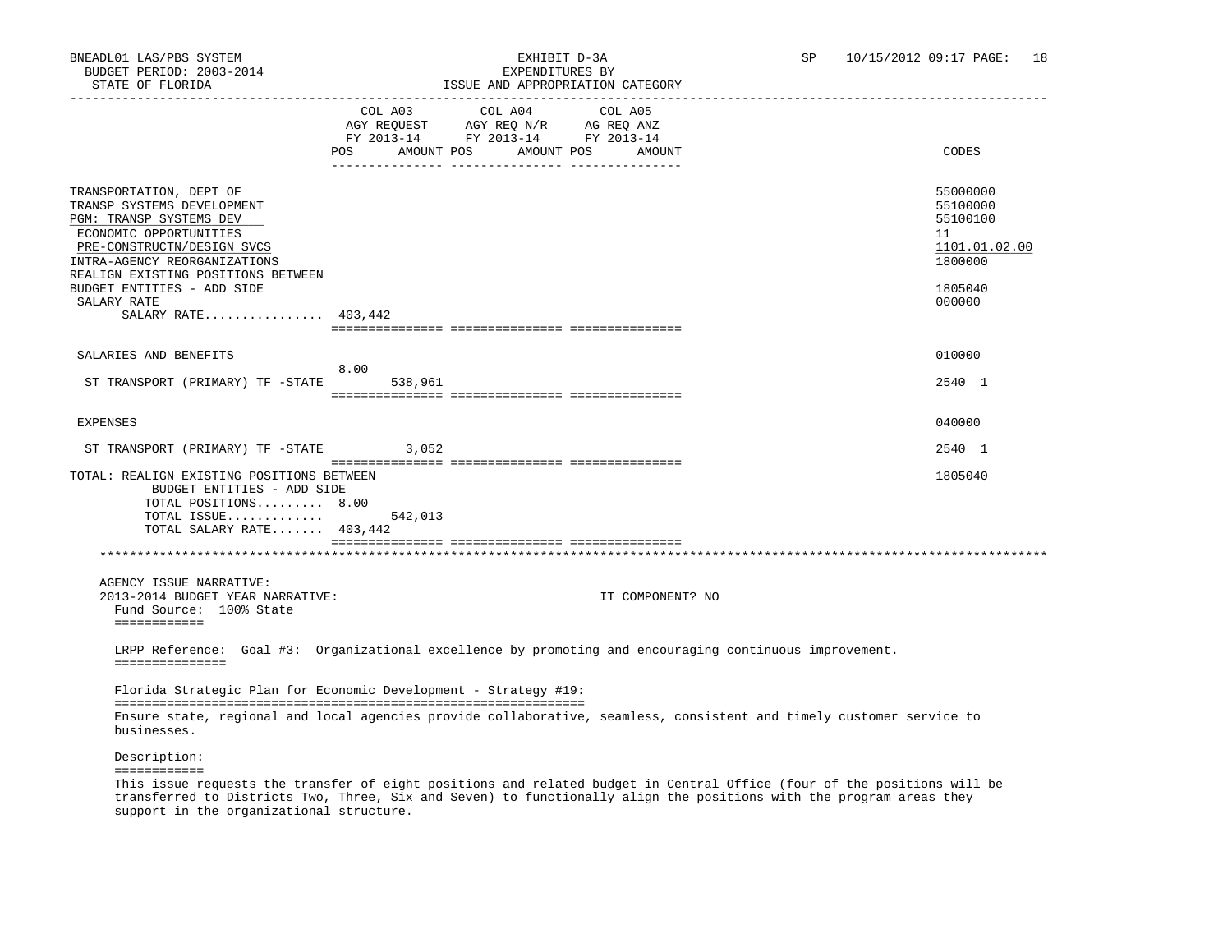BNEADL01 LAS/PBS SYSTEM
BUDGET PERIOD: 2003-2014
STATE OF FLORIDA

EXHIBIT D-3A
EXPENDITURES BY
ISSUE AND APPROPRIATION CATEGORY

SP 10/15/2012 09:17 PAGE: 18

| | COL A03 AGY REQUEST FY 2013-14 POS | AMOUNT | COL A04 AGY REQ N/R FY 2013-14 POS | AMOUNT | COL A05 AG REQ ANZ FY 2013-14 POS | AMOUNT | CODES |
|---|---|---|---|---|---|---|---|
| TRANSPORTATION, DEPT OF | | | | | | | 55000000 |
| TRANSP SYSTEMS DEVELOPMENT | | | | | | | 55100000 |
| PGM: TRANSP SYSTEMS DEV | | | | | | | 55100100 |
| ECONOMIC OPPORTUNITIES | | | | | | | 11 |
| PRE-CONSTRUCTN/DESIGN SVCS | | | | | | | 1101.01.02.00 |
| INTRA-AGENCY REORGANIZATIONS | | | | | | | 1800000 |
| REALIGN EXISTING POSITIONS BETWEEN BUDGET ENTITIES - ADD SIDE | | | | | | | 1805040 |
| SALARY RATE | | | | | | | 000000 |
| SALARY RATE................ 403,442 | | | | | | | |
| SALARIES AND BENEFITS | | | | | | | 010000 |
| ST TRANSPORT (PRIMARY) TF -STATE | 8.00 | 538,961 | | | | | 2540 1 |
| EXPENSES | | | | | | | 040000 |
| ST TRANSPORT (PRIMARY) TF -STATE | | 3,052 | | | | | 2540 1 |
| TOTAL: REALIGN EXISTING POSITIONS BETWEEN BUDGET ENTITIES - ADD SIDE | | | | | | | 1805040 |
| TOTAL POSITIONS......... 8.00 | | | | | | | |
| TOTAL ISSUE............. | | 542,013 | | | | | |
| TOTAL SALARY RATE....... 403,442 | | | | | | | |

AGENCY ISSUE NARRATIVE:
2013-2014 BUDGET YEAR NARRATIVE: IT COMPONENT? NO

Fund Source: 100% State

LRPP Reference: Goal #3: Organizational excellence by promoting and encouraging continuous improvement.

Florida Strategic Plan for Economic Development - Strategy #19:

Ensure state, regional and local agencies provide collaborative, seamless, consistent and timely customer service to businesses.

Description:

This issue requests the transfer of eight positions and related budget in Central Office (four of the positions will be transferred to Districts Two, Three, Six and Seven) to functionally align the positions with the program areas they support in the organizational structure.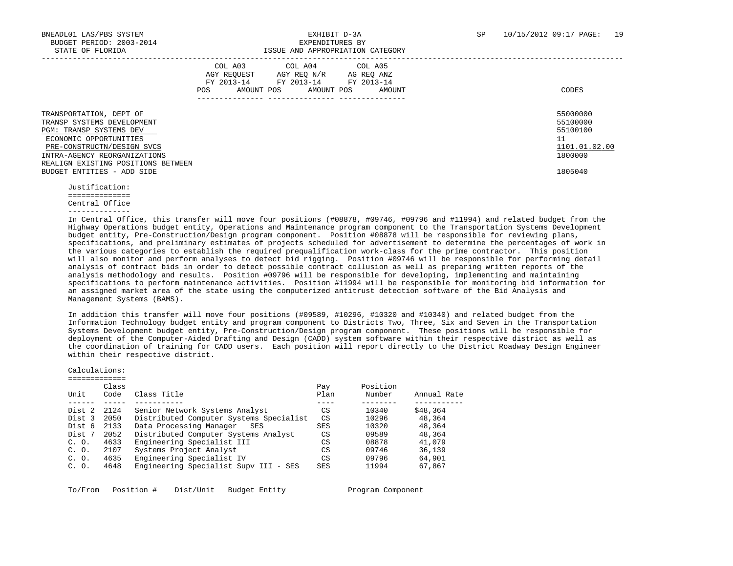| | COL A03 AGY REQUEST FY 2013-14 | | COL A04 AGY REQ N/R FY 2013-14 | | COL A05 AG REQ ANZ FY 2013-14 | | |
|---|---|---|---|---|---|---|---|
| | POS | AMOUNT | POS | AMOUNT | POS | AMOUNT | CODES |
| TRANSPORTATION, DEPT OF | | | | | | | 55000000 |
| TRANSP SYSTEMS DEVELOPMENT | | | | | | | 55100000 |
| PGM: TRANSP SYSTEMS DEV | | | | | | | 55100100 |
| ECONOMIC OPPORTUNITIES | | | | | | | 11 |
| PRE-CONSTRUCTN/DESIGN SVCS | | | | | | | 1101.01.02.00 |
| INTRA-AGENCY REORGANIZATIONS | | | | | | | 1800000 |
| REALIGN EXISTING POSITIONS BETWEEN BUDGET ENTITIES - ADD SIDE | | | | | | | 1805040 |

Justification:

Central Office

In Central Office, this transfer will move four positions (#08878, #09746, #09796 and #11994) and related budget from the Highway Operations budget entity, Operations and Maintenance program component to the Transportation Systems Development budget entity, Pre-Construction/Design program component. Position #08878 will be responsible for reviewing plans, specifications, and preliminary estimates of projects scheduled for advertisement to determine the percentages of work in the various categories to establish the required prequalification work-class for the prime contractor. This position will also monitor and perform analyses to detect bid rigging. Position #09746 will be responsible for performing detail analysis of contract bids in order to detect possible contract collusion as well as preparing written reports of the analysis methodology and results. Position #09796 will be responsible for developing, implementing and maintaining specifications to perform maintenance activities. Position #11994 will be responsible for monitoring bid information for an assigned market area of the state using the computerized antitrust detection software of the Bid Analysis and Management Systems (BAMS).

In addition this transfer will move four positions (#09589, #10296, #10320 and #10340) and related budget from the Information Technology budget entity and program component to Districts Two, Three, Six and Seven in the Transportation Systems Development budget entity, Pre-Construction/Design program component. These positions will be responsible for deployment of the Computer-Aided Drafting and Design (CADD) system software within their respective district as well as the coordination of training for CADD users. Each position will report directly to the District Roadway Design Engineer within their respective district.

Calculations:

| Unit | Class Code | Class Title | Pay Plan | Position Number | Annual Rate |
|---|---|---|---|---|---|
| Dist 2 | 2124 | Senior Network Systems Analyst | CS | 10340 | $48,364 |
| Dist 3 | 2050 | Distributed Computer Systems Specialist | CS | 10296 | 48,364 |
| Dist 6 | 2133 | Data Processing Manager SES | SES | 10320 | 48,364 |
| Dist 7 | 2052 | Distributed Computer Systems Analyst | CS | 09589 | 48,364 |
| C. O. | 4633 | Engineering Specialist III | CS | 08878 | 41,079 |
| C. O. | 2107 | Systems Project Analyst | CS | 09746 | 36,139 |
| C. O. | 4635 | Engineering Specialist IV | CS | 09796 | 64,901 |
| C. O. | 4648 | Engineering Specialist Supv III - SES | SES | 11994 | 67,867 |

| To/From | Position # | Dist/Unit | Budget Entity | Program Component |
|---|---|---|---|---|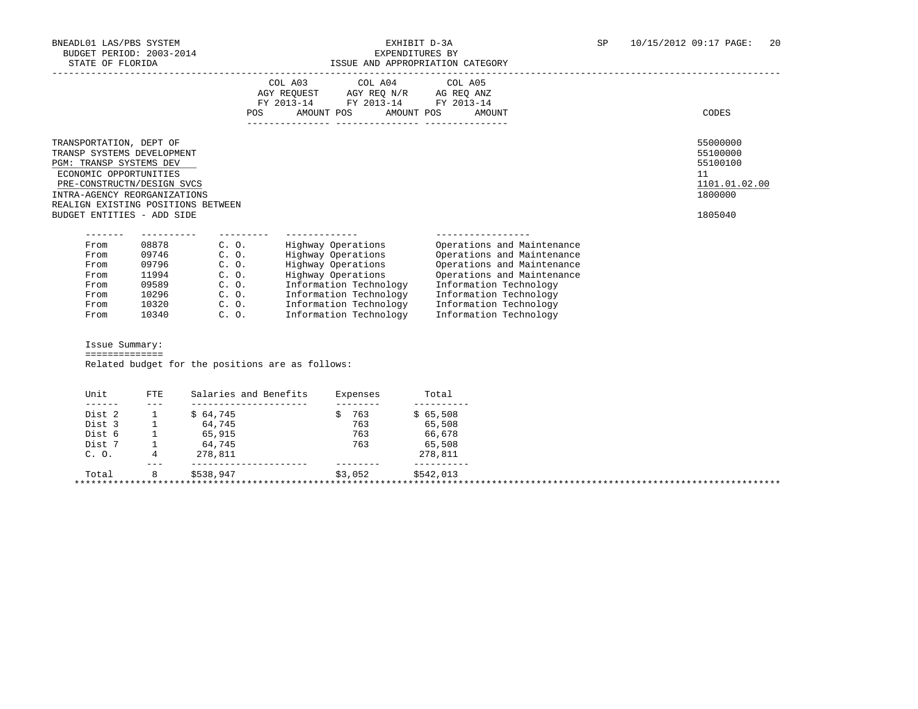BNEADL01 LAS/PBS SYSTEM — EXHIBIT D-3A — EXPENDITURES BY ISSUE AND APPROPRIATION CATEGORY

BUDGET PERIOD: 2003-2014

STATE OF FLORIDA

| | COL A03 AGY REQUEST FY 2013-14 POS AMOUNT | COL A04 AGY REQ N/R FY 2013-14 POS AMOUNT | COL A05 AG REQ ANZ FY 2013-14 POS AMOUNT | CODES |
|---|---|---|---|---|
| TRANSPORTATION, DEPT OF | | | | 55000000 |
| TRANSP SYSTEMS DEVELOPMENT | | | | 55100000 |
| PGM: TRANSP SYSTEMS DEV | | | | 55100100 |
| ECONOMIC OPPORTUNITIES | | | | 11 |
| PRE-CONSTRUCTN/DESIGN SVCS | | | | 1101.01.02.00 |
| INTRA-AGENCY REORGANIZATIONS | | | | 1800000 |
| REALIGN EXISTING POSITIONS BETWEEN BUDGET ENTITIES - ADD SIDE | | | | 1805040 |

| | | | | |
|---|---|---|---|---|
| From | 08878 | C. O. | Highway Operations | Operations and Maintenance |
| From | 09746 | C. O. | Highway Operations | Operations and Maintenance |
| From | 09796 | C. O. | Highway Operations | Operations and Maintenance |
| From | 11994 | C. O. | Highway Operations | Operations and Maintenance |
| From | 09589 | C. O. | Information Technology | Information Technology |
| From | 10296 | C. O. | Information Technology | Information Technology |
| From | 10320 | C. O. | Information Technology | Information Technology |
| From | 10340 | C. O. | Information Technology | Information Technology |

Issue Summary:

Related budget for the positions are as follows:

| Unit | FTE | Salaries and Benefits | Expenses | Total |
|---|---|---|---|---|
| Dist 2 | 1 | $ 64,745 | $ 763 | $ 65,508 |
| Dist 3 | 1 | 64,745 | 763 | 65,508 |
| Dist 6 | 1 | 65,915 | 763 | 66,678 |
| Dist 7 | 1 | 64,745 | 763 | 65,508 |
| C. O. | 4 | 278,811 | | 278,811 |
| Total | 8 | $538,947 | $3,052 | $542,013 |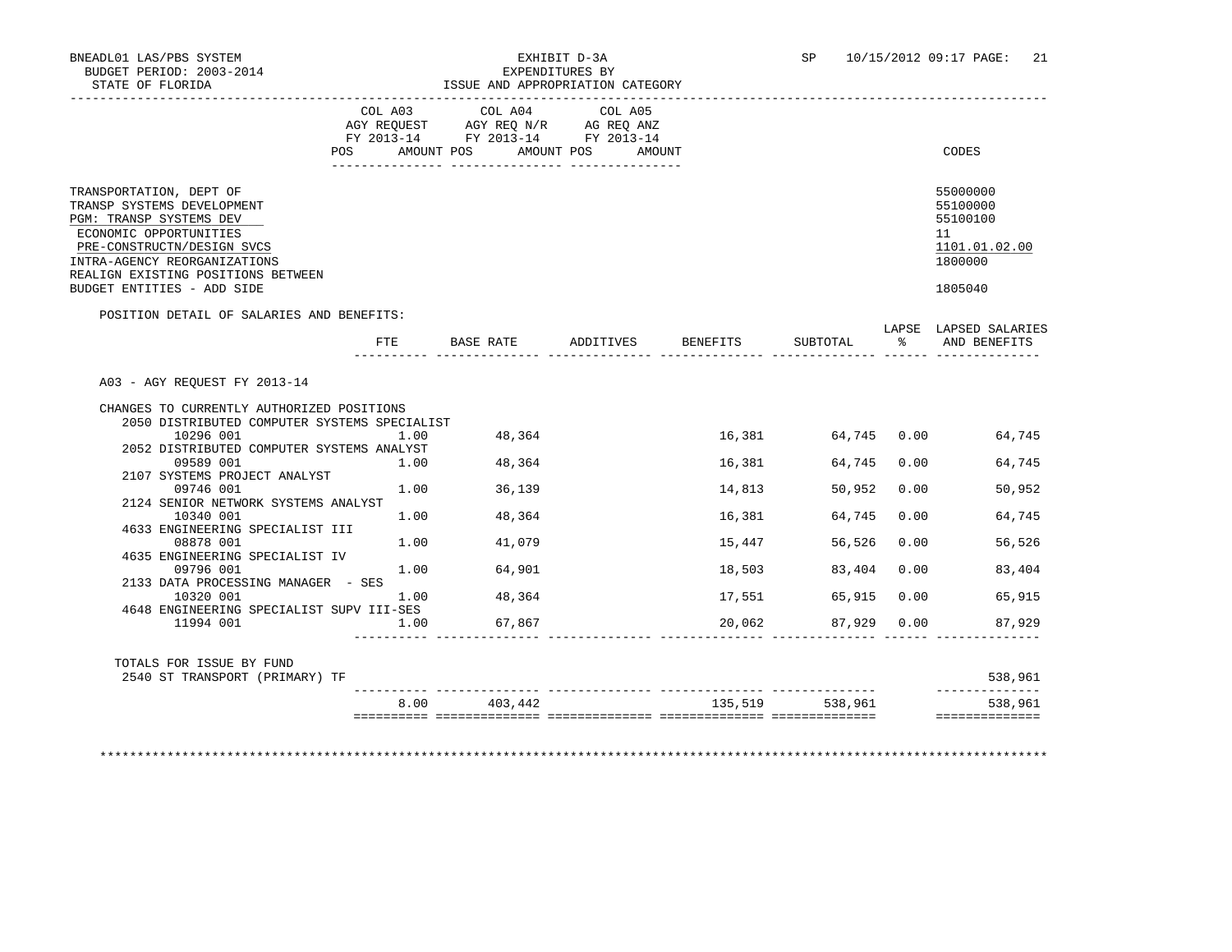BNEADL01 LAS/PBS SYSTEM
BUDGET PERIOD: 2003-2014
STATE OF FLORIDA

EXHIBIT D-3A
EXPENDITURES BY
ISSUE AND APPROPRIATION CATEGORY

SP 10/15/2012 09:17 PAGE: 21

| | COL A03 AGY REQUEST FY 2013-14 POS AMOUNT | COL A04 AGY REQ N/R FY 2013-14 POS AMOUNT | COL A05 AG REQ ANZ FY 2013-14 POS AMOUNT | CODES |
|---|---|---|---|---|
| TRANSPORTATION, DEPT OF | | | | 55000000 |
| TRANSP SYSTEMS DEVELOPMENT | | | | 55100000 |
| PGM: TRANSP SYSTEMS DEV | | | | 55100100 |
| ECONOMIC OPPORTUNITIES | | | | 11 |
| PRE-CONSTRUCTN/DESIGN SVCS | | | | 1101.01.02.00 |
| INTRA-AGENCY REORGANIZATIONS | | | | 1800000 |
| REALIGN EXISTING POSITIONS BETWEEN BUDGET ENTITIES - ADD SIDE | | | | 1805040 |

POSITION DETAIL OF SALARIES AND BENEFITS:

| | FTE | BASE RATE | ADDITIVES | BENEFITS | SUBTOTAL | LAPSE % | LAPSED SALARIES AND BENEFITS |
|---|---|---|---|---|---|---|---|
| A03 - AGY REQUEST FY 2013-14 | | | | | | | |
| CHANGES TO CURRENTLY AUTHORIZED POSITIONS | | | | | | | |
| 2050 DISTRIBUTED COMPUTER SYSTEMS SPECIALIST | | | | | | | |
| 10296 001 | 1.00 | 48,364 | | 16,381 | 64,745 | 0.00 | 64,745 |
| 2052 DISTRIBUTED COMPUTER SYSTEMS ANALYST | | | | | | | |
| 09589 001 | 1.00 | 48,364 | | 16,381 | 64,745 | 0.00 | 64,745 |
| 2107 SYSTEMS PROJECT ANALYST | | | | | | | |
| 09746 001 | 1.00 | 36,139 | | 14,813 | 50,952 | 0.00 | 50,952 |
| 2124 SENIOR NETWORK SYSTEMS ANALYST | | | | | | | |
| 10340 001 | 1.00 | 48,364 | | 16,381 | 64,745 | 0.00 | 64,745 |
| 4633 ENGINEERING SPECIALIST III | | | | | | | |
| 08878 001 | 1.00 | 41,079 | | 15,447 | 56,526 | 0.00 | 56,526 |
| 4635 ENGINEERING SPECIALIST IV | | | | | | | |
| 09796 001 | 1.00 | 64,901 | | 18,503 | 83,404 | 0.00 | 83,404 |
| 2133 DATA PROCESSING MANAGER - SES | | | | | | | |
| 10320 001 | 1.00 | 48,364 | | 17,551 | 65,915 | 0.00 | 65,915 |
| 4648 ENGINEERING SPECIALIST SUPV III-SES | | | | | | | |
| 11994 001 | 1.00 | 67,867 | | 20,062 | 87,929 | 0.00 | 87,929 |
| TOTALS FOR ISSUE BY FUND | | | | | | | |
| 2540 ST TRANSPORT (PRIMARY) TF | | | | | | | 538,961 |
| | 8.00 | 403,442 | | 135,519 | 538,961 | | 538,961 |

***************************************************************************************************************************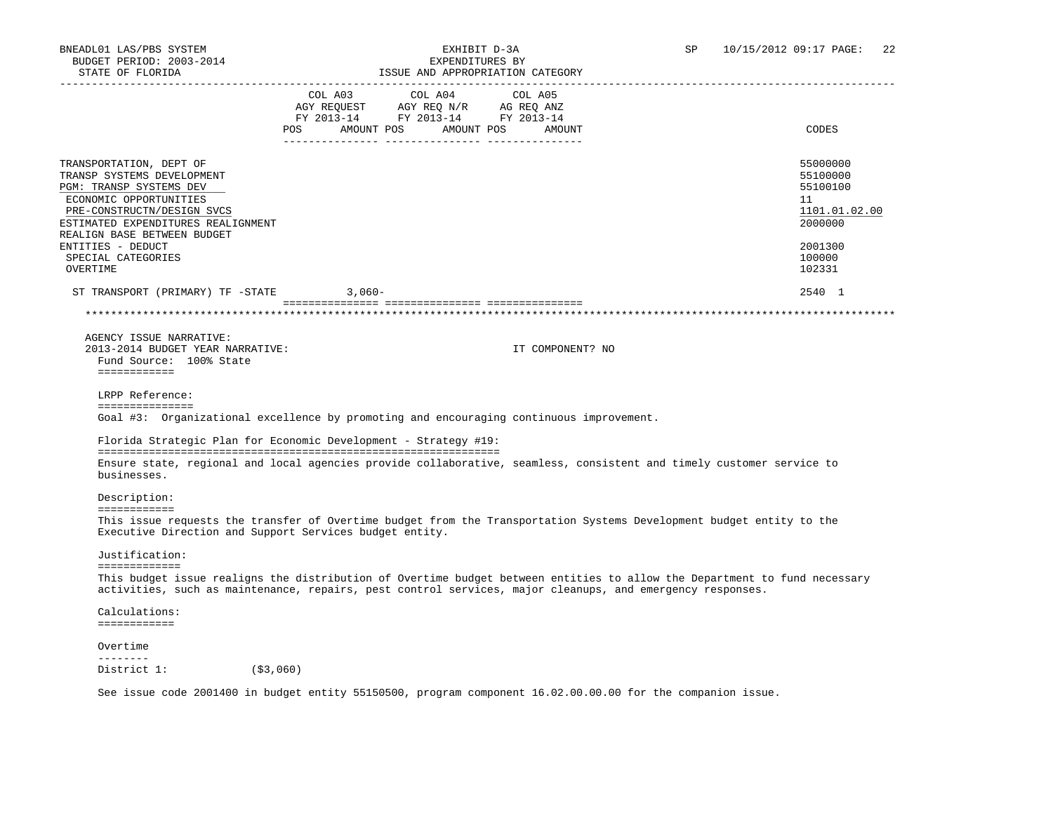BNEADL01 LAS/PBS SYSTEM | EXHIBIT D-3A | SP 10/15/2012 09:17
BUDGET PERIOD: 2003-2014 | EXPENDITURES BY
STATE OF FLORIDA | ISSUE AND APPROPRIATION CATEGORY

| | COL A03 AGY REQUEST FY 2013-14 POS | AMOUNT | COL A04 AGY REQ N/R FY 2013-14 POS | AMOUNT | COL A05 AG REQ ANZ FY 2013-14 POS | AMOUNT | CODES |
|---|---|---|---|---|---|---|---|
| TRANSPORTATION, DEPT OF | | | | | | | 55000000 |
| TRANSP SYSTEMS DEVELOPMENT | | | | | | | 55100000 |
| PGM: TRANSP SYSTEMS DEV | | | | | | | 55100100 |
| ECONOMIC OPPORTUNITIES | | | | | | | 11 |
| PRE-CONSTRUCTN/DESIGN SVCS | | | | | | | 1101.01.02.00 |
| ESTIMATED EXPENDITURES REALIGNMENT | | | | | | | 2000000 |
| REALIGN BASE BETWEEN BUDGET ENTITIES - DEDUCT | | | | | | | 2001300 |
| SPECIAL CATEGORIES | | | | | | | 100000 |
| OVERTIME | | | | | | | 102331 |
| ST TRANSPORT (PRIMARY) TF -STATE | | 3,060- | | | | | 2540 1 |

AGENCY ISSUE NARRATIVE:
2013-2014 BUDGET YEAR NARRATIVE: IT COMPONENT? NO

Fund Source: 100% State

LRPP Reference:

Goal #3: Organizational excellence by promoting and encouraging continuous improvement.

Florida Strategic Plan for Economic Development - Strategy #19:

Ensure state, regional and local agencies provide collaborative, seamless, consistent and timely customer service to businesses.

Description:

This issue requests the transfer of Overtime budget from the Transportation Systems Development budget entity to the Executive Direction and Support Services budget entity.

Justification:

This budget issue realigns the distribution of Overtime budget between entities to allow the Department to fund necessary activities, such as maintenance, repairs, pest control services, major cleanups, and emergency responses.

Calculations:

Overtime

District 1: ($3,060)

See issue code 2001400 in budget entity 55150500, program component 16.02.00.00.00 for the companion issue.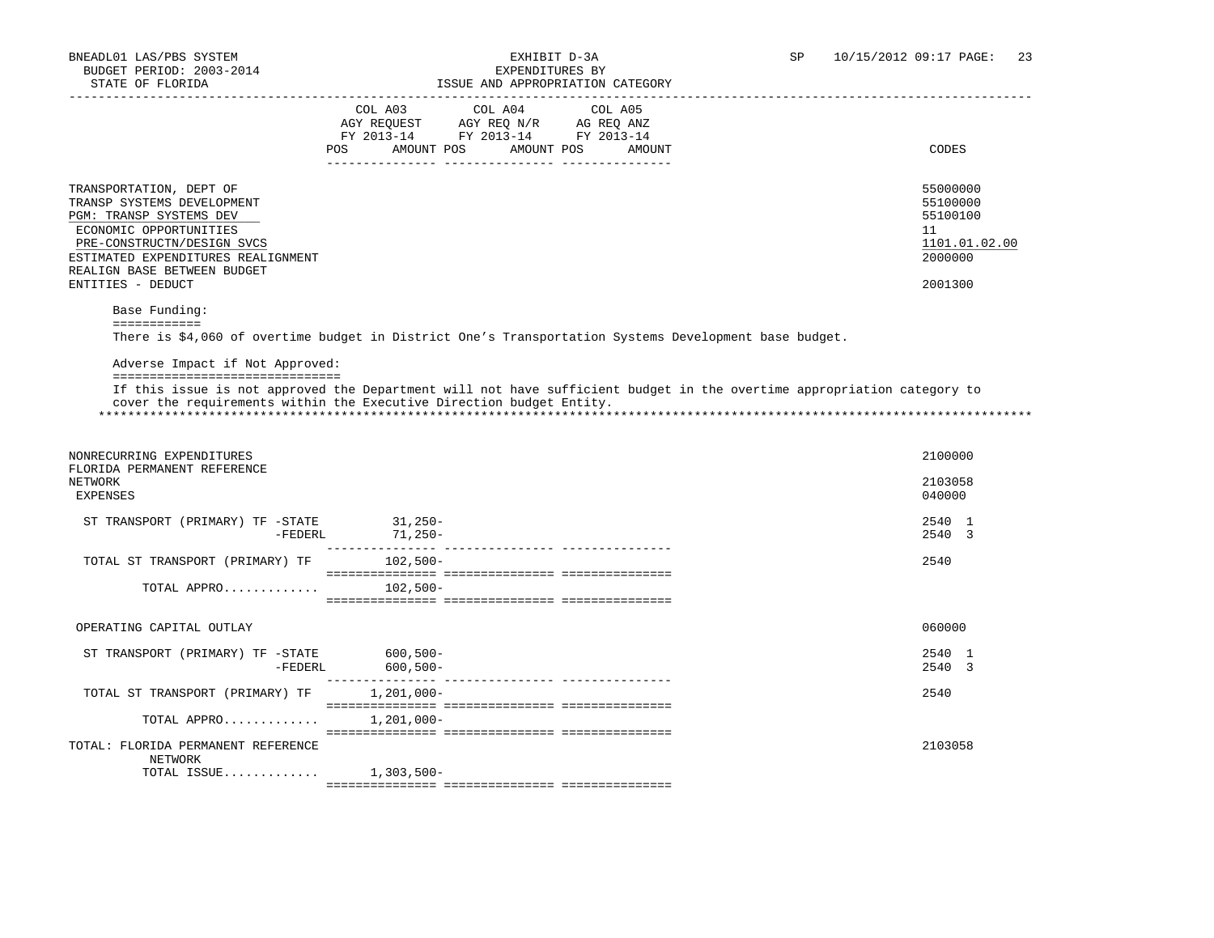| | COL A03 AGY REQUEST FY 2013-14 POS AMOUNT | COL A04 AGY REQ N/R FY 2013-14 POS AMOUNT | COL A05 AG REQ ANZ FY 2013-14 POS AMOUNT | CODES |
|---|---|---|---|---|
| TRANSPORTATION, DEPT OF | | | | 55000000 |
| TRANSP SYSTEMS DEVELOPMENT | | | | 55100000 |
| PGM: TRANSP SYSTEMS DEV | | | | 55100100 |
| ECONOMIC OPPORTUNITIES | | | | 11 |
| PRE-CONSTRUCTN/DESIGN SVCS | | | | 1101.01.02.00 |
| ESTIMATED EXPENDITURES REALIGNMENT | | | | 2000000 |
| REALIGN BASE BETWEEN BUDGET ENTITIES - DEDUCT | | | | 2001300 |

Base Funding:

There is $4,060 of overtime budget in District One's Transportation Systems Development base budget.

Adverse Impact if Not Approved:

If this issue is not approved the Department will not have sufficient budget in the overtime appropriation category to cover the requirements within the Executive Direction budget Entity.

******************************************************************************************************************************

| | COL A03 | COL A04 | COL A05 | CODES |
|---|---|---|---|---|
| NONRECURRING EXPENDITURES | | | | 2100000 |
| FLORIDA PERMANENT REFERENCE NETWORK | | | | 2103058 |
| EXPENSES | | | | 040000 |
| ST TRANSPORT (PRIMARY) TF -STATE | 31,250- | | | 2540 1 |
| -FEDERL | 71,250- | | | 2540 3 |
| TOTAL ST TRANSPORT (PRIMARY) TF | 102,500- | | | 2540 |
| TOTAL APPRO............. | 102,500- | | | |
| OPERATING CAPITAL OUTLAY | | | | 060000 |
| ST TRANSPORT (PRIMARY) TF -STATE | 600,500- | | | 2540 1 |
| -FEDERL | 600,500- | | | 2540 3 |
| TOTAL ST TRANSPORT (PRIMARY) TF | 1,201,000- | | | 2540 |
| TOTAL APPRO............. | 1,201,000- | | | |
| TOTAL: FLORIDA PERMANENT REFERENCE NETWORK | | | | 2103058 |
| TOTAL ISSUE............. | 1,303,500- | | | |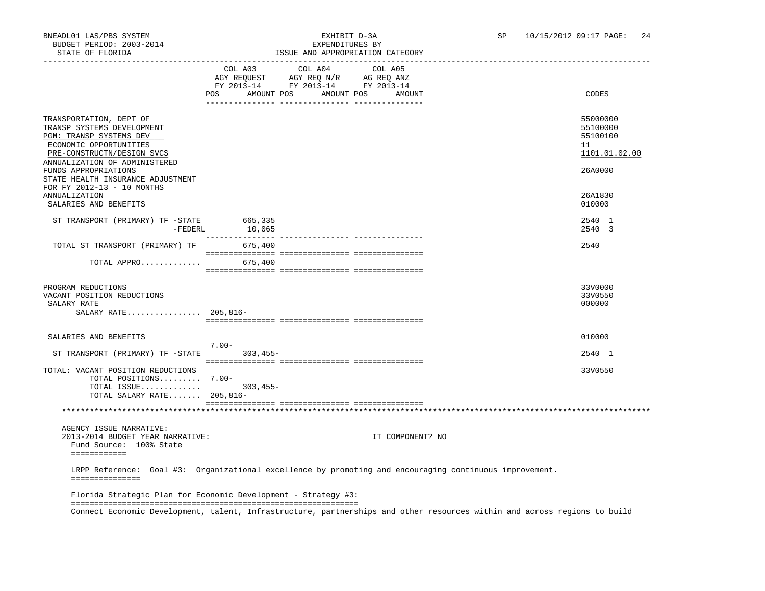BNEADL01 LAS/PBS SYSTEM — EXHIBIT D-3A — EXPENDITURES BY ISSUE AND APPROPRIATION CATEGORY
BUDGET PERIOD: 2003-2014
STATE OF FLORIDA

| | COL A03 AGY REQUEST FY 2013-14 POS | AMOUNT | COL A04 AGY REQ N/R FY 2013-14 POS | AMOUNT | COL A05 AG REQ ANZ FY 2013-14 POS | AMOUNT | CODES |
|---|---|---|---|---|---|---|---|
| TRANSPORTATION, DEPT OF | | | | | | | 55000000 |
| TRANSP SYSTEMS DEVELOPMENT | | | | | | | 55100000 |
| PGM: TRANSP SYSTEMS DEV | | | | | | | 55100100 |
| ECONOMIC OPPORTUNITIES | | | | | | | 11 |
| PRE-CONSTRUCTN/DESIGN SVCS | | | | | | | 1101.01.02.00 |
| ANNUALIZATION OF ADMINISTERED FUNDS APPROPRIATIONS | | | | | | | 26A0000 |
| STATE HEALTH INSURANCE ADJUSTMENT FOR FY 2012-13 - 10 MONTHS ANNUALIZATION | | | | | | | 26A1830 |
| SALARIES AND BENEFITS | | | | | | | 010000 |
| ST TRANSPORT (PRIMARY) TF -STATE | | 665,335 | | | | | 2540 1 |
| -FEDERL | | 10,065 | | | | | 2540 3 |
| TOTAL ST TRANSPORT (PRIMARY) TF | | 675,400 | | | | | 2540 |
| TOTAL APPRO............. | | 675,400 | | | | | |
| PROGRAM REDUCTIONS | | | | | | | 33V0000 |
| VACANT POSITION REDUCTIONS | | | | | | | 33V0550 |
| SALARY RATE | | | | | | | 000000 |
| SALARY RATE................ | 205,816- | | | | | | |
| SALARIES AND BENEFITS | | | | | | | 010000 |
| ST TRANSPORT (PRIMARY) TF -STATE | 7.00- | 303,455- | | | | | 2540 1 |
| TOTAL: VACANT POSITION REDUCTIONS | | | | | | | 33V0550 |
| TOTAL POSITIONS......... | 7.00- | | | | | | |
| TOTAL ISSUE............. | | 303,455- | | | | | |
| TOTAL SALARY RATE....... | 205,816- | | | | | | |

AGENCY ISSUE NARRATIVE:
2013-2014 BUDGET YEAR NARRATIVE: IT COMPONENT? NO

Fund Source: 100% State

LRPP Reference: Goal #3: Organizational excellence by promoting and encouraging continuous improvement.

Florida Strategic Plan for Economic Development - Strategy #3:

Connect Economic Development, talent, Infrastructure, partnerships and other resources within and across regions to build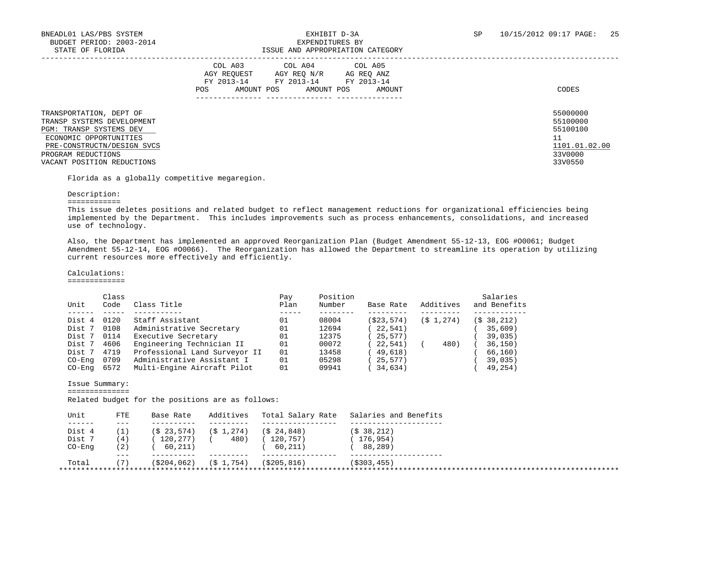| | COL A03 AGY REQUEST FY 2013-14 | | COL A04 AGY REQ N/R FY 2013-14 | | COL A05 AG REQ ANZ FY 2013-14 | | |
|---|---|---|---|---|---|---|---|
| | POS | AMOUNT | POS | AMOUNT | POS | AMOUNT | CODES |
| TRANSPORTATION, DEPT OF | | | | | | | 55000000 |
| TRANSP SYSTEMS DEVELOPMENT | | | | | | | 55100000 |
| PGM: TRANSP SYSTEMS DEV | | | | | | | 55100100 |
| ECONOMIC OPPORTUNITIES | | | | | | | 11 |
| PRE-CONSTRUCTN/DESIGN SVCS | | | | | | | 1101.01.02.00 |
| PROGRAM REDUCTIONS | | | | | | | 33V0000 |
| VACANT POSITION REDUCTIONS | | | | | | | 33V0550 |

Florida as a globally competitive megaregion.

Description:

This issue deletes positions and related budget to reflect management reductions for organizational efficiencies being implemented by the Department. This includes improvements such as process enhancements, consolidations, and increased use of technology.

Also, the Department has implemented an approved Reorganization Plan (Budget Amendment 55-12-13, EOG #O0061; Budget Amendment 55-12-14, EOG #O0066). The Reorganization has allowed the Department to streamline its operation by utilizing current resources more effectively and efficiently.

Calculations:

| Unit | Class Code | Class Title | Pay Plan | Position Number | Base Rate | Additives | Salaries and Benefits |
|---|---|---|---|---|---|---|---|
| Dist 4 | 0120 | Staff Assistant | 01 | 08004 | ($23,574) | ($ 1,274) | ($ 38,212) |
| Dist 7 | 0108 | Administrative Secretary | 01 | 12694 | ( 22,541) | | ( 35,609) |
| Dist 7 | 0114 | Executive Secretary | 01 | 12375 | ( 25,577) | | ( 39,035) |
| Dist 7 | 4606 | Engineering Technician II | 01 | 00072 | ( 22,541) | ( 480) | ( 36,150) |
| Dist 7 | 4719 | Professional Land Surveyor II | 01 | 13458 | ( 49,618) | | ( 66,160) |
| CO-Eng | 0709 | Administrative Assistant I | 01 | 05298 | ( 25,577) | | ( 39,035) |
| CO-Eng | 6572 | Multi-Engine Aircraft Pilot | 01 | 09941 | ( 34,634) | | ( 49,254) |

Issue Summary:

Related budget for the positions are as follows:

| Unit | FTE | Base Rate | Additives | Total Salary Rate | Salaries and Benefits |
|---|---|---|---|---|---|
| Dist 4 | (1) | ($ 23,574) | ($ 1,274) | ($ 24,848) | ($ 38,212) |
| Dist 7 | (4) | ( 120,277) | ( 480) | ( 120,757) | ( 176,954) |
| CO-Eng | (2) | ( 60,211) | | ( 60,211) | ( 88,289) |
| Total | (7) | ($204,062) | ($ 1,754) | ($205,816) | ($303,455) |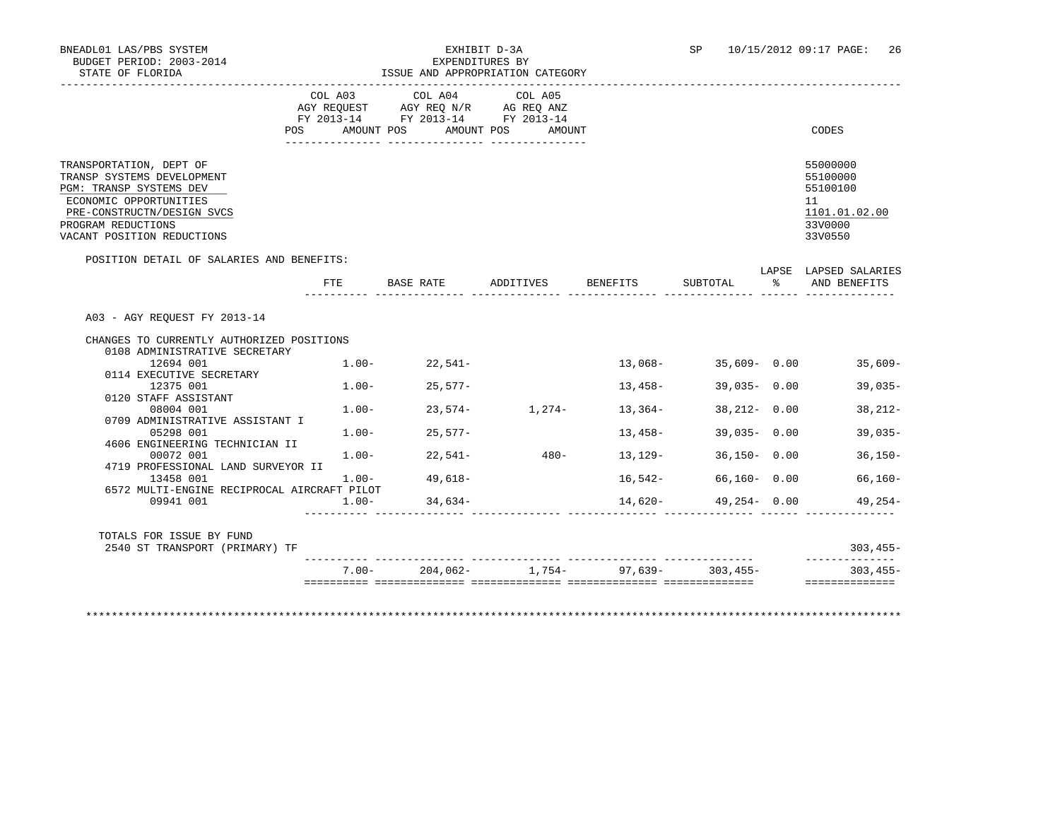BNEADL01 LAS/PBS SYSTEM
BUDGET PERIOD: 2003-2014
STATE OF FLORIDA

EXHIBIT D-3A
EXPENDITURES BY
ISSUE AND APPROPRIATION CATEGORY

SP 10/15/2012 09:17 PAGE: 26

| | COL A03 AGY REQUEST FY 2013-14 POS AMOUNT | COL A04 AGY REQ N/R FY 2013-14 POS AMOUNT | COL A05 AG REQ ANZ FY 2013-14 POS AMOUNT | CODES |
|---|---|---|---|---|
| TRANSPORTATION, DEPT OF | | | | 55000000 |
| TRANSP SYSTEMS DEVELOPMENT | | | | 55100000 |
| PGM: TRANSP SYSTEMS DEV | | | | 55100100 |
| ECONOMIC OPPORTUNITIES | | | | 11 |
| PRE-CONSTRUCTN/DESIGN SVCS | | | | 1101.01.02.00 |
| PROGRAM REDUCTIONS | | | | 33V0000 |
| VACANT POSITION REDUCTIONS | | | | 33V0550 |

POSITION DETAIL OF SALARIES AND BENEFITS:

| | FTE | BASE RATE | ADDITIVES | BENEFITS | SUBTOTAL | LAPSE % | LAPSED SALARIES AND BENEFITS |
|---|---|---|---|---|---|---|---|
| A03 - AGY REQUEST FY 2013-14 | | | | | | | |
| CHANGES TO CURRENTLY AUTHORIZED POSITIONS | | | | | | | |
| 0108 ADMINISTRATIVE SECRETARY | | | | | | | |
| 12694 001 | 1.00- | 22,541- | | 13,068- | 35,609- | 0.00 | 35,609- |
| 0114 EXECUTIVE SECRETARY | | | | | | | |
| 12375 001 | 1.00- | 25,577- | | 13,458- | 39,035- | 0.00 | 39,035- |
| 0120 STAFF ASSISTANT | | | | | | | |
| 08004 001 | 1.00- | 23,574- | 1,274- | 13,364- | 38,212- | 0.00 | 38,212- |
| 0709 ADMINISTRATIVE ASSISTANT I | | | | | | | |
| 05298 001 | 1.00- | 25,577- | | 13,458- | 39,035- | 0.00 | 39,035- |
| 4606 ENGINEERING TECHNICIAN II | | | | | | | |
| 00072 001 | 1.00- | 22,541- | 480- | 13,129- | 36,150- | 0.00 | 36,150- |
| 4719 PROFESSIONAL LAND SURVEYOR II | | | | | | | |
| 13458 001 | 1.00- | 49,618- | | 16,542- | 66,160- | 0.00 | 66,160- |
| 6572 MULTI-ENGINE RECIPROCAL AIRCRAFT PILOT | | | | | | | |
| 09941 001 | 1.00- | 34,634- | | 14,620- | 49,254- | 0.00 | 49,254- |
| TOTALS FOR ISSUE BY FUND | | | | | | | |
| 2540 ST TRANSPORT (PRIMARY) TF | | | | | | | 303,455- |
| | 7.00- | 204,062- | 1,754- | 97,639- | 303,455- | | 303,455- |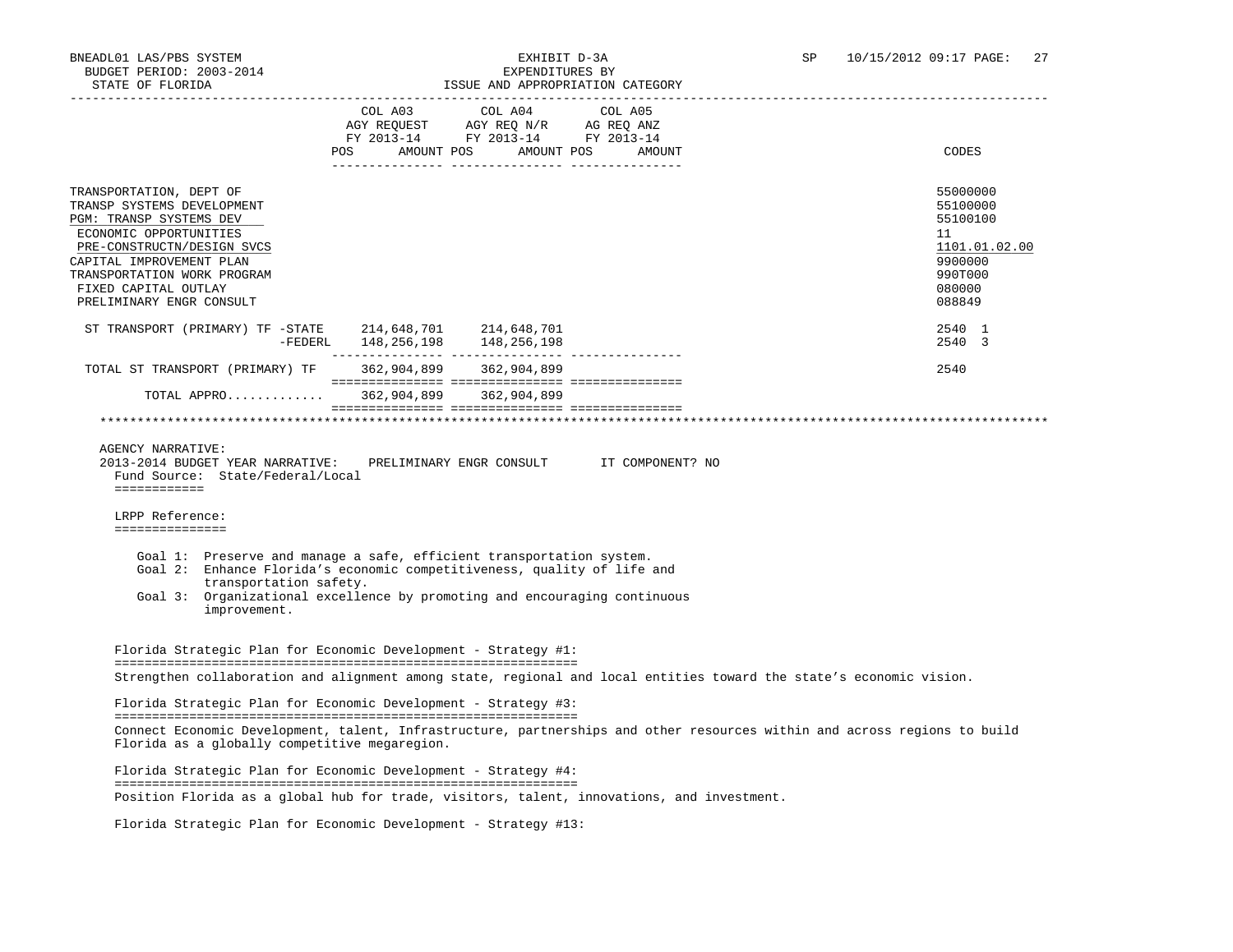BNEADL01 LAS/PBS SYSTEM
BUDGET PERIOD: 2003-2014
STATE OF FLORIDA

EXHIBIT D-3A
EXPENDITURES BY
ISSUE AND APPROPRIATION CATEGORY

SP 10/15/2012 09:17

| | COL A03 AGY REQUEST FY 2013-14 POS AMOUNT | COL A04 AGY REQ N/R FY 2013-14 POS AMOUNT | COL A05 AG REQ ANZ FY 2013-14 POS AMOUNT | CODES |
|---|---|---|---|---|
| TRANSPORTATION, DEPT OF | | | | 55000000 |
| TRANSP SYSTEMS DEVELOPMENT | | | | 55100000 |
| PGM: TRANSP SYSTEMS DEV | | | | 55100100 |
| ECONOMIC OPPORTUNITIES | | | | 11 |
| PRE-CONSTRUCTN/DESIGN SVCS | | | | 1101.01.02.00 |
| CAPITAL IMPROVEMENT PLAN | | | | 9900000 |
| TRANSPORTATION WORK PROGRAM | | | | 990T000 |
| FIXED CAPITAL OUTLAY | | | | 080000 |
| PRELIMINARY ENGR CONSULT | | | | 088849 |
| ST TRANSPORT (PRIMARY) TF -STATE | 214,648,701 | 214,648,701 | | 2540 1 |
| -FEDERL | 148,256,198 | 148,256,198 | | 2540 3 |
| TOTAL ST TRANSPORT (PRIMARY) TF | 362,904,899 | 362,904,899 | | 2540 |
| TOTAL APPRO............ | 362,904,899 | 362,904,899 | | |

AGENCY NARRATIVE:
2013-2014 BUDGET YEAR NARRATIVE: PRELIMINARY ENGR CONSULT IT COMPONENT? NO
Fund Source: State/Federal/Local

LRPP Reference:

Goal 1: Preserve and manage a safe, efficient transportation system.
Goal 2: Enhance Florida's economic competitiveness, quality of life and transportation safety.
Goal 3: Organizational excellence by promoting and encouraging continuous improvement.

Florida Strategic Plan for Economic Development - Strategy #1:

Strengthen collaboration and alignment among state, regional and local entities toward the state's economic vision.

Florida Strategic Plan for Economic Development - Strategy #3:

Connect Economic Development, talent, Infrastructure, partnerships and other resources within and across regions to build Florida as a globally competitive megaregion.

Florida Strategic Plan for Economic Development - Strategy #4:

Position Florida as a global hub for trade, visitors, talent, innovations, and investment.

Florida Strategic Plan for Economic Development - Strategy #13: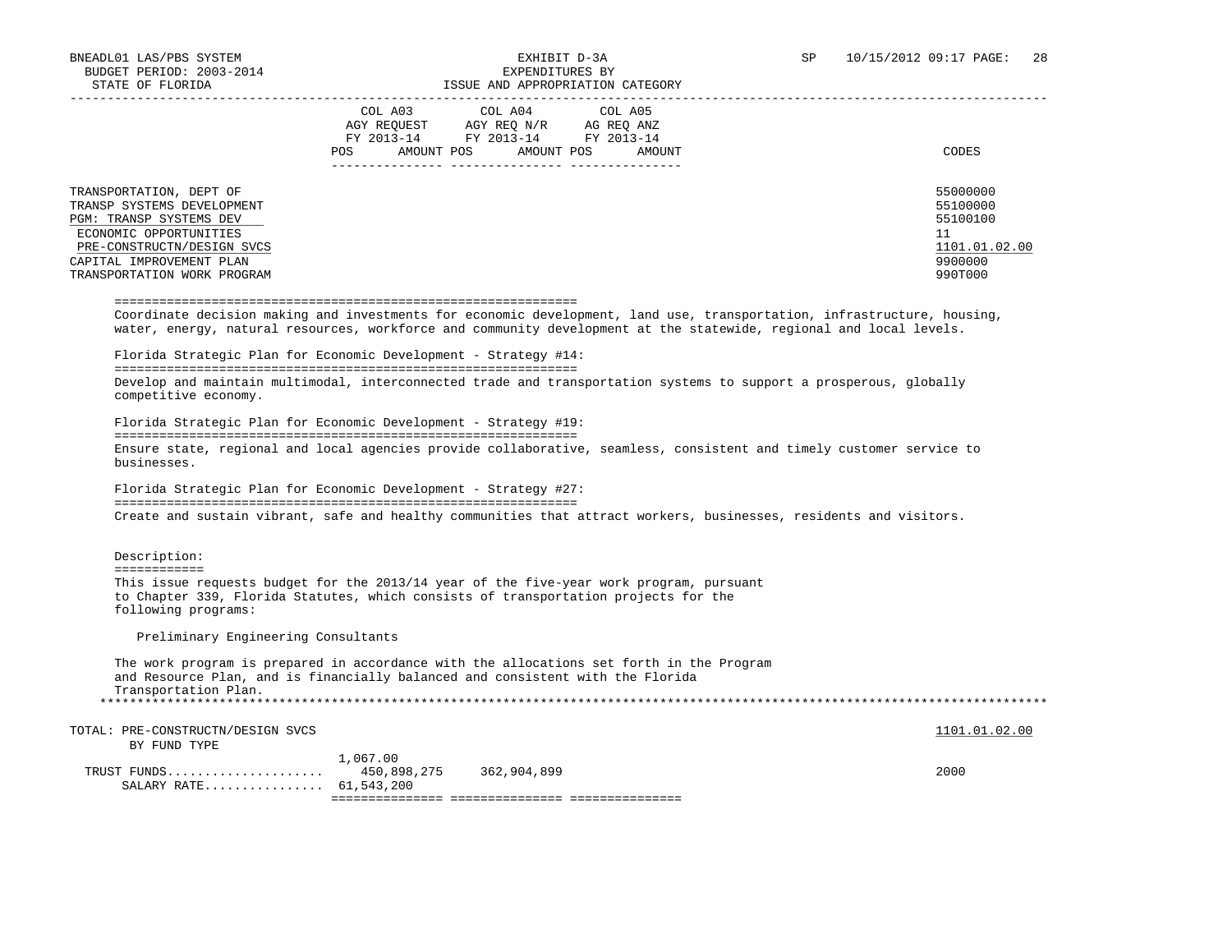BNEADL01 LAS/PBS SYSTEM
BUDGET PERIOD: 2003-2014
STATE OF FLORIDA

EXHIBIT D-3A
EXPENDITURES BY
ISSUE AND APPROPRIATION CATEGORY

SP 10/15/2012 09:17

| | COL A03 AGY REQUEST FY 2013-14 POS | AMOUNT | COL A04 AGY REQ N/R FY 2013-14 POS | AMOUNT | COL A05 AG REQ ANZ FY 2013-14 POS | AMOUNT | CODES |
|---|---|---|---|---|---|---|---|
| TRANSPORTATION, DEPT OF | | | | | | | 55000000 |
| TRANSP SYSTEMS DEVELOPMENT | | | | | | | 55100000 |
| PGM: TRANSP SYSTEMS DEV | | | | | | | 55100100 |
| ECONOMIC OPPORTUNITIES | | | | | | | 11 |
| PRE-CONSTRUCTN/DESIGN SVCS | | | | | | | 1101.01.02.00 |
| CAPITAL IMPROVEMENT PLAN | | | | | | | 9900000 |
| TRANSPORTATION WORK PROGRAM | | | | | | | 990T000 |

Coordinate decision making and investments for economic development, land use, transportation, infrastructure, housing, water, energy, natural resources, workforce and community development at the statewide, regional and local levels.

Florida Strategic Plan for Economic Development - Strategy #14:

Develop and maintain multimodal, interconnected trade and transportation systems to support a prosperous, globally competitive economy.

Florida Strategic Plan for Economic Development - Strategy #19:

Ensure state, regional and local agencies provide collaborative, seamless, consistent and timely customer service to businesses.

Florida Strategic Plan for Economic Development - Strategy #27:

Create and sustain vibrant, safe and healthy communities that attract workers, businesses, residents and visitors.

Description:

This issue requests budget for the 2013/14 year of the five-year work program, pursuant to Chapter 339, Florida Statutes, which consists of transportation projects for the following programs:

Preliminary Engineering Consultants

The work program is prepared in accordance with the allocations set forth in the Program and Resource Plan, and is financially balanced and consistent with the Florida Transportation Plan.

| TOTAL: PRE-CONSTRUCTN/DESIGN SVCS BY FUND TYPE | COL A03 | COL A04 | COL A05 | 1101.01.02.00 |
|---|---|---|---|---|
| POS | 1,067.00 | | | |
| TRUST FUNDS | 450,898,275 | 362,904,899 | | 2000 |
| SALARY RATE | 61,543,200 | | | |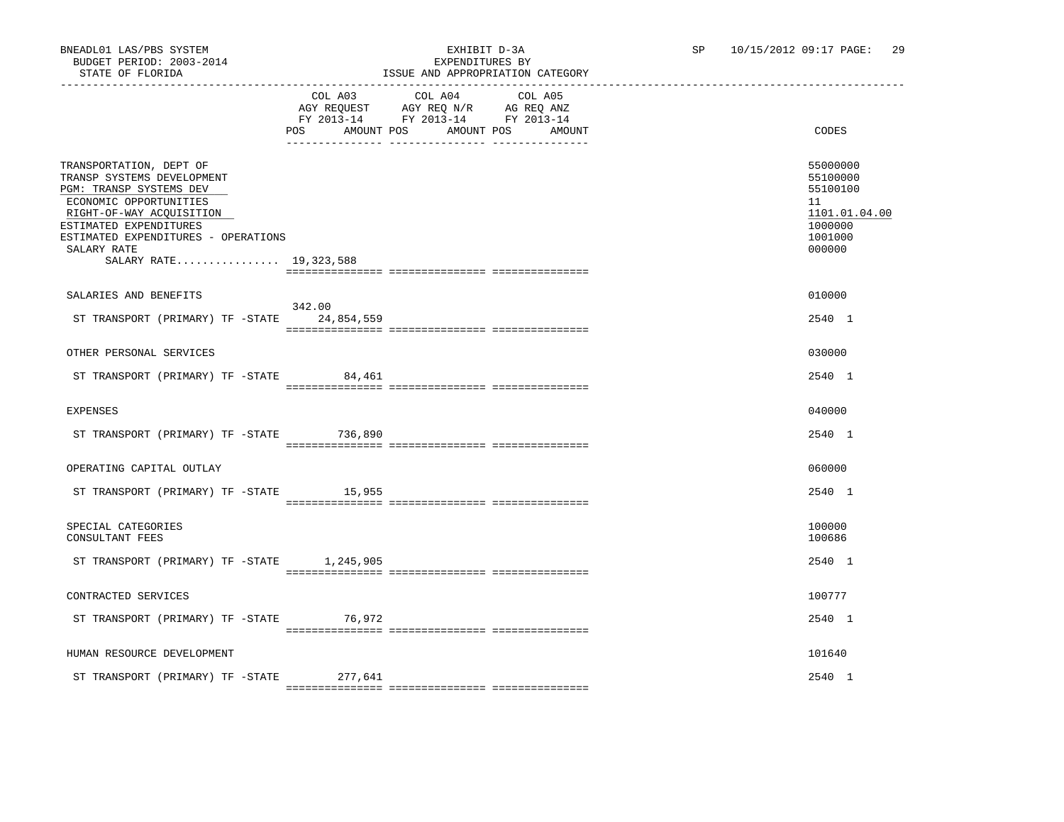BNEADL01 LAS/PBS SYSTEM
BUDGET PERIOD: 2003-2014
STATE OF FLORIDA

EXHIBIT D-3A
EXPENDITURES BY
ISSUE AND APPROPRIATION CATEGORY

SP 10/15/2012 09:17 PAGE: 29

| | COL A03 AGY REQUEST FY 2013-14 POS | AMOUNT | COL A04 AGY REQ N/R FY 2013-14 POS | AMOUNT | COL A05 AG REQ ANZ FY 2013-14 POS | AMOUNT | CODES |
|---|---|---|---|---|---|---|---|
| TRANSPORTATION, DEPT OF | | | | | | | 55000000 |
| TRANSP SYSTEMS DEVELOPMENT | | | | | | | 55100000 |
| PGM: TRANSP SYSTEMS DEV | | | | | | | 55100100 |
| ECONOMIC OPPORTUNITIES | | | | | | | 11 |
| RIGHT-OF-WAY ACQUISITION | | | | | | | 1101.01.04.00 |
| ESTIMATED EXPENDITURES | | | | | | | 1000000 |
| ESTIMATED EXPENDITURES - OPERATIONS | | | | | | | 1001000 |
| SALARY RATE | | | | | | | 000000 |
| SALARY RATE................ 19,323,588 | | | | | | | |
| SALARIES AND BENEFITS | | | | | | | 010000 |
| ST TRANSPORT (PRIMARY) TF -STATE | 342.00 | 24,854,559 | | | | | 2540 1 |
| OTHER PERSONAL SERVICES | | | | | | | 030000 |
| ST TRANSPORT (PRIMARY) TF -STATE | | 84,461 | | | | | 2540 1 |
| EXPENSES | | | | | | | 040000 |
| ST TRANSPORT (PRIMARY) TF -STATE | | 736,890 | | | | | 2540 1 |
| OPERATING CAPITAL OUTLAY | | | | | | | 060000 |
| ST TRANSPORT (PRIMARY) TF -STATE | | 15,955 | | | | | 2540 1 |
| SPECIAL CATEGORIES | | | | | | | 100000 |
| CONSULTANT FEES | | | | | | | 100686 |
| ST TRANSPORT (PRIMARY) TF -STATE | | 1,245,905 | | | | | 2540 1 |
| CONTRACTED SERVICES | | | | | | | 100777 |
| ST TRANSPORT (PRIMARY) TF -STATE | | 76,972 | | | | | 2540 1 |
| HUMAN RESOURCE DEVELOPMENT | | | | | | | 101640 |
| ST TRANSPORT (PRIMARY) TF -STATE | | 277,641 | | | | | 2540 1 |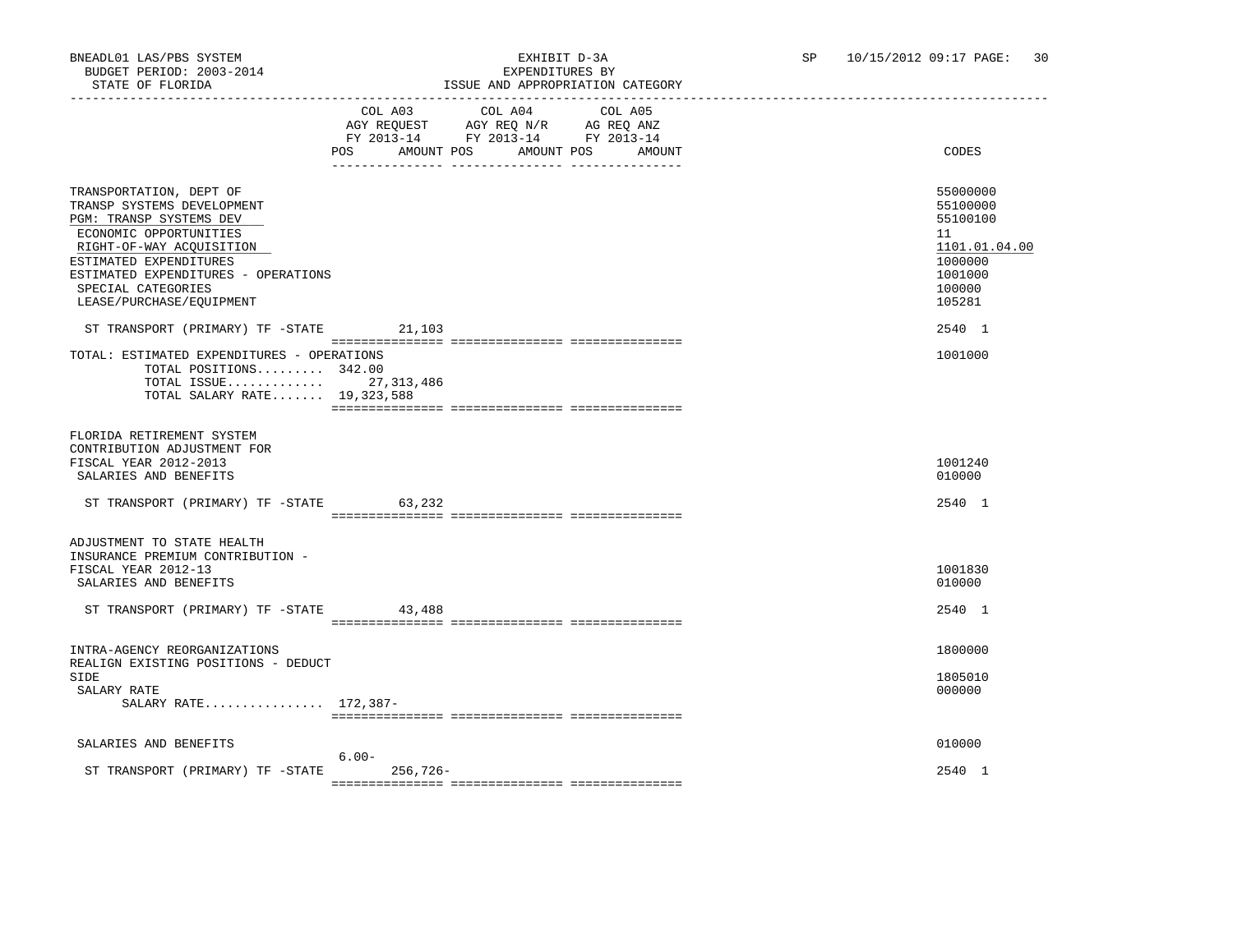BNEADL01 LAS/PBS SYSTEM
BUDGET PERIOD: 2003-2014
STATE OF FLORIDA

EXHIBIT D-3A
EXPENDITURES BY
ISSUE AND APPROPRIATION CATEGORY

SP 10/15/2012 09:17 PAGE: 30

| | COL A03 AGY REQUEST FY 2013-14 POS AMOUNT | COL A04 AGY REQ N/R FY 2013-14 POS AMOUNT | COL A05 AG REQ ANZ FY 2013-14 POS AMOUNT | CODES |
|---|---|---|---|---|
| TRANSPORTATION, DEPT OF | | | | 55000000 |
| TRANSP SYSTEMS DEVELOPMENT | | | | 55100000 |
| PGM: TRANSP SYSTEMS DEV | | | | 55100100 |
| ECONOMIC OPPORTUNITIES | | | | 11 |
| RIGHT-OF-WAY ACQUISITION | | | | 1101.01.04.00 |
| ESTIMATED EXPENDITURES | | | | 1000000 |
| ESTIMATED EXPENDITURES - OPERATIONS | | | | 1001000 |
| SPECIAL CATEGORIES | | | | 100000 |
| LEASE/PURCHASE/EQUIPMENT | | | | 105281 |
| ST TRANSPORT (PRIMARY) TF -STATE | 21,103 | | | 2540 1 |
| TOTAL: ESTIMATED EXPENDITURES - OPERATIONS | | | | 1001000 |
| TOTAL POSITIONS......... | 342.00 | | | |
| TOTAL ISSUE............. | 27,313,486 | | | |
| TOTAL SALARY RATE....... | 19,323,588 | | | |
| FLORIDA RETIREMENT SYSTEM CONTRIBUTION ADJUSTMENT FOR FISCAL YEAR 2012-2013 | | | | 1001240 |
| SALARIES AND BENEFITS | | | | 010000 |
| ST TRANSPORT (PRIMARY) TF -STATE | 63,232 | | | 2540 1 |
| ADJUSTMENT TO STATE HEALTH INSURANCE PREMIUM CONTRIBUTION - FISCAL YEAR 2012-13 | | | | 1001830 |
| SALARIES AND BENEFITS | | | | 010000 |
| ST TRANSPORT (PRIMARY) TF -STATE | 43,488 | | | 2540 1 |
| INTRA-AGENCY REORGANIZATIONS | | | | 1800000 |
| REALIGN EXISTING POSITIONS - DEDUCT SIDE | | | | 1805010 |
| SALARY RATE | | | | 000000 |
| SALARY RATE................ | 172,387- | | | |
| SALARIES AND BENEFITS | | | | 010000 |
| ST TRANSPORT (PRIMARY) TF -STATE | 6.00- 256,726- | | | 2540 1 |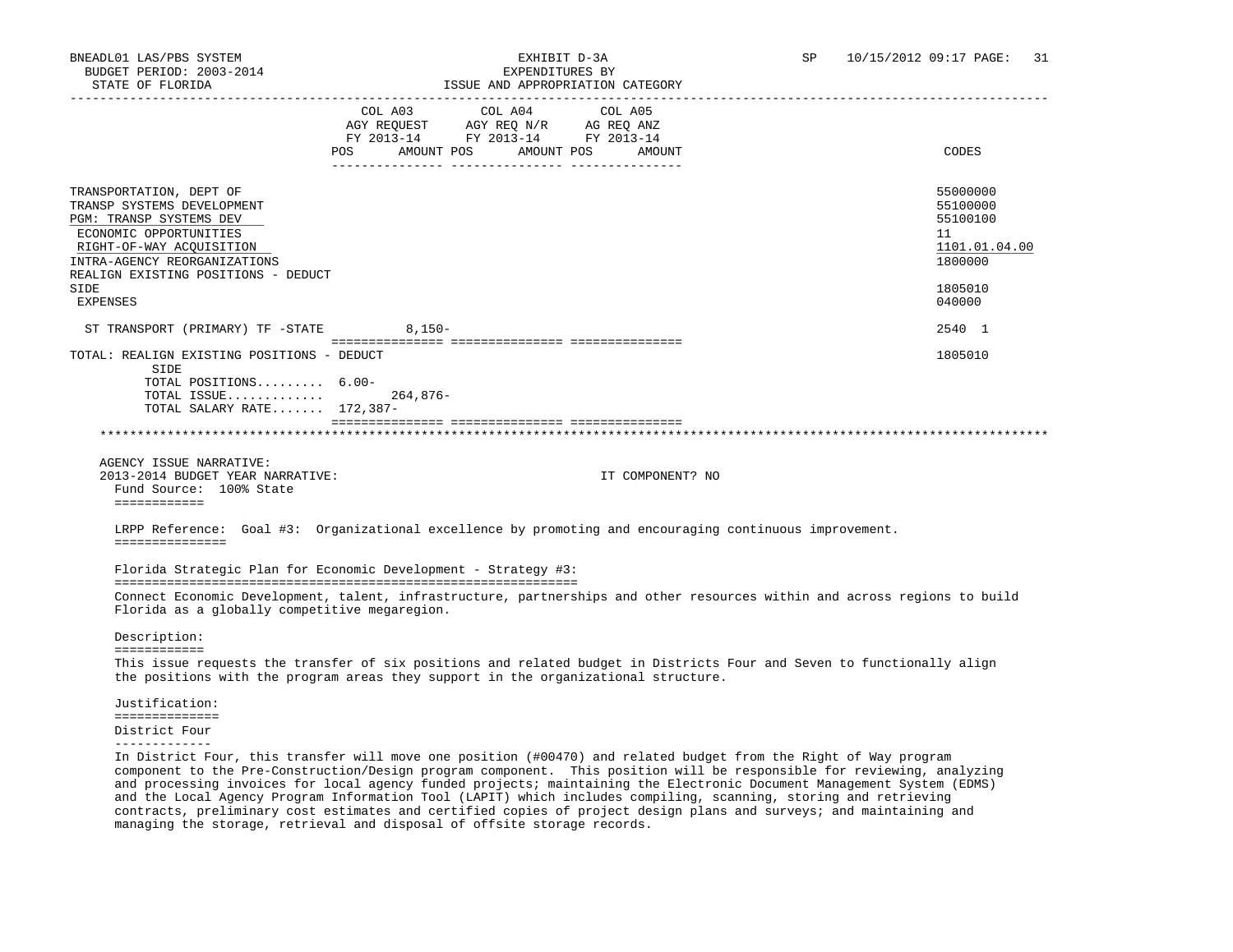| | COL A03 AGY REQUEST FY 2013-14 POS AMOUNT | COL A04 AGY REQ N/R FY 2013-14 POS AMOUNT | COL A05 AG REQ ANZ FY 2013-14 POS AMOUNT | CODES |
|---|---|---|---|---|
| TRANSPORTATION, DEPT OF | | | | 55000000 |
| TRANSP SYSTEMS DEVELOPMENT | | | | 55100000 |
| PGM: TRANSP SYSTEMS DEV | | | | 55100100 |
| ECONOMIC OPPORTUNITIES | | | | 11 |
| RIGHT-OF-WAY ACQUISITION | | | | 1101.01.04.00 |
| INTRA-AGENCY REORGANIZATIONS | | | | 1800000 |
| REALIGN EXISTING POSITIONS - DEDUCT SIDE | | | | 1805010 |
| EXPENSES | | | | 040000 |
| ST TRANSPORT (PRIMARY) TF -STATE | 8,150- | | | 2540 1 |
| TOTAL: REALIGN EXISTING POSITIONS - DEDUCT SIDE | | | | 1805010 |
| TOTAL POSITIONS......... | 6.00- | | | |
| TOTAL ISSUE............. | 264,876- | | | |
| TOTAL SALARY RATE....... | 172,387- | | | |

AGENCY ISSUE NARRATIVE:

2013-2014 BUDGET YEAR NARRATIVE: IT COMPONENT? NO

Fund Source: 100% State

LRPP Reference: Goal #3: Organizational excellence by promoting and encouraging continuous improvement.

Florida Strategic Plan for Economic Development - Strategy #3:

Connect Economic Development, talent, infrastructure, partnerships and other resources within and across regions to build Florida as a globally competitive megaregion.

Description:

This issue requests the transfer of six positions and related budget in Districts Four and Seven to functionally align the positions with the program areas they support in the organizational structure.

Justification:

District Four

In District Four, this transfer will move one position (#00470) and related budget from the Right of Way program component to the Pre-Construction/Design program component. This position will be responsible for reviewing, analyzing and processing invoices for local agency funded projects; maintaining the Electronic Document Management System (EDMS) and the Local Agency Program Information Tool (LAPIT) which includes compiling, scanning, storing and retrieving contracts, preliminary cost estimates and certified copies of project design plans and surveys; and maintaining and managing the storage, retrieval and disposal of offsite storage records.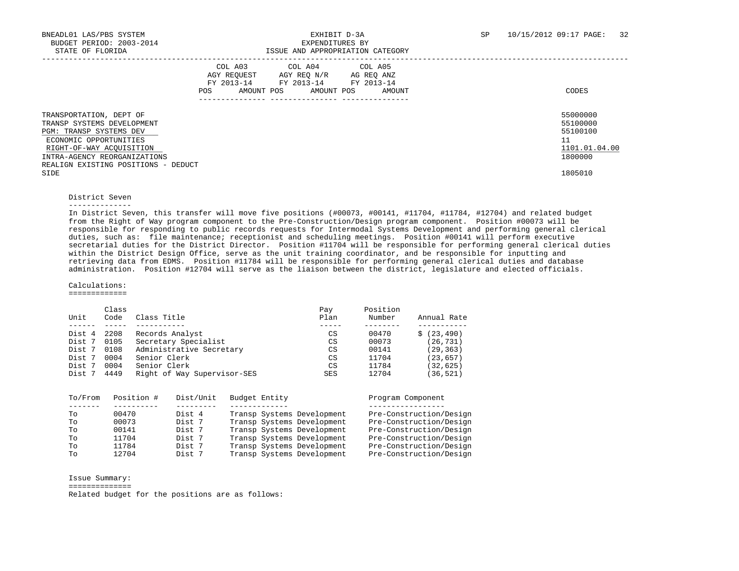| | COL A03 AGY REQUEST FY 2013-14 | | COL A04 AGY REQ N/R FY 2013-14 | | COL A05 AG REQ ANZ FY 2013-14 | | |
|---|---|---|---|---|---|---|---|
| | POS | AMOUNT | POS | AMOUNT | POS | AMOUNT | CODES |
| TRANSPORTATION, DEPT OF | | | | | | | 55000000 |
| TRANSP SYSTEMS DEVELOPMENT | | | | | | | 55100000 |
| PGM: TRANSP SYSTEMS DEV | | | | | | | 55100100 |
| ECONOMIC OPPORTUNITIES | | | | | | | 11 |
| RIGHT-OF-WAY ACQUISITION | | | | | | | 1101.01.04.00 |
| INTRA-AGENCY REORGANIZATIONS | | | | | | | 1800000 |
| REALIGN EXISTING POSITIONS - DEDUCT SIDE | | | | | | | 1805010 |

District Seven

In District Seven, this transfer will move five positions (#00073, #00141, #11704, #11784, #12704) and related budget from the Right of Way program component to the Pre-Construction/Design program component. Position #00073 will be responsible for responding to public records requests for Intermodal Systems Development and performing general clerical duties, such as: file maintenance; receptionist and scheduling meetings. Position #00141 will perform executive secretarial duties for the District Director. Position #11704 will be responsible for performing general clerical duties within the District Design Office, serve as the unit training coordinator, and be responsible for inputting and retrieving data from EDMS. Position #11784 will be responsible for performing general clerical duties and database administration. Position #12704 will serve as the liaison between the district, legislature and elected officials.

Calculations:

| Unit | Class Code | Class Title | Pay Plan | Position Number | Annual Rate |
|---|---|---|---|---|---|
| Dist 4 | 2208 | Records Analyst | CS | 00470 | $ (23,490) |
| Dist 7 | 0105 | Secretary Specialist | CS | 00073 | (26,731) |
| Dist 7 | 0108 | Administrative Secretary | CS | 00141 | (29,363) |
| Dist 7 | 0004 | Senior Clerk | CS | 11704 | (23,657) |
| Dist 7 | 0004 | Senior Clerk | CS | 11784 | (32,625) |
| Dist 7 | 4449 | Right of Way Supervisor-SES | SES | 12704 | (36,521) |

| To/From | Position # | Dist/Unit | Budget Entity | Program Component |
|---|---|---|---|---|
| To | 00470 | Dist 4 | Transp Systems Development | Pre-Construction/Design |
| To | 00073 | Dist 7 | Transp Systems Development | Pre-Construction/Design |
| To | 00141 | Dist 7 | Transp Systems Development | Pre-Construction/Design |
| To | 11704 | Dist 7 | Transp Systems Development | Pre-Construction/Design |
| To | 11784 | Dist 7 | Transp Systems Development | Pre-Construction/Design |
| To | 12704 | Dist 7 | Transp Systems Development | Pre-Construction/Design |

Issue Summary:

Related budget for the positions are as follows: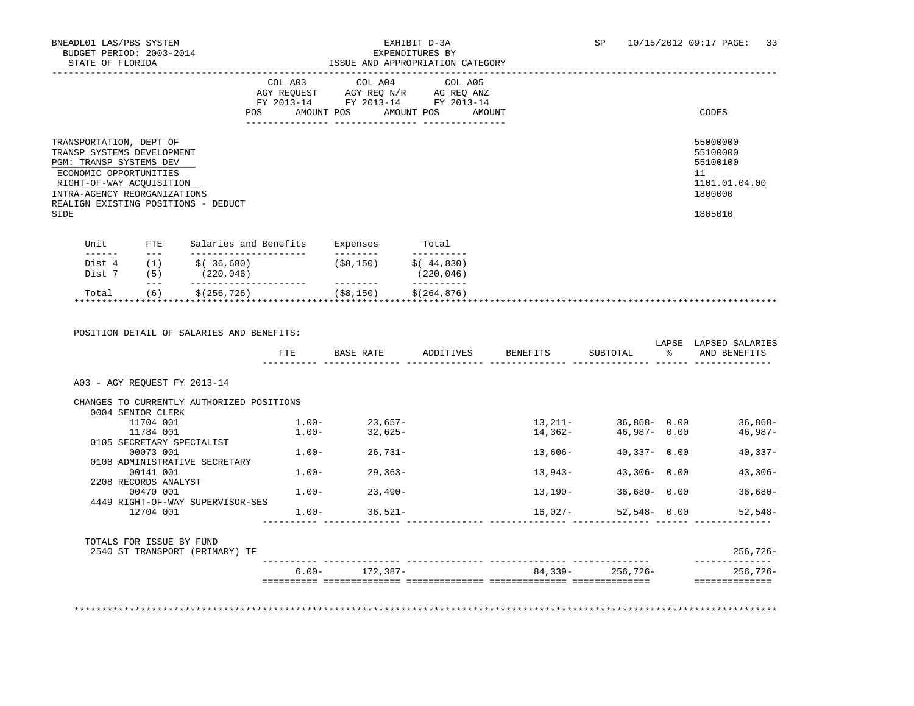BNEADL01 LAS/PBS SYSTEM — EXHIBIT D-3A — SP 10/15/2012 09:17
BUDGET PERIOD: 2003-2014 — EXPENDITURES BY
STATE OF FLORIDA — ISSUE AND APPROPRIATION CATEGORY

| | COL A03 AGY REQUEST FY 2013-14 POS | AMOUNT | COL A04 AGY REQ N/R FY 2013-14 POS | AMOUNT | COL A05 AG REQ ANZ FY 2013-14 POS | AMOUNT | CODES |
|---|---|---|---|---|---|---|---|
| TRANSPORTATION, DEPT OF | | | | | | | 55000000 |
| TRANSP SYSTEMS DEVELOPMENT | | | | | | | 55100000 |
| PGM: TRANSP SYSTEMS DEV | | | | | | | 55100100 |
| ECONOMIC OPPORTUNITIES | | | | | | | 11 |
| RIGHT-OF-WAY ACQUISITION | | | | | | | 1101.01.04.00 |
| INTRA-AGENCY REORGANIZATIONS | | | | | | | 1800000 |
| REALIGN EXISTING POSITIONS - DEDUCT SIDE | | | | | | | 1805010 |

| Unit | FTE | Salaries and Benefits | Expenses | Total |
|---|---|---|---|---|
| Dist 4 | (1) | $( 36,680) | ($8,150) | $( 44,830) |
| Dist 7 | (5) | (220,046) | | (220,046) |
| Total | (6) | $(256,726) | ($8,150) | $(264,876) |

POSITION DETAIL OF SALARIES AND BENEFITS:

| | FTE | BASE RATE | ADDITIVES | BENEFITS | SUBTOTAL | LAPSE % | LAPSED SALARIES AND BENEFITS |
|---|---|---|---|---|---|---|---|
| A03 - AGY REQUEST FY 2013-14 | | | | | | | |
| CHANGES TO CURRENTLY AUTHORIZED POSITIONS | | | | | | | |
| 0004 SENIOR CLERK | | | | | | | |
| 11704 001 | 1.00- | 23,657- | | 13,211- | 36,868- | 0.00 | 36,868- |
| 11784 001 | 1.00- | 32,625- | | 14,362- | 46,987- | 0.00 | 46,987- |
| 0105 SECRETARY SPECIALIST | | | | | | | |
| 00073 001 | 1.00- | 26,731- | | 13,606- | 40,337- | 0.00 | 40,337- |
| 0108 ADMINISTRATIVE SECRETARY | | | | | | | |
| 00141 001 | 1.00- | 29,363- | | 13,943- | 43,306- | 0.00 | 43,306- |
| 2208 RECORDS ANALYST | | | | | | | |
| 00470 001 | 1.00- | 23,490- | | 13,190- | 36,680- | 0.00 | 36,680- |
| 4449 RIGHT-OF-WAY SUPERVISOR-SES | | | | | | | |
| 12704 001 | 1.00- | 36,521- | | 16,027- | 52,548- | 0.00 | 52,548- |
| TOTALS FOR ISSUE BY FUND | | | | | | | |
| 2540 ST TRANSPORT (PRIMARY) TF | | | | | | | 256,726- |
| | 6.00- | 172,387- | | 84,339- | 256,726- | | 256,726- |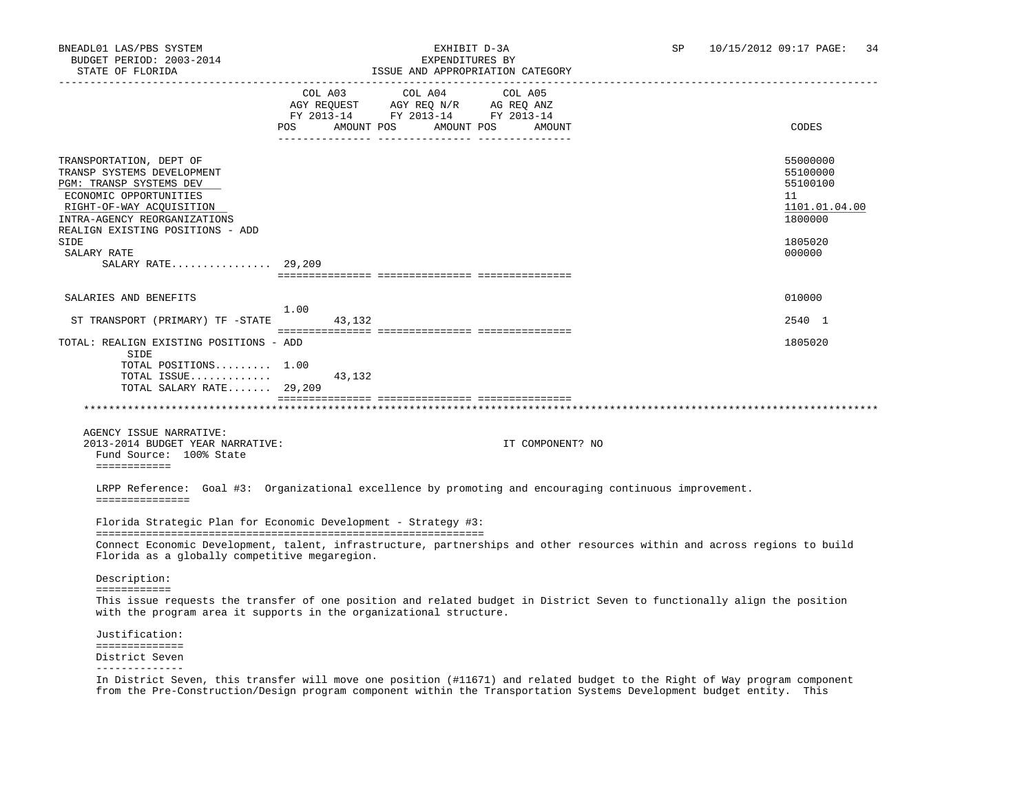| | COL A03 AGY REQUEST FY 2013-14 POS | AMOUNT | COL A04 AGY REQ N/R FY 2013-14 POS | AMOUNT | COL A05 AG REQ ANZ FY 2013-14 POS | AMOUNT | CODES |
|---|---|---|---|---|---|---|---|
| TRANSPORTATION, DEPT OF | | | | | | | 55000000 |
| TRANSP SYSTEMS DEVELOPMENT | | | | | | | 55100000 |
| PGM: TRANSP SYSTEMS DEV | | | | | | | 55100100 |
| ECONOMIC OPPORTUNITIES | | | | | | | 11 |
| RIGHT-OF-WAY ACQUISITION | | | | | | | 1101.01.04.00 |
| INTRA-AGENCY REORGANIZATIONS | | | | | | | 1800000 |
| REALIGN EXISTING POSITIONS - ADD SIDE | | | | | | | 1805020 |
| SALARY RATE | | | | | | | 000000 |
| SALARY RATE................ | 29,209 | | | | | | |
| SALARIES AND BENEFITS | | | | | | | 010000 |
| ST TRANSPORT (PRIMARY) TF -STATE | 1.00 | 43,132 | | | | | 2540 1 |
| TOTAL: REALIGN EXISTING POSITIONS - ADD SIDE | | | | | | | 1805020 |
| TOTAL POSITIONS......... | 1.00 | | | | | | |
| TOTAL ISSUE............. | | 43,132 | | | | | |
| TOTAL SALARY RATE....... | 29,209 | | | | | | |

AGENCY ISSUE NARRATIVE:

2013-2014 BUDGET YEAR NARRATIVE: IT COMPONENT? NO

Fund Source: 100% State

LRPP Reference: Goal #3: Organizational excellence by promoting and encouraging continuous improvement.

Florida Strategic Plan for Economic Development - Strategy #3:

Connect Economic Development, talent, infrastructure, partnerships and other resources within and across regions to build Florida as a globally competitive megaregion.

Description:

This issue requests the transfer of one position and related budget in District Seven to functionally align the position with the program area it supports in the organizational structure.

Justification:

District Seven

In District Seven, this transfer will move one position (#11671) and related budget to the Right of Way program component from the Pre-Construction/Design program component within the Transportation Systems Development budget entity. This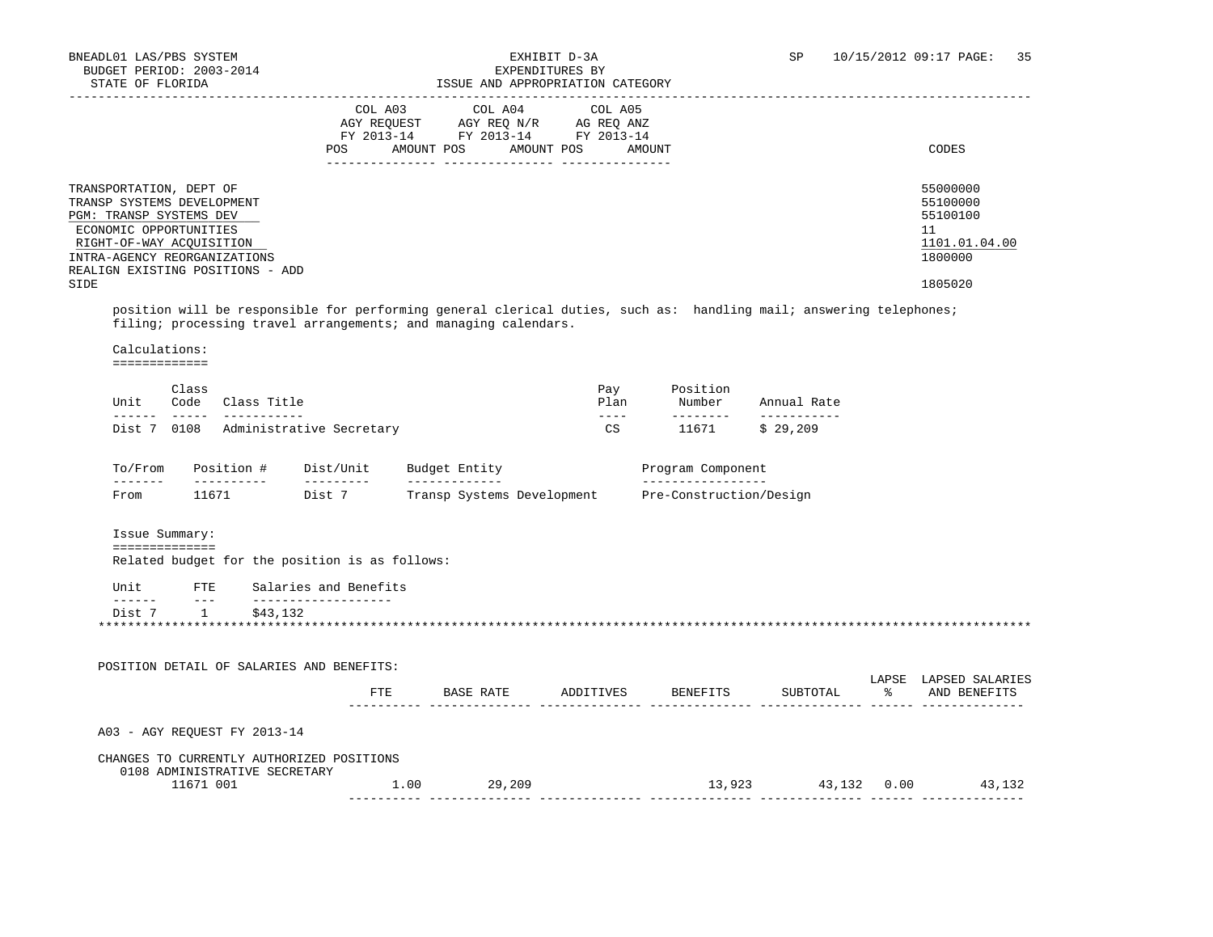| | COL A03 AGY REQUEST FY 2013-14 | | COL A04 AGY REQ N/R FY 2013-14 | | COL A05 AG REQ ANZ FY 2013-14 | | |
|---|---|---|---|---|---|---|---|
| | POS | AMOUNT | POS | AMOUNT | POS | AMOUNT | CODES |
| TRANSPORTATION, DEPT OF | | | | | | | 55000000 |
| TRANSP SYSTEMS DEVELOPMENT | | | | | | | 55100000 |
| PGM: TRANSP SYSTEMS DEV | | | | | | | 55100100 |
| ECONOMIC OPPORTUNITIES | | | | | | | 11 |
| RIGHT-OF-WAY ACQUISITION | | | | | | | 1101.01.04.00 |
| INTRA-AGENCY REORGANIZATIONS | | | | | | | 1800000 |
| REALIGN EXISTING POSITIONS - ADD SIDE | | | | | | | 1805020 |

position will be responsible for performing general clerical duties, such as: handling mail; answering telephones; filing; processing travel arrangements; and managing calendars.

Calculations:
=============

| Unit | Class Code | Class Title | Pay Plan | Position Number | Annual Rate |
|---|---|---|---|---|---|
| Dist 7 | 0108 | Administrative Secretary | CS | 11671 | $ 29,209 |

| To/From | Position # | Dist/Unit | Budget Entity | Program Component |
|---|---|---|---|---|
| From | 11671 | Dist 7 | Transp Systems Development | Pre-Construction/Design |

Issue Summary:
==============

Related budget for the position is as follows:

| Unit | FTE | Salaries and Benefits |
|---|---|---|
| Dist 7 | 1 | $43,132 |

************************************************************************************************************************

POSITION DETAIL OF SALARIES AND BENEFITS:

| | FTE | BASE RATE | ADDITIVES | BENEFITS | SUBTOTAL | LAPSE % | LAPSED SALARIES AND BENEFITS |
|---|---|---|---|---|---|---|---|
| A03 - AGY REQUEST FY 2013-14 | | | | | | | |
| CHANGES TO CURRENTLY AUTHORIZED POSITIONS | | | | | | | |
| 0108 ADMINISTRATIVE SECRETARY | | | | | | | |
| 11671 001 | 1.00 | 29,209 | | 13,923 | 43,132 | 0.00 | 43,132 |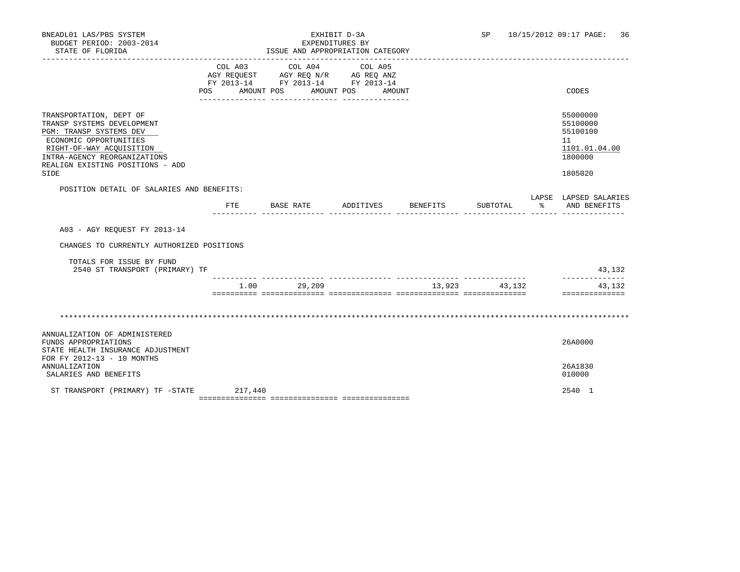| | COL A03 AGY REQUEST FY 2013-14 | | COL A04 AGY REQ N/R FY 2013-14 | | COL A05 AG REQ ANZ FY 2013-14 | | |
|---|---|---|---|---|---|---|---|
| | POS | AMOUNT | POS | AMOUNT | POS | AMOUNT | CODES |
| TRANSPORTATION, DEPT OF | | | | | | | 55000000 |
| TRANSP SYSTEMS DEVELOPMENT | | | | | | | 55100000 |
| PGM: TRANSP SYSTEMS DEV | | | | | | | 55100100 |
| ECONOMIC OPPORTUNITIES | | | | | | | 11 |
| RIGHT-OF-WAY ACQUISITION | | | | | | | 1101.01.04.00 |
| INTRA-AGENCY REORGANIZATIONS | | | | | | | 1800000 |
| REALIGN EXISTING POSITIONS - ADD SIDE | | | | | | | 1805020 |

POSITION DETAIL OF SALARIES AND BENEFITS:

| | FTE | BASE RATE | ADDITIVES | BENEFITS | SUBTOTAL | LAPSE % | LAPSED SALARIES AND BENEFITS |
|---|---|---|---|---|---|---|---|
| A03 - AGY REQUEST FY 2013-14 | | | | | | | |
| CHANGES TO CURRENTLY AUTHORIZED POSITIONS | | | | | | | |
| TOTALS FOR ISSUE BY FUND | | | | | | | |
| 2540 ST TRANSPORT (PRIMARY) TF | | | | | | | 43,132 |
| | 1.00 | 29,209 | | 13,923 | 43,132 | | 43,132 |

***************************************************************************************************************

| | COL A03 POS | COL A03 AMOUNT | COL A04 POS | COL A04 AMOUNT | COL A05 POS | COL A05 AMOUNT | CODES |
|---|---|---|---|---|---|---|---|
| ANNUALIZATION OF ADMINISTERED FUNDS APPROPRIATIONS | | | | | | | 26A0000 |
| STATE HEALTH INSURANCE ADJUSTMENT FOR FY 2012-13 - 10 MONTHS ANNUALIZATION | | | | | | | 26A1830 |
| SALARIES AND BENEFITS | | | | | | | 010000 |
| ST TRANSPORT (PRIMARY) TF -STATE | | 217,440 | | | | | 2540 1 |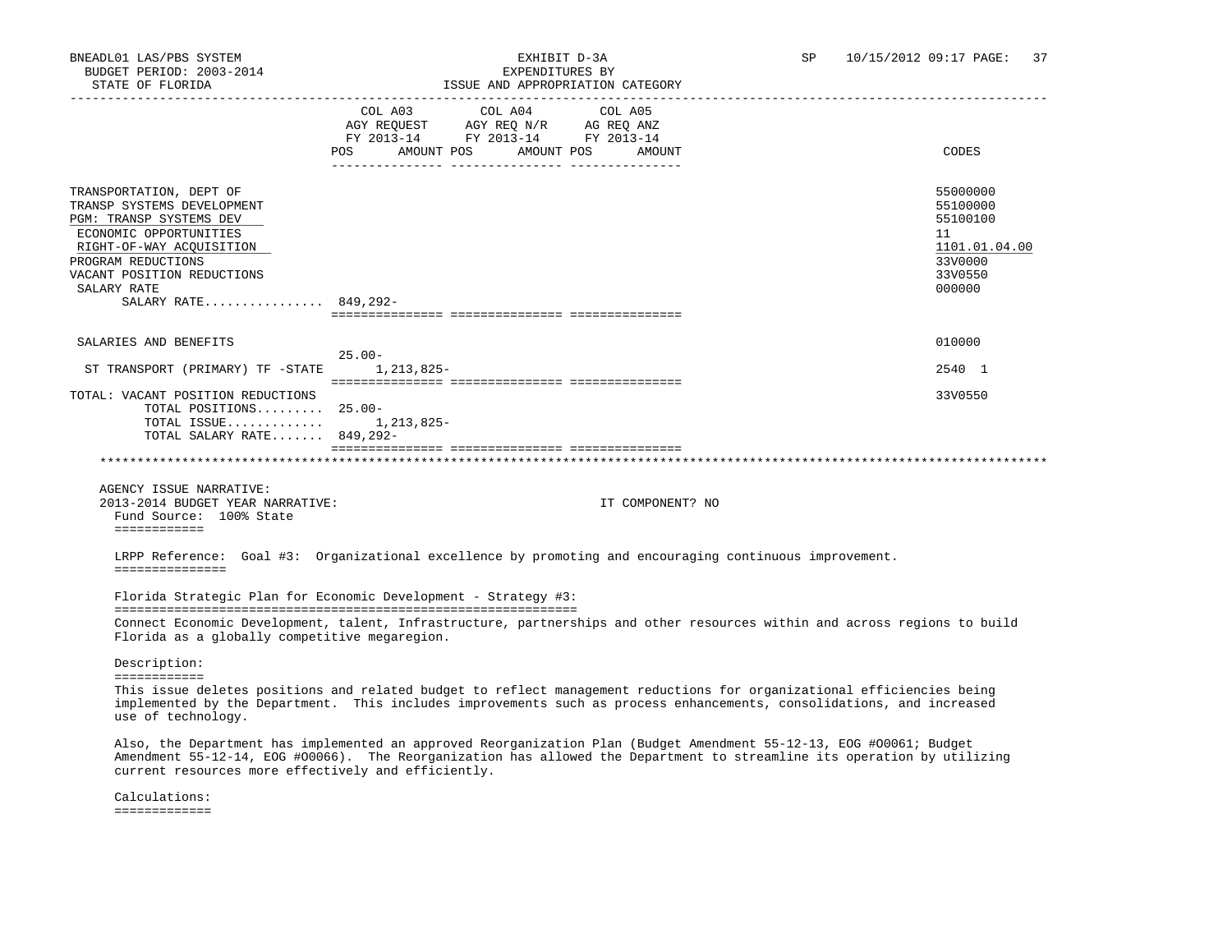| | COL A03 AGY REQUEST FY 2013-14 POS | AMOUNT | COL A04 AGY REQ N/R FY 2013-14 POS | AMOUNT | COL A05 AG REQ ANZ FY 2013-14 POS | AMOUNT | CODES |
|---|---|---|---|---|---|---|---|
| TRANSPORTATION, DEPT OF | | | | | | | 55000000 |
| TRANSP SYSTEMS DEVELOPMENT | | | | | | | 55100000 |
| PGM: TRANSP SYSTEMS DEV | | | | | | | 55100100 |
| ECONOMIC OPPORTUNITIES | | | | | | | 11 |
| RIGHT-OF-WAY ACQUISITION | | | | | | | 1101.01.04.00 |
| PROGRAM REDUCTIONS | | | | | | | 33V0000 |
| VACANT POSITION REDUCTIONS | | | | | | | 33V0550 |
| SALARY RATE | | | | | | | 000000 |
| SALARY RATE................ | 849,292- | | | | | | |
| SALARIES AND BENEFITS | | | | | | | 010000 |
| | 25.00- | | | | | | |
| ST TRANSPORT (PRIMARY) TF -STATE | | 1,213,825- | | | | | 2540 1 |
| TOTAL: VACANT POSITION REDUCTIONS | | | | | | | 33V0550 |
| TOTAL POSITIONS......... | 25.00- | | | | | | |
| TOTAL ISSUE............. | | 1,213,825- | | | | | |
| TOTAL SALARY RATE....... | 849,292- | | | | | | |

AGENCY ISSUE NARRATIVE:
2013-2014 BUDGET YEAR NARRATIVE: IT COMPONENT? NO

Fund Source: 100% State

LRPP Reference: Goal #3: Organizational excellence by promoting and encouraging continuous improvement.

Florida Strategic Plan for Economic Development - Strategy #3:

Connect Economic Development, talent, Infrastructure, partnerships and other resources within and across regions to build Florida as a globally competitive megaregion.

Description:

This issue deletes positions and related budget to reflect management reductions for organizational efficiencies being implemented by the Department. This includes improvements such as process enhancements, consolidations, and increased use of technology.

Also, the Department has implemented an approved Reorganization Plan (Budget Amendment 55-12-13, EOG #O0061; Budget Amendment 55-12-14, EOG #O0066). The Reorganization has allowed the Department to streamline its operation by utilizing current resources more effectively and efficiently.

Calculations: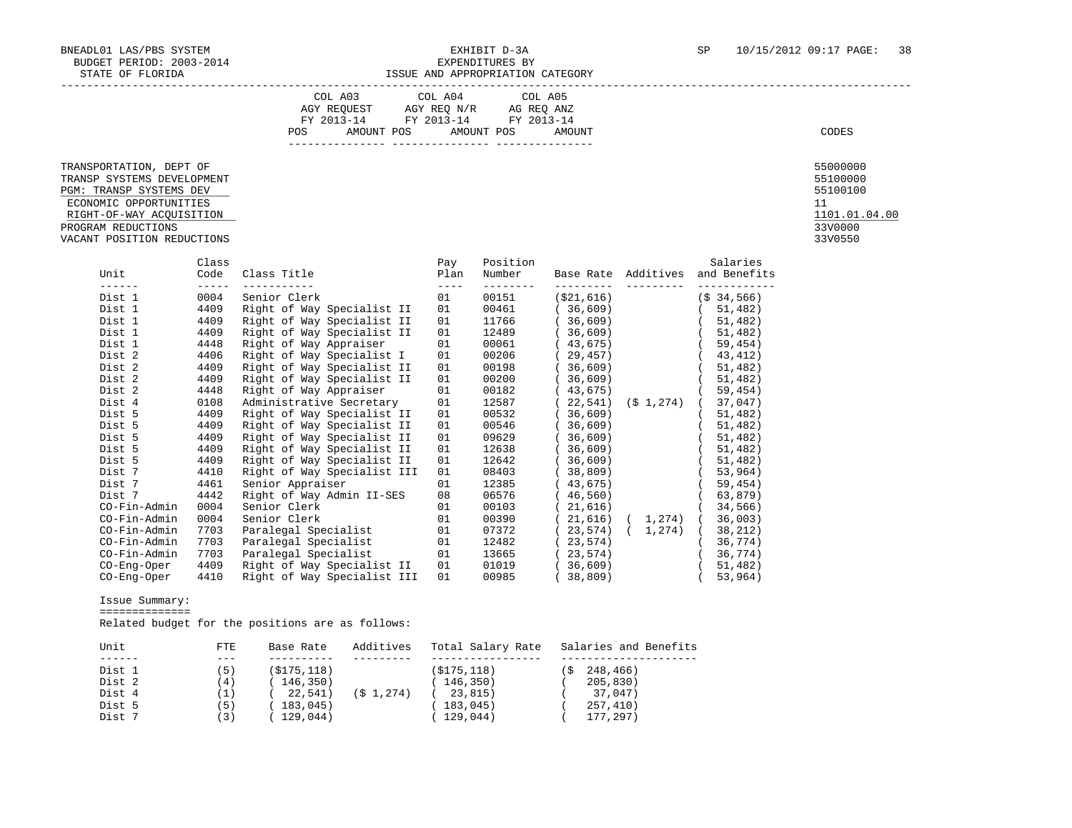BNEADL01 LAS/PBS SYSTEM EXHIBIT D-3A SP 10/15/2012 09:17
BUDGET PERIOD: 2003-2014 EXPENDITURES BY
STATE OF FLORIDA ISSUE AND APPROPRIATION CATEGORY

| | COL A03 AGY REQUEST FY 2013-14 POS AMOUNT | COL A04 AGY REQ N/R FY 2013-14 POS AMOUNT | COL A05 AG REQ ANZ FY 2013-14 POS AMOUNT | CODES |
|---|---|---|---|---|
| TRANSPORTATION, DEPT OF | | | | 55000000 |
| TRANSP SYSTEMS DEVELOPMENT | | | | 55100000 |
| PGM: TRANSP SYSTEMS DEV | | | | 55100100 |
| ECONOMIC OPPORTUNITIES | | | | 11 |
| RIGHT-OF-WAY ACQUISITION | | | | 1101.01.04.00 |
| PROGRAM REDUCTIONS | | | | 33V0000 |
| VACANT POSITION REDUCTIONS | | | | 33V0550 |

| Unit | Class Code | Class Title | Pay Plan | Position Number | Base Rate | Additives | Salaries and Benefits |
|---|---|---|---|---|---|---|---|
| Dist 1 | 0004 | Senior Clerk | 01 | 00151 | ($21,616) | | ($ 34,566) |
| Dist 1 | 4409 | Right of Way Specialist II | 01 | 00461 | ( 36,609) | | ( 51,482) |
| Dist 1 | 4409 | Right of Way Specialist II | 01 | 11766 | ( 36,609) | | ( 51,482) |
| Dist 1 | 4409 | Right of Way Specialist II | 01 | 12489 | ( 36,609) | | ( 51,482) |
| Dist 1 | 4448 | Right of Way Appraiser | 01 | 00061 | ( 43,675) | | ( 59,454) |
| Dist 2 | 4406 | Right of Way Specialist I | 01 | 00206 | ( 29,457) | | ( 43,412) |
| Dist 2 | 4409 | Right of Way Specialist II | 01 | 00198 | ( 36,609) | | ( 51,482) |
| Dist 2 | 4409 | Right of Way Specialist II | 01 | 00200 | ( 36,609) | | ( 51,482) |
| Dist 2 | 4448 | Right of Way Appraiser | 01 | 00182 | ( 43,675) | | ( 59,454) |
| Dist 4 | 0108 | Administrative Secretary | 01 | 12587 | ( 22,541) | ($ 1,274) | ( 37,047) |
| Dist 5 | 4409 | Right of Way Specialist II | 01 | 00532 | ( 36,609) | | ( 51,482) |
| Dist 5 | 4409 | Right of Way Specialist II | 01 | 00546 | ( 36,609) | | ( 51,482) |
| Dist 5 | 4409 | Right of Way Specialist II | 01 | 09629 | ( 36,609) | | ( 51,482) |
| Dist 5 | 4409 | Right of Way Specialist II | 01 | 12638 | ( 36,609) | | ( 51,482) |
| Dist 5 | 4409 | Right of Way Specialist II | 01 | 12642 | ( 36,609) | | ( 51,482) |
| Dist 7 | 4410 | Right of Way Specialist III | 01 | 08403 | ( 38,809) | | ( 53,964) |
| Dist 7 | 4461 | Senior Appraiser | 01 | 12385 | ( 43,675) | | ( 59,454) |
| Dist 7 | 4442 | Right of Way Admin II-SES | 08 | 06576 | ( 46,560) | | ( 63,879) |
| CO-Fin-Admin | 0004 | Senior Clerk | 01 | 00103 | ( 21,616) | | ( 34,566) |
| CO-Fin-Admin | 0004 | Senior Clerk | 01 | 00390 | ( 21,616) | ( 1,274) | ( 36,003) |
| CO-Fin-Admin | 7703 | Paralegal Specialist | 01 | 07372 | ( 23,574) | ( 1,274) | ( 38,212) |
| CO-Fin-Admin | 7703 | Paralegal Specialist | 01 | 12482 | ( 23,574) | | ( 36,774) |
| CO-Fin-Admin | 7703 | Paralegal Specialist | 01 | 13665 | ( 23,574) | | ( 36,774) |
| CO-Eng-Oper | 4409 | Right of Way Specialist II | 01 | 01019 | ( 36,609) | | ( 51,482) |
| CO-Eng-Oper | 4410 | Right of Way Specialist III | 01 | 00985 | ( 38,809) | | ( 53,964) |

Issue Summary:

Related budget for the positions are as follows:

| Unit | FTE | Base Rate | Additives | Total Salary Rate | Salaries and Benefits |
|---|---|---|---|---|---|
| Dist 1 | (5) | ($175,118) | | ($175,118) | ($ 248,466) |
| Dist 2 | (4) | ( 146,350) | | ( 146,350) | ( 205,830) |
| Dist 4 | (1) | ( 22,541) | ($ 1,274) | ( 23,815) | ( 37,047) |
| Dist 5 | (5) | ( 183,045) | | ( 183,045) | ( 257,410) |
| Dist 7 | (3) | ( 129,044) | | ( 129,044) | ( 177,297) |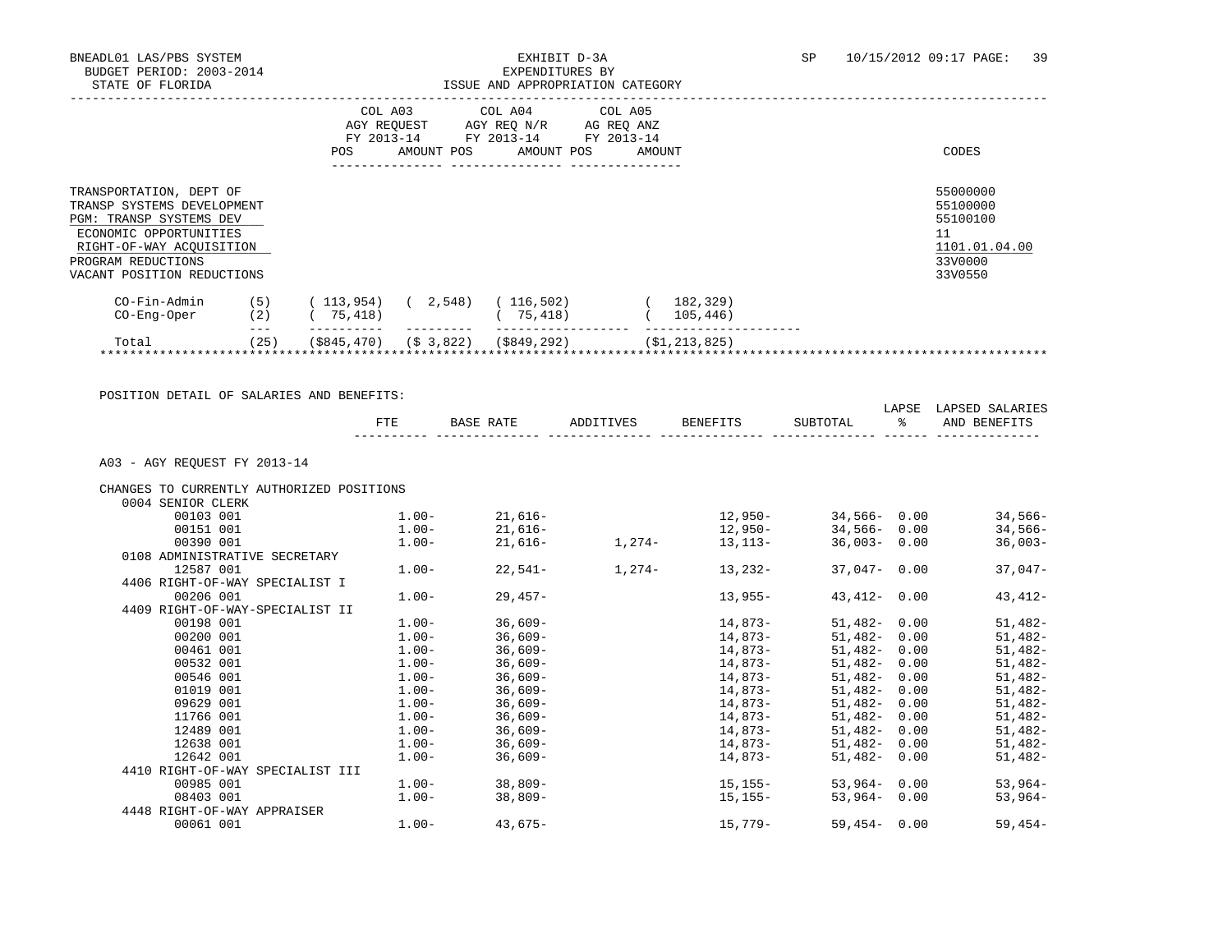BNEADL01 LAS/PBS SYSTEM
BUDGET PERIOD: 2003-2014
STATE OF FLORIDA

EXHIBIT D-3A
EXPENDITURES BY
ISSUE AND APPROPRIATION CATEGORY

SP 10/15/2012 09:17 PAGE: 39

| | COL A03 AGY REQUEST FY 2013-14 POS | AMOUNT | COL A04 AGY REQ N/R FY 2013-14 POS | AMOUNT | COL A05 AG REQ ANZ FY 2013-14 POS | AMOUNT | CODES |
|---|---|---|---|---|---|---|---|
| TRANSPORTATION, DEPT OF | | | | | | | 55000000 |
| TRANSP SYSTEMS DEVELOPMENT | | | | | | | 55100000 |
| PGM: TRANSP SYSTEMS DEV | | | | | | | 55100100 |
| ECONOMIC OPPORTUNITIES | | | | | | | 11 |
| RIGHT-OF-WAY ACQUISITION | | | | | | | 1101.01.04.00 |
| PROGRAM REDUCTIONS | | | | | | | 33V0000 |
| VACANT POSITION REDUCTIONS | | | | | | | 33V0550 |
| CO-Fin-Admin | (5) | ( 113,954) | ( 2,548) | ( 116,502) | | ( 182,329) | |
| CO-Eng-Oper | (2) | ( 75,418) | | ( 75,418) | | ( 105,446) | |
| Total | (25) | ($845,470) | ($ 3,822) | ($849,292) | | ($1,213,825) | |

POSITION DETAIL OF SALARIES AND BENEFITS:

| | FTE | BASE RATE | ADDITIVES | BENEFITS | SUBTOTAL | LAPSE % | LAPSED SALARIES AND BENEFITS |
|---|---|---|---|---|---|---|---|
| A03 - AGY REQUEST FY 2013-14 | | | | | | | |
| CHANGES TO CURRENTLY AUTHORIZED POSITIONS | | | | | | | |
| 0004 SENIOR CLERK | | | | | | | |
| 00103 001 | 1.00- | 21,616- | | 12,950- | 34,566- | 0.00 | 34,566- |
| 00151 001 | 1.00- | 21,616- | | 12,950- | 34,566- | 0.00 | 34,566- |
| 00390 001 | 1.00- | 21,616- | 1,274- | 13,113- | 36,003- | 0.00 | 36,003- |
| 0108 ADMINISTRATIVE SECRETARY | | | | | | | |
| 12587 001 | 1.00- | 22,541- | 1,274- | 13,232- | 37,047- | 0.00 | 37,047- |
| 4406 RIGHT-OF-WAY SPECIALIST I | | | | | | | |
| 00206 001 | 1.00- | 29,457- | | 13,955- | 43,412- | 0.00 | 43,412- |
| 4409 RIGHT-OF-WAY-SPECIALIST II | | | | | | | |
| 00198 001 | 1.00- | 36,609- | | 14,873- | 51,482- | 0.00 | 51,482- |
| 00200 001 | 1.00- | 36,609- | | 14,873- | 51,482- | 0.00 | 51,482- |
| 00461 001 | 1.00- | 36,609- | | 14,873- | 51,482- | 0.00 | 51,482- |
| 00532 001 | 1.00- | 36,609- | | 14,873- | 51,482- | 0.00 | 51,482- |
| 00546 001 | 1.00- | 36,609- | | 14,873- | 51,482- | 0.00 | 51,482- |
| 01019 001 | 1.00- | 36,609- | | 14,873- | 51,482- | 0.00 | 51,482- |
| 09629 001 | 1.00- | 36,609- | | 14,873- | 51,482- | 0.00 | 51,482- |
| 11766 001 | 1.00- | 36,609- | | 14,873- | 51,482- | 0.00 | 51,482- |
| 12489 001 | 1.00- | 36,609- | | 14,873- | 51,482- | 0.00 | 51,482- |
| 12638 001 | 1.00- | 36,609- | | 14,873- | 51,482- | 0.00 | 51,482- |
| 12642 001 | 1.00- | 36,609- | | 14,873- | 51,482- | 0.00 | 51,482- |
| 4410 RIGHT-OF-WAY SPECIALIST III | | | | | | | |
| 00985 001 | 1.00- | 38,809- | | 15,155- | 53,964- | 0.00 | 53,964- |
| 08403 001 | 1.00- | 38,809- | | 15,155- | 53,964- | 0.00 | 53,964- |
| 4448 RIGHT-OF-WAY APPRAISER | | | | | | | |
| 00061 001 | 1.00- | 43,675- | | 15,779- | 59,454- | 0.00 | 59,454- |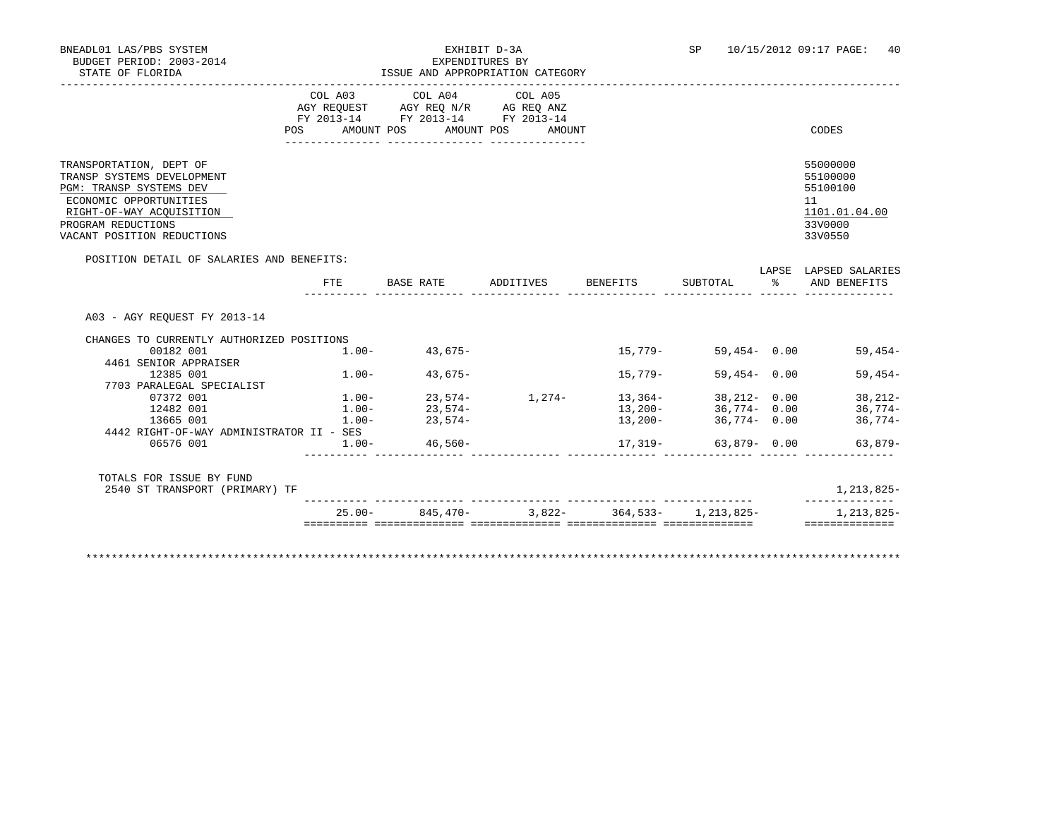BNEADL01 LAS/PBS SYSTEM
BUDGET PERIOD: 2003-2014
STATE OF FLORIDA

EXHIBIT D-3A
EXPENDITURES BY
ISSUE AND APPROPRIATION CATEGORY

SP 10/15/2012 09:17 PAGE: 40

| | COL A03 AGY REQUEST FY 2013-14 POS AMOUNT | COL A04 AGY REQ N/R FY 2013-14 POS AMOUNT | COL A05 AG REQ ANZ FY 2013-14 POS AMOUNT | CODES |
|---|---|---|---|---|
| TRANSPORTATION, DEPT OF | | | | 55000000 |
| TRANSP SYSTEMS DEVELOPMENT | | | | 55100000 |
| PGM: TRANSP SYSTEMS DEV | | | | 55100100 |
| ECONOMIC OPPORTUNITIES | | | | 11 |
| RIGHT-OF-WAY ACQUISITION | | | | 1101.01.04.00 |
| PROGRAM REDUCTIONS | | | | 33V0000 |
| VACANT POSITION REDUCTIONS | | | | 33V0550 |

POSITION DETAIL OF SALARIES AND BENEFITS:

| | FTE | BASE RATE | ADDITIVES | BENEFITS | SUBTOTAL | LAPSE % | LAPSED SALARIES AND BENEFITS |
|---|---|---|---|---|---|---|---|
| A03 - AGY REQUEST FY 2013-14 | | | | | | | |
| CHANGES TO CURRENTLY AUTHORIZED POSITIONS | | | | | | | |
| 00182 001 | 1.00- | 43,675- | | 15,779- | 59,454- | 0.00 | 59,454- |
| 4461 SENIOR APPRAISER | | | | | | | |
| 12385 001 | 1.00- | 43,675- | | 15,779- | 59,454- | 0.00 | 59,454- |
| 7703 PARALEGAL SPECIALIST | | | | | | | |
| 07372 001 | 1.00- | 23,574- | 1,274- | 13,364- | 38,212- | 0.00 | 38,212- |
| 12482 001 | 1.00- | 23,574- | | 13,200- | 36,774- | 0.00 | 36,774- |
| 13665 001 | 1.00- | 23,574- | | 13,200- | 36,774- | 0.00 | 36,774- |
| 4442 RIGHT-OF-WAY ADMINISTRATOR II - SES | | | | | | | |
| 06576 001 | 1.00- | 46,560- | | 17,319- | 63,879- | 0.00 | 63,879- |
| TOTALS FOR ISSUE BY FUND | | | | | | | |
| 2540 ST TRANSPORT (PRIMARY) TF | | | | | | | 1,213,825- |
| | 25.00- | 845,470- | 3,822- | 364,533- | 1,213,825- | | 1,213,825- |

********************************************************************************************************************************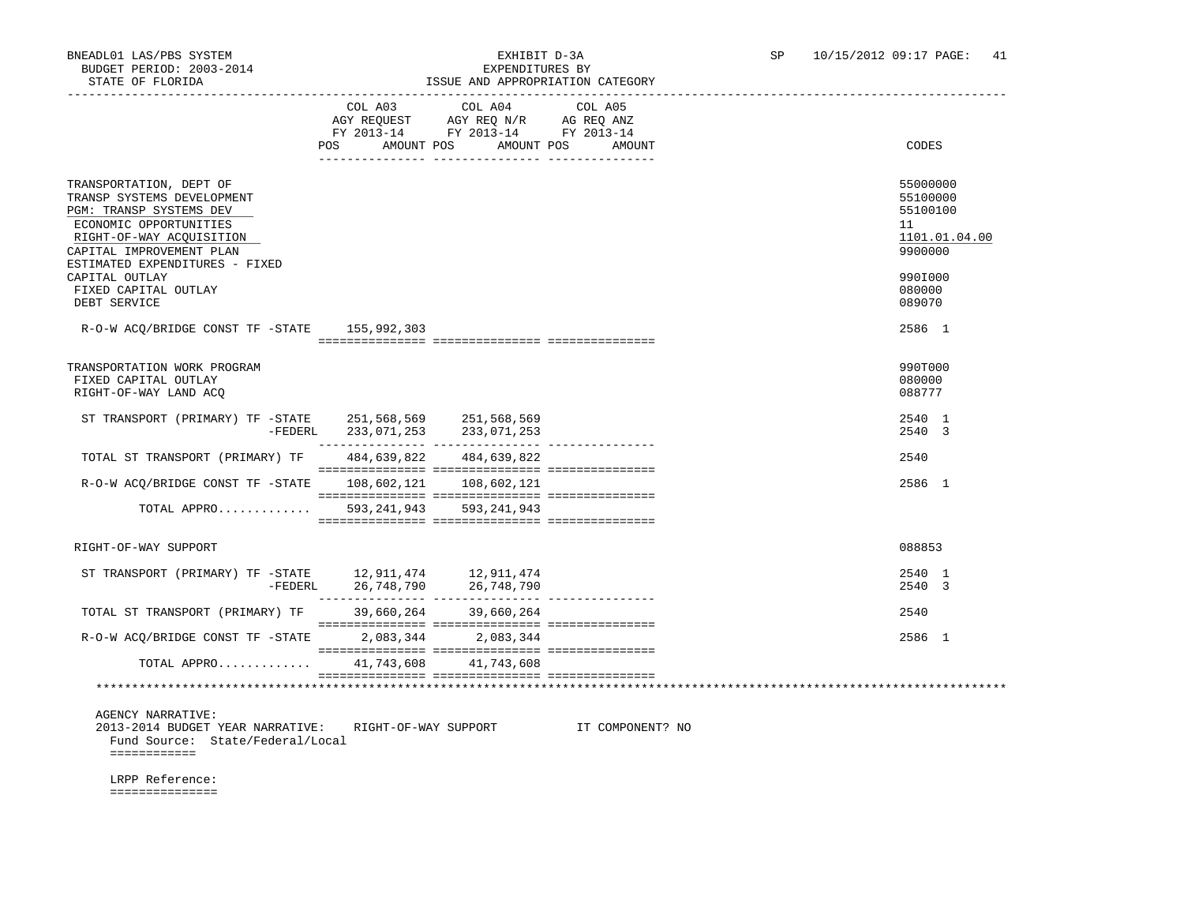BNEADL01 LAS/PBS SYSTEM
BUDGET PERIOD: 2003-2014
STATE OF FLORIDA

EXHIBIT D-3A
EXPENDITURES BY
ISSUE AND APPROPRIATION CATEGORY

SP 10/15/2012 09:17 PAGE: 41

| | COL A03 AGY REQUEST FY 2013-14 POS AMOUNT | COL A04 AGY REQ N/R FY 2013-14 POS AMOUNT | COL A05 AG REQ ANZ FY 2013-14 POS AMOUNT | CODES |
|---|---|---|---|---|
| TRANSPORTATION, DEPT OF | | | | 55000000 |
| TRANSP SYSTEMS DEVELOPMENT | | | | 55100000 |
| PGM: TRANSP SYSTEMS DEV | | | | 55100100 |
| ECONOMIC OPPORTUNITIES | | | | 11 |
| RIGHT-OF-WAY ACQUISITION | | | | 1101.01.04.00 |
| CAPITAL IMPROVEMENT PLAN | | | | 9900000 |
| ESTIMATED EXPENDITURES - FIXED CAPITAL OUTLAY | | | | 990I000 |
| FIXED CAPITAL OUTLAY | | | | 080000 |
| DEBT SERVICE | | | | 089070 |
| R-O-W ACQ/BRIDGE CONST TF -STATE | 155,992,303 | | | 2586 1 |
| TRANSPORTATION WORK PROGRAM | | | | 990T000 |
| FIXED CAPITAL OUTLAY | | | | 080000 |
| RIGHT-OF-WAY LAND ACQ | | | | 088777 |
| ST TRANSPORT (PRIMARY) TF -STATE | 251,568,569 | 251,568,569 | | 2540 1 |
| -FEDERL | 233,071,253 | 233,071,253 | | 2540 3 |
| TOTAL ST TRANSPORT (PRIMARY) TF | 484,639,822 | 484,639,822 | | 2540 |
| R-O-W ACQ/BRIDGE CONST TF -STATE | 108,602,121 | 108,602,121 | | 2586 1 |
| TOTAL APPRO............. | 593,241,943 | 593,241,943 | | |
| RIGHT-OF-WAY SUPPORT | | | | 088853 |
| ST TRANSPORT (PRIMARY) TF -STATE | 12,911,474 | 12,911,474 | | 2540 1 |
| -FEDERL | 26,748,790 | 26,748,790 | | 2540 3 |
| TOTAL ST TRANSPORT (PRIMARY) TF | 39,660,264 | 39,660,264 | | 2540 |
| R-O-W ACQ/BRIDGE CONST TF -STATE | 2,083,344 | 2,083,344 | | 2586 1 |
| TOTAL APPRO............. | 41,743,608 | 41,743,608 | | |

AGENCY NARRATIVE:
2013-2014 BUDGET YEAR NARRATIVE: RIGHT-OF-WAY SUPPORT IT COMPONENT? NO

Fund Source: State/Federal/Local

LRPP Reference: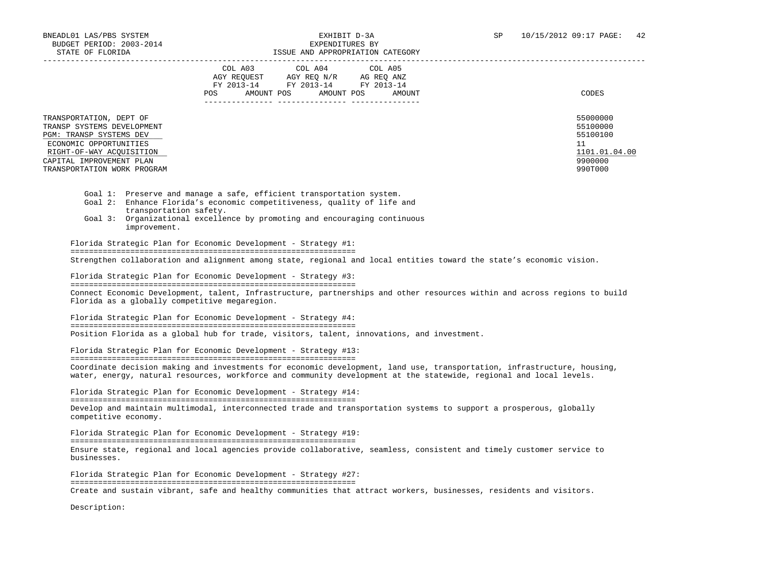| | COL A03 AGY REQUEST FY 2013-14 POS AMOUNT | COL A04 AGY REQ N/R FY 2013-14 POS AMOUNT | COL A05 AG REQ ANZ FY 2013-14 POS AMOUNT | CODES |
|---|---|---|---|---|
| TRANSPORTATION, DEPT OF | | | | 55000000 |
| TRANSP SYSTEMS DEVELOPMENT | | | | 55100000 |
| PGM: TRANSP SYSTEMS DEV | | | | 55100100 |
| ECONOMIC OPPORTUNITIES | | | | 11 |
| RIGHT-OF-WAY ACQUISITION | | | | 1101.01.04.00 |
| CAPITAL IMPROVEMENT PLAN | | | | 9900000 |
| TRANSPORTATION WORK PROGRAM | | | | 990T000 |

Goal 1: Preserve and manage a safe, efficient transportation system.
Goal 2: Enhance Florida's economic competitiveness, quality of life and transportation safety.
Goal 3: Organizational excellence by promoting and encouraging continuous improvement.

Florida Strategic Plan for Economic Development - Strategy #1:

Strengthen collaboration and alignment among state, regional and local entities toward the state's economic vision.

Florida Strategic Plan for Economic Development - Strategy #3:

Connect Economic Development, talent, Infrastructure, partnerships and other resources within and across regions to build Florida as a globally competitive megaregion.

Florida Strategic Plan for Economic Development - Strategy #4:

Position Florida as a global hub for trade, visitors, talent, innovations, and investment.

Florida Strategic Plan for Economic Development - Strategy #13:

Coordinate decision making and investments for economic development, land use, transportation, infrastructure, housing, water, energy, natural resources, workforce and community development at the statewide, regional and local levels.

Florida Strategic Plan for Economic Development - Strategy #14:

Develop and maintain multimodal, interconnected trade and transportation systems to support a prosperous, globally competitive economy.

Florida Strategic Plan for Economic Development - Strategy #19:

Ensure state, regional and local agencies provide collaborative, seamless, consistent and timely customer service to businesses.

Florida Strategic Plan for Economic Development - Strategy #27:

Create and sustain vibrant, safe and healthy communities that attract workers, businesses, residents and visitors.

Description: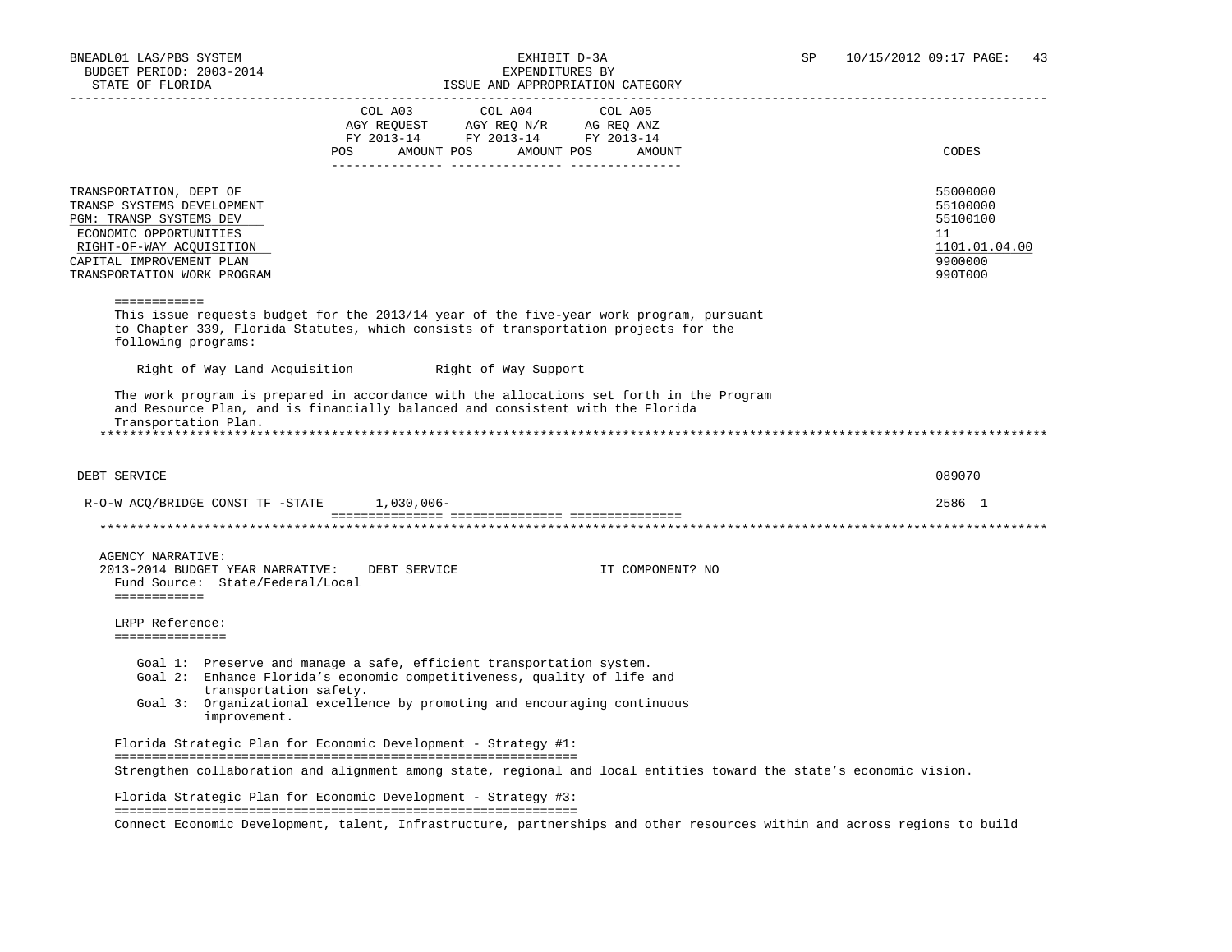BNEADL01 LAS/PBS SYSTEM
BUDGET PERIOD: 2003-2014
STATE OF FLORIDA

EXHIBIT D-3A
EXPENDITURES BY
ISSUE AND APPROPRIATION CATEGORY

SP 10/15/2012 09:17

| | COL A03 AGY REQUEST FY 2013-14 POS AMOUNT | COL A04 AGY REQ N/R FY 2013-14 POS AMOUNT | COL A05 AG REQ ANZ FY 2013-14 POS AMOUNT | CODES |
|---|---|---|---|---|
| TRANSPORTATION, DEPT OF | | | | 55000000 |
| TRANSP SYSTEMS DEVELOPMENT | | | | 55100000 |
| PGM: TRANSP SYSTEMS DEV | | | | 55100100 |
| ECONOMIC OPPORTUNITIES | | | | 11 |
| RIGHT-OF-WAY ACQUISITION | | | | 1101.01.04.00 |
| CAPITAL IMPROVEMENT PLAN | | | | 9900000 |
| TRANSPORTATION WORK PROGRAM | | | | 990T000 |

============

This issue requests budget for the 2013/14 year of the five-year work program, pursuant to Chapter 339, Florida Statutes, which consists of transportation projects for the following programs:

Right of Way Land Acquisition          Right of Way Support

The work program is prepared in accordance with the allocations set forth in the Program and Resource Plan, and is financially balanced and consistent with the Florida Transportation Plan.

| | COL A03 | COL A04 | COL A05 | CODES |
|---|---|---|---|---|
| DEBT SERVICE | | | | 089070 |
| R-O-W ACQ/BRIDGE CONST TF -STATE | 1,030,006- | | | 2586 1 |

AGENCY NARRATIVE:
2013-2014 BUDGET YEAR NARRATIVE: DEBT SERVICE          IT COMPONENT? NO
Fund Source: State/Federal/Local
============

LRPP Reference:
===============

Goal 1: Preserve and manage a safe, efficient transportation system.
Goal 2: Enhance Florida's economic competitiveness, quality of life and transportation safety.
Goal 3: Organizational excellence by promoting and encouraging continuous improvement.

Florida Strategic Plan for Economic Development - Strategy #1:
==============================================================
Strengthen collaboration and alignment among state, regional and local entities toward the state's economic vision.

Florida Strategic Plan for Economic Development - Strategy #3:
==============================================================
Connect Economic Development, talent, Infrastructure, partnerships and other resources within and across regions to build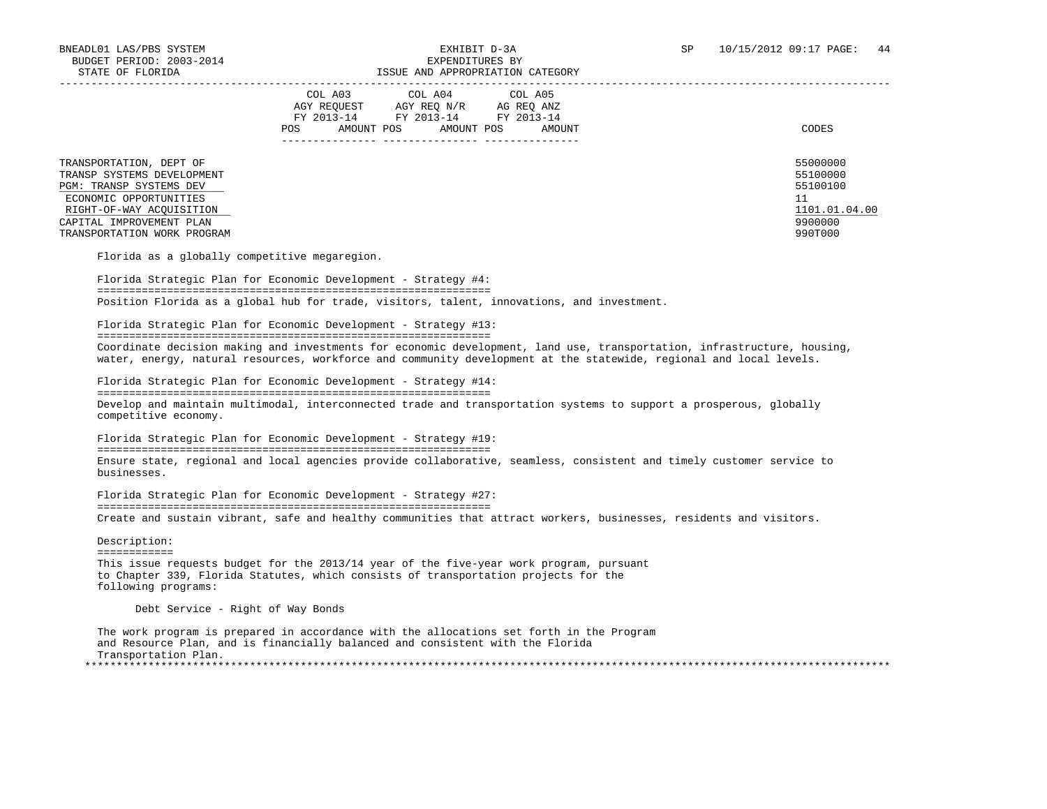| | COL A03 AGY REQUEST FY 2013-14 | | COL A04 AGY REQ N/R FY 2013-14 | | COL A05 AG REQ ANZ FY 2013-14 | | CODES |
|---|---|---|---|---|---|---|---|
| | POS | AMOUNT | POS | AMOUNT | POS | AMOUNT | |
| TRANSPORTATION, DEPT OF | | | | | | | 55000000 |
| TRANSP SYSTEMS DEVELOPMENT | | | | | | | 55100000 |
| PGM: TRANSP SYSTEMS DEV | | | | | | | 55100100 |
| ECONOMIC OPPORTUNITIES | | | | | | | 11 |
| RIGHT-OF-WAY ACQUISITION | | | | | | | 1101.01.04.00 |
| CAPITAL IMPROVEMENT PLAN | | | | | | | 9900000 |
| TRANSPORTATION WORK PROGRAM | | | | | | | 990T000 |

Florida as a globally competitive megaregion.

Florida Strategic Plan for Economic Development - Strategy #4:

Position Florida as a global hub for trade, visitors, talent, innovations, and investment.

Florida Strategic Plan for Economic Development - Strategy #13:

Coordinate decision making and investments for economic development, land use, transportation, infrastructure, housing, water, energy, natural resources, workforce and community development at the statewide, regional and local levels.

Florida Strategic Plan for Economic Development - Strategy #14:

Develop and maintain multimodal, interconnected trade and transportation systems to support a prosperous, globally competitive economy.

Florida Strategic Plan for Economic Development - Strategy #19:

Ensure state, regional and local agencies provide collaborative, seamless, consistent and timely customer service to businesses.

Florida Strategic Plan for Economic Development - Strategy #27:

Create and sustain vibrant, safe and healthy communities that attract workers, businesses, residents and visitors.

Description:

This issue requests budget for the 2013/14 year of the five-year work program, pursuant to Chapter 339, Florida Statutes, which consists of transportation projects for the following programs:

Debt Service - Right of Way Bonds

The work program is prepared in accordance with the allocations set forth in the Program and Resource Plan, and is financially balanced and consistent with the Florida Transportation Plan.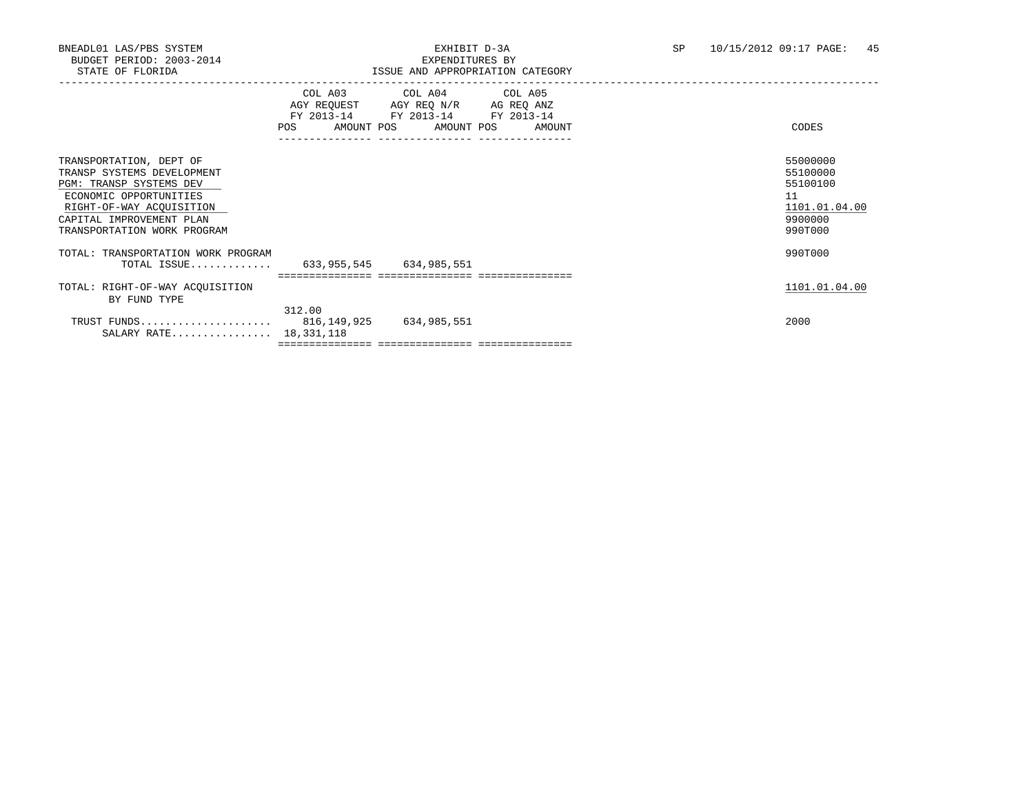BNEADL01 LAS/PBS SYSTEM
BUDGET PERIOD: 2003-2014
STATE OF FLORIDA

EXHIBIT D-3A
EXPENDITURES BY
ISSUE AND APPROPRIATION CATEGORY

SP 10/15/2012 09:17 PAGE: 45

| | COL A03 AGY REQUEST FY 2013-14 POS | AMOUNT | COL A04 AGY REQ N/R FY 2013-14 POS | AMOUNT | COL A05 AG REQ ANZ FY 2013-14 POS | AMOUNT | CODES |
|---|---|---|---|---|---|---|---|
| TRANSPORTATION, DEPT OF | | | | | | | 55000000 |
| TRANSP SYSTEMS DEVELOPMENT | | | | | | | 55100000 |
| PGM: TRANSP SYSTEMS DEV | | | | | | | 55100100 |
| ECONOMIC OPPORTUNITIES | | | | | | | 11 |
| RIGHT-OF-WAY ACQUISITION | | | | | | | 1101.01.04.00 |
| CAPITAL IMPROVEMENT PLAN | | | | | | | 9900000 |
| TRANSPORTATION WORK PROGRAM | | | | | | | 990T000 |
| TOTAL: TRANSPORTATION WORK PROGRAM | | | | | | | 990T000 |
| TOTAL ISSUE............. | | 633,955,545 | | 634,985,551 | | | |
| TOTAL: RIGHT-OF-WAY ACQUISITION | | | | | | | 1101.01.04.00 |
| BY FUND TYPE | | | | | | | |
| TRUST FUNDS..................... | 312.00 | 816,149,925 | | 634,985,551 | | | 2000 |
| SALARY RATE................ | | 18,331,118 | | | | | |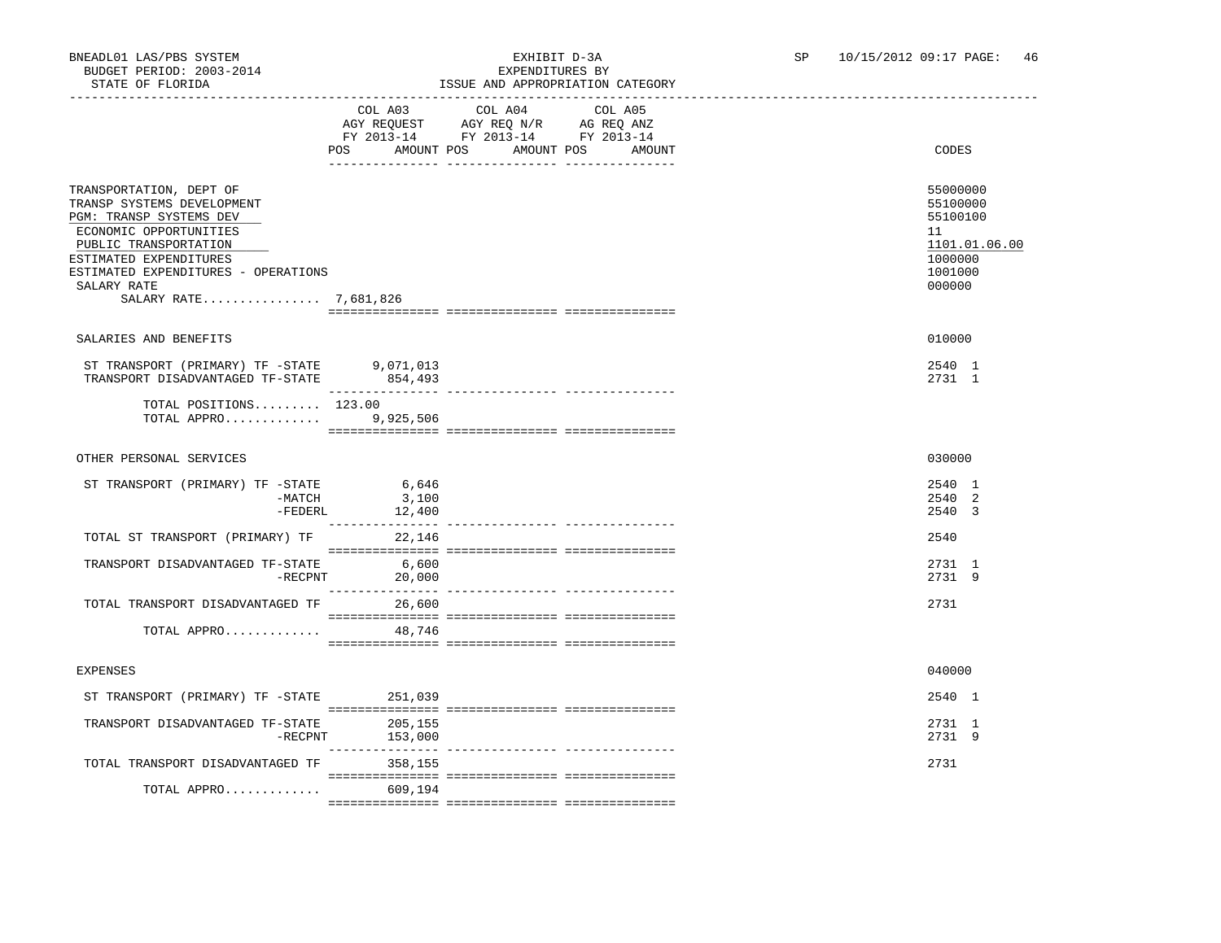BNEADL01 LAS/PBS SYSTEM
BUDGET PERIOD: 2003-2014
STATE OF FLORIDA

EXHIBIT D-3A
EXPENDITURES BY
ISSUE AND APPROPRIATION CATEGORY

SP 10/15/2012 09:17 PAGE: 46

| | COL A03 AGY REQUEST FY 2013-14 POS AMOUNT | COL A04 AGY REQ N/R FY 2013-14 POS AMOUNT | COL A05 AG REQ ANZ FY 2013-14 POS AMOUNT | CODES |
|---|---|---|---|---|
| TRANSPORTATION, DEPT OF | | | | 55000000 |
| TRANSP SYSTEMS DEVELOPMENT | | | | 55100000 |
| PGM: TRANSP SYSTEMS DEV | | | | 55100100 |
| ECONOMIC OPPORTUNITIES | | | | 11 |
| PUBLIC TRANSPORTATION | | | | 1101.01.06.00 |
| ESTIMATED EXPENDITURES | | | | 1000000 |
| ESTIMATED EXPENDITURES - OPERATIONS | | | | 1001000 |
| SALARY RATE | | | | 000000 |
| SALARY RATE................ 7,681,826 | | | | |
| SALARIES AND BENEFITS | | | | 010000 |
| ST TRANSPORT (PRIMARY) TF -STATE | 9,071,013 | | | 2540 1 |
| TRANSPORT DISADVANTAGED TF-STATE | 854,493 | | | 2731 1 |
| TOTAL POSITIONS......... | 123.00 | | | |
| TOTAL APPRO............. | 9,925,506 | | | |
| OTHER PERSONAL SERVICES | | | | 030000 |
| ST TRANSPORT (PRIMARY) TF -STATE | 6,646 | | | 2540 1 |
| -MATCH | 3,100 | | | 2540 2 |
| -FEDERL | 12,400 | | | 2540 3 |
| TOTAL ST TRANSPORT (PRIMARY) TF | 22,146 | | | 2540 |
| TRANSPORT DISADVANTAGED TF-STATE | 6,600 | | | 2731 1 |
| -RECPNT | 20,000 | | | 2731 9 |
| TOTAL TRANSPORT DISADVANTAGED TF | 26,600 | | | 2731 |
| TOTAL APPRO............. | 48,746 | | | |
| EXPENSES | | | | 040000 |
| ST TRANSPORT (PRIMARY) TF -STATE | 251,039 | | | 2540 1 |
| TRANSPORT DISADVANTAGED TF-STATE | 205,155 | | | 2731 1 |
| -RECPNT | 153,000 | | | 2731 9 |
| TOTAL TRANSPORT DISADVANTAGED TF | 358,155 | | | 2731 |
| TOTAL APPRO............. | 609,194 | | | |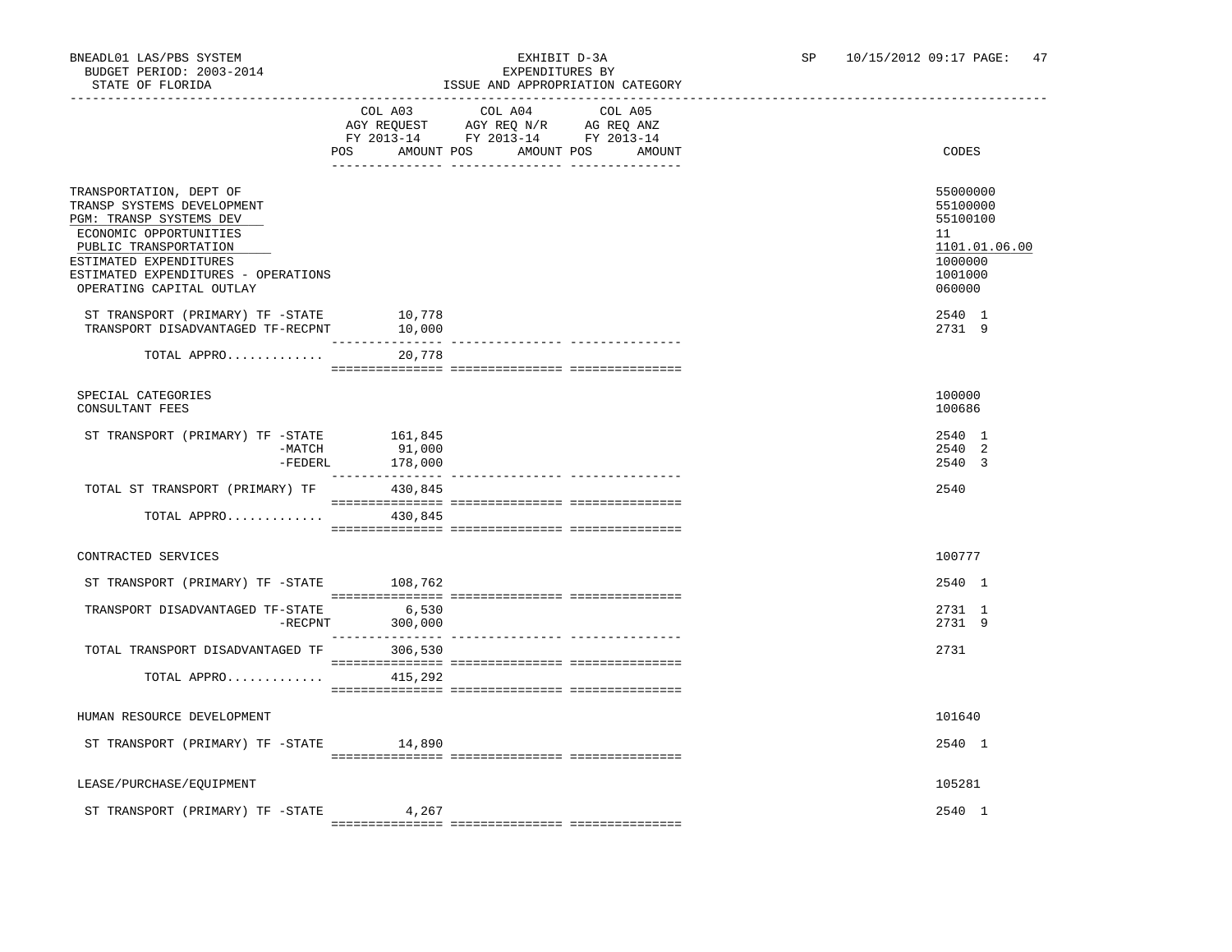BNEADL01 LAS/PBS SYSTEM
BUDGET PERIOD: 2003-2014
STATE OF FLORIDA

EXHIBIT D-3A
EXPENDITURES BY
ISSUE AND APPROPRIATION CATEGORY

SP 10/15/2012 09:17

| | COL A03 AGY REQUEST FY 2013-14 POS AMOUNT | COL A04 AGY REQ N/R FY 2013-14 POS AMOUNT | COL A05 AG REQ ANZ FY 2013-14 POS AMOUNT | CODES |
|---|---|---|---|---|
| TRANSPORTATION, DEPT OF | | | | 55000000 |
| TRANSP SYSTEMS DEVELOPMENT | | | | 55100000 |
| PGM: TRANSP SYSTEMS DEV | | | | 55100100 |
| ECONOMIC OPPORTUNITIES | | | | 11 |
| PUBLIC TRANSPORTATION | | | | 1101.01.06.00 |
| ESTIMATED EXPENDITURES | | | | 1000000 |
| ESTIMATED EXPENDITURES - OPERATIONS | | | | 1001000 |
| OPERATING CAPITAL OUTLAY | | | | 060000 |
| ST TRANSPORT (PRIMARY) TF -STATE | 10,778 | | | 2540 1 |
| TRANSPORT DISADVANTAGED TF-RECPNT | 10,000 | | | 2731 9 |
| TOTAL APPRO............. | 20,778 | | | |
| SPECIAL CATEGORIES | | | | 100000 |
| CONSULTANT FEES | | | | 100686 |
| ST TRANSPORT (PRIMARY) TF -STATE | 161,845 | | | 2540 1 |
| -MATCH | 91,000 | | | 2540 2 |
| -FEDERL | 178,000 | | | 2540 3 |
| TOTAL ST TRANSPORT (PRIMARY) TF | 430,845 | | | 2540 |
| TOTAL APPRO............. | 430,845 | | | |
| CONTRACTED SERVICES | | | | 100777 |
| ST TRANSPORT (PRIMARY) TF -STATE | 108,762 | | | 2540 1 |
| TRANSPORT DISADVANTAGED TF-STATE | 6,530 | | | 2731 1 |
| -RECPNT | 300,000 | | | 2731 9 |
| TOTAL TRANSPORT DISADVANTAGED TF | 306,530 | | | 2731 |
| TOTAL APPRO............. | 415,292 | | | |
| HUMAN RESOURCE DEVELOPMENT | | | | 101640 |
| ST TRANSPORT (PRIMARY) TF -STATE | 14,890 | | | 2540 1 |
| LEASE/PURCHASE/EQUIPMENT | | | | 105281 |
| ST TRANSPORT (PRIMARY) TF -STATE | 4,267 | | | 2540 1 |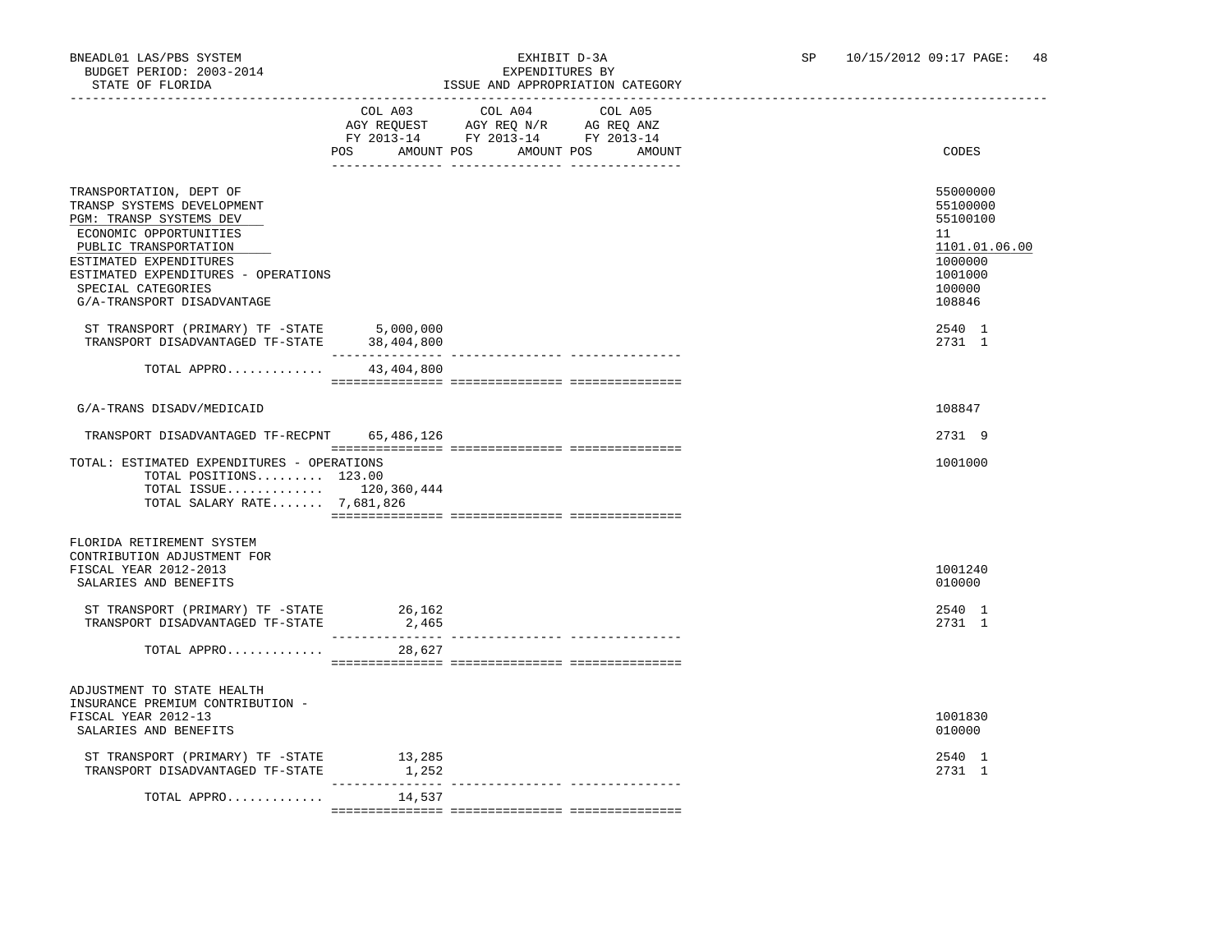BNEADL01 LAS/PBS SYSTEM | EXHIBIT D-3A | SP 10/15/2012 09:17 PAGE: 48
BUDGET PERIOD: 2003-2014 | EXPENDITURES BY
STATE OF FLORIDA | ISSUE AND APPROPRIATION CATEGORY

| | COL A03 AGY REQUEST FY 2013-14 POS AMOUNT | COL A04 AGY REQ N/R FY 2013-14 POS AMOUNT | COL A05 AG REQ ANZ FY 2013-14 POS AMOUNT | CODES |
|---|---|---|---|---|
| TRANSPORTATION, DEPT OF | | | | 55000000 |
| TRANSP SYSTEMS DEVELOPMENT | | | | 55100000 |
| PGM: TRANSP SYSTEMS DEV | | | | 55100100 |
| ECONOMIC OPPORTUNITIES | | | | 11 |
| PUBLIC TRANSPORTATION | | | | 1101.01.06.00 |
| ESTIMATED EXPENDITURES | | | | 1000000 |
| ESTIMATED EXPENDITURES - OPERATIONS | | | | 1001000 |
| SPECIAL CATEGORIES | | | | 100000 |
| G/A-TRANSPORT DISADVANTAGE | | | | 108846 |
| ST TRANSPORT (PRIMARY) TF -STATE | 5,000,000 | | | 2540 1 |
| TRANSPORT DISADVANTAGED TF-STATE | 38,404,800 | | | 2731 1 |
| TOTAL APPRO............ | 43,404,800 | | | |
| G/A-TRANS DISADV/MEDICAID | | | | 108847 |
| TRANSPORT DISADVANTAGED TF-RECPNT | 65,486,126 | | | 2731 9 |
| TOTAL: ESTIMATED EXPENDITURES - OPERATIONS | | | | 1001000 |
| TOTAL POSITIONS......... | 123.00 | | | |
| TOTAL ISSUE............ | 120,360,444 | | | |
| TOTAL SALARY RATE....... | 7,681,826 | | | |
| FLORIDA RETIREMENT SYSTEM CONTRIBUTION ADJUSTMENT FOR FISCAL YEAR 2012-2013 | | | | 1001240 |
| SALARIES AND BENEFITS | | | | 010000 |
| ST TRANSPORT (PRIMARY) TF -STATE | 26,162 | | | 2540 1 |
| TRANSPORT DISADVANTAGED TF-STATE | 2,465 | | | 2731 1 |
| TOTAL APPRO............ | 28,627 | | | |
| ADJUSTMENT TO STATE HEALTH INSURANCE PREMIUM CONTRIBUTION - FISCAL YEAR 2012-13 | | | | 1001830 |
| SALARIES AND BENEFITS | | | | 010000 |
| ST TRANSPORT (PRIMARY) TF -STATE | 13,285 | | | 2540 1 |
| TRANSPORT DISADVANTAGED TF-STATE | 1,252 | | | 2731 1 |
| TOTAL APPRO............ | 14,537 | | | |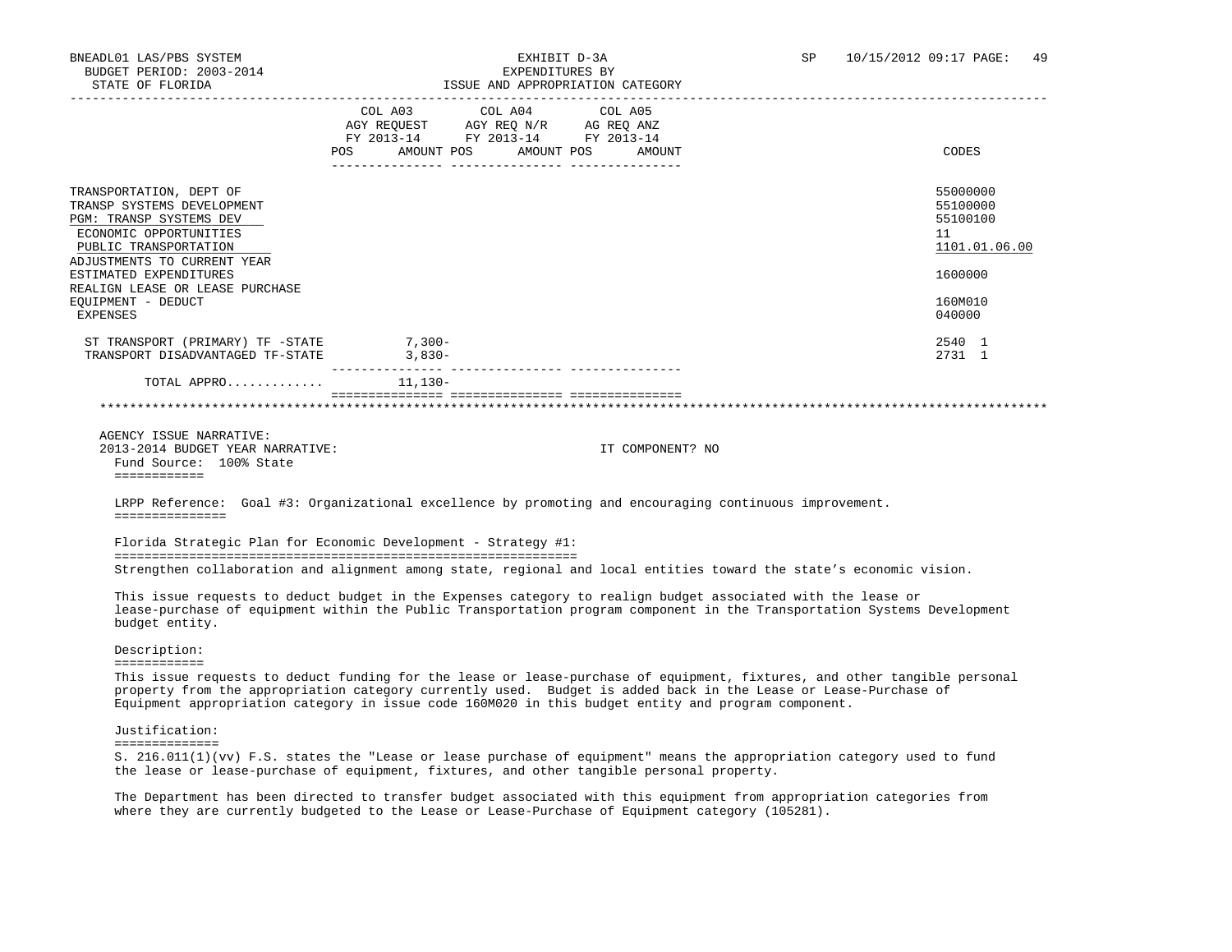BNEADL01 LAS/PBS SYSTEM | EXHIBIT D-3A | SP 10/15/2012 09:17
BUDGET PERIOD: 2003-2014 | EXPENDITURES BY
STATE OF FLORIDA | ISSUE AND APPROPRIATION CATEGORY

| | COL A03 AGY REQUEST FY 2013-14 POS | AMOUNT | COL A04 AGY REQ N/R FY 2013-14 POS | AMOUNT | COL A05 AG REQ ANZ FY 2013-14 POS | AMOUNT | CODES |
|---|---|---|---|---|---|---|---|
| TRANSPORTATION, DEPT OF | | | | | | | 55000000 |
| TRANSP SYSTEMS DEVELOPMENT | | | | | | | 55100000 |
| PGM: TRANSP SYSTEMS DEV | | | | | | | 55100100 |
| ECONOMIC OPPORTUNITIES | | | | | | | 11 |
| PUBLIC TRANSPORTATION | | | | | | | 1101.01.06.00 |
| ADJUSTMENTS TO CURRENT YEAR ESTIMATED EXPENDITURES | | | | | | | 1600000 |
| REALIGN LEASE OR LEASE PURCHASE EQUIPMENT - DEDUCT | | | | | | | 160M010 |
| EXPENSES | | | | | | | 040000 |
| ST TRANSPORT (PRIMARY) TF -STATE | | 7,300- | | | | | 2540 1 |
| TRANSPORT DISADVANTAGED TF-STATE | | 3,830- | | | | | 2731 1 |
| TOTAL APPRO............ | | 11,130- | | | | | |

AGENCY ISSUE NARRATIVE:
2013-2014 BUDGET YEAR NARRATIVE: IT COMPONENT? NO

Fund Source: 100% State

LRPP Reference: Goal #3: Organizational excellence by promoting and encouraging continuous improvement.

Florida Strategic Plan for Economic Development - Strategy #1:
Strengthen collaboration and alignment among state, regional and local entities toward the state's economic vision.

This issue requests to deduct budget in the Expenses category to realign budget associated with the lease or lease-purchase of equipment within the Public Transportation program component in the Transportation Systems Development budget entity.

Description:

This issue requests to deduct funding for the lease or lease-purchase of equipment, fixtures, and other tangible personal property from the appropriation category currently used. Budget is added back in the Lease or Lease-Purchase of Equipment appropriation category in issue code 160M020 in this budget entity and program component.

Justification:

S. 216.011(1)(vv) F.S. states the "Lease or lease purchase of equipment" means the appropriation category used to fund the lease or lease-purchase of equipment, fixtures, and other tangible personal property.

The Department has been directed to transfer budget associated with this equipment from appropriation categories from where they are currently budgeted to the Lease or Lease-Purchase of Equipment category (105281).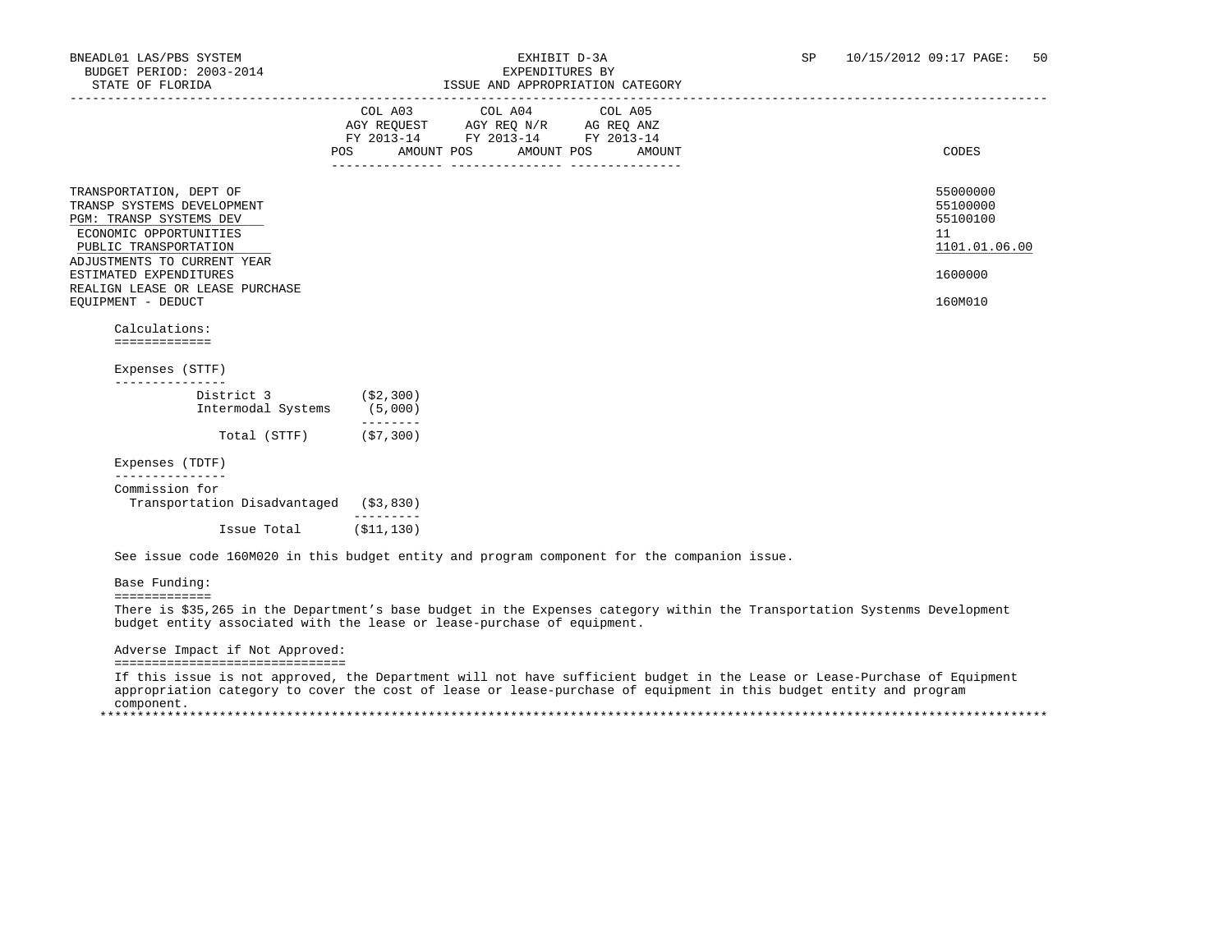BNEADL01 LAS/PBS SYSTEM | EXHIBIT D-3A | SP 10/15/2012 09:17
BUDGET PERIOD: 2003-2014 | EXPENDITURES BY
STATE OF FLORIDA | ISSUE AND APPROPRIATION CATEGORY

| | COL A03 AGY REQUEST FY 2013-14 POS AMOUNT | COL A04 AGY REQ N/R FY 2013-14 POS AMOUNT | COL A05 AG REQ ANZ FY 2013-14 POS AMOUNT | CODES |
|---|---|---|---|---|
| TRANSPORTATION, DEPT OF | | | | 55000000 |
| TRANSP SYSTEMS DEVELOPMENT | | | | 55100000 |
| PGM: TRANSP SYSTEMS DEV | | | | 55100100 |
| ECONOMIC OPPORTUNITIES | | | | 11 |
| PUBLIC TRANSPORTATION | | | | 1101.01.06.00 |
| ADJUSTMENTS TO CURRENT YEAR ESTIMATED EXPENDITURES | | | | 1600000 |
| REALIGN LEASE OR LEASE PURCHASE EQUIPMENT - DEDUCT | | | | 160M010 |

Calculations:

Expenses (STTF)

| | |
|---|---|
| District 3 | ($2,300) |
| Intermodal Systems | (5,000) |
| Total (STTF) | ($7,300) |

Expenses (TDTF)

| | |
|---|---|
| Commission for Transportation Disadvantaged | ($3,830) |
| Issue Total | ($11,130) |

See issue code 160M020 in this budget entity and program component for the companion issue.

Base Funding:

There is $35,265 in the Department’s base budget in the Expenses category within the Transportation Systenms Development budget entity associated with the lease or lease-purchase of equipment.

Adverse Impact if Not Approved:

If this issue is not approved, the Department will not have sufficient budget in the Lease or Lease-Purchase of Equipment appropriation category to cover the cost of lease or lease-purchase of equipment in this budget entity and program component.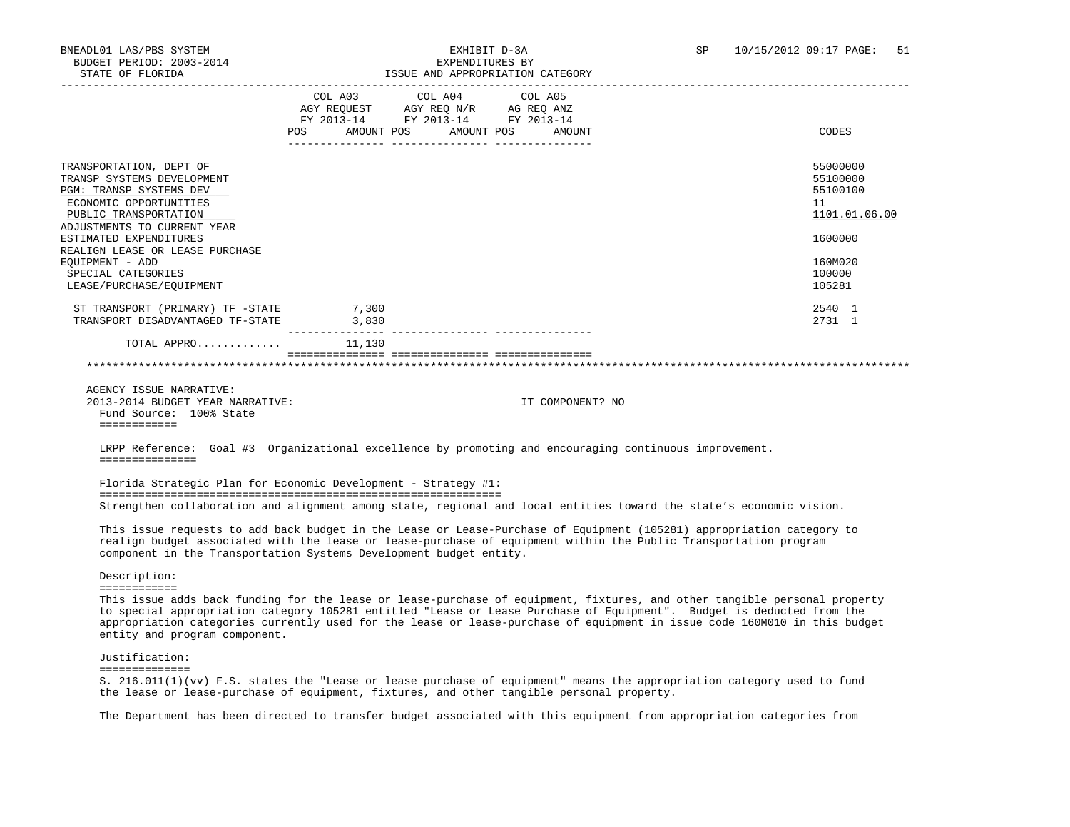| | COL A03 AGY REQUEST FY 2013-14 POS AMOUNT | COL A04 AGY REQ N/R FY 2013-14 POS AMOUNT | COL A05 AG REQ ANZ FY 2013-14 POS AMOUNT | CODES |
|---|---|---|---|---|
| TRANSPORTATION, DEPT OF | | | | 55000000 |
| TRANSP SYSTEMS DEVELOPMENT | | | | 55100000 |
| PGM: TRANSP SYSTEMS DEV | | | | 55100100 |
| ECONOMIC OPPORTUNITIES | | | | 11 |
| PUBLIC TRANSPORTATION | | | | 1101.01.06.00 |
| ADJUSTMENTS TO CURRENT YEAR ESTIMATED EXPENDITURES | | | | 1600000 |
| REALIGN LEASE OR LEASE PURCHASE EQUIPMENT - ADD | | | | 160M020 |
| SPECIAL CATEGORIES | | | | 100000 |
| LEASE/PURCHASE/EQUIPMENT | | | | 105281 |
| ST TRANSPORT (PRIMARY) TF -STATE | 7,300 | | | 2540 1 |
| TRANSPORT DISADVANTAGED TF-STATE | 3,830 | | | 2731 1 |
| TOTAL APPRO............ | 11,130 | | | |

AGENCY ISSUE NARRATIVE:
2013-2014 BUDGET YEAR NARRATIVE: IT COMPONENT? NO

Fund Source: 100% State

LRPP Reference: Goal #3 Organizational excellence by promoting and encouraging continuous improvement.

Florida Strategic Plan for Economic Development - Strategy #1:

Strengthen collaboration and alignment among state, regional and local entities toward the state's economic vision.

This issue requests to add back budget in the Lease or Lease-Purchase of Equipment (105281) appropriation category to realign budget associated with the lease or lease-purchase of equipment within the Public Transportation program component in the Transportation Systems Development budget entity.

Description:

This issue adds back funding for the lease or lease-purchase of equipment, fixtures, and other tangible personal property to special appropriation category 105281 entitled "Lease or Lease Purchase of Equipment". Budget is deducted from the appropriation categories currently used for the lease or lease-purchase of equipment in issue code 160M010 in this budget entity and program component.

Justification:

S. 216.011(1)(vv) F.S. states the "Lease or lease purchase of equipment" means the appropriation category used to fund the lease or lease-purchase of equipment, fixtures, and other tangible personal property.

The Department has been directed to transfer budget associated with this equipment from appropriation categories from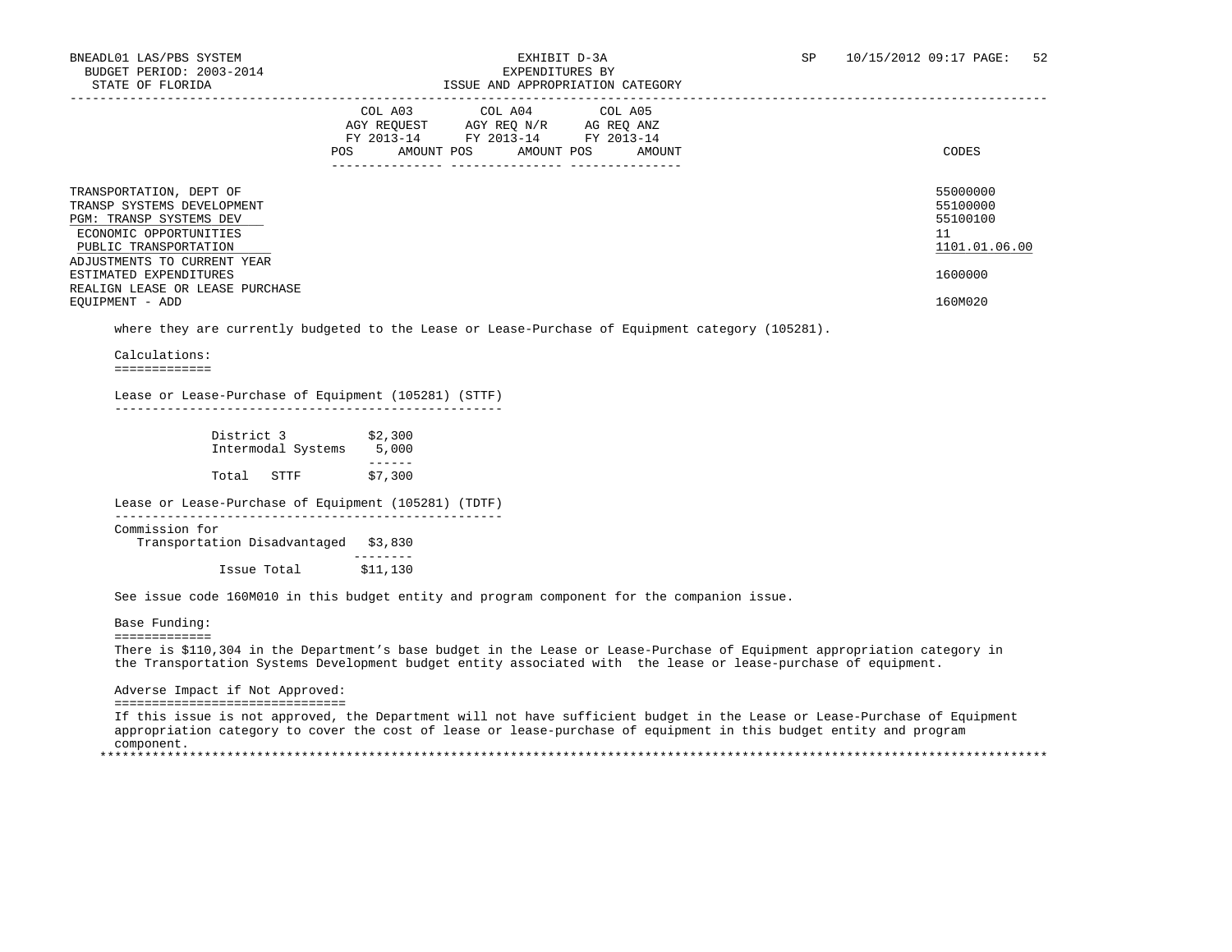BNEADL01 LAS/PBS SYSTEM
BUDGET PERIOD: 2003-2014
STATE OF FLORIDA

EXHIBIT D-3A
EXPENDITURES BY
ISSUE AND APPROPRIATION CATEGORY

SP 10/15/2012 09:17

| | COL A03 AGY REQUEST FY 2013-14 | | COL A04 AGY REQ N/R FY 2013-14 | | COL A05 AG REQ ANZ FY 2013-14 | | CODES |
|---|---|---|---|---|---|---|---|
| | POS | AMOUNT | POS | AMOUNT | POS | AMOUNT | |
| TRANSPORTATION, DEPT OF | | | | | | | 55000000 |
| TRANSP SYSTEMS DEVELOPMENT | | | | | | | 55100000 |
| PGM: TRANSP SYSTEMS DEV | | | | | | | 55100100 |
| ECONOMIC OPPORTUNITIES | | | | | | | 11 |
| PUBLIC TRANSPORTATION | | | | | | | 1101.01.06.00 |
| ADJUSTMENTS TO CURRENT YEAR ESTIMATED EXPENDITURES | | | | | | | 1600000 |
| REALIGN LEASE OR LEASE PURCHASE EQUIPMENT - ADD | | | | | | | 160M020 |

where they are currently budgeted to the Lease or Lease-Purchase of Equipment category (105281).

Calculations:

Lease or Lease-Purchase of Equipment (105281) (STTF)

| | |
|---|---|
| District 3 | $2,300 |
| Intermodal Systems | 5,000 |
| Total STTF | $7,300 |

Lease or Lease-Purchase of Equipment (105281) (TDTF)

| | |
|---|---|
| Commission for Transportation Disadvantaged | $3,830 |
| Issue Total | $11,130 |

See issue code 160M010 in this budget entity and program component for the companion issue.

Base Funding:

There is $110,304 in the Department's base budget in the Lease or Lease-Purchase of Equipment appropriation category in the Transportation Systems Development budget entity associated with the lease or lease-purchase of equipment.

Adverse Impact if Not Approved:

If this issue is not approved, the Department will not have sufficient budget in the Lease or Lease-Purchase of Equipment appropriation category to cover the cost of lease or lease-purchase of equipment in this budget entity and program component.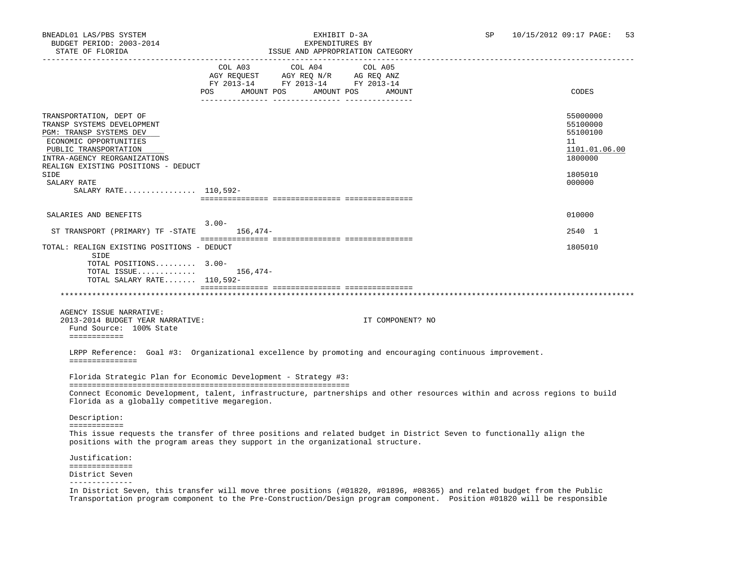BNEADL01 LAS/PBS SYSTEM | EXHIBIT D-3A | SP 10/15/2012 09:17
BUDGET PERIOD: 2003-2014 | EXPENDITURES BY
STATE OF FLORIDA | ISSUE AND APPROPRIATION CATEGORY

| | COL A03 AGY REQUEST FY 2013-14 POS | AMOUNT | COL A04 AGY REQ N/R FY 2013-14 POS | AMOUNT | COL A05 AG REQ ANZ FY 2013-14 POS | AMOUNT | CODES |
|---|---|---|---|---|---|---|---|
| TRANSPORTATION, DEPT OF | | | | | | | 55000000 |
| TRANSP SYSTEMS DEVELOPMENT | | | | | | | 55100000 |
| PGM: TRANSP SYSTEMS DEV | | | | | | | 55100100 |
| ECONOMIC OPPORTUNITIES | | | | | | | 11 |
| PUBLIC TRANSPORTATION | | | | | | | 1101.01.06.00 |
| INTRA-AGENCY REORGANIZATIONS | | | | | | | 1800000 |
| REALIGN EXISTING POSITIONS - DEDUCT SIDE | | | | | | | 1805010 |
| SALARY RATE | | | | | | | 000000 |
| SALARY RATE................ | 110,592- | | | | | | |
| SALARIES AND BENEFITS | 3.00- | | | | | | 010000 |
| ST TRANSPORT (PRIMARY) TF -STATE | | 156,474- | | | | | 2540 1 |
| TOTAL: REALIGN EXISTING POSITIONS - DEDUCT SIDE | | | | | | | 1805010 |
| TOTAL POSITIONS......... | 3.00- | | | | | | |
| TOTAL ISSUE............. | | 156,474- | | | | | |
| TOTAL SALARY RATE....... | 110,592- | | | | | | |

AGENCY ISSUE NARRATIVE:
2013-2014 BUDGET YEAR NARRATIVE: IT COMPONENT? NO

Fund Source: 100% State

LRPP Reference: Goal #3: Organizational excellence by promoting and encouraging continuous improvement.

Florida Strategic Plan for Economic Development - Strategy #3:

Connect Economic Development, talent, infrastructure, partnerships and other resources within and across regions to build Florida as a globally competitive megaregion.

Description:

This issue requests the transfer of three positions and related budget in District Seven to functionally align the positions with the program areas they support in the organizational structure.

Justification:

District Seven

In District Seven, this transfer will move three positions (#01820, #01896, #08365) and related budget from the Public Transportation program component to the Pre-Construction/Design program component. Position #01820 will be responsible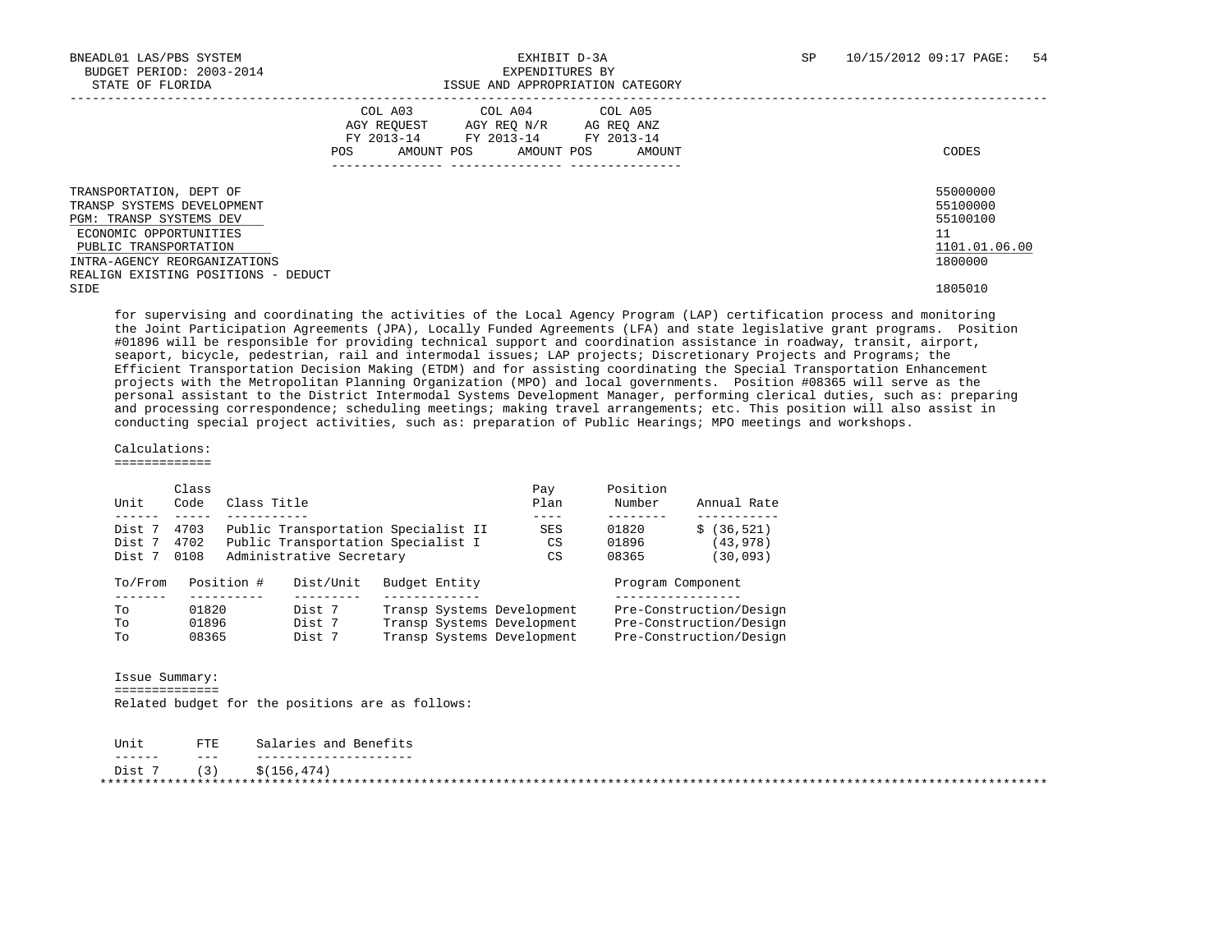| | COL A03 AGY REQUEST FY 2013-14 | | COL A04 AGY REQ N/R FY 2013-14 | | COL A05 AG REQ ANZ FY 2013-14 | | CODES |
|---|---|---|---|---|---|---|---|
| | POS | AMOUNT | POS | AMOUNT | POS | AMOUNT | |
| TRANSPORTATION, DEPT OF | | | | | | | 55000000 |
| TRANSP SYSTEMS DEVELOPMENT | | | | | | | 55100000 |
| PGM: TRANSP SYSTEMS DEV | | | | | | | 55100100 |
| ECONOMIC OPPORTUNITIES | | | | | | | 11 |
| PUBLIC TRANSPORTATION | | | | | | | 1101.01.06.00 |
| INTRA-AGENCY REORGANIZATIONS | | | | | | | 1800000 |
| REALIGN EXISTING POSITIONS - DEDUCT SIDE | | | | | | | 1805010 |

for supervising and coordinating the activities of the Local Agency Program (LAP) certification process and monitoring the Joint Participation Agreements (JPA), Locally Funded Agreements (LFA) and state legislative grant programs. Position #01896 will be responsible for providing technical support and coordination assistance in roadway, transit, airport, seaport, bicycle, pedestrian, rail and intermodal issues; LAP projects; Discretionary Projects and Programs; the Efficient Transportation Decision Making (ETDM) and for assisting coordinating the Special Transportation Enhancement projects with the Metropolitan Planning Organization (MPO) and local governments. Position #08365 will serve as the personal assistant to the District Intermodal Systems Development Manager, performing clerical duties, such as: preparing and processing correspondence; scheduling meetings; making travel arrangements; etc. This position will also assist in conducting special project activities, such as: preparation of Public Hearings; MPO meetings and workshops.

Calculations:

| Unit | Class Code | Class Title | Pay Plan | Position Number | Annual Rate |
|---|---|---|---|---|---|
| Dist 7 | 4703 | Public Transportation Specialist II | SES | 01820 | $ (36,521) |
| Dist 7 | 4702 | Public Transportation Specialist I | CS | 01896 | (43,978) |
| Dist 7 | 0108 | Administrative Secretary | CS | 08365 | (30,093) |

| To/From | Position # | Dist/Unit | Budget Entity | Program Component |
|---|---|---|---|---|
| To | 01820 | Dist 7 | Transp Systems Development | Pre-Construction/Design |
| To | 01896 | Dist 7 | Transp Systems Development | Pre-Construction/Design |
| To | 08365 | Dist 7 | Transp Systems Development | Pre-Construction/Design |

Issue Summary:

Related budget for the positions are as follows:

| Unit | FTE | Salaries and Benefits |
|---|---|---|
| Dist 7 | (3) | $(156,474) |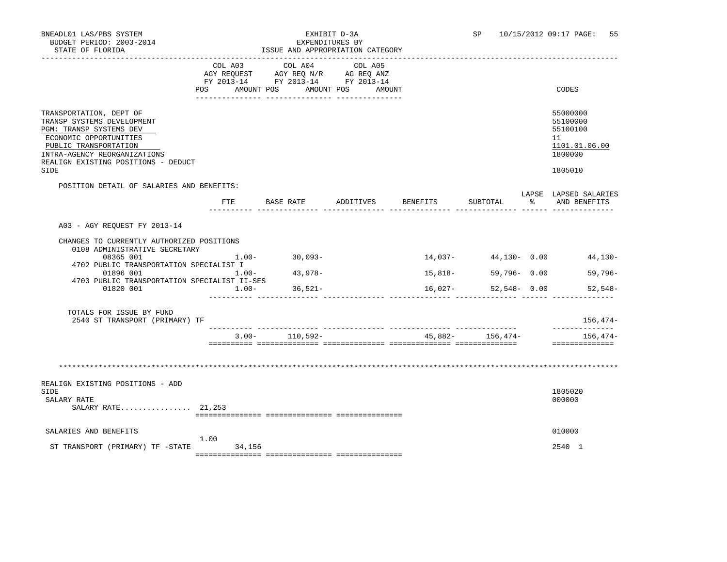BNEADL01 LAS/PBS SYSTEM
BUDGET PERIOD: 2003-2014
STATE OF FLORIDA

EXHIBIT D-3A
EXPENDITURES BY
ISSUE AND APPROPRIATION CATEGORY

SP 10/15/2012 09:17 PAGE: 55

| | COL A03 AGY REQUEST FY 2013-14 POS AMOUNT | COL A04 AGY REQ N/R FY 2013-14 POS AMOUNT | COL A05 AG REQ ANZ FY 2013-14 POS AMOUNT | CODES |
|---|---|---|---|---|
| TRANSPORTATION, DEPT OF | | | | 55000000 |
| TRANSP SYSTEMS DEVELOPMENT | | | | 55100000 |
| PGM: TRANSP SYSTEMS DEV | | | | 55100100 |
| ECONOMIC OPPORTUNITIES | | | | 11 |
| PUBLIC TRANSPORTATION | | | | 1101.01.06.00 |
| INTRA-AGENCY REORGANIZATIONS | | | | 1800000 |
| REALIGN EXISTING POSITIONS - DEDUCT SIDE | | | | 1805010 |

POSITION DETAIL OF SALARIES AND BENEFITS:

| | FTE | BASE RATE | ADDITIVES | BENEFITS | SUBTOTAL | LAPSE % | LAPSED SALARIES AND BENEFITS |
|---|---|---|---|---|---|---|---|
| A03 - AGY REQUEST FY 2013-14 | | | | | | | |
| CHANGES TO CURRENTLY AUTHORIZED POSITIONS | | | | | | | |
| 0108 ADMINISTRATIVE SECRETARY | | | | | | | |
| 08365 001 | 1.00- | 30,093- | | 14,037- | 44,130- | 0.00 | 44,130- |
| 4702 PUBLIC TRANSPORTATION SPECIALIST I | | | | | | | |
| 01896 001 | 1.00- | 43,978- | | 15,818- | 59,796- | 0.00 | 59,796- |
| 4703 PUBLIC TRANSPORTATION SPECIALIST II-SES | | | | | | | |
| 01820 001 | 1.00- | 36,521- | | 16,027- | 52,548- | 0.00 | 52,548- |
| TOTALS FOR ISSUE BY FUND | | | | | | | |
| 2540 ST TRANSPORT (PRIMARY) TF | | | | | | | 156,474- |
| | 3.00- | 110,592- | | 45,882- | 156,474- | | 156,474- |

**************************************************************************************************************************

| | COL A03 POS | COL A03 AMOUNT | COL A04 | COL A05 | CODES |
|---|---|---|---|---|---|
| REALIGN EXISTING POSITIONS - ADD SIDE | | | | | 1805020 |
| SALARY RATE | | | | | 000000 |
| SALARY RATE................ | 21,253 | | | | |
| SALARIES AND BENEFITS | | | | | 010000 |
| ST TRANSPORT (PRIMARY) TF -STATE | 1.00 | 34,156 | | | 2540 1 |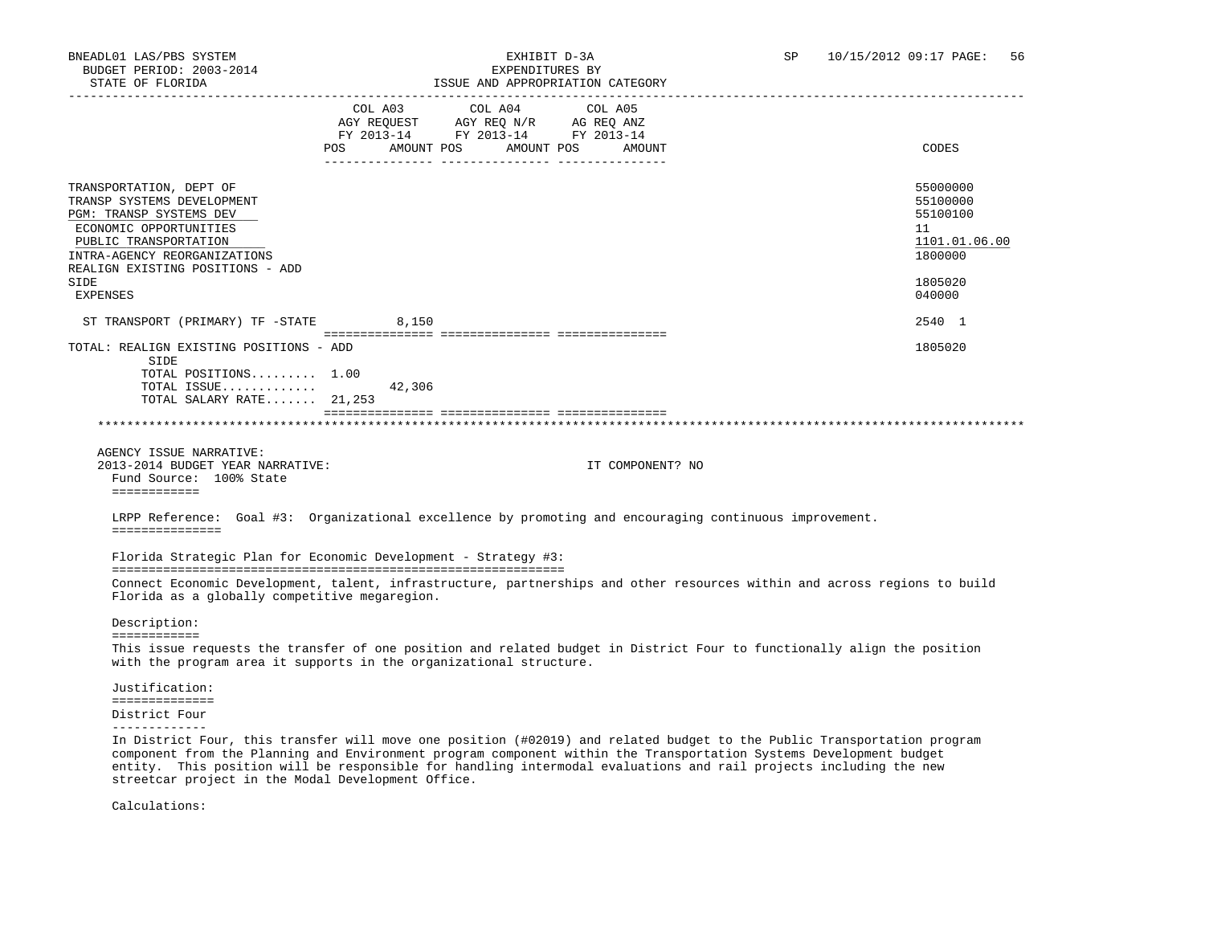| | COL A03 AGY REQUEST FY 2013-14 POS | AMOUNT | COL A04 AGY REQ N/R FY 2013-14 POS | AMOUNT | COL A05 AG REQ ANZ FY 2013-14 POS | AMOUNT | CODES |
|---|---|---|---|---|---|---|---|
| TRANSPORTATION, DEPT OF | | | | | | | 55000000 |
| TRANSP SYSTEMS DEVELOPMENT | | | | | | | 55100000 |
| PGM: TRANSP SYSTEMS DEV | | | | | | | 55100100 |
| ECONOMIC OPPORTUNITIES | | | | | | | 11 |
| PUBLIC TRANSPORTATION | | | | | | | 1101.01.06.00 |
| INTRA-AGENCY REORGANIZATIONS | | | | | | | 1800000 |
| REALIGN EXISTING POSITIONS - ADD SIDE | | | | | | | 1805020 |
| EXPENSES | | | | | | | 040000 |
| ST TRANSPORT (PRIMARY) TF -STATE | | 8,150 | | | | | 2540 1 |
| TOTAL: REALIGN EXISTING POSITIONS - ADD SIDE | | | | | | | 1805020 |
| TOTAL POSITIONS......... | 1.00 | | | | | | |
| TOTAL ISSUE............. | | 42,306 | | | | | |
| TOTAL SALARY RATE....... | 21,253 | | | | | | |

AGENCY ISSUE NARRATIVE:
2013-2014 BUDGET YEAR NARRATIVE: IT COMPONENT? NO

Fund Source: 100% State

LRPP Reference: Goal #3: Organizational excellence by promoting and encouraging continuous improvement.

Florida Strategic Plan for Economic Development - Strategy #3:

Connect Economic Development, talent, infrastructure, partnerships and other resources within and across regions to build Florida as a globally competitive megaregion.

Description:

This issue requests the transfer of one position and related budget in District Four to functionally align the position with the program area it supports in the organizational structure.

Justification:

District Four

In District Four, this transfer will move one position (#02019) and related budget to the Public Transportation program component from the Planning and Environment program component within the Transportation Systems Development budget entity. This position will be responsible for handling intermodal evaluations and rail projects including the new streetcar project in the Modal Development Office.

Calculations: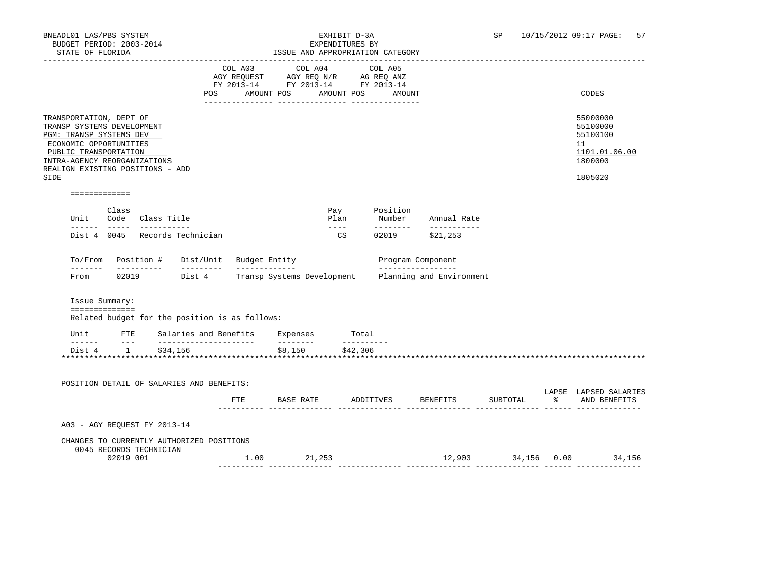BNEADL01 LAS/PBS SYSTEM
BUDGET PERIOD: 2003-2014
STATE OF FLORIDA

EXHIBIT D-3A
EXPENDITURES BY
ISSUE AND APPROPRIATION CATEGORY

SP 10/15/2012 09:17

| | COL A03 AGY REQUEST FY 2013-14 POS AMOUNT | COL A04 AGY REQ N/R FY 2013-14 POS AMOUNT | COL A05 AG REQ ANZ FY 2013-14 POS AMOUNT | CODES |
|---|---|---|---|---|
| TRANSPORTATION, DEPT OF | | | | 55000000 |
| TRANSP SYSTEMS DEVELOPMENT | | | | 55100000 |
| PGM: TRANSP SYSTEMS DEV | | | | 55100100 |
| ECONOMIC OPPORTUNITIES | | | | 11 |
| PUBLIC TRANSPORTATION | | | | 1101.01.06.00 |
| INTRA-AGENCY REORGANIZATIONS | | | | 1800000 |
| REALIGN EXISTING POSITIONS - ADD SIDE | | | | 1805020 |

=============

| Unit | Class Code | Class Title | Pay Plan | Position Number | Annual Rate |
|---|---|---|---|---|---|
| Dist 4 | 0045 | Records Technician | CS | 02019 | $21,253 |

| To/From | Position # | Dist/Unit | Budget Entity | Program Component |
|---|---|---|---|---|
| From | 02019 | Dist 4 | Transp Systems Development | Planning and Environment |

Issue Summary:
==============
Related budget for the position is as follows:

| Unit | FTE | Salaries and Benefits | Expenses | Total |
|---|---|---|---|---|
| Dist 4 | 1 | $34,156 | $8,150 | $42,306 |

POSITION DETAIL OF SALARIES AND BENEFITS:

| | FTE | BASE RATE | ADDITIVES | BENEFITS | SUBTOTAL | LAPSE % | LAPSED SALARIES AND BENEFITS |
|---|---|---|---|---|---|---|---|
| A03 - AGY REQUEST FY 2013-14 | | | | | | | |
| CHANGES TO CURRENTLY AUTHORIZED POSITIONS | | | | | | | |
| 0045 RECORDS TECHNICIAN | | | | | | | |
| 02019 001 | 1.00 | 21,253 | | 12,903 | 34,156 | 0.00 | 34,156 |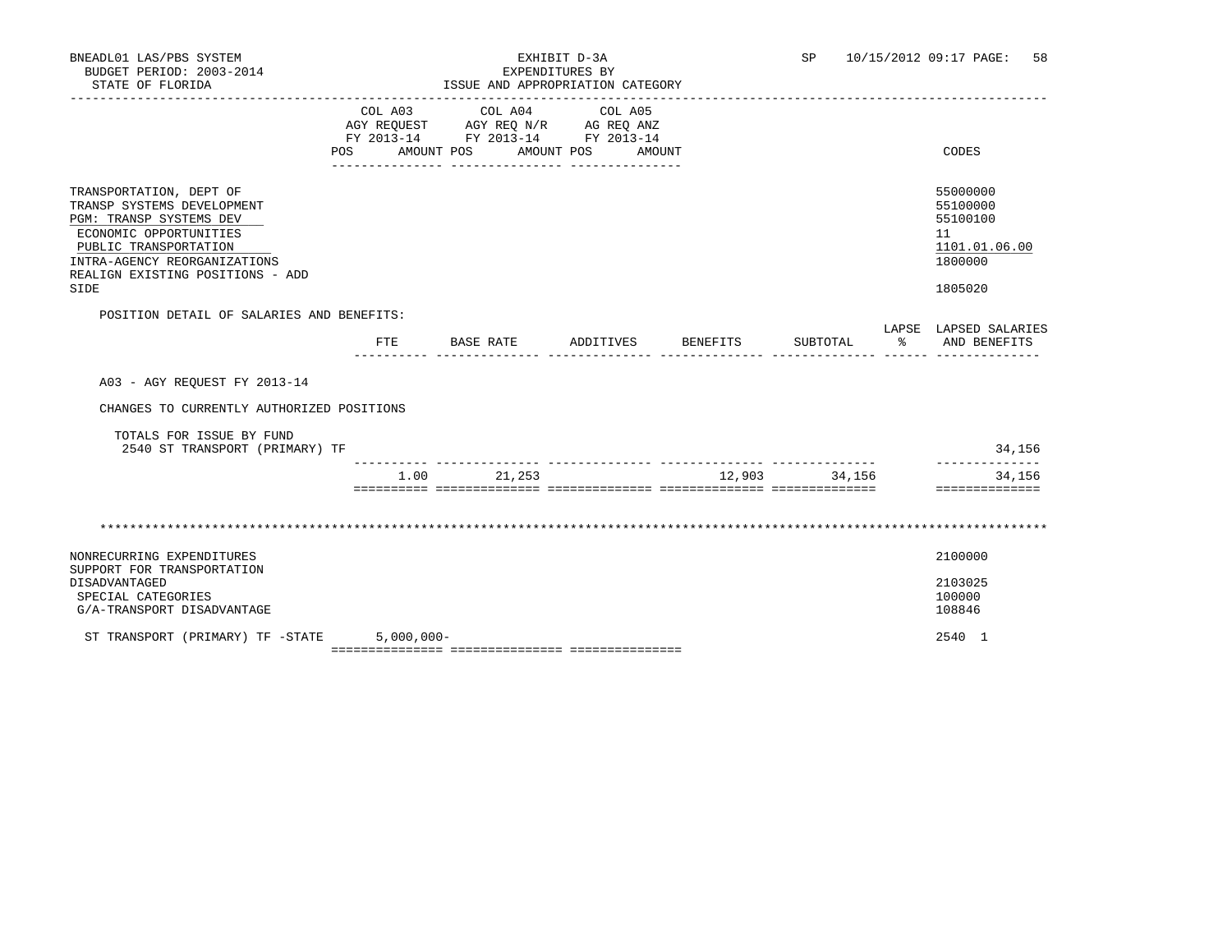BNEADL01 LAS/PBS SYSTEM
BUDGET PERIOD: 2003-2014
STATE OF FLORIDA

EXHIBIT D-3A
EXPENDITURES BY
ISSUE AND APPROPRIATION CATEGORY

SP 10/15/2012 09:17

| | COL A03 AGY REQUEST FY 2013-14 POS AMOUNT | COL A04 AGY REQ N/R FY 2013-14 POS AMOUNT | COL A05 AG REQ ANZ FY 2013-14 POS AMOUNT | CODES |
|---|---|---|---|---|
| TRANSPORTATION, DEPT OF | | | | 55000000 |
| TRANSP SYSTEMS DEVELOPMENT | | | | 55100000 |
| PGM: TRANSP SYSTEMS DEV | | | | 55100100 |
| ECONOMIC OPPORTUNITIES | | | | 11 |
| PUBLIC TRANSPORTATION | | | | 1101.01.06.00 |
| INTRA-AGENCY REORGANIZATIONS | | | | 1800000 |
| REALIGN EXISTING POSITIONS - ADD SIDE | | | | 1805020 |

POSITION DETAIL OF SALARIES AND BENEFITS:

| | FTE | BASE RATE | ADDITIVES | BENEFITS | SUBTOTAL | LAPSE % | LAPSED SALARIES AND BENEFITS |
|---|---|---|---|---|---|---|---|
| A03 - AGY REQUEST FY 2013-14 | | | | | | | |
| CHANGES TO CURRENTLY AUTHORIZED POSITIONS | | | | | | | |
| TOTALS FOR ISSUE BY FUND | | | | | | | |
| 2540 ST TRANSPORT (PRIMARY) TF | | | | | | | 34,156 |
| | 1.00 | 21,253 | | 12,903 | 34,156 | | 34,156 |

*******************************************************************************************************************

| | COL A03 | COL A04 | COL A05 | CODES |
|---|---|---|---|---|
| NONRECURRING EXPENDITURES | | | | 2100000 |
| SUPPORT FOR TRANSPORTATION DISADVANTAGED | | | | 2103025 |
| SPECIAL CATEGORIES | | | | 100000 |
| G/A-TRANSPORT DISADVANTAGE | | | | 108846 |
| ST TRANSPORT (PRIMARY) TF -STATE | 5,000,000- | | | 2540 1 |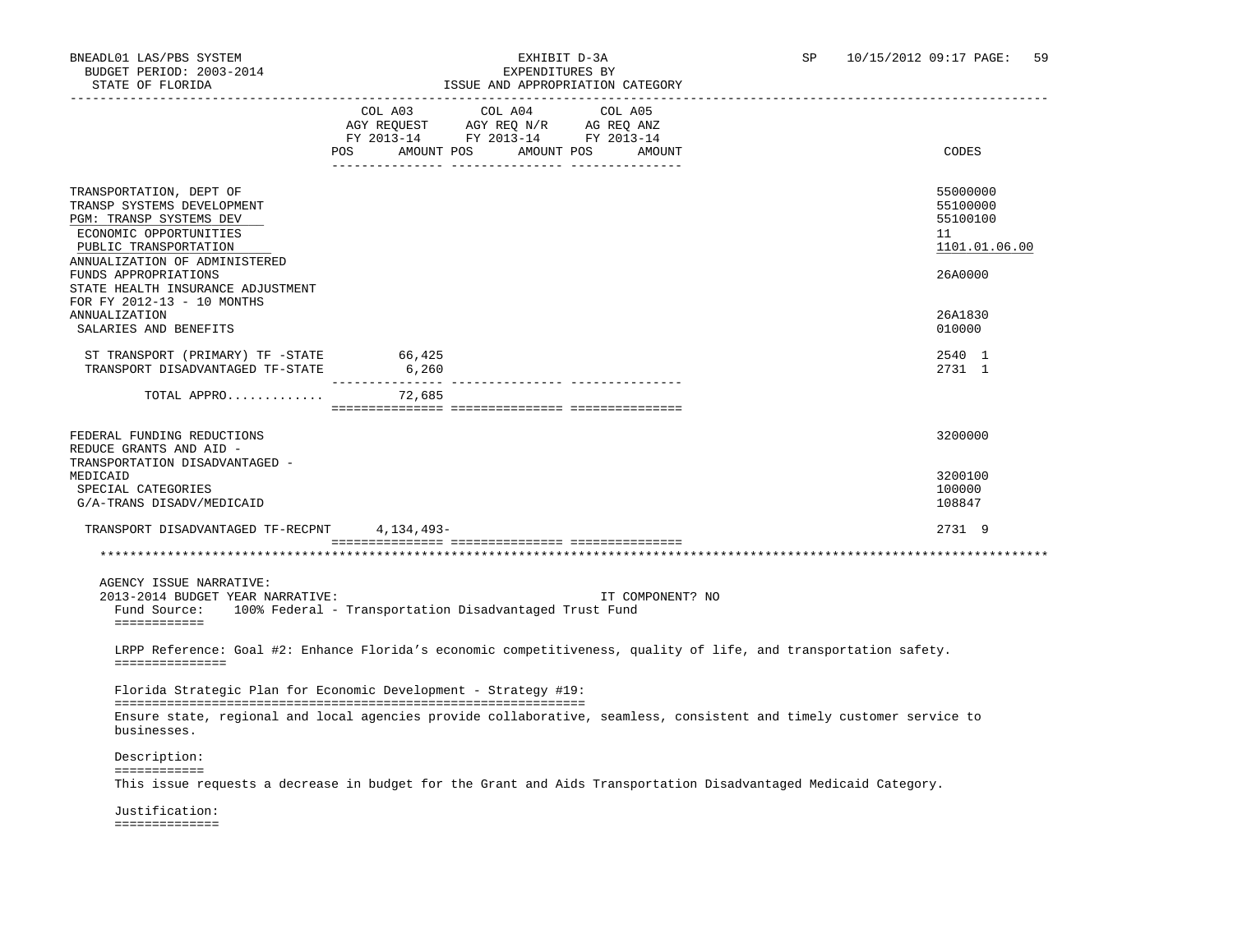BNEADL01 LAS/PBS SYSTEM
BUDGET PERIOD: 2003-2014
STATE OF FLORIDA

EXHIBIT D-3A
EXPENDITURES BY
ISSUE AND APPROPRIATION CATEGORY

SP 10/15/2012 09:17 PAGE: 59

| | COL A03 AGY REQUEST FY 2013-14 POS AMOUNT | COL A04 AGY REQ N/R FY 2013-14 POS AMOUNT | COL A05 AG REQ ANZ FY 2013-14 POS AMOUNT | CODES |
|---|---|---|---|---|
| TRANSPORTATION, DEPT OF | | | | 55000000 |
| TRANSP SYSTEMS DEVELOPMENT | | | | 55100000 |
| PGM: TRANSP SYSTEMS DEV | | | | 55100100 |
| ECONOMIC OPPORTUNITIES | | | | 11 |
| PUBLIC TRANSPORTATION | | | | 1101.01.06.00 |
| ANNUALIZATION OF ADMINISTERED FUNDS APPROPRIATIONS | | | | 26A0000 |
| STATE HEALTH INSURANCE ADJUSTMENT FOR FY 2012-13 - 10 MONTHS ANNUALIZATION | | | | 26A1830 |
| SALARIES AND BENEFITS | | | | 010000 |
| ST TRANSPORT (PRIMARY) TF -STATE | 66,425 | | | 2540 1 |
| TRANSPORT DISADVANTAGED TF-STATE | 6,260 | | | 2731 1 |
| TOTAL APPRO............ | 72,685 | | | |
| FEDERAL FUNDING REDUCTIONS | | | | 3200000 |
| REDUCE GRANTS AND AID - TRANSPORTATION DISADVANTAGED - MEDICAID | | | | 3200100 |
| SPECIAL CATEGORIES | | | | 100000 |
| G/A-TRANS DISADV/MEDICAID | | | | 108847 |
| TRANSPORT DISADVANTAGED TF-RECPNT | 4,134,493- | | | 2731 9 |

AGENCY ISSUE NARRATIVE:

2013-2014 BUDGET YEAR NARRATIVE: IT COMPONENT? NO

Fund Source: 100% Federal - Transportation Disadvantaged Trust Fund

LRPP Reference: Goal #2: Enhance Florida's economic competitiveness, quality of life, and transportation safety.

Florida Strategic Plan for Economic Development - Strategy #19:

Ensure state, regional and local agencies provide collaborative, seamless, consistent and timely customer service to businesses.

Description:

This issue requests a decrease in budget for the Grant and Aids Transportation Disadvantaged Medicaid Category.

Justification: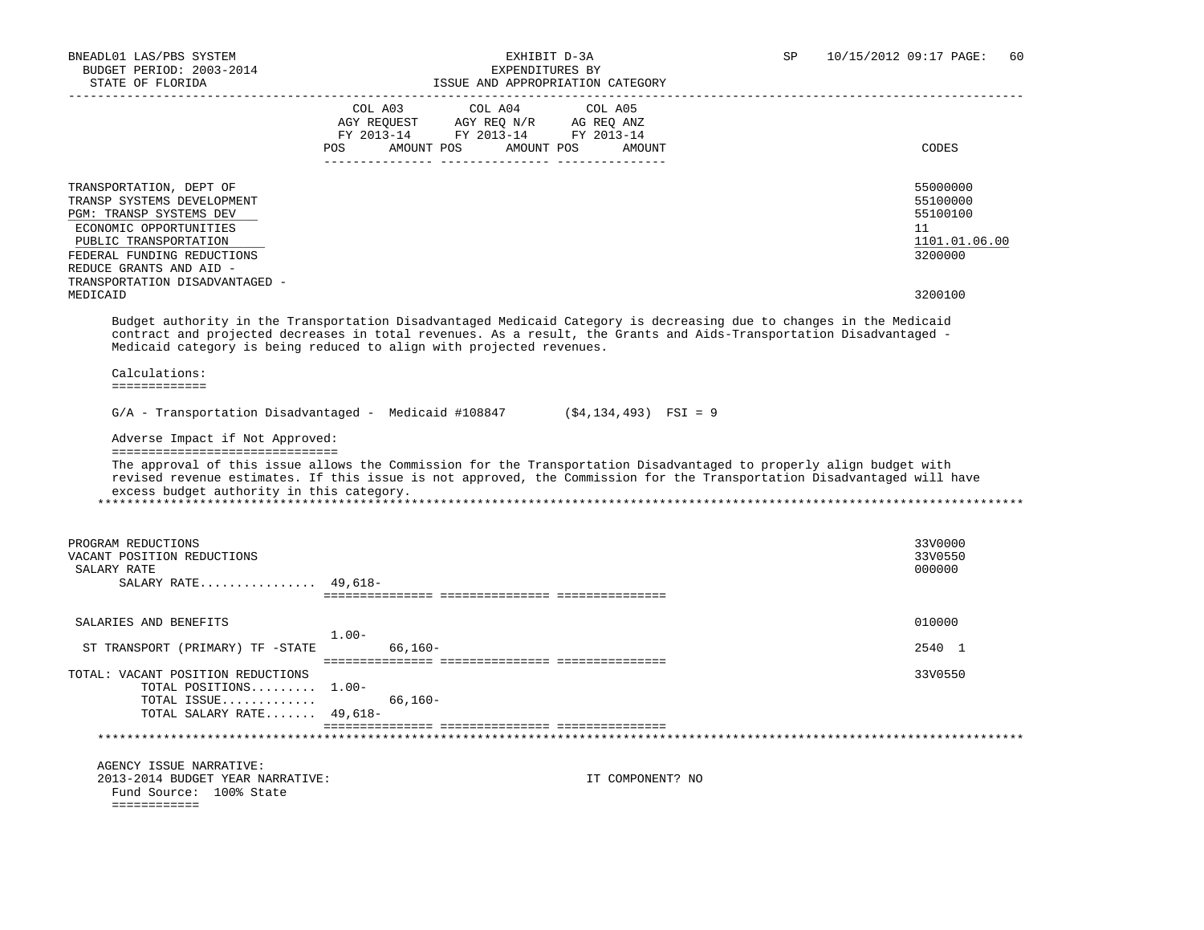| | COL A03 AGY REQUEST FY 2013-14 POS AMOUNT | COL A04 AGY REQ N/R FY 2013-14 POS AMOUNT | COL A05 AG REQ ANZ FY 2013-14 POS AMOUNT | CODES |
|---|---|---|---|---|
| TRANSPORTATION, DEPT OF | | | | 55000000 |
| TRANSP SYSTEMS DEVELOPMENT | | | | 55100000 |
| PGM: TRANSP SYSTEMS DEV | | | | 55100100 |
| ECONOMIC OPPORTUNITIES | | | | 11 |
| PUBLIC TRANSPORTATION | | | | 1101.01.06.00 |
| FEDERAL FUNDING REDUCTIONS | | | | 3200000 |
| REDUCE GRANTS AND AID - TRANSPORTATION DISADVANTAGED - MEDICAID | | | | 3200100 |

Budget authority in the Transportation Disadvantaged Medicaid Category is decreasing due to changes in the Medicaid contract and projected decreases in total revenues. As a result, the Grants and Aids-Transportation Disadvantaged - Medicaid category is being reduced to align with projected revenues.

Calculations:
=============

G/A - Transportation Disadvantaged - Medicaid #108847 ($4,134,493) FSI = 9

Adverse Impact if Not Approved:
===============================

The approval of this issue allows the Commission for the Transportation Disadvantaged to properly align budget with revised revenue estimates. If this issue is not approved, the Commission for the Transportation Disadvantaged will have excess budget authority in this category.

*****************************************************************************************************************************

| | COL A03 | COL A04 | COL A05 | CODES |
|---|---|---|---|---|
| PROGRAM REDUCTIONS | | | | 33V0000 |
| VACANT POSITION REDUCTIONS | | | | 33V0550 |
| SALARY RATE | | | | 000000 |
| SALARY RATE................ | 49,618- | | | |
| SALARIES AND BENEFITS | 1.00- | | | 010000 |
| ST TRANSPORT (PRIMARY) TF -STATE | 66,160- | | | 2540 1 |
| TOTAL: VACANT POSITION REDUCTIONS | | | | 33V0550 |
| TOTAL POSITIONS......... | 1.00- | | | |
| TOTAL ISSUE............. | 66,160- | | | |
| TOTAL SALARY RATE....... | 49,618- | | | |

*****************************************************************************************************************************

AGENCY ISSUE NARRATIVE:
2013-2014 BUDGET YEAR NARRATIVE: IT COMPONENT? NO

Fund Source: 100% State
============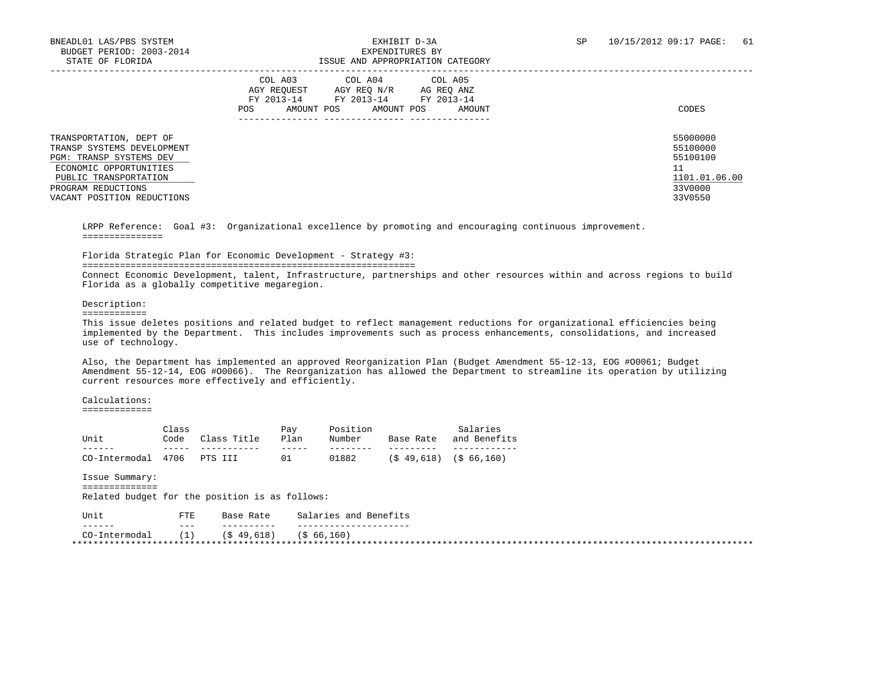BNEADL01 LAS/PBS SYSTEM
BUDGET PERIOD: 2003-2014
STATE OF FLORIDA

EXHIBIT D-3A
EXPENDITURES BY
ISSUE AND APPROPRIATION CATEGORY

SP 10/15/2012 09:17

| | COL A03 AGY REQUEST FY 2013-14 POS AMOUNT | COL A04 AGY REQ N/R FY 2013-14 POS AMOUNT | COL A05 AG REQ ANZ FY 2013-14 POS AMOUNT | CODES |
|---|---|---|---|---|
| TRANSPORTATION, DEPT OF | | | | 55000000 |
| TRANSP SYSTEMS DEVELOPMENT | | | | 55100000 |
| PGM: TRANSP SYSTEMS DEV | | | | 55100100 |
| ECONOMIC OPPORTUNITIES | | | | 11 |
| PUBLIC TRANSPORTATION | | | | 1101.01.06.00 |
| PROGRAM REDUCTIONS | | | | 33V0000 |
| VACANT POSITION REDUCTIONS | | | | 33V0550 |

LRPP Reference: Goal #3: Organizational excellence by promoting and encouraging continuous improvement.

Florida Strategic Plan for Economic Development - Strategy #3:

Connect Economic Development, talent, Infrastructure, partnerships and other resources within and across regions to build Florida as a globally competitive megaregion.

Description:

This issue deletes positions and related budget to reflect management reductions for organizational efficiencies being implemented by the Department. This includes improvements such as process enhancements, consolidations, and increased use of technology.

Also, the Department has implemented an approved Reorganization Plan (Budget Amendment 55-12-13, EOG #O0061; Budget Amendment 55-12-14, EOG #O0066). The Reorganization has allowed the Department to streamline its operation by utilizing current resources more effectively and efficiently.

Calculations:

| Unit | Class Code | Class Title | Pay Plan | Position Number | Base Rate | Salaries and Benefits |
|---|---|---|---|---|---|---|
| CO-Intermodal | 4706 | PTS III | 01 | 01882 | ($ 49,618) | ($ 66,160) |

Issue Summary:

Related budget for the position is as follows:

| Unit | FTE | Base Rate | Salaries and Benefits |
|---|---|---|---|
| CO-Intermodal | (1) | ($ 49,618) | ($ 66,160) |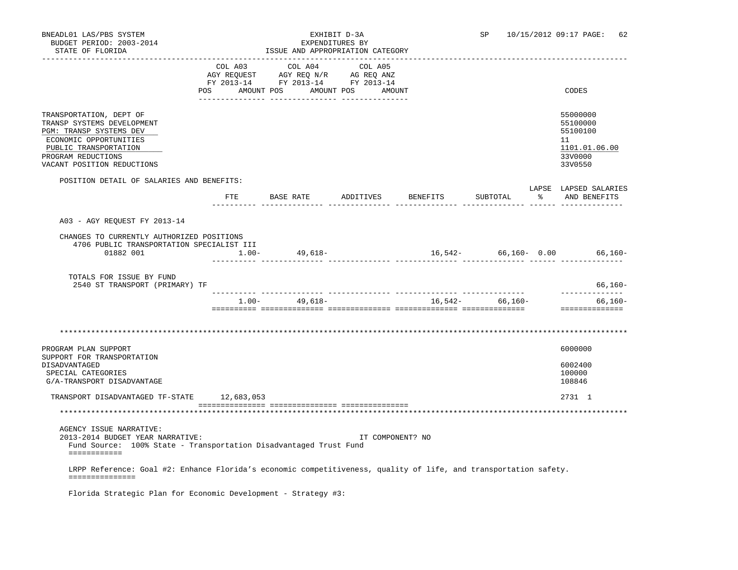BNEADL01 LAS/PBS SYSTEM
BUDGET PERIOD: 2003-2014
STATE OF FLORIDA

EXHIBIT D-3A
EXPENDITURES BY
ISSUE AND APPROPRIATION CATEGORY

SP 10/15/2012 09:17

| | COL A03 AGY REQUEST FY 2013-14 POS AMOUNT | COL A04 AGY REQ N/R FY 2013-14 POS AMOUNT | COL A05 AG REQ ANZ FY 2013-14 POS AMOUNT | CODES |
|---|---|---|---|---|
| TRANSPORTATION, DEPT OF | | | | 55000000 |
| TRANSP SYSTEMS DEVELOPMENT | | | | 55100000 |
| PGM: TRANSP SYSTEMS DEV | | | | 55100100 |
| ECONOMIC OPPORTUNITIES | | | | 11 |
| PUBLIC TRANSPORTATION | | | | 1101.01.06.00 |
| PROGRAM REDUCTIONS | | | | 33V0000 |
| VACANT POSITION REDUCTIONS | | | | 33V0550 |

POSITION DETAIL OF SALARIES AND BENEFITS:

| | FTE | BASE RATE | ADDITIVES | BENEFITS | SUBTOTAL | LAPSE % | LAPSED SALARIES AND BENEFITS |
|---|---|---|---|---|---|---|---|
| A03 - AGY REQUEST FY 2013-14 | | | | | | | |
| CHANGES TO CURRENTLY AUTHORIZED POSITIONS | | | | | | | |
| 4706 PUBLIC TRANSPORTATION SPECIALIST III | | | | | | | |
| 01882 001 | 1.00- | 49,618- | | 16,542- | 66,160- | 0.00 | 66,160- |
| TOTALS FOR ISSUE BY FUND | | | | | | | |
| 2540 ST TRANSPORT (PRIMARY) TF | | | | | | | 66,160- |
| | 1.00- | 49,618- | | 16,542- | 66,160- | | 66,160- |

| | COL A03 | COL A04 | COL A05 | CODES |
|---|---|---|---|---|
| PROGRAM PLAN SUPPORT | | | | 6000000 |
| SUPPORT FOR TRANSPORTATION DISADVANTAGED | | | | 6002400 |
| SPECIAL CATEGORIES | | | | 100000 |
| G/A-TRANSPORT DISADVANTAGE | | | | 108846 |
| TRANSPORT DISADVANTAGED TF-STATE | 12,683,053 | | | 2731 1 |

AGENCY ISSUE NARRATIVE:
2013-2014 BUDGET YEAR NARRATIVE: IT COMPONENT? NO

Fund Source: 100% State - Transportation Disadvantaged Trust Fund

LRPP Reference: Goal #2: Enhance Florida's economic competitiveness, quality of life, and transportation safety.

Florida Strategic Plan for Economic Development - Strategy #3: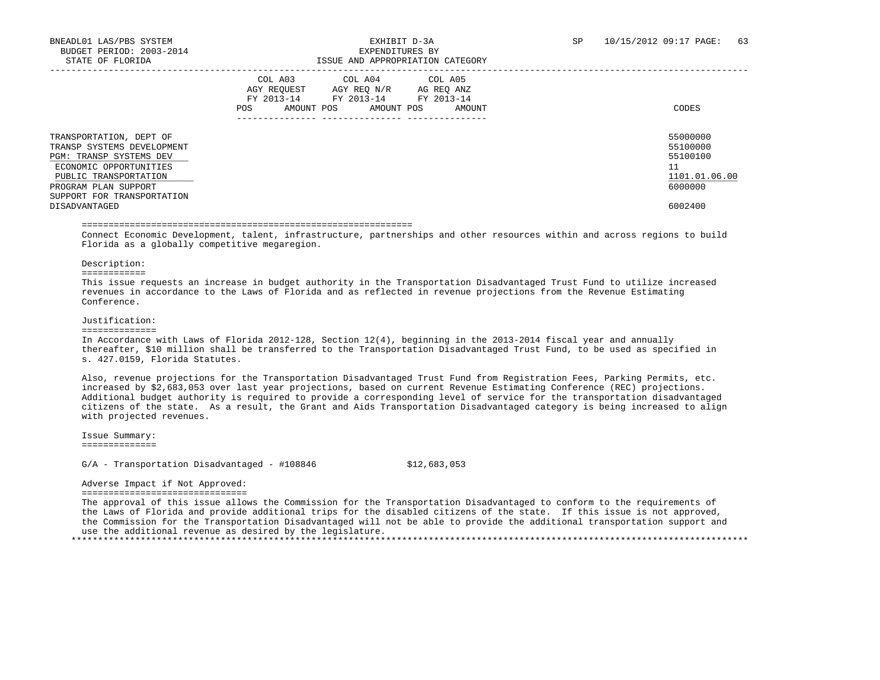BNEADL01 LAS/PBS SYSTEM | EXHIBIT D-3A | SP 10/15/2012 09:17

BUDGET PERIOD: 2003-2014 | EXPENDITURES BY

STATE OF FLORIDA | ISSUE AND APPROPRIATION CATEGORY

| | COL A03 AGY REQUEST FY 2013-14 POS AMOUNT | COL A04 AGY REQ N/R FY 2013-14 POS AMOUNT | COL A05 AG REQ ANZ FY 2013-14 POS AMOUNT | CODES |
|---|---|---|---|---|
| TRANSPORTATION, DEPT OF | | | | 55000000 |
| TRANSP SYSTEMS DEVELOPMENT | | | | 55100000 |
| PGM: TRANSP SYSTEMS DEV | | | | 55100100 |
| ECONOMIC OPPORTUNITIES | | | | 11 |
| PUBLIC TRANSPORTATION | | | | 1101.01.06.00 |
| PROGRAM PLAN SUPPORT | | | | 6000000 |
| SUPPORT FOR TRANSPORTATION DISADVANTAGED | | | | 6002400 |

Connect Economic Development, talent, infrastructure, partnerships and other resources within and across regions to build Florida as a globally competitive megaregion.

Description:

This issue requests an increase in budget authority in the Transportation Disadvantaged Trust Fund to utilize increased revenues in accordance to the Laws of Florida and as reflected in revenue projections from the Revenue Estimating Conference.

Justification:

In Accordance with Laws of Florida 2012-128, Section 12(4), beginning in the 2013-2014 fiscal year and annually thereafter, $10 million shall be transferred to the Transportation Disadvantaged Trust Fund, to be used as specified in s. 427.0159, Florida Statutes.

Also, revenue projections for the Transportation Disadvantaged Trust Fund from Registration Fees, Parking Permits, etc. increased by $2,683,053 over last year projections, based on current Revenue Estimating Conference (REC) projections. Additional budget authority is required to provide a corresponding level of service for the transportation disadvantaged citizens of the state. As a result, the Grant and Aids Transportation Disadvantaged category is being increased to align with projected revenues.

Issue Summary:

G/A - Transportation Disadvantaged - #108846 $12,683,053

Adverse Impact if Not Approved:

The approval of this issue allows the Commission for the Transportation Disadvantaged to conform to the requirements of the Laws of Florida and provide additional trips for the disabled citizens of the state. If this issue is not approved, the Commission for the Transportation Disadvantaged will not be able to provide the additional transportation support and use the additional revenue as desired by the legislature.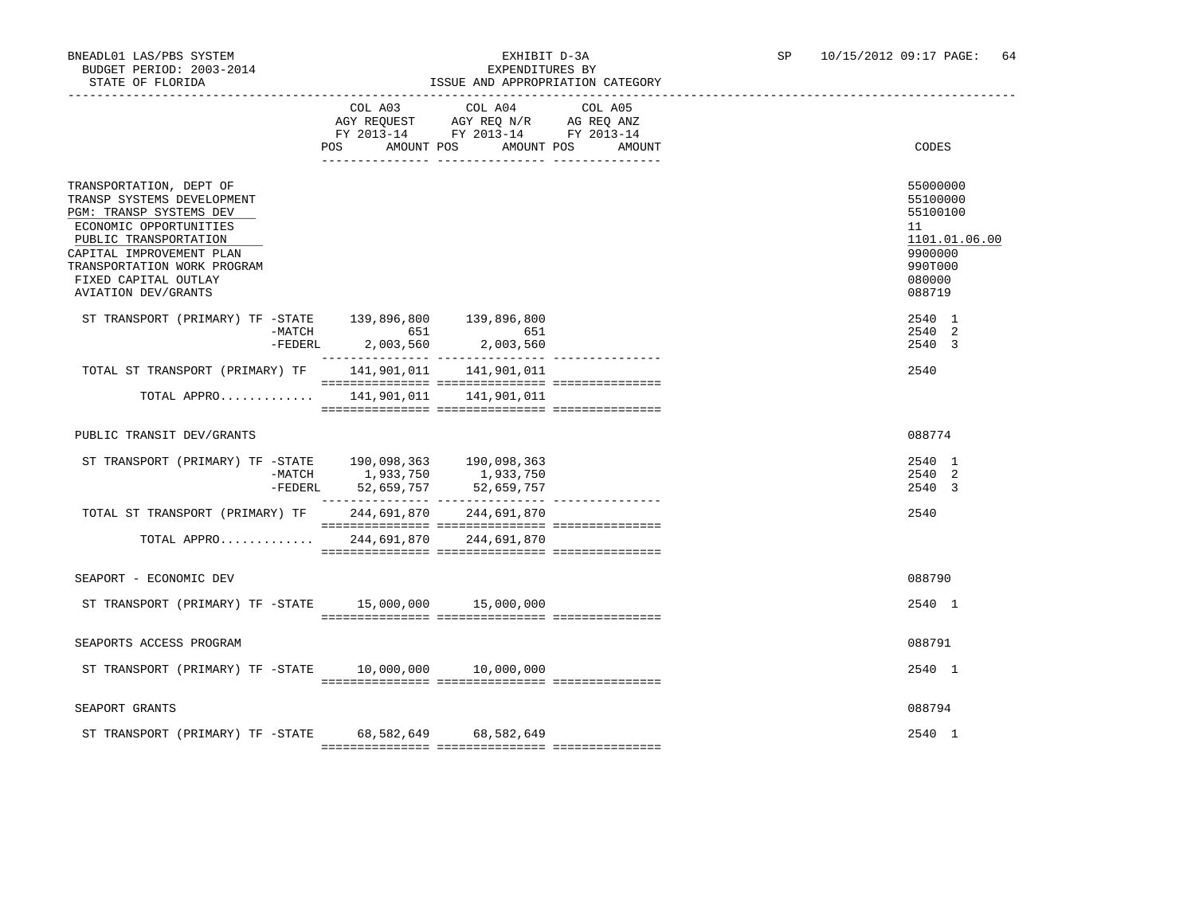BNEADL01 LAS/PBS SYSTEM
BUDGET PERIOD: 2003-2014
STATE OF FLORIDA

EXHIBIT D-3A
EXPENDITURES BY
ISSUE AND APPROPRIATION CATEGORY

SP 10/15/2012 09:17 PAGE: 64

| | COL A03 AGY REQUEST FY 2013-14 POS AMOUNT | COL A04 AGY REQ N/R FY 2013-14 POS AMOUNT | COL A05 AG REQ ANZ FY 2013-14 POS AMOUNT | CODES |
|---|---|---|---|---|
| TRANSPORTATION, DEPT OF | | | | 55000000 |
| TRANSP SYSTEMS DEVELOPMENT | | | | 55100000 |
| PGM: TRANSP SYSTEMS DEV | | | | 55100100 |
| ECONOMIC OPPORTUNITIES | | | | 11 |
| PUBLIC TRANSPORTATION | | | | 1101.01.06.00 |
| CAPITAL IMPROVEMENT PLAN | | | | 9900000 |
| TRANSPORTATION WORK PROGRAM | | | | 990T000 |
| FIXED CAPITAL OUTLAY | | | | 080000 |
| AVIATION DEV/GRANTS | | | | 088719 |
| ST TRANSPORT (PRIMARY) TF -STATE | 139,896,800 | 139,896,800 | | 2540 1 |
| -MATCH | 651 | 651 | | 2540 2 |
| -FEDERL | 2,003,560 | 2,003,560 | | 2540 3 |
| TOTAL ST TRANSPORT (PRIMARY) TF | 141,901,011 | 141,901,011 | | 2540 |
| TOTAL APPRO............ | 141,901,011 | 141,901,011 | | |
| PUBLIC TRANSIT DEV/GRANTS | | | | 088774 |
| ST TRANSPORT (PRIMARY) TF -STATE | 190,098,363 | 190,098,363 | | 2540 1 |
| -MATCH | 1,933,750 | 1,933,750 | | 2540 2 |
| -FEDERL | 52,659,757 | 52,659,757 | | 2540 3 |
| TOTAL ST TRANSPORT (PRIMARY) TF | 244,691,870 | 244,691,870 | | 2540 |
| TOTAL APPRO............ | 244,691,870 | 244,691,870 | | |
| SEAPORT - ECONOMIC DEV | | | | 088790 |
| ST TRANSPORT (PRIMARY) TF -STATE | 15,000,000 | 15,000,000 | | 2540 1 |
| SEAPORTS ACCESS PROGRAM | | | | 088791 |
| ST TRANSPORT (PRIMARY) TF -STATE | 10,000,000 | 10,000,000 | | 2540 1 |
| SEAPORT GRANTS | | | | 088794 |
| ST TRANSPORT (PRIMARY) TF -STATE | 68,582,649 | 68,582,649 | | 2540 1 |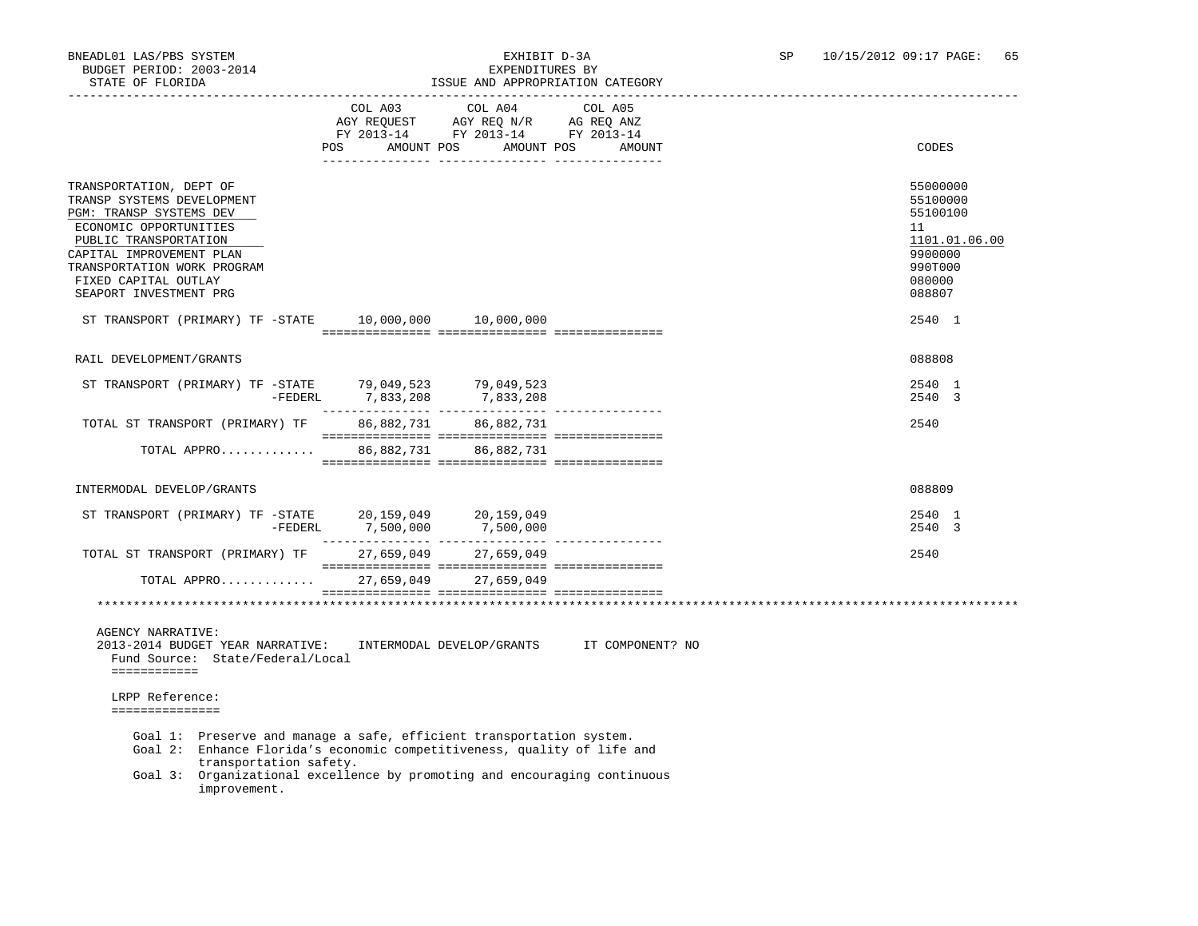BNEADL01 LAS/PBS SYSTEM — EXHIBIT D-3A — EXPENDITURES BY ISSUE AND APPROPRIATION CATEGORY
BUDGET PERIOD: 2003-2014
STATE OF FLORIDA

| | COL A03 AGY REQUEST FY 2013-14 POS AMOUNT | COL A04 AGY REQ N/R FY 2013-14 POS AMOUNT | COL A05 AG REQ ANZ FY 2013-14 POS AMOUNT | CODES |
|---|---|---|---|---|
| TRANSPORTATION, DEPT OF | | | | 55000000 |
| TRANSP SYSTEMS DEVELOPMENT | | | | 55100000 |
| PGM: TRANSP SYSTEMS DEV | | | | 55100100 |
| ECONOMIC OPPORTUNITIES | | | | 11 |
| PUBLIC TRANSPORTATION | | | | 1101.01.06.00 |
| CAPITAL IMPROVEMENT PLAN | | | | 9900000 |
| TRANSPORTATION WORK PROGRAM | | | | 990T000 |
| FIXED CAPITAL OUTLAY | | | | 080000 |
| SEAPORT INVESTMENT PRG | | | | 088807 |
| ST TRANSPORT (PRIMARY) TF -STATE | 10,000,000 | 10,000,000 | | 2540 1 |
| RAIL DEVELOPMENT/GRANTS | | | | 088808 |
| ST TRANSPORT (PRIMARY) TF -STATE | 79,049,523 | 79,049,523 | | 2540 1 |
| -FEDERL | 7,833,208 | 7,833,208 | | 2540 3 |
| TOTAL ST TRANSPORT (PRIMARY) TF | 86,882,731 | 86,882,731 | | 2540 |
| TOTAL APPRO............ | 86,882,731 | 86,882,731 | | |
| INTERMODAL DEVELOP/GRANTS | | | | 088809 |
| ST TRANSPORT (PRIMARY) TF -STATE | 20,159,049 | 20,159,049 | | 2540 1 |
| -FEDERL | 7,500,000 | 7,500,000 | | 2540 3 |
| TOTAL ST TRANSPORT (PRIMARY) TF | 27,659,049 | 27,659,049 | | 2540 |
| TOTAL APPRO............ | 27,659,049 | 27,659,049 | | |

AGENCY NARRATIVE:
2013-2014 BUDGET YEAR NARRATIVE: INTERMODAL DEVELOP/GRANTS IT COMPONENT? NO

Fund Source: State/Federal/Local

LRPP Reference:

Goal 1: Preserve and manage a safe, efficient transportation system.
Goal 2: Enhance Florida's economic competitiveness, quality of life and transportation safety.
Goal 3: Organizational excellence by promoting and encouraging continuous improvement.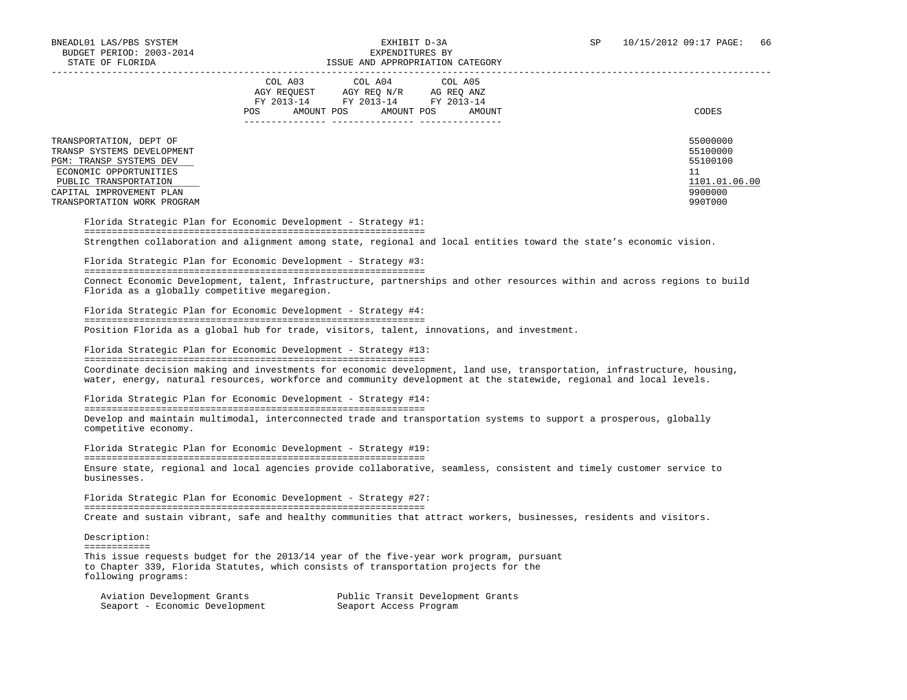| | COL A03 AGY REQUEST FY 2013-14 | | COL A04 AGY REQ N/R FY 2013-14 | | COL A05 AG REQ ANZ FY 2013-14 | | |
|---|---|---|---|---|---|---|---|
| | POS | AMOUNT | POS | AMOUNT | POS | AMOUNT | CODES |
| TRANSPORTATION, DEPT OF | | | | | | | 55000000 |
| TRANSP SYSTEMS DEVELOPMENT | | | | | | | 55100000 |
| PGM: TRANSP SYSTEMS DEV | | | | | | | 55100100 |
| ECONOMIC OPPORTUNITIES | | | | | | | 11 |
| PUBLIC TRANSPORTATION | | | | | | | 1101.01.06.00 |
| CAPITAL IMPROVEMENT PLAN | | | | | | | 9900000 |
| TRANSPORTATION WORK PROGRAM | | | | | | | 990T000 |

Florida Strategic Plan for Economic Development - Strategy #1:

Strengthen collaboration and alignment among state, regional and local entities toward the state's economic vision.

Florida Strategic Plan for Economic Development - Strategy #3:

Connect Economic Development, talent, Infrastructure, partnerships and other resources within and across regions to build Florida as a globally competitive megaregion.

Florida Strategic Plan for Economic Development - Strategy #4:

Position Florida as a global hub for trade, visitors, talent, innovations, and investment.

Florida Strategic Plan for Economic Development - Strategy #13:

Coordinate decision making and investments for economic development, land use, transportation, infrastructure, housing, water, energy, natural resources, workforce and community development at the statewide, regional and local levels.

Florida Strategic Plan for Economic Development - Strategy #14:

Develop and maintain multimodal, interconnected trade and transportation systems to support a prosperous, globally competitive economy.

Florida Strategic Plan for Economic Development - Strategy #19:

Ensure state, regional and local agencies provide collaborative, seamless, consistent and timely customer service to businesses.

Florida Strategic Plan for Economic Development - Strategy #27:

Create and sustain vibrant, safe and healthy communities that attract workers, businesses, residents and visitors.

Description:

This issue requests budget for the 2013/14 year of the five-year work program, pursuant to Chapter 339, Florida Statutes, which consists of transportation projects for the following programs:

- Aviation Development Grants
- Public Transit Development Grants
- Seaport - Economic Development
- Seaport Access Program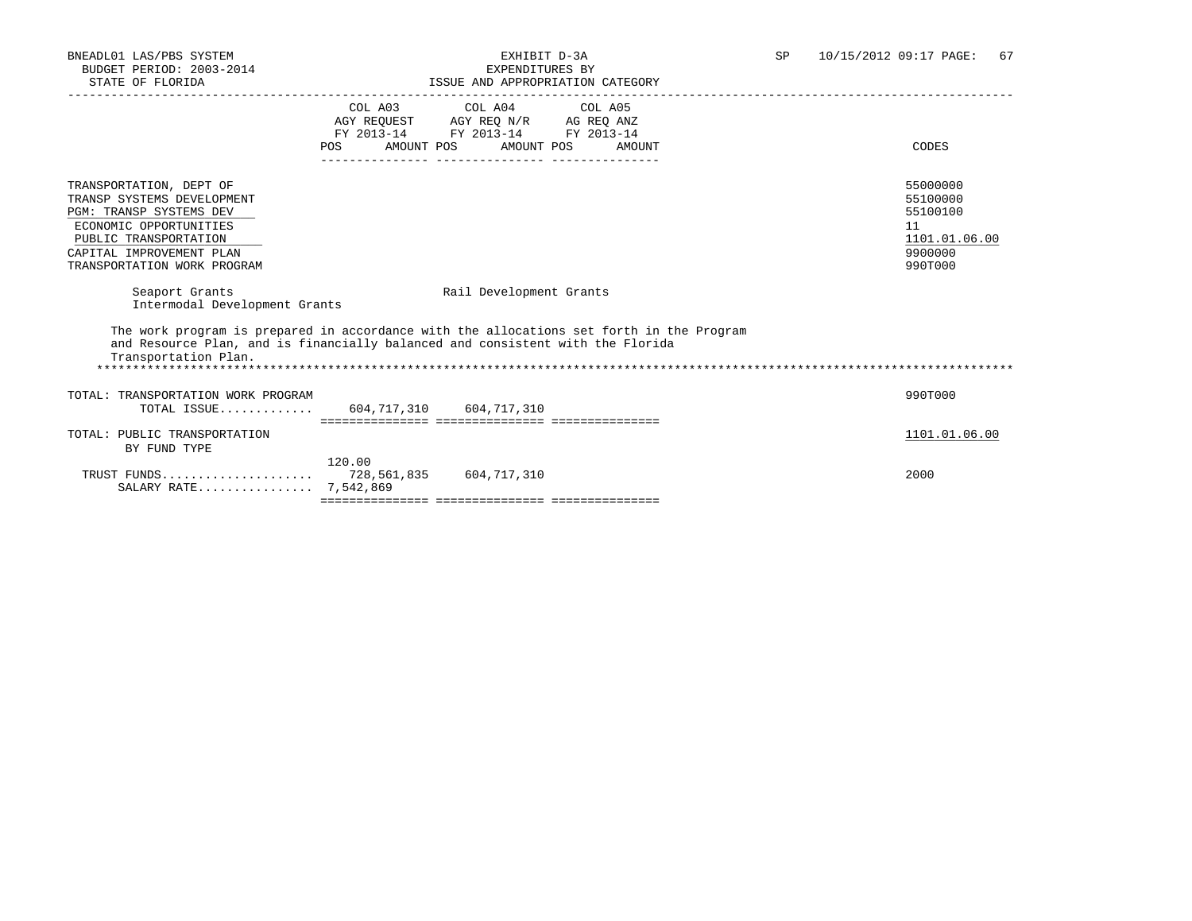BNEADL01 LAS/PBS SYSTEM
BUDGET PERIOD: 2003-2014
STATE OF FLORIDA

EXHIBIT D-3A
EXPENDITURES BY
ISSUE AND APPROPRIATION CATEGORY

SP 10/15/2012 09:17 PAGE: 67

| | COL A03 AGY REQUEST FY 2013-14 POS | AMOUNT | COL A04 AGY REQ N/R FY 2013-14 POS | AMOUNT | COL A05 AG REQ ANZ FY 2013-14 POS | AMOUNT | CODES |
|---|---|---|---|---|---|---|---|
| TRANSPORTATION, DEPT OF | | | | | | | 55000000 |
| TRANSP SYSTEMS DEVELOPMENT | | | | | | | 55100000 |
| PGM: TRANSP SYSTEMS DEV | | | | | | | 55100100 |
| ECONOMIC OPPORTUNITIES | | | | | | | 11 |
| PUBLIC TRANSPORTATION | | | | | | | 1101.01.06.00 |
| CAPITAL IMPROVEMENT PLAN | | | | | | | 9900000 |
| TRANSPORTATION WORK PROGRAM | | | | | | | 990T000 |

Seaport Grants
Intermodal Development Grants
Rail Development Grants

The work program is prepared in accordance with the allocations set forth in the Program and Resource Plan, and is financially balanced and consistent with the Florida Transportation Plan.

| | COL A03 POS | AMOUNT | COL A04 POS | AMOUNT | COL A05 POS | AMOUNT | CODES |
|---|---|---|---|---|---|---|---|
| TOTAL: TRANSPORTATION WORK PROGRAM | | | | | | | 990T000 |
| TOTAL ISSUE............. | | 604,717,310 | | 604,717,310 | | | |
| TOTAL: PUBLIC TRANSPORTATION BY FUND TYPE | | | | | | | 1101.01.06.00 |
| TRUST FUNDS..................... | 120.00 | 728,561,835 | | 604,717,310 | | | 2000 |
| SALARY RATE................ | | 7,542,869 | | | | | |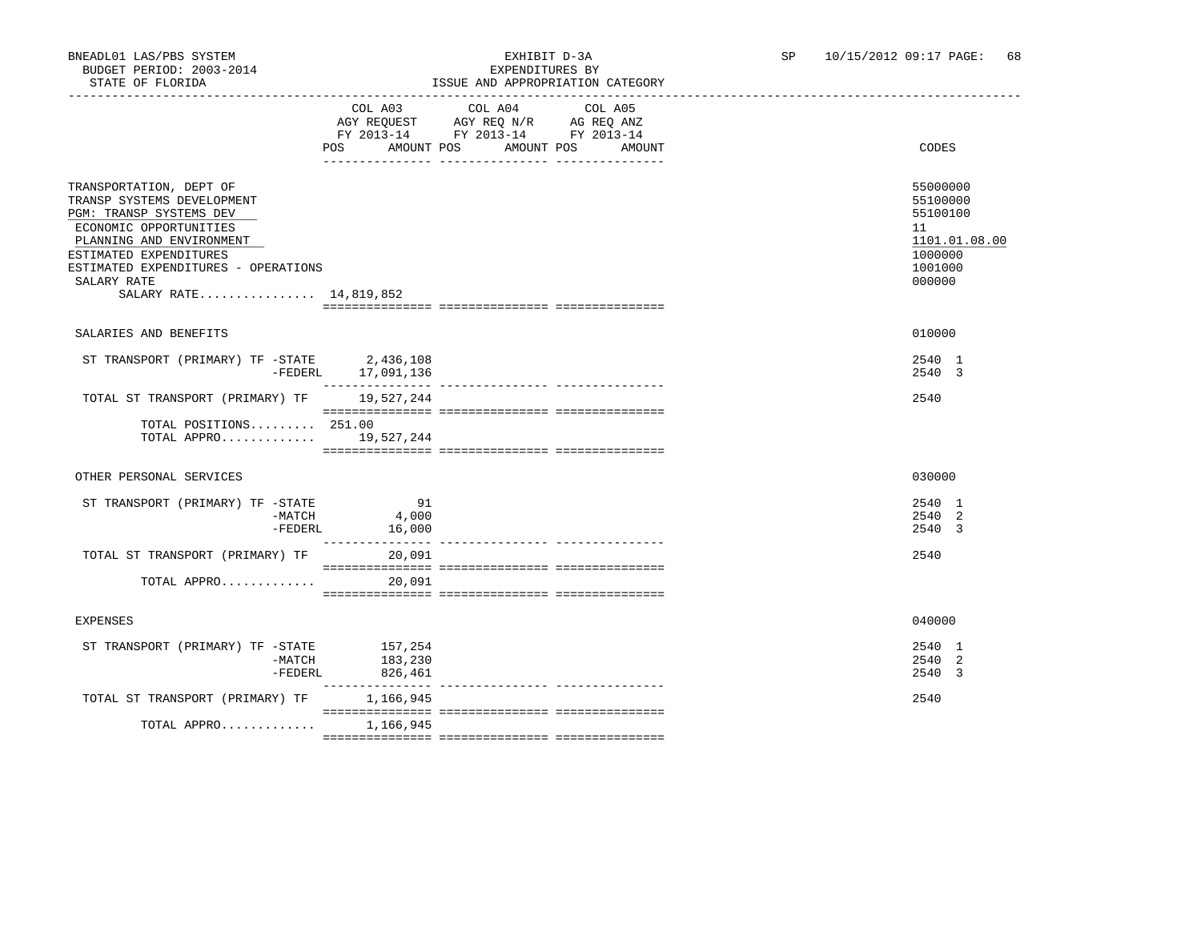BNEADL01 LAS/PBS SYSTEM
BUDGET PERIOD: 2003-2014
STATE OF FLORIDA

EXHIBIT D-3A
EXPENDITURES BY
ISSUE AND APPROPRIATION CATEGORY

SP 10/15/2012 09:17

| | COL A03 AGY REQUEST FY 2013-14 POS | AMOUNT | COL A04 AGY REQ N/R FY 2013-14 POS | AMOUNT | COL A05 AG REQ ANZ FY 2013-14 POS | AMOUNT | CODES |
|---|---|---|---|---|---|---|---|
| TRANSPORTATION, DEPT OF | | | | | | | 55000000 |
| TRANSP SYSTEMS DEVELOPMENT | | | | | | | 55100000 |
| PGM: TRANSP SYSTEMS DEV | | | | | | | 55100100 |
| ECONOMIC OPPORTUNITIES | | | | | | | 11 |
| PLANNING AND ENVIRONMENT | | | | | | | 1101.01.08.00 |
| ESTIMATED EXPENDITURES | | | | | | | 1000000 |
| ESTIMATED EXPENDITURES - OPERATIONS | | | | | | | 1001000 |
| SALARY RATE | | | | | | | 000000 |
| SALARY RATE................ 14,819,852 | | | | | | | |
| SALARIES AND BENEFITS | | | | | | | 010000 |
| ST TRANSPORT (PRIMARY) TF -STATE | | 2,436,108 | | | | | 2540 1 |
| -FEDERL | | 17,091,136 | | | | | 2540 3 |
| TOTAL ST TRANSPORT (PRIMARY) TF | | 19,527,244 | | | | | 2540 |
| TOTAL POSITIONS......... | 251.00 | | | | | | |
| TOTAL APPRO............. | | 19,527,244 | | | | | |
| OTHER PERSONAL SERVICES | | | | | | | 030000 |
| ST TRANSPORT (PRIMARY) TF -STATE | | 91 | | | | | 2540 1 |
| -MATCH | | 4,000 | | | | | 2540 2 |
| -FEDERL | | 16,000 | | | | | 2540 3 |
| TOTAL ST TRANSPORT (PRIMARY) TF | | 20,091 | | | | | 2540 |
| TOTAL APPRO............. | | 20,091 | | | | | |
| EXPENSES | | | | | | | 040000 |
| ST TRANSPORT (PRIMARY) TF -STATE | | 157,254 | | | | | 2540 1 |
| -MATCH | | 183,230 | | | | | 2540 2 |
| -FEDERL | | 826,461 | | | | | 2540 3 |
| TOTAL ST TRANSPORT (PRIMARY) TF | | 1,166,945 | | | | | 2540 |
| TOTAL APPRO............. | | 1,166,945 | | | | | |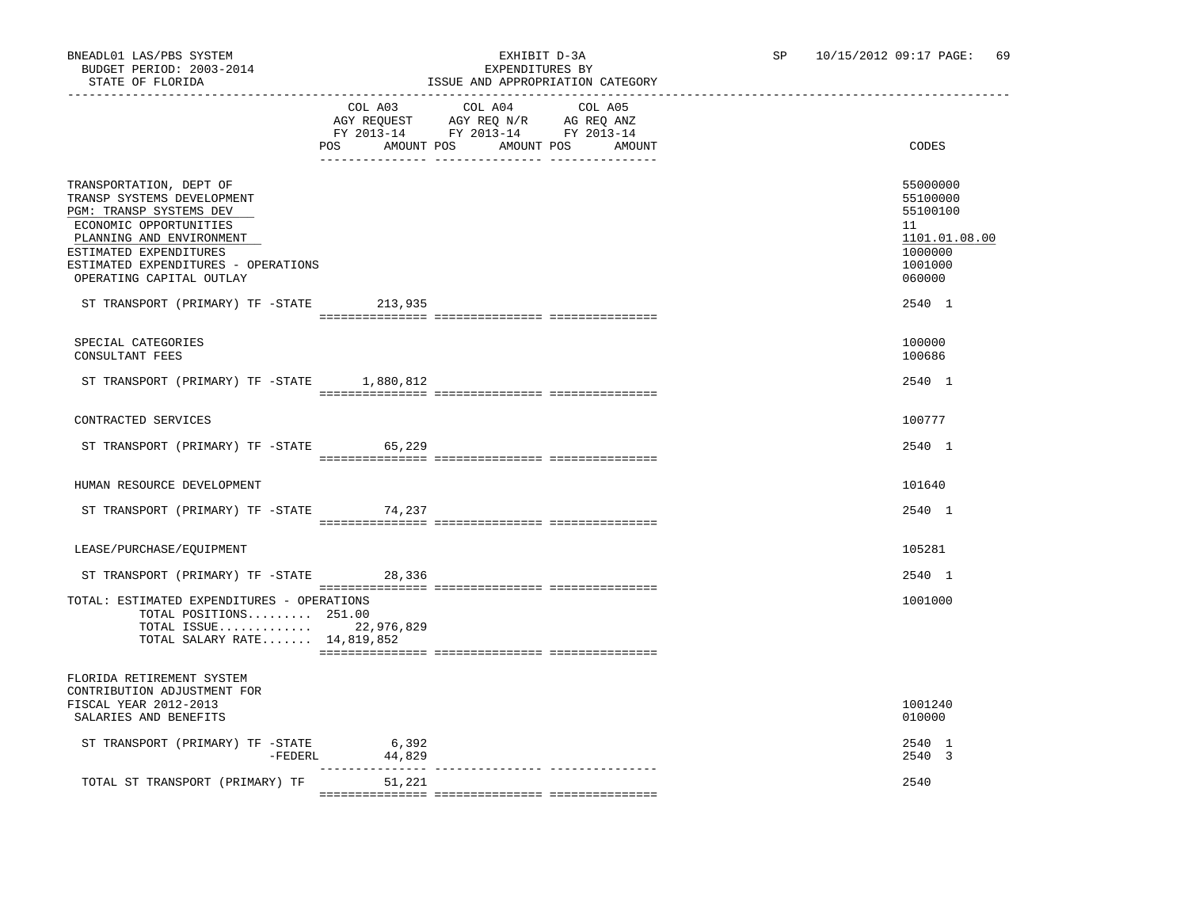BNEADL01 LAS/PBS SYSTEM | EXHIBIT D-3A | SP 10/15/2012 09:17 PAGE: 69
BUDGET PERIOD: 2003-2014 | EXPENDITURES BY
STATE OF FLORIDA | ISSUE AND APPROPRIATION CATEGORY

| | COL A03 AGY REQUEST FY 2013-14 POS AMOUNT | COL A04 AGY REQ N/R FY 2013-14 POS AMOUNT | COL A05 AG REQ ANZ FY 2013-14 POS AMOUNT | CODES |
|---|---|---|---|---|
| TRANSPORTATION, DEPT OF | | | | 55000000 |
| TRANSP SYSTEMS DEVELOPMENT | | | | 55100000 |
| PGM: TRANSP SYSTEMS DEV | | | | 55100100 |
| ECONOMIC OPPORTUNITIES | | | | 11 |
| PLANNING AND ENVIRONMENT | | | | 1101.01.08.00 |
| ESTIMATED EXPENDITURES | | | | 1000000 |
| ESTIMATED EXPENDITURES - OPERATIONS | | | | 1001000 |
| OPERATING CAPITAL OUTLAY | | | | 060000 |
| ST TRANSPORT (PRIMARY) TF -STATE | 213,935 | | | 2540 1 |
| SPECIAL CATEGORIES | | | | 100000 |
| CONSULTANT FEES | | | | 100686 |
| ST TRANSPORT (PRIMARY) TF -STATE | 1,880,812 | | | 2540 1 |
| CONTRACTED SERVICES | | | | 100777 |
| ST TRANSPORT (PRIMARY) TF -STATE | 65,229 | | | 2540 1 |
| HUMAN RESOURCE DEVELOPMENT | | | | 101640 |
| ST TRANSPORT (PRIMARY) TF -STATE | 74,237 | | | 2540 1 |
| LEASE/PURCHASE/EQUIPMENT | | | | 105281 |
| ST TRANSPORT (PRIMARY) TF -STATE | 28,336 | | | 2540 1 |
| TOTAL: ESTIMATED EXPENDITURES - OPERATIONS | | | | 1001000 |
| TOTAL POSITIONS......... | 251.00 | | | |
| TOTAL ISSUE............. | 22,976,829 | | | |
| TOTAL SALARY RATE....... | 14,819,852 | | | |
| FLORIDA RETIREMENT SYSTEM CONTRIBUTION ADJUSTMENT FOR FISCAL YEAR 2012-2013 | | | | 1001240 |
| SALARIES AND BENEFITS | | | | 010000 |
| ST TRANSPORT (PRIMARY) TF -STATE | 6,392 | | | 2540 1 |
| -FEDERL | 44,829 | | | 2540 3 |
| TOTAL ST TRANSPORT (PRIMARY) TF | 51,221 | | | 2540 |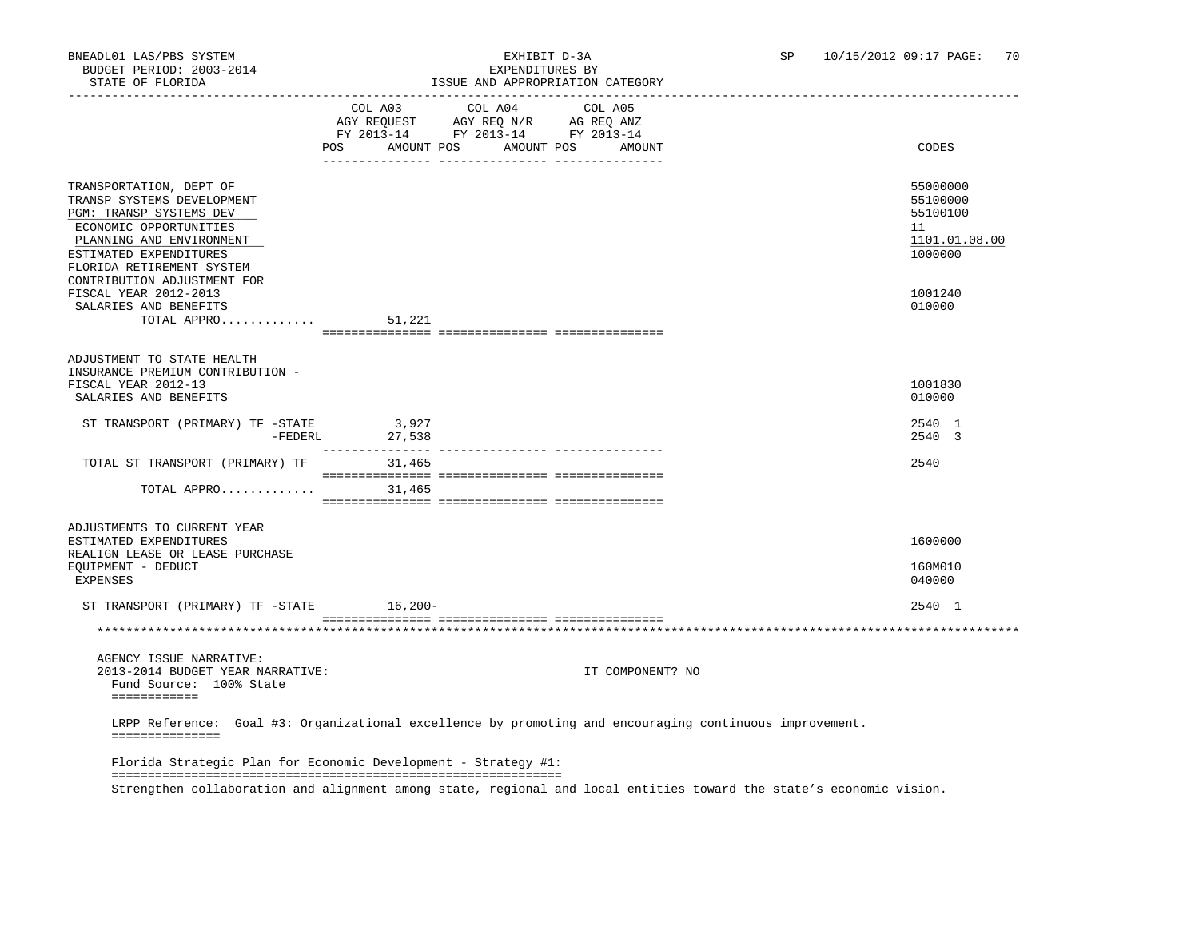BNEADL01 LAS/PBS SYSTEM | EXHIBIT D-3A | SP 10/15/2012 09:17
BUDGET PERIOD: 2003-2014 | EXPENDITURES BY
STATE OF FLORIDA | ISSUE AND APPROPRIATION CATEGORY

| | COL A03 AGY REQUEST FY 2013-14 POS AMOUNT | COL A04 AGY REQ N/R FY 2013-14 POS AMOUNT | COL A05 AG REQ ANZ FY 2013-14 POS AMOUNT | CODES |
|---|---|---|---|---|
| TRANSPORTATION, DEPT OF | | | | 55000000 |
| TRANSP SYSTEMS DEVELOPMENT | | | | 55100000 |
| PGM: TRANSP SYSTEMS DEV | | | | 55100100 |
| ECONOMIC OPPORTUNITIES | | | | 11 |
| PLANNING AND ENVIRONMENT | | | | 1101.01.08.00 |
| ESTIMATED EXPENDITURES | | | | 1000000 |
| FLORIDA RETIREMENT SYSTEM CONTRIBUTION ADJUSTMENT FOR FISCAL YEAR 2012-2013 | | | | 1001240 |
| SALARIES AND BENEFITS | | | | 010000 |
| TOTAL APPRO............ | 51,221 | | | |
| ADJUSTMENT TO STATE HEALTH INSURANCE PREMIUM CONTRIBUTION - FISCAL YEAR 2012-13 | | | | 1001830 |
| SALARIES AND BENEFITS | | | | 010000 |
| ST TRANSPORT (PRIMARY) TF -STATE | 3,927 | | | 2540 1 |
| -FEDERL | 27,538 | | | 2540 3 |
| TOTAL ST TRANSPORT (PRIMARY) TF | 31,465 | | | 2540 |
| TOTAL APPRO............ | 31,465 | | | |
| ADJUSTMENTS TO CURRENT YEAR ESTIMATED EXPENDITURES | | | | 1600000 |
| REALIGN LEASE OR LEASE PURCHASE EQUIPMENT - DEDUCT | | | | 160M010 |
| EXPENSES | | | | 040000 |
| ST TRANSPORT (PRIMARY) TF -STATE | 16,200- | | | 2540 1 |

AGENCY ISSUE NARRATIVE:
2013-2014 BUDGET YEAR NARRATIVE: IT COMPONENT? NO

Fund Source: 100% State

LRPP Reference: Goal #3: Organizational excellence by promoting and encouraging continuous improvement.

Florida Strategic Plan for Economic Development - Strategy #1:

Strengthen collaboration and alignment among state, regional and local entities toward the state's economic vision.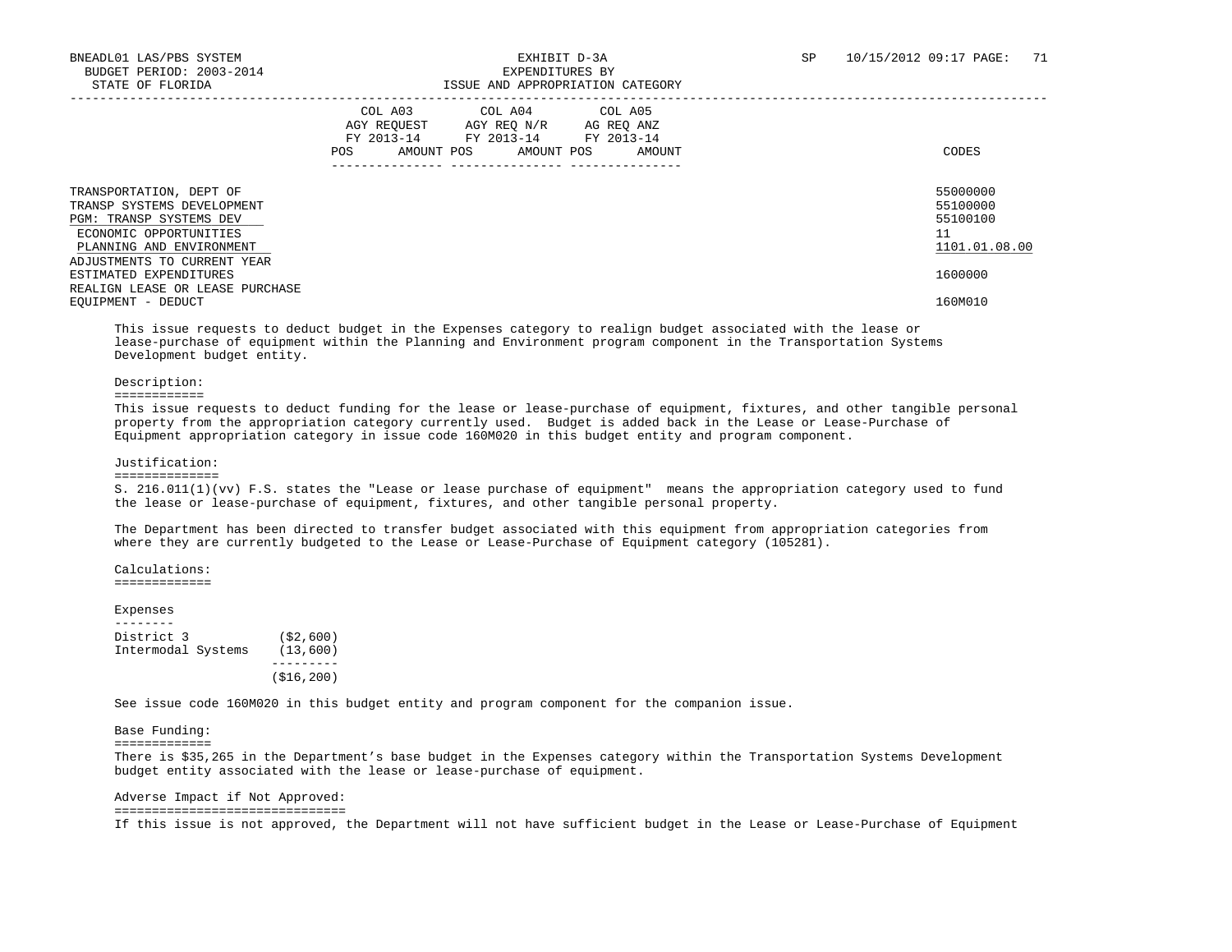| | COL A03 AGY REQUEST FY 2013-14 POS AMOUNT | COL A04 AGY REQ N/R FY 2013-14 POS AMOUNT | COL A05 AG REQ ANZ FY 2013-14 POS AMOUNT | CODES |
|---|---|---|---|---|
| TRANSPORTATION, DEPT OF | | | | 55000000 |
| TRANSP SYSTEMS DEVELOPMENT | | | | 55100000 |
| PGM: TRANSP SYSTEMS DEV | | | | 55100100 |
| ECONOMIC OPPORTUNITIES | | | | 11 |
| PLANNING AND ENVIRONMENT | | | | 1101.01.08.00 |
| ADJUSTMENTS TO CURRENT YEAR ESTIMATED EXPENDITURES | | | | 1600000 |
| REALIGN LEASE OR LEASE PURCHASE EQUIPMENT - DEDUCT | | | | 160M010 |

This issue requests to deduct budget in the Expenses category to realign budget associated with the lease or lease-purchase of equipment within the Planning and Environment program component in the Transportation Systems Development budget entity.

Description:
============
This issue requests to deduct funding for the lease or lease-purchase of equipment, fixtures, and other tangible personal property from the appropriation category currently used. Budget is added back in the Lease or Lease-Purchase of Equipment appropriation category in issue code 160M020 in this budget entity and program component.

Justification:
==============
S. 216.011(1)(vv) F.S. states the "Lease or lease purchase of equipment" means the appropriation category used to fund the lease or lease-purchase of equipment, fixtures, and other tangible personal property.

The Department has been directed to transfer budget associated with this equipment from appropriation categories from where they are currently budgeted to the Lease or Lease-Purchase of Equipment category (105281).

Calculations:
=============

Expenses
--------

| | |
|---|---|
| District 3 | ($2,600) |
| Intermodal Systems | (13,600) |
| | ($16,200) |

See issue code 160M020 in this budget entity and program component for the companion issue.

Base Funding:
=============
There is $35,265 in the Department's base budget in the Expenses category within the Transportation Systems Development budget entity associated with the lease or lease-purchase of equipment.

Adverse Impact if Not Approved:
===============================
If this issue is not approved, the Department will not have sufficient budget in the Lease or Lease-Purchase of Equipment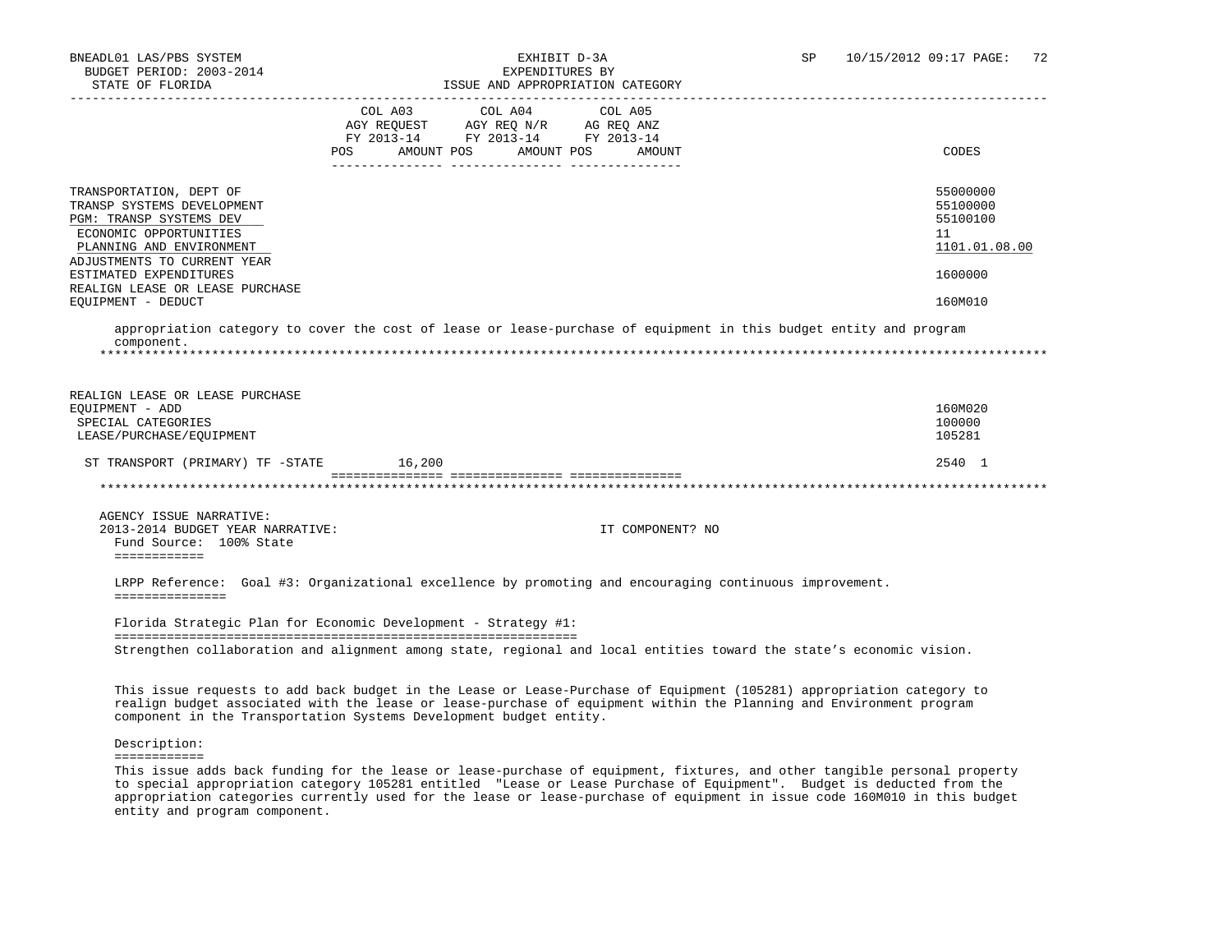| | COL A03 AGY REQUEST FY 2013-14 POS AMOUNT | COL A04 AGY REQ N/R FY 2013-14 POS AMOUNT | COL A05 AG REQ ANZ FY 2013-14 POS AMOUNT | CODES |
|---|---|---|---|---|
| TRANSPORTATION, DEPT OF | | | | 55000000 |
| TRANSP SYSTEMS DEVELOPMENT | | | | 55100000 |
| PGM: TRANSP SYSTEMS DEV | | | | 55100100 |
| ECONOMIC OPPORTUNITIES | | | | 11 |
| PLANNING AND ENVIRONMENT | | | | 1101.01.08.00 |
| ADJUSTMENTS TO CURRENT YEAR ESTIMATED EXPENDITURES | | | | 1600000 |
| REALIGN LEASE OR LEASE PURCHASE EQUIPMENT - DEDUCT | | | | 160M010 |

appropriation category to cover the cost of lease or lease-purchase of equipment in this budget entity and program component.

******************************************************************************************************************

| | COL A03 | COL A04 | COL A05 | CODES |
|---|---|---|---|---|
| REALIGN LEASE OR LEASE PURCHASE EQUIPMENT - ADD | | | | 160M020 |
| SPECIAL CATEGORIES | | | | 100000 |
| LEASE/PURCHASE/EQUIPMENT | | | | 105281 |
| ST TRANSPORT (PRIMARY) TF -STATE | 16,200 | | | 2540 1 |

******************************************************************************************************************

AGENCY ISSUE NARRATIVE:
2013-2014 BUDGET YEAR NARRATIVE: IT COMPONENT? NO

Fund Source: 100% State

LRPP Reference: Goal #3: Organizational excellence by promoting and encouraging continuous improvement.

Florida Strategic Plan for Economic Development - Strategy #1:

Strengthen collaboration and alignment among state, regional and local entities toward the state's economic vision.

This issue requests to add back budget in the Lease or Lease-Purchase of Equipment (105281) appropriation category to realign budget associated with the lease or lease-purchase of equipment within the Planning and Environment program component in the Transportation Systems Development budget entity.

Description:

This issue adds back funding for the lease or lease-purchase of equipment, fixtures, and other tangible personal property to special appropriation category 105281 entitled "Lease or Lease Purchase of Equipment". Budget is deducted from the appropriation categories currently used for the lease or lease-purchase of equipment in issue code 160M010 in this budget entity and program component.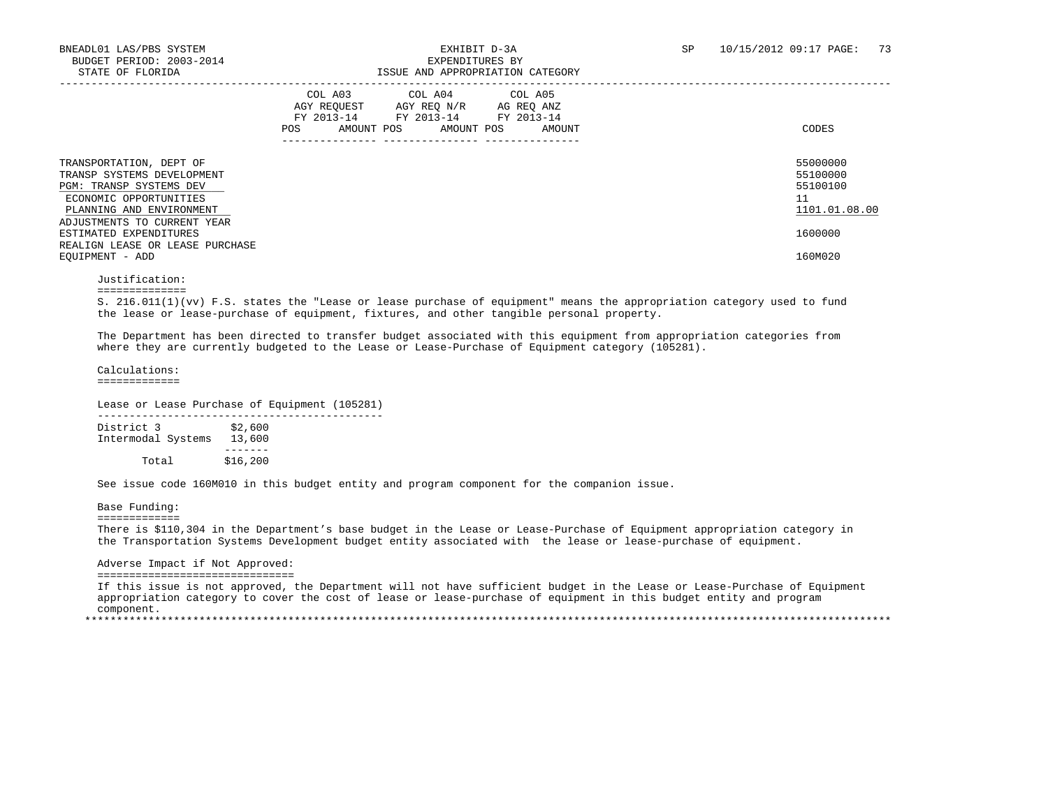BNEADL01 LAS/PBS SYSTEM
BUDGET PERIOD: 2003-2014
STATE OF FLORIDA

EXHIBIT D-3A
EXPENDITURES BY
ISSUE AND APPROPRIATION CATEGORY

SP 10/15/2012 09:17 PAGE: 73

| | COL A03 AGY REQUEST FY 2013-14 POS AMOUNT | COL A04 AGY REQ N/R FY 2013-14 POS AMOUNT | COL A05 AG REQ ANZ FY 2013-14 POS AMOUNT | CODES |
|---|---|---|---|---|
| TRANSPORTATION, DEPT OF | | | | 55000000 |
| TRANSP SYSTEMS DEVELOPMENT | | | | 55100000 |
| PGM: TRANSP SYSTEMS DEV | | | | 55100100 |
| ECONOMIC OPPORTUNITIES | | | | 11 |
| PLANNING AND ENVIRONMENT | | | | 1101.01.08.00 |
| ADJUSTMENTS TO CURRENT YEAR ESTIMATED EXPENDITURES | | | | 1600000 |
| REALIGN LEASE OR LEASE PURCHASE EQUIPMENT - ADD | | | | 160M020 |

Justification:

S. 216.011(1)(vv) F.S. states the "Lease or lease purchase of equipment" means the appropriation category used to fund the lease or lease-purchase of equipment, fixtures, and other tangible personal property.

The Department has been directed to transfer budget associated with this equipment from appropriation categories from where they are currently budgeted to the Lease or Lease-Purchase of Equipment category (105281).

Calculations:

Lease or Lease Purchase of Equipment (105281)

| | |
|---|---|
| District 3 | $2,600 |
| Intermodal Systems | 13,600 |
| Total | $16,200 |

See issue code 160M010 in this budget entity and program component for the companion issue.

Base Funding:

There is $110,304 in the Department's base budget in the Lease or Lease-Purchase of Equipment appropriation category in the Transportation Systems Development budget entity associated with the lease or lease-purchase of equipment.

Adverse Impact if Not Approved:

If this issue is not approved, the Department will not have sufficient budget in the Lease or Lease-Purchase of Equipment appropriation category to cover the cost of lease or lease-purchase of equipment in this budget entity and program component.

*******************************************************************************************************************************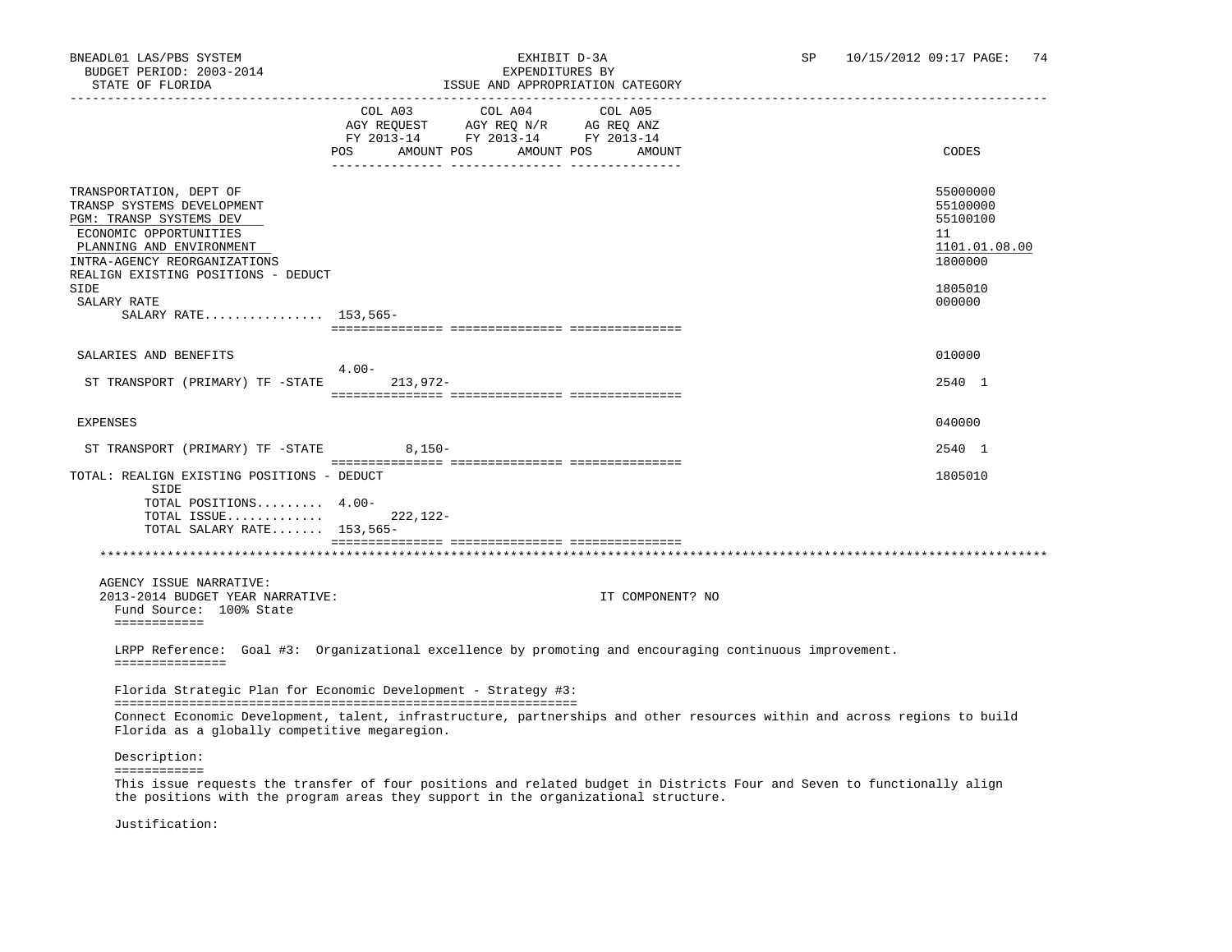| | COL A03 AGY REQUEST FY 2013-14 POS AMOUNT | COL A04 AGY REQ N/R FY 2013-14 POS AMOUNT | COL A05 AG REQ ANZ FY 2013-14 POS AMOUNT | CODES |
|---|---|---|---|---|
| TRANSPORTATION, DEPT OF | | | | 55000000 |
| TRANSP SYSTEMS DEVELOPMENT | | | | 55100000 |
| PGM: TRANSP SYSTEMS DEV | | | | 55100100 |
| ECONOMIC OPPORTUNITIES | | | | 11 |
| PLANNING AND ENVIRONMENT | | | | 1101.01.08.00 |
| INTRA-AGENCY REORGANIZATIONS | | | | 1800000 |
| REALIGN EXISTING POSITIONS - DEDUCT SIDE | | | | 1805010 |
| SALARY RATE | | | | 000000 |
| SALARY RATE................ | 153,565- | | | |
| SALARIES AND BENEFITS | | | | 010000 |
| ST TRANSPORT (PRIMARY) TF -STATE | 4.00- 213,972- | | | 2540 1 |
| EXPENSES | | | | 040000 |
| ST TRANSPORT (PRIMARY) TF -STATE | 8,150- | | | 2540 1 |
| TOTAL: REALIGN EXISTING POSITIONS - DEDUCT SIDE | | | | 1805010 |
| TOTAL POSITIONS......... | 4.00- | | | |
| TOTAL ISSUE............ | 222,122- | | | |
| TOTAL SALARY RATE....... | 153,565- | | | |

AGENCY ISSUE NARRATIVE:

2013-2014 BUDGET YEAR NARRATIVE: IT COMPONENT? NO

Fund Source: 100% State

LRPP Reference: Goal #3: Organizational excellence by promoting and encouraging continuous improvement.

Florida Strategic Plan for Economic Development - Strategy #3:

Connect Economic Development, talent, infrastructure, partnerships and other resources within and across regions to build Florida as a globally competitive megaregion.

Description:

This issue requests the transfer of four positions and related budget in Districts Four and Seven to functionally align the positions with the program areas they support in the organizational structure.

Justification: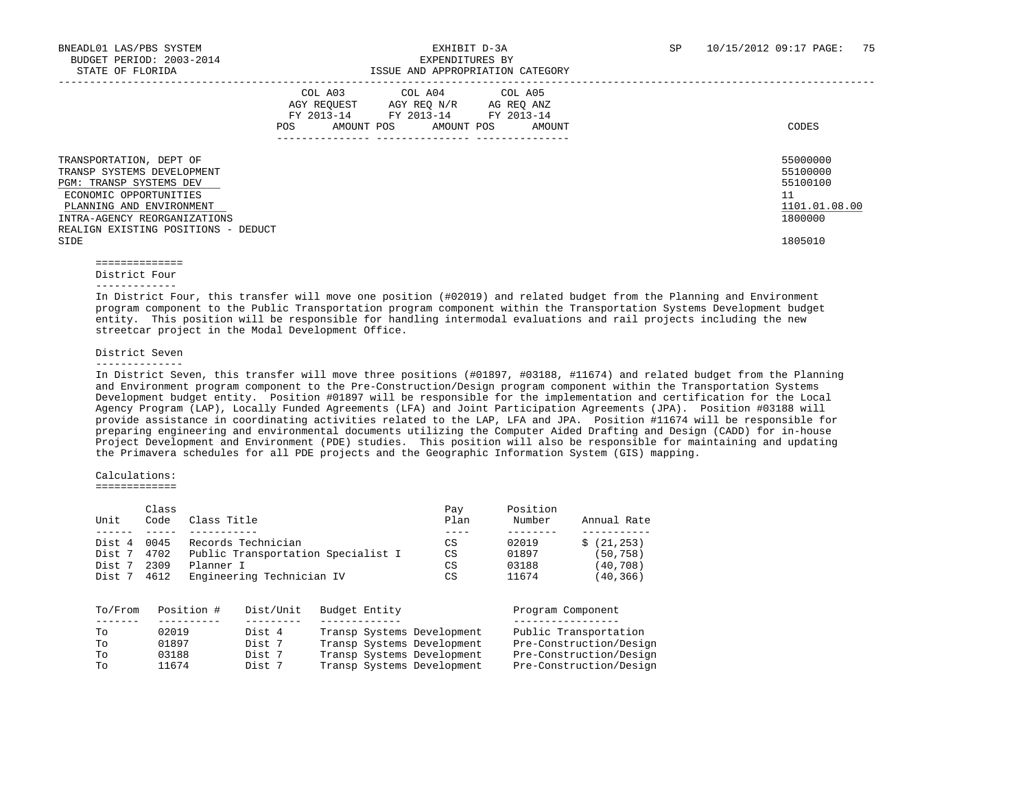BNEADL01 LAS/PBS SYSTEM — EXHIBIT D-3A — EXPENDITURES BY ISSUE AND APPROPRIATION CATEGORY

BUDGET PERIOD: 2003-2014

STATE OF FLORIDA

SP 10/15/2012 09:17

| | COL A03 AGY REQUEST FY 2013-14 POS | AMOUNT | COL A04 AGY REQ N/R FY 2013-14 POS | AMOUNT | COL A05 AG REQ ANZ FY 2013-14 POS | AMOUNT | CODES |
|---|---|---|---|---|---|---|---|
| TRANSPORTATION, DEPT OF | | | | | | | 55000000 |
| TRANSP SYSTEMS DEVELOPMENT | | | | | | | 55100000 |
| PGM: TRANSP SYSTEMS DEV | | | | | | | 55100100 |
| ECONOMIC OPPORTUNITIES | | | | | | | 11 |
| PLANNING AND ENVIRONMENT | | | | | | | 1101.01.08.00 |
| INTRA-AGENCY REORGANIZATIONS | | | | | | | 1800000 |
| REALIGN EXISTING POSITIONS - DEDUCT SIDE | | | | | | | 1805010 |

==============

District Four
-------------

In District Four, this transfer will move one position (#02019) and related budget from the Planning and Environment program component to the Public Transportation program component within the Transportation Systems Development budget entity. This position will be responsible for handling intermodal evaluations and rail projects including the new streetcar project in the Modal Development Office.

District Seven
--------------

In District Seven, this transfer will move three positions (#01897, #03188, #11674) and related budget from the Planning and Environment program component to the Pre-Construction/Design program component within the Transportation Systems Development budget entity. Position #01897 will be responsible for the implementation and certification for the Local Agency Program (LAP), Locally Funded Agreements (LFA) and Joint Participation Agreements (JPA). Position #03188 will provide assistance in coordinating activities related to the LAP, LFA and JPA. Position #11674 will be responsible for preparing engineering and environmental documents utilizing the Computer Aided Drafting and Design (CADD) for in-house Project Development and Environment (PDE) studies. This position will also be responsible for maintaining and updating the Primavera schedules for all PDE projects and the Geographic Information System (GIS) mapping.

Calculations:
=============

| Unit | Class Code | Class Title | Pay Plan | Position Number | Annual Rate |
|---|---|---|---|---|---|
| Dist 4 | 0045 | Records Technician | CS | 02019 | $ (21,253) |
| Dist 7 | 4702 | Public Transportation Specialist I | CS | 01897 | (50,758) |
| Dist 7 | 2309 | Planner I | CS | 03188 | (40,708) |
| Dist 7 | 4612 | Engineering Technician IV | CS | 11674 | (40,366) |

| To/From | Position # | Dist/Unit | Budget Entity | Program Component |
|---|---|---|---|---|
| To | 02019 | Dist 4 | Transp Systems Development | Public Transportation |
| To | 01897 | Dist 7 | Transp Systems Development | Pre-Construction/Design |
| To | 03188 | Dist 7 | Transp Systems Development | Pre-Construction/Design |
| To | 11674 | Dist 7 | Transp Systems Development | Pre-Construction/Design |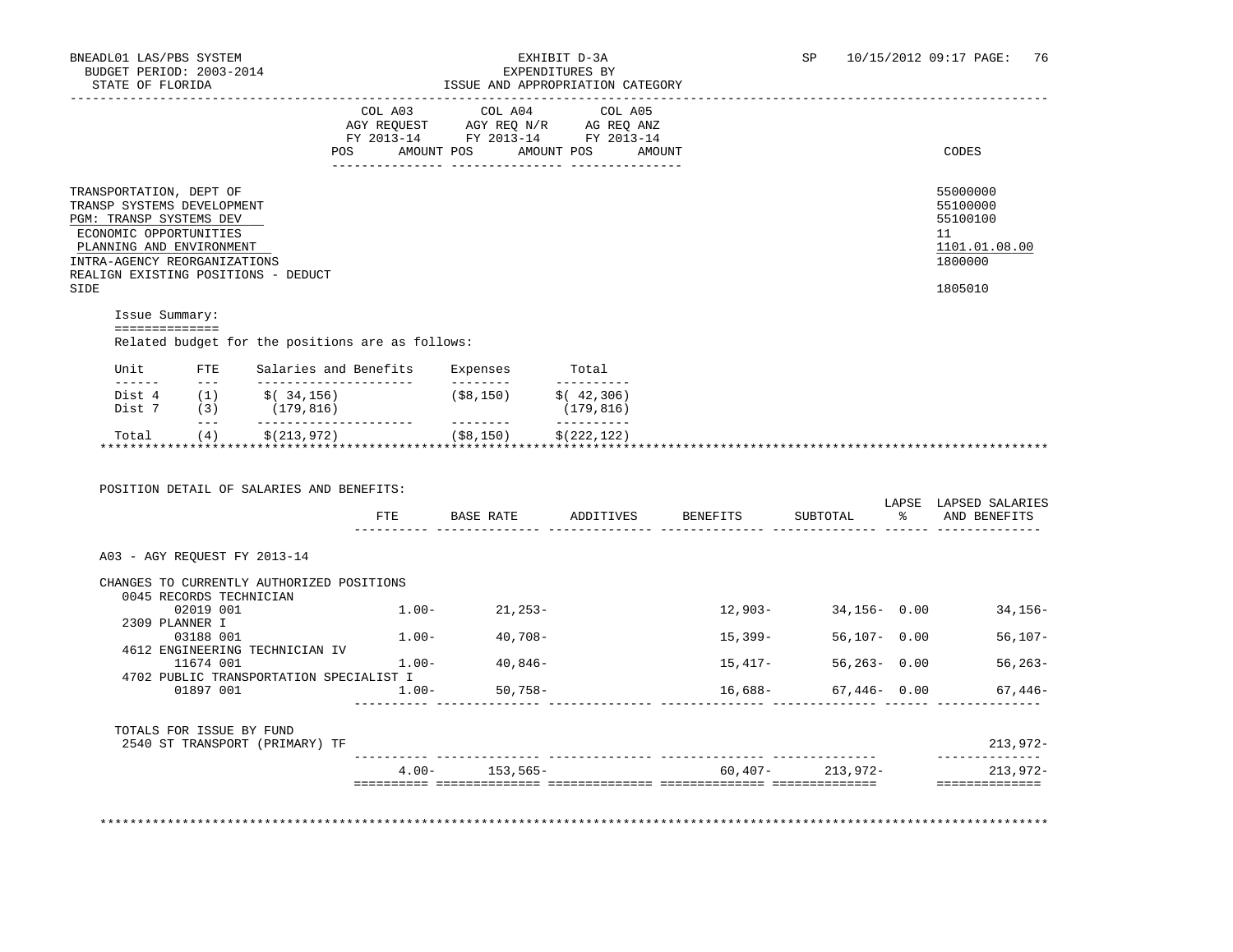BNEADL01 LAS/PBS SYSTEM — EXHIBIT D-3A — EXPENDITURES BY ISSUE AND APPROPRIATION CATEGORY
BUDGET PERIOD: 2003-2014
STATE OF FLORIDA

| | COL A03 AGY REQUEST FY 2013-14 POS AMOUNT | COL A04 AGY REQ N/R FY 2013-14 POS AMOUNT | COL A05 AG REQ ANZ FY 2013-14 POS AMOUNT | CODES |
|---|---|---|---|---|
| TRANSPORTATION, DEPT OF | | | | 55000000 |
| TRANSP SYSTEMS DEVELOPMENT | | | | 55100000 |
| PGM: TRANSP SYSTEMS DEV | | | | 55100100 |
| ECONOMIC OPPORTUNITIES | | | | 11 |
| PLANNING AND ENVIRONMENT | | | | 1101.01.08.00 |
| INTRA-AGENCY REORGANIZATIONS | | | | 1800000 |
| REALIGN EXISTING POSITIONS - DEDUCT SIDE | | | | 1805010 |

Issue Summary:

Related budget for the positions are as follows:

| Unit | FTE | Salaries and Benefits | Expenses | Total |
|---|---|---|---|---|
| Dist 4 | (1) | $( 34,156) | ($8,150) | $( 42,306) |
| Dist 7 | (3) | (179,816) | | (179,816) |
| Total | (4) | $(213,972) | ($8,150) | $(222,122) |

POSITION DETAIL OF SALARIES AND BENEFITS:

| | FTE | BASE RATE | ADDITIVES | BENEFITS | SUBTOTAL | LAPSE % | LAPSED SALARIES AND BENEFITS |
|---|---|---|---|---|---|---|---|
| A03 - AGY REQUEST FY 2013-14 | | | | | | | |
| CHANGES TO CURRENTLY AUTHORIZED POSITIONS | | | | | | | |
| 0045 RECORDS TECHNICIAN | | | | | | | |
| 02019 001 | 1.00- | 21,253- | | 12,903- | 34,156- | 0.00 | 34,156- |
| 2309 PLANNER I | | | | | | | |
| 03188 001 | 1.00- | 40,708- | | 15,399- | 56,107- | 0.00 | 56,107- |
| 4612 ENGINEERING TECHNICIAN IV | | | | | | | |
| 11674 001 | 1.00- | 40,846- | | 15,417- | 56,263- | 0.00 | 56,263- |
| 4702 PUBLIC TRANSPORTATION SPECIALIST I | | | | | | | |
| 01897 001 | 1.00- | 50,758- | | 16,688- | 67,446- | 0.00 | 67,446- |
| TOTALS FOR ISSUE BY FUND | | | | | | | |
| 2540 ST TRANSPORT (PRIMARY) TF | | | | | | | 213,972- |
| | 4.00- | 153,565- | | 60,407- | 213,972- | | 213,972- |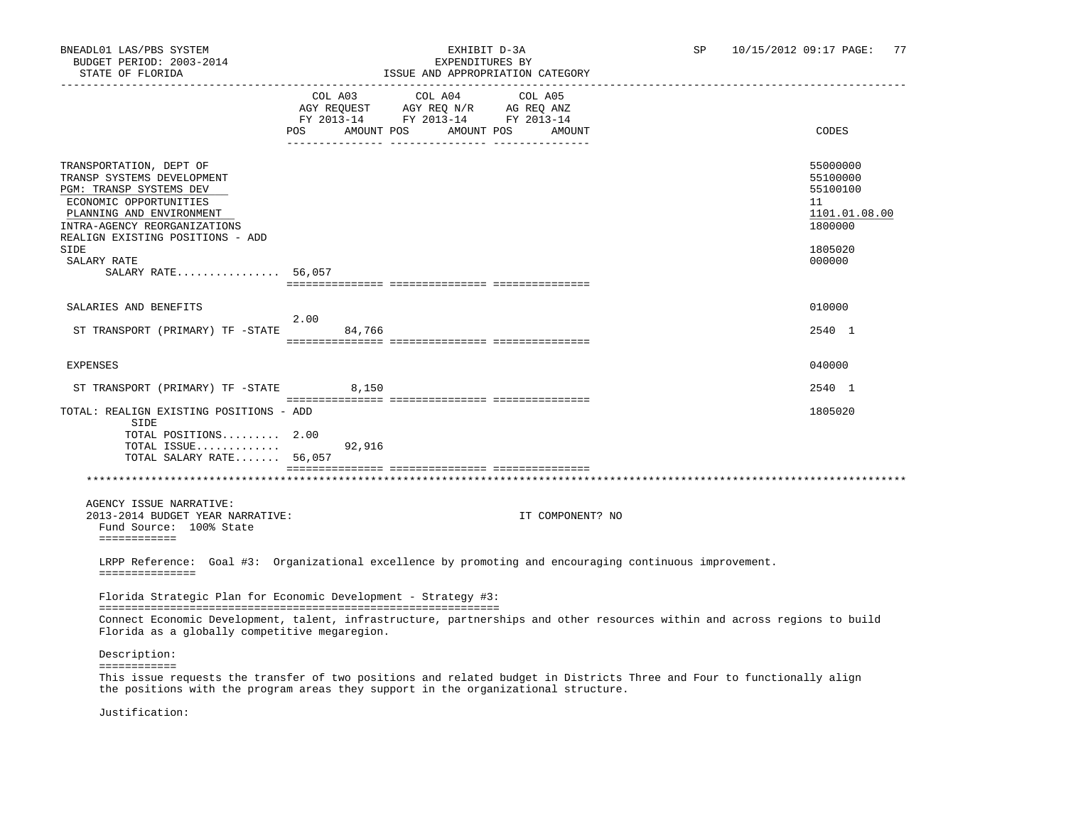BNEADL01 LAS/PBS SYSTEM
BUDGET PERIOD: 2003-2014
STATE OF FLORIDA

EXHIBIT D-3A
EXPENDITURES BY
ISSUE AND APPROPRIATION CATEGORY

SP 10/15/2012 09:17 PAGE: 77

| | COL A03 AGY REQUEST FY 2013-14 POS | AMOUNT | COL A04 AGY REQ N/R FY 2013-14 POS | AMOUNT | COL A05 AG REQ ANZ FY 2013-14 POS | AMOUNT | CODES |
|---|---|---|---|---|---|---|---|
| TRANSPORTATION, DEPT OF | | | | | | | 55000000 |
| TRANSP SYSTEMS DEVELOPMENT | | | | | | | 55100000 |
| PGM: TRANSP SYSTEMS DEV | | | | | | | 55100100 |
| ECONOMIC OPPORTUNITIES | | | | | | | 11 |
| PLANNING AND ENVIRONMENT | | | | | | | 1101.01.08.00 |
| INTRA-AGENCY REORGANIZATIONS | | | | | | | 1800000 |
| REALIGN EXISTING POSITIONS - ADD SIDE | | | | | | | 1805020 |
| SALARY RATE | | | | | | | 000000 |
| SALARY RATE................ | 56,057 | | | | | | |
| SALARIES AND BENEFITS | | | | | | | 010000 |
| ST TRANSPORT (PRIMARY) TF -STATE | 2.00 | 84,766 | | | | | 2540 1 |
| EXPENSES | | | | | | | 040000 |
| ST TRANSPORT (PRIMARY) TF -STATE | | 8,150 | | | | | 2540 1 |
| TOTAL: REALIGN EXISTING POSITIONS - ADD SIDE | | | | | | | 1805020 |
| TOTAL POSITIONS......... | 2.00 | | | | | | |
| TOTAL ISSUE............. | | 92,916 | | | | | |
| TOTAL SALARY RATE....... | 56,057 | | | | | | |

AGENCY ISSUE NARRATIVE:
2013-2014 BUDGET YEAR NARRATIVE: IT COMPONENT? NO

Fund Source: 100% State

LRPP Reference: Goal #3: Organizational excellence by promoting and encouraging continuous improvement.

Florida Strategic Plan for Economic Development - Strategy #3:

Connect Economic Development, talent, infrastructure, partnerships and other resources within and across regions to build Florida as a globally competitive megaregion.

Description:

This issue requests the transfer of two positions and related budget in Districts Three and Four to functionally align the positions with the program areas they support in the organizational structure.

Justification: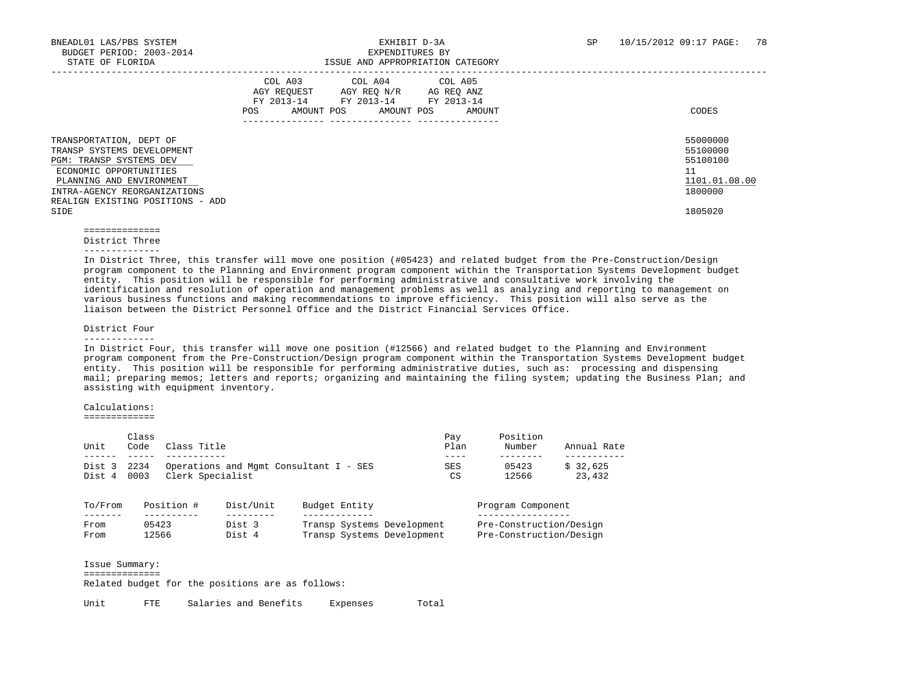BNEADL01 LAS/PBS SYSTEM
BUDGET PERIOD: 2003-2014
STATE OF FLORIDA

EXHIBIT D-3A
EXPENDITURES BY
ISSUE AND APPROPRIATION CATEGORY

SP 10/15/2012 09:17

| | COL A03 AGY REQUEST FY 2013-14 POS AMOUNT | COL A04 AGY REQ N/R FY 2013-14 POS AMOUNT | COL A05 AG REQ ANZ FY 2013-14 POS AMOUNT | CODES |
|---|---|---|---|---|
| TRANSPORTATION, DEPT OF | | | | 55000000 |
| TRANSP SYSTEMS DEVELOPMENT | | | | 55100000 |
| PGM: TRANSP SYSTEMS DEV | | | | 55100100 |
| ECONOMIC OPPORTUNITIES | | | | 11 |
| PLANNING AND ENVIRONMENT | | | | 1101.01.08.00 |
| INTRA-AGENCY REORGANIZATIONS | | | | 1800000 |
| REALIGN EXISTING POSITIONS - ADD SIDE | | | | 1805020 |

## District Three

In District Three, this transfer will move one position (#05423) and related budget from the Pre-Construction/Design program component to the Planning and Environment program component within the Transportation Systems Development budget entity. This position will be responsible for performing administrative and consultative work involving the identification and resolution of operation and management problems as well as analyzing and reporting to management on various business functions and making recommendations to improve efficiency. This position will also serve as the liaison between the District Personnel Office and the District Financial Services Office.

## District Four

In District Four, this transfer will move one position (#12566) and related budget to the Planning and Environment program component from the Pre-Construction/Design program component within the Transportation Systems Development budget entity. This position will be responsible for performing administrative duties, such as: processing and dispensing mail; preparing memos; letters and reports; organizing and maintaining the filing system; updating the Business Plan; and assisting with equipment inventory.

## Calculations:

| Unit | Class Code | Class Title | Pay Plan | Position Number | Annual Rate |
|---|---|---|---|---|---|
| Dist 3 | 2234 | Operations and Mgmt Consultant I - SES | SES | 05423 | $ 32,625 |
| Dist 4 | 0003 | Clerk Specialist | CS | 12566 | 23,432 |

| To/From | Position # | Dist/Unit | Budget Entity | Program Component |
|---|---|---|---|---|
| From | 05423 | Dist 3 | Transp Systems Development | Pre-Construction/Design |
| From | 12566 | Dist 4 | Transp Systems Development | Pre-Construction/Design |

## Issue Summary:

Related budget for the positions are as follows:

| Unit | FTE | Salaries and Benefits | Expenses | Total |
|---|---|---|---|---|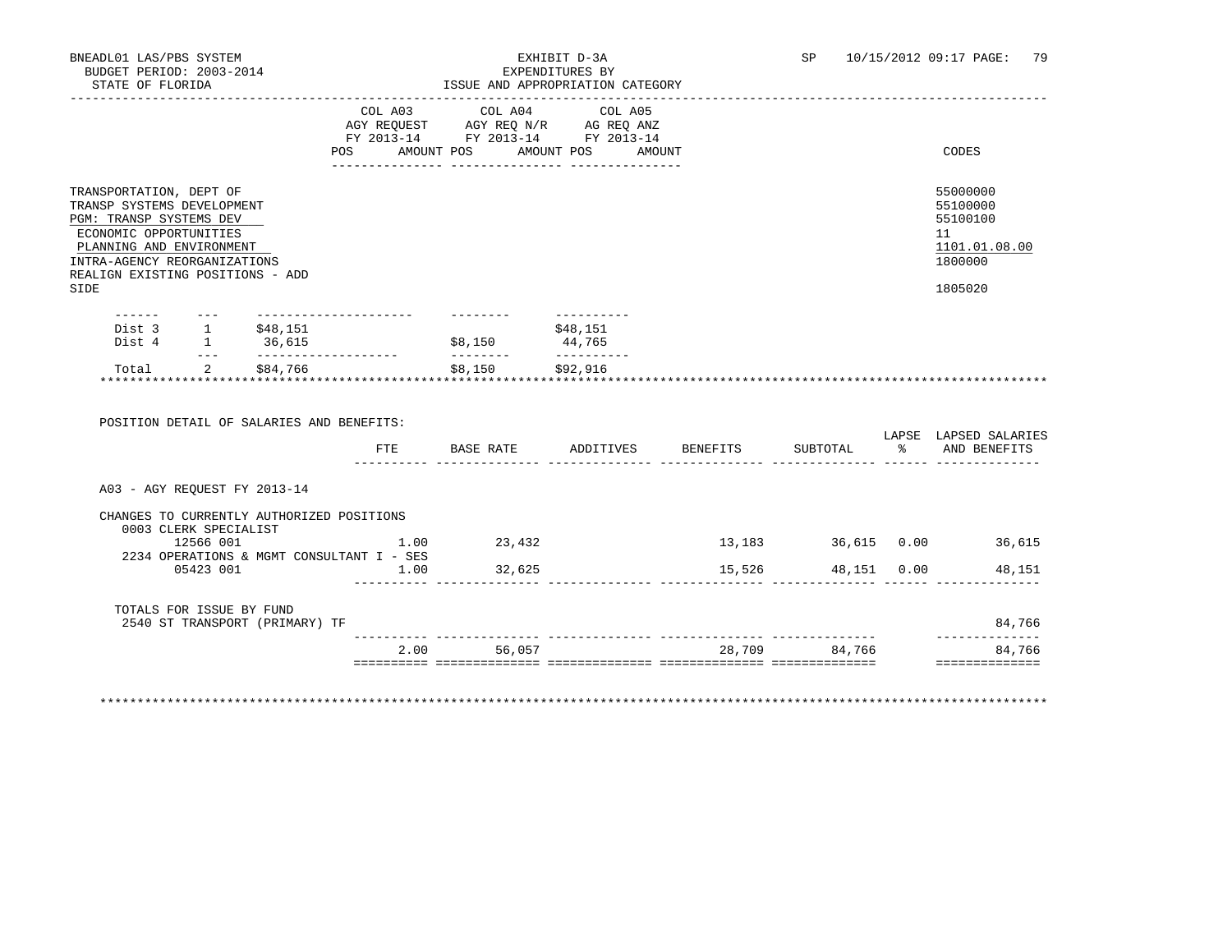BNEADL01 LAS/PBS SYSTEM
BUDGET PERIOD: 2003-2014
STATE OF FLORIDA

EXHIBIT D-3A
EXPENDITURES BY
ISSUE AND APPROPRIATION CATEGORY

SP 10/15/2012 09:17 PAGE: 79

| | COL A03 AGY REQUEST FY 2013-14 POS AMOUNT | COL A04 AGY REQ N/R FY 2013-14 POS AMOUNT | COL A05 AG REQ ANZ FY 2013-14 POS AMOUNT | CODES |
|---|---|---|---|---|
| TRANSPORTATION, DEPT OF | | | | 55000000 |
| TRANSP SYSTEMS DEVELOPMENT | | | | 55100000 |
| PGM: TRANSP SYSTEMS DEV | | | | 55100100 |
| ECONOMIC OPPORTUNITIES | | | | 11 |
| PLANNING AND ENVIRONMENT | | | | 1101.01.08.00 |
| INTRA-AGENCY REORGANIZATIONS | | | | 1800000 |
| REALIGN EXISTING POSITIONS - ADD SIDE | | | | 1805020 |

| | POS | AMOUNT | AGY REQ N/R | AG REQ ANZ |
|---|---|---|---|---|
| Dist 3 | 1 | $48,151 | | $48,151 |
| Dist 4 | 1 | 36,615 | $8,150 | 44,765 |
| Total | 2 | $84,766 | $8,150 | $92,916 |

POSITION DETAIL OF SALARIES AND BENEFITS:

| | FTE | BASE RATE | ADDITIVES | BENEFITS | SUBTOTAL | LAPSE % | LAPSED SALARIES AND BENEFITS |
|---|---|---|---|---|---|---|---|
| A03 - AGY REQUEST FY 2013-14 | | | | | | | |
| CHANGES TO CURRENTLY AUTHORIZED POSITIONS | | | | | | | |
| 0003 CLERK SPECIALIST | | | | | | | |
| 12566 001 | 1.00 | 23,432 | | 13,183 | 36,615 | 0.00 | 36,615 |
| 2234 OPERATIONS & MGMT CONSULTANT I - SES | | | | | | | |
| 05423 001 | 1.00 | 32,625 | | 15,526 | 48,151 | 0.00 | 48,151 |
| TOTALS FOR ISSUE BY FUND | | | | | | | |
| 2540 ST TRANSPORT (PRIMARY) TF | | | | | | | 84,766 |
| | 2.00 | 56,057 | | 28,709 | 84,766 | | 84,766 |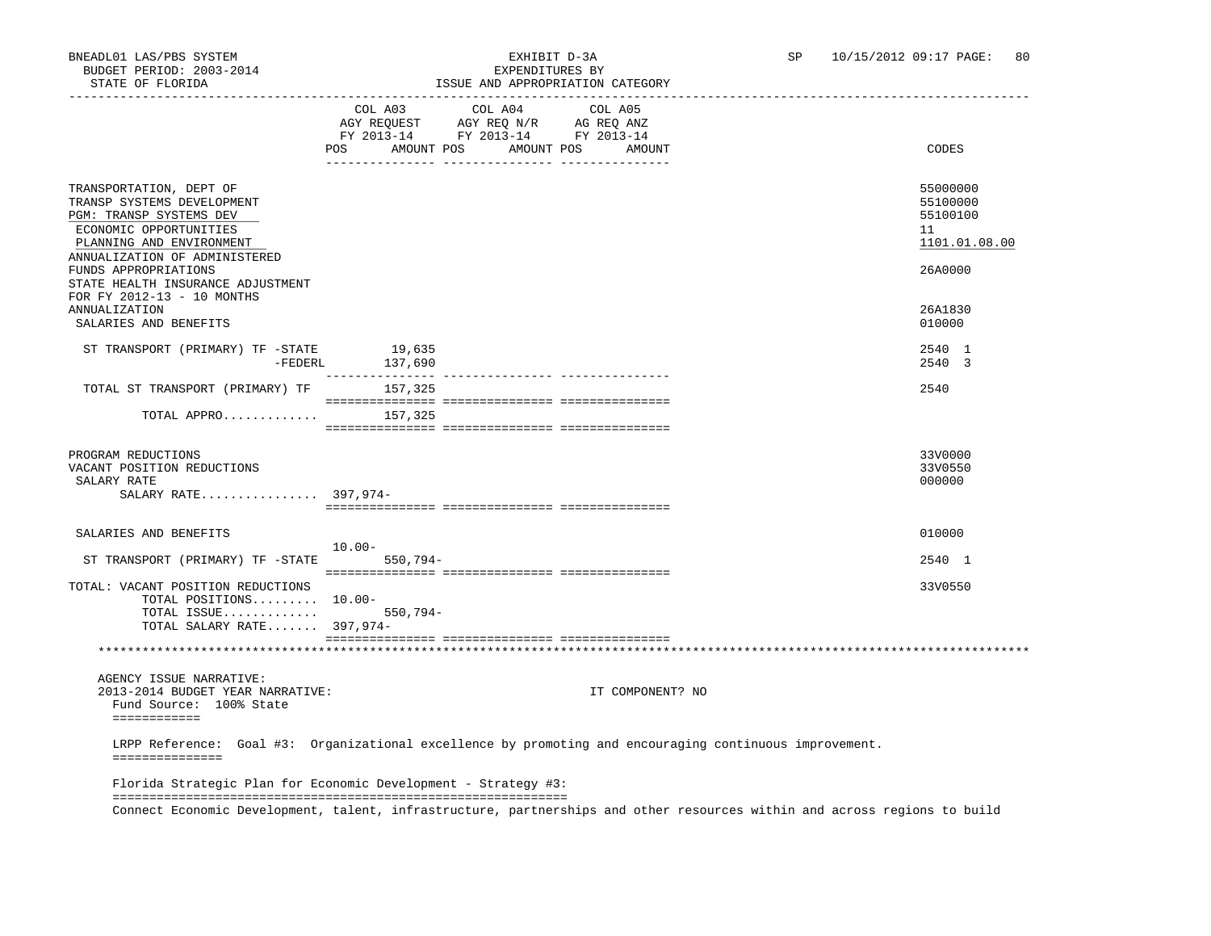BNEADL01 LAS/PBS SYSTEM — EXHIBIT D-3A — EXPENDITURES BY ISSUE AND APPROPRIATION CATEGORY
BUDGET PERIOD: 2003-2014
STATE OF FLORIDA

| | COL A03 AGY REQUEST FY 2013-14 POS | AMOUNT | COL A04 AGY REQ N/R FY 2013-14 POS | AMOUNT | COL A05 AG REQ ANZ FY 2013-14 POS | AMOUNT | CODES |
|---|---|---|---|---|---|---|---|
| TRANSPORTATION, DEPT OF | | | | | | | 55000000 |
| TRANSP SYSTEMS DEVELOPMENT | | | | | | | 55100000 |
| PGM: TRANSP SYSTEMS DEV | | | | | | | 55100100 |
| ECONOMIC OPPORTUNITIES | | | | | | | 11 |
| PLANNING AND ENVIRONMENT | | | | | | | 1101.01.08.00 |
| ANNUALIZATION OF ADMINISTERED FUNDS APPROPRIATIONS | | | | | | | 26A0000 |
| STATE HEALTH INSURANCE ADJUSTMENT FOR FY 2012-13 - 10 MONTHS ANNUALIZATION | | | | | | | 26A1830 |
| SALARIES AND BENEFITS | | | | | | | 010000 |
| ST TRANSPORT (PRIMARY) TF -STATE | | 19,635 | | | | | 2540 1 |
| -FEDERL | | 137,690 | | | | | 2540 3 |
| TOTAL ST TRANSPORT (PRIMARY) TF | | 157,325 | | | | | 2540 |
| TOTAL APPRO............ | | 157,325 | | | | | |
| PROGRAM REDUCTIONS | | | | | | | 33V0000 |
| VACANT POSITION REDUCTIONS | | | | | | | 33V0550 |
| SALARY RATE | | | | | | | 000000 |
| SALARY RATE................ | 397,974- | | | | | | |
| SALARIES AND BENEFITS | | | | | | | 010000 |
| ST TRANSPORT (PRIMARY) TF -STATE | 10.00- | 550,794- | | | | | 2540 1 |
| TOTAL: VACANT POSITION REDUCTIONS | | | | | | | 33V0550 |
| TOTAL POSITIONS......... | 10.00- | | | | | | |
| TOTAL ISSUE............. | | 550,794- | | | | | |
| TOTAL SALARY RATE....... | 397,974- | | | | | | |

AGENCY ISSUE NARRATIVE:
2013-2014 BUDGET YEAR NARRATIVE: IT COMPONENT? NO

Fund Source: 100% State

LRPP Reference: Goal #3: Organizational excellence by promoting and encouraging continuous improvement.

Florida Strategic Plan for Economic Development - Strategy #3:

Connect Economic Development, talent, infrastructure, partnerships and other resources within and across regions to build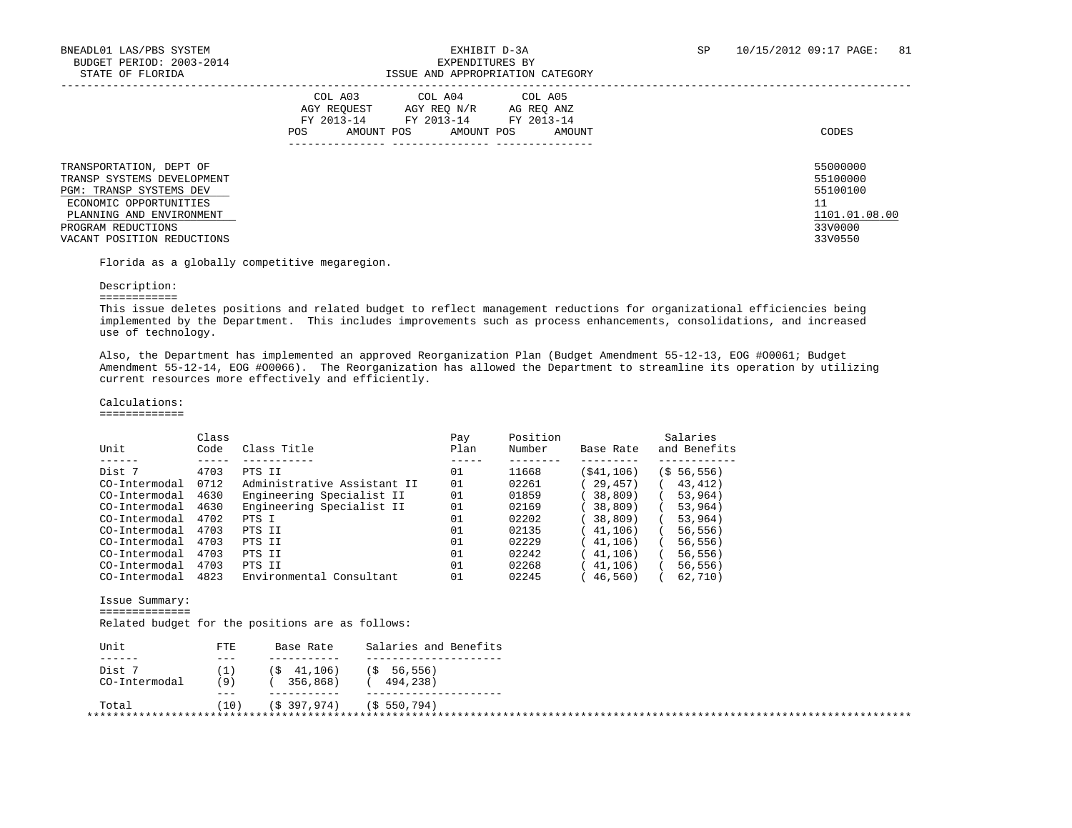BNEADL01 LAS/PBS SYSTEM — EXHIBIT D-3A — SP 10/15/2012 09:17

BUDGET PERIOD: 2003-2014 — EXPENDITURES BY

STATE OF FLORIDA — ISSUE AND APPROPRIATION CATEGORY

| | COL A03 AGY REQUEST FY 2013-14 POS AMOUNT | COL A04 AGY REQ N/R FY 2013-14 POS AMOUNT | COL A05 AG REQ ANZ FY 2013-14 POS AMOUNT | CODES |
|---|---|---|---|---|
| TRANSPORTATION, DEPT OF | | | | 55000000 |
| TRANSP SYSTEMS DEVELOPMENT | | | | 55100000 |
| PGM: TRANSP SYSTEMS DEV | | | | 55100100 |
| ECONOMIC OPPORTUNITIES | | | | 11 |
| PLANNING AND ENVIRONMENT | | | | 1101.01.08.00 |
| PROGRAM REDUCTIONS | | | | 33V0000 |
| VACANT POSITION REDUCTIONS | | | | 33V0550 |

Florida as a globally competitive megaregion.

Description:
============

This issue deletes positions and related budget to reflect management reductions for organizational efficiencies being implemented by the Department. This includes improvements such as process enhancements, consolidations, and increased use of technology.

Also, the Department has implemented an approved Reorganization Plan (Budget Amendment 55-12-13, EOG #O0061; Budget Amendment 55-12-14, EOG #O0066). The Reorganization has allowed the Department to streamline its operation by utilizing current resources more effectively and efficiently.

Calculations:
=============

| Unit | Class Code | Class Title | Pay Plan | Position Number | Base Rate | Salaries and Benefits |
|---|---|---|---|---|---|---|
| Dist 7 | 4703 | PTS II | 01 | 11668 | ($41,106) | ($ 56,556) |
| CO-Intermodal | 0712 | Administrative Assistant II | 01 | 02261 | ( 29,457) | ( 43,412) |
| CO-Intermodal | 4630 | Engineering Specialist II | 01 | 01859 | ( 38,809) | ( 53,964) |
| CO-Intermodal | 4630 | Engineering Specialist II | 01 | 02169 | ( 38,809) | ( 53,964) |
| CO-Intermodal | 4702 | PTS I | 01 | 02202 | ( 38,809) | ( 53,964) |
| CO-Intermodal | 4703 | PTS II | 01 | 02135 | ( 41,106) | ( 56,556) |
| CO-Intermodal | 4703 | PTS II | 01 | 02229 | ( 41,106) | ( 56,556) |
| CO-Intermodal | 4703 | PTS II | 01 | 02242 | ( 41,106) | ( 56,556) |
| CO-Intermodal | 4703 | PTS II | 01 | 02268 | ( 41,106) | ( 56,556) |
| CO-Intermodal | 4823 | Environmental Consultant | 01 | 02245 | ( 46,560) | ( 62,710) |

Issue Summary:
==============

Related budget for the positions are as follows:

| Unit | FTE | Base Rate | Salaries and Benefits |
|---|---|---|---|
| Dist 7 | (1) | ($ 41,106) | ($ 56,556) |
| CO-Intermodal | (9) | ( 356,868) | ( 494,238) |
| Total | (10) | ($ 397,974) | ($ 550,794) |

*******************************************************************************************************************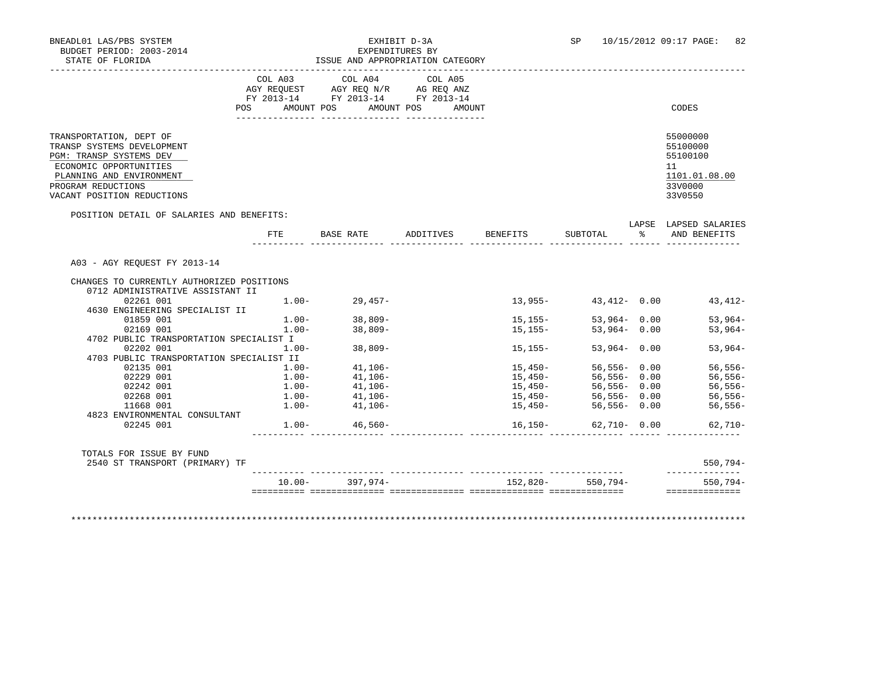BNEADL01 LAS/PBS SYSTEM
BUDGET PERIOD: 2003-2014
STATE OF FLORIDA

EXHIBIT D-3A
EXPENDITURES BY
ISSUE AND APPROPRIATION CATEGORY

SP 10/15/2012 09:17

| | COL A03 AGY REQUEST FY 2013-14 POS AMOUNT | COL A04 AGY REQ N/R FY 2013-14 POS AMOUNT | COL A05 AG REQ ANZ FY 2013-14 POS AMOUNT | CODES |
|---|---|---|---|---|
| TRANSPORTATION, DEPT OF | | | | 55000000 |
| TRANSP SYSTEMS DEVELOPMENT | | | | 55100000 |
| PGM: TRANSP SYSTEMS DEV | | | | 55100100 |
| ECONOMIC OPPORTUNITIES | | | | 11 |
| PLANNING AND ENVIRONMENT | | | | 1101.01.08.00 |
| PROGRAM REDUCTIONS | | | | 33V0000 |
| VACANT POSITION REDUCTIONS | | | | 33V0550 |

POSITION DETAIL OF SALARIES AND BENEFITS:

| | FTE | BASE RATE | ADDITIVES | BENEFITS | SUBTOTAL | LAPSE % | LAPSED SALARIES AND BENEFITS |
|---|---|---|---|---|---|---|---|
| A03 - AGY REQUEST FY 2013-14 | | | | | | | |
| CHANGES TO CURRENTLY AUTHORIZED POSITIONS | | | | | | | |
| 0712 ADMINISTRATIVE ASSISTANT II | | | | | | | |
| 02261 001 | 1.00- | 29,457- | | 13,955- | 43,412- | 0.00 | 43,412- |
| 4630 ENGINEERING SPECIALIST II | | | | | | | |
| 01859 001 | 1.00- | 38,809- | | 15,155- | 53,964- | 0.00 | 53,964- |
| 02169 001 | 1.00- | 38,809- | | 15,155- | 53,964- | 0.00 | 53,964- |
| 4702 PUBLIC TRANSPORTATION SPECIALIST I | | | | | | | |
| 02202 001 | 1.00- | 38,809- | | 15,155- | 53,964- | 0.00 | 53,964- |
| 4703 PUBLIC TRANSPORTATION SPECIALIST II | | | | | | | |
| 02135 001 | 1.00- | 41,106- | | 15,450- | 56,556- | 0.00 | 56,556- |
| 02229 001 | 1.00- | 41,106- | | 15,450- | 56,556- | 0.00 | 56,556- |
| 02242 001 | 1.00- | 41,106- | | 15,450- | 56,556- | 0.00 | 56,556- |
| 02268 001 | 1.00- | 41,106- | | 15,450- | 56,556- | 0.00 | 56,556- |
| 11668 001 | 1.00- | 41,106- | | 15,450- | 56,556- | 0.00 | 56,556- |
| 4823 ENVIRONMENTAL CONSULTANT | | | | | | | |
| 02245 001 | 1.00- | 46,560- | | 16,150- | 62,710- | 0.00 | 62,710- |
| TOTALS FOR ISSUE BY FUND | | | | | | | |
| 2540 ST TRANSPORT (PRIMARY) TF | | | | | | | 550,794- |
| | 10.00- | 397,974- | | 152,820- | 550,794- | | 550,794- |

************************************************************************************************************************************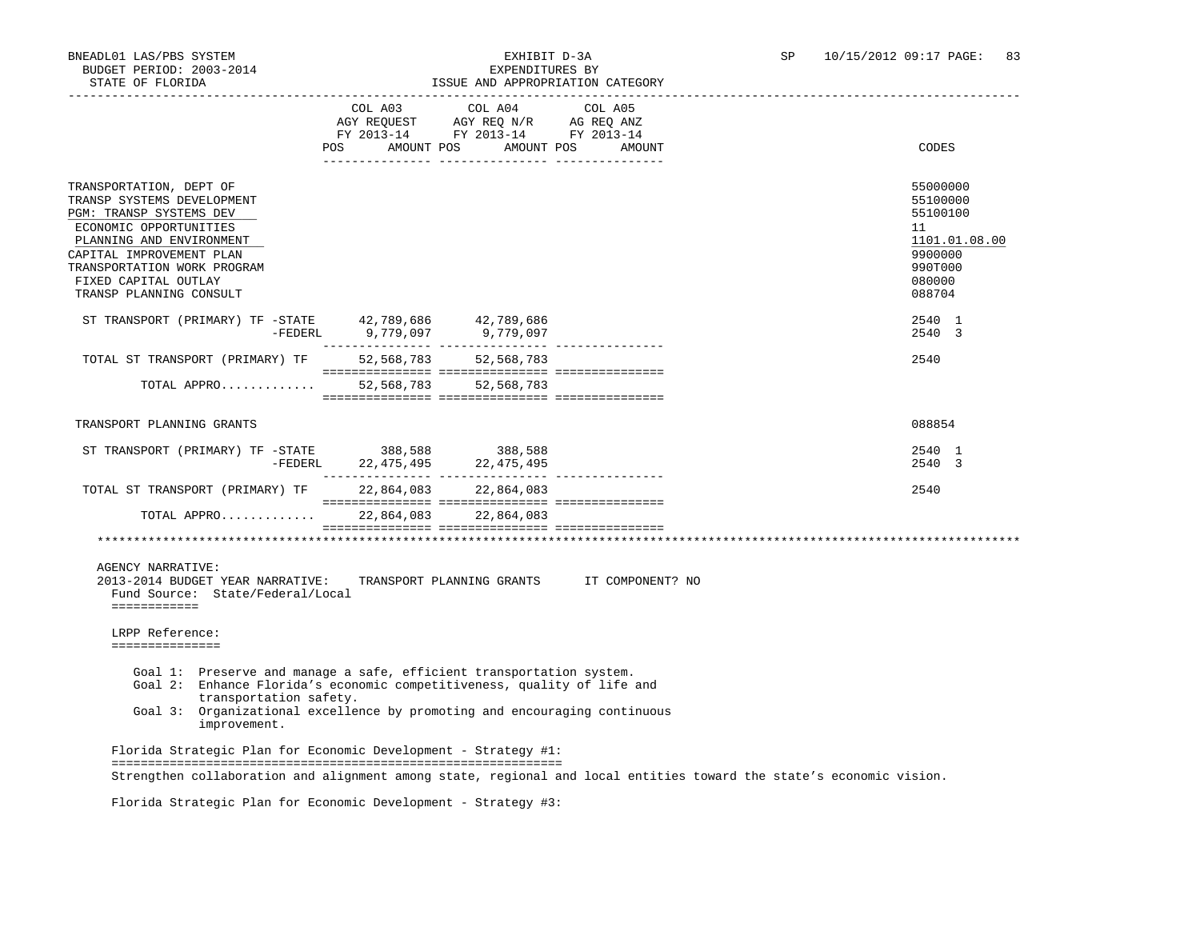BNEADL01 LAS/PBS SYSTEM
BUDGET PERIOD: 2003-2014
STATE OF FLORIDA

EXHIBIT D-3A
EXPENDITURES BY
ISSUE AND APPROPRIATION CATEGORY

SP 10/15/2012 09:17

| | COL A03 AGY REQUEST FY 2013-14 POS AMOUNT | COL A04 AGY REQ N/R FY 2013-14 POS AMOUNT | COL A05 AG REQ ANZ FY 2013-14 POS AMOUNT | CODES |
|---|---|---|---|---|
| TRANSPORTATION, DEPT OF | | | | 55000000 |
| TRANSP SYSTEMS DEVELOPMENT | | | | 55100000 |
| PGM: TRANSP SYSTEMS DEV | | | | 55100100 |
| ECONOMIC OPPORTUNITIES | | | | 11 |
| PLANNING AND ENVIRONMENT | | | | 1101.01.08.00 |
| CAPITAL IMPROVEMENT PLAN | | | | 9900000 |
| TRANSPORTATION WORK PROGRAM | | | | 990T000 |
| FIXED CAPITAL OUTLAY | | | | 080000 |
| TRANSP PLANNING CONSULT | | | | 088704 |
| ST TRANSPORT (PRIMARY) TF -STATE | 42,789,686 | 42,789,686 | | 2540 1 |
| -FEDERL | 9,779,097 | 9,779,097 | | 2540 3 |
| TOTAL ST TRANSPORT (PRIMARY) TF | 52,568,783 | 52,568,783 | | 2540 |
| TOTAL APPRO............ | 52,568,783 | 52,568,783 | | |
| TRANSPORT PLANNING GRANTS | | | | 088854 |
| ST TRANSPORT (PRIMARY) TF -STATE | 388,588 | 388,588 | | 2540 1 |
| -FEDERL | 22,475,495 | 22,475,495 | | 2540 3 |
| TOTAL ST TRANSPORT (PRIMARY) TF | 22,864,083 | 22,864,083 | | 2540 |
| TOTAL APPRO............ | 22,864,083 | 22,864,083 | | |

AGENCY NARRATIVE:
2013-2014 BUDGET YEAR NARRATIVE: TRANSPORT PLANNING GRANTS IT COMPONENT? NO
Fund Source: State/Federal/Local

LRPP Reference:

Goal 1: Preserve and manage a safe, efficient transportation system.
Goal 2: Enhance Florida's economic competitiveness, quality of life and transportation safety.
Goal 3: Organizational excellence by promoting and encouraging continuous improvement.

Florida Strategic Plan for Economic Development - Strategy #1:

Strengthen collaboration and alignment among state, regional and local entities toward the state's economic vision.

Florida Strategic Plan for Economic Development - Strategy #3: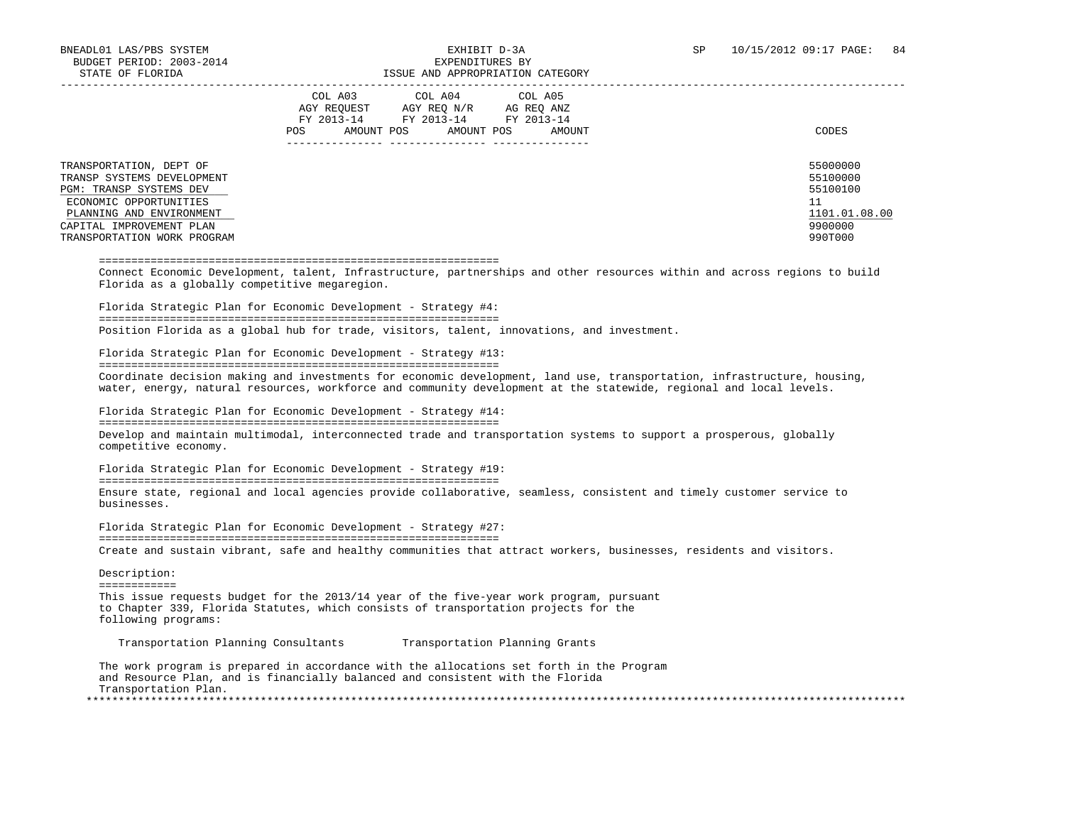| | COL A03 AGY REQUEST FY 2013-14 | | COL A04 AGY REQ N/R FY 2013-14 | | COL A05 AG REQ ANZ FY 2013-14 | | |
|---|---|---|---|---|---|---|---|
| | POS | AMOUNT | POS | AMOUNT | POS | AMOUNT | CODES |
| TRANSPORTATION, DEPT OF | | | | | | | 55000000 |
| TRANSP SYSTEMS DEVELOPMENT | | | | | | | 55100000 |
| PGM: TRANSP SYSTEMS DEV | | | | | | | 55100100 |
| ECONOMIC OPPORTUNITIES | | | | | | | 11 |
| PLANNING AND ENVIRONMENT | | | | | | | 1101.01.08.00 |
| CAPITAL IMPROVEMENT PLAN | | | | | | | 9900000 |
| TRANSPORTATION WORK PROGRAM | | | | | | | 990T000 |

Connect Economic Development, talent, Infrastructure, partnerships and other resources within and across regions to build Florida as a globally competitive megaregion.

Florida Strategic Plan for Economic Development - Strategy #4:

Position Florida as a global hub for trade, visitors, talent, innovations, and investment.

Florida Strategic Plan for Economic Development - Strategy #13:

Coordinate decision making and investments for economic development, land use, transportation, infrastructure, housing, water, energy, natural resources, workforce and community development at the statewide, regional and local levels.

Florida Strategic Plan for Economic Development - Strategy #14:

Develop and maintain multimodal, interconnected trade and transportation systems to support a prosperous, globally competitive economy.

Florida Strategic Plan for Economic Development - Strategy #19:

Ensure state, regional and local agencies provide collaborative, seamless, consistent and timely customer service to businesses.

Florida Strategic Plan for Economic Development - Strategy #27:

Create and sustain vibrant, safe and healthy communities that attract workers, businesses, residents and visitors.

Description:

This issue requests budget for the 2013/14 year of the five-year work program, pursuant to Chapter 339, Florida Statutes, which consists of transportation projects for the following programs:

Transportation Planning Consultants          Transportation Planning Grants

The work program is prepared in accordance with the allocations set forth in the Program and Resource Plan, and is financially balanced and consistent with the Florida Transportation Plan.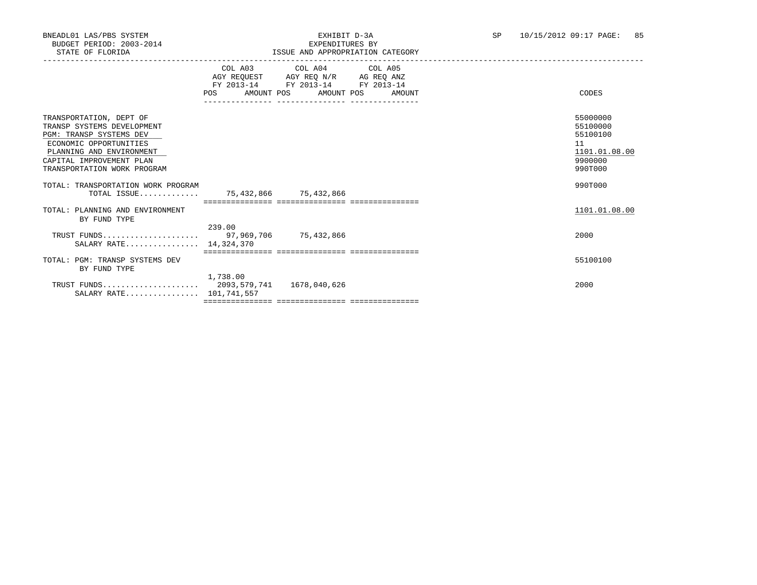BNEADL01 LAS/PBS SYSTEM

BUDGET PERIOD: 2003-2014

STATE OF FLORIDA

EXHIBIT D-3A
EXPENDITURES BY
ISSUE AND APPROPRIATION CATEGORY

SP 10/15/2012 09:17 PAGE: 85

| | COL A03 AGY REQUEST FY 2013-14 POS | AMOUNT | COL A04 AGY REQ N/R FY 2013-14 POS | AMOUNT | COL A05 AG REQ ANZ FY 2013-14 POS | AMOUNT | CODES |
|---|---|---|---|---|---|---|---|
| TRANSPORTATION, DEPT OF | | | | | | | 55000000 |
| TRANSP SYSTEMS DEVELOPMENT | | | | | | | 55100000 |
| PGM: TRANSP SYSTEMS DEV | | | | | | | 55100100 |
| ECONOMIC OPPORTUNITIES | | | | | | | 11 |
| PLANNING AND ENVIRONMENT | | | | | | | 1101.01.08.00 |
| CAPITAL IMPROVEMENT PLAN | | | | | | | 9900000 |
| TRANSPORTATION WORK PROGRAM | | | | | | | 990T000 |
| TOTAL: TRANSPORTATION WORK PROGRAM | | | | | | | 990T000 |
| TOTAL ISSUE............. | | 75,432,866 | | 75,432,866 | | | |
| TOTAL: PLANNING AND ENVIRONMENT | | | | | | | 1101.01.08.00 |
| BY FUND TYPE | | | | | | | |
| TRUST FUNDS..................... | 239.00 | 97,969,706 | | 75,432,866 | | | 2000 |
| SALARY RATE................ | 14,324,370 | | | | | | |
| TOTAL: PGM: TRANSP SYSTEMS DEV | | | | | | | 55100100 |
| BY FUND TYPE | | | | | | | |
| TRUST FUNDS..................... | 1,738.00 | 2093,579,741 | | 1678,040,626 | | | 2000 |
| SALARY RATE................ | 101,741,557 | | | | | | |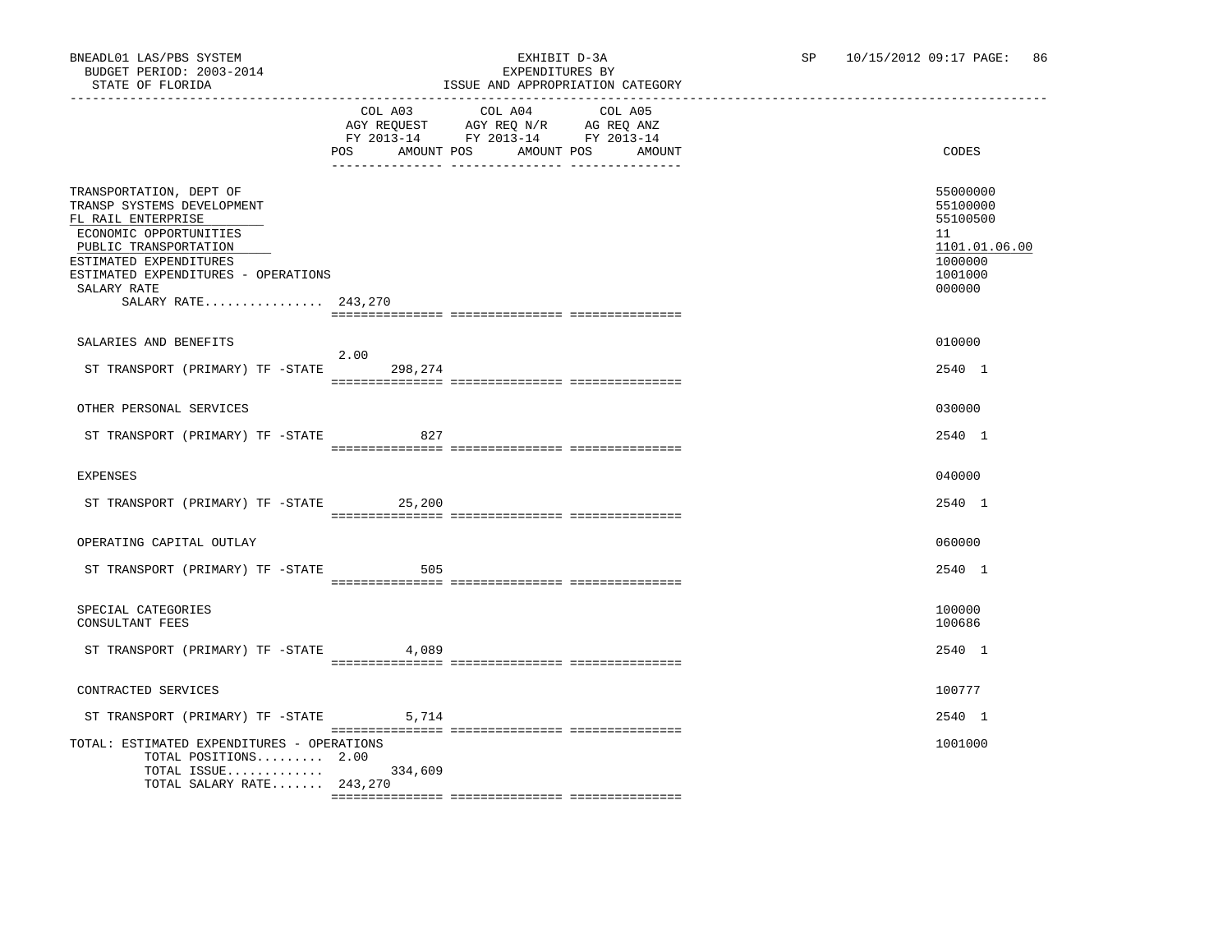BNEADL01 LAS/PBS SYSTEM
BUDGET PERIOD: 2003-2014
STATE OF FLORIDA

EXHIBIT D-3A
EXPENDITURES BY
ISSUE AND APPROPRIATION CATEGORY

SP 10/15/2012 09:17 PAGE: 86

| | COL A03 AGY REQUEST FY 2013-14 POS | AMOUNT | COL A04 AGY REQ N/R FY 2013-14 POS | AMOUNT | COL A05 AG REQ ANZ FY 2013-14 POS | AMOUNT | CODES |
|---|---|---|---|---|---|---|---|
| TRANSPORTATION, DEPT OF | | | | | | | 55000000 |
| TRANSP SYSTEMS DEVELOPMENT | | | | | | | 55100000 |
| FL RAIL ENTERPRISE | | | | | | | 55100500 |
| ECONOMIC OPPORTUNITIES | | | | | | | 11 |
| PUBLIC TRANSPORTATION | | | | | | | 1101.01.06.00 |
| ESTIMATED EXPENDITURES | | | | | | | 1000000 |
| ESTIMATED EXPENDITURES - OPERATIONS | | | | | | | 1001000 |
| SALARY RATE | | | | | | | 000000 |
| SALARY RATE................ 243,270 | | | | | | | |
| SALARIES AND BENEFITS | | | | | | | 010000 |
| ST TRANSPORT (PRIMARY) TF -STATE | 2.00 | 298,274 | | | | | 2540 1 |
| OTHER PERSONAL SERVICES | | | | | | | 030000 |
| ST TRANSPORT (PRIMARY) TF -STATE | | 827 | | | | | 2540 1 |
| EXPENSES | | | | | | | 040000 |
| ST TRANSPORT (PRIMARY) TF -STATE | | 25,200 | | | | | 2540 1 |
| OPERATING CAPITAL OUTLAY | | | | | | | 060000 |
| ST TRANSPORT (PRIMARY) TF -STATE | | 505 | | | | | 2540 1 |
| SPECIAL CATEGORIES | | | | | | | 100000 |
| CONSULTANT FEES | | | | | | | 100686 |
| ST TRANSPORT (PRIMARY) TF -STATE | | 4,089 | | | | | 2540 1 |
| CONTRACTED SERVICES | | | | | | | 100777 |
| ST TRANSPORT (PRIMARY) TF -STATE | | 5,714 | | | | | 2540 1 |
| TOTAL: ESTIMATED EXPENDITURES - OPERATIONS | | | | | | | 1001000 |
| TOTAL POSITIONS......... 2.00 | | | | | | | |
| TOTAL ISSUE............. | | 334,609 | | | | | |
| TOTAL SALARY RATE....... 243,270 | | | | | | | |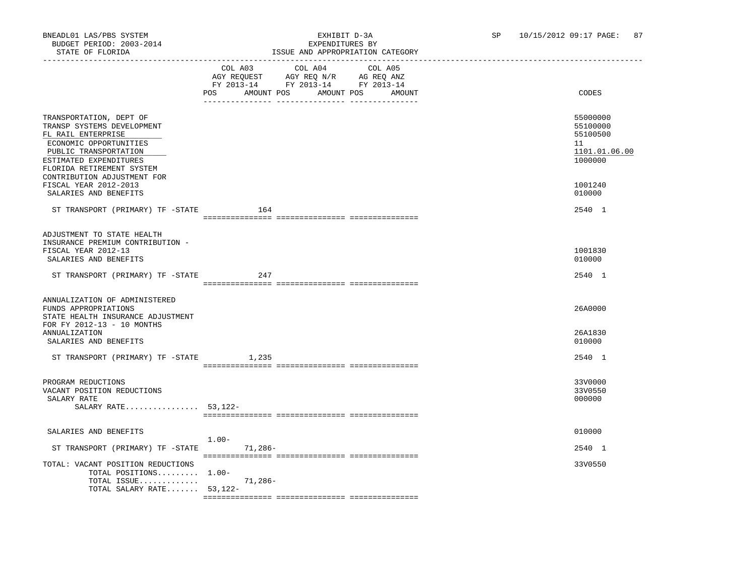BNEADL01 LAS/PBS SYSTEM
BUDGET PERIOD: 2003-2014
STATE OF FLORIDA

EXHIBIT D-3A
EXPENDITURES BY
ISSUE AND APPROPRIATION CATEGORY

SP 10/15/2012 09:17 PAGE: 87

| | COL A03 AGY REQUEST FY 2013-14 POS | AMOUNT | COL A04 AGY REQ N/R FY 2013-14 POS | AMOUNT | COL A05 AG REQ ANZ FY 2013-14 POS | AMOUNT | CODES |
|---|---|---|---|---|---|---|---|
| TRANSPORTATION, DEPT OF | | | | | | | 55000000 |
| TRANSP SYSTEMS DEVELOPMENT | | | | | | | 55100000 |
| FL RAIL ENTERPRISE | | | | | | | 55100500 |
| ECONOMIC OPPORTUNITIES | | | | | | | 11 |
| PUBLIC TRANSPORTATION | | | | | | | 1101.01.06.00 |
| ESTIMATED EXPENDITURES | | | | | | | 1000000 |
| FLORIDA RETIREMENT SYSTEM CONTRIBUTION ADJUSTMENT FOR FISCAL YEAR 2012-2013 | | | | | | | 1001240 |
| SALARIES AND BENEFITS | | | | | | | 010000 |
| ST TRANSPORT (PRIMARY) TF -STATE | | 164 | | | | | 2540 1 |
| ADJUSTMENT TO STATE HEALTH INSURANCE PREMIUM CONTRIBUTION - FISCAL YEAR 2012-13 | | | | | | | 1001830 |
| SALARIES AND BENEFITS | | | | | | | 010000 |
| ST TRANSPORT (PRIMARY) TF -STATE | | 247 | | | | | 2540 1 |
| ANNUALIZATION OF ADMINISTERED FUNDS APPROPRIATIONS | | | | | | | 26A0000 |
| STATE HEALTH INSURANCE ADJUSTMENT FOR FY 2012-13 - 10 MONTHS ANNUALIZATION | | | | | | | 26A1830 |
| SALARIES AND BENEFITS | | | | | | | 010000 |
| ST TRANSPORT (PRIMARY) TF -STATE | | 1,235 | | | | | 2540 1 |
| PROGRAM REDUCTIONS | | | | | | | 33V0000 |
| VACANT POSITION REDUCTIONS | | | | | | | 33V0550 |
| SALARY RATE | | | | | | | 000000 |
| SALARY RATE................ | 53,122- | | | | | | |
| SALARIES AND BENEFITS | | | | | | | 010000 |
| ST TRANSPORT (PRIMARY) TF -STATE | 1.00- | 71,286- | | | | | 2540 1 |
| TOTAL: VACANT POSITION REDUCTIONS | | | | | | | 33V0550 |
| TOTAL POSITIONS......... | 1.00- | | | | | | |
| TOTAL ISSUE............. | | 71,286- | | | | | |
| TOTAL SALARY RATE....... | 53,122- | | | | | | |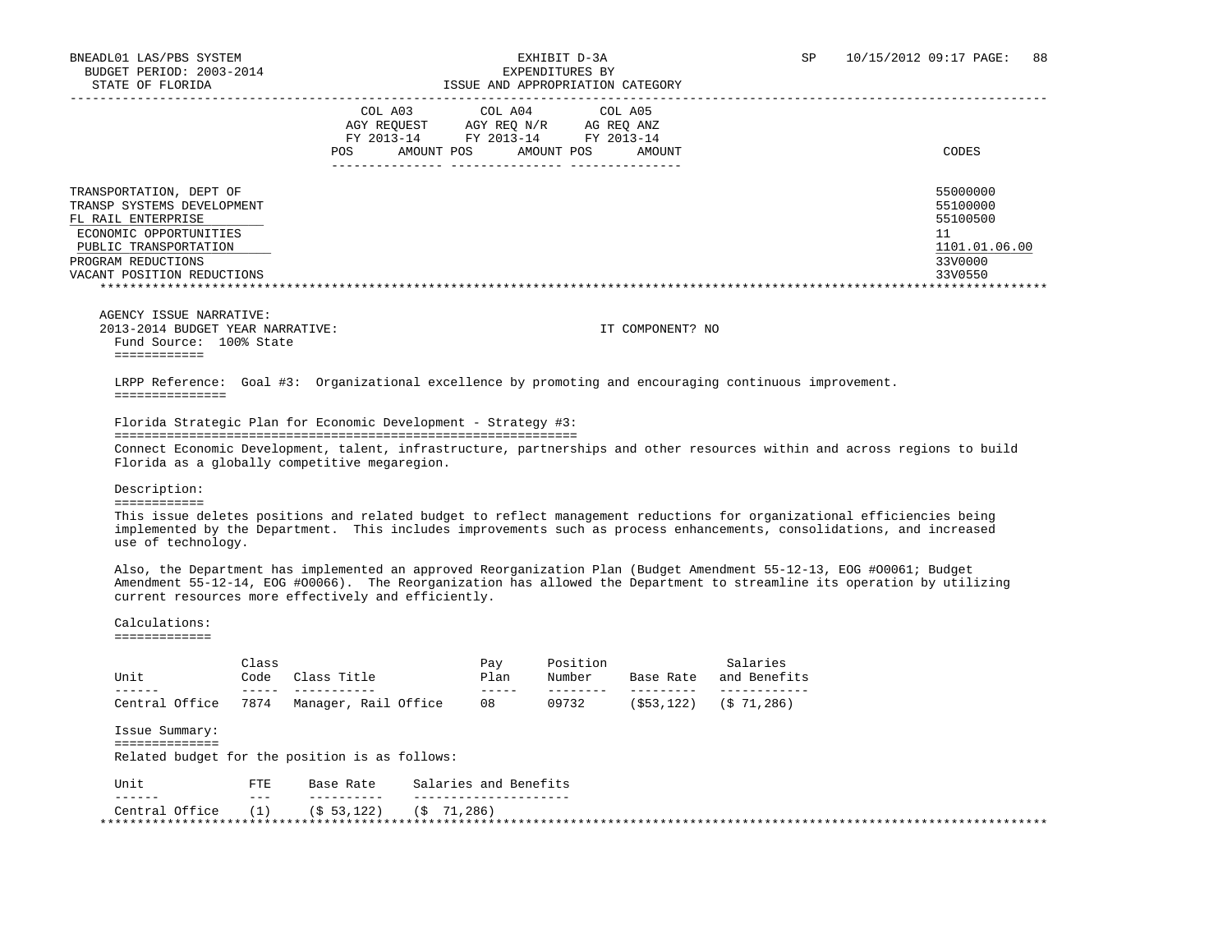BNEADL01 LAS/PBS SYSTEM
BUDGET PERIOD: 2003-2014
STATE OF FLORIDA

EXHIBIT D-3A
EXPENDITURES BY
ISSUE AND APPROPRIATION CATEGORY

SP 10/15/2012 09:17

| | COL A03 AGY REQUEST FY 2013-14 | | COL A04 AGY REQ N/R FY 2013-14 | | COL A05 AG REQ ANZ FY 2013-14 | | CODES |
|---|---|---|---|---|---|---|---|
| | POS | AMOUNT | POS | AMOUNT | POS | AMOUNT | |
| TRANSPORTATION, DEPT OF | | | | | | | 55000000 |
| TRANSP SYSTEMS DEVELOPMENT | | | | | | | 55100000 |
| FL RAIL ENTERPRISE | | | | | | | 55100500 |
| ECONOMIC OPPORTUNITIES | | | | | | | 11 |
| PUBLIC TRANSPORTATION | | | | | | | 1101.01.06.00 |
| PROGRAM REDUCTIONS | | | | | | | 33V0000 |
| VACANT POSITION REDUCTIONS | | | | | | | 33V0550 |

AGENCY ISSUE NARRATIVE:
2013-2014 BUDGET YEAR NARRATIVE: IT COMPONENT? NO

Fund Source: 100% State

LRPP Reference: Goal #3: Organizational excellence by promoting and encouraging continuous improvement.

Florida Strategic Plan for Economic Development - Strategy #3:

Connect Economic Development, talent, infrastructure, partnerships and other resources within and across regions to build Florida as a globally competitive megaregion.

Description:

This issue deletes positions and related budget to reflect management reductions for organizational efficiencies being implemented by the Department. This includes improvements such as process enhancements, consolidations, and increased use of technology.

Also, the Department has implemented an approved Reorganization Plan (Budget Amendment 55-12-13, EOG #O0061; Budget Amendment 55-12-14, EOG #O0066). The Reorganization has allowed the Department to streamline its operation by utilizing current resources more effectively and efficiently.

Calculations:

| Unit | Class Code | Class Title | Pay Plan | Position Number | Base Rate | Salaries and Benefits |
|---|---|---|---|---|---|---|
| Central Office | 7874 | Manager, Rail Office | 08 | 09732 | ($53,122) | ($ 71,286) |

Issue Summary:

Related budget for the position is as follows:

| Unit | FTE | Base Rate | Salaries and Benefits |
|---|---|---|---|
| Central Office | (1) | ($ 53,122) | ($ 71,286) |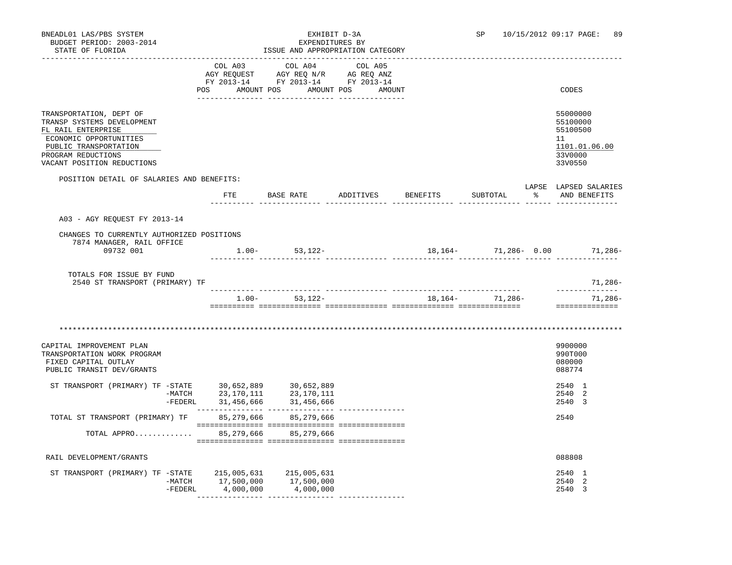BNEADL01 LAS/PBS SYSTEM — EXHIBIT D-3A — EXPENDITURES BY ISSUE AND APPROPRIATION CATEGORY
BUDGET PERIOD: 2003-2014 — STATE OF FLORIDA — SP 10/15/2012 09:17

| | COL A03 AGY REQUEST FY 2013-14 POS AMOUNT | COL A04 AGY REQ N/R FY 2013-14 POS AMOUNT | COL A05 AG REQ ANZ FY 2013-14 POS AMOUNT | CODES |
|---|---|---|---|---|
| TRANSPORTATION, DEPT OF | | | | 55000000 |
| TRANSP SYSTEMS DEVELOPMENT | | | | 55100000 |
| FL RAIL ENTERPRISE | | | | 55100500 |
| ECONOMIC OPPORTUNITIES | | | | 11 |
| PUBLIC TRANSPORTATION | | | | 1101.01.06.00 |
| PROGRAM REDUCTIONS | | | | 33V0000 |
| VACANT POSITION REDUCTIONS | | | | 33V0550 |

POSITION DETAIL OF SALARIES AND BENEFITS:

| | FTE | BASE RATE | ADDITIVES | BENEFITS | SUBTOTAL | LAPSE % | LAPSED SALARIES AND BENEFITS |
|---|---|---|---|---|---|---|---|
| A03 - AGY REQUEST FY 2013-14 | | | | | | | |
| CHANGES TO CURRENTLY AUTHORIZED POSITIONS | | | | | | | |
| 7874 MANAGER, RAIL OFFICE 09732 001 | 1.00- | 53,122- | | 18,164- | 71,286- | 0.00 | 71,286- |
| TOTALS FOR ISSUE BY FUND | | | | | | | |
| 2540 ST TRANSPORT (PRIMARY) TF | | | | | | | 71,286- |
| | 1.00- | 53,122- | | 18,164- | 71,286- | | 71,286- |

********************************************************************************

| | COL A03 | COL A04 | COL A05 | CODES |
|---|---|---|---|---|
| CAPITAL IMPROVEMENT PLAN | | | | 9900000 |
| TRANSPORTATION WORK PROGRAM | | | | 990T000 |
| FIXED CAPITAL OUTLAY | | | | 080000 |
| PUBLIC TRANSIT DEV/GRANTS | | | | 088774 |
| ST TRANSPORT (PRIMARY) TF -STATE | 30,652,889 | 30,652,889 | | 2540 1 |
| -MATCH | 23,170,111 | 23,170,111 | | 2540 2 |
| -FEDERL | 31,456,666 | 31,456,666 | | 2540 3 |
| TOTAL ST TRANSPORT (PRIMARY) TF | 85,279,666 | 85,279,666 | | 2540 |
| TOTAL APPRO............ | 85,279,666 | 85,279,666 | | |
| RAIL DEVELOPMENT/GRANTS | | | | 088808 |
| ST TRANSPORT (PRIMARY) TF -STATE | 215,005,631 | 215,005,631 | | 2540 1 |
| -MATCH | 17,500,000 | 17,500,000 | | 2540 2 |
| -FEDERL | 4,000,000 | 4,000,000 | | 2540 3 |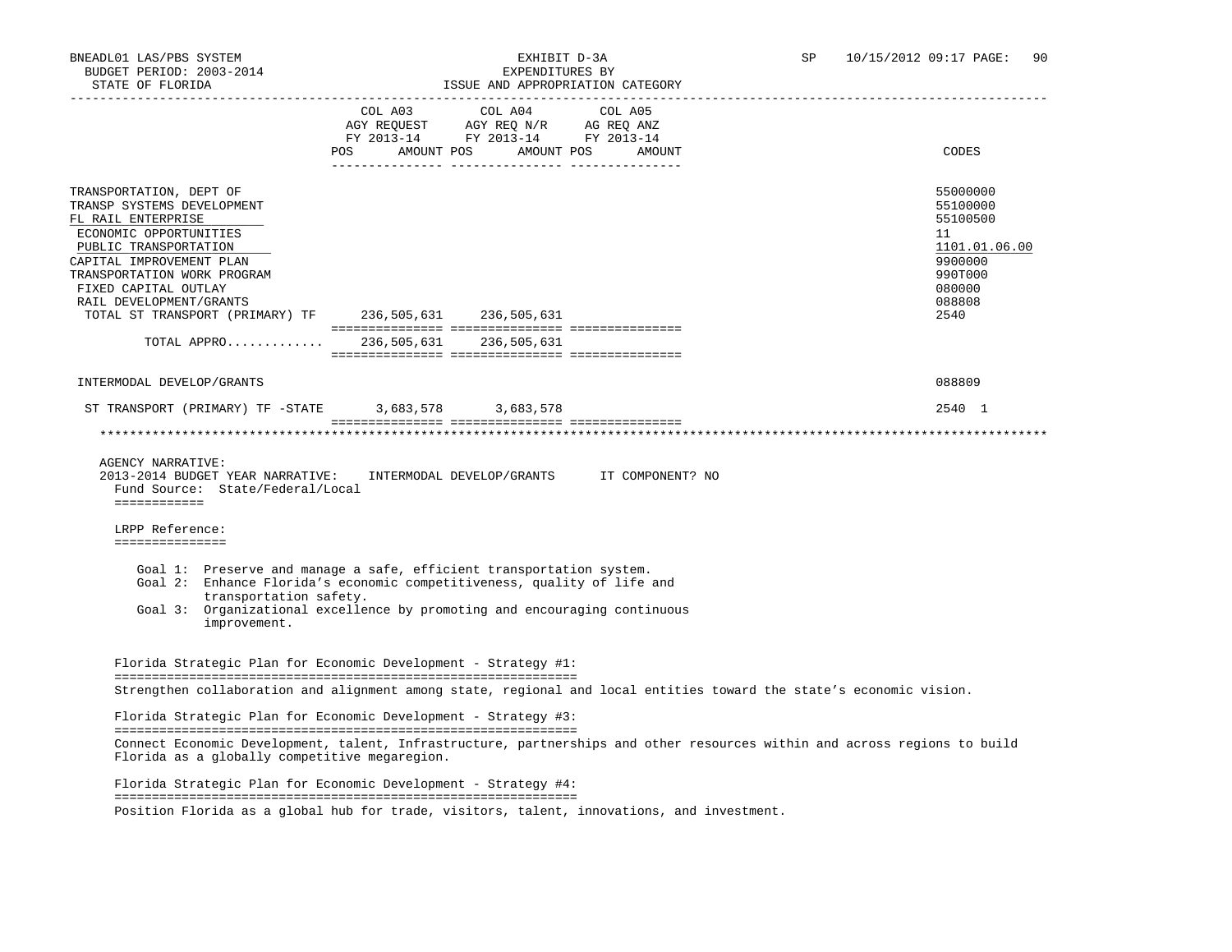BNEADL01 LAS/PBS SYSTEM
BUDGET PERIOD: 2003-2014
STATE OF FLORIDA

EXHIBIT D-3A
EXPENDITURES BY
ISSUE AND APPROPRIATION CATEGORY

SP 10/15/2012 09:17

| | COL A03 AGY REQUEST FY 2013-14 POS AMOUNT | COL A04 AGY REQ N/R FY 2013-14 POS AMOUNT | COL A05 AG REQ ANZ FY 2013-14 POS AMOUNT | CODES |
|---|---|---|---|---|
| TRANSPORTATION, DEPT OF | | | | 55000000 |
| TRANSP SYSTEMS DEVELOPMENT | | | | 55100000 |
| FL RAIL ENTERPRISE | | | | 55100500 |
| ECONOMIC OPPORTUNITIES | | | | 11 |
| PUBLIC TRANSPORTATION | | | | 1101.01.06.00 |
| CAPITAL IMPROVEMENT PLAN | | | | 9900000 |
| TRANSPORTATION WORK PROGRAM | | | | 990T000 |
| FIXED CAPITAL OUTLAY | | | | 080000 |
| RAIL DEVELOPMENT/GRANTS | | | | 088808 |
| TOTAL ST TRANSPORT (PRIMARY) TF | 236,505,631 | 236,505,631 | | 2540 |
| TOTAL APPRO............ | 236,505,631 | 236,505,631 | | |
| INTERMODAL DEVELOP/GRANTS | | | | 088809 |
| ST TRANSPORT (PRIMARY) TF -STATE | 3,683,578 | 3,683,578 | | 2540 1 |

AGENCY NARRATIVE:
2013-2014 BUDGET YEAR NARRATIVE: INTERMODAL DEVELOP/GRANTS IT COMPONENT? NO

Fund Source: State/Federal/Local

LRPP Reference:

Goal 1: Preserve and manage a safe, efficient transportation system.
Goal 2: Enhance Florida's economic competitiveness, quality of life and transportation safety.
Goal 3: Organizational excellence by promoting and encouraging continuous improvement.

Florida Strategic Plan for Economic Development - Strategy #1:

Strengthen collaboration and alignment among state, regional and local entities toward the state's economic vision.

Florida Strategic Plan for Economic Development - Strategy #3:

Connect Economic Development, talent, Infrastructure, partnerships and other resources within and across regions to build Florida as a globally competitive megaregion.

Florida Strategic Plan for Economic Development - Strategy #4:

Position Florida as a global hub for trade, visitors, talent, innovations, and investment.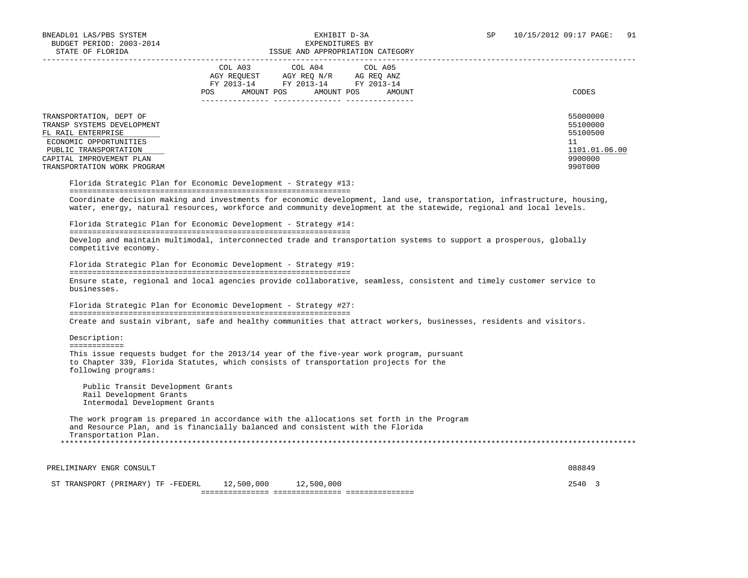| | COL A03 AGY REQUEST FY 2013-14 POS AMOUNT | COL A04 AGY REQ N/R FY 2013-14 POS AMOUNT | COL A05 AG REQ ANZ FY 2013-14 POS AMOUNT | CODES |
|---|---|---|---|---|
| TRANSPORTATION, DEPT OF | | | | 55000000 |
| TRANSP SYSTEMS DEVELOPMENT | | | | 55100000 |
| FL RAIL ENTERPRISE | | | | 55100500 |
| ECONOMIC OPPORTUNITIES | | | | 11 |
| PUBLIC TRANSPORTATION | | | | 1101.01.06.00 |
| CAPITAL IMPROVEMENT PLAN | | | | 9900000 |
| TRANSPORTATION WORK PROGRAM | | | | 990T000 |

Florida Strategic Plan for Economic Development - Strategy #13:

Coordinate decision making and investments for economic development, land use, transportation, infrastructure, housing, water, energy, natural resources, workforce and community development at the statewide, regional and local levels.

Florida Strategic Plan for Economic Development - Strategy #14:

Develop and maintain multimodal, interconnected trade and transportation systems to support a prosperous, globally competitive economy.

Florida Strategic Plan for Economic Development - Strategy #19:

Ensure state, regional and local agencies provide collaborative, seamless, consistent and timely customer service to businesses.

Florida Strategic Plan for Economic Development - Strategy #27:

Create and sustain vibrant, safe and healthy communities that attract workers, businesses, residents and visitors.

Description:

This issue requests budget for the 2013/14 year of the five-year work program, pursuant to Chapter 339, Florida Statutes, which consists of transportation projects for the following programs:

- Public Transit Development Grants
- Rail Development Grants
- Intermodal Development Grants

The work program is prepared in accordance with the allocations set forth in the Program and Resource Plan, and is financially balanced and consistent with the Florida Transportation Plan.

| | COL A03 | COL A04 | COL A05 | CODES |
|---|---|---|---|---|
| PRELIMINARY ENGR CONSULT | | | | 088849 |
| ST TRANSPORT (PRIMARY) TF -FEDERL | 12,500,000 | 12,500,000 | | 2540 3 |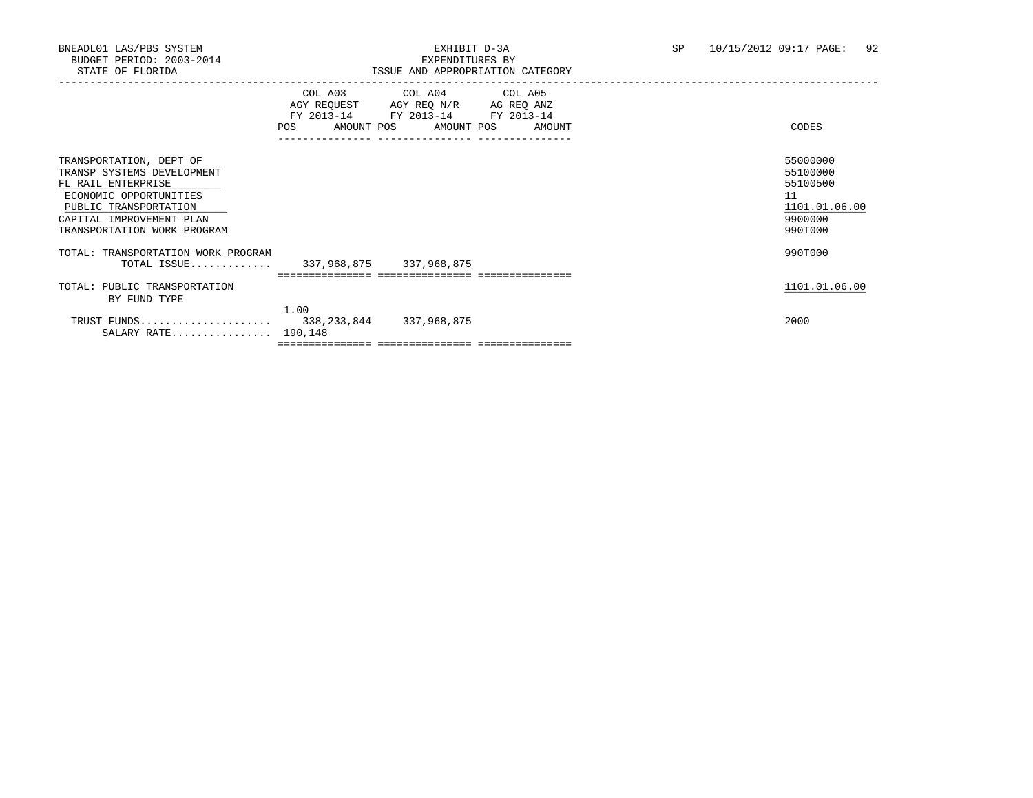BNEADL01 LAS/PBS SYSTEM
BUDGET PERIOD: 2003-2014
STATE OF FLORIDA

EXHIBIT D-3A
EXPENDITURES BY
ISSUE AND APPROPRIATION CATEGORY

SP 10/15/2012 09:17 PAGE: 92

| | COL A03 AGY REQUEST FY 2013-14 POS | AMOUNT | COL A04 AGY REQ N/R FY 2013-14 POS | AMOUNT | COL A05 AG REQ ANZ FY 2013-14 POS | AMOUNT | CODES |
|---|---|---|---|---|---|---|---|
| TRANSPORTATION, DEPT OF | | | | | | | 55000000 |
| TRANSP SYSTEMS DEVELOPMENT | | | | | | | 55100000 |
| FL RAIL ENTERPRISE | | | | | | | 55100500 |
| ECONOMIC OPPORTUNITIES | | | | | | | 11 |
| PUBLIC TRANSPORTATION | | | | | | | 1101.01.06.00 |
| CAPITAL IMPROVEMENT PLAN | | | | | | | 9900000 |
| TRANSPORTATION WORK PROGRAM | | | | | | | 990T000 |
| TOTAL: TRANSPORTATION WORK PROGRAM | | | | | | | 990T000 |
| TOTAL ISSUE............. | | 337,968,875 | | 337,968,875 | | | |
| TOTAL: PUBLIC TRANSPORTATION | | | | | | | 1101.01.06.00 |
| BY FUND TYPE | | | | | | | |
| TRUST FUNDS..................... | 1.00 | 338,233,844 | | 337,968,875 | | | 2000 |
| SALARY RATE................ | 190,148 | | | | | | |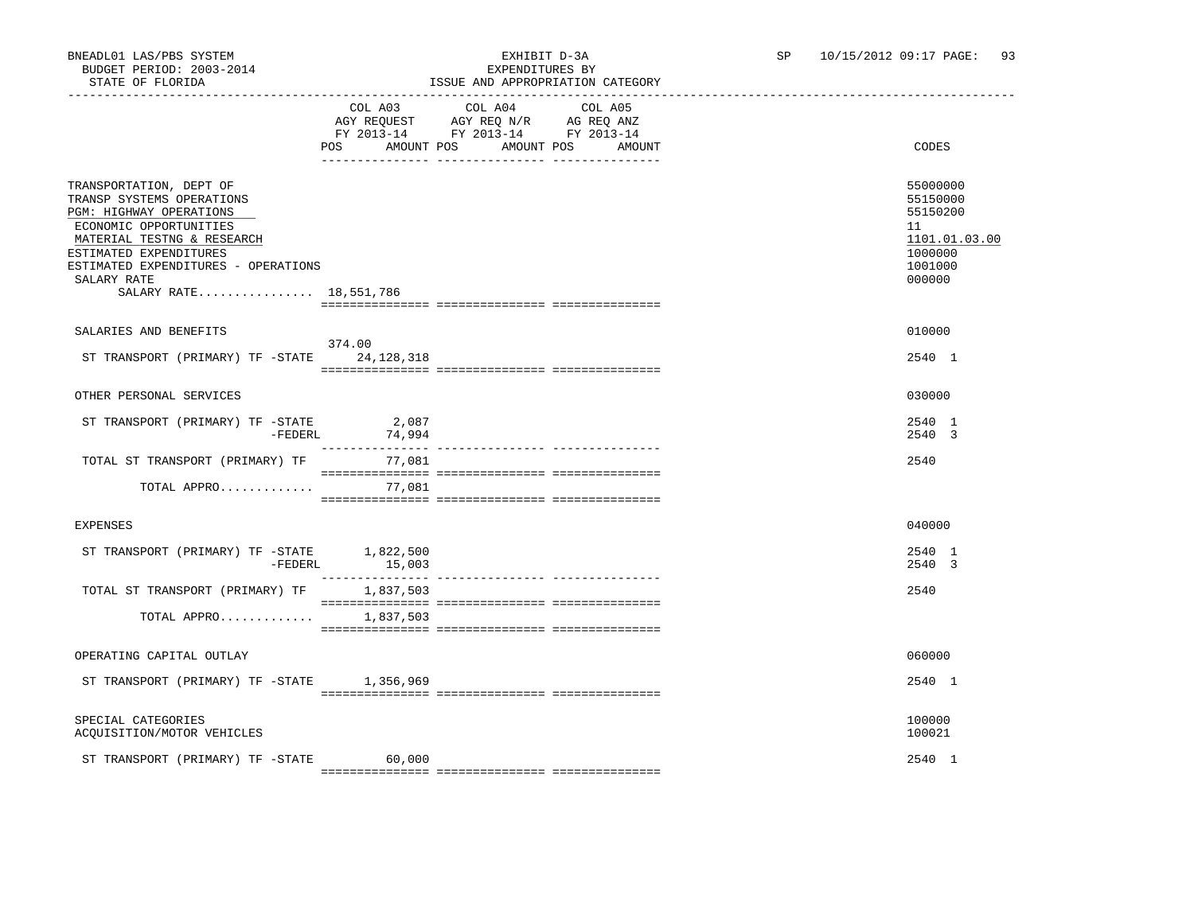BNEADL01 LAS/PBS SYSTEM
BUDGET PERIOD: 2003-2014
STATE OF FLORIDA

EXHIBIT D-3A
EXPENDITURES BY
ISSUE AND APPROPRIATION CATEGORY

SP 10/15/2012 09:17

| | COL A03 AGY REQUEST FY 2013-14 POS | AMOUNT | COL A04 AGY REQ N/R FY 2013-14 POS | AMOUNT | COL A05 AG REQ ANZ FY 2013-14 POS | AMOUNT | CODES |
|---|---|---|---|---|---|---|---|
| TRANSPORTATION, DEPT OF | | | | | | | 55000000 |
| TRANSP SYSTEMS OPERATIONS | | | | | | | 55150000 |
| PGM: HIGHWAY OPERATIONS | | | | | | | 55150200 |
| ECONOMIC OPPORTUNITIES | | | | | | | 11 |
| MATERIAL TESTNG & RESEARCH | | | | | | | 1101.01.03.00 |
| ESTIMATED EXPENDITURES | | | | | | | 1000000 |
| ESTIMATED EXPENDITURES - OPERATIONS | | | | | | | 1001000 |
| SALARY RATE | | | | | | | 000000 |
| SALARY RATE................ 18,551,786 | | | | | | | |
| SALARIES AND BENEFITS | | | | | | | 010000 |
| ST TRANSPORT (PRIMARY) TF -STATE | 374.00 | 24,128,318 | | | | | 2540 1 |
| OTHER PERSONAL SERVICES | | | | | | | 030000 |
| ST TRANSPORT (PRIMARY) TF -STATE | | 2,087 | | | | | 2540 1 |
| -FEDERL | | 74,994 | | | | | 2540 3 |
| TOTAL ST TRANSPORT (PRIMARY) TF | | 77,081 | | | | | 2540 |
| TOTAL APPRO............. | | 77,081 | | | | | |
| EXPENSES | | | | | | | 040000 |
| ST TRANSPORT (PRIMARY) TF -STATE | | 1,822,500 | | | | | 2540 1 |
| -FEDERL | | 15,003 | | | | | 2540 3 |
| TOTAL ST TRANSPORT (PRIMARY) TF | | 1,837,503 | | | | | 2540 |
| TOTAL APPRO............. | | 1,837,503 | | | | | |
| OPERATING CAPITAL OUTLAY | | | | | | | 060000 |
| ST TRANSPORT (PRIMARY) TF -STATE | | 1,356,969 | | | | | 2540 1 |
| SPECIAL CATEGORIES | | | | | | | 100000 |
| ACQUISITION/MOTOR VEHICLES | | | | | | | 100021 |
| ST TRANSPORT (PRIMARY) TF -STATE | | 60,000 | | | | | 2540 1 |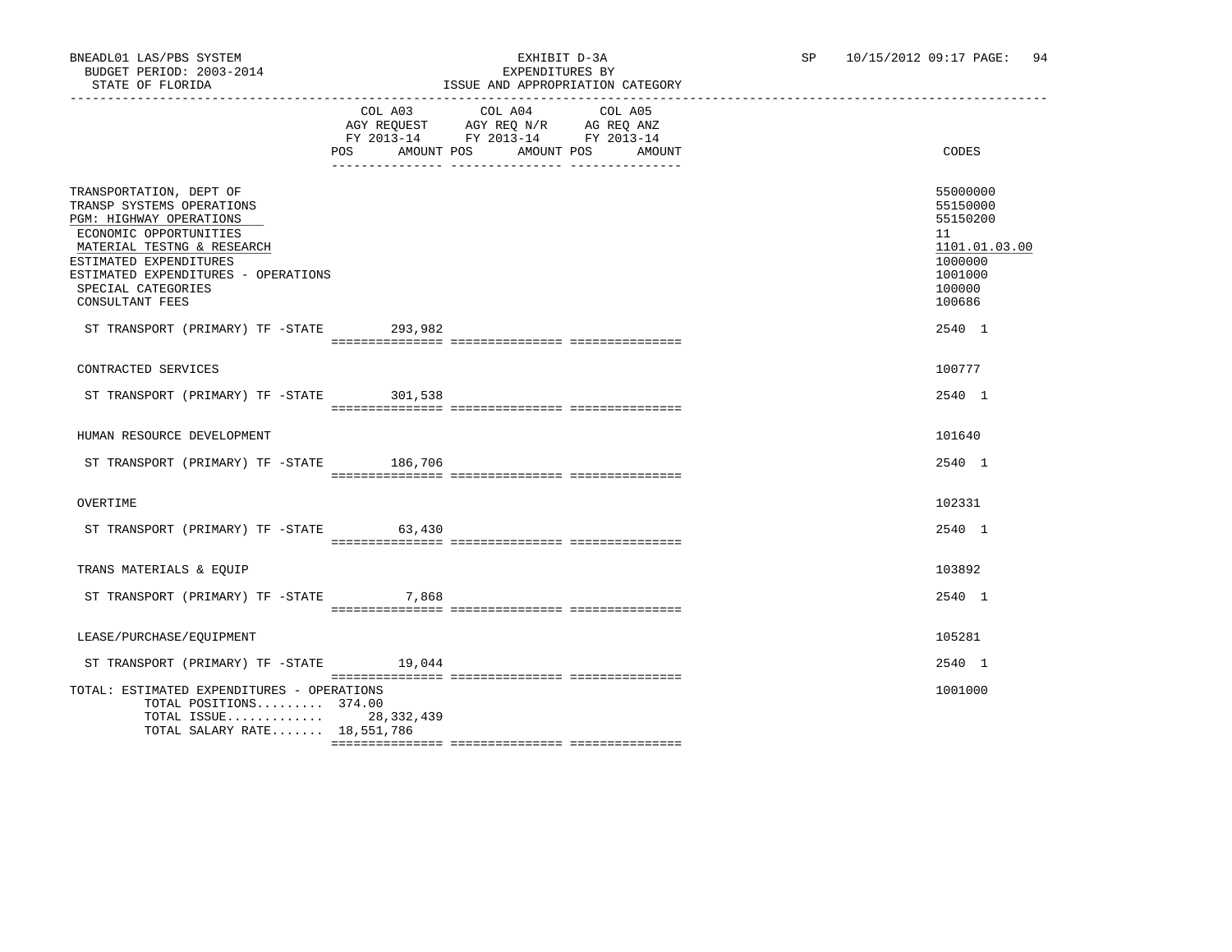BNEADL01 LAS/PBS SYSTEM | EXHIBIT D-3A | SP 10/15/2012 09:17 PAGE: 94
BUDGET PERIOD: 2003-2014 | EXPENDITURES BY
STATE OF FLORIDA | ISSUE AND APPROPRIATION CATEGORY

| | COL A03 AGY REQUEST FY 2013-14 POS AMOUNT | COL A04 AGY REQ N/R FY 2013-14 POS AMOUNT | COL A05 AG REQ ANZ FY 2013-14 POS AMOUNT | CODES |
|---|---|---|---|---|
| TRANSPORTATION, DEPT OF | | | | 55000000 |
| TRANSP SYSTEMS OPERATIONS | | | | 55150000 |
| PGM: HIGHWAY OPERATIONS | | | | 55150200 |
| ECONOMIC OPPORTUNITIES | | | | 11 |
| MATERIAL TESTNG & RESEARCH | | | | 1101.01.03.00 |
| ESTIMATED EXPENDITURES | | | | 1000000 |
| ESTIMATED EXPENDITURES - OPERATIONS | | | | 1001000 |
| SPECIAL CATEGORIES | | | | 100000 |
| CONSULTANT FEES | | | | 100686 |
| ST TRANSPORT (PRIMARY) TF -STATE | 293,982 | | | 2540 1 |
| CONTRACTED SERVICES | | | | 100777 |
| ST TRANSPORT (PRIMARY) TF -STATE | 301,538 | | | 2540 1 |
| HUMAN RESOURCE DEVELOPMENT | | | | 101640 |
| ST TRANSPORT (PRIMARY) TF -STATE | 186,706 | | | 2540 1 |
| OVERTIME | | | | 102331 |
| ST TRANSPORT (PRIMARY) TF -STATE | 63,430 | | | 2540 1 |
| TRANS MATERIALS & EQUIP | | | | 103892 |
| ST TRANSPORT (PRIMARY) TF -STATE | 7,868 | | | 2540 1 |
| LEASE/PURCHASE/EQUIPMENT | | | | 105281 |
| ST TRANSPORT (PRIMARY) TF -STATE | 19,044 | | | 2540 1 |
| TOTAL: ESTIMATED EXPENDITURES - OPERATIONS | | | | 1001000 |
| TOTAL POSITIONS......... | 374.00 | | | |
| TOTAL ISSUE............. | 28,332,439 | | | |
| TOTAL SALARY RATE....... | 18,551,786 | | | |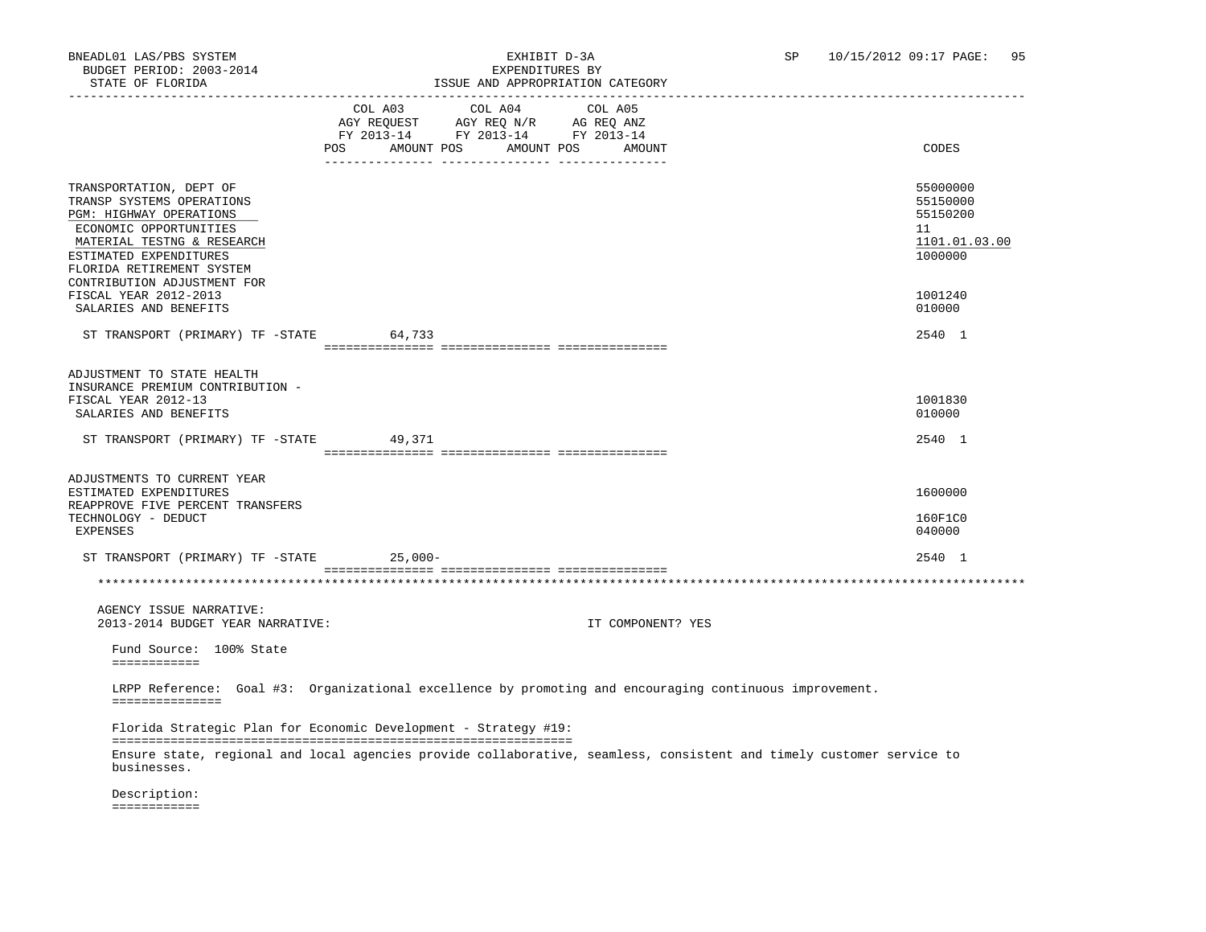BNEADL01 LAS/PBS SYSTEM — EXHIBIT D-3A — SP 10/15/2012 09:17

BUDGET PERIOD: 2003-2014 — EXPENDITURES BY

STATE OF FLORIDA — ISSUE AND APPROPRIATION CATEGORY

| | COL A03 AGY REQUEST FY 2013-14 POS AMOUNT | COL A04 AGY REQ N/R FY 2013-14 POS AMOUNT | COL A05 AG REQ ANZ FY 2013-14 POS AMOUNT | CODES |
|---|---|---|---|---|
| TRANSPORTATION, DEPT OF | | | | 55000000 |
| TRANSP SYSTEMS OPERATIONS | | | | 55150000 |
| PGM: HIGHWAY OPERATIONS | | | | 55150200 |
| ECONOMIC OPPORTUNITIES | | | | 11 |
| MATERIAL TESTNG & RESEARCH | | | | 1101.01.03.00 |
| ESTIMATED EXPENDITURES | | | | 1000000 |
| FLORIDA RETIREMENT SYSTEM CONTRIBUTION ADJUSTMENT FOR FISCAL YEAR 2012-2013 | | | | 1001240 |
| SALARIES AND BENEFITS | | | | 010000 |
| ST TRANSPORT (PRIMARY) TF -STATE | 64,733 | | | 2540 1 |
| ADJUSTMENT TO STATE HEALTH INSURANCE PREMIUM CONTRIBUTION - FISCAL YEAR 2012-13 | | | | 1001830 |
| SALARIES AND BENEFITS | | | | 010000 |
| ST TRANSPORT (PRIMARY) TF -STATE | 49,371 | | | 2540 1 |
| ADJUSTMENTS TO CURRENT YEAR ESTIMATED EXPENDITURES | | | | 1600000 |
| REAPPROVE FIVE PERCENT TRANSFERS TECHNOLOGY - DEDUCT | | | | 160F1C0 |
| EXPENSES | | | | 040000 |
| ST TRANSPORT (PRIMARY) TF -STATE | 25,000- | | | 2540 1 |

AGENCY ISSUE NARRATIVE:

2013-2014 BUDGET YEAR NARRATIVE: IT COMPONENT? YES

Fund Source: 100% State

LRPP Reference: Goal #3: Organizational excellence by promoting and encouraging continuous improvement.

Florida Strategic Plan for Economic Development - Strategy #19:

Ensure state, regional and local agencies provide collaborative, seamless, consistent and timely customer service to businesses.

Description: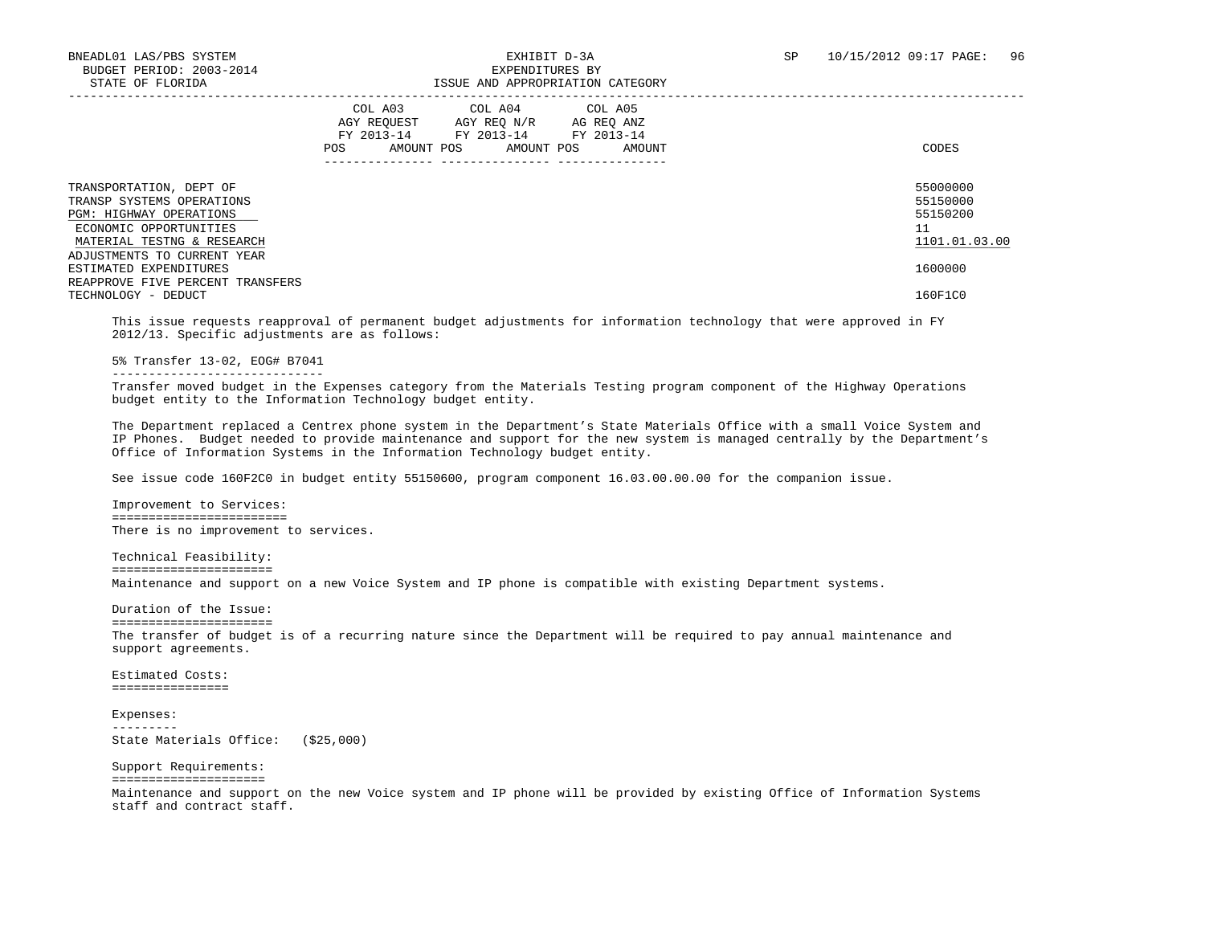BNEADL01 LAS/PBS SYSTEM
BUDGET PERIOD: 2003-2014
STATE OF FLORIDA

EXHIBIT D-3A
EXPENDITURES BY
ISSUE AND APPROPRIATION CATEGORY

SP 10/15/2012 09:17

| | COL A03 AGY REQUEST FY 2013-14 POS AMOUNT | COL A04 AGY REQ N/R FY 2013-14 POS AMOUNT | COL A05 AG REQ ANZ FY 2013-14 POS AMOUNT | CODES |
|---|---|---|---|---|
| TRANSPORTATION, DEPT OF | | | | 55000000 |
| TRANSP SYSTEMS OPERATIONS | | | | 55150000 |
| PGM: HIGHWAY OPERATIONS | | | | 55150200 |
| ECONOMIC OPPORTUNITIES | | | | 11 |
| MATERIAL TESTNG & RESEARCH | | | | 1101.01.03.00 |
| ADJUSTMENTS TO CURRENT YEAR ESTIMATED EXPENDITURES | | | | 1600000 |
| REAPPROVE FIVE PERCENT TRANSFERS TECHNOLOGY - DEDUCT | | | | 160F1C0 |

This issue requests reapproval of permanent budget adjustments for information technology that were approved in FY 2012/13. Specific adjustments are as follows:

5% Transfer 13-02, EOG# B7041

Transfer moved budget in the Expenses category from the Materials Testing program component of the Highway Operations budget entity to the Information Technology budget entity.

The Department replaced a Centrex phone system in the Department's State Materials Office with a small Voice System and IP Phones. Budget needed to provide maintenance and support for the new system is managed centrally by the Department's Office of Information Systems in the Information Technology budget entity.

See issue code 160F2C0 in budget entity 55150600, program component 16.03.00.00.00 for the companion issue.

Improvement to Services:

There is no improvement to services.

Technical Feasibility:

Maintenance and support on a new Voice System and IP phone is compatible with existing Department systems.

Duration of the Issue:

The transfer of budget is of a recurring nature since the Department will be required to pay annual maintenance and support agreements.

Estimated Costs:

Expenses:

State Materials Office: ($25,000)

Support Requirements:

Maintenance and support on the new Voice system and IP phone will be provided by existing Office of Information Systems staff and contract staff.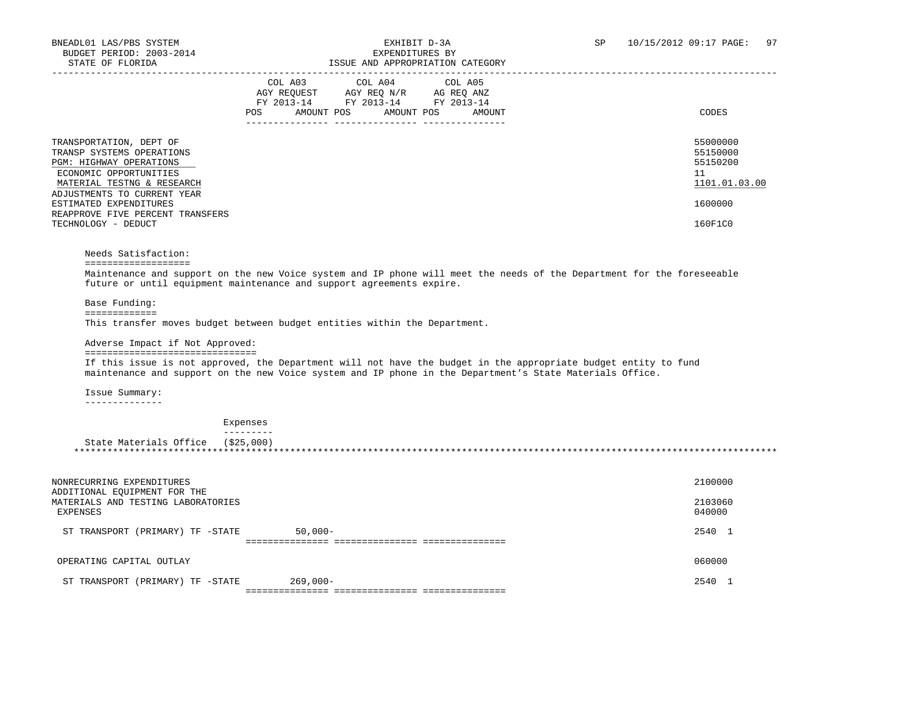| | COL A03 AGY REQUEST FY 2013-14 POS AMOUNT | COL A04 AGY REQ N/R FY 2013-14 POS AMOUNT | COL A05 AG REQ ANZ FY 2013-14 POS AMOUNT | CODES |
|---|---|---|---|---|
| TRANSPORTATION, DEPT OF | | | | 55000000 |
| TRANSP SYSTEMS OPERATIONS | | | | 55150000 |
| PGM: HIGHWAY OPERATIONS | | | | 55150200 |
| ECONOMIC OPPORTUNITIES | | | | 11 |
| MATERIAL TESTNG & RESEARCH | | | | 1101.01.03.00 |
| ADJUSTMENTS TO CURRENT YEAR ESTIMATED EXPENDITURES | | | | 1600000 |
| REAPPROVE FIVE PERCENT TRANSFERS TECHNOLOGY - DEDUCT | | | | 160F1C0 |

Needs Satisfaction:

Maintenance and support on the new Voice system and IP phone will meet the needs of the Department for the foreseeable future or until equipment maintenance and support agreements expire.

Base Funding:

This transfer moves budget between budget entities within the Department.

Adverse Impact if Not Approved:

If this issue is not approved, the Department will not have the budget in the appropriate budget entity to fund maintenance and support on the new Voice system and IP phone in the Department's State Materials Office.

Issue Summary:

| | Expenses |
|---|---|
| State Materials Office | ($25,000) |

| | COL A03 AGY REQUEST FY 2013-14 POS AMOUNT | COL A04 AGY REQ N/R FY 2013-14 POS AMOUNT | COL A05 AG REQ ANZ FY 2013-14 POS AMOUNT | CODES |
|---|---|---|---|---|
| NONRECURRING EXPENDITURES | | | | 2100000 |
| ADDITIONAL EQUIPMENT FOR THE MATERIALS AND TESTING LABORATORIES | | | | 2103060 |
| EXPENSES | | | | 040000 |
| ST TRANSPORT (PRIMARY) TF -STATE | 50,000- | | | 2540 1 |
| OPERATING CAPITAL OUTLAY | | | | 060000 |
| ST TRANSPORT (PRIMARY) TF -STATE | 269,000- | | | 2540 1 |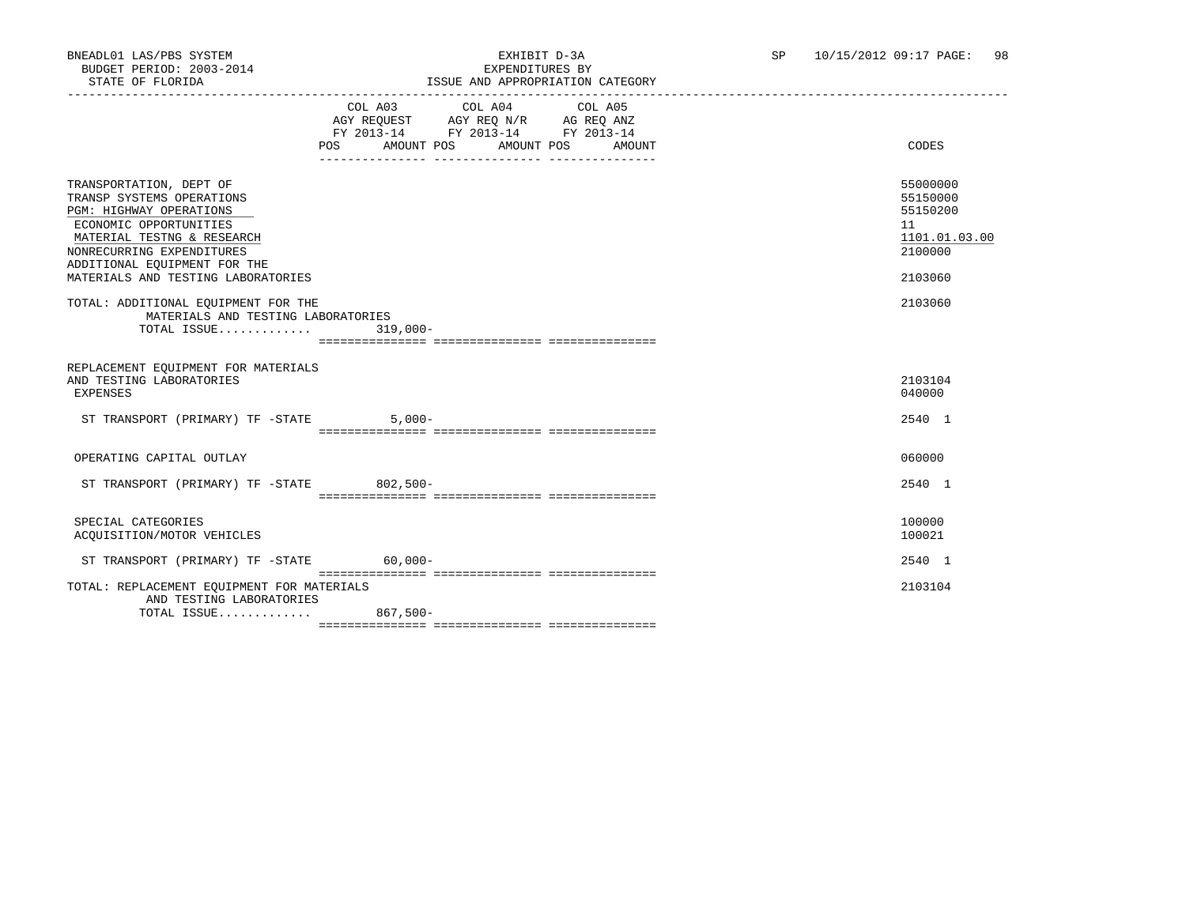BNEADL01 LAS/PBS SYSTEM
BUDGET PERIOD: 2003-2014
STATE OF FLORIDA

EXHIBIT D-3A
EXPENDITURES BY
ISSUE AND APPROPRIATION CATEGORY

SP 10/15/2012 09:17 PAGE: 98

| | COL A03 AGY REQUEST FY 2013-14 POS AMOUNT | COL A04 AGY REQ N/R FY 2013-14 POS AMOUNT | COL A05 AG REQ ANZ FY 2013-14 POS AMOUNT | CODES |
|---|---|---|---|---|
| TRANSPORTATION, DEPT OF | | | | 55000000 |
| TRANSP SYSTEMS OPERATIONS | | | | 55150000 |
| PGM: HIGHWAY OPERATIONS | | | | 55150200 |
| ECONOMIC OPPORTUNITIES | | | | 11 |
| MATERIAL TESTNG & RESEARCH | | | | 1101.01.03.00 |
| NONRECURRING EXPENDITURES | | | | 2100000 |
| ADDITIONAL EQUIPMENT FOR THE MATERIALS AND TESTING LABORATORIES | | | | 2103060 |
| TOTAL: ADDITIONAL EQUIPMENT FOR THE MATERIALS AND TESTING LABORATORIES | | | | 2103060 |
| TOTAL ISSUE............. | 319,000- | | | |
| REPLACEMENT EQUIPMENT FOR MATERIALS AND TESTING LABORATORIES | | | | 2103104 |
| EXPENSES | | | | 040000 |
| ST TRANSPORT (PRIMARY) TF -STATE | 5,000- | | | 2540 1 |
| OPERATING CAPITAL OUTLAY | | | | 060000 |
| ST TRANSPORT (PRIMARY) TF -STATE | 802,500- | | | 2540 1 |
| SPECIAL CATEGORIES | | | | 100000 |
| ACQUISITION/MOTOR VEHICLES | | | | 100021 |
| ST TRANSPORT (PRIMARY) TF -STATE | 60,000- | | | 2540 1 |
| TOTAL: REPLACEMENT EQUIPMENT FOR MATERIALS AND TESTING LABORATORIES | | | | 2103104 |
| TOTAL ISSUE............. | 867,500- | | | |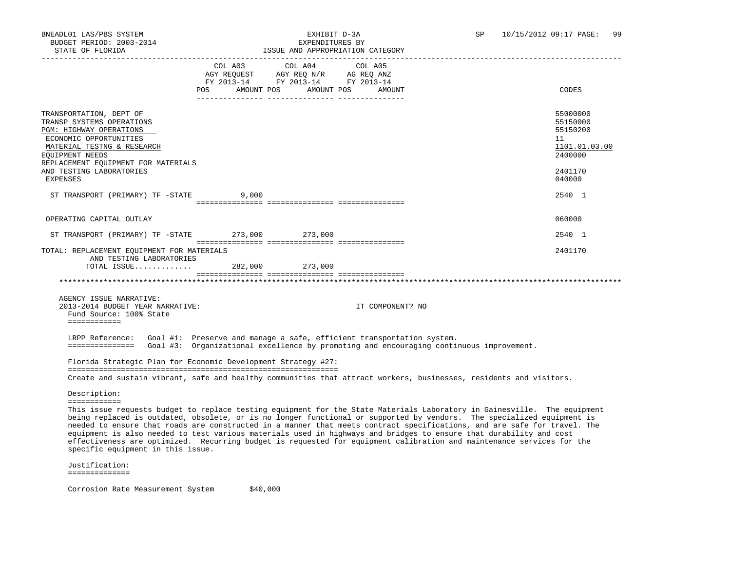| | COL A03 AGY REQUEST FY 2013-14 POS AMOUNT | COL A04 AGY REQ N/R FY 2013-14 POS AMOUNT | COL A05 AG REQ ANZ FY 2013-14 POS AMOUNT | CODES |
|---|---|---|---|---|
| TRANSPORTATION, DEPT OF | | | | 55000000 |
| TRANSP SYSTEMS OPERATIONS | | | | 55150000 |
| PGM: HIGHWAY OPERATIONS | | | | 55150200 |
| ECONOMIC OPPORTUNITIES | | | | 11 |
| MATERIAL TESTNG & RESEARCH | | | | 1101.01.03.00 |
| EQUIPMENT NEEDS | | | | 2400000 |
| REPLACEMENT EQUIPMENT FOR MATERIALS AND TESTING LABORATORIES | | | | 2401170 |
| EXPENSES | | | | 040000 |
| ST TRANSPORT (PRIMARY) TF -STATE | 9,000 | | | 2540 1 |
| OPERATING CAPITAL OUTLAY | | | | 060000 |
| ST TRANSPORT (PRIMARY) TF -STATE | 273,000 | 273,000 | | 2540 1 |
| TOTAL: REPLACEMENT EQUIPMENT FOR MATERIALS AND TESTING LABORATORIES | | | | 2401170 |
| TOTAL ISSUE............ | 282,000 | 273,000 | | |

AGENCY ISSUE NARRATIVE:

2013-2014 BUDGET YEAR NARRATIVE: IT COMPONENT? NO

Fund Source: 100% State

LRPP Reference: Goal #1: Preserve and manage a safe, efficient transportation system.
Goal #3: Organizational excellence by promoting and encouraging continuous improvement.

Florida Strategic Plan for Economic Development Strategy #27:

Create and sustain vibrant, safe and healthy communities that attract workers, businesses, residents and visitors.

Description:

This issue requests budget to replace testing equipment for the State Materials Laboratory in Gainesville. The equipment being replaced is outdated, obsolete, or is no longer functional or supported by vendors. The specialized equipment is needed to ensure that roads are constructed in a manner that meets contract specifications, and are safe for travel. The equipment is also needed to test various materials used in highways and bridges to ensure that durability and cost effectiveness are optimized. Recurring budget is requested for equipment calibration and maintenance services for the specific equipment in this issue.

Justification:

Corrosion Rate Measurement System $40,000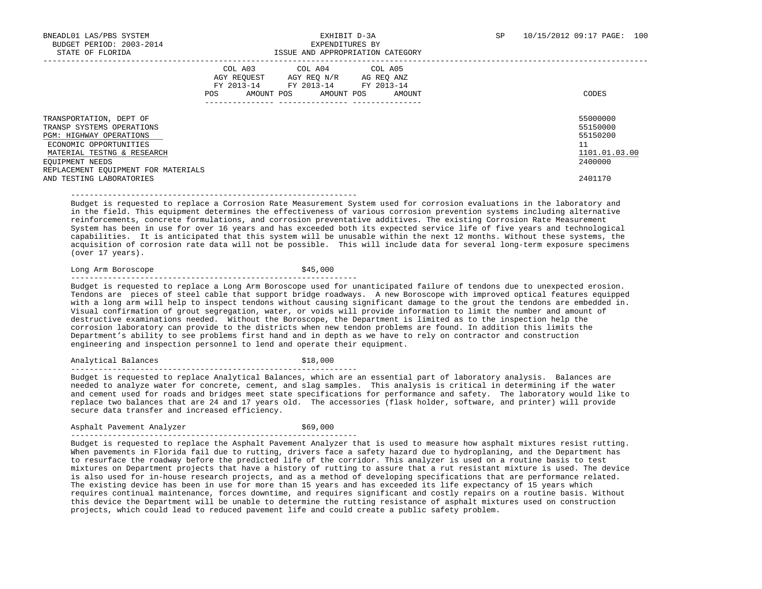TRANSPORTATION, DEPT OF — 55000000
TRANSP SYSTEMS OPERATIONS — 55150000
PGM: HIGHWAY OPERATIONS — 55150200
ECONOMIC OPPORTUNITIES — 11
MATERIAL TESTNG & RESEARCH — 1101.01.03.00
EQUIPMENT NEEDS — 2400000
REPLACEMENT EQUIPMENT FOR MATERIALS AND TESTING LABORATORIES — 2401170

| | COL A03 AGY REQUEST FY 2013-14 | | COL A04 AGY REQ N/R FY 2013-14 | | COL A05 AG REQ ANZ FY 2013-14 | | CODES |
|---|---|---|---|---|---|---|---|
| | POS | AMOUNT | POS | AMOUNT | POS | AMOUNT | |

Budget is requested to replace a Corrosion Rate Measurement System used for corrosion evaluations in the laboratory and in the field. This equipment determines the effectiveness of various corrosion prevention systems including alternative reinforcements, concrete formulations, and corrosion preventative additives. The existing Corrosion Rate Measurement System has been in use for over 16 years and has exceeded both its expected service life of five years and technological capabilities. It is anticipated that this system will be unusable within the next 12 months. Without these systems, the acquisition of corrosion rate data will not be possible. This will include data for several long-term exposure specimens (over 17 years).

Long Arm Boroscope $45,000

Budget is requested to replace a Long Arm Boroscope used for unanticipated failure of tendons due to unexpected erosion. Tendons are pieces of steel cable that support bridge roadways. A new Boroscope with improved optical features equipped with a long arm will help to inspect tendons without causing significant damage to the grout the tendons are embedded in. Visual confirmation of grout segregation, water, or voids will provide information to limit the number and amount of destructive examinations needed. Without the Boroscope, the Department is limited as to the inspection help the corrosion laboratory can provide to the districts when new tendon problems are found. In addition this limits the Department's ability to see problems first hand and in depth as we have to rely on contractor and construction engineering and inspection personnel to lend and operate their equipment.

Analytical Balances $18,000

Budget is requested to replace Analytical Balances, which are an essential part of laboratory analysis. Balances are needed to analyze water for concrete, cement, and slag samples. This analysis is critical in determining if the water and cement used for roads and bridges meet state specifications for performance and safety. The laboratory would like to replace two balances that are 24 and 17 years old. The accessories (flask holder, software, and printer) will provide secure data transfer and increased efficiency.

Asphalt Pavement Analyzer $69,000

Budget is requested to replace the Asphalt Pavement Analyzer that is used to measure how asphalt mixtures resist rutting. When pavements in Florida fail due to rutting, drivers face a safety hazard due to hydroplaning, and the Department has to resurface the roadway before the predicted life of the corridor. This analyzer is used on a routine basis to test mixtures on Department projects that have a history of rutting to assure that a rut resistant mixture is used. The device is also used for in-house research projects, and as a method of developing specifications that are performance related. The existing device has been in use for more than 15 years and has exceeded its life expectancy of 15 years which requires continual maintenance, forces downtime, and requires significant and costly repairs on a routine basis. Without this device the Department will be unable to determine the rutting resistance of asphalt mixtures used on construction projects, which could lead to reduced pavement life and could create a public safety problem.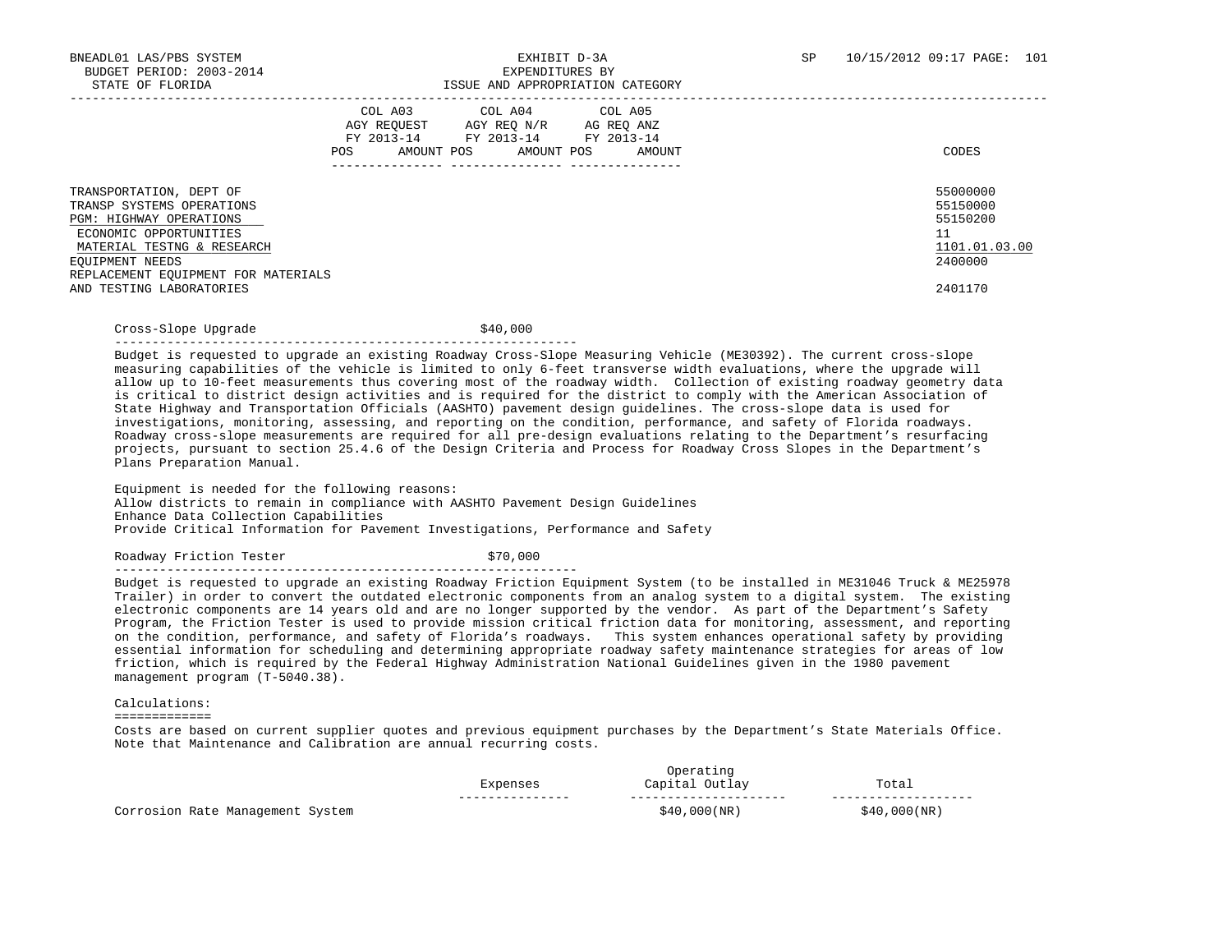| | COL A03 AGY REQUEST FY 2013-14 POS AMOUNT | COL A04 AGY REQ N/R FY 2013-14 POS AMOUNT | COL A05 AG REQ ANZ FY 2013-14 POS AMOUNT | CODES |
|---|---|---|---|---|
| TRANSPORTATION, DEPT OF | | | | 55000000 |
| TRANSP SYSTEMS OPERATIONS | | | | 55150000 |
| PGM: HIGHWAY OPERATIONS | | | | 55150200 |
| ECONOMIC OPPORTUNITIES | | | | 11 |
| MATERIAL TESTNG & RESEARCH | | | | 1101.01.03.00 |
| EQUIPMENT NEEDS | | | | 2400000 |
| REPLACEMENT EQUIPMENT FOR MATERIALS AND TESTING LABORATORIES | | | | 2401170 |

Cross-Slope Upgrade $40,000

Budget is requested to upgrade an existing Roadway Cross-Slope Measuring Vehicle (ME30392). The current cross-slope measuring capabilities of the vehicle is limited to only 6-feet transverse width evaluations, where the upgrade will allow up to 10-feet measurements thus covering most of the roadway width. Collection of existing roadway geometry data is critical to district design activities and is required for the district to comply with the American Association of State Highway and Transportation Officials (AASHTO) pavement design guidelines. The cross-slope data is used for investigations, monitoring, assessing, and reporting on the condition, performance, and safety of Florida roadways. Roadway cross-slope measurements are required for all pre-design evaluations relating to the Department's resurfacing projects, pursuant to section 25.4.6 of the Design Criteria and Process for Roadway Cross Slopes in the Department's Plans Preparation Manual.

Equipment is needed for the following reasons:
Allow districts to remain in compliance with AASHTO Pavement Design Guidelines
Enhance Data Collection Capabilities
Provide Critical Information for Pavement Investigations, Performance and Safety

Roadway Friction Tester $70,000

Budget is requested to upgrade an existing Roadway Friction Equipment System (to be installed in ME31046 Truck & ME25978 Trailer) in order to convert the outdated electronic components from an analog system to a digital system. The existing electronic components are 14 years old and are no longer supported by the vendor. As part of the Department's Safety Program, the Friction Tester is used to provide mission critical friction data for monitoring, assessment, and reporting on the condition, performance, and safety of Florida's roadways. This system enhances operational safety by providing essential information for scheduling and determining appropriate roadway safety maintenance strategies for areas of low friction, which is required by the Federal Highway Administration National Guidelines given in the 1980 pavement management program (T-5040.38).

Calculations:

Costs are based on current supplier quotes and previous equipment purchases by the Department's State Materials Office. Note that Maintenance and Calibration are annual recurring costs.

| | Expenses | Operating Capital Outlay | Total |
|---|---|---|---|
| Corrosion Rate Management System | | $40,000(NR) | $40,000(NR) |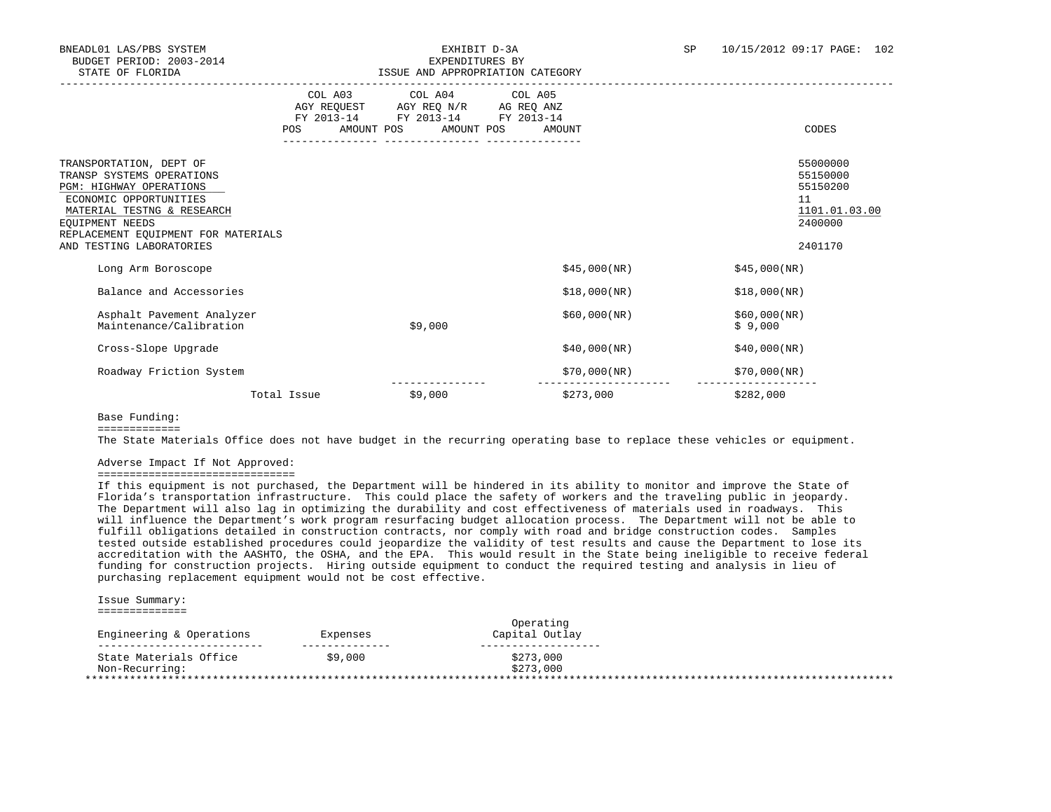BNEADL01 LAS/PBS SYSTEM — BUDGET PERIOD: 2003-2014 — STATE OF FLORIDA

EXHIBIT D-3A
EXPENDITURES BY
ISSUE AND APPROPRIATION CATEGORY

SP 10/15/2012 09:17 PAGE: 102

| | COL A03 AGY REQUEST FY 2013-14 POS AMOUNT | COL A04 AGY REQ N/R FY 2013-14 POS AMOUNT | COL A05 AG REQ ANZ FY 2013-14 POS AMOUNT | | | CODES |
|---|---|---|---|---|---|---|
| TRANSPORTATION, DEPT OF | | | | | | 55000000 |
| TRANSP SYSTEMS OPERATIONS | | | | | | 55150000 |
| PGM: HIGHWAY OPERATIONS | | | | | | 55150200 |
| ECONOMIC OPPORTUNITIES | | | | | | 11 |
| MATERIAL TESTNG & RESEARCH | | | | | | 1101.01.03.00 |
| EQUIPMENT NEEDS | | | | | | 2400000 |
| REPLACEMENT EQUIPMENT FOR MATERIALS AND TESTING LABORATORIES | | | | | | 2401170 |
| Long Arm Boroscope | | | | $45,000(NR) | $45,000(NR) | |
| Balance and Accessories | | | | $18,000(NR) | $18,000(NR) | |
| Asphalt Pavement Analyzer | | | | $60,000(NR) | $60,000(NR) | |
| Maintenance/Calibration | | $9,000 | | | $ 9,000 | |
| Cross-Slope Upgrade | | | | $40,000(NR) | $40,000(NR) | |
| Roadway Friction System | | | | $70,000(NR) | $70,000(NR) | |
| Total Issue | | $9,000 | | $273,000 | $282,000 | |

Base Funding:

The State Materials Office does not have budget in the recurring operating base to replace these vehicles or equipment.

Adverse Impact If Not Approved:

If this equipment is not purchased, the Department will be hindered in its ability to monitor and improve the State of Florida's transportation infrastructure. This could place the safety of workers and the traveling public in jeopardy. The Department will also lag in optimizing the durability and cost effectiveness of materials used in roadways. This will influence the Department's work program resurfacing budget allocation process. The Department will not be able to fulfill obligations detailed in construction contracts, nor comply with road and bridge construction codes. Samples tested outside established procedures could jeopardize the validity of test results and cause the Department to lose its accreditation with the AASHTO, the OSHA, and the EPA. This would result in the State being ineligible to receive federal funding for construction projects. Hiring outside equipment to conduct the required testing and analysis in lieu of purchasing replacement equipment would not be cost effective.

Issue Summary:

| Engineering & Operations | Expenses | Operating Capital Outlay |
|---|---|---|
| State Materials Office | $9,000 | $273,000 |
| Non-Recurring: | | $273,000 |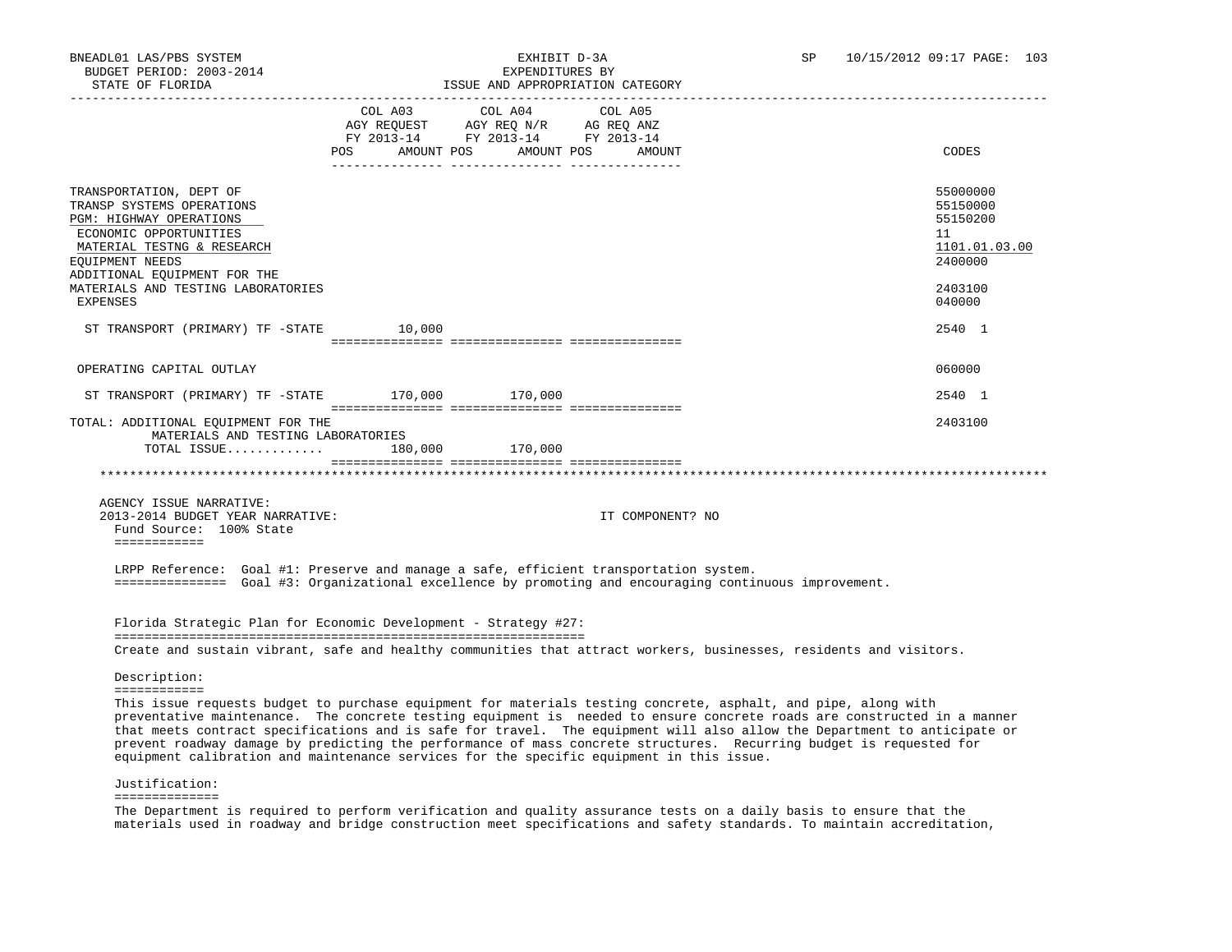BNEADL01 LAS/PBS SYSTEM — EXHIBIT D-3A — EXPENDITURES BY ISSUE AND APPROPRIATION CATEGORY
BUDGET PERIOD: 2003-2014
STATE OF FLORIDA

| | COL A03 AGY REQUEST FY 2013-14 POS AMOUNT | COL A04 AGY REQ N/R FY 2013-14 POS AMOUNT | COL A05 AG REQ ANZ FY 2013-14 POS AMOUNT | CODES |
|---|---|---|---|---|
| TRANSPORTATION, DEPT OF | | | | 55000000 |
| TRANSP SYSTEMS OPERATIONS | | | | 55150000 |
| PGM: HIGHWAY OPERATIONS | | | | 55150200 |
| ECONOMIC OPPORTUNITIES | | | | 11 |
| MATERIAL TESTNG & RESEARCH | | | | 1101.01.03.00 |
| EQUIPMENT NEEDS | | | | 2400000 |
| ADDITIONAL EQUIPMENT FOR THE MATERIALS AND TESTING LABORATORIES | | | | 2403100 |
| EXPENSES | | | | 040000 |
| ST TRANSPORT (PRIMARY) TF -STATE | 10,000 | | | 2540 1 |
| OPERATING CAPITAL OUTLAY | | | | 060000 |
| ST TRANSPORT (PRIMARY) TF -STATE | 170,000 | 170,000 | | 2540 1 |
| TOTAL: ADDITIONAL EQUIPMENT FOR THE MATERIALS AND TESTING LABORATORIES | | | | 2403100 |
| TOTAL ISSUE............ | 180,000 | 170,000 | | |

AGENCY ISSUE NARRATIVE:
2013-2014 BUDGET YEAR NARRATIVE: IT COMPONENT? NO

Fund Source: 100% State

LRPP Reference: Goal #1: Preserve and manage a safe, efficient transportation system.
Goal #3: Organizational excellence by promoting and encouraging continuous improvement.

Florida Strategic Plan for Economic Development - Strategy #27:

Create and sustain vibrant, safe and healthy communities that attract workers, businesses, residents and visitors.

Description:

This issue requests budget to purchase equipment for materials testing concrete, asphalt, and pipe, along with preventative maintenance. The concrete testing equipment is needed to ensure concrete roads are constructed in a manner that meets contract specifications and is safe for travel. The equipment will also allow the Department to anticipate or prevent roadway damage by predicting the performance of mass concrete structures. Recurring budget is requested for equipment calibration and maintenance services for the specific equipment in this issue.

Justification:

The Department is required to perform verification and quality assurance tests on a daily basis to ensure that the materials used in roadway and bridge construction meet specifications and safety standards. To maintain accreditation,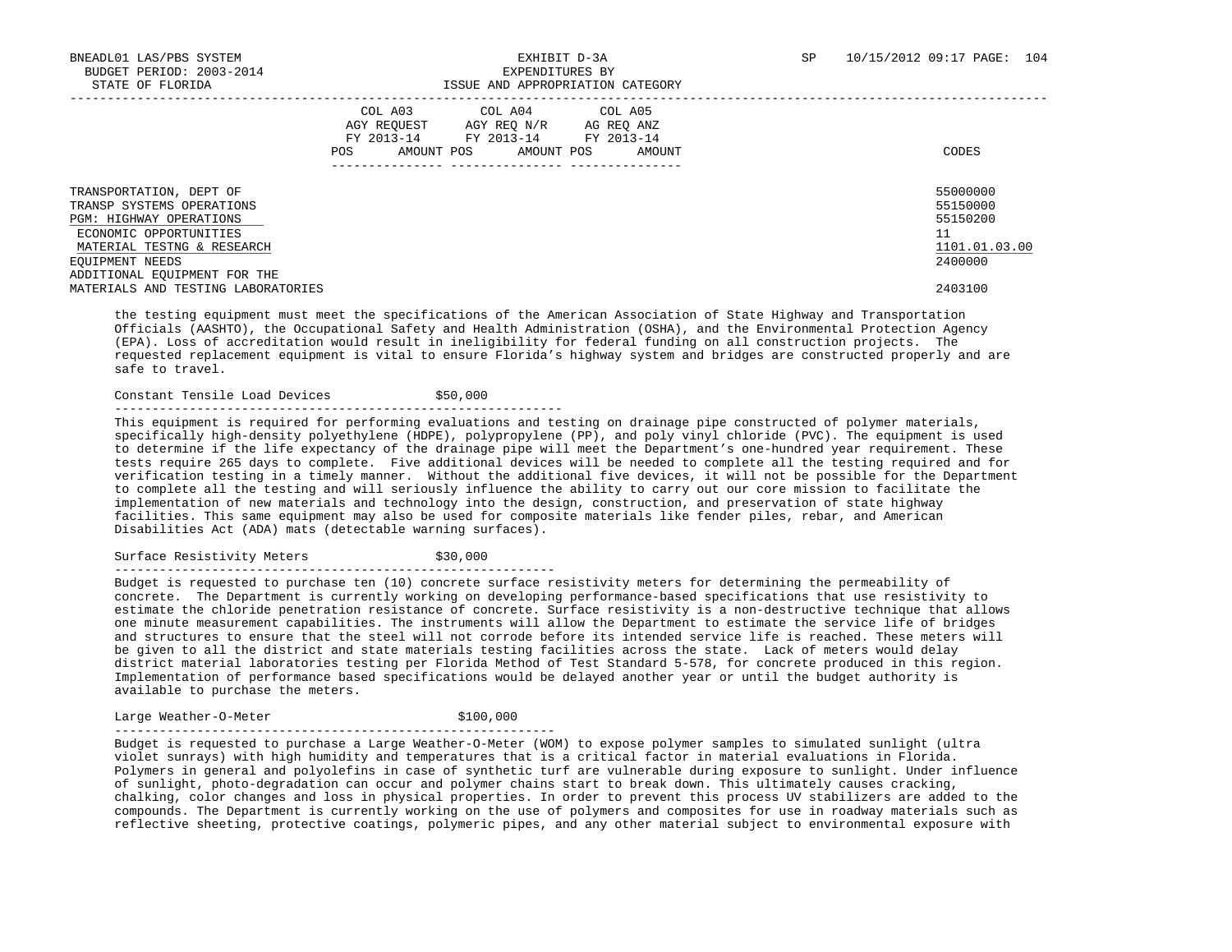| | COL A03 AGY REQUEST FY 2013-14 POS AMOUNT | COL A04 AGY REQ N/R FY 2013-14 POS AMOUNT | COL A05 AG REQ ANZ FY 2013-14 POS AMOUNT | CODES |
|---|---|---|---|---|
| TRANSPORTATION, DEPT OF | | | | 55000000 |
| TRANSP SYSTEMS OPERATIONS | | | | 55150000 |
| PGM: HIGHWAY OPERATIONS | | | | 55150200 |
| ECONOMIC OPPORTUNITIES | | | | 11 |
| MATERIAL TESTNG & RESEARCH | | | | 1101.01.03.00 |
| EQUIPMENT NEEDS | | | | 2400000 |
| ADDITIONAL EQUIPMENT FOR THE MATERIALS AND TESTING LABORATORIES | | | | 2403100 |

the testing equipment must meet the specifications of the American Association of State Highway and Transportation Officials (AASHTO), the Occupational Safety and Health Administration (OSHA), and the Environmental Protection Agency (EPA). Loss of accreditation would result in ineligibility for federal funding on all construction projects. The requested replacement equipment is vital to ensure Florida's highway system and bridges are constructed properly and are safe to travel.

Constant Tensile Load Devices $50,000

This equipment is required for performing evaluations and testing on drainage pipe constructed of polymer materials, specifically high-density polyethylene (HDPE), polypropylene (PP), and poly vinyl chloride (PVC). The equipment is used to determine if the life expectancy of the drainage pipe will meet the Department's one-hundred year requirement. These tests require 265 days to complete. Five additional devices will be needed to complete all the testing required and for verification testing in a timely manner. Without the additional five devices, it will not be possible for the Department to complete all the testing and will seriously influence the ability to carry out our core mission to facilitate the implementation of new materials and technology into the design, construction, and preservation of state highway facilities. This same equipment may also be used for composite materials like fender piles, rebar, and American Disabilities Act (ADA) mats (detectable warning surfaces).

Surface Resistivity Meters $30,000

Budget is requested to purchase ten (10) concrete surface resistivity meters for determining the permeability of concrete. The Department is currently working on developing performance-based specifications that use resistivity to estimate the chloride penetration resistance of concrete. Surface resistivity is a non-destructive technique that allows one minute measurement capabilities. The instruments will allow the Department to estimate the service life of bridges and structures to ensure that the steel will not corrode before its intended service life is reached. These meters will be given to all the district and state materials testing facilities across the state. Lack of meters would delay district material laboratories testing per Florida Method of Test Standard 5-578, for concrete produced in this region. Implementation of performance based specifications would be delayed another year or until the budget authority is available to purchase the meters.

Large Weather-O-Meter $100,000

Budget is requested to purchase a Large Weather-O-Meter (WOM) to expose polymer samples to simulated sunlight (ultra violet sunrays) with high humidity and temperatures that is a critical factor in material evaluations in Florida. Polymers in general and polyolefins in case of synthetic turf are vulnerable during exposure to sunlight. Under influence of sunlight, photo-degradation can occur and polymer chains start to break down. This ultimately causes cracking, chalking, color changes and loss in physical properties. In order to prevent this process UV stabilizers are added to the compounds. The Department is currently working on the use of polymers and composites for use in roadway materials such as reflective sheeting, protective coatings, polymeric pipes, and any other material subject to environmental exposure with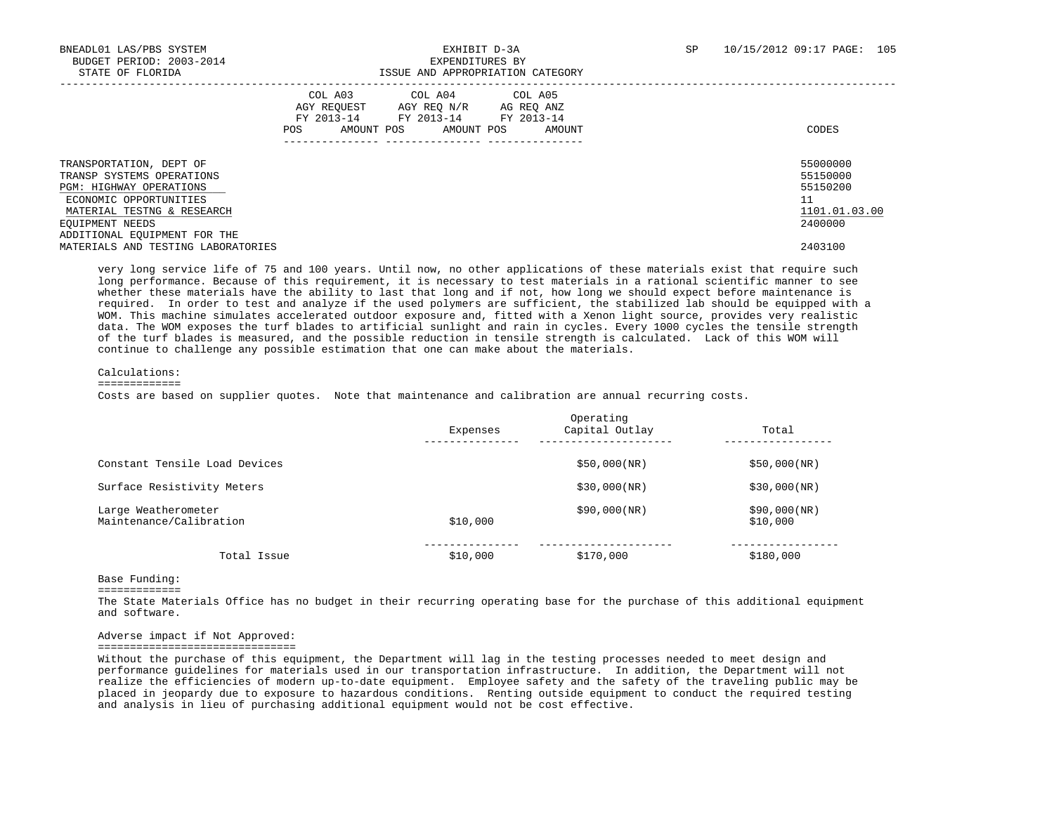| | CODES |
|---|---|
| TRANSPORTATION, DEPT OF | 55000000 |
| TRANSP SYSTEMS OPERATIONS | 55150000 |
| PGM: HIGHWAY OPERATIONS | 55150200 |
| ECONOMIC OPPORTUNITIES | 11 |
| MATERIAL TESTNG & RESEARCH | 1101.01.03.00 |
| EQUIPMENT NEEDS | 2400000 |
| ADDITIONAL EQUIPMENT FOR THE MATERIALS AND TESTING LABORATORIES | 2403100 |

very long service life of 75 and 100 years. Until now, no other applications of these materials exist that require such long performance. Because of this requirement, it is necessary to test materials in a rational scientific manner to see whether these materials have the ability to last that long and if not, how long we should expect before maintenance is required. In order to test and analyze if the used polymers are sufficient, the stabilized lab should be equipped with a WOM. This machine simulates accelerated outdoor exposure and, fitted with a Xenon light source, provides very realistic data. The WOM exposes the turf blades to artificial sunlight and rain in cycles. Every 1000 cycles the tensile strength of the turf blades is measured, and the possible reduction in tensile strength is calculated. Lack of this WOM will continue to challenge any possible estimation that one can make about the materials.

Calculations:
=============
Costs are based on supplier quotes. Note that maintenance and calibration are annual recurring costs.

| | Expenses | Operating Capital Outlay | Total |
|---|---|---|---|
| Constant Tensile Load Devices | | $50,000(NR) | $50,000(NR) |
| Surface Resistivity Meters | | $30,000(NR) | $30,000(NR) |
| Large Weatherometer | | $90,000(NR) | $90,000(NR) |
| Maintenance/Calibration | $10,000 | | $10,000 |
| Total Issue | $10,000 | $170,000 | $180,000 |

Base Funding:
=============
The State Materials Office has no budget in their recurring operating base for the purchase of this additional equipment and software.

Adverse impact if Not Approved:
===============================
Without the purchase of this equipment, the Department will lag in the testing processes needed to meet design and performance guidelines for materials used in our transportation infrastructure. In addition, the Department will not realize the efficiencies of modern up-to-date equipment. Employee safety and the safety of the traveling public may be placed in jeopardy due to exposure to hazardous conditions. Renting outside equipment to conduct the required testing and analysis in lieu of purchasing additional equipment would not be cost effective.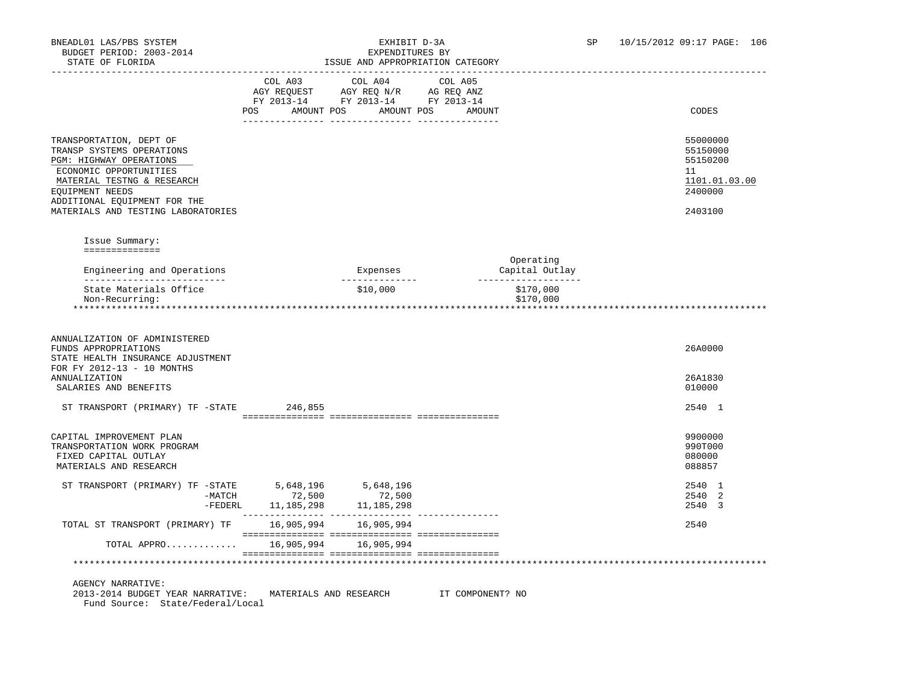BNEADL01 LAS/PBS SYSTEM
BUDGET PERIOD: 2003-2014
STATE OF FLORIDA

EXHIBIT D-3A
EXPENDITURES BY
ISSUE AND APPROPRIATION CATEGORY

SP 10/15/2012 09:17 PAGE: 106

| | COL A03 AGY REQUEST FY 2013-14 POS AMOUNT | COL A04 AGY REQ N/R FY 2013-14 POS AMOUNT | COL A05 AG REQ ANZ FY 2013-14 POS AMOUNT | CODES |
|---|---|---|---|---|
| TRANSPORTATION, DEPT OF | | | | 55000000 |
| TRANSP SYSTEMS OPERATIONS | | | | 55150000 |
| PGM: HIGHWAY OPERATIONS | | | | 55150200 |
| ECONOMIC OPPORTUNITIES | | | | 11 |
| MATERIAL TESTNG & RESEARCH | | | | 1101.01.03.00 |
| EQUIPMENT NEEDS | | | | 2400000 |
| ADDITIONAL EQUIPMENT FOR THE MATERIALS AND TESTING LABORATORIES | | | | 2403100 |

Issue Summary:

| Engineering and Operations | Expenses | Operating Capital Outlay |
|---|---|---|
| State Materials Office | $10,000 | $170,000 |
| Non-Recurring: | | $170,000 |

| | COL A03 | COL A04 | COL A05 | CODES |
|---|---|---|---|---|
| ANNUALIZATION OF ADMINISTERED FUNDS APPROPRIATIONS | | | | 26A0000 |
| STATE HEALTH INSURANCE ADJUSTMENT FOR FY 2012-13 - 10 MONTHS ANNUALIZATION | | | | 26A1830 |
| SALARIES AND BENEFITS | | | | 010000 |
| ST TRANSPORT (PRIMARY) TF -STATE | 246,855 | | | 2540 1 |
| CAPITAL IMPROVEMENT PLAN | | | | 9900000 |
| TRANSPORTATION WORK PROGRAM | | | | 990T000 |
| FIXED CAPITAL OUTLAY | | | | 080000 |
| MATERIALS AND RESEARCH | | | | 088857 |
| ST TRANSPORT (PRIMARY) TF -STATE | 5,648,196 | 5,648,196 | | 2540 1 |
| -MATCH | 72,500 | 72,500 | | 2540 2 |
| -FEDERL | 11,185,298 | 11,185,298 | | 2540 3 |
| TOTAL ST TRANSPORT (PRIMARY) TF | 16,905,994 | 16,905,994 | | 2540 |
| TOTAL APPRO............ | 16,905,994 | 16,905,994 | | |

AGENCY NARRATIVE:
2013-2014 BUDGET YEAR NARRATIVE: MATERIALS AND RESEARCH IT COMPONENT? NO
Fund Source: State/Federal/Local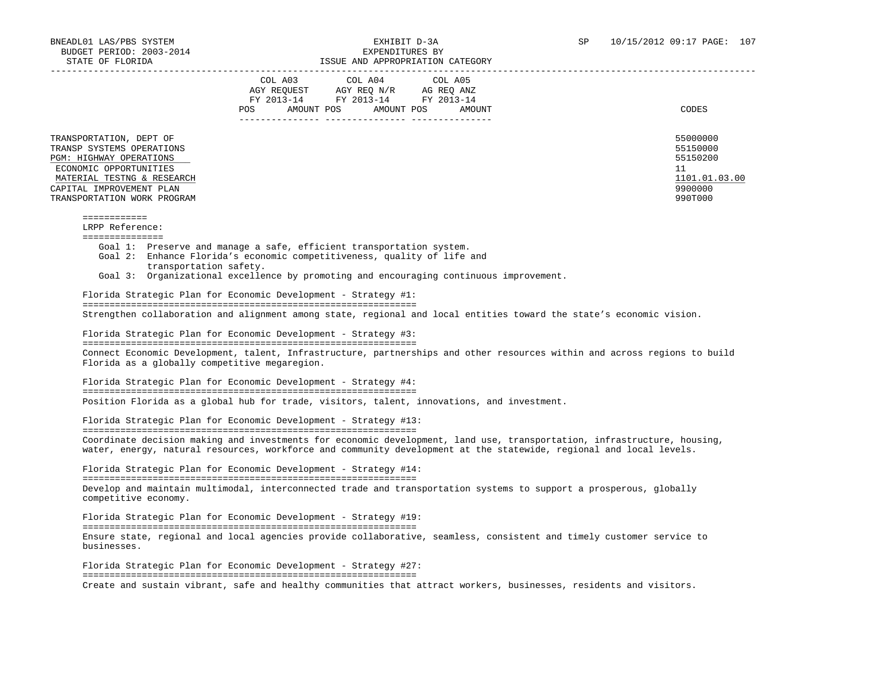BNEADL01 LAS/PBS SYSTEM
BUDGET PERIOD: 2003-2014
STATE OF FLORIDA

EXHIBIT D-3A
EXPENDITURES BY
ISSUE AND APPROPRIATION CATEGORY

SP 10/15/2012 09:17

| | COL A03 AGY REQUEST FY 2013-14 POS AMOUNT | COL A04 AGY REQ N/R FY 2013-14 POS AMOUNT | COL A05 AG REQ ANZ FY 2013-14 POS AMOUNT | CODES |
|---|---|---|---|---|
| TRANSPORTATION, DEPT OF | | | | 55000000 |
| TRANSP SYSTEMS OPERATIONS | | | | 55150000 |
| PGM: HIGHWAY OPERATIONS | | | | 55150200 |
| ECONOMIC OPPORTUNITIES | | | | 11 |
| MATERIAL TESTNG & RESEARCH | | | | 1101.01.03.00 |
| CAPITAL IMPROVEMENT PLAN | | | | 9900000 |
| TRANSPORTATION WORK PROGRAM | | | | 990T000 |

LRPP Reference:

Goal 1: Preserve and manage a safe, efficient transportation system.
Goal 2: Enhance Florida's economic competitiveness, quality of life and transportation safety.
Goal 3: Organizational excellence by promoting and encouraging continuous improvement.

Florida Strategic Plan for Economic Development - Strategy #1:

Strengthen collaboration and alignment among state, regional and local entities toward the state's economic vision.

Florida Strategic Plan for Economic Development - Strategy #3:

Connect Economic Development, talent, Infrastructure, partnerships and other resources within and across regions to build Florida as a globally competitive megaregion.

Florida Strategic Plan for Economic Development - Strategy #4:

Position Florida as a global hub for trade, visitors, talent, innovations, and investment.

Florida Strategic Plan for Economic Development - Strategy #13:

Coordinate decision making and investments for economic development, land use, transportation, infrastructure, housing, water, energy, natural resources, workforce and community development at the statewide, regional and local levels.

Florida Strategic Plan for Economic Development - Strategy #14:

Develop and maintain multimodal, interconnected trade and transportation systems to support a prosperous, globally competitive economy.

Florida Strategic Plan for Economic Development - Strategy #19:

Ensure state, regional and local agencies provide collaborative, seamless, consistent and timely customer service to businesses.

Florida Strategic Plan for Economic Development - Strategy #27:

Create and sustain vibrant, safe and healthy communities that attract workers, businesses, residents and visitors.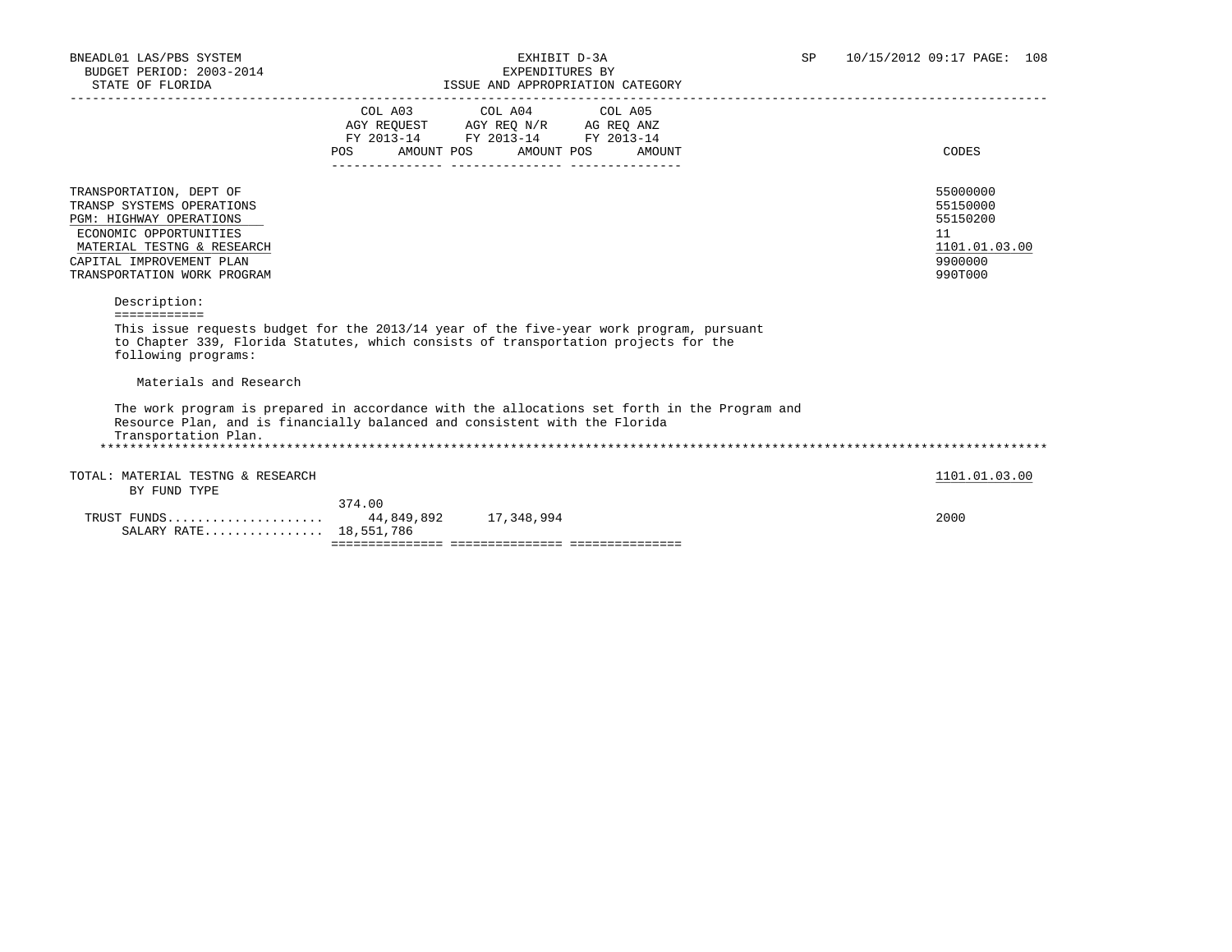BNEADL01 LAS/PBS SYSTEM
BUDGET PERIOD: 2003-2014
STATE OF FLORIDA

EXHIBIT D-3A
EXPENDITURES BY
ISSUE AND APPROPRIATION CATEGORY

SP 10/15/2012 09:17 PAGE: 108

| | COL A03 AGY REQUEST FY 2013-14 POS | AMOUNT | COL A04 AGY REQ N/R FY 2013-14 POS | AMOUNT | COL A05 AG REQ ANZ FY 2013-14 POS | AMOUNT | CODES |
|---|---|---|---|---|---|---|---|
| TRANSPORTATION, DEPT OF | | | | | | | 55000000 |
| TRANSP SYSTEMS OPERATIONS | | | | | | | 55150000 |
| PGM: HIGHWAY OPERATIONS | | | | | | | 55150200 |
| ECONOMIC OPPORTUNITIES | | | | | | | 11 |
| MATERIAL TESTNG & RESEARCH | | | | | | | 1101.01.03.00 |
| CAPITAL IMPROVEMENT PLAN | | | | | | | 9900000 |
| TRANSPORTATION WORK PROGRAM | | | | | | | 990T000 |

Description:
============

This issue requests budget for the 2013/14 year of the five-year work program, pursuant to Chapter 339, Florida Statutes, which consists of transportation projects for the following programs:

Materials and Research

The work program is prepared in accordance with the allocations set forth in the Program and Resource Plan, and is financially balanced and consistent with the Florida Transportation Plan.

| | COL A03 POS | AMOUNT | COL A04 POS | AMOUNT | COL A05 POS | AMOUNT | CODES |
|---|---|---|---|---|---|---|---|
| TOTAL: MATERIAL TESTNG & RESEARCH | | | | | | | 1101.01.03.00 |
| BY FUND TYPE | | | | | | | |
| TRUST FUNDS | 374.00 | 44,849,892 | | 17,348,994 | | | 2000 |
| SALARY RATE | | 18,551,786 | | | | | |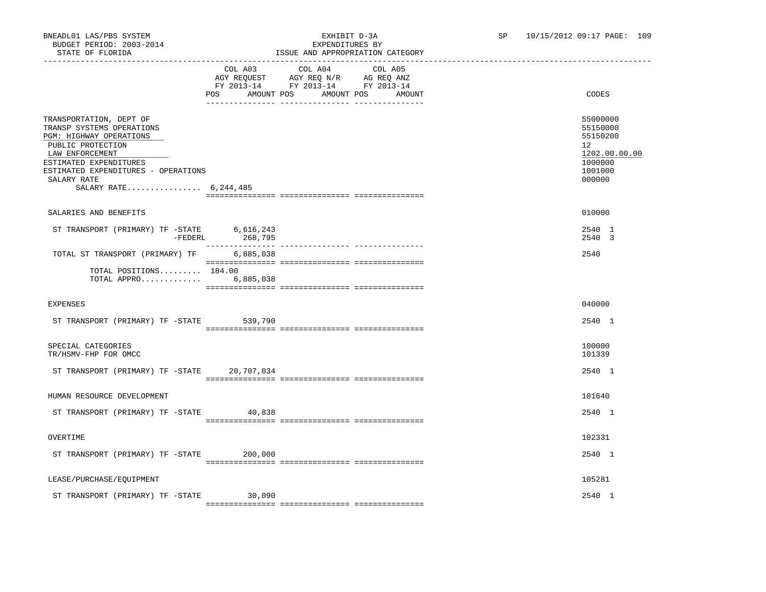BNEADL01 LAS/PBS SYSTEM
BUDGET PERIOD: 2003-2014
STATE OF FLORIDA

EXHIBIT D-3A
EXPENDITURES BY
ISSUE AND APPROPRIATION CATEGORY

SP 10/15/2012 09:17 PAGE: 109

| | COL A03 AGY REQUEST FY 2013-14 POS AMOUNT | COL A04 AGY REQ N/R FY 2013-14 POS AMOUNT | COL A05 AG REQ ANZ FY 2013-14 POS AMOUNT | CODES |
|---|---|---|---|---|
| TRANSPORTATION, DEPT OF | | | | 55000000 |
| TRANSP SYSTEMS OPERATIONS | | | | 55150000 |
| PGM: HIGHWAY OPERATIONS | | | | 55150200 |
| PUBLIC PROTECTION | | | | 12 |
| LAW ENFORCEMENT | | | | 1202.00.00.00 |
| ESTIMATED EXPENDITURES | | | | 1000000 |
| ESTIMATED EXPENDITURES - OPERATIONS | | | | 1001000 |
| SALARY RATE | | | | 000000 |
| SALARY RATE................ 6,244,485 | | | | |
| SALARIES AND BENEFITS | | | | 010000 |
| ST TRANSPORT (PRIMARY) TF -STATE | 6,616,243 | | | 2540 1 |
| -FEDERL | 268,795 | | | 2540 3 |
| TOTAL ST TRANSPORT (PRIMARY) TF | 6,885,038 | | | 2540 |
| TOTAL POSITIONS......... | 184.00 | | | |
| TOTAL APPRO............. | 6,885,038 | | | |
| EXPENSES | | | | 040000 |
| ST TRANSPORT (PRIMARY) TF -STATE | 539,790 | | | 2540 1 |
| SPECIAL CATEGORIES | | | | 100000 |
| TR/HSMV-FHP FOR OMCC | | | | 101339 |
| ST TRANSPORT (PRIMARY) TF -STATE | 20,707,034 | | | 2540 1 |
| HUMAN RESOURCE DEVELOPMENT | | | | 101640 |
| ST TRANSPORT (PRIMARY) TF -STATE | 40,838 | | | 2540 1 |
| OVERTIME | | | | 102331 |
| ST TRANSPORT (PRIMARY) TF -STATE | 200,000 | | | 2540 1 |
| LEASE/PURCHASE/EQUIPMENT | | | | 105281 |
| ST TRANSPORT (PRIMARY) TF -STATE | 30,090 | | | 2540 1 |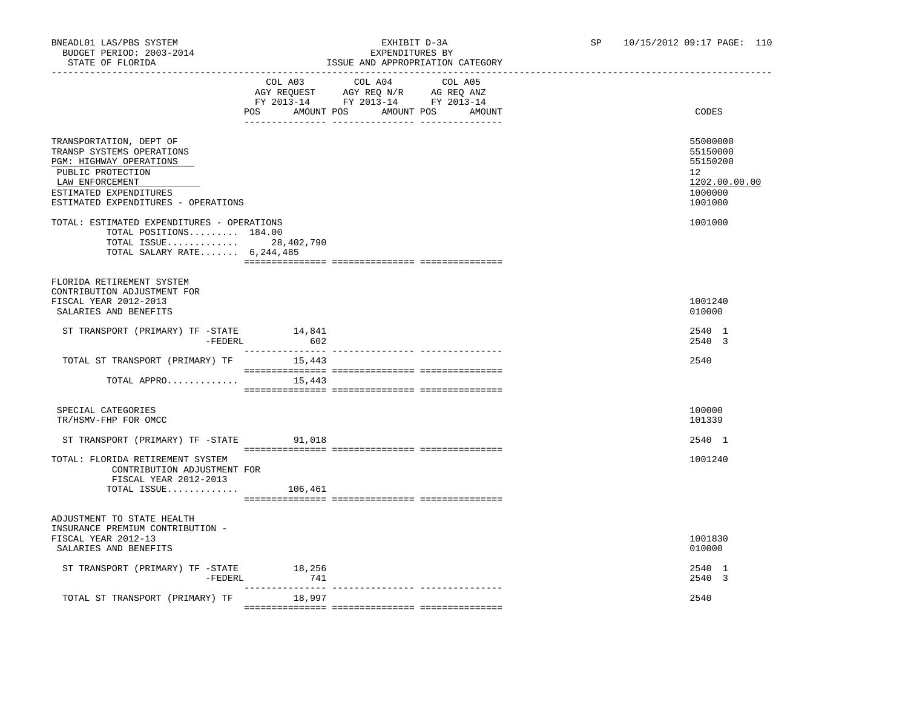BNEADL01 LAS/PBS SYSTEM
BUDGET PERIOD: 2003-2014
STATE OF FLORIDA

EXHIBIT D-3A
EXPENDITURES BY
ISSUE AND APPROPRIATION CATEGORY

SP 10/15/2012 09:17 PAGE: 110

| | COL A03 AGY REQUEST FY 2013-14 POS AMOUNT | COL A04 AGY REQ N/R FY 2013-14 POS AMOUNT | COL A05 AG REQ ANZ FY 2013-14 POS AMOUNT | CODES |
|---|---|---|---|---|
| TRANSPORTATION, DEPT OF | | | | 55000000 |
| TRANSP SYSTEMS OPERATIONS | | | | 55150000 |
| PGM: HIGHWAY OPERATIONS | | | | 55150200 |
| PUBLIC PROTECTION | | | | 12 |
| LAW ENFORCEMENT | | | | 1202.00.00.00 |
| ESTIMATED EXPENDITURES | | | | 1000000 |
| ESTIMATED EXPENDITURES - OPERATIONS | | | | 1001000 |
| TOTAL: ESTIMATED EXPENDITURES - OPERATIONS | | | | 1001000 |
| TOTAL POSITIONS......... | 184.00 | | | |
| TOTAL ISSUE............. | 28,402,790 | | | |
| TOTAL SALARY RATE....... | 6,244,485 | | | |
| FLORIDA RETIREMENT SYSTEM CONTRIBUTION ADJUSTMENT FOR FISCAL YEAR 2012-2013 | | | | 1001240 |
| SALARIES AND BENEFITS | | | | 010000 |
| ST TRANSPORT (PRIMARY) TF -STATE | 14,841 | | | 2540 1 |
| -FEDERL | 602 | | | 2540 3 |
| TOTAL ST TRANSPORT (PRIMARY) TF | 15,443 | | | 2540 |
| TOTAL APPRO............. | 15,443 | | | |
| SPECIAL CATEGORIES | | | | 100000 |
| TR/HSMV-FHP FOR OMCC | | | | 101339 |
| ST TRANSPORT (PRIMARY) TF -STATE | 91,018 | | | 2540 1 |
| TOTAL: FLORIDA RETIREMENT SYSTEM CONTRIBUTION ADJUSTMENT FOR FISCAL YEAR 2012-2013 | | | | 1001240 |
| TOTAL ISSUE............. | 106,461 | | | |
| ADJUSTMENT TO STATE HEALTH INSURANCE PREMIUM CONTRIBUTION - FISCAL YEAR 2012-13 | | | | 1001830 |
| SALARIES AND BENEFITS | | | | 010000 |
| ST TRANSPORT (PRIMARY) TF -STATE | 18,256 | | | 2540 1 |
| -FEDERL | 741 | | | 2540 3 |
| TOTAL ST TRANSPORT (PRIMARY) TF | 18,997 | | | 2540 |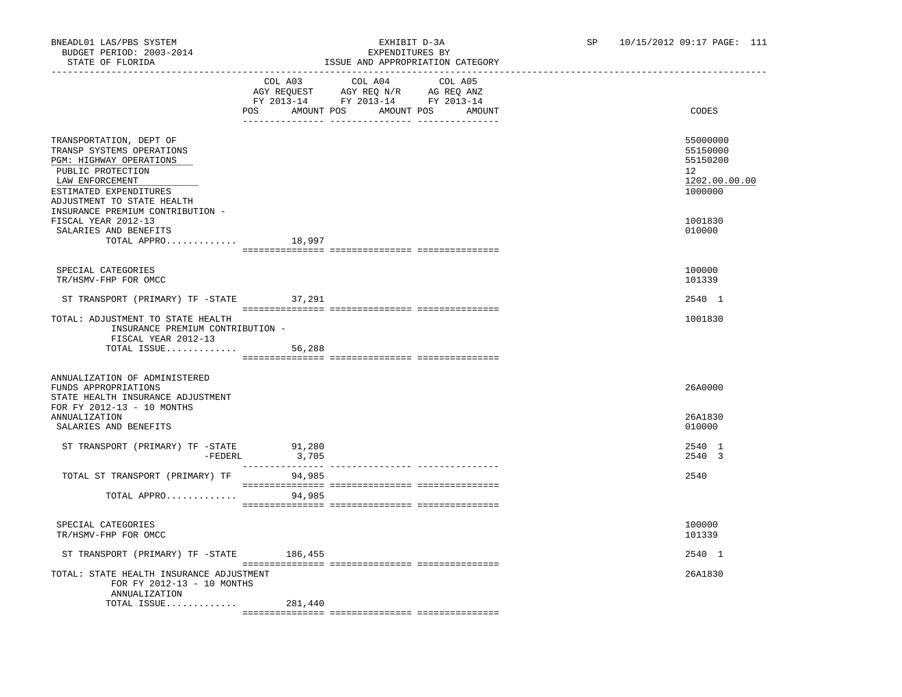BNEADL01 LAS/PBS SYSTEM
BUDGET PERIOD: 2003-2014
STATE OF FLORIDA

EXHIBIT D-3A
EXPENDITURES BY
ISSUE AND APPROPRIATION CATEGORY

SP 10/15/2012 09:17 PAGE: 111

| | COL A03 AGY REQUEST FY 2013-14 POS AMOUNT | COL A04 AGY REQ N/R FY 2013-14 POS AMOUNT | COL A05 AG REQ ANZ FY 2013-14 POS AMOUNT | CODES |
|---|---|---|---|---|
| TRANSPORTATION, DEPT OF | | | | 55000000 |
| TRANSP SYSTEMS OPERATIONS | | | | 55150000 |
| PGM: HIGHWAY OPERATIONS | | | | 55150200 |
| PUBLIC PROTECTION | | | | 12 |
| LAW ENFORCEMENT | | | | 1202.00.00.00 |
| ESTIMATED EXPENDITURES | | | | 1000000 |
| ADJUSTMENT TO STATE HEALTH INSURANCE PREMIUM CONTRIBUTION - FISCAL YEAR 2012-13 | | | | 1001830 |
| SALARIES AND BENEFITS | | | | 010000 |
| TOTAL APPRO............. | 18,997 | | | |
| SPECIAL CATEGORIES | | | | 100000 |
| TR/HSMV-FHP FOR OMCC | | | | 101339 |
| ST TRANSPORT (PRIMARY) TF -STATE | 37,291 | | | 2540 1 |
| TOTAL: ADJUSTMENT TO STATE HEALTH INSURANCE PREMIUM CONTRIBUTION - FISCAL YEAR 2012-13 | | | | 1001830 |
| TOTAL ISSUE............. | 56,288 | | | |
| ANNUALIZATION OF ADMINISTERED FUNDS APPROPRIATIONS | | | | 26A0000 |
| STATE HEALTH INSURANCE ADJUSTMENT FOR FY 2012-13 - 10 MONTHS ANNUALIZATION | | | | 26A1830 |
| SALARIES AND BENEFITS | | | | 010000 |
| ST TRANSPORT (PRIMARY) TF -STATE | 91,280 | | | 2540 1 |
| -FEDERL | 3,705 | | | 2540 3 |
| TOTAL ST TRANSPORT (PRIMARY) TF | 94,985 | | | 2540 |
| TOTAL APPRO............. | 94,985 | | | |
| SPECIAL CATEGORIES | | | | 100000 |
| TR/HSMV-FHP FOR OMCC | | | | 101339 |
| ST TRANSPORT (PRIMARY) TF -STATE | 186,455 | | | 2540 1 |
| TOTAL: STATE HEALTH INSURANCE ADJUSTMENT FOR FY 2012-13 - 10 MONTHS ANNUALIZATION | | | | 26A1830 |
| TOTAL ISSUE............. | 281,440 | | | |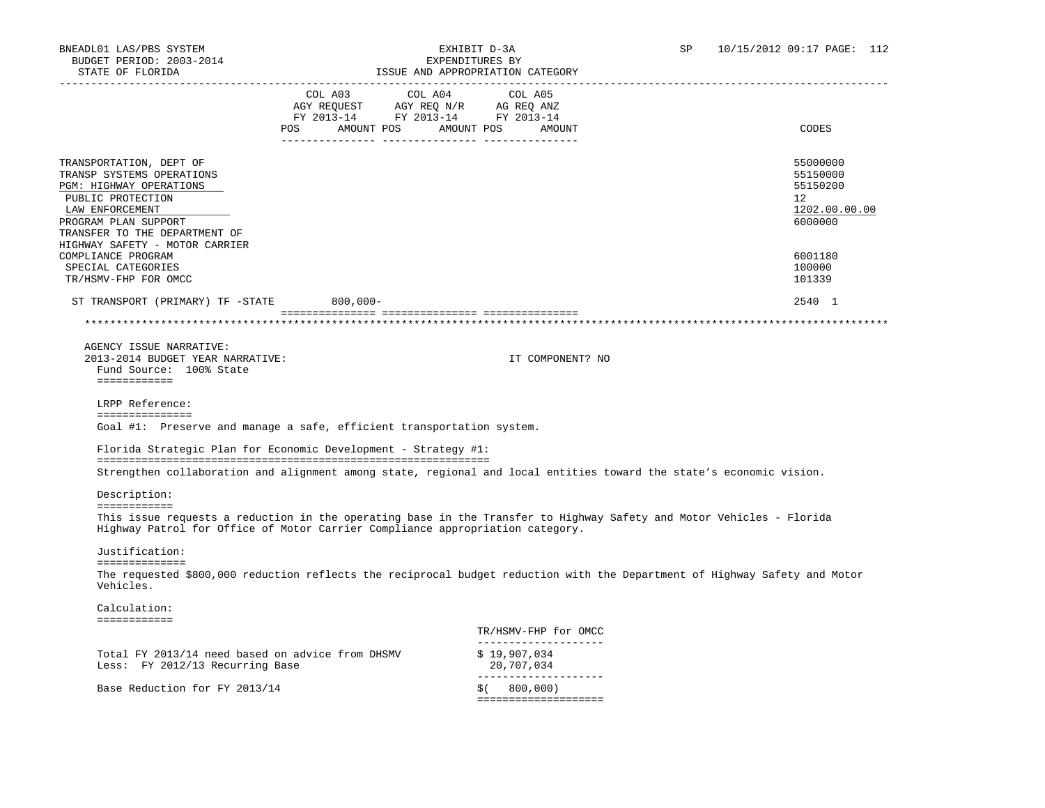BNEADL01 LAS/PBS SYSTEM | EXHIBIT D-3A | SP 10/15/2012 09:17
BUDGET PERIOD: 2003-2014 | EXPENDITURES BY
STATE OF FLORIDA | ISSUE AND APPROPRIATION CATEGORY

| | COL A03 AGY REQUEST FY 2013-14 POS | AMOUNT | COL A04 AGY REQ N/R FY 2013-14 POS | AMOUNT | COL A05 AG REQ ANZ FY 2013-14 POS | AMOUNT | CODES |
|---|---|---|---|---|---|---|---|
| TRANSPORTATION, DEPT OF | | | | | | | 55000000 |
| TRANSP SYSTEMS OPERATIONS | | | | | | | 55150000 |
| PGM: HIGHWAY OPERATIONS | | | | | | | 55150200 |
| PUBLIC PROTECTION | | | | | | | 12 |
| LAW ENFORCEMENT | | | | | | | 1202.00.00.00 |
| PROGRAM PLAN SUPPORT | | | | | | | 6000000 |
| TRANSFER TO THE DEPARTMENT OF HIGHWAY SAFETY - MOTOR CARRIER COMPLIANCE PROGRAM | | | | | | | 6001180 |
| SPECIAL CATEGORIES | | | | | | | 100000 |
| TR/HSMV-FHP FOR OMCC | | | | | | | 101339 |
| ST TRANSPORT (PRIMARY) TF -STATE | | 800,000- | | | | | 2540 1 |

AGENCY ISSUE NARRATIVE:

2013-2014 BUDGET YEAR NARRATIVE: IT COMPONENT? NO

Fund Source: 100% State

LRPP Reference:

Goal #1: Preserve and manage a safe, efficient transportation system.

Florida Strategic Plan for Economic Development - Strategy #1:

Strengthen collaboration and alignment among state, regional and local entities toward the state's economic vision.

Description:

This issue requests a reduction in the operating base in the Transfer to Highway Safety and Motor Vehicles - Florida Highway Patrol for Office of Motor Carrier Compliance appropriation category.

Justification:

The requested $800,000 reduction reflects the reciprocal budget reduction with the Department of Highway Safety and Motor Vehicles.

Calculation:

| | TR/HSMV-FHP for OMCC |
|---|---|
| Total FY 2013/14 need based on advice from DHSMV | $ 19,907,034 |
| Less: FY 2012/13 Recurring Base | 20,707,034 |
| Base Reduction for FY 2013/14 | $( 800,000) |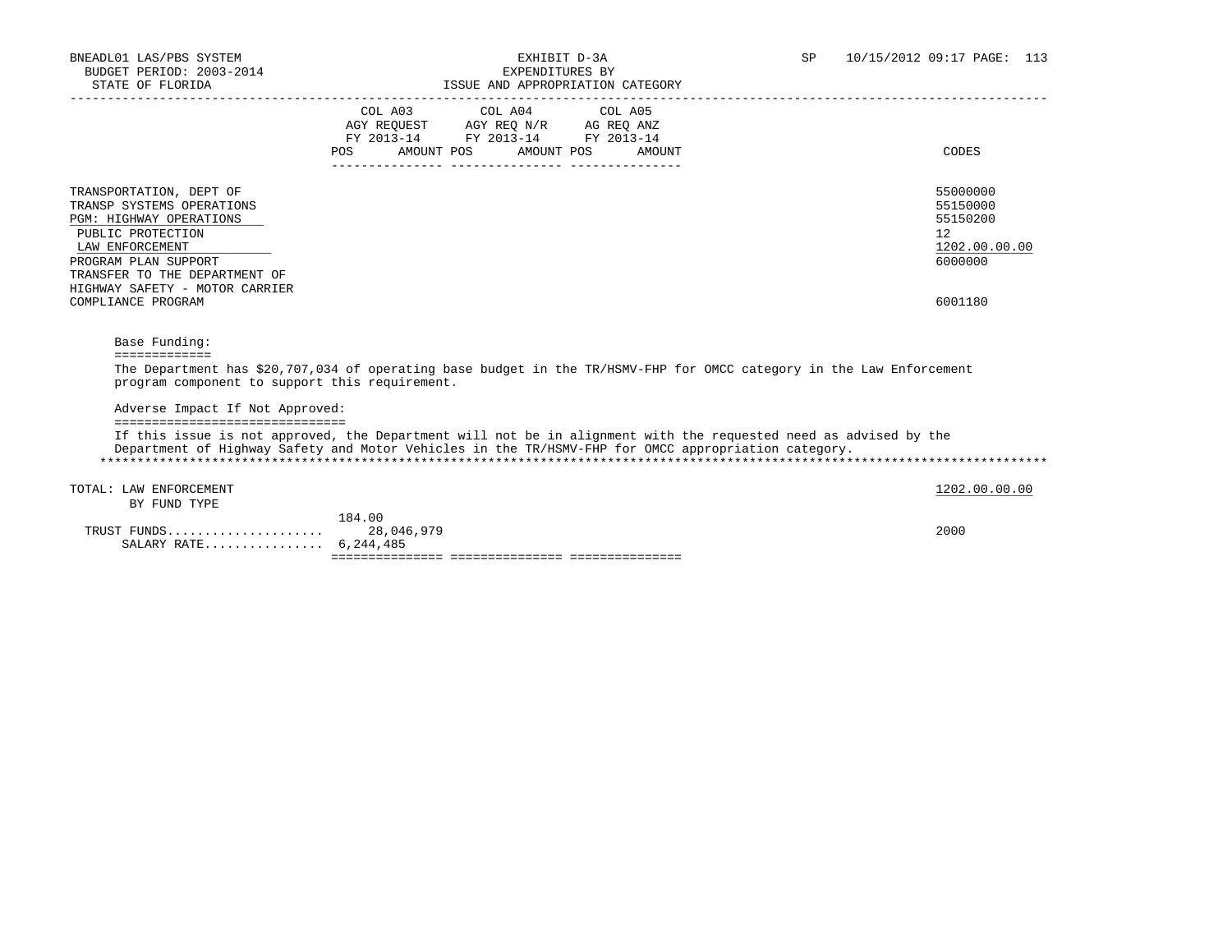BNEADL01 LAS/PBS SYSTEM
BUDGET PERIOD: 2003-2014
STATE OF FLORIDA

EXHIBIT D-3A
EXPENDITURES BY
ISSUE AND APPROPRIATION CATEGORY

SP 10/15/2012 09:17

| | COL A03 AGY REQUEST FY 2013-14 POS | AMOUNT | COL A04 AGY REQ N/R FY 2013-14 POS | AMOUNT | COL A05 AG REQ ANZ FY 2013-14 POS | AMOUNT | CODES |
|---|---|---|---|---|---|---|---|
| TRANSPORTATION, DEPT OF | | | | | | | 55000000 |
| TRANSP SYSTEMS OPERATIONS | | | | | | | 55150000 |
| PGM: HIGHWAY OPERATIONS | | | | | | | 55150200 |
| PUBLIC PROTECTION | | | | | | | 12 |
| LAW ENFORCEMENT | | | | | | | 1202.00.00.00 |
| PROGRAM PLAN SUPPORT | | | | | | | 6000000 |
| TRANSFER TO THE DEPARTMENT OF HIGHWAY SAFETY - MOTOR CARRIER COMPLIANCE PROGRAM | | | | | | | 6001180 |

Base Funding:
=============
The Department has $20,707,034 of operating base budget in the TR/HSMV-FHP for OMCC category in the Law Enforcement program component to support this requirement.

Adverse Impact If Not Approved:
===============================
If this issue is not approved, the Department will not be in alignment with the requested need as advised by the Department of Highway Safety and Motor Vehicles in the TR/HSMV-FHP for OMCC appropriation category.

*******************************************************************************************************************************

| TOTAL: LAW ENFORCEMENT BY FUND TYPE | POS | AMOUNT | POS | AMOUNT | POS | AMOUNT | CODES |
|---|---|---|---|---|---|---|---|
| | | | | | | | 1202.00.00.00 |
| | 184.00 | | | | | | |
| TRUST FUNDS..................... | | 28,046,979 | | | | | 2000 |
| SALARY RATE................ | 6,244,485 | | | | | | |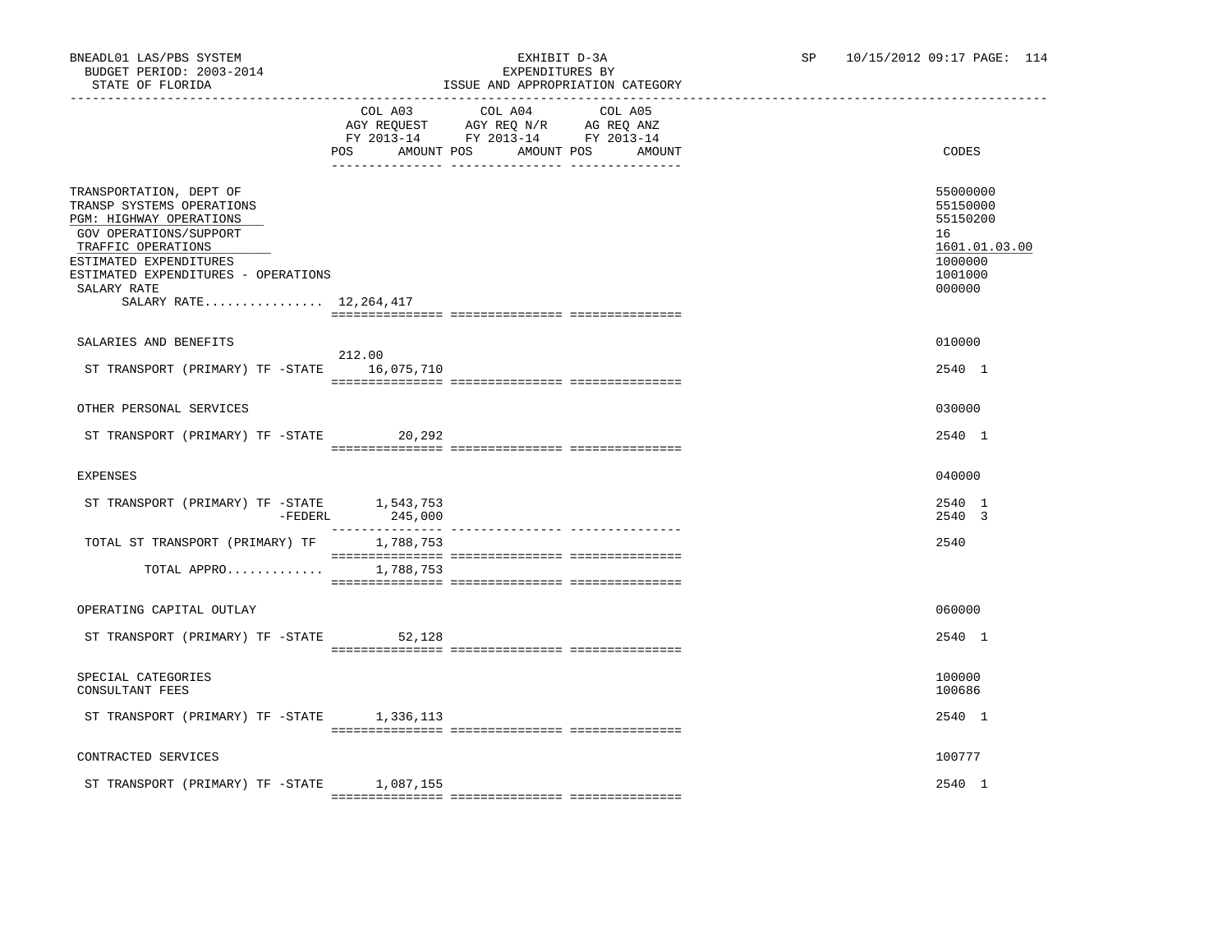BNEADL01 LAS/PBS SYSTEM
BUDGET PERIOD: 2003-2014
STATE OF FLORIDA

EXHIBIT D-3A
EXPENDITURES BY
ISSUE AND APPROPRIATION CATEGORY

SP 10/15/2012 09:17 PAGE: 114

| | COL A03 AGY REQUEST FY 2013-14 POS | AMOUNT | COL A04 AGY REQ N/R FY 2013-14 POS | AMOUNT | COL A05 AG REQ ANZ FY 2013-14 POS | AMOUNT | CODES |
|---|---|---|---|---|---|---|---|
| TRANSPORTATION, DEPT OF | | | | | | | 55000000 |
| TRANSP SYSTEMS OPERATIONS | | | | | | | 55150000 |
| PGM: HIGHWAY OPERATIONS | | | | | | | 55150200 |
| GOV OPERATIONS/SUPPORT | | | | | | | 16 |
| TRAFFIC OPERATIONS | | | | | | | 1601.01.03.00 |
| ESTIMATED EXPENDITURES | | | | | | | 1000000 |
| ESTIMATED EXPENDITURES - OPERATIONS | | | | | | | 1001000 |
| SALARY RATE | | | | | | | 000000 |
| SALARY RATE................ 12,264,417 | | | | | | | |
| SALARIES AND BENEFITS | | | | | | | 010000 |
| ST TRANSPORT (PRIMARY) TF -STATE | 212.00 | 16,075,710 | | | | | 2540 1 |
| OTHER PERSONAL SERVICES | | | | | | | 030000 |
| ST TRANSPORT (PRIMARY) TF -STATE | | 20,292 | | | | | 2540 1 |
| EXPENSES | | | | | | | 040000 |
| ST TRANSPORT (PRIMARY) TF -STATE | | 1,543,753 | | | | | 2540 1 |
| -FEDERL | | 245,000 | | | | | 2540 3 |
| TOTAL ST TRANSPORT (PRIMARY) TF | | 1,788,753 | | | | | 2540 |
| TOTAL APPRO............. | | 1,788,753 | | | | | |
| OPERATING CAPITAL OUTLAY | | | | | | | 060000 |
| ST TRANSPORT (PRIMARY) TF -STATE | | 52,128 | | | | | 2540 1 |
| SPECIAL CATEGORIES | | | | | | | 100000 |
| CONSULTANT FEES | | | | | | | 100686 |
| ST TRANSPORT (PRIMARY) TF -STATE | | 1,336,113 | | | | | 2540 1 |
| CONTRACTED SERVICES | | | | | | | 100777 |
| ST TRANSPORT (PRIMARY) TF -STATE | | 1,087,155 | | | | | 2540 1 |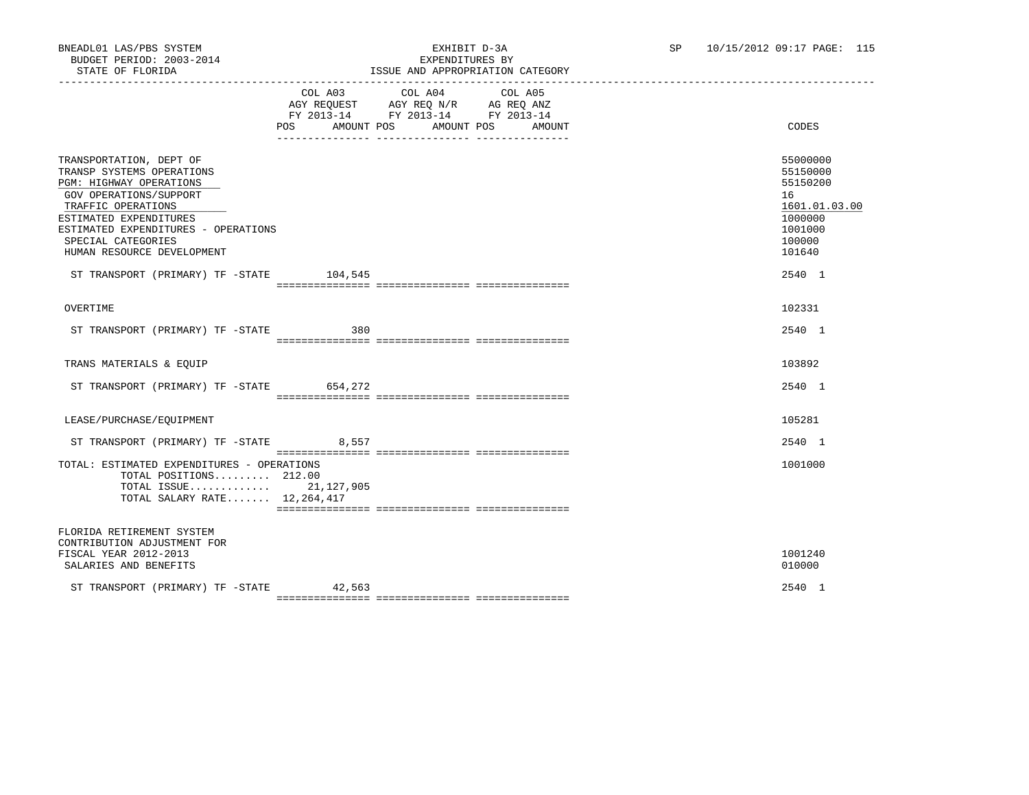BNEADL01 LAS/PBS SYSTEM | EXHIBIT D-3A | SP 10/15/2012 09:17
BUDGET PERIOD: 2003-2014 | EXPENDITURES BY
STATE OF FLORIDA | ISSUE AND APPROPRIATION CATEGORY

| | COL A03 AGY REQUEST FY 2013-14 POS | AMOUNT | COL A04 AGY REQ N/R FY 2013-14 POS | AMOUNT | COL A05 AG REQ ANZ FY 2013-14 POS | AMOUNT | CODES |
|---|---|---|---|---|---|---|---|
| TRANSPORTATION, DEPT OF | | | | | | | 55000000 |
| TRANSP SYSTEMS OPERATIONS | | | | | | | 55150000 |
| PGM: HIGHWAY OPERATIONS | | | | | | | 55150200 |
| GOV OPERATIONS/SUPPORT | | | | | | | 16 |
| TRAFFIC OPERATIONS | | | | | | | 1601.01.03.00 |
| ESTIMATED EXPENDITURES | | | | | | | 1000000 |
| ESTIMATED EXPENDITURES - OPERATIONS | | | | | | | 1001000 |
| SPECIAL CATEGORIES | | | | | | | 100000 |
| HUMAN RESOURCE DEVELOPMENT | | | | | | | 101640 |
| ST TRANSPORT (PRIMARY) TF -STATE | | 104,545 | | | | | 2540 1 |
| OVERTIME | | | | | | | 102331 |
| ST TRANSPORT (PRIMARY) TF -STATE | | 380 | | | | | 2540 1 |
| TRANS MATERIALS & EQUIP | | | | | | | 103892 |
| ST TRANSPORT (PRIMARY) TF -STATE | | 654,272 | | | | | 2540 1 |
| LEASE/PURCHASE/EQUIPMENT | | | | | | | 105281 |
| ST TRANSPORT (PRIMARY) TF -STATE | | 8,557 | | | | | 2540 1 |
| TOTAL: ESTIMATED EXPENDITURES - OPERATIONS | | | | | | | 1001000 |
| TOTAL POSITIONS......... | 212.00 | | | | | | |
| TOTAL ISSUE............. | | 21,127,905 | | | | | |
| TOTAL SALARY RATE....... | | 12,264,417 | | | | | |
| FLORIDA RETIREMENT SYSTEM CONTRIBUTION ADJUSTMENT FOR FISCAL YEAR 2012-2013 | | | | | | | 1001240 |
| SALARIES AND BENEFITS | | | | | | | 010000 |
| ST TRANSPORT (PRIMARY) TF -STATE | | 42,563 | | | | | 2540 1 |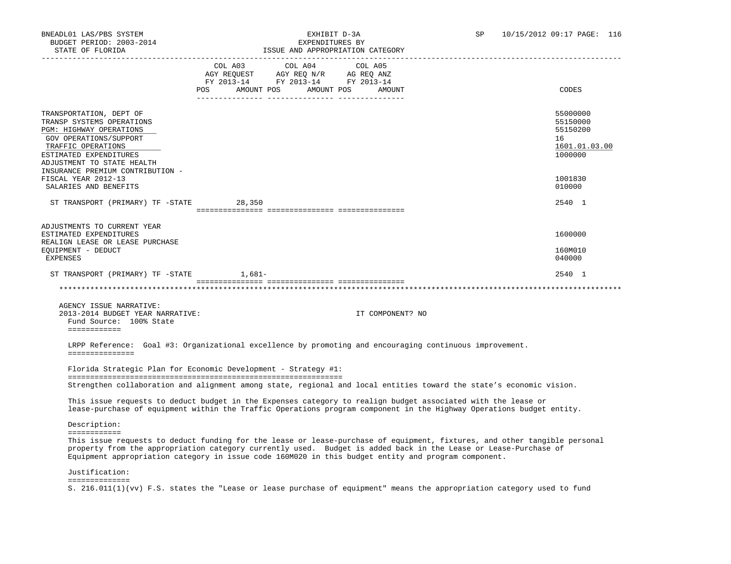BNEADL01 LAS/PBS SYSTEM
BUDGET PERIOD: 2003-2014
STATE OF FLORIDA

EXHIBIT D-3A
EXPENDITURES BY
ISSUE AND APPROPRIATION CATEGORY

SP 10/15/2012 09:17

| | COL A03 AGY REQUEST FY 2013-14 POS AMOUNT | COL A04 AGY REQ N/R FY 2013-14 POS AMOUNT | COL A05 AG REQ ANZ FY 2013-14 POS AMOUNT | CODES |
|---|---|---|---|---|
| TRANSPORTATION, DEPT OF | | | | 55000000 |
| TRANSP SYSTEMS OPERATIONS | | | | 55150000 |
| PGM: HIGHWAY OPERATIONS | | | | 55150200 |
| GOV OPERATIONS/SUPPORT | | | | 16 |
| TRAFFIC OPERATIONS | | | | 1601.01.03.00 |
| ESTIMATED EXPENDITURES | | | | 1000000 |
| ADJUSTMENT TO STATE HEALTH INSURANCE PREMIUM CONTRIBUTION - FISCAL YEAR 2012-13 | | | | 1001830 |
| SALARIES AND BENEFITS | | | | 010000 |
| ST TRANSPORT (PRIMARY) TF -STATE | 28,350 | | | 2540 1 |
| ADJUSTMENTS TO CURRENT YEAR ESTIMATED EXPENDITURES | | | | 1600000 |
| REALIGN LEASE OR LEASE PURCHASE EQUIPMENT - DEDUCT | | | | 160M010 |
| EXPENSES | | | | 040000 |
| ST TRANSPORT (PRIMARY) TF -STATE | 1,681- | | | 2540 1 |

AGENCY ISSUE NARRATIVE:
2013-2014 BUDGET YEAR NARRATIVE: IT COMPONENT? NO

Fund Source: 100% State

LRPP Reference: Goal #3: Organizational excellence by promoting and encouraging continuous improvement.

Florida Strategic Plan for Economic Development - Strategy #1:
Strengthen collaboration and alignment among state, regional and local entities toward the state's economic vision.

This issue requests to deduct budget in the Expenses category to realign budget associated with the lease or lease-purchase of equipment within the Traffic Operations program component in the Highway Operations budget entity.

Description:
This issue requests to deduct funding for the lease or lease-purchase of equipment, fixtures, and other tangible personal property from the appropriation category currently used. Budget is added back in the Lease or Lease-Purchase of Equipment appropriation category in issue code 160M020 in this budget entity and program component.

Justification:
S. 216.011(1)(vv) F.S. states the "Lease or lease purchase of equipment" means the appropriation category used to fund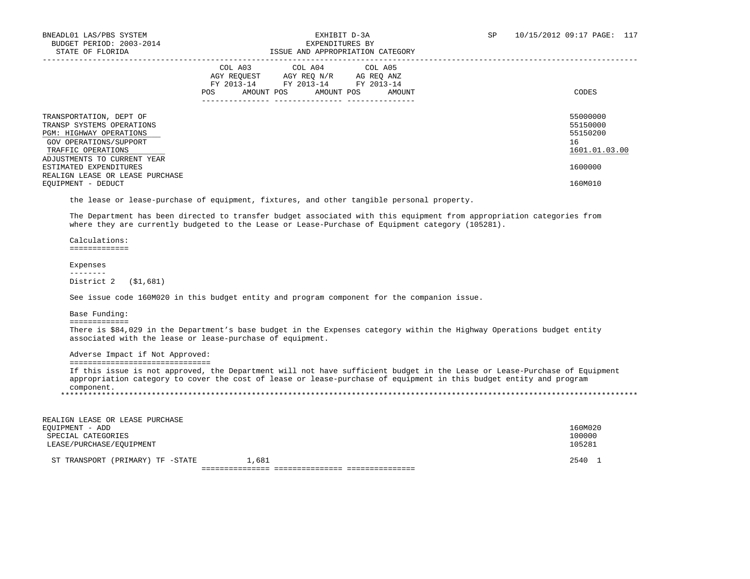BNEADL01 LAS/PBS SYSTEM — EXHIBIT D-3A — EXPENDITURES BY ISSUE AND APPROPRIATION CATEGORY

BUDGET PERIOD: 2003-2014

STATE OF FLORIDA

| | COL A03 AGY REQUEST FY 2013-14 POS AMOUNT | COL A04 AGY REQ N/R FY 2013-14 POS AMOUNT | COL A05 AG REQ ANZ FY 2013-14 POS AMOUNT | CODES |
|---|---|---|---|---|
| TRANSPORTATION, DEPT OF | | | | 55000000 |
| TRANSP SYSTEMS OPERATIONS | | | | 55150000 |
| PGM: HIGHWAY OPERATIONS | | | | 55150200 |
| GOV OPERATIONS/SUPPORT | | | | 16 |
| TRAFFIC OPERATIONS | | | | 1601.01.03.00 |
| ADJUSTMENTS TO CURRENT YEAR ESTIMATED EXPENDITURES | | | | 1600000 |
| REALIGN LEASE OR LEASE PURCHASE EQUIPMENT - DEDUCT | | | | 160M010 |

the lease or lease-purchase of equipment, fixtures, and other tangible personal property.

The Department has been directed to transfer budget associated with this equipment from appropriation categories from where they are currently budgeted to the Lease or Lease-Purchase of Equipment category (105281).

Calculations:

Expenses

District 2 ($1,681)

See issue code 160M020 in this budget entity and program component for the companion issue.

Base Funding:

There is $84,029 in the Department's base budget in the Expenses category within the Highway Operations budget entity associated with the lease or lease-purchase of equipment.

Adverse Impact if Not Approved:

If this issue is not approved, the Department will not have sufficient budget in the Lease or Lease-Purchase of Equipment appropriation category to cover the cost of lease or lease-purchase of equipment in this budget entity and program component.

| | COL A03 | COL A04 | COL A05 | CODES |
|---|---|---|---|---|
| REALIGN LEASE OR LEASE PURCHASE EQUIPMENT - ADD | | | | 160M020 |
| SPECIAL CATEGORIES | | | | 100000 |
| LEASE/PURCHASE/EQUIPMENT | | | | 105281 |
| ST TRANSPORT (PRIMARY) TF -STATE | 1,681 | | | 2540 1 |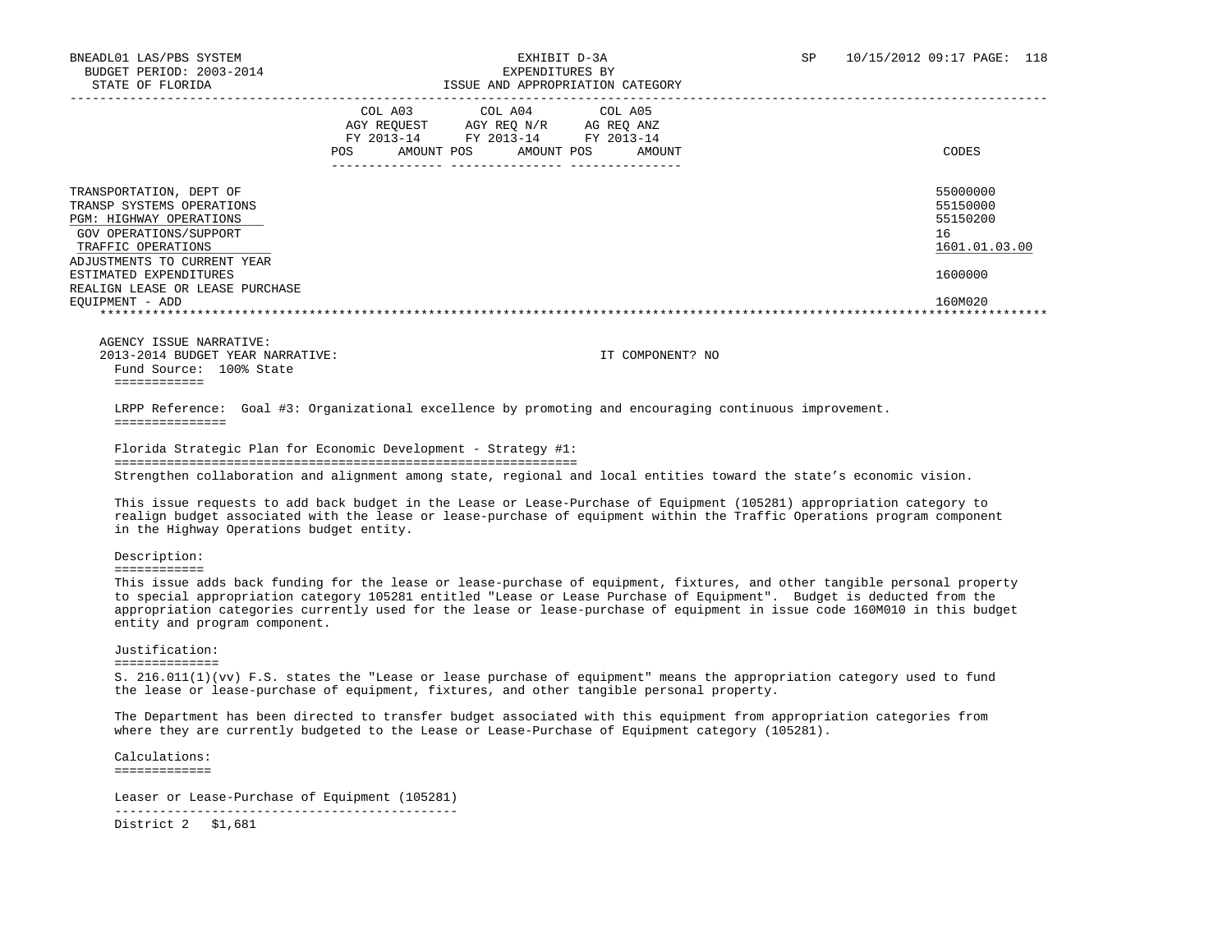BNEADL01 LAS/PBS SYSTEM EXHIBIT D-3A SP 10/15/2012 09:17 PAGE: 118
BUDGET PERIOD: 2003-2014 EXPENDITURES BY
STATE OF FLORIDA ISSUE AND APPROPRIATION CATEGORY

| | COL A03 AGY REQUEST FY 2013-14 POS AMOUNT | COL A04 AGY REQ N/R FY 2013-14 POS AMOUNT | COL A05 AG REQ ANZ FY 2013-14 POS AMOUNT | CODES |
|---|---|---|---|---|
| TRANSPORTATION, DEPT OF | | | | 55000000 |
| TRANSP SYSTEMS OPERATIONS | | | | 55150000 |
| PGM: HIGHWAY OPERATIONS | | | | 55150200 |
| GOV OPERATIONS/SUPPORT | | | | 16 |
| TRAFFIC OPERATIONS | | | | 1601.01.03.00 |
| ADJUSTMENTS TO CURRENT YEAR ESTIMATED EXPENDITURES | | | | 1600000 |
| REALIGN LEASE OR LEASE PURCHASE EQUIPMENT - ADD | | | | 160M020 |

AGENCY ISSUE NARRATIVE:
2013-2014 BUDGET YEAR NARRATIVE: IT COMPONENT? NO

Fund Source: 100% State

LRPP Reference: Goal #3: Organizational excellence by promoting and encouraging continuous improvement.

Florida Strategic Plan for Economic Development - Strategy #1:

Strengthen collaboration and alignment among state, regional and local entities toward the state’s economic vision.

This issue requests to add back budget in the Lease or Lease-Purchase of Equipment (105281) appropriation category to realign budget associated with the lease or lease-purchase of equipment within the Traffic Operations program component in the Highway Operations budget entity.

Description:

This issue adds back funding for the lease or lease-purchase of equipment, fixtures, and other tangible personal property to special appropriation category 105281 entitled "Lease or Lease Purchase of Equipment". Budget is deducted from the appropriation categories currently used for the lease or lease-purchase of equipment in issue code 160M010 in this budget entity and program component.

Justification:

S. 216.011(1)(vv) F.S. states the "Lease or lease purchase of equipment" means the appropriation category used to fund the lease or lease-purchase of equipment, fixtures, and other tangible personal property.

The Department has been directed to transfer budget associated with this equipment from appropriation categories from where they are currently budgeted to the Lease or Lease-Purchase of Equipment category (105281).

Calculations:

Leaser or Lease-Purchase of Equipment (105281)

District 2 $1,681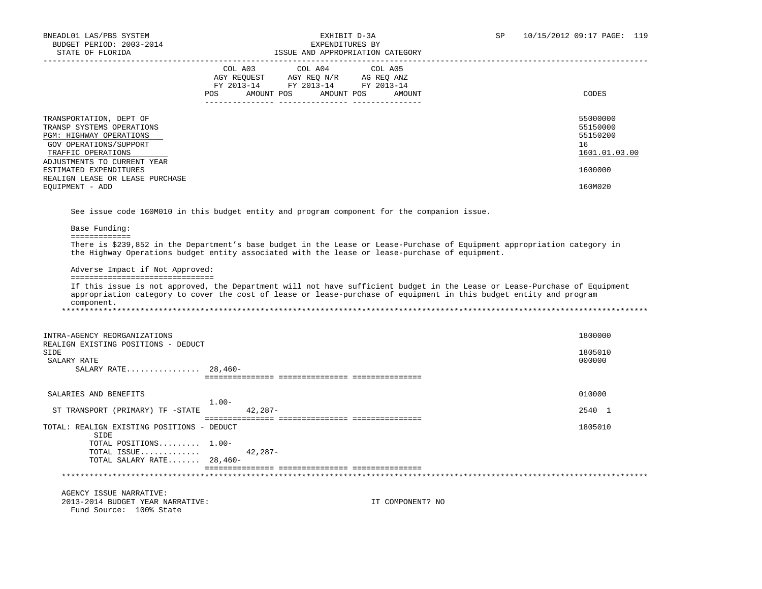| | COL A03 AGY REQUEST FY 2013-14 POS AMOUNT | COL A04 AGY REQ N/R FY 2013-14 POS AMOUNT | COL A05 AG REQ ANZ FY 2013-14 POS AMOUNT | CODES |
|---|---|---|---|---|
| TRANSPORTATION, DEPT OF | | | | 55000000 |
| TRANSP SYSTEMS OPERATIONS | | | | 55150000 |
| PGM: HIGHWAY OPERATIONS | | | | 55150200 |
| GOV OPERATIONS/SUPPORT | | | | 16 |
| TRAFFIC OPERATIONS | | | | 1601.01.03.00 |
| ADJUSTMENTS TO CURRENT YEAR ESTIMATED EXPENDITURES | | | | 1600000 |
| REALIGN LEASE OR LEASE PURCHASE EQUIPMENT - ADD | | | | 160M020 |

See issue code 160M010 in this budget entity and program component for the companion issue.

Base Funding:

There is $239,852 in the Department's base budget in the Lease or Lease-Purchase of Equipment appropriation category in the Highway Operations budget entity associated with the lease or lease-purchase of equipment.

Adverse Impact if Not Approved:

If this issue is not approved, the Department will not have sufficient budget in the Lease or Lease-Purchase of Equipment appropriation category to cover the cost of lease or lease-purchase of equipment in this budget entity and program component.

| | COL A03 AGY REQUEST FY 2013-14 POS AMOUNT | COL A04 AGY REQ N/R FY 2013-14 POS AMOUNT | COL A05 AG REQ ANZ FY 2013-14 POS AMOUNT | CODES |
|---|---|---|---|---|
| INTRA-AGENCY REORGANIZATIONS | | | | 1800000 |
| REALIGN EXISTING POSITIONS - DEDUCT SIDE | | | | 1805010 |
| SALARY RATE | | | | 000000 |
| SALARY RATE................ | 28,460- | | | |
| SALARIES AND BENEFITS | 1.00- | | | 010000 |
| ST TRANSPORT (PRIMARY) TF -STATE | 42,287- | | | 2540 1 |
| TOTAL: REALIGN EXISTING POSITIONS - DEDUCT SIDE | | | | 1805010 |
| TOTAL POSITIONS......... | 1.00- | | | |
| TOTAL ISSUE............. | 42,287- | | | |
| TOTAL SALARY RATE....... | 28,460- | | | |

AGENCY ISSUE NARRATIVE:

2013-2014 BUDGET YEAR NARRATIVE: IT COMPONENT? NO

Fund Source: 100% State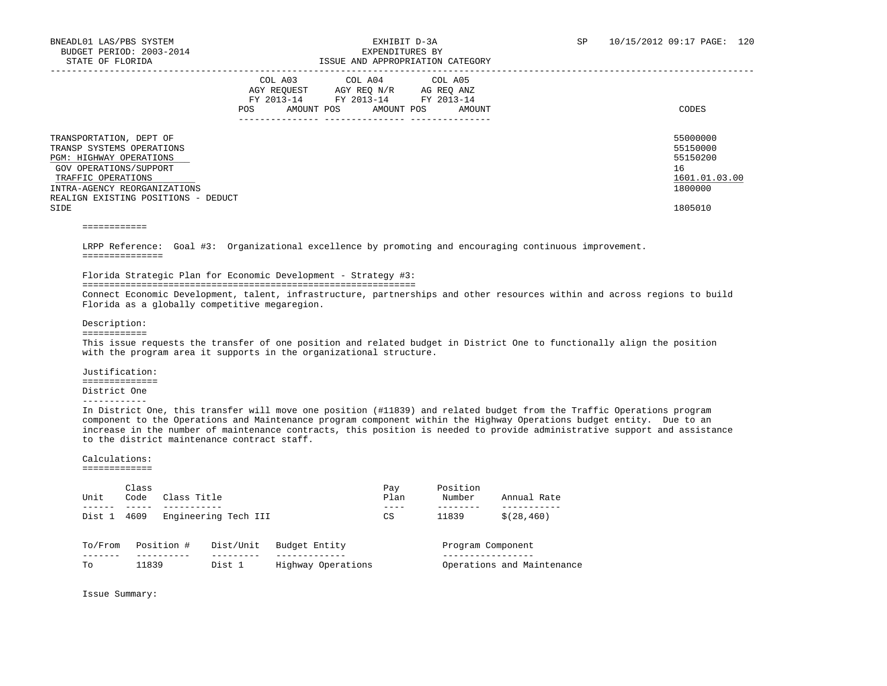BNEADL01 LAS/PBS SYSTEM — EXHIBIT D-3A — SP 10/15/2012 09:17

BUDGET PERIOD: 2003-2014 — EXPENDITURES BY

STATE OF FLORIDA — ISSUE AND APPROPRIATION CATEGORY

| | COL A03 AGY REQUEST FY 2013-14 POS AMOUNT | COL A04 AGY REQ N/R FY 2013-14 POS AMOUNT | COL A05 AG REQ ANZ FY 2013-14 POS AMOUNT | CODES |
|---|---|---|---|---|
| TRANSPORTATION, DEPT OF | | | | 55000000 |
| TRANSP SYSTEMS OPERATIONS | | | | 55150000 |
| PGM: HIGHWAY OPERATIONS | | | | 55150200 |
| GOV OPERATIONS/SUPPORT | | | | 16 |
| TRAFFIC OPERATIONS | | | | 1601.01.03.00 |
| INTRA-AGENCY REORGANIZATIONS | | | | 1800000 |
| REALIGN EXISTING POSITIONS - DEDUCT SIDE | | | | 1805010 |

LRPP Reference: Goal #3: Organizational excellence by promoting and encouraging continuous improvement.

Florida Strategic Plan for Economic Development - Strategy #3:

Connect Economic Development, talent, infrastructure, partnerships and other resources within and across regions to build Florida as a globally competitive megaregion.

Description:

This issue requests the transfer of one position and related budget in District One to functionally align the position with the program area it supports in the organizational structure.

Justification:

District One

In District One, this transfer will move one position (#11839) and related budget from the Traffic Operations program component to the Operations and Maintenance program component within the Highway Operations budget entity. Due to an increase in the number of maintenance contracts, this position is needed to provide administrative support and assistance to the district maintenance contract staff.

Calculations:

| Unit | Class Code | Class Title | Pay Plan | Position Number | Annual Rate |
|---|---|---|---|---|---|
| Dist 1 | 4609 | Engineering Tech III | CS | 11839 | $(28,460) |

| To/From | Position # | Dist/Unit | Budget Entity | Program Component |
|---|---|---|---|---|
| To | 11839 | Dist 1 | Highway Operations | Operations and Maintenance |

Issue Summary: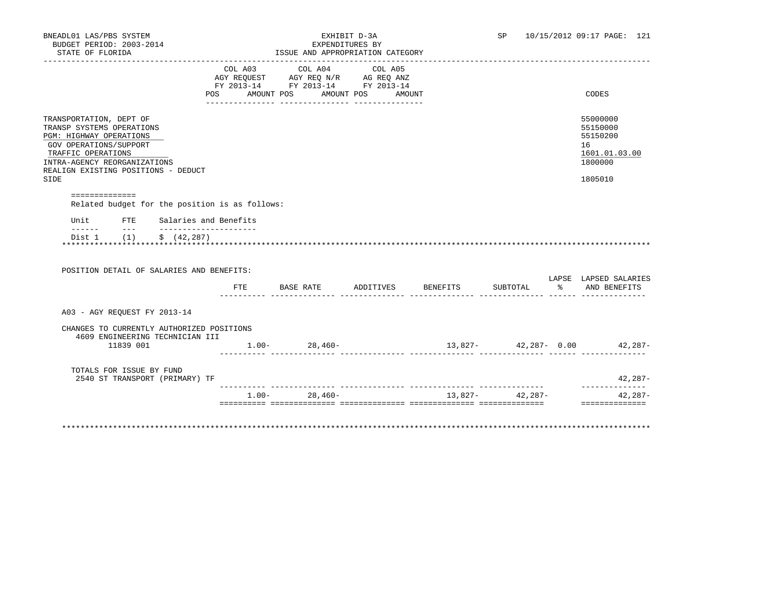BNEADL01 LAS/PBS SYSTEM
BUDGET PERIOD: 2003-2014
STATE OF FLORIDA

EXHIBIT D-3A
EXPENDITURES BY
ISSUE AND APPROPRIATION CATEGORY

SP 10/15/2012 09:17

| | COL A03 AGY REQUEST FY 2013-14 POS AMOUNT | COL A04 AGY REQ N/R FY 2013-14 POS AMOUNT | COL A05 AG REQ ANZ FY 2013-14 POS AMOUNT | CODES |
|---|---|---|---|---|
| TRANSPORTATION, DEPT OF | | | | 55000000 |
| TRANSP SYSTEMS OPERATIONS | | | | 55150000 |
| PGM: HIGHWAY OPERATIONS | | | | 55150200 |
| GOV OPERATIONS/SUPPORT | | | | 16 |
| TRAFFIC OPERATIONS | | | | 1601.01.03.00 |
| INTRA-AGENCY REORGANIZATIONS | | | | 1800000 |
| REALIGN EXISTING POSITIONS - DEDUCT SIDE | | | | 1805010 |

==============

Related budget for the position is as follows:

| Unit | FTE | Salaries and Benefits |
|---|---|---|
| Dist 1 | (1) | $ (42,287) |

POSITION DETAIL OF SALARIES AND BENEFITS:

| | FTE | BASE RATE | ADDITIVES | BENEFITS | SUBTOTAL | LAPSE % | LAPSED SALARIES AND BENEFITS |
|---|---|---|---|---|---|---|---|
| A03 - AGY REQUEST FY 2013-14 | | | | | | | |
| CHANGES TO CURRENTLY AUTHORIZED POSITIONS | | | | | | | |
| 4609 ENGINEERING TECHNICIAN III 11839 001 | 1.00- | 28,460- | | 13,827- | 42,287- | 0.00 | 42,287- |
| TOTALS FOR ISSUE BY FUND | | | | | | | |
| 2540 ST TRANSPORT (PRIMARY) TF | | | | | | | 42,287- |
| | 1.00- | 28,460- | | 13,827- | 42,287- | | 42,287- |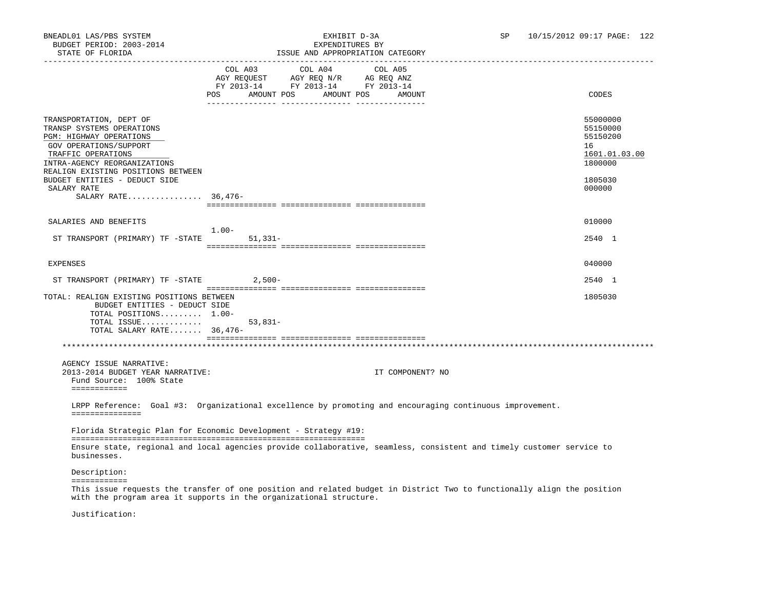BNEADL01 LAS/PBS SYSTEM — EXHIBIT D-3A — EXPENDITURES BY ISSUE AND APPROPRIATION CATEGORY
BUDGET PERIOD: 2003-2014
STATE OF FLORIDA

| | COL A03 AGY REQUEST FY 2013-14 POS | AMOUNT | COL A04 AGY REQ N/R FY 2013-14 POS | AMOUNT | COL A05 AG REQ ANZ FY 2013-14 POS | AMOUNT | CODES |
|---|---|---|---|---|---|---|---|
| TRANSPORTATION, DEPT OF | | | | | | | 55000000 |
| TRANSP SYSTEMS OPERATIONS | | | | | | | 55150000 |
| PGM: HIGHWAY OPERATIONS | | | | | | | 55150200 |
| GOV OPERATIONS/SUPPORT | | | | | | | 16 |
| TRAFFIC OPERATIONS | | | | | | | 1601.01.03.00 |
| INTRA-AGENCY REORGANIZATIONS | | | | | | | 1800000 |
| REALIGN EXISTING POSITIONS BETWEEN BUDGET ENTITIES - DEDUCT SIDE | | | | | | | 1805030 |
| SALARY RATE | | | | | | | 000000 |
| SALARY RATE................ | 36,476- | | | | | | |
| SALARIES AND BENEFITS | | | | | | | 010000 |
| ST TRANSPORT (PRIMARY) TF -STATE | 1.00- | 51,331- | | | | | 2540 1 |
| EXPENSES | | | | | | | 040000 |
| ST TRANSPORT (PRIMARY) TF -STATE | | 2,500- | | | | | 2540 1 |
| TOTAL: REALIGN EXISTING POSITIONS BETWEEN BUDGET ENTITIES - DEDUCT SIDE | | | | | | | 1805030 |
| TOTAL POSITIONS......... | 1.00- | | | | | | |
| TOTAL ISSUE............. | | 53,831- | | | | | |
| TOTAL SALARY RATE....... | 36,476- | | | | | | |

AGENCY ISSUE NARRATIVE:

2013-2014 BUDGET YEAR NARRATIVE: IT COMPONENT? NO

Fund Source: 100% State

LRPP Reference: Goal #3: Organizational excellence by promoting and encouraging continuous improvement.

Florida Strategic Plan for Economic Development - Strategy #19:

Ensure state, regional and local agencies provide collaborative, seamless, consistent and timely customer service to businesses.

Description:

This issue requests the transfer of one position and related budget in District Two to functionally align the position with the program area it supports in the organizational structure.

Justification: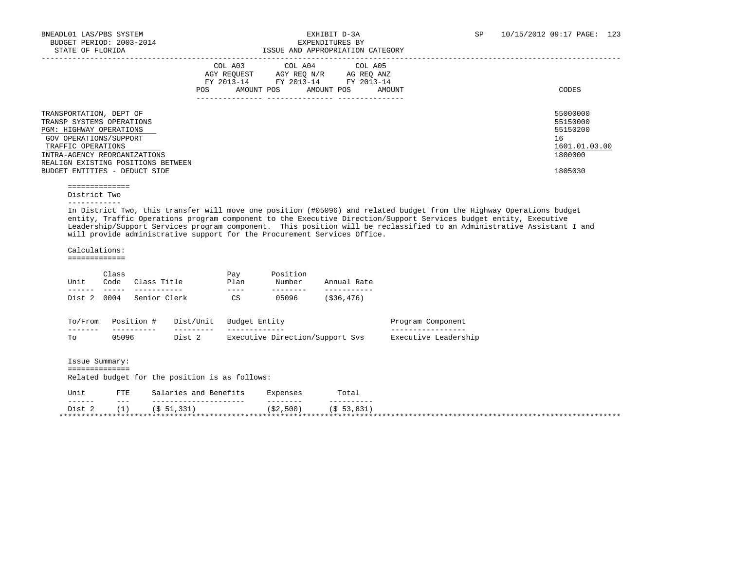EXHIBIT D-3A
EXPENDITURES BY
ISSUE AND APPROPRIATION CATEGORY

BNEADL01 LAS/PBS SYSTEM
BUDGET PERIOD: 2003-2014
STATE OF FLORIDA

SP 10/15/2012 09:17

| | COL A03 AGY REQUEST FY 2013-14 POS | AMOUNT | COL A04 AGY REQ N/R FY 2013-14 POS | AMOUNT | COL A05 AG REQ ANZ FY 2013-14 POS | AMOUNT | CODES |
|---|---|---|---|---|---|---|---|
| TRANSPORTATION, DEPT OF | | | | | | | 55000000 |
| TRANSP SYSTEMS OPERATIONS | | | | | | | 55150000 |
| PGM: HIGHWAY OPERATIONS | | | | | | | 55150200 |
| GOV OPERATIONS/SUPPORT | | | | | | | 16 |
| TRAFFIC OPERATIONS | | | | | | | 1601.01.03.00 |
| INTRA-AGENCY REORGANIZATIONS | | | | | | | 1800000 |
| REALIGN EXISTING POSITIONS BETWEEN BUDGET ENTITIES - DEDUCT SIDE | | | | | | | 1805030 |

## District Two

In District Two, this transfer will move one position (#05096) and related budget from the Highway Operations budget entity, Traffic Operations program component to the Executive Direction/Support Services budget entity, Executive Leadership/Support Services program component. This position will be reclassified to an Administrative Assistant I and will provide administrative support for the Procurement Services Office.

Calculations:

| Unit | Class Code | Class Title | Pay Plan | Position Number | Annual Rate |
|---|---|---|---|---|---|
| Dist 2 | 0004 | Senior Clerk | CS | 05096 | ($36,476) |

| To/From | Position # | Dist/Unit | Budget Entity | Program Component |
|---|---|---|---|---|
| To | 05096 | Dist 2 | Executive Direction/Support Svs | Executive Leadership |

Issue Summary:

Related budget for the position is as follows:

| Unit | FTE | Salaries and Benefits | Expenses | Total |
|---|---|---|---|---|
| Dist 2 | (1) | ($ 51,331) | ($2,500) | ($ 53,831) |

*********************************************************************************************************************************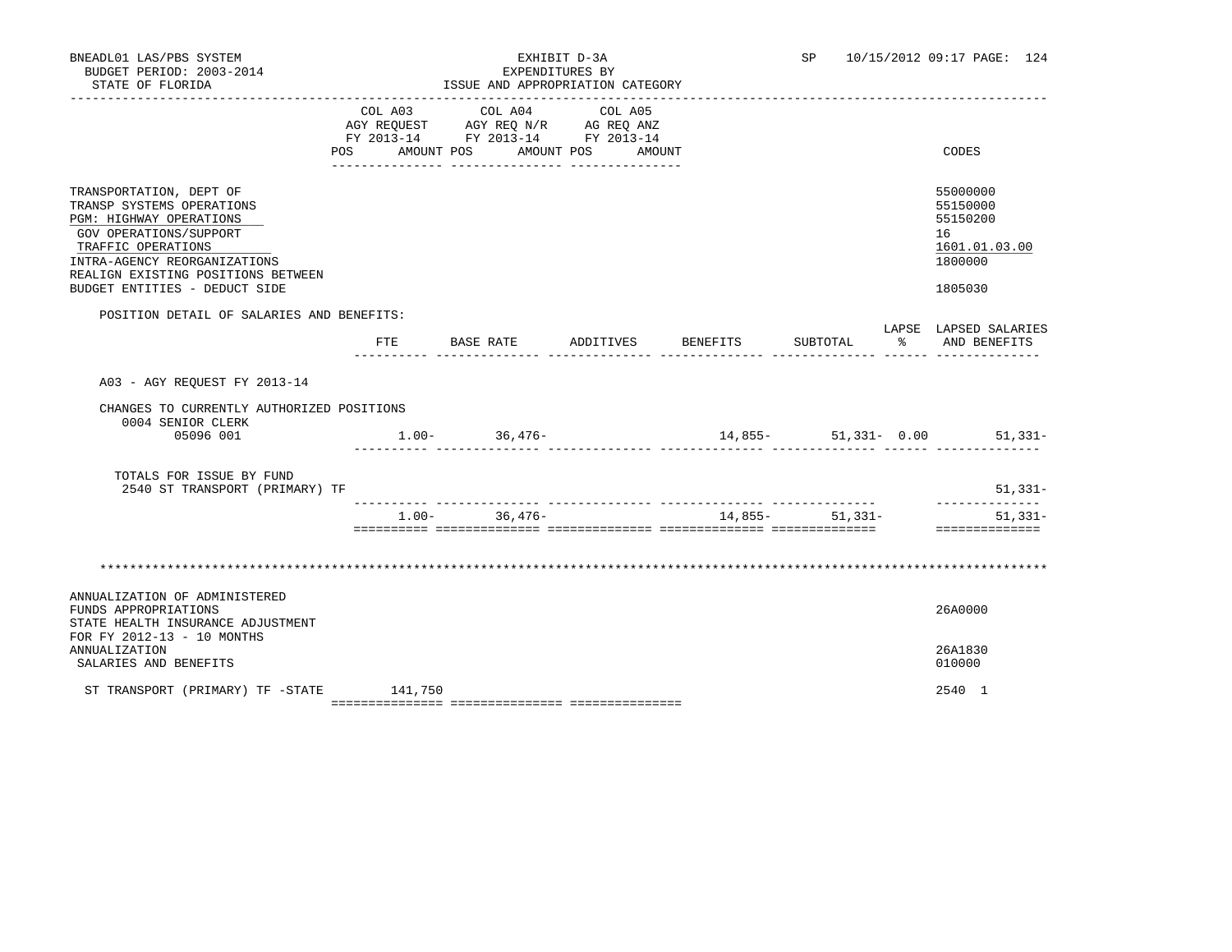BNEADL01 LAS/PBS SYSTEM
BUDGET PERIOD: 2003-2014
STATE OF FLORIDA

EXHIBIT D-3A
EXPENDITURES BY
ISSUE AND APPROPRIATION CATEGORY

SP 10/15/2012 09:17

| | COL A03 AGY REQUEST FY 2013-14 POS AMOUNT | COL A04 AGY REQ N/R FY 2013-14 POS AMOUNT | COL A05 AG REQ ANZ FY 2013-14 POS AMOUNT | CODES |
|---|---|---|---|---|
| TRANSPORTATION, DEPT OF | | | | 55000000 |
| TRANSP SYSTEMS OPERATIONS | | | | 55150000 |
| PGM: HIGHWAY OPERATIONS | | | | 55150200 |
| GOV OPERATIONS/SUPPORT | | | | 16 |
| TRAFFIC OPERATIONS | | | | 1601.01.03.00 |
| INTRA-AGENCY REORGANIZATIONS | | | | 1800000 |
| REALIGN EXISTING POSITIONS BETWEEN BUDGET ENTITIES - DEDUCT SIDE | | | | 1805030 |

POSITION DETAIL OF SALARIES AND BENEFITS:

| | FTE | BASE RATE | ADDITIVES | BENEFITS | SUBTOTAL | LAPSE % | LAPSED SALARIES AND BENEFITS |
|---|---|---|---|---|---|---|---|
| A03 - AGY REQUEST FY 2013-14 | | | | | | | |
| CHANGES TO CURRENTLY AUTHORIZED POSITIONS | | | | | | | |
| 0004 SENIOR CLERK 05096 001 | 1.00- | 36,476- | | 14,855- | 51,331- | 0.00 | 51,331- |
| TOTALS FOR ISSUE BY FUND | | | | | | | |
| 2540 ST TRANSPORT (PRIMARY) TF | | | | | | | 51,331- |
| | 1.00- | 36,476- | | 14,855- | 51,331- | | 51,331- |

\*\*\*\*\*\*\*\*\*\*\*\*\*\*\*\*\*\*\*\*\*\*\*\*\*\*\*\*\*\*\*\*\*\*\*\*\*\*\*\*\*\*\*\*\*\*\*\*\*\*\*\*\*\*\*\*\*\*\*\*\*\*\*\*\*\*\*\*\*\*\*\*\*\*\*\*\*\*\*\*

| | COL A03 | COL A04 | COL A05 | CODES |
|---|---|---|---|---|
| ANNUALIZATION OF ADMINISTERED FUNDS APPROPRIATIONS | | | | 26A0000 |
| STATE HEALTH INSURANCE ADJUSTMENT FOR FY 2012-13 - 10 MONTHS ANNUALIZATION | | | | 26A1830 |
| SALARIES AND BENEFITS | | | | 010000 |
| ST TRANSPORT (PRIMARY) TF -STATE | 141,750 | | | 2540 1 |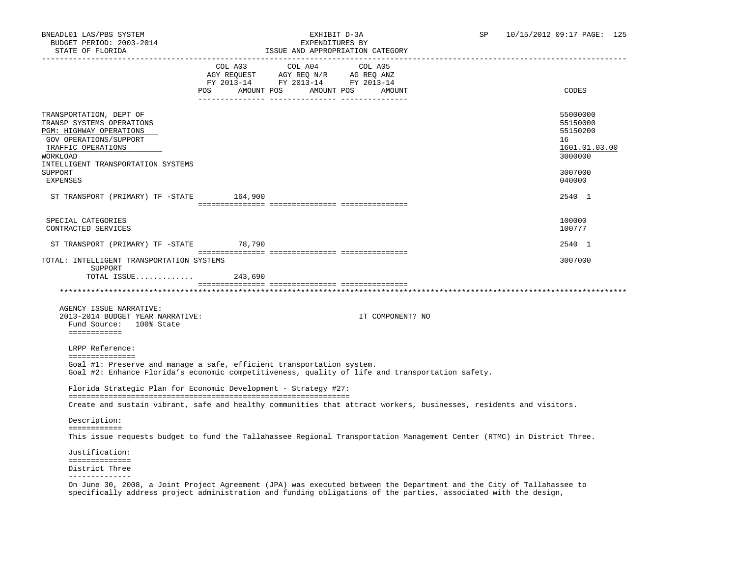BNEADL01 LAS/PBS SYSTEM — EXHIBIT D-3A — EXPENDITURES BY ISSUE AND APPROPRIATION CATEGORY
BUDGET PERIOD: 2003-2014
STATE OF FLORIDA

| | COL A03 AGY REQUEST FY 2013-14 POS AMOUNT | COL A04 AGY REQ N/R FY 2013-14 POS AMOUNT | COL A05 AG REQ ANZ FY 2013-14 POS AMOUNT | CODES |
|---|---|---|---|---|
| TRANSPORTATION, DEPT OF | | | | 55000000 |
| TRANSP SYSTEMS OPERATIONS | | | | 55150000 |
| PGM: HIGHWAY OPERATIONS | | | | 55150200 |
| GOV OPERATIONS/SUPPORT | | | | 16 |
| TRAFFIC OPERATIONS | | | | 1601.01.03.00 |
| WORKLOAD | | | | 3000000 |
| INTELLIGENT TRANSPORTATION SYSTEMS SUPPORT | | | | 3007000 |
| EXPENSES | | | | 040000 |
| ST TRANSPORT (PRIMARY) TF -STATE | 164,900 | | | 2540 1 |
| SPECIAL CATEGORIES | | | | 100000 |
| CONTRACTED SERVICES | | | | 100777 |
| ST TRANSPORT (PRIMARY) TF -STATE | 78,790 | | | 2540 1 |
| TOTAL: INTELLIGENT TRANSPORTATION SYSTEMS SUPPORT | | | | 3007000 |
| TOTAL ISSUE............. | 243,690 | | | |

AGENCY ISSUE NARRATIVE:
2013-2014 BUDGET YEAR NARRATIVE: IT COMPONENT? NO

Fund Source: 100% State

LRPP Reference:

Goal #1: Preserve and manage a safe, efficient transportation system.
Goal #2: Enhance Florida's economic competitiveness, quality of life and transportation safety.

Florida Strategic Plan for Economic Development - Strategy #27:

Create and sustain vibrant, safe and healthy communities that attract workers, businesses, residents and visitors.

Description:

This issue requests budget to fund the Tallahassee Regional Transportation Management Center (RTMC) in District Three.

Justification:

District Three

On June 30, 2008, a Joint Project Agreement (JPA) was executed between the Department and the City of Tallahassee to specifically address project administration and funding obligations of the parties, associated with the design,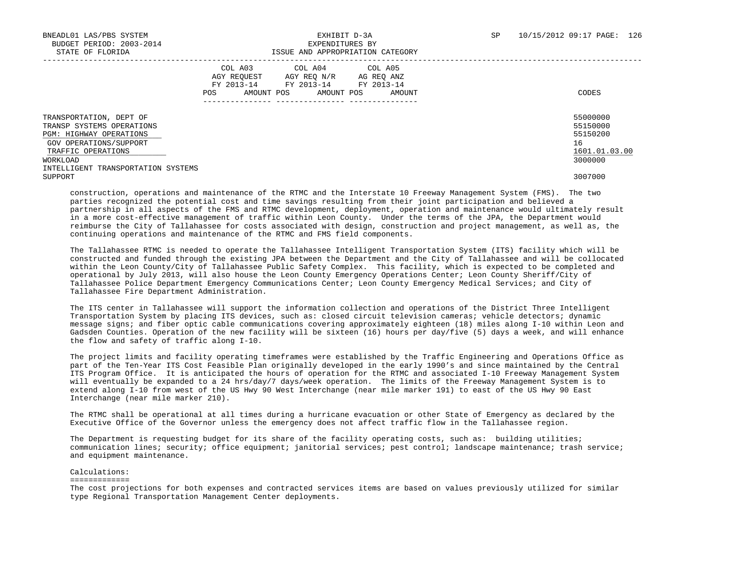| | COL A03 AGY REQUEST FY 2013-14 POS AMOUNT | COL A04 AGY REQ N/R FY 2013-14 POS AMOUNT | COL A05 AG REQ ANZ FY 2013-14 POS AMOUNT | CODES |
|---|---|---|---|---|
| TRANSPORTATION, DEPT OF | | | | 55000000 |
| TRANSP SYSTEMS OPERATIONS | | | | 55150000 |
| PGM: HIGHWAY OPERATIONS | | | | 55150200 |
| GOV OPERATIONS/SUPPORT | | | | 16 |
| TRAFFIC OPERATIONS | | | | 1601.01.03.00 |
| WORKLOAD | | | | 3000000 |
| INTELLIGENT TRANSPORTATION SYSTEMS SUPPORT | | | | 3007000 |

construction, operations and maintenance of the RTMC and the Interstate 10 Freeway Management System (FMS). The two parties recognized the potential cost and time savings resulting from their joint participation and believed a partnership in all aspects of the FMS and RTMC development, deployment, operation and maintenance would ultimately result in a more cost-effective management of traffic within Leon County. Under the terms of the JPA, the Department would reimburse the City of Tallahassee for costs associated with design, construction and project management, as well as, the continuing operations and maintenance of the RTMC and FMS field components.

The Tallahassee RTMC is needed to operate the Tallahassee Intelligent Transportation System (ITS) facility which will be constructed and funded through the existing JPA between the Department and the City of Tallahassee and will be collocated within the Leon County/City of Tallahassee Public Safety Complex. This facility, which is expected to be completed and operational by July 2013, will also house the Leon County Emergency Operations Center; Leon County Sheriff/City of Tallahassee Police Department Emergency Communications Center; Leon County Emergency Medical Services; and City of Tallahassee Fire Department Administration.

The ITS center in Tallahassee will support the information collection and operations of the District Three Intelligent Transportation System by placing ITS devices, such as: closed circuit television cameras; vehicle detectors; dynamic message signs; and fiber optic cable communications covering approximately eighteen (18) miles along I-10 within Leon and Gadsden Counties. Operation of the new facility will be sixteen (16) hours per day/five (5) days a week, and will enhance the flow and safety of traffic along I-10.

The project limits and facility operating timeframes were established by the Traffic Engineering and Operations Office as part of the Ten-Year ITS Cost Feasible Plan originally developed in the early 1990's and since maintained by the Central ITS Program Office. It is anticipated the hours of operation for the RTMC and associated I-10 Freeway Management System will eventually be expanded to a 24 hrs/day/7 days/week operation. The limits of the Freeway Management System is to extend along I-10 from west of the US Hwy 90 West Interchange (near mile marker 191) to east of the US Hwy 90 East Interchange (near mile marker 210).

The RTMC shall be operational at all times during a hurricane evacuation or other State of Emergency as declared by the Executive Office of the Governor unless the emergency does not affect traffic flow in the Tallahassee region.

The Department is requesting budget for its share of the facility operating costs, such as: building utilities; communication lines; security; office equipment; janitorial services; pest control; landscape maintenance; trash service; and equipment maintenance.

Calculations:
=============
The cost projections for both expenses and contracted services items are based on values previously utilized for similar type Regional Transportation Management Center deployments.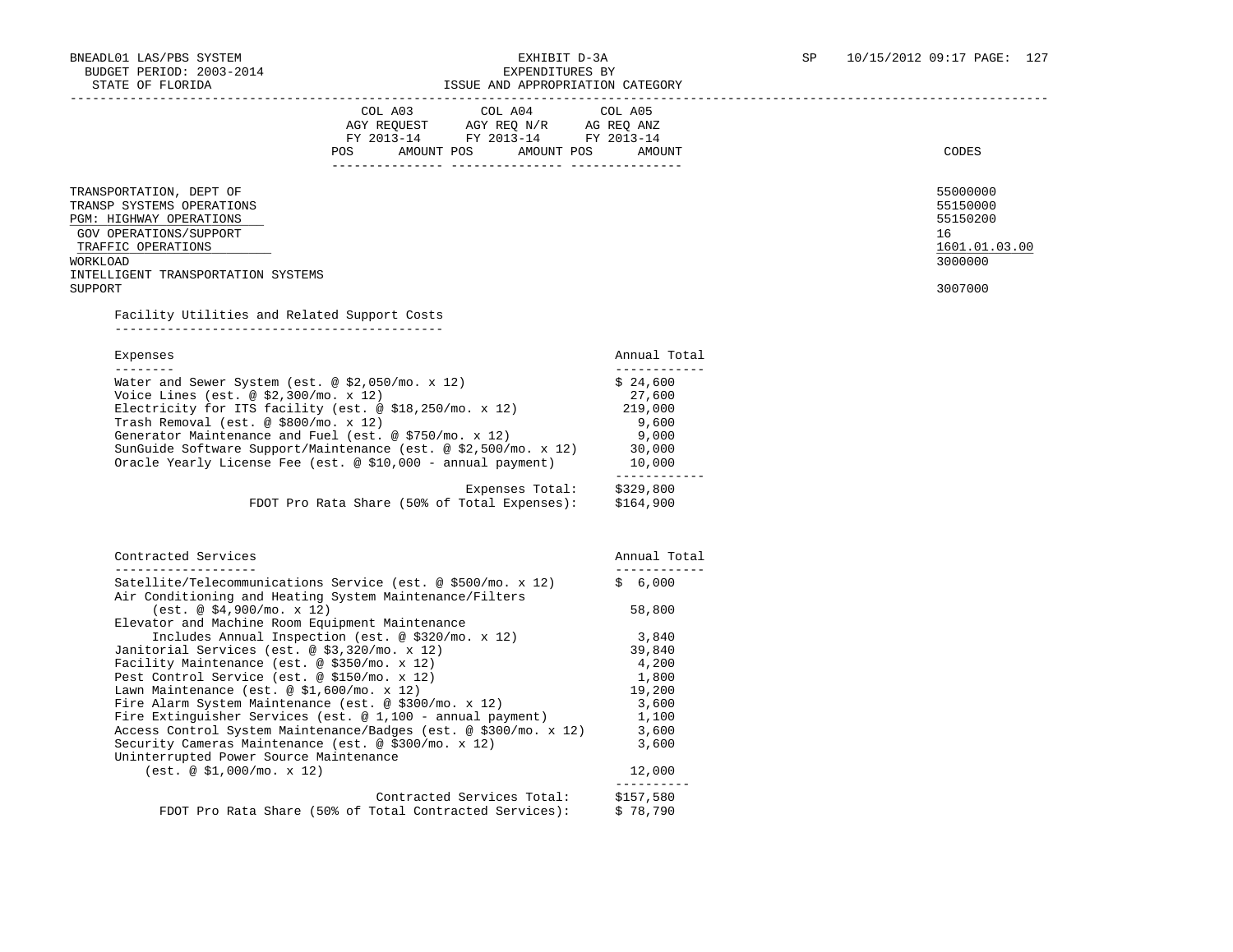| | COL A03 AGY REQUEST FY 2013-14 POS AMOUNT | COL A04 AGY REQ N/R FY 2013-14 POS AMOUNT | COL A05 AG REQ ANZ FY 2013-14 POS AMOUNT | CODES |
|---|---|---|---|---|
| TRANSPORTATION, DEPT OF | | | | 55000000 |
| TRANSP SYSTEMS OPERATIONS | | | | 55150000 |
| PGM: HIGHWAY OPERATIONS | | | | 55150200 |
| GOV OPERATIONS/SUPPORT | | | | 16 |
| TRAFFIC OPERATIONS | | | | 1601.01.03.00 |
| WORKLOAD | | | | 3000000 |
| INTELLIGENT TRANSPORTATION SYSTEMS SUPPORT | | | | 3007000 |

Facility Utilities and Related Support Costs

| Expenses | Annual Total |
|---|---|
| Water and Sewer System (est. @ $2,050/mo. x 12) | $ 24,600 |
| Voice Lines (est. @ $2,300/mo. x 12) | 27,600 |
| Electricity for ITS facility (est. @ $18,250/mo. x 12) | 219,000 |
| Trash Removal (est. @ $800/mo. x 12) | 9,600 |
| Generator Maintenance and Fuel (est. @ $750/mo. x 12) | 9,000 |
| SunGuide Software Support/Maintenance (est. @ $2,500/mo. x 12) | 30,000 |
| Oracle Yearly License Fee (est. @ $10,000 - annual payment) | 10,000 |
| Expenses Total: | $329,800 |
| FDOT Pro Rata Share (50% of Total Expenses): | $164,900 |

| Contracted Services | Annual Total |
|---|---|
| Satellite/Telecommunications Service (est. @ $500/mo. x 12) | $ 6,000 |
| Air Conditioning and Heating System Maintenance/Filters (est. @ $4,900/mo. x 12) | 58,800 |
| Elevator and Machine Room Equipment Maintenance Includes Annual Inspection (est. @ $320/mo. x 12) | 3,840 |
| Janitorial Services (est. @ $3,320/mo. x 12) | 39,840 |
| Facility Maintenance (est. @ $350/mo. x 12) | 4,200 |
| Pest Control Service (est. @ $150/mo. x 12) | 1,800 |
| Lawn Maintenance (est. @ $1,600/mo. x 12) | 19,200 |
| Fire Alarm System Maintenance (est. @ $300/mo. x 12) | 3,600 |
| Fire Extinguisher Services (est. @ 1,100 - annual payment) | 1,100 |
| Access Control System Maintenance/Badges (est. @ $300/mo. x 12) | 3,600 |
| Security Cameras Maintenance (est. @ $300/mo. x 12) | 3,600 |
| Uninterrupted Power Source Maintenance (est. @ $1,000/mo. x 12) | 12,000 |
| Contracted Services Total: | $157,580 |
| FDOT Pro Rata Share (50% of Total Contracted Services): | $ 78,790 |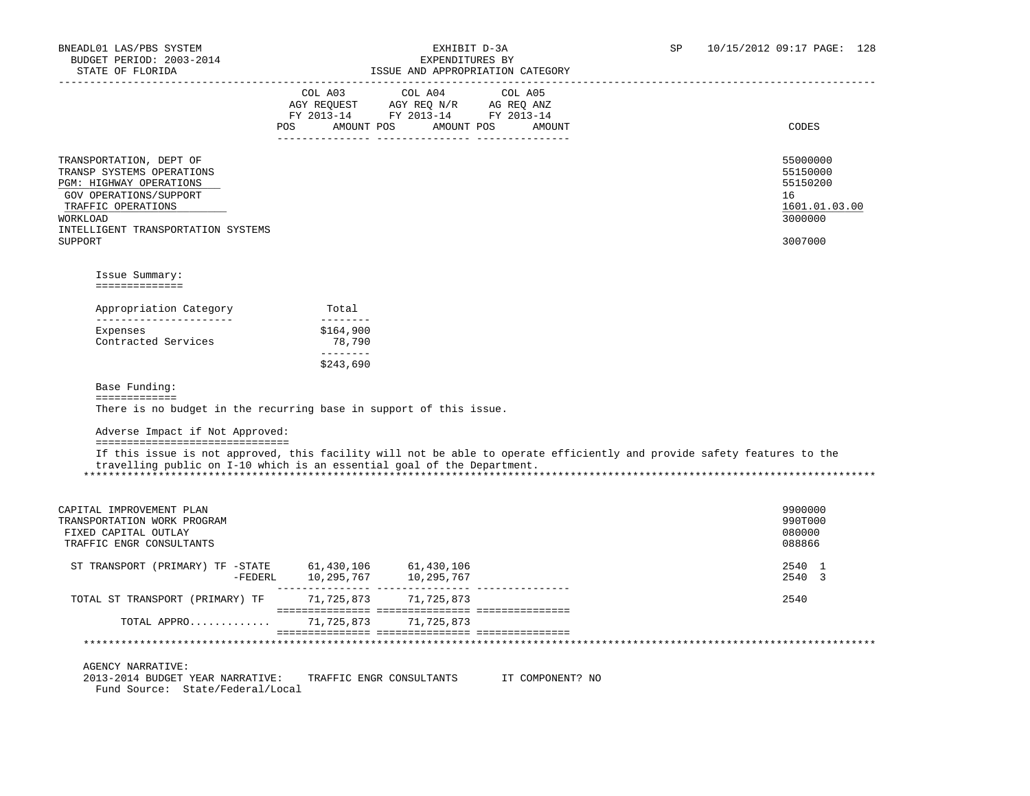BNEADL01 LAS/PBS SYSTEM — EXHIBIT D-3A — SP 10/15/2012 09:17
BUDGET PERIOD: 2003-2014 — EXPENDITURES BY
STATE OF FLORIDA — ISSUE AND APPROPRIATION CATEGORY

| | COL A03 AGY REQUEST FY 2013-14 POS AMOUNT | COL A04 AGY REQ N/R FY 2013-14 POS AMOUNT | COL A05 AG REQ ANZ FY 2013-14 POS AMOUNT | CODES |
|---|---|---|---|---|
| TRANSPORTATION, DEPT OF | | | | 55000000 |
| TRANSP SYSTEMS OPERATIONS | | | | 55150000 |
| PGM: HIGHWAY OPERATIONS | | | | 55150200 |
| GOV OPERATIONS/SUPPORT | | | | 16 |
| TRAFFIC OPERATIONS | | | | 1601.01.03.00 |
| WORKLOAD | | | | 3000000 |
| INTELLIGENT TRANSPORTATION SYSTEMS SUPPORT | | | | 3007000 |

Issue Summary:

| Appropriation Category | Total |
|---|---|
| Expenses | $164,900 |
| Contracted Services | 78,790 |
| | $243,690 |

Base Funding:

There is no budget in the recurring base in support of this issue.

Adverse Impact if Not Approved:

If this issue is not approved, this facility will not be able to operate efficiently and provide safety features to the travelling public on I-10 which is an essential goal of the Department.

******************************************************************************************************************

| | COL A03 | COL A04 | COL A05 | CODES |
|---|---|---|---|---|
| CAPITAL IMPROVEMENT PLAN | | | | 9900000 |
| TRANSPORTATION WORK PROGRAM | | | | 990T000 |
| FIXED CAPITAL OUTLAY | | | | 080000 |
| TRAFFIC ENGR CONSULTANTS | | | | 088866 |
| ST TRANSPORT (PRIMARY) TF -STATE | 61,430,106 | 61,430,106 | | 2540 1 |
| -FEDERL | 10,295,767 | 10,295,767 | | 2540 3 |
| TOTAL ST TRANSPORT (PRIMARY) TF | 71,725,873 | 71,725,873 | | 2540 |
| TOTAL APPRO............ | 71,725,873 | 71,725,873 | | |

******************************************************************************************************************

AGENCY NARRATIVE:
2013-2014 BUDGET YEAR NARRATIVE: TRAFFIC ENGR CONSULTANTS IT COMPONENT? NO
Fund Source: State/Federal/Local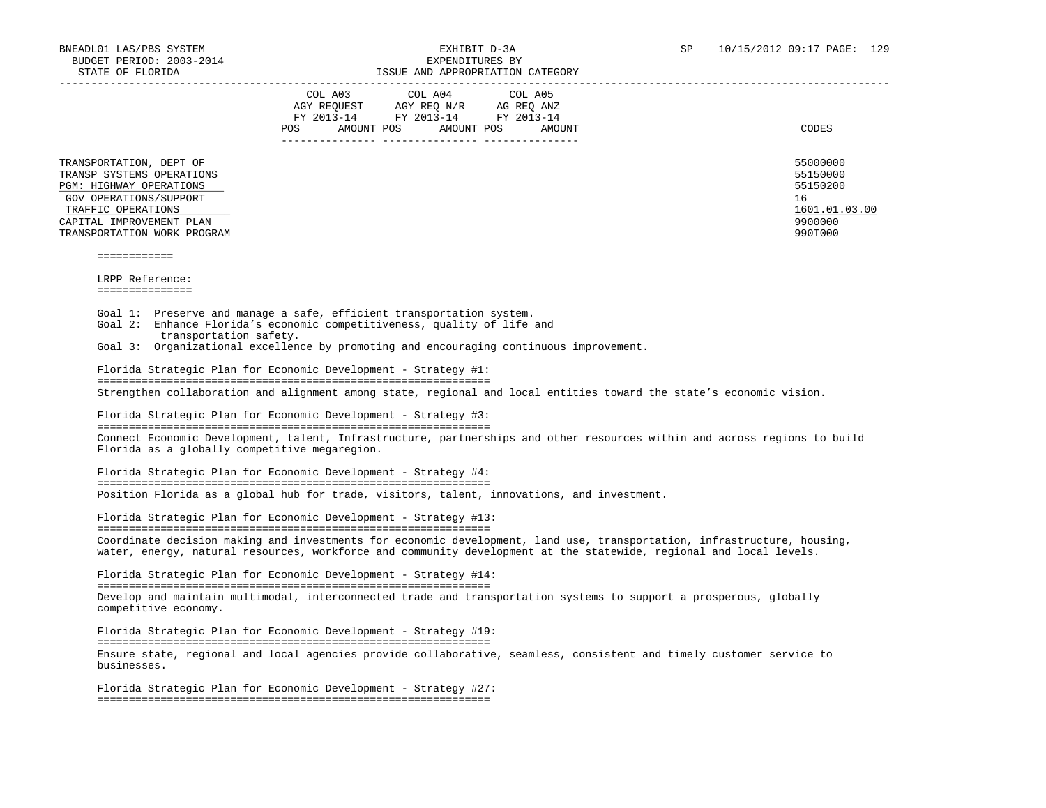| | COL A03 AGY REQUEST FY 2013-14 | | COL A04 AGY REQ N/R FY 2013-14 | | COL A05 AG REQ ANZ FY 2013-14 | | CODES |
|---|---|---|---|---|---|---|---|
| | POS | AMOUNT | POS | AMOUNT | POS | AMOUNT | |
| TRANSPORTATION, DEPT OF | | | | | | | 55000000 |
| TRANSP SYSTEMS OPERATIONS | | | | | | | 55150000 |
| PGM: HIGHWAY OPERATIONS | | | | | | | 55150200 |
| GOV OPERATIONS/SUPPORT | | | | | | | 16 |
| TRAFFIC OPERATIONS | | | | | | | 1601.01.03.00 |
| CAPITAL IMPROVEMENT PLAN | | | | | | | 9900000 |
| TRANSPORTATION WORK PROGRAM | | | | | | | 990T000 |

============

LRPP Reference:
===============

Goal 1: Preserve and manage a safe, efficient transportation system.
Goal 2: Enhance Florida's economic competitiveness, quality of life and transportation safety.
Goal 3: Organizational excellence by promoting and encouraging continuous improvement.

Florida Strategic Plan for Economic Development - Strategy #1:
==============================================================
Strengthen collaboration and alignment among state, regional and local entities toward the state's economic vision.

Florida Strategic Plan for Economic Development - Strategy #3:
==============================================================
Connect Economic Development, talent, Infrastructure, partnerships and other resources within and across regions to build Florida as a globally competitive megaregion.

Florida Strategic Plan for Economic Development - Strategy #4:
==============================================================
Position Florida as a global hub for trade, visitors, talent, innovations, and investment.

Florida Strategic Plan for Economic Development - Strategy #13:
==============================================================
Coordinate decision making and investments for economic development, land use, transportation, infrastructure, housing, water, energy, natural resources, workforce and community development at the statewide, regional and local levels.

Florida Strategic Plan for Economic Development - Strategy #14:
==============================================================
Develop and maintain multimodal, interconnected trade and transportation systems to support a prosperous, globally competitive economy.

Florida Strategic Plan for Economic Development - Strategy #19:
==============================================================
Ensure state, regional and local agencies provide collaborative, seamless, consistent and timely customer service to businesses.

Florida Strategic Plan for Economic Development - Strategy #27:
==============================================================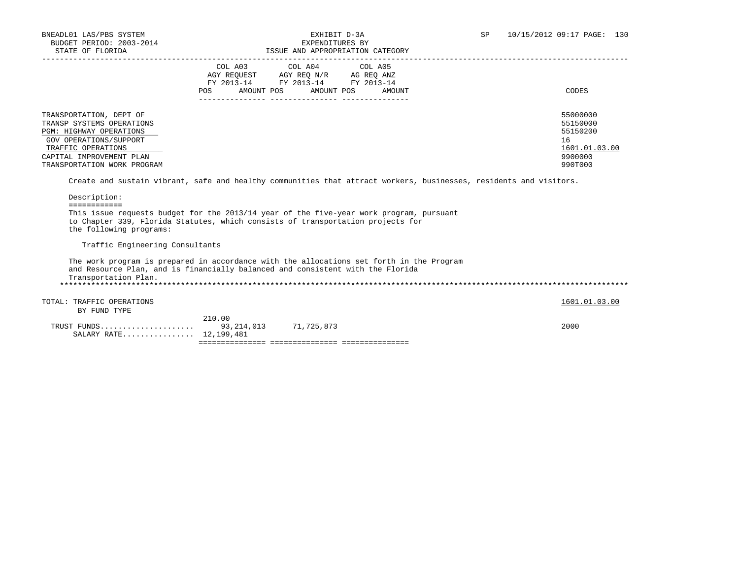BNEADL01 LAS/PBS SYSTEM — BUDGET PERIOD: 2003-2014 — STATE OF FLORIDA

EXHIBIT D-3A
EXPENDITURES BY
ISSUE AND APPROPRIATION CATEGORY

SP 10/15/2012 09:17

| | COL A03 AGY REQUEST FY 2013-14 POS | AMOUNT | COL A04 AGY REQ N/R FY 2013-14 POS | AMOUNT | COL A05 AG REQ ANZ FY 2013-14 POS | AMOUNT | CODES |
|---|---|---|---|---|---|---|---|
| TRANSPORTATION, DEPT OF | | | | | | | 55000000 |
| TRANSP SYSTEMS OPERATIONS | | | | | | | 55150000 |
| PGM: HIGHWAY OPERATIONS | | | | | | | 55150200 |
| GOV OPERATIONS/SUPPORT | | | | | | | 16 |
| TRAFFIC OPERATIONS | | | | | | | 1601.01.03.00 |
| CAPITAL IMPROVEMENT PLAN | | | | | | | 9900000 |
| TRANSPORTATION WORK PROGRAM | | | | | | | 990T000 |

Create and sustain vibrant, safe and healthy communities that attract workers, businesses, residents and visitors.

Description:
============
This issue requests budget for the 2013/14 year of the five-year work program, pursuant to Chapter 339, Florida Statutes, which consists of transportation projects for the following programs:

Traffic Engineering Consultants

The work program is prepared in accordance with the allocations set forth in the Program and Resource Plan, and is financially balanced and consistent with the Florida Transportation Plan.

*******************************************************************************************************************************

| | COL A03 POS | AMOUNT | COL A04 POS | AMOUNT | COL A05 POS | AMOUNT | CODES |
|---|---|---|---|---|---|---|---|
| TOTAL: TRAFFIC OPERATIONS | | | | | | | 1601.01.03.00 |
| BY FUND TYPE | | | | | | | |
| TRUST FUNDS | 210.00 | 93,214,013 | | 71,725,873 | | | 2000 |
| SALARY RATE | 12,199,481 | | | | | | |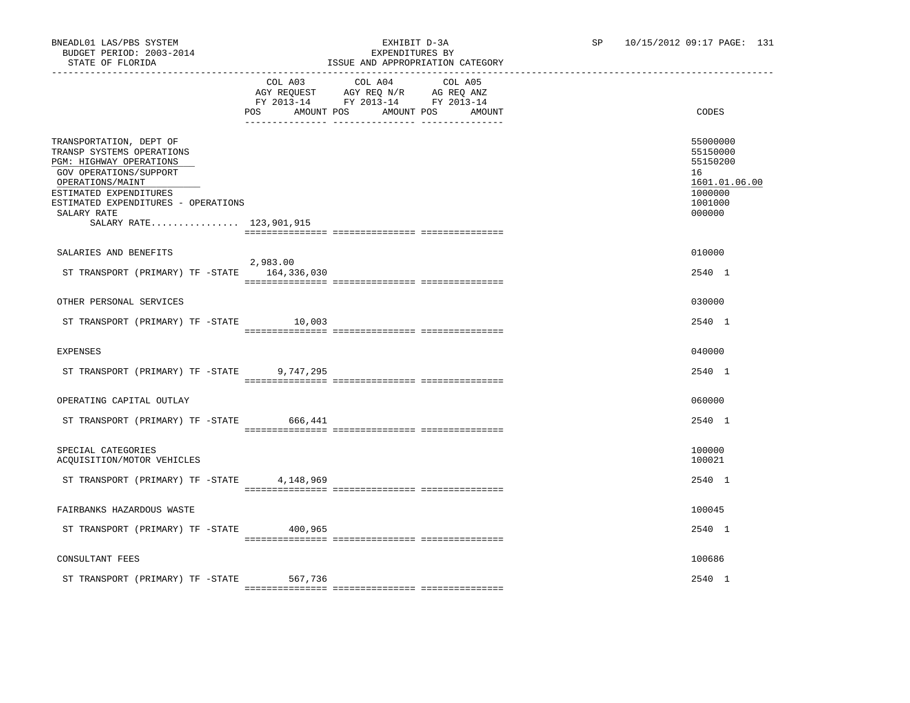BNEADL01 LAS/PBS SYSTEM
BUDGET PERIOD: 2003-2014
STATE OF FLORIDA

EXHIBIT D-3A
EXPENDITURES BY
ISSUE AND APPROPRIATION CATEGORY

SP 10/15/2012 09:17 PAGE: 131

| | COL A03 AGY REQUEST FY 2013-14 POS AMOUNT | COL A04 AGY REQ N/R FY 2013-14 POS AMOUNT | COL A05 AG REQ ANZ FY 2013-14 POS AMOUNT | CODES |
|---|---|---|---|---|
| TRANSPORTATION, DEPT OF | | | | 55000000 |
| TRANSP SYSTEMS OPERATIONS | | | | 55150000 |
| PGM: HIGHWAY OPERATIONS | | | | 55150200 |
| GOV OPERATIONS/SUPPORT | | | | 16 |
| OPERATIONS/MAINT | | | | 1601.01.06.00 |
| ESTIMATED EXPENDITURES | | | | 1000000 |
| ESTIMATED EXPENDITURES - OPERATIONS | | | | 1001000 |
| SALARY RATE | | | | 000000 |
| SALARY RATE................ 123,901,915 | | | | |
| SALARIES AND BENEFITS | | | | 010000 |
| ST TRANSPORT (PRIMARY) TF -STATE | 2,983.00 164,336,030 | | | 2540 1 |
| OTHER PERSONAL SERVICES | | | | 030000 |
| ST TRANSPORT (PRIMARY) TF -STATE | 10,003 | | | 2540 1 |
| EXPENSES | | | | 040000 |
| ST TRANSPORT (PRIMARY) TF -STATE | 9,747,295 | | | 2540 1 |
| OPERATING CAPITAL OUTLAY | | | | 060000 |
| ST TRANSPORT (PRIMARY) TF -STATE | 666,441 | | | 2540 1 |
| SPECIAL CATEGORIES | | | | 100000 |
| ACQUISITION/MOTOR VEHICLES | | | | 100021 |
| ST TRANSPORT (PRIMARY) TF -STATE | 4,148,969 | | | 2540 1 |
| FAIRBANKS HAZARDOUS WASTE | | | | 100045 |
| ST TRANSPORT (PRIMARY) TF -STATE | 400,965 | | | 2540 1 |
| CONSULTANT FEES | | | | 100686 |
| ST TRANSPORT (PRIMARY) TF -STATE | 567,736 | | | 2540 1 |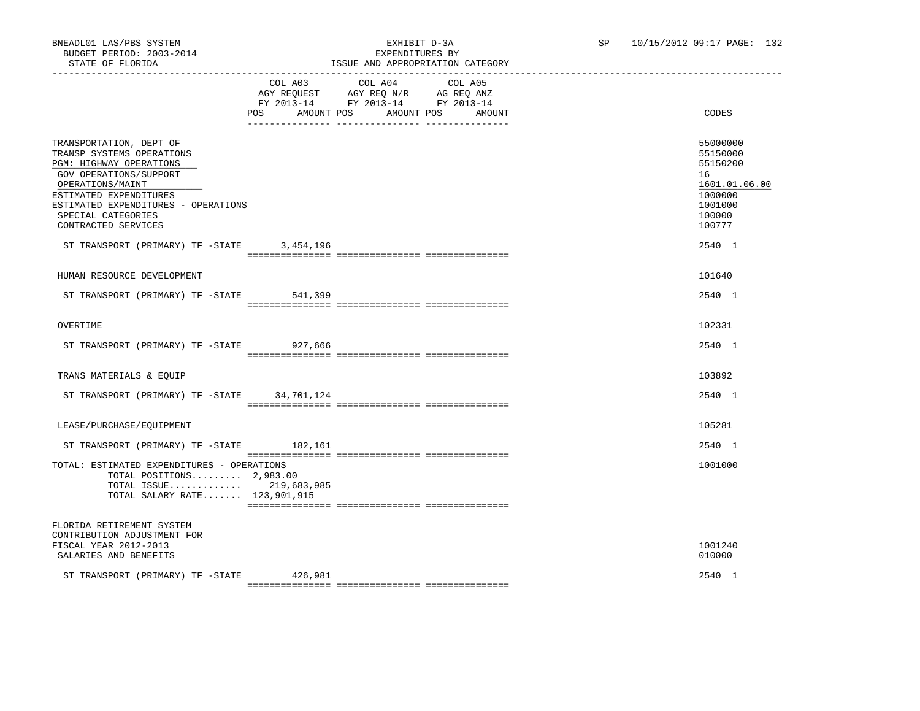BNEADL01 LAS/PBS SYSTEM | EXHIBIT D-3A | SP 10/15/2012 09:17 PAGE: 132
BUDGET PERIOD: 2003-2014 | EXPENDITURES BY
STATE OF FLORIDA | ISSUE AND APPROPRIATION CATEGORY

| | COL A03 AGY REQUEST FY 2013-14 POS AMOUNT | COL A04 AGY REQ N/R FY 2013-14 POS AMOUNT | COL A05 AG REQ ANZ FY 2013-14 POS AMOUNT | CODES |
|---|---|---|---|---|
| TRANSPORTATION, DEPT OF | | | | 55000000 |
| TRANSP SYSTEMS OPERATIONS | | | | 55150000 |
| PGM: HIGHWAY OPERATIONS | | | | 55150200 |
| GOV OPERATIONS/SUPPORT | | | | 16 |
| OPERATIONS/MAINT | | | | 1601.01.06.00 |
| ESTIMATED EXPENDITURES | | | | 1000000 |
| ESTIMATED EXPENDITURES - OPERATIONS | | | | 1001000 |
| SPECIAL CATEGORIES | | | | 100000 |
| CONTRACTED SERVICES | | | | 100777 |
| ST TRANSPORT (PRIMARY) TF -STATE | 3,454,196 | | | 2540 1 |
| HUMAN RESOURCE DEVELOPMENT | | | | 101640 |
| ST TRANSPORT (PRIMARY) TF -STATE | 541,399 | | | 2540 1 |
| OVERTIME | | | | 102331 |
| ST TRANSPORT (PRIMARY) TF -STATE | 927,666 | | | 2540 1 |
| TRANS MATERIALS & EQUIP | | | | 103892 |
| ST TRANSPORT (PRIMARY) TF -STATE | 34,701,124 | | | 2540 1 |
| LEASE/PURCHASE/EQUIPMENT | | | | 105281 |
| ST TRANSPORT (PRIMARY) TF -STATE | 182,161 | | | 2540 1 |
| TOTAL: ESTIMATED EXPENDITURES - OPERATIONS | | | | 1001000 |
| TOTAL POSITIONS......... | 2,983.00 | | | |
| TOTAL ISSUE............. | 219,683,985 | | | |
| TOTAL SALARY RATE....... | 123,901,915 | | | |
| FLORIDA RETIREMENT SYSTEM CONTRIBUTION ADJUSTMENT FOR FISCAL YEAR 2012-2013 | | | | 1001240 |
| SALARIES AND BENEFITS | | | | 010000 |
| ST TRANSPORT (PRIMARY) TF -STATE | 426,981 | | | 2540 1 |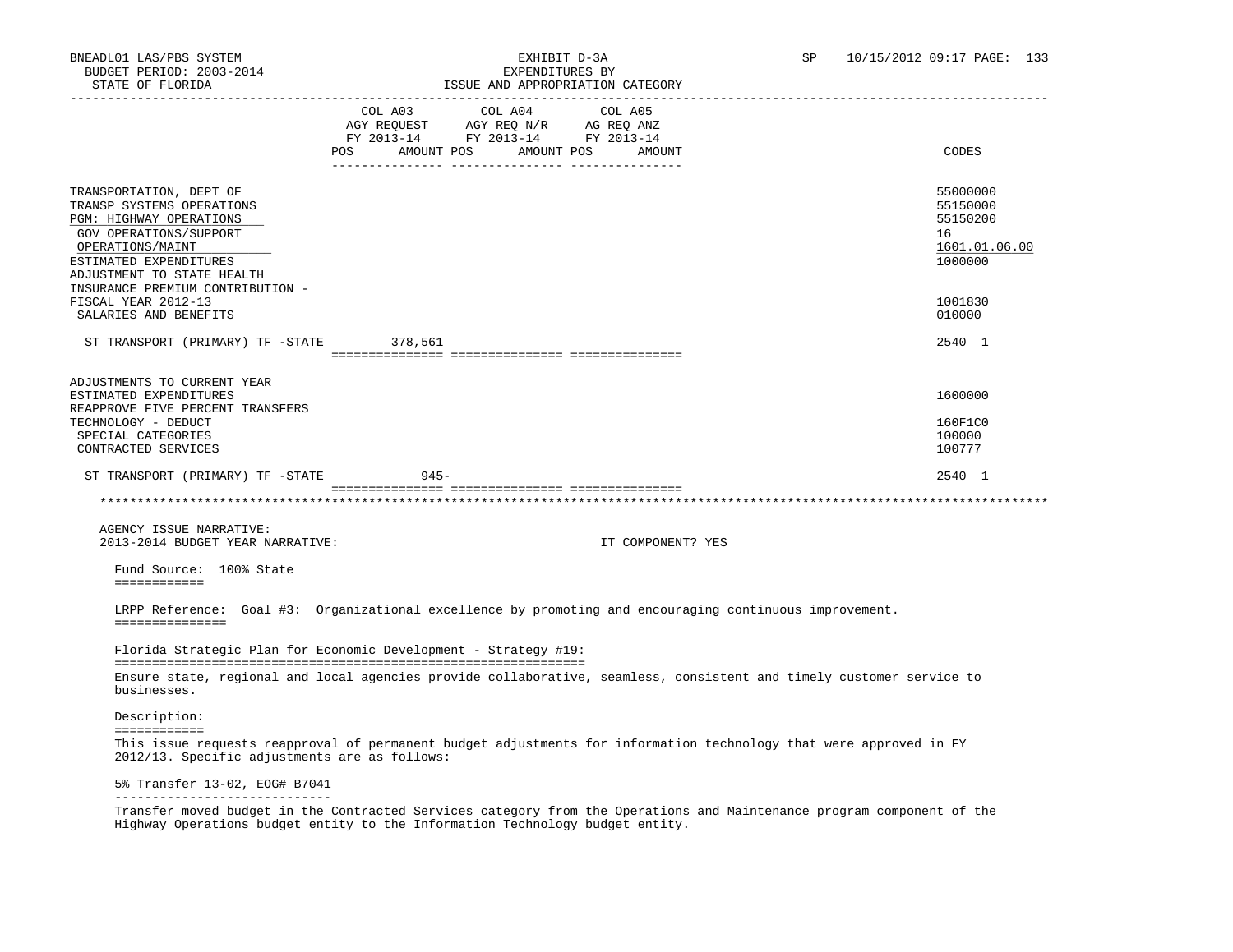BNEADL01 LAS/PBS SYSTEM — EXHIBIT D-3A — EXPENDITURES BY ISSUE AND APPROPRIATION CATEGORY
BUDGET PERIOD: 2003-2014
STATE OF FLORIDA

| | COL A03 AGY REQUEST FY 2013-14 POS | AMOUNT | COL A04 AGY REQ N/R FY 2013-14 POS | AMOUNT | COL A05 AG REQ ANZ FY 2013-14 POS | AMOUNT | CODES |
|---|---|---|---|---|---|---|---|
| TRANSPORTATION, DEPT OF | | | | | | | 55000000 |
| TRANSP SYSTEMS OPERATIONS | | | | | | | 55150000 |
| PGM: HIGHWAY OPERATIONS | | | | | | | 55150200 |
| GOV OPERATIONS/SUPPORT | | | | | | | 16 |
| OPERATIONS/MAINT | | | | | | | 1601.01.06.00 |
| ESTIMATED EXPENDITURES | | | | | | | 1000000 |
| ADJUSTMENT TO STATE HEALTH INSURANCE PREMIUM CONTRIBUTION - FISCAL YEAR 2012-13 | | | | | | | 1001830 |
| SALARIES AND BENEFITS | | | | | | | 010000 |
| ST TRANSPORT (PRIMARY) TF -STATE | | 378,561 | | | | | 2540 1 |
| ADJUSTMENTS TO CURRENT YEAR ESTIMATED EXPENDITURES | | | | | | | 1600000 |
| REAPPROVE FIVE PERCENT TRANSFERS TECHNOLOGY - DEDUCT | | | | | | | 160F1C0 |
| SPECIAL CATEGORIES | | | | | | | 100000 |
| CONTRACTED SERVICES | | | | | | | 100777 |
| ST TRANSPORT (PRIMARY) TF -STATE | | 945- | | | | | 2540 1 |

AGENCY ISSUE NARRATIVE:
2013-2014 BUDGET YEAR NARRATIVE: IT COMPONENT? YES

Fund Source: 100% State

LRPP Reference: Goal #3: Organizational excellence by promoting and encouraging continuous improvement.

Florida Strategic Plan for Economic Development - Strategy #19:
Ensure state, regional and local agencies provide collaborative, seamless, consistent and timely customer service to businesses.

Description:
This issue requests reapproval of permanent budget adjustments for information technology that were approved in FY 2012/13. Specific adjustments are as follows:

5% Transfer 13-02, EOG# B7041
Transfer moved budget in the Contracted Services category from the Operations and Maintenance program component of the Highway Operations budget entity to the Information Technology budget entity.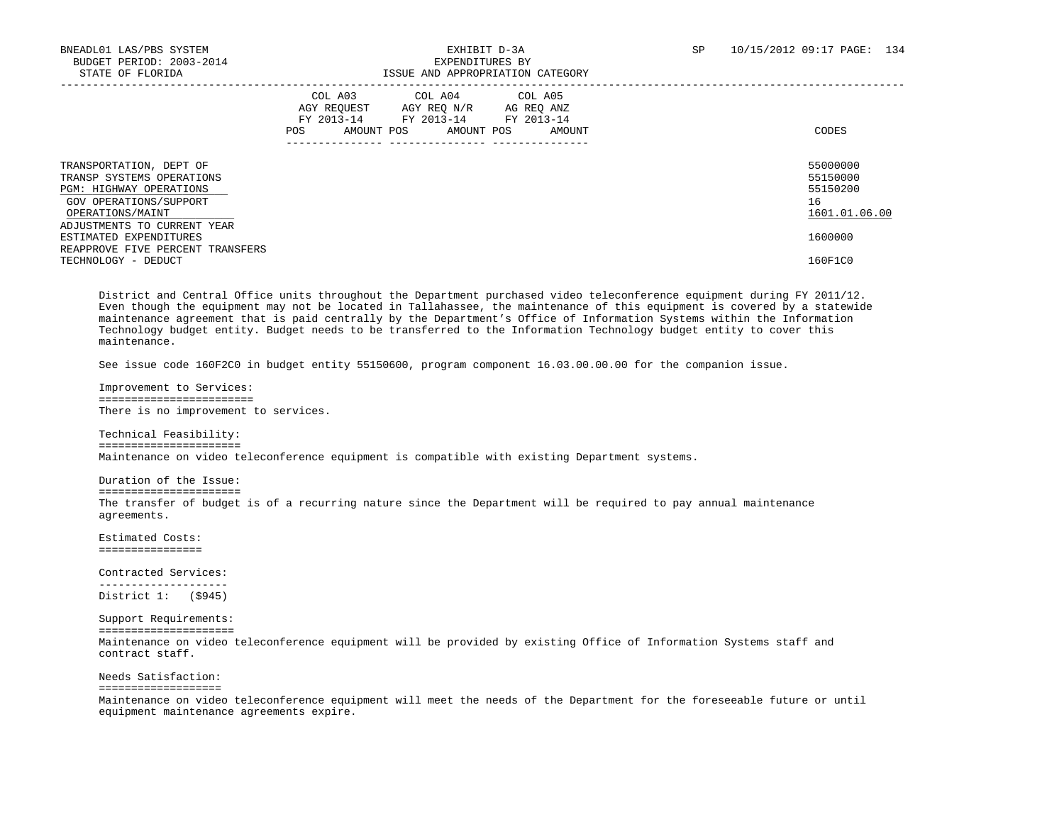BNEADL01 LAS/PBS SYSTEM  
BUDGET PERIOD: 2003-2014  
STATE OF FLORIDA

EXHIBIT D-3A  
EXPENDITURES BY  
ISSUE AND APPROPRIATION CATEGORY

SP 10/15/2012 09:17

| | COL A03 AGY REQUEST FY 2013-14 POS | AMOUNT | COL A04 AGY REQ N/R FY 2013-14 POS | AMOUNT | COL A05 AG REQ ANZ FY 2013-14 POS | AMOUNT | CODES |
|---|---|---|---|---|---|---|---|
| TRANSPORTATION, DEPT OF | | | | | | | 55000000 |
| TRANSP SYSTEMS OPERATIONS | | | | | | | 55150000 |
| PGM: HIGHWAY OPERATIONS | | | | | | | 55150200 |
| GOV OPERATIONS/SUPPORT | | | | | | | 16 |
| OPERATIONS/MAINT | | | | | | | 1601.01.06.00 |
| ADJUSTMENTS TO CURRENT YEAR ESTIMATED EXPENDITURES | | | | | | | 1600000 |
| REAPPROVE FIVE PERCENT TRANSFERS TECHNOLOGY - DEDUCT | | | | | | | 160F1C0 |

District and Central Office units throughout the Department purchased video teleconference equipment during FY 2011/12. Even though the equipment may not be located in Tallahassee, the maintenance of this equipment is covered by a statewide maintenance agreement that is paid centrally by the Department's Office of Information Systems within the Information Technology budget entity. Budget needs to be transferred to the Information Technology budget entity to cover this maintenance.

See issue code 160F2C0 in budget entity 55150600, program component 16.03.00.00.00 for the companion issue.

Improvement to Services:
========================
There is no improvement to services.

Technical Feasibility:
======================
Maintenance on video teleconference equipment is compatible with existing Department systems.

Duration of the Issue:
======================
The transfer of budget is of a recurring nature since the Department will be required to pay annual maintenance agreements.

Estimated Costs:
================

Contracted Services:
--------------------
District 1: ($945)

Support Requirements:
=====================
Maintenance on video teleconference equipment will be provided by existing Office of Information Systems staff and contract staff.

Needs Satisfaction:
===================
Maintenance on video teleconference equipment will meet the needs of the Department for the foreseeable future or until equipment maintenance agreements expire.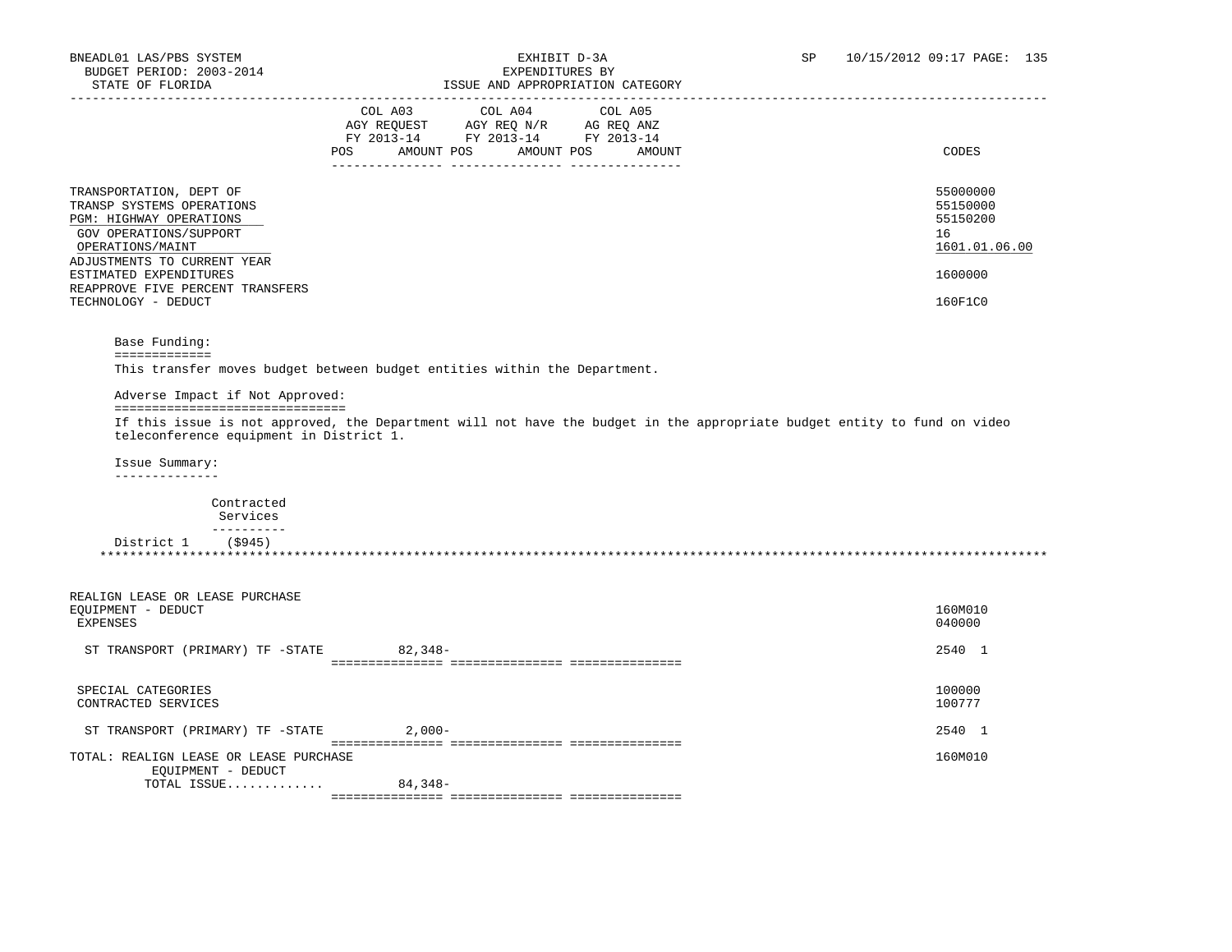BNEADL01 LAS/PBS SYSTEM — EXHIBIT D-3A — SP 10/15/2012 09:17
BUDGET PERIOD: 2003-2014 — EXPENDITURES BY
STATE OF FLORIDA — ISSUE AND APPROPRIATION CATEGORY

| | COL A03 AGY REQUEST FY 2013-14 POS AMOUNT | COL A04 AGY REQ N/R FY 2013-14 POS AMOUNT | COL A05 AG REQ ANZ FY 2013-14 POS AMOUNT | CODES |
|---|---|---|---|---|
| TRANSPORTATION, DEPT OF | | | | 55000000 |
| TRANSP SYSTEMS OPERATIONS | | | | 55150000 |
| PGM: HIGHWAY OPERATIONS | | | | 55150200 |
| GOV OPERATIONS/SUPPORT | | | | 16 |
| OPERATIONS/MAINT | | | | 1601.01.06.00 |
| ADJUSTMENTS TO CURRENT YEAR ESTIMATED EXPENDITURES | | | | 1600000 |
| REAPPROVE FIVE PERCENT TRANSFERS TECHNOLOGY - DEDUCT | | | | 160F1C0 |

Base Funding:
=============
This transfer moves budget between budget entities within the Department.

Adverse Impact if Not Approved:
===============================
If this issue is not approved, the Department will not have the budget in the appropriate budget entity to fund on video teleconference equipment in District 1.

Issue Summary:
--------------

| | Contracted Services |
|---|---|
| District 1 | ($945) |

*******************************************************************************************************************

| | COL A03 | COL A04 | COL A05 | CODES |
|---|---|---|---|---|
| REALIGN LEASE OR LEASE PURCHASE EQUIPMENT - DEDUCT | | | | 160M010 |
| EXPENSES | | | | 040000 |
| ST TRANSPORT (PRIMARY) TF -STATE | 82,348- | | | 2540 1 |
| SPECIAL CATEGORIES | | | | 100000 |
| CONTRACTED SERVICES | | | | 100777 |
| ST TRANSPORT (PRIMARY) TF -STATE | 2,000- | | | 2540 1 |
| TOTAL: REALIGN LEASE OR LEASE PURCHASE EQUIPMENT - DEDUCT | | | | 160M010 |
| TOTAL ISSUE............. | 84,348- | | | |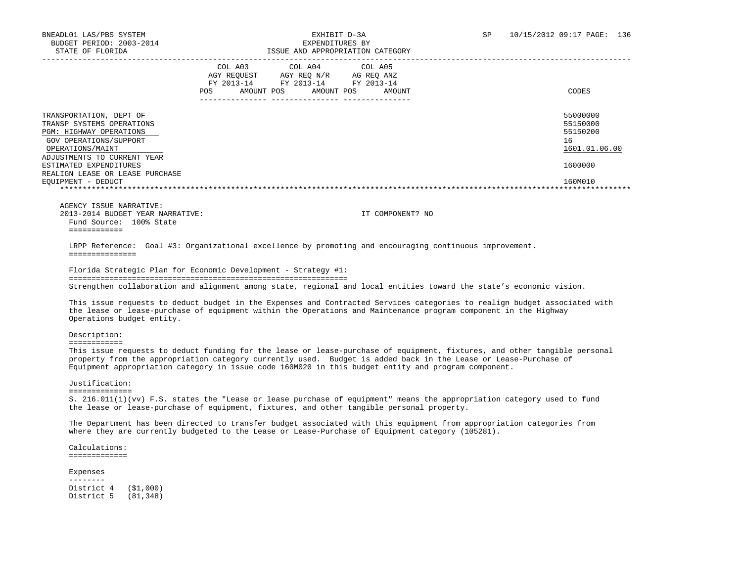BNEADL01 LAS/PBS SYSTEM
BUDGET PERIOD: 2003-2014
STATE OF FLORIDA

EXHIBIT D-3A
EXPENDITURES BY
ISSUE AND APPROPRIATION CATEGORY

SP 10/15/2012 09:17

| | COL A03 AGY REQUEST FY 2013-14 POS | AMOUNT | COL A04 AGY REQ N/R FY 2013-14 POS | AMOUNT | COL A05 AG REQ ANZ FY 2013-14 POS | AMOUNT | CODES |
|---|---|---|---|---|---|---|---|
| TRANSPORTATION, DEPT OF | | | | | | | 55000000 |
| TRANSP SYSTEMS OPERATIONS | | | | | | | 55150000 |
| PGM: HIGHWAY OPERATIONS | | | | | | | 55150200 |
| GOV OPERATIONS/SUPPORT | | | | | | | 16 |
| OPERATIONS/MAINT | | | | | | | 1601.01.06.00 |
| ADJUSTMENTS TO CURRENT YEAR ESTIMATED EXPENDITURES | | | | | | | 1600000 |
| REALIGN LEASE OR LEASE PURCHASE EQUIPMENT - DEDUCT | | | | | | | 160M010 |

AGENCY ISSUE NARRATIVE:
2013-2014 BUDGET YEAR NARRATIVE: IT COMPONENT? NO

Fund Source: 100% State

LRPP Reference: Goal #3: Organizational excellence by promoting and encouraging continuous improvement.

Florida Strategic Plan for Economic Development - Strategy #1:

Strengthen collaboration and alignment among state, regional and local entities toward the state's economic vision.

This issue requests to deduct budget in the Expenses and Contracted Services categories to realign budget associated with the lease or lease-purchase of equipment within the Operations and Maintenance program component in the Highway Operations budget entity.

Description:

This issue requests to deduct funding for the lease or lease-purchase of equipment, fixtures, and other tangible personal property from the appropriation category currently used. Budget is added back in the Lease or Lease-Purchase of Equipment appropriation category in issue code 160M020 in this budget entity and program component.

Justification:

S. 216.011(1)(vv) F.S. states the "Lease or lease purchase of equipment" means the appropriation category used to fund the lease or lease-purchase of equipment, fixtures, and other tangible personal property.

The Department has been directed to transfer budget associated with this equipment from appropriation categories from where they are currently budgeted to the Lease or Lease-Purchase of Equipment category (105281).

Calculations:

Expenses

District 4 ($1,000)
District 5 (81,348)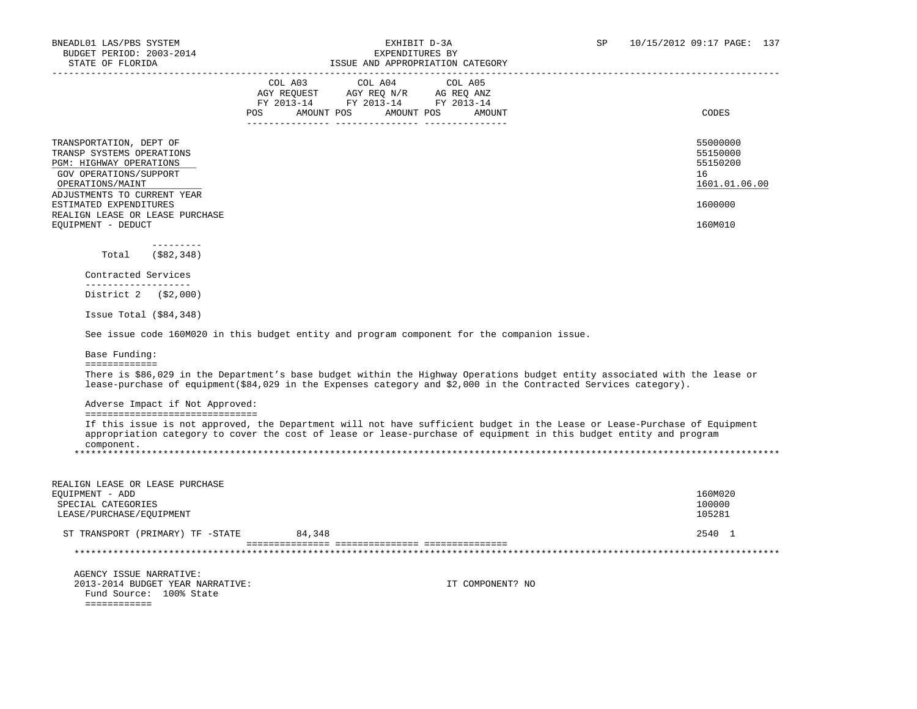| | COL A03 AGY REQUEST FY 2013-14 | | COL A04 AGY REQ N/R FY 2013-14 | | COL A05 AG REQ ANZ FY 2013-14 | | CODES |
|---|---|---|---|---|---|---|---|
| | POS | AMOUNT | POS | AMOUNT | POS | AMOUNT | |
| TRANSPORTATION, DEPT OF | | | | | | | 55000000 |
| TRANSP SYSTEMS OPERATIONS | | | | | | | 55150000 |
| PGM: HIGHWAY OPERATIONS | | | | | | | 55150200 |
| GOV OPERATIONS/SUPPORT | | | | | | | 16 |
| OPERATIONS/MAINT | | | | | | | 1601.01.06.00 |
| ADJUSTMENTS TO CURRENT YEAR ESTIMATED EXPENDITURES | | | | | | | 1600000 |
| REALIGN LEASE OR LEASE PURCHASE EQUIPMENT - DEDUCT | | | | | | | 160M010 |

Total ($82,348)

Contracted Services

District 2 ($2,000)

Issue Total ($84,348)

See issue code 160M020 in this budget entity and program component for the companion issue.

Base Funding:

There is $86,029 in the Department's base budget within the Highway Operations budget entity associated with the lease or lease-purchase of equipment($84,029 in the Expenses category and $2,000 in the Contracted Services category).

Adverse Impact if Not Approved:

If this issue is not approved, the Department will not have sufficient budget in the Lease or Lease-Purchase of Equipment appropriation category to cover the cost of lease or lease-purchase of equipment in this budget entity and program component.

| | COL A03 POS | COL A03 AMOUNT | COL A04 POS | COL A04 AMOUNT | COL A05 POS | COL A05 AMOUNT | CODES |
|---|---|---|---|---|---|---|---|
| REALIGN LEASE OR LEASE PURCHASE EQUIPMENT - ADD | | | | | | | 160M020 |
| SPECIAL CATEGORIES | | | | | | | 100000 |
| LEASE/PURCHASE/EQUIPMENT | | | | | | | 105281 |
| ST TRANSPORT (PRIMARY) TF -STATE | | 84,348 | | | | | 2540 1 |

AGENCY ISSUE NARRATIVE:

2013-2014 BUDGET YEAR NARRATIVE: IT COMPONENT? NO

Fund Source: 100% State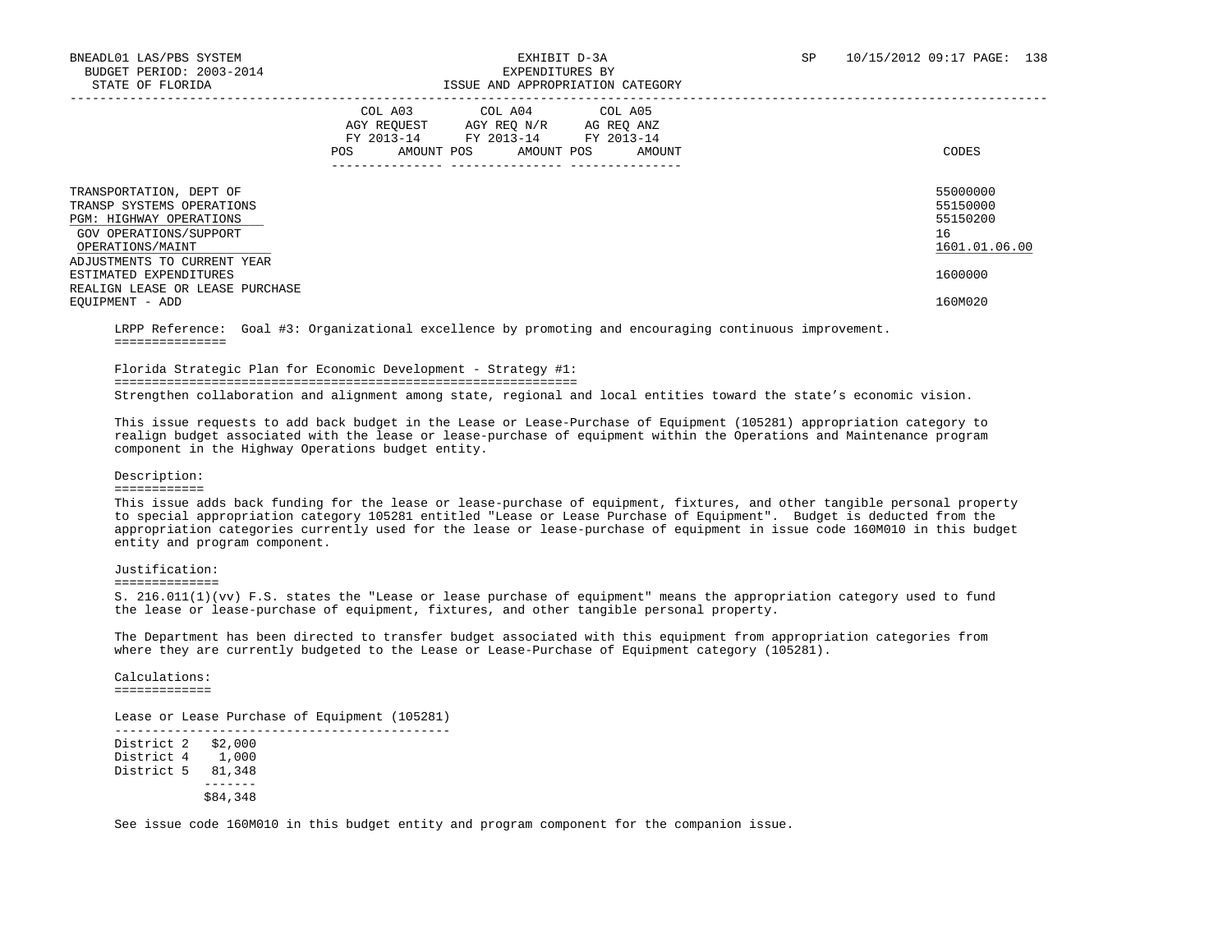BNEADL01 LAS/PBS SYSTEM
BUDGET PERIOD: 2003-2014
STATE OF FLORIDA

EXHIBIT D-3A
EXPENDITURES BY
ISSUE AND APPROPRIATION CATEGORY

SP 10/15/2012 09:17

| | COL A03 AGY REQUEST FY 2013-14 POS AMOUNT | COL A04 AGY REQ N/R FY 2013-14 POS AMOUNT | COL A05 AG REQ ANZ FY 2013-14 POS AMOUNT | CODES |
|---|---|---|---|---|
| TRANSPORTATION, DEPT OF | | | | 55000000 |
| TRANSP SYSTEMS OPERATIONS | | | | 55150000 |
| PGM: HIGHWAY OPERATIONS | | | | 55150200 |
| GOV OPERATIONS/SUPPORT | | | | 16 |
| OPERATIONS/MAINT | | | | 1601.01.06.00 |
| ADJUSTMENTS TO CURRENT YEAR ESTIMATED EXPENDITURES | | | | 1600000 |
| REALIGN LEASE OR LEASE PURCHASE EQUIPMENT - ADD | | | | 160M020 |

LRPP Reference: Goal #3: Organizational excellence by promoting and encouraging continuous improvement.

Florida Strategic Plan for Economic Development - Strategy #1:

Strengthen collaboration and alignment among state, regional and local entities toward the state's economic vision.

This issue requests to add back budget in the Lease or Lease-Purchase of Equipment (105281) appropriation category to realign budget associated with the lease or lease-purchase of equipment within the Operations and Maintenance program component in the Highway Operations budget entity.

Description:

This issue adds back funding for the lease or lease-purchase of equipment, fixtures, and other tangible personal property to special appropriation category 105281 entitled "Lease or Lease Purchase of Equipment". Budget is deducted from the appropriation categories currently used for the lease or lease-purchase of equipment in issue code 160M010 in this budget entity and program component.

Justification:

S. 216.011(1)(vv) F.S. states the "Lease or lease purchase of equipment" means the appropriation category used to fund the lease or lease-purchase of equipment, fixtures, and other tangible personal property.

The Department has been directed to transfer budget associated with this equipment from appropriation categories from where they are currently budgeted to the Lease or Lease-Purchase of Equipment category (105281).

Calculations:

Lease or Lease Purchase of Equipment (105281)

| | |
|---|---|
| District 2 | $2,000 |
| District 4 | 1,000 |
| District 5 | 81,348 |
| | $84,348 |

See issue code 160M010 in this budget entity and program component for the companion issue.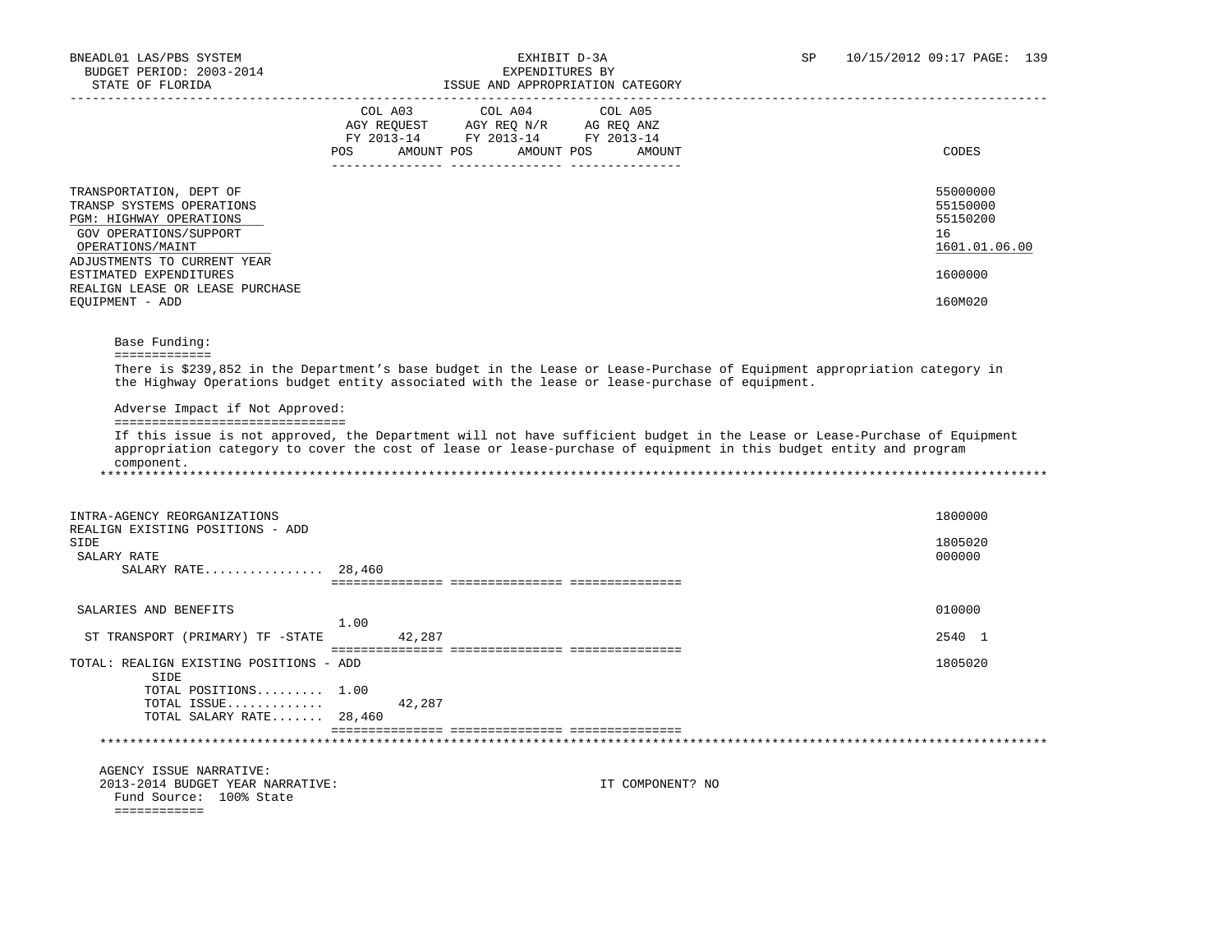BNEADL01 LAS/PBS SYSTEM | EXHIBIT D-3A | SP 10/15/2012 09:17 PAGE: 139
BUDGET PERIOD: 2003-2014 | EXPENDITURES BY
STATE OF FLORIDA | ISSUE AND APPROPRIATION CATEGORY

| | COL A03 AGY REQUEST FY 2013-14 POS | AMOUNT | COL A04 AGY REQ N/R FY 2013-14 POS | AMOUNT | COL A05 AG REQ ANZ FY 2013-14 POS | AMOUNT | CODES |
|---|---|---|---|---|---|---|---|
| TRANSPORTATION, DEPT OF | | | | | | | 55000000 |
| TRANSP SYSTEMS OPERATIONS | | | | | | | 55150000 |
| PGM: HIGHWAY OPERATIONS | | | | | | | 55150200 |
| GOV OPERATIONS/SUPPORT | | | | | | | 16 |
| OPERATIONS/MAINT | | | | | | | 1601.01.06.00 |
| ADJUSTMENTS TO CURRENT YEAR ESTIMATED EXPENDITURES | | | | | | | 1600000 |
| REALIGN LEASE OR LEASE PURCHASE EQUIPMENT - ADD | | | | | | | 160M020 |

Base Funding:
=============
There is $239,852 in the Department's base budget in the Lease or Lease-Purchase of Equipment appropriation category in the Highway Operations budget entity associated with the lease or lease-purchase of equipment.

Adverse Impact if Not Approved:
===============================
If this issue is not approved, the Department will not have sufficient budget in the Lease or Lease-Purchase of Equipment appropriation category to cover the cost of lease or lease-purchase of equipment in this budget entity and program component.

*******************************************************************************************************************

| | COL A03 POS | AMOUNT | COL A04 POS | AMOUNT | COL A05 POS | AMOUNT | CODES |
|---|---|---|---|---|---|---|---|
| INTRA-AGENCY REORGANIZATIONS | | | | | | | 1800000 |
| REALIGN EXISTING POSITIONS - ADD SIDE | | | | | | | 1805020 |
| SALARY RATE | | | | | | | 000000 |
| SALARY RATE................ | 28,460 | | | | | | |
| SALARIES AND BENEFITS | 1.00 | | | | | | 010000 |
| ST TRANSPORT (PRIMARY) TF -STATE | | 42,287 | | | | | 2540 1 |
| TOTAL: REALIGN EXISTING POSITIONS - ADD SIDE | | | | | | | 1805020 |
| TOTAL POSITIONS......... | 1.00 | | | | | | |
| TOTAL ISSUE............. | | 42,287 | | | | | |
| TOTAL SALARY RATE....... | 28,460 | | | | | | |

*******************************************************************************************************************

AGENCY ISSUE NARRATIVE:
2013-2014 BUDGET YEAR NARRATIVE: IT COMPONENT? NO
Fund Source: 100% State
============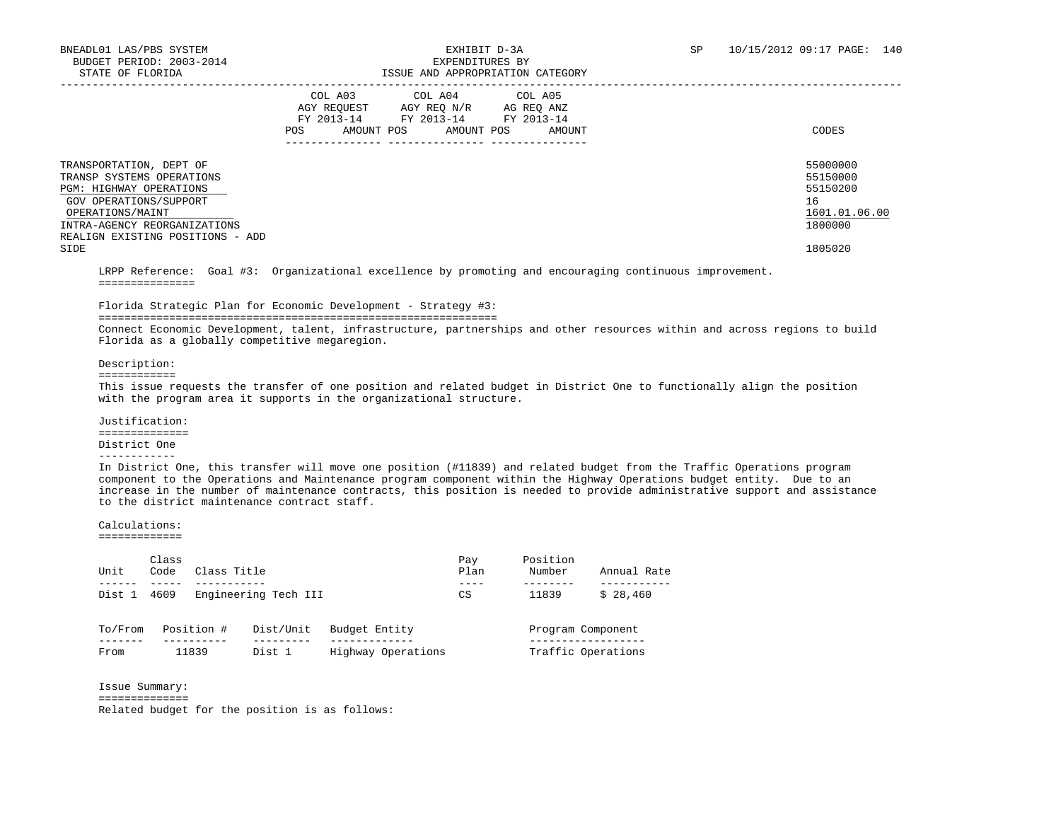BNEADL01 LAS/PBS SYSTEM
BUDGET PERIOD: 2003-2014
STATE OF FLORIDA

EXHIBIT D-3A
EXPENDITURES BY
ISSUE AND APPROPRIATION CATEGORY

SP 10/15/2012 09:17

| | COL A03 AGY REQUEST FY 2013-14 POS | AMOUNT | COL A04 AGY REQ N/R FY 2013-14 POS | AMOUNT | COL A05 AG REQ ANZ FY 2013-14 POS | AMOUNT | CODES |
|---|---|---|---|---|---|---|---|
| TRANSPORTATION, DEPT OF | | | | | | | 55000000 |
| TRANSP SYSTEMS OPERATIONS | | | | | | | 55150000 |
| PGM: HIGHWAY OPERATIONS | | | | | | | 55150200 |
| GOV OPERATIONS/SUPPORT | | | | | | | 16 |
| OPERATIONS/MAINT | | | | | | | 1601.01.06.00 |
| INTRA-AGENCY REORGANIZATIONS | | | | | | | 1800000 |
| REALIGN EXISTING POSITIONS - ADD SIDE | | | | | | | 1805020 |

LRPP Reference: Goal #3: Organizational excellence by promoting and encouraging continuous improvement.

Florida Strategic Plan for Economic Development - Strategy #3:

Connect Economic Development, talent, infrastructure, partnerships and other resources within and across regions to build Florida as a globally competitive megaregion.

Description:

This issue requests the transfer of one position and related budget in District One to functionally align the position with the program area it supports in the organizational structure.

Justification:

District One

In District One, this transfer will move one position (#11839) and related budget from the Traffic Operations program component to the Operations and Maintenance program component within the Highway Operations budget entity. Due to an increase in the number of maintenance contracts, this position is needed to provide administrative support and assistance to the district maintenance contract staff.

Calculations:

| Unit | Class Code | Class Title | Pay Plan | Position Number | Annual Rate |
|---|---|---|---|---|---|
| Dist 1 | 4609 | Engineering Tech III | CS | 11839 | $ 28,460 |

| To/From | Position # | Dist/Unit | Budget Entity | Program Component |
|---|---|---|---|---|
| From | 11839 | Dist 1 | Highway Operations | Traffic Operations |

Issue Summary:

Related budget for the position is as follows: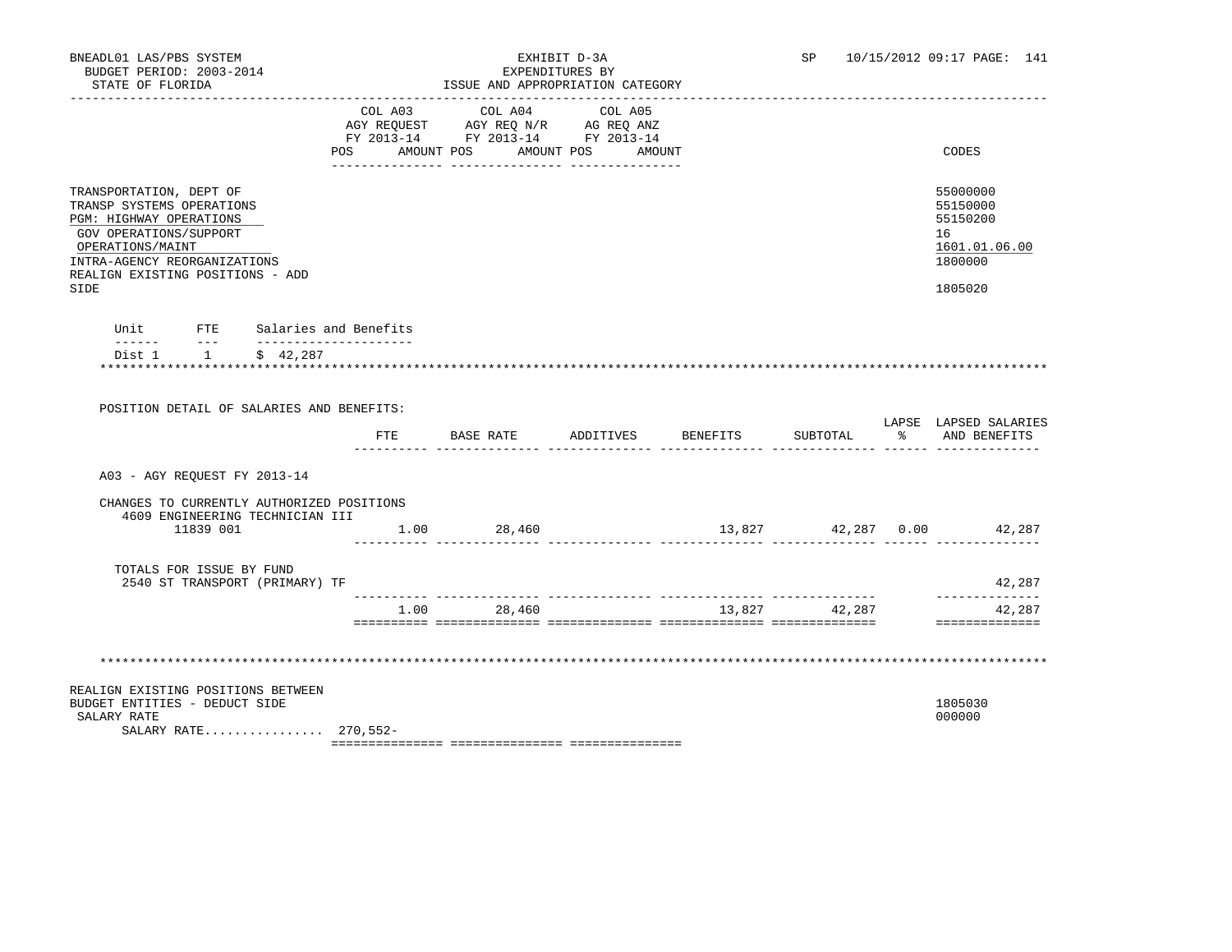BNEADL01 LAS/PBS SYSTEM
BUDGET PERIOD: 2003-2014
STATE OF FLORIDA

EXHIBIT D-3A
EXPENDITURES BY
ISSUE AND APPROPRIATION CATEGORY

SP 10/15/2012 09:17 PAGE: 141

| | COL A03 AGY REQUEST FY 2013-14 POS AMOUNT | COL A04 AGY REQ N/R FY 2013-14 POS AMOUNT | COL A05 AG REQ ANZ FY 2013-14 POS AMOUNT | CODES |
|---|---|---|---|---|
| TRANSPORTATION, DEPT OF | | | | 55000000 |
| TRANSP SYSTEMS OPERATIONS | | | | 55150000 |
| PGM: HIGHWAY OPERATIONS | | | | 55150200 |
| GOV OPERATIONS/SUPPORT | | | | 16 |
| OPERATIONS/MAINT | | | | 1601.01.06.00 |
| INTRA-AGENCY REORGANIZATIONS | | | | 1800000 |
| REALIGN EXISTING POSITIONS - ADD SIDE | | | | 1805020 |

| Unit | FTE | Salaries and Benefits |
|---|---|---|
| Dist 1 | 1 | $ 42,287 |

POSITION DETAIL OF SALARIES AND BENEFITS:

| | FTE | BASE RATE | ADDITIVES | BENEFITS | SUBTOTAL | LAPSE % | LAPSED SALARIES AND BENEFITS |
|---|---|---|---|---|---|---|---|
| A03 - AGY REQUEST FY 2013-14 | | | | | | | |
| CHANGES TO CURRENTLY AUTHORIZED POSITIONS | | | | | | | |
| 4609 ENGINEERING TECHNICIAN III 11839 001 | 1.00 | 28,460 | | 13,827 | 42,287 | 0.00 | 42,287 |
| TOTALS FOR ISSUE BY FUND | | | | | | | |
| 2540 ST TRANSPORT (PRIMARY) TF | | | | | | | 42,287 |
| | 1.00 | 28,460 | | 13,827 | 42,287 | | 42,287 |

| | COL A03 | COL A04 | COL A05 | CODES |
|---|---|---|---|---|
| REALIGN EXISTING POSITIONS BETWEEN BUDGET ENTITIES - DEDUCT SIDE | | | | 1805030 |
| SALARY RATE | | | | 000000 |
| SALARY RATE................ | 270,552- | | | |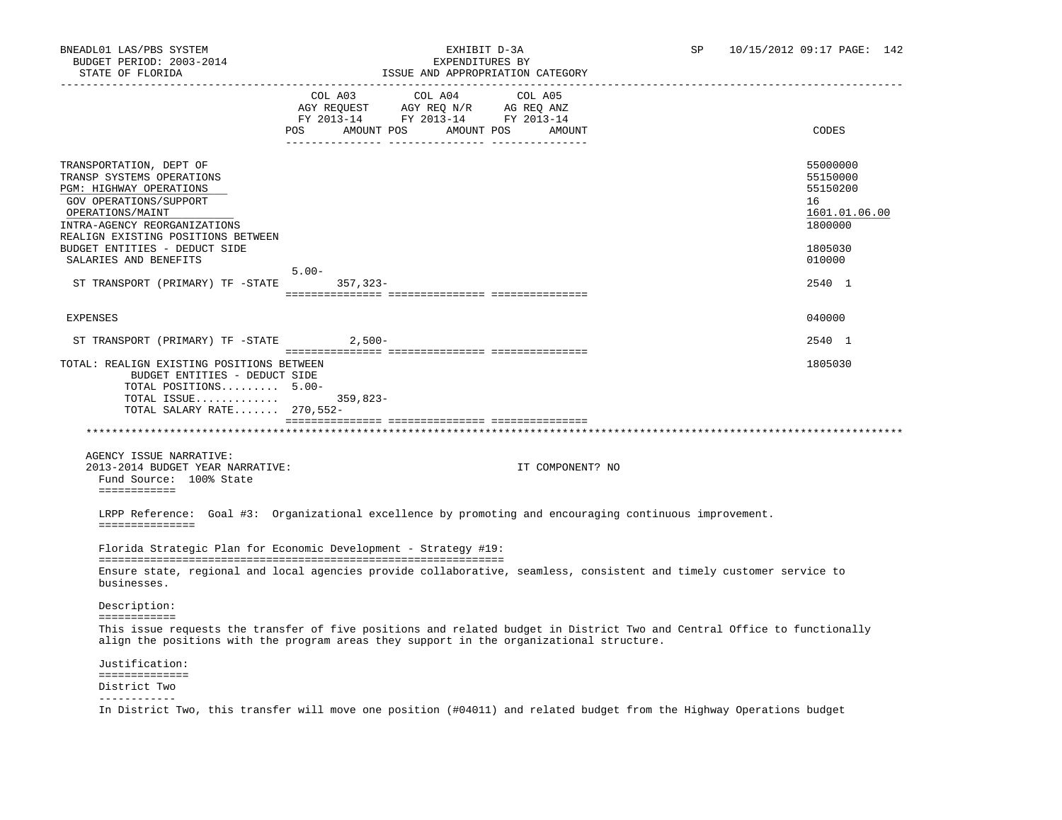BNEADL01 LAS/PBS SYSTEM | EXHIBIT D-3A | SP 10/15/2012 09:17

BUDGET PERIOD: 2003-2014 | EXPENDITURES BY

STATE OF FLORIDA | ISSUE AND APPROPRIATION CATEGORY

| | COL A03 AGY REQUEST FY 2013-14 POS | AMOUNT | COL A04 AGY REQ N/R FY 2013-14 POS | AMOUNT | COL A05 AG REQ ANZ FY 2013-14 POS | AMOUNT | CODES |
|---|---|---|---|---|---|---|---|
| TRANSPORTATION, DEPT OF | | | | | | | 55000000 |
| TRANSP SYSTEMS OPERATIONS | | | | | | | 55150000 |
| PGM: HIGHWAY OPERATIONS | | | | | | | 55150200 |
| GOV OPERATIONS/SUPPORT | | | | | | | 16 |
| OPERATIONS/MAINT | | | | | | | 1601.01.06.00 |
| INTRA-AGENCY REORGANIZATIONS | | | | | | | 1800000 |
| REALIGN EXISTING POSITIONS BETWEEN BUDGET ENTITIES - DEDUCT SIDE | | | | | | | 1805030 |
| SALARIES AND BENEFITS | | | | | | | 010000 |
| ST TRANSPORT (PRIMARY) TF -STATE | 5.00- | 357,323- | | | | | 2540 1 |
| EXPENSES | | | | | | | 040000 |
| ST TRANSPORT (PRIMARY) TF -STATE | | 2,500- | | | | | 2540 1 |
| TOTAL: REALIGN EXISTING POSITIONS BETWEEN BUDGET ENTITIES - DEDUCT SIDE | | | | | | | 1805030 |
| TOTAL POSITIONS......... | 5.00- | | | | | | |
| TOTAL ISSUE............ | | 359,823- | | | | | |
| TOTAL SALARY RATE....... | 270,552- | | | | | | |

AGENCY ISSUE NARRATIVE:

2013-2014 BUDGET YEAR NARRATIVE: IT COMPONENT? NO

Fund Source: 100% State

LRPP Reference: Goal #3: Organizational excellence by promoting and encouraging continuous improvement.

Florida Strategic Plan for Economic Development - Strategy #19:

Ensure state, regional and local agencies provide collaborative, seamless, consistent and timely customer service to businesses.

Description:

This issue requests the transfer of five positions and related budget in District Two and Central Office to functionally align the positions with the program areas they support in the organizational structure.

Justification:

District Two

In District Two, this transfer will move one position (#04011) and related budget from the Highway Operations budget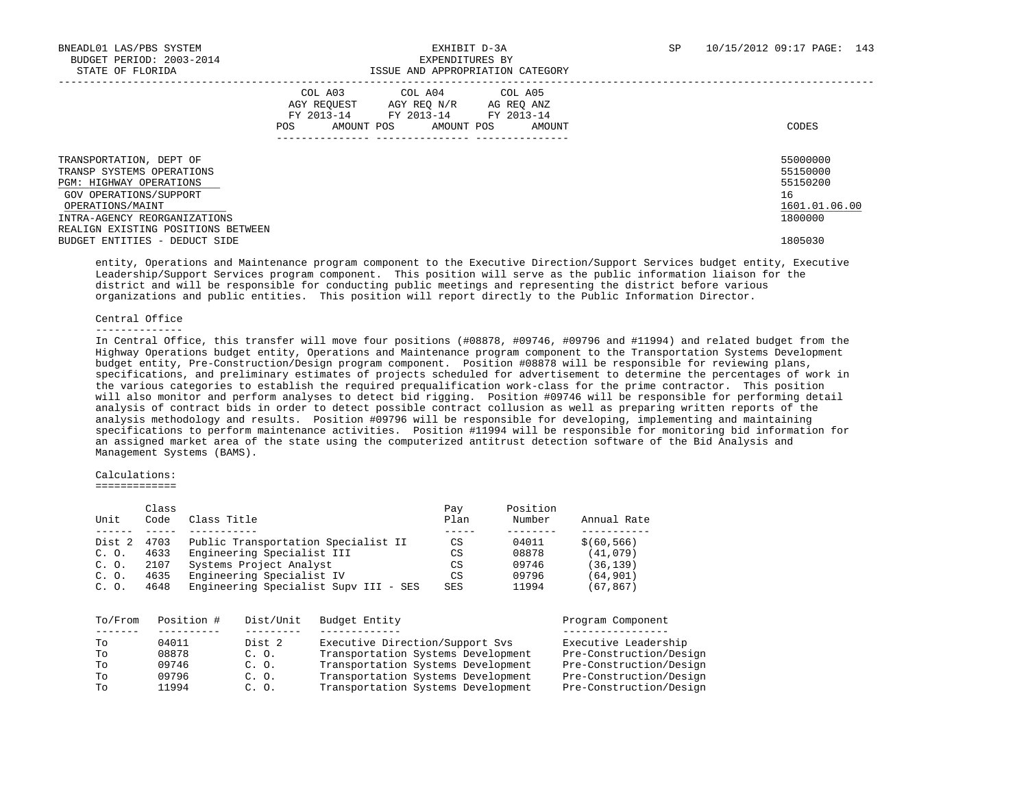| | COL A03 AGY REQUEST FY 2013-14 | | COL A04 AGY REQ N/R FY 2013-14 | | COL A05 AG REQ ANZ FY 2013-14 | | |
|---|---|---|---|---|---|---|---|
| | POS | AMOUNT | POS | AMOUNT | POS | AMOUNT | CODES |
| TRANSPORTATION, DEPT OF | | | | | | | 55000000 |
| TRANSP SYSTEMS OPERATIONS | | | | | | | 55150000 |
| PGM: HIGHWAY OPERATIONS | | | | | | | 55150200 |
| GOV OPERATIONS/SUPPORT | | | | | | | 16 |
| OPERATIONS/MAINT | | | | | | | 1601.01.06.00 |
| INTRA-AGENCY REORGANIZATIONS | | | | | | | 1800000 |
| REALIGN EXISTING POSITIONS BETWEEN BUDGET ENTITIES - DEDUCT SIDE | | | | | | | 1805030 |

entity, Operations and Maintenance program component to the Executive Direction/Support Services budget entity, Executive Leadership/Support Services program component. This position will serve as the public information liaison for the district and will be responsible for conducting public meetings and representing the district before various organizations and public entities. This position will report directly to the Public Information Director.

## Central Office

In Central Office, this transfer will move four positions (#08878, #09746, #09796 and #11994) and related budget from the Highway Operations budget entity, Operations and Maintenance program component to the Transportation Systems Development budget entity, Pre-Construction/Design program component. Position #08878 will be responsible for reviewing plans, specifications, and preliminary estimates of projects scheduled for advertisement to determine the percentages of work in the various categories to establish the required prequalification work-class for the prime contractor. This position will also monitor and perform analyses to detect bid rigging. Position #09746 will be responsible for performing detail analysis of contract bids in order to detect possible contract collusion as well as preparing written reports of the analysis methodology and results. Position #09796 will be responsible for developing, implementing and maintaining specifications to perform maintenance activities. Position #11994 will be responsible for monitoring bid information for an assigned market area of the state using the computerized antitrust detection software of the Bid Analysis and Management Systems (BAMS).

## Calculations:

| Unit | Class Code | Class Title | Pay Plan | Position Number | Annual Rate |
|---|---|---|---|---|---|
| Dist 2 | 4703 | Public Transportation Specialist II | CS | 04011 | $(60,566) |
| C. O. | 4633 | Engineering Specialist III | CS | 08878 | (41,079) |
| C. O. | 2107 | Systems Project Analyst | CS | 09746 | (36,139) |
| C. O. | 4635 | Engineering Specialist IV | CS | 09796 | (64,901) |
| C. O. | 4648 | Engineering Specialist Supv III - SES | SES | 11994 | (67,867) |

| To/From | Position # | Dist/Unit | Budget Entity | Program Component |
|---|---|---|---|---|
| To | 04011 | Dist 2 | Executive Direction/Support Svs | Executive Leadership |
| To | 08878 | C. O. | Transportation Systems Development | Pre-Construction/Design |
| To | 09746 | C. O. | Transportation Systems Development | Pre-Construction/Design |
| To | 09796 | C. O. | Transportation Systems Development | Pre-Construction/Design |
| To | 11994 | C. O. | Transportation Systems Development | Pre-Construction/Design |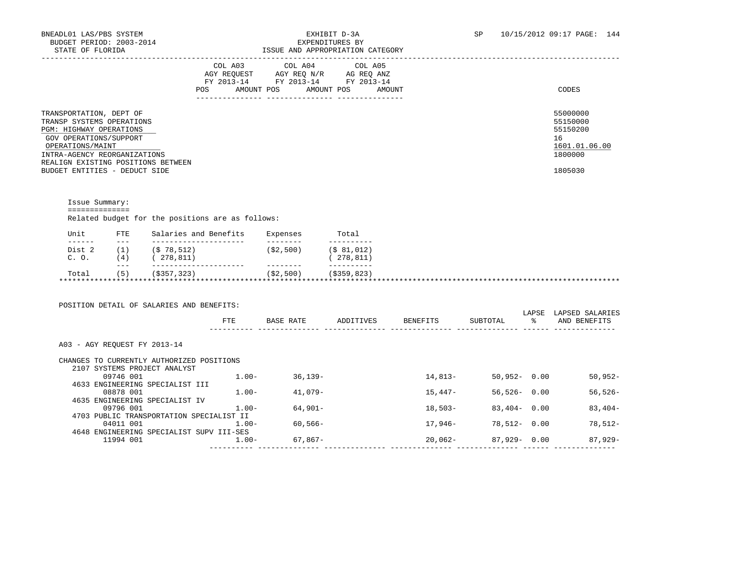BNEADL01 LAS/PBS SYSTEM
BUDGET PERIOD: 2003-2014
STATE OF FLORIDA

EXHIBIT D-3A
EXPENDITURES BY
ISSUE AND APPROPRIATION CATEGORY

SP 10/15/2012 09:17 PAGE: 144

| | COL A03 AGY REQUEST FY 2013-14 POS AMOUNT | COL A04 AGY REQ N/R FY 2013-14 POS AMOUNT | COL A05 AG REQ ANZ FY 2013-14 POS AMOUNT | CODES |
|---|---|---|---|---|
| TRANSPORTATION, DEPT OF | | | | 55000000 |
| TRANSP SYSTEMS OPERATIONS | | | | 55150000 |
| PGM: HIGHWAY OPERATIONS | | | | 55150200 |
| GOV OPERATIONS/SUPPORT | | | | 16 |
| OPERATIONS/MAINT | | | | 1601.01.06.00 |
| INTRA-AGENCY REORGANIZATIONS | | | | 1800000 |
| REALIGN EXISTING POSITIONS BETWEEN BUDGET ENTITIES - DEDUCT SIDE | | | | 1805030 |

Issue Summary:

Related budget for the positions are as follows:

| Unit | FTE | Salaries and Benefits | Expenses | Total |
|---|---|---|---|---|
| Dist 2 | (1) | ($ 78,512) | ($2,500) | ($ 81,012) |
| C. O. | (4) | ( 278,811) | | ( 278,811) |
| Total | (5) | ($357,323) | ($2,500) | ($359,823) |

POSITION DETAIL OF SALARIES AND BENEFITS:

| | FTE | BASE RATE | ADDITIVES | BENEFITS | SUBTOTAL | LAPSE % | LAPSED SALARIES AND BENEFITS |
|---|---|---|---|---|---|---|---|
| A03 - AGY REQUEST FY 2013-14 | | | | | | | |
| CHANGES TO CURRENTLY AUTHORIZED POSITIONS | | | | | | | |
| 2107 SYSTEMS PROJECT ANALYST | | | | | | | |
| 09746 001 | 1.00- | 36,139- | | 14,813- | 50,952- | 0.00 | 50,952- |
| 4633 ENGINEERING SPECIALIST III | | | | | | | |
| 08878 001 | 1.00- | 41,079- | | 15,447- | 56,526- | 0.00 | 56,526- |
| 4635 ENGINEERING SPECIALIST IV | | | | | | | |
| 09796 001 | 1.00- | 64,901- | | 18,503- | 83,404- | 0.00 | 83,404- |
| 4703 PUBLIC TRANSPORTATION SPECIALIST II | | | | | | | |
| 04011 001 | 1.00- | 60,566- | | 17,946- | 78,512- | 0.00 | 78,512- |
| 4648 ENGINEERING SPECIALIST SUPV III-SES | | | | | | | |
| 11994 001 | 1.00- | 67,867- | | 20,062- | 87,929- | 0.00 | 87,929- |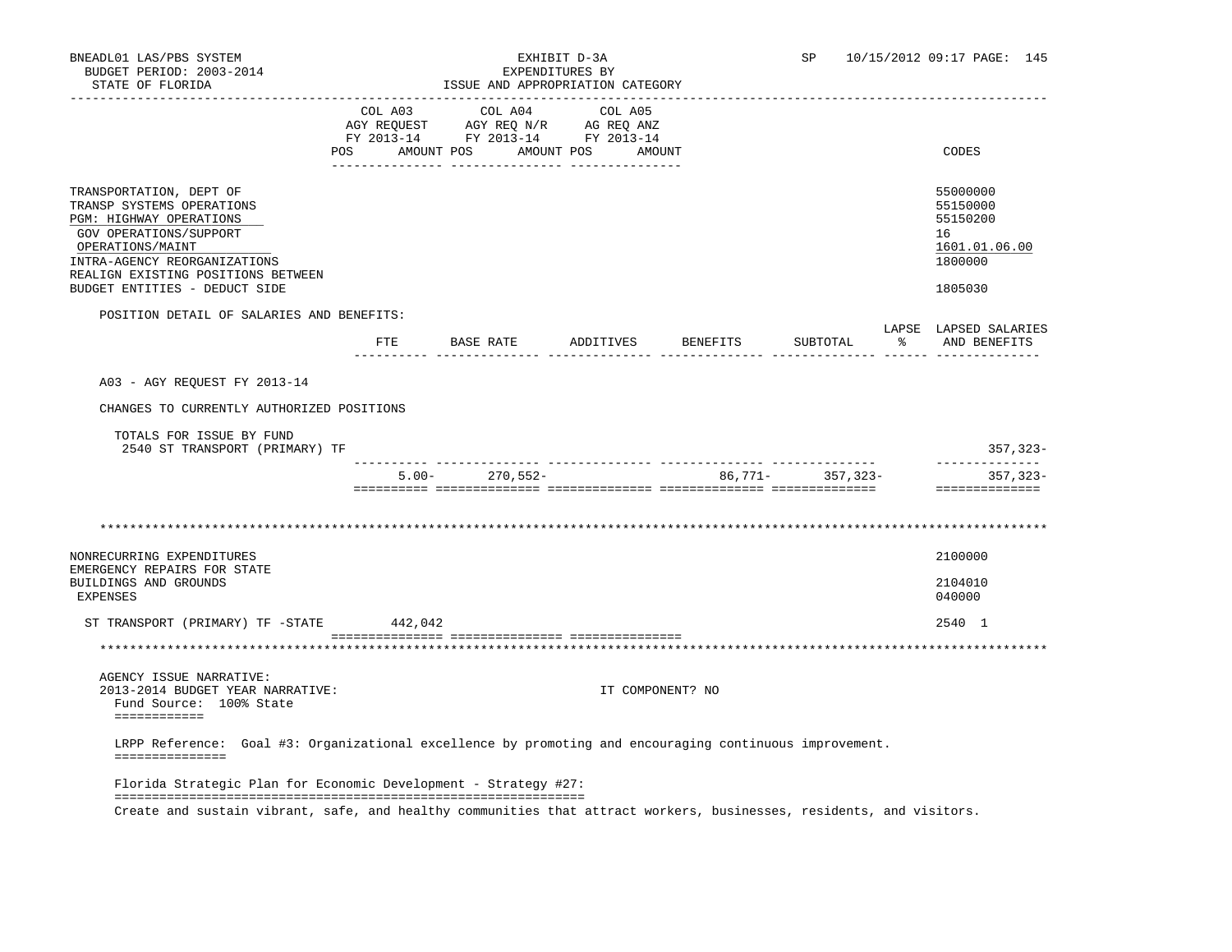BNEADL01 LAS/PBS SYSTEM | EXHIBIT D-3A | SP 10/15/2012 09:17
BUDGET PERIOD: 2003-2014 | EXPENDITURES BY
STATE OF FLORIDA | ISSUE AND APPROPRIATION CATEGORY

| | COL A03 AGY REQUEST FY 2013-14 POS AMOUNT | COL A04 AGY REQ N/R FY 2013-14 POS AMOUNT | COL A05 AG REQ ANZ FY 2013-14 POS AMOUNT | CODES |
|---|---|---|---|---|
| TRANSPORTATION, DEPT OF | | | | 55000000 |
| TRANSP SYSTEMS OPERATIONS | | | | 55150000 |
| PGM: HIGHWAY OPERATIONS | | | | 55150200 |
| GOV OPERATIONS/SUPPORT | | | | 16 |
| OPERATIONS/MAINT | | | | 1601.01.06.00 |
| INTRA-AGENCY REORGANIZATIONS | | | | 1800000 |
| REALIGN EXISTING POSITIONS BETWEEN BUDGET ENTITIES - DEDUCT SIDE | | | | 1805030 |

POSITION DETAIL OF SALARIES AND BENEFITS:

| | FTE | BASE RATE | ADDITIVES | BENEFITS | SUBTOTAL | LAPSE % | LAPSED SALARIES AND BENEFITS |
|---|---|---|---|---|---|---|---|
| A03 - AGY REQUEST FY 2013-14 | | | | | | | |
| CHANGES TO CURRENTLY AUTHORIZED POSITIONS | | | | | | | |
| TOTALS FOR ISSUE BY FUND | | | | | | | |
| 2540 ST TRANSPORT (PRIMARY) TF | | | | | | | 357,323- |
| | 5.00- | 270,552- | | 86,771- | 357,323- | | 357,323- |

************************************************************************************************************

| | COL A03 | COL A04 | COL A05 | CODES |
|---|---|---|---|---|
| NONRECURRING EXPENDITURES | | | | 2100000 |
| EMERGENCY REPAIRS FOR STATE BUILDINGS AND GROUNDS | | | | 2104010 |
| EXPENSES | | | | 040000 |
| ST TRANSPORT (PRIMARY) TF -STATE | 442,042 | | | 2540 1 |

************************************************************************************************************

AGENCY ISSUE NARRATIVE:
2013-2014 BUDGET YEAR NARRATIVE: IT COMPONENT? NO

Fund Source: 100% State

LRPP Reference: Goal #3: Organizational excellence by promoting and encouraging continuous improvement.

Florida Strategic Plan for Economic Development - Strategy #27:

Create and sustain vibrant, safe, and healthy communities that attract workers, businesses, residents, and visitors.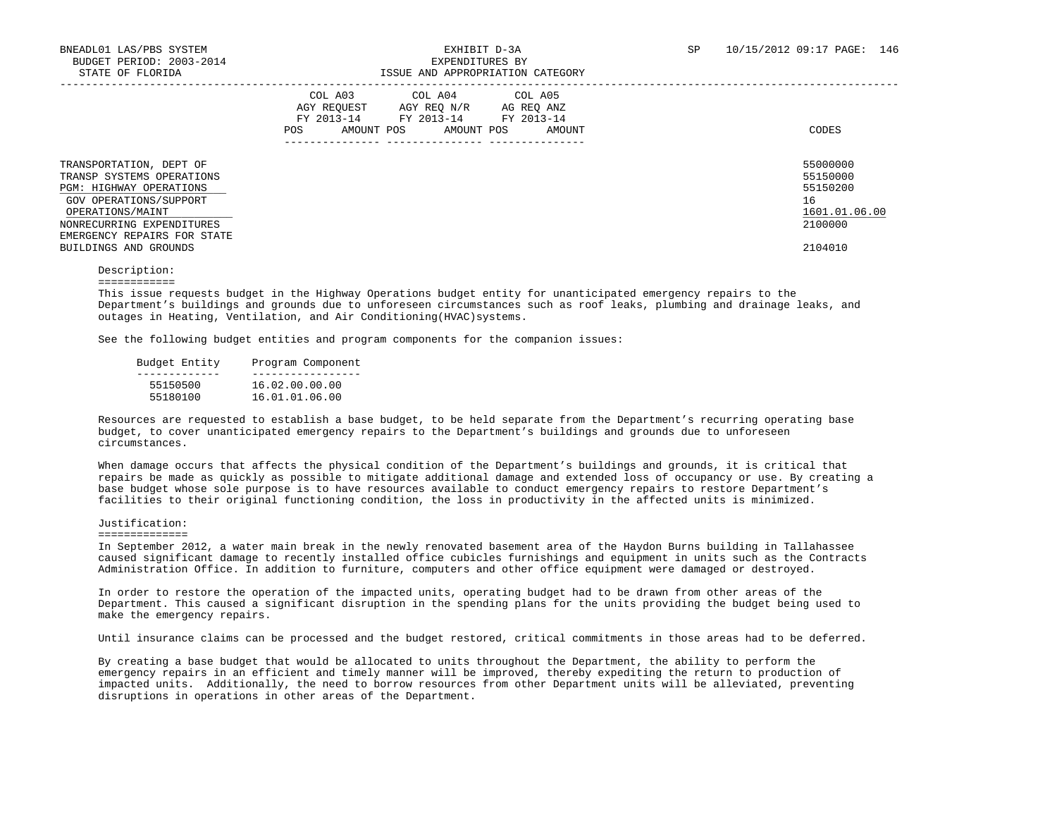BNEADL01 LAS/PBS SYSTEM — EXHIBIT D-3A — EXPENDITURES BY ISSUE AND APPROPRIATION CATEGORY
BUDGET PERIOD: 2003-2014
STATE OF FLORIDA
SP 10/15/2012 09:17

| | COL A03 AGY REQUEST FY 2013-14 POS AMOUNT | COL A04 AGY REQ N/R FY 2013-14 POS AMOUNT | COL A05 AG REQ ANZ FY 2013-14 POS AMOUNT | CODES |
|---|---|---|---|---|
| TRANSPORTATION, DEPT OF | | | | 55000000 |
| TRANSP SYSTEMS OPERATIONS | | | | 55150000 |
| PGM: HIGHWAY OPERATIONS | | | | 55150200 |
| GOV OPERATIONS/SUPPORT | | | | 16 |
| OPERATIONS/MAINT | | | | 1601.01.06.00 |
| NONRECURRING EXPENDITURES | | | | 2100000 |
| EMERGENCY REPAIRS FOR STATE BUILDINGS AND GROUNDS | | | | 2104010 |

Description:
============

This issue requests budget in the Highway Operations budget entity for unanticipated emergency repairs to the Department's buildings and grounds due to unforeseen circumstances such as roof leaks, plumbing and drainage leaks, and outages in Heating, Ventilation, and Air Conditioning(HVAC)systems.

See the following budget entities and program components for the companion issues:

| Budget Entity | Program Component |
|---|---|
| 55150500 | 16.02.00.00.00 |
| 55180100 | 16.01.01.06.00 |

Resources are requested to establish a base budget, to be held separate from the Department's recurring operating base budget, to cover unanticipated emergency repairs to the Department's buildings and grounds due to unforeseen circumstances.

When damage occurs that affects the physical condition of the Department's buildings and grounds, it is critical that repairs be made as quickly as possible to mitigate additional damage and extended loss of occupancy or use. By creating a base budget whose sole purpose is to have resources available to conduct emergency repairs to restore Department's facilities to their original functioning condition, the loss in productivity in the affected units is minimized.

Justification:
==============

In September 2012, a water main break in the newly renovated basement area of the Haydon Burns building in Tallahassee caused significant damage to recently installed office cubicles furnishings and equipment in units such as the Contracts Administration Office. In addition to furniture, computers and other office equipment were damaged or destroyed.

In order to restore the operation of the impacted units, operating budget had to be drawn from other areas of the Department. This caused a significant disruption in the spending plans for the units providing the budget being used to make the emergency repairs.

Until insurance claims can be processed and the budget restored, critical commitments in those areas had to be deferred.

By creating a base budget that would be allocated to units throughout the Department, the ability to perform the emergency repairs in an efficient and timely manner will be improved, thereby expediting the return to production of impacted units. Additionally, the need to borrow resources from other Department units will be alleviated, preventing disruptions in operations in other areas of the Department.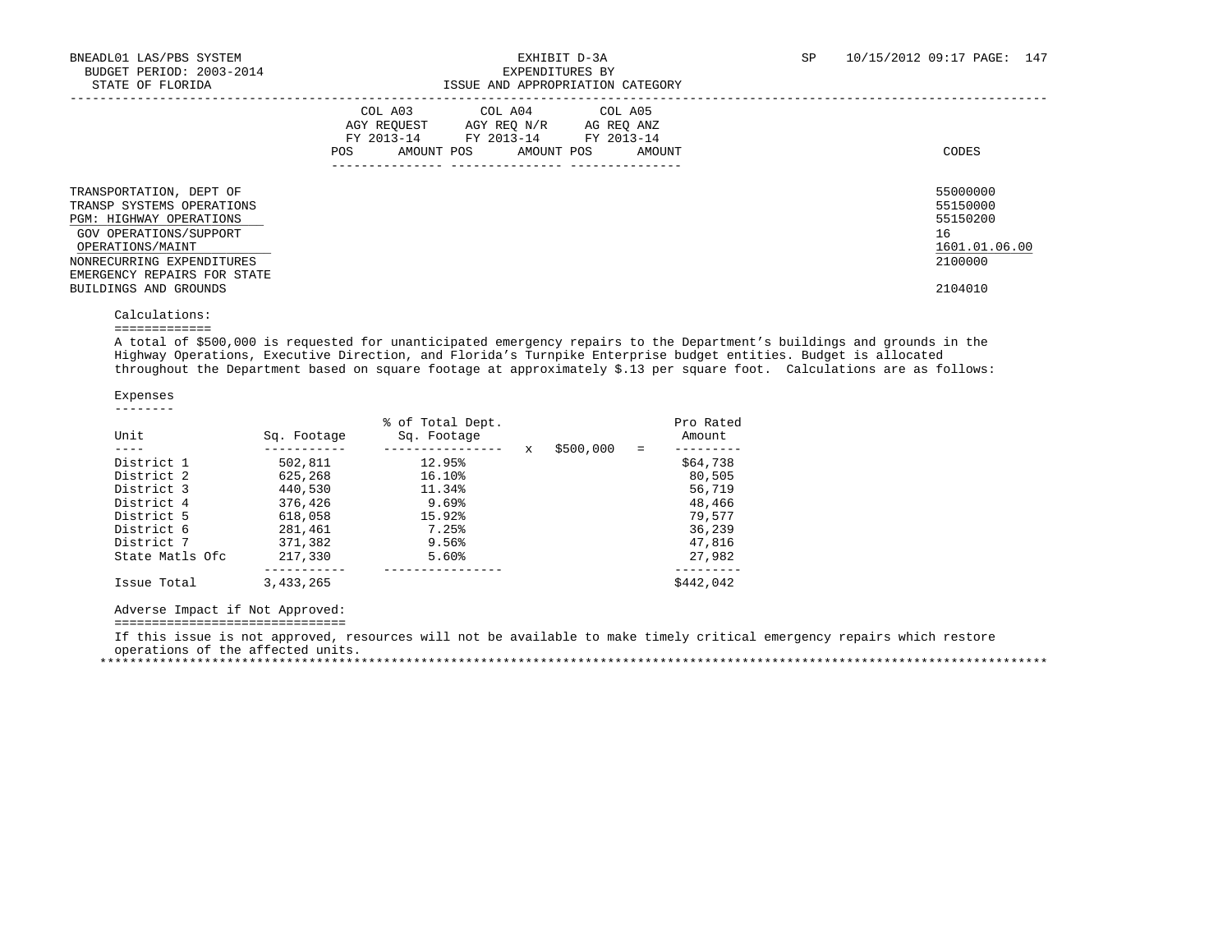EXHIBIT D-3A
EXPENDITURES BY
ISSUE AND APPROPRIATION CATEGORY

| | COL A03 AGY REQUEST FY 2013-14 POS | AMOUNT | COL A04 AGY REQ N/R FY 2013-14 POS | AMOUNT | COL A05 AG REQ ANZ FY 2013-14 POS | AMOUNT | CODES |
|---|---|---|---|---|---|---|---|
| TRANSPORTATION, DEPT OF | | | | | | | 55000000 |
| TRANSP SYSTEMS OPERATIONS | | | | | | | 55150000 |
| PGM: HIGHWAY OPERATIONS | | | | | | | 55150200 |
| GOV OPERATIONS/SUPPORT | | | | | | | 16 |
| OPERATIONS/MAINT | | | | | | | 1601.01.06.00 |
| NONRECURRING EXPENDITURES | | | | | | | 2100000 |
| EMERGENCY REPAIRS FOR STATE BUILDINGS AND GROUNDS | | | | | | | 2104010 |

Calculations:

A total of $500,000 is requested for unanticipated emergency repairs to the Department's buildings and grounds in the Highway Operations, Executive Direction, and Florida's Turnpike Enterprise budget entities. Budget is allocated throughout the Department based on square footage at approximately $.13 per square foot. Calculations are as follows:

Expenses

| Unit | Sq. Footage | % of Total Dept. Sq. Footage | x $500,000 = | Pro Rated Amount |
|---|---|---|---|---|
| District 1 | 502,811 | 12.95% | | $64,738 |
| District 2 | 625,268 | 16.10% | | 80,505 |
| District 3 | 440,530 | 11.34% | | 56,719 |
| District 4 | 376,426 | 9.69% | | 48,466 |
| District 5 | 618,058 | 15.92% | | 79,577 |
| District 6 | 281,461 | 7.25% | | 36,239 |
| District 7 | 371,382 | 9.56% | | 47,816 |
| State Matls Ofc | 217,330 | 5.60% | | 27,982 |
| Issue Total | 3,433,265 | | | $442,042 |

Adverse Impact if Not Approved:

If this issue is not approved, resources will not be available to make timely critical emergency repairs which restore operations of the affected units.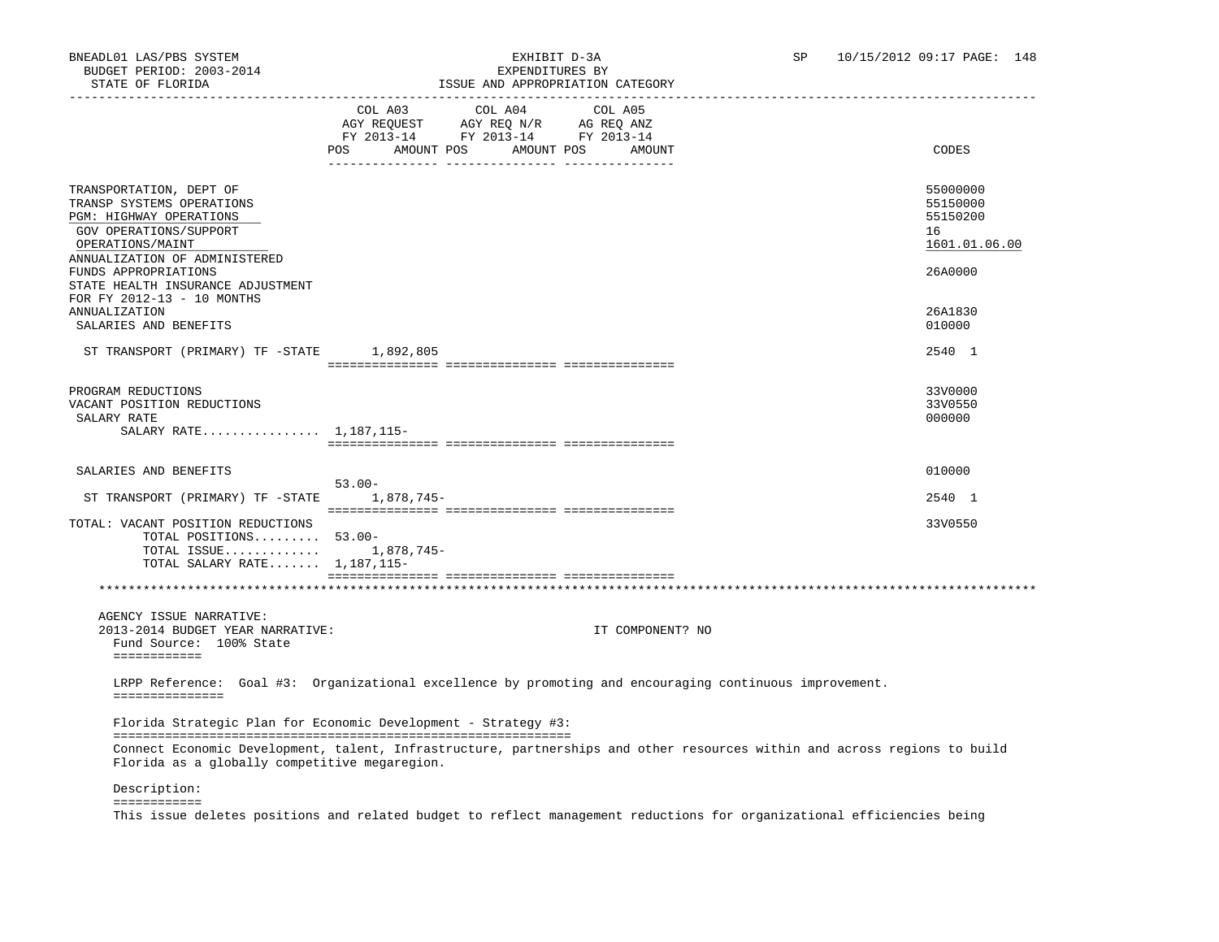BNEADL01 LAS/PBS SYSTEM — EXHIBIT D-3A — EXPENDITURES BY ISSUE AND APPROPRIATION CATEGORY
BUDGET PERIOD: 2003-2014
STATE OF FLORIDA

| | COL A03 AGY REQUEST FY 2013-14 POS AMOUNT | COL A04 AGY REQ N/R FY 2013-14 POS AMOUNT | COL A05 AG REQ ANZ FY 2013-14 POS AMOUNT | CODES |
|---|---|---|---|---|
| TRANSPORTATION, DEPT OF | | | | 55000000 |
| TRANSP SYSTEMS OPERATIONS | | | | 55150000 |
| PGM: HIGHWAY OPERATIONS | | | | 55150200 |
| GOV OPERATIONS/SUPPORT | | | | 16 |
| OPERATIONS/MAINT | | | | 1601.01.06.00 |
| ANNUALIZATION OF ADMINISTERED FUNDS APPROPRIATIONS | | | | 26A0000 |
| STATE HEALTH INSURANCE ADJUSTMENT FOR FY 2012-13 - 10 MONTHS ANNUALIZATION | | | | 26A1830 |
| SALARIES AND BENEFITS | | | | 010000 |
| ST TRANSPORT (PRIMARY) TF -STATE | 1,892,805 | | | 2540 1 |
| PROGRAM REDUCTIONS | | | | 33V0000 |
| VACANT POSITION REDUCTIONS | | | | 33V0550 |
| SALARY RATE | | | | 000000 |
| SALARY RATE................ | 1,187,115- | | | |
| SALARIES AND BENEFITS | 53.00- | | | 010000 |
| ST TRANSPORT (PRIMARY) TF -STATE | 1,878,745- | | | 2540 1 |
| TOTAL: VACANT POSITION REDUCTIONS | | | | 33V0550 |
| TOTAL POSITIONS......... | 53.00- | | | |
| TOTAL ISSUE............. | 1,878,745- | | | |
| TOTAL SALARY RATE....... | 1,187,115- | | | |

AGENCY ISSUE NARRATIVE:
2013-2014 BUDGET YEAR NARRATIVE: IT COMPONENT? NO

Fund Source: 100% State

LRPP Reference: Goal #3: Organizational excellence by promoting and encouraging continuous improvement.

Florida Strategic Plan for Economic Development - Strategy #3:

Connect Economic Development, talent, Infrastructure, partnerships and other resources within and across regions to build Florida as a globally competitive megaregion.

Description:

This issue deletes positions and related budget to reflect management reductions for organizational efficiencies being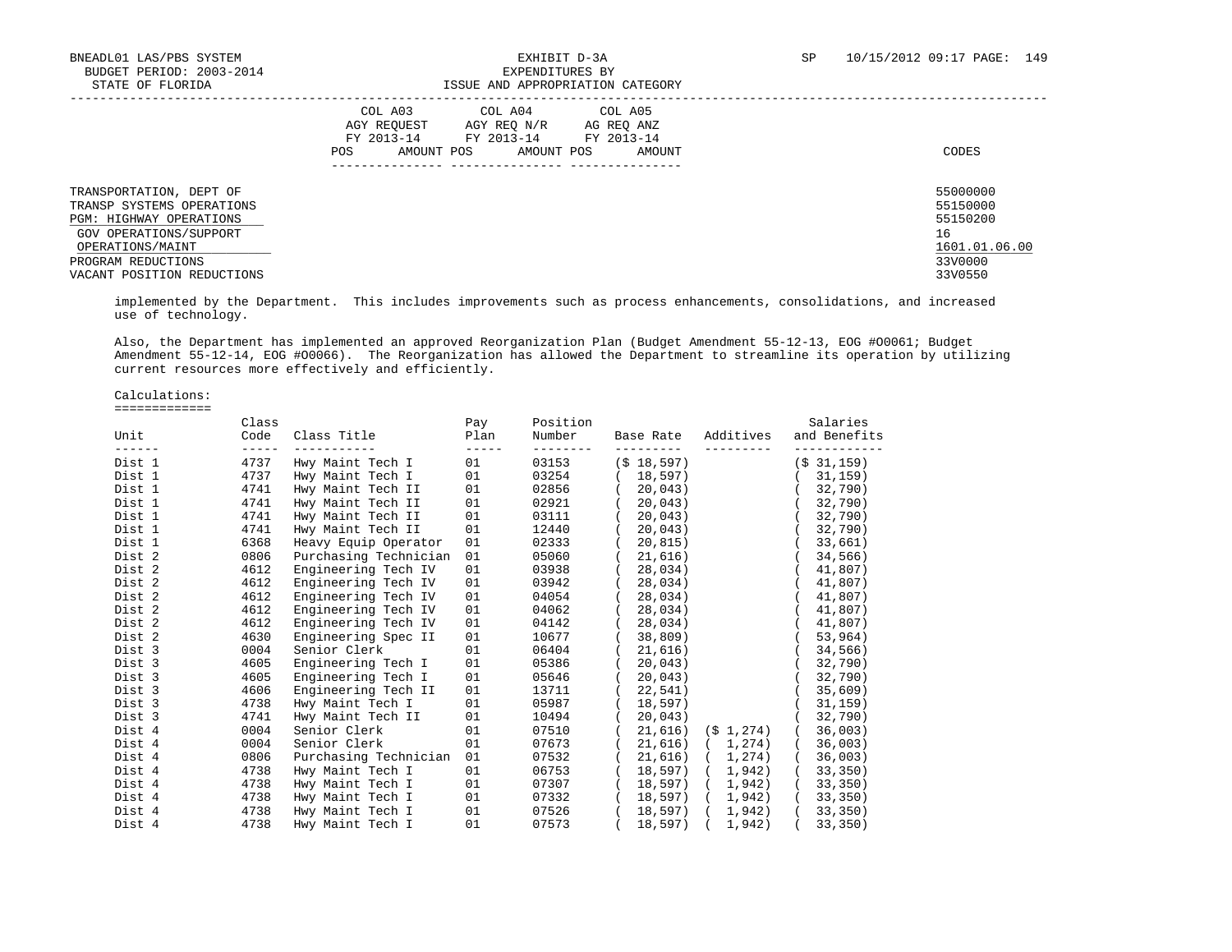| | COL A03 AGY REQUEST FY 2013-14 | | COL A04 AGY REQ N/R FY 2013-14 | | COL A05 AG REQ ANZ FY 2013-14 | | |
|---|---|---|---|---|---|---|---|
| | POS | AMOUNT | POS | AMOUNT | POS | AMOUNT | CODES |
| TRANSPORTATION, DEPT OF | | | | | | | 55000000 |
| TRANSP SYSTEMS OPERATIONS | | | | | | | 55150000 |
| PGM: HIGHWAY OPERATIONS | | | | | | | 55150200 |
| GOV OPERATIONS/SUPPORT | | | | | | | 16 |
| OPERATIONS/MAINT | | | | | | | 1601.01.06.00 |
| PROGRAM REDUCTIONS | | | | | | | 33V0000 |
| VACANT POSITION REDUCTIONS | | | | | | | 33V0550 |

implemented by the Department. This includes improvements such as process enhancements, consolidations, and increased use of technology.

Also, the Department has implemented an approved Reorganization Plan (Budget Amendment 55-12-13, EOG #O0061; Budget Amendment 55-12-14, EOG #O0066). The Reorganization has allowed the Department to streamline its operation by utilizing current resources more effectively and efficiently.

Calculations:
=============

| Unit | Class Code | Class Title | Pay Plan | Position Number | Base Rate | Additives | Salaries and Benefits |
|---|---|---|---|---|---|---|---|
| Dist 1 | 4737 | Hwy Maint Tech I | 01 | 03153 | ($ 18,597) | | ($ 31,159) |
| Dist 1 | 4737 | Hwy Maint Tech I | 01 | 03254 | ( 18,597) | | ( 31,159) |
| Dist 1 | 4741 | Hwy Maint Tech II | 01 | 02856 | ( 20,043) | | ( 32,790) |
| Dist 1 | 4741 | Hwy Maint Tech II | 01 | 02921 | ( 20,043) | | ( 32,790) |
| Dist 1 | 4741 | Hwy Maint Tech II | 01 | 03111 | ( 20,043) | | ( 32,790) |
| Dist 1 | 4741 | Hwy Maint Tech II | 01 | 12440 | ( 20,043) | | ( 32,790) |
| Dist 1 | 6368 | Heavy Equip Operator | 01 | 02333 | ( 20,815) | | ( 33,661) |
| Dist 2 | 0806 | Purchasing Technician | 01 | 05060 | ( 21,616) | | ( 34,566) |
| Dist 2 | 4612 | Engineering Tech IV | 01 | 03938 | ( 28,034) | | ( 41,807) |
| Dist 2 | 4612 | Engineering Tech IV | 01 | 03942 | ( 28,034) | | ( 41,807) |
| Dist 2 | 4612 | Engineering Tech IV | 01 | 04054 | ( 28,034) | | ( 41,807) |
| Dist 2 | 4612 | Engineering Tech IV | 01 | 04062 | ( 28,034) | | ( 41,807) |
| Dist 2 | 4612 | Engineering Tech IV | 01 | 04142 | ( 28,034) | | ( 41,807) |
| Dist 2 | 4630 | Engineering Spec II | 01 | 10677 | ( 38,809) | | ( 53,964) |
| Dist 3 | 0004 | Senior Clerk | 01 | 06404 | ( 21,616) | | ( 34,566) |
| Dist 3 | 4605 | Engineering Tech I | 01 | 05386 | ( 20,043) | | ( 32,790) |
| Dist 3 | 4605 | Engineering Tech I | 01 | 05646 | ( 20,043) | | ( 32,790) |
| Dist 3 | 4606 | Engineering Tech II | 01 | 13711 | ( 22,541) | | ( 35,609) |
| Dist 3 | 4738 | Hwy Maint Tech I | 01 | 05987 | ( 18,597) | | ( 31,159) |
| Dist 3 | 4741 | Hwy Maint Tech II | 01 | 10494 | ( 20,043) | | ( 32,790) |
| Dist 4 | 0004 | Senior Clerk | 01 | 07510 | ( 21,616) | ($ 1,274) | ( 36,003) |
| Dist 4 | 0004 | Senior Clerk | 01 | 07673 | ( 21,616) | ( 1,274) | ( 36,003) |
| Dist 4 | 0806 | Purchasing Technician | 01 | 07532 | ( 21,616) | ( 1,274) | ( 36,003) |
| Dist 4 | 4738 | Hwy Maint Tech I | 01 | 06753 | ( 18,597) | ( 1,942) | ( 33,350) |
| Dist 4 | 4738 | Hwy Maint Tech I | 01 | 07307 | ( 18,597) | ( 1,942) | ( 33,350) |
| Dist 4 | 4738 | Hwy Maint Tech I | 01 | 07332 | ( 18,597) | ( 1,942) | ( 33,350) |
| Dist 4 | 4738 | Hwy Maint Tech I | 01 | 07526 | ( 18,597) | ( 1,942) | ( 33,350) |
| Dist 4 | 4738 | Hwy Maint Tech I | 01 | 07573 | ( 18,597) | ( 1,942) | ( 33,350) |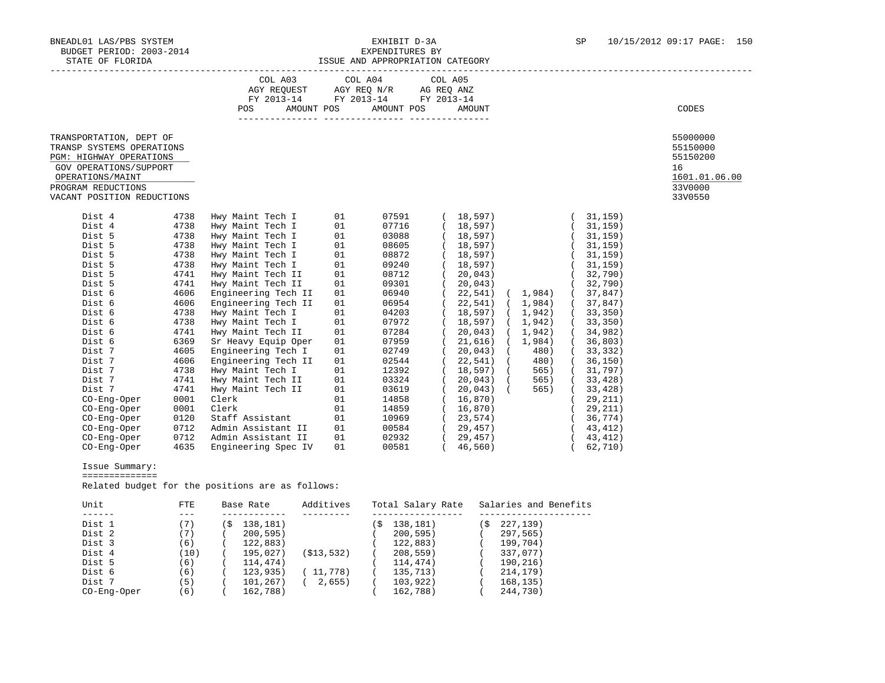BNEADL01 LAS/PBS SYSTEM
BUDGET PERIOD: 2003-2014
STATE OF FLORIDA

EXHIBIT D-3A
EXPENDITURES BY
ISSUE AND APPROPRIATION CATEGORY

SP 10/15/2012 09:17 PAGE: 150

| | COL A03 AGY REQUEST FY 2013-14 POS AMOUNT | COL A04 AGY REQ N/R FY 2013-14 POS AMOUNT | COL A05 AG REQ ANZ FY 2013-14 POS AMOUNT | CODES |
|---|---|---|---|---|
| TRANSPORTATION, DEPT OF | | | | 55000000 |
| TRANSP SYSTEMS OPERATIONS | | | | 55150000 |
| PGM: HIGHWAY OPERATIONS | | | | 55150200 |
| GOV OPERATIONS/SUPPORT | | | | 16 |
| OPERATIONS/MAINT | | | | 1601.01.06.00 |
| PROGRAM REDUCTIONS | | | | 33V0000 |
| VACANT POSITION REDUCTIONS | | | | 33V0550 |

| Unit | Class | Title | | Position | A03 | A04 | A05 |
|---|---|---|---|---|---|---|---|
| Dist 4 | 4738 | Hwy Maint Tech I | 01 | 07591 | ( 18,597) | | ( 31,159) |
| Dist 4 | 4738 | Hwy Maint Tech I | 01 | 07716 | ( 18,597) | | ( 31,159) |
| Dist 5 | 4738 | Hwy Maint Tech I | 01 | 03088 | ( 18,597) | | ( 31,159) |
| Dist 5 | 4738 | Hwy Maint Tech I | 01 | 08605 | ( 18,597) | | ( 31,159) |
| Dist 5 | 4738 | Hwy Maint Tech I | 01 | 08872 | ( 18,597) | | ( 31,159) |
| Dist 5 | 4738 | Hwy Maint Tech I | 01 | 09240 | ( 18,597) | | ( 31,159) |
| Dist 5 | 4741 | Hwy Maint Tech II | 01 | 08712 | ( 20,043) | | ( 32,790) |
| Dist 5 | 4741 | Hwy Maint Tech II | 01 | 09301 | ( 20,043) | | ( 32,790) |
| Dist 6 | 4606 | Engineering Tech II | 01 | 06940 | ( 22,541) | ( 1,984) | ( 37,847) |
| Dist 6 | 4606 | Engineering Tech II | 01 | 06954 | ( 22,541) | ( 1,984) | ( 37,847) |
| Dist 6 | 4738 | Hwy Maint Tech I | 01 | 04203 | ( 18,597) | ( 1,942) | ( 33,350) |
| Dist 6 | 4738 | Hwy Maint Tech I | 01 | 07972 | ( 18,597) | ( 1,942) | ( 33,350) |
| Dist 6 | 4741 | Hwy Maint Tech II | 01 | 07284 | ( 20,043) | ( 1,942) | ( 34,982) |
| Dist 6 | 6369 | Sr Heavy Equip Oper | 01 | 07959 | ( 21,616) | ( 1,984) | ( 36,803) |
| Dist 7 | 4605 | Engineering Tech I | 01 | 02749 | ( 20,043) | ( 480) | ( 33,332) |
| Dist 7 | 4606 | Engineering Tech II | 01 | 02544 | ( 22,541) | ( 480) | ( 36,150) |
| Dist 7 | 4738 | Hwy Maint Tech I | 01 | 12392 | ( 18,597) | ( 565) | ( 31,797) |
| Dist 7 | 4741 | Hwy Maint Tech II | 01 | 03324 | ( 20,043) | ( 565) | ( 33,428) |
| Dist 7 | 4741 | Hwy Maint Tech II | 01 | 03619 | ( 20,043) | ( 565) | ( 33,428) |
| CO-Eng-Oper | 0001 | Clerk | 01 | 14858 | ( 16,870) | | ( 29,211) |
| CO-Eng-Oper | 0001 | Clerk | 01 | 14859 | ( 16,870) | | ( 29,211) |
| CO-Eng-Oper | 0120 | Staff Assistant | 01 | 10969 | ( 23,574) | | ( 36,774) |
| CO-Eng-Oper | 0712 | Admin Assistant II | 01 | 00584 | ( 29,457) | | ( 43,412) |
| CO-Eng-Oper | 0712 | Admin Assistant II | 01 | 02932 | ( 29,457) | | ( 43,412) |
| CO-Eng-Oper | 4635 | Engineering Spec IV | 01 | 00581 | ( 46,560) | | ( 62,710) |

Issue Summary:
==============

Related budget for the positions are as follows:

| Unit | FTE | Base Rate | Additives | Total Salary Rate | Salaries and Benefits |
|---|---|---|---|---|---|
| Dist 1 | (7) | ($ 138,181) | | ($ 138,181) | ($ 227,139) |
| Dist 2 | (7) | ( 200,595) | | ( 200,595) | ( 297,565) |
| Dist 3 | (6) | ( 122,883) | | ( 122,883) | ( 199,704) |
| Dist 4 | (10) | ( 195,027) | ($13,532) | ( 208,559) | ( 337,077) |
| Dist 5 | (6) | ( 114,474) | | ( 114,474) | ( 190,216) |
| Dist 6 | (6) | ( 123,935) | ( 11,778) | ( 135,713) | ( 214,179) |
| Dist 7 | (5) | ( 101,267) | ( 2,655) | ( 103,922) | ( 168,135) |
| CO-Eng-Oper | (6) | ( 162,788) | | ( 162,788) | ( 244,730) |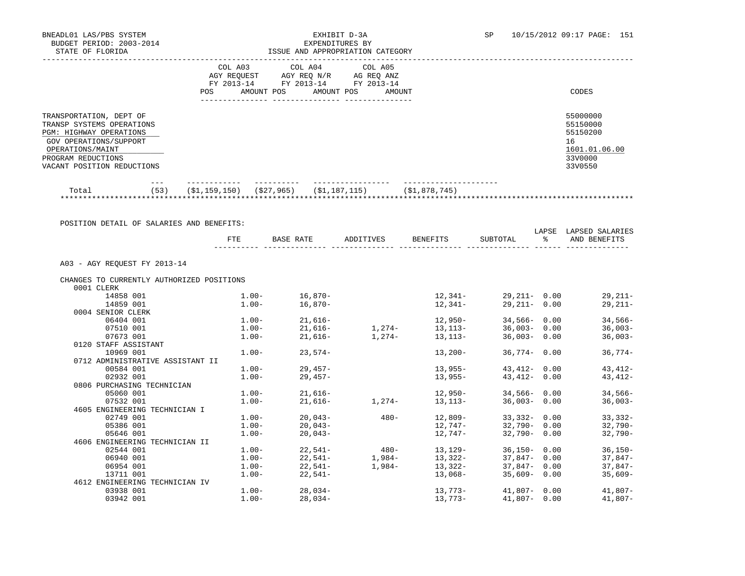BNEADL01 LAS/PBS SYSTEM
BUDGET PERIOD: 2003-2014
STATE OF FLORIDA

EXHIBIT D-3A
EXPENDITURES BY
ISSUE AND APPROPRIATION CATEGORY

SP 10/15/2012 09:17 PAGE: 151

| | COL A03 AGY REQUEST FY 2013-14 POS AMOUNT | COL A04 AGY REQ N/R FY 2013-14 POS AMOUNT | COL A05 AG REQ ANZ FY 2013-14 POS AMOUNT | | CODES |
|---|---|---|---|---|---|
| TRANSPORTATION, DEPT OF | | | | | 55000000 |
| TRANSP SYSTEMS OPERATIONS | | | | | 55150000 |
| PGM: HIGHWAY OPERATIONS | | | | | 55150200 |
| GOV OPERATIONS/SUPPORT | | | | | 16 |
| OPERATIONS/MAINT | | | | | 1601.01.06.00 |
| PROGRAM REDUCTIONS | | | | | 33V0000 |
| VACANT POSITION REDUCTIONS | | | | | 33V0550 |
| Total | (53) ($1,159,150) | ($27,965) | ($1,187,115) | ($1,878,745) | |

POSITION DETAIL OF SALARIES AND BENEFITS:

| | FTE | BASE RATE | ADDITIVES | BENEFITS | SUBTOTAL | LAPSE % | LAPSED SALARIES AND BENEFITS |
|---|---|---|---|---|---|---|---|
| A03 - AGY REQUEST FY 2013-14 | | | | | | | |
| CHANGES TO CURRENTLY AUTHORIZED POSITIONS | | | | | | | |
| 0001 CLERK | | | | | | | |
| 14858 001 | 1.00- | 16,870- | | 12,341- | 29,211- | 0.00 | 29,211- |
| 14859 001 | 1.00- | 16,870- | | 12,341- | 29,211- | 0.00 | 29,211- |
| 0004 SENIOR CLERK | | | | | | | |
| 06404 001 | 1.00- | 21,616- | | 12,950- | 34,566- | 0.00 | 34,566- |
| 07510 001 | 1.00- | 21,616- | 1,274- | 13,113- | 36,003- | 0.00 | 36,003- |
| 07673 001 | 1.00- | 21,616- | 1,274- | 13,113- | 36,003- | 0.00 | 36,003- |
| 0120 STAFF ASSISTANT | | | | | | | |
| 10969 001 | 1.00- | 23,574- | | 13,200- | 36,774- | 0.00 | 36,774- |
| 0712 ADMINISTRATIVE ASSISTANT II | | | | | | | |
| 00584 001 | 1.00- | 29,457- | | 13,955- | 43,412- | 0.00 | 43,412- |
| 02932 001 | 1.00- | 29,457- | | 13,955- | 43,412- | 0.00 | 43,412- |
| 0806 PURCHASING TECHNICIAN | | | | | | | |
| 05060 001 | 1.00- | 21,616- | | 12,950- | 34,566- | 0.00 | 34,566- |
| 07532 001 | 1.00- | 21,616- | 1,274- | 13,113- | 36,003- | 0.00 | 36,003- |
| 4605 ENGINEERING TECHNICIAN I | | | | | | | |
| 02749 001 | 1.00- | 20,043- | 480- | 12,809- | 33,332- | 0.00 | 33,332- |
| 05386 001 | 1.00- | 20,043- | | 12,747- | 32,790- | 0.00 | 32,790- |
| 05646 001 | 1.00- | 20,043- | | 12,747- | 32,790- | 0.00 | 32,790- |
| 4606 ENGINEERING TECHNICIAN II | | | | | | | |
| 02544 001 | 1.00- | 22,541- | 480- | 13,129- | 36,150- | 0.00 | 36,150- |
| 06940 001 | 1.00- | 22,541- | 1,984- | 13,322- | 37,847- | 0.00 | 37,847- |
| 06954 001 | 1.00- | 22,541- | 1,984- | 13,322- | 37,847- | 0.00 | 37,847- |
| 13711 001 | 1.00- | 22,541- | | 13,068- | 35,609- | 0.00 | 35,609- |
| 4612 ENGINEERING TECHNICIAN IV | | | | | | | |
| 03938 001 | 1.00- | 28,034- | | 13,773- | 41,807- | 0.00 | 41,807- |
| 03942 001 | 1.00- | 28,034- | | 13,773- | 41,807- | 0.00 | 41,807- |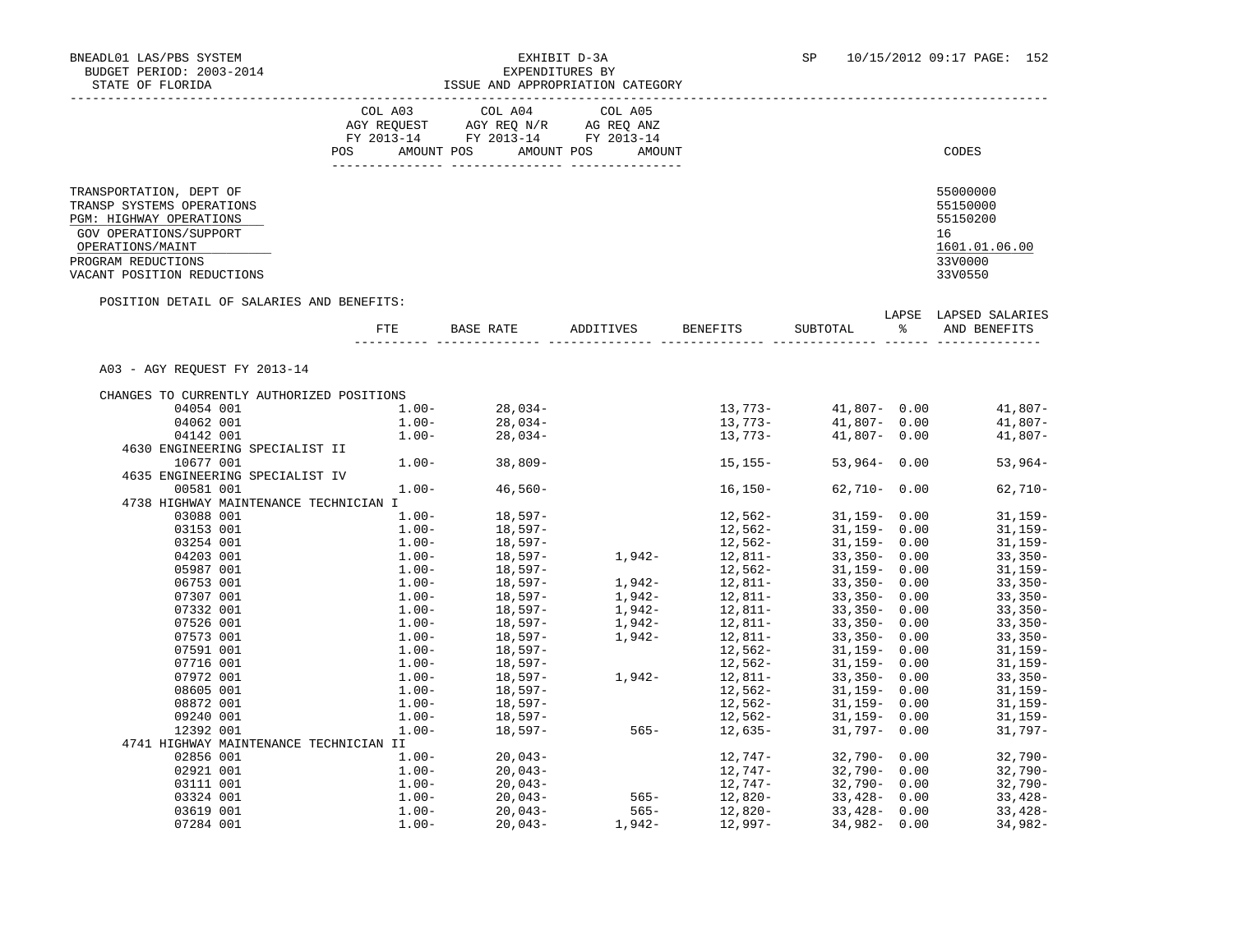BNEADL01 LAS/PBS SYSTEM — EXHIBIT D-3A — EXPENDITURES BY ISSUE AND APPROPRIATION CATEGORY

BUDGET PERIOD: 2003-2014

STATE OF FLORIDA

SP 10/15/2012 09:17

| | COL A03 AGY REQUEST FY 2013-14 POS AMOUNT | COL A04 AGY REQ N/R FY 2013-14 POS AMOUNT | COL A05 AG REQ ANZ FY 2013-14 POS AMOUNT | CODES |
|---|---|---|---|---|
| TRANSPORTATION, DEPT OF | | | | 55000000 |
| TRANSP SYSTEMS OPERATIONS | | | | 55150000 |
| PGM: HIGHWAY OPERATIONS | | | | 55150200 |
| GOV OPERATIONS/SUPPORT | | | | 16 |
| OPERATIONS/MAINT | | | | 1601.01.06.00 |
| PROGRAM REDUCTIONS | | | | 33V0000 |
| VACANT POSITION REDUCTIONS | | | | 33V0550 |

POSITION DETAIL OF SALARIES AND BENEFITS:

A03 - AGY REQUEST FY 2013-14

CHANGES TO CURRENTLY AUTHORIZED POSITIONS

| | FTE | BASE RATE | ADDITIVES | BENEFITS | SUBTOTAL | LAPSE % | LAPSED SALARIES AND BENEFITS |
|---|---|---|---|---|---|---|---|
| 04054 001 | 1.00- | 28,034- | | 13,773- | 41,807- | 0.00 | 41,807- |
| 04062 001 | 1.00- | 28,034- | | 13,773- | 41,807- | 0.00 | 41,807- |
| 04142 001 | 1.00- | 28,034- | | 13,773- | 41,807- | 0.00 | 41,807- |
| 4630 ENGINEERING SPECIALIST II | | | | | | | |
| 10677 001 | 1.00- | 38,809- | | 15,155- | 53,964- | 0.00 | 53,964- |
| 4635 ENGINEERING SPECIALIST IV | | | | | | | |
| 00581 001 | 1.00- | 46,560- | | 16,150- | 62,710- | 0.00 | 62,710- |
| 4738 HIGHWAY MAINTENANCE TECHNICIAN I | | | | | | | |
| 03088 001 | 1.00- | 18,597- | | 12,562- | 31,159- | 0.00 | 31,159- |
| 03153 001 | 1.00- | 18,597- | | 12,562- | 31,159- | 0.00 | 31,159- |
| 03254 001 | 1.00- | 18,597- | | 12,562- | 31,159- | 0.00 | 31,159- |
| 04203 001 | 1.00- | 18,597- | 1,942- | 12,811- | 33,350- | 0.00 | 33,350- |
| 05987 001 | 1.00- | 18,597- | | 12,562- | 31,159- | 0.00 | 31,159- |
| 06753 001 | 1.00- | 18,597- | 1,942- | 12,811- | 33,350- | 0.00 | 33,350- |
| 07307 001 | 1.00- | 18,597- | 1,942- | 12,811- | 33,350- | 0.00 | 33,350- |
| 07332 001 | 1.00- | 18,597- | 1,942- | 12,811- | 33,350- | 0.00 | 33,350- |
| 07526 001 | 1.00- | 18,597- | 1,942- | 12,811- | 33,350- | 0.00 | 33,350- |
| 07573 001 | 1.00- | 18,597- | 1,942- | 12,811- | 33,350- | 0.00 | 33,350- |
| 07591 001 | 1.00- | 18,597- | | 12,562- | 31,159- | 0.00 | 31,159- |
| 07716 001 | 1.00- | 18,597- | | 12,562- | 31,159- | 0.00 | 31,159- |
| 07972 001 | 1.00- | 18,597- | 1,942- | 12,811- | 33,350- | 0.00 | 33,350- |
| 08605 001 | 1.00- | 18,597- | | 12,562- | 31,159- | 0.00 | 31,159- |
| 08872 001 | 1.00- | 18,597- | | 12,562- | 31,159- | 0.00 | 31,159- |
| 09240 001 | 1.00- | 18,597- | | 12,562- | 31,159- | 0.00 | 31,159- |
| 12392 001 | 1.00- | 18,597- | 565- | 12,635- | 31,797- | 0.00 | 31,797- |
| 4741 HIGHWAY MAINTENANCE TECHNICIAN II | | | | | | | |
| 02856 001 | 1.00- | 20,043- | | 12,747- | 32,790- | 0.00 | 32,790- |
| 02921 001 | 1.00- | 20,043- | | 12,747- | 32,790- | 0.00 | 32,790- |
| 03111 001 | 1.00- | 20,043- | | 12,747- | 32,790- | 0.00 | 32,790- |
| 03324 001 | 1.00- | 20,043- | 565- | 12,820- | 33,428- | 0.00 | 33,428- |
| 03619 001 | 1.00- | 20,043- | 565- | 12,820- | 33,428- | 0.00 | 33,428- |
| 07284 001 | 1.00- | 20,043- | 1,942- | 12,997- | 34,982- | 0.00 | 34,982- |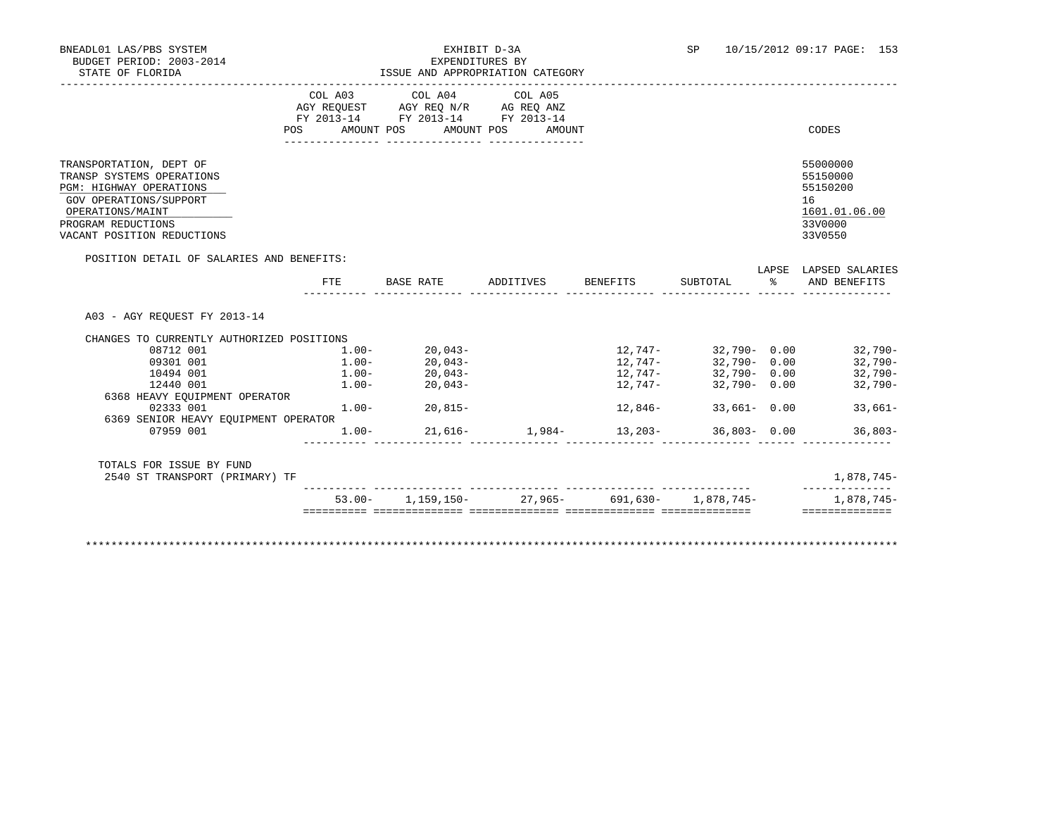BNEADL01 LAS/PBS SYSTEM
BUDGET PERIOD: 2003-2014
STATE OF FLORIDA

EXHIBIT D-3A
EXPENDITURES BY
ISSUE AND APPROPRIATION CATEGORY

SP 10/15/2012 09:17 PAGE: 153

| | COL A03 AGY REQUEST FY 2013-14 POS AMOUNT | COL A04 AGY REQ N/R FY 2013-14 POS AMOUNT | COL A05 AG REQ ANZ FY 2013-14 POS AMOUNT | CODES |
|---|---|---|---|---|
| TRANSPORTATION, DEPT OF | | | | 55000000 |
| TRANSP SYSTEMS OPERATIONS | | | | 55150000 |
| PGM: HIGHWAY OPERATIONS | | | | 55150200 |
| GOV OPERATIONS/SUPPORT | | | | 16 |
| OPERATIONS/MAINT | | | | 1601.01.06.00 |
| PROGRAM REDUCTIONS | | | | 33V0000 |
| VACANT POSITION REDUCTIONS | | | | 33V0550 |

POSITION DETAIL OF SALARIES AND BENEFITS:

| | FTE | BASE RATE | ADDITIVES | BENEFITS | SUBTOTAL | LAPSE % | LAPSED SALARIES AND BENEFITS |
|---|---|---|---|---|---|---|---|
| A03 - AGY REQUEST FY 2013-14 | | | | | | | |
| CHANGES TO CURRENTLY AUTHORIZED POSITIONS | | | | | | | |
| 08712 001 | 1.00- | 20,043- | | 12,747- | 32,790- | 0.00 | 32,790- |
| 09301 001 | 1.00- | 20,043- | | 12,747- | 32,790- | 0.00 | 32,790- |
| 10494 001 | 1.00- | 20,043- | | 12,747- | 32,790- | 0.00 | 32,790- |
| 12440 001 | 1.00- | 20,043- | | 12,747- | 32,790- | 0.00 | 32,790- |
| 6368 HEAVY EQUIPMENT OPERATOR | | | | | | | |
| 02333 001 | 1.00- | 20,815- | | 12,846- | 33,661- | 0.00 | 33,661- |
| 6369 SENIOR HEAVY EQUIPMENT OPERATOR | | | | | | | |
| 07959 001 | 1.00- | 21,616- | 1,984- | 13,203- | 36,803- | 0.00 | 36,803- |
| TOTALS FOR ISSUE BY FUND | | | | | | | |
| 2540 ST TRANSPORT (PRIMARY) TF | | | | | | | 1,878,745- |
| | 53.00- | 1,159,150- | 27,965- | 691,630- | 1,878,745- | | 1,878,745- |

************************************************************************************************************************************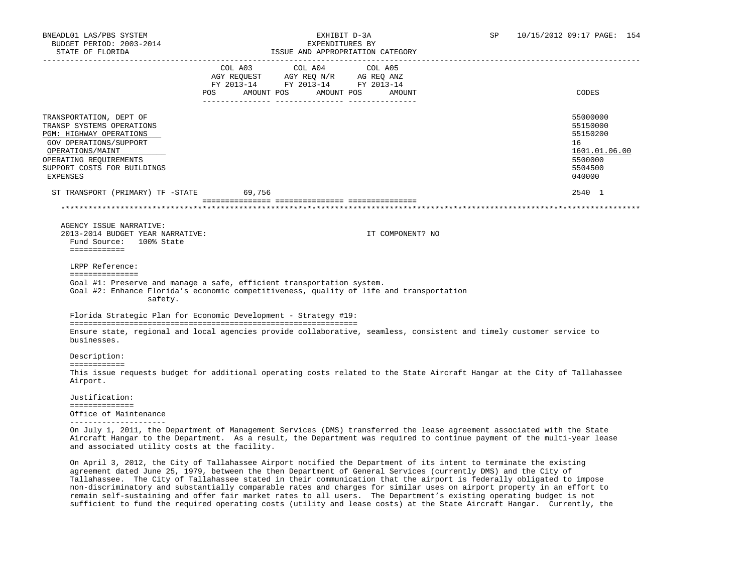| | COL A03 AGY REQUEST FY 2013-14 POS AMOUNT | COL A04 AGY REQ N/R FY 2013-14 POS AMOUNT | COL A05 AG REQ ANZ FY 2013-14 POS AMOUNT | CODES |
|---|---|---|---|---|
| TRANSPORTATION, DEPT OF | | | | 55000000 |
| TRANSP SYSTEMS OPERATIONS | | | | 55150000 |
| PGM: HIGHWAY OPERATIONS | | | | 55150200 |
| GOV OPERATIONS/SUPPORT | | | | 16 |
| OPERATIONS/MAINT | | | | 1601.01.06.00 |
| OPERATING REQUIREMENTS | | | | 5500000 |
| SUPPORT COSTS FOR BUILDINGS | | | | 5504500 |
| EXPENSES | | | | 040000 |
| ST TRANSPORT (PRIMARY) TF -STATE | 69,756 | | | 2540 1 |

AGENCY ISSUE NARRATIVE:
2013-2014 BUDGET YEAR NARRATIVE: IT COMPONENT? NO

Fund Source: 100% State

LRPP Reference:

Goal #1: Preserve and manage a safe, efficient transportation system.
Goal #2: Enhance Florida's economic competitiveness, quality of life and transportation safety.

Florida Strategic Plan for Economic Development - Strategy #19:

Ensure state, regional and local agencies provide collaborative, seamless, consistent and timely customer service to businesses.

Description:

This issue requests budget for additional operating costs related to the State Aircraft Hangar at the City of Tallahassee Airport.

Justification:

Office of Maintenance

On July 1, 2011, the Department of Management Services (DMS) transferred the lease agreement associated with the State Aircraft Hangar to the Department. As a result, the Department was required to continue payment of the multi-year lease and associated utility costs at the facility.

On April 3, 2012, the City of Tallahassee Airport notified the Department of its intent to terminate the existing agreement dated June 25, 1979, between the then Department of General Services (currently DMS) and the City of Tallahassee. The City of Tallahassee stated in their communication that the airport is federally obligated to impose non-discriminatory and substantially comparable rates and charges for similar uses on airport property in an effort to remain self-sustaining and offer fair market rates to all users. The Department's existing operating budget is not sufficient to fund the required operating costs (utility and lease costs) at the State Aircraft Hangar. Currently, the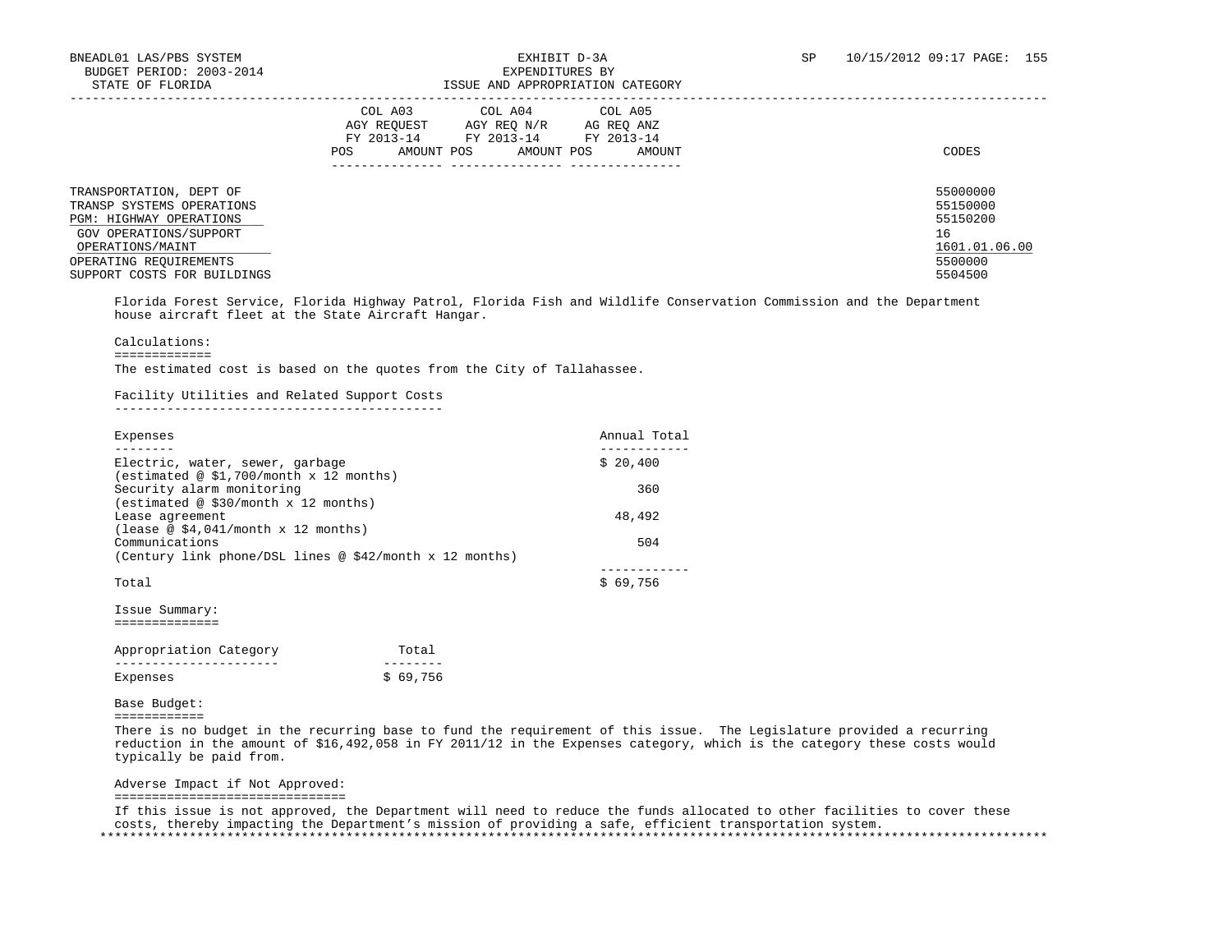| | COL A03 AGY REQUEST FY 2013-14 | | COL A04 AGY REQ N/R FY 2013-14 | | COL A05 AG REQ ANZ FY 2013-14 | | |
|---|---|---|---|---|---|---|---|
| | POS | AMOUNT | POS | AMOUNT | POS | AMOUNT | CODES |
| TRANSPORTATION, DEPT OF | | | | | | | 55000000 |
| TRANSP SYSTEMS OPERATIONS | | | | | | | 55150000 |
| PGM: HIGHWAY OPERATIONS | | | | | | | 55150200 |
| GOV OPERATIONS/SUPPORT | | | | | | | 16 |
| OPERATIONS/MAINT | | | | | | | 1601.01.06.00 |
| OPERATING REQUIREMENTS | | | | | | | 5500000 |
| SUPPORT COSTS FOR BUILDINGS | | | | | | | 5504500 |

Florida Forest Service, Florida Highway Patrol, Florida Fish and Wildlife Conservation Commission and the Department house aircraft fleet at the State Aircraft Hangar.

Calculations:

The estimated cost is based on the quotes from the City of Tallahassee.

Facility Utilities and Related Support Costs

| Expenses | Annual Total |
|---|---|
| Electric, water, sewer, garbage (estimated @ $1,700/month x 12 months) | $ 20,400 |
| Security alarm monitoring (estimated @ $30/month x 12 months) | 360 |
| Lease agreement (lease @ $4,041/month x 12 months) | 48,492 |
| Communications (Century link phone/DSL lines @ $42/month x 12 months) | 504 |
| Total | $ 69,756 |

Issue Summary:

| Appropriation Category | Total |
|---|---|
| Expenses | $ 69,756 |

Base Budget:

There is no budget in the recurring base to fund the requirement of this issue. The Legislature provided a recurring reduction in the amount of $16,492,058 in FY 2011/12 in the Expenses category, which is the category these costs would typically be paid from.

Adverse Impact if Not Approved:

If this issue is not approved, the Department will need to reduce the funds allocated to other facilities to cover these costs, thereby impacting the Department's mission of providing a safe, efficient transportation system.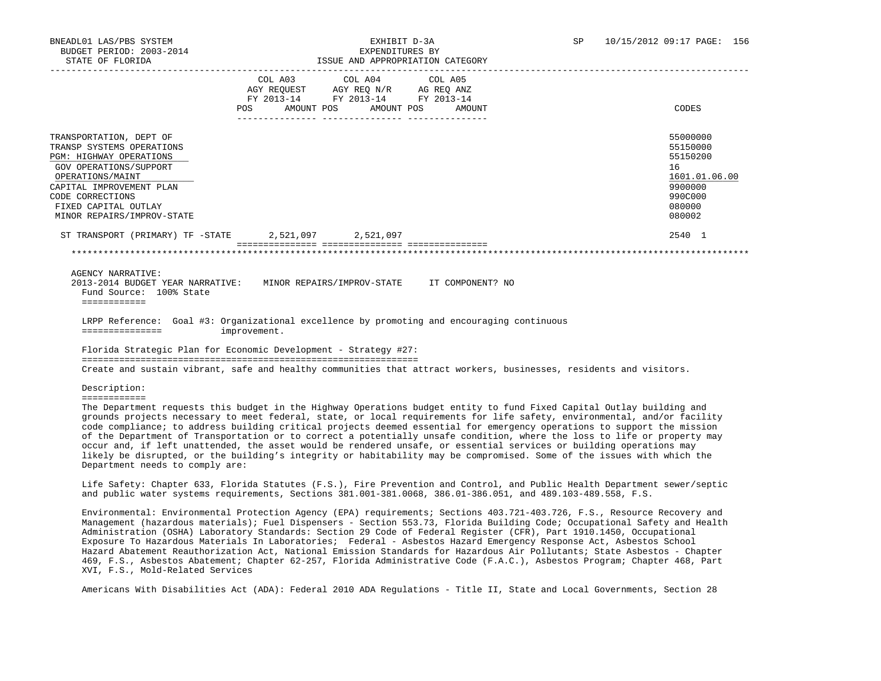BNEADL01 LAS/PBS SYSTEM
BUDGET PERIOD: 2003-2014
STATE OF FLORIDA

EXHIBIT D-3A
EXPENDITURES BY
ISSUE AND APPROPRIATION CATEGORY

| | COL A03 AGY REQUEST FY 2013-14 POS AMOUNT | COL A04 AGY REQ N/R FY 2013-14 POS AMOUNT | COL A05 AG REQ ANZ FY 2013-14 POS AMOUNT | CODES |
|---|---|---|---|---|
| TRANSPORTATION, DEPT OF | | | | 55000000 |
| TRANSP SYSTEMS OPERATIONS | | | | 55150000 |
| PGM: HIGHWAY OPERATIONS | | | | 55150200 |
| GOV OPERATIONS/SUPPORT | | | | 16 |
| OPERATIONS/MAINT | | | | 1601.01.06.00 |
| CAPITAL IMPROVEMENT PLAN | | | | 9900000 |
| CODE CORRECTIONS | | | | 990C000 |
| FIXED CAPITAL OUTLAY | | | | 080000 |
| MINOR REPAIRS/IMPROV-STATE | | | | 080002 |
| ST TRANSPORT (PRIMARY) TF -STATE | 2,521,097 | 2,521,097 | | 2540 1 |

AGENCY NARRATIVE:
2013-2014 BUDGET YEAR NARRATIVE: MINOR REPAIRS/IMPROV-STATE IT COMPONENT? NO

Fund Source: 100% State

LRPP Reference: Goal #3: Organizational excellence by promoting and encouraging continuous improvement.

Florida Strategic Plan for Economic Development - Strategy #27:

Create and sustain vibrant, safe and healthy communities that attract workers, businesses, residents and visitors.

Description:

The Department requests this budget in the Highway Operations budget entity to fund Fixed Capital Outlay building and grounds projects necessary to meet federal, state, or local requirements for life safety, environmental, and/or facility code compliance; to address building critical projects deemed essential for emergency operations to support the mission of the Department of Transportation or to correct a potentially unsafe condition, where the loss to life or property may occur and, if left unattended, the asset would be rendered unsafe, or essential services or building operations may likely be disrupted, or the building's integrity or habitability may be compromised. Some of the issues with which the Department needs to comply are:

Life Safety: Chapter 633, Florida Statutes (F.S.), Fire Prevention and Control, and Public Health Department sewer/septic and public water systems requirements, Sections 381.001-381.0068, 386.01-386.051, and 489.103-489.558, F.S.

Environmental: Environmental Protection Agency (EPA) requirements; Sections 403.721-403.726, F.S., Resource Recovery and Management (hazardous materials); Fuel Dispensers - Section 553.73, Florida Building Code; Occupational Safety and Health Administration (OSHA) Laboratory Standards: Section 29 Code of Federal Register (CFR), Part 1910.1450, Occupational Exposure To Hazardous Materials In Laboratories; Federal - Asbestos Hazard Emergency Response Act, Asbestos School Hazard Abatement Reauthorization Act, National Emission Standards for Hazardous Air Pollutants; State Asbestos - Chapter 469, F.S., Asbestos Abatement; Chapter 62-257, Florida Administrative Code (F.A.C.), Asbestos Program; Chapter 468, Part XVI, F.S., Mold-Related Services

Americans With Disabilities Act (ADA): Federal 2010 ADA Regulations - Title II, State and Local Governments, Section 28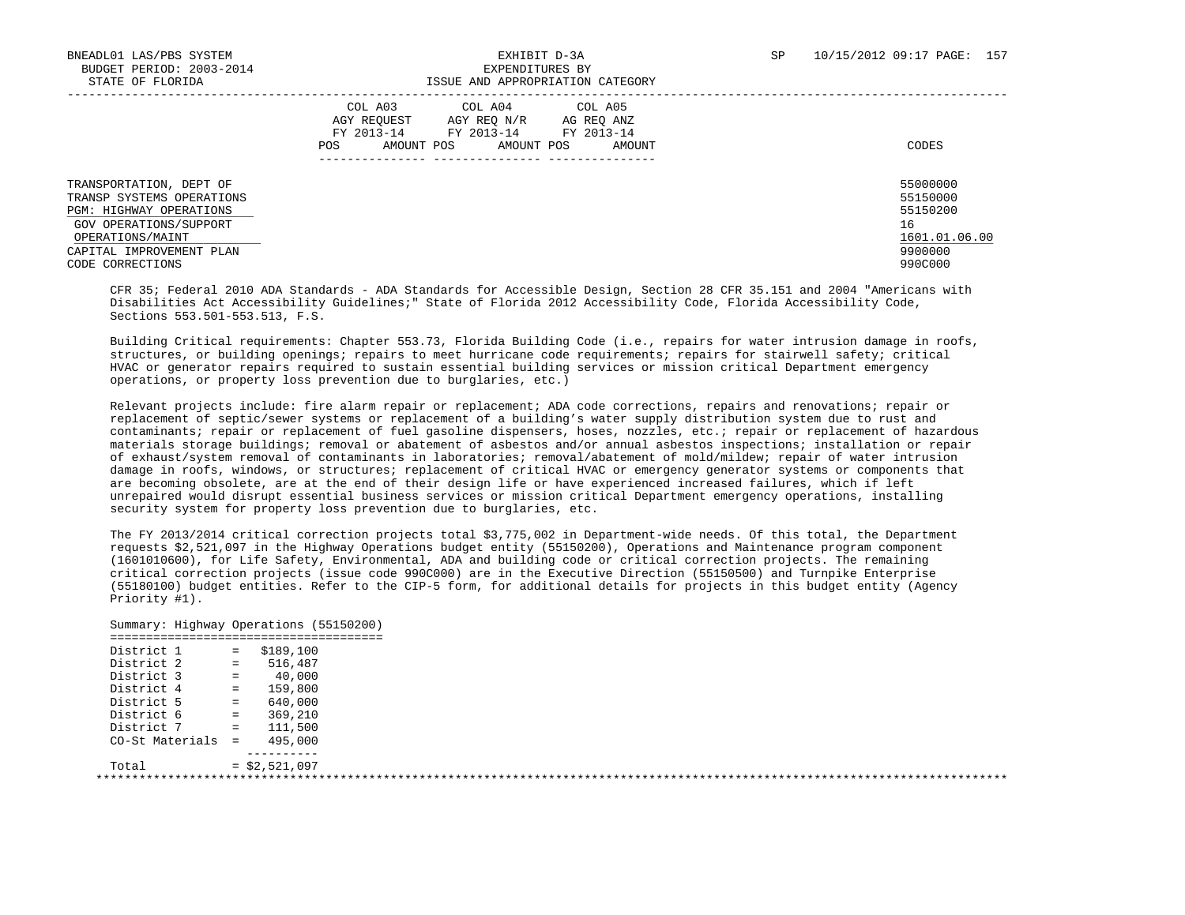BNEADL01 LAS/PBS SYSTEM  
BUDGET PERIOD: 2003-2014  
STATE OF FLORIDA

EXHIBIT D-3A  
EXPENDITURES BY  
ISSUE AND APPROPRIATION CATEGORY

| | COL A03 AGY REQUEST FY 2013-14 POS AMOUNT | COL A04 AGY REQ N/R FY 2013-14 POS AMOUNT | COL A05 AG REQ ANZ FY 2013-14 POS AMOUNT | CODES |
|---|---|---|---|---|
| TRANSPORTATION, DEPT OF | | | | 55000000 |
| TRANSP SYSTEMS OPERATIONS | | | | 55150000 |
| PGM: HIGHWAY OPERATIONS | | | | 55150200 |
| GOV OPERATIONS/SUPPORT | | | | 16 |
| OPERATIONS/MAINT | | | | 1601.01.06.00 |
| CAPITAL IMPROVEMENT PLAN | | | | 9900000 |
| CODE CORRECTIONS | | | | 990C000 |

CFR 35; Federal 2010 ADA Standards - ADA Standards for Accessible Design, Section 28 CFR 35.151 and 2004 "Americans with Disabilities Act Accessibility Guidelines;" State of Florida 2012 Accessibility Code, Florida Accessibility Code, Sections 553.501-553.513, F.S.

Building Critical requirements: Chapter 553.73, Florida Building Code (i.e., repairs for water intrusion damage in roofs, structures, or building openings; repairs to meet hurricane code requirements; repairs for stairwell safety; critical HVAC or generator repairs required to sustain essential building services or mission critical Department emergency operations, or property loss prevention due to burglaries, etc.)

Relevant projects include: fire alarm repair or replacement; ADA code corrections, repairs and renovations; repair or replacement of septic/sewer systems or replacement of a building's water supply distribution system due to rust and contaminants; repair or replacement of fuel gasoline dispensers, hoses, nozzles, etc.; repair or replacement of hazardous materials storage buildings; removal or abatement of asbestos and/or annual asbestos inspections; installation or repair of exhaust/system removal of contaminants in laboratories; removal/abatement of mold/mildew; repair of water intrusion damage in roofs, windows, or structures; replacement of critical HVAC or emergency generator systems or components that are becoming obsolete, are at the end of their design life or have experienced increased failures, which if left unrepaired would disrupt essential business services or mission critical Department emergency operations, installing security system for property loss prevention due to burglaries, etc.

The FY 2013/2014 critical correction projects total $3,775,002 in Department-wide needs. Of this total, the Department requests $2,521,097 in the Highway Operations budget entity (55150200), Operations and Maintenance program component (1601010600), for Life Safety, Environmental, ADA and building code or critical correction projects. The remaining critical correction projects (issue code 990C000) are in the Executive Direction (55150500) and Turnpike Enterprise (55180100) budget entities. Refer to the CIP-5 form, for additional details for projects in this budget entity (Agency Priority #1).

Summary: Highway Operations (55150200)

| | | |
|---|---|---|
| District 1 | = | $189,100 |
| District 2 | = | 516,487 |
| District 3 | = | 40,000 |
| District 4 | = | 159,800 |
| District 5 | = | 640,000 |
| District 6 | = | 369,210 |
| District 7 | = | 111,500 |
| CO-St Materials | = | 495,000 |
| Total | = | $2,521,097 |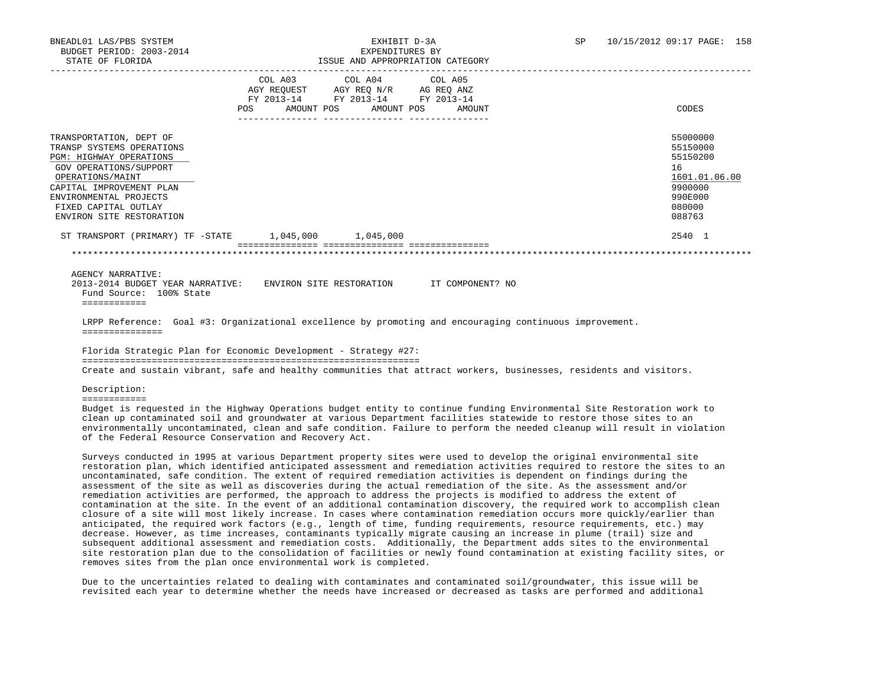| | COL A03 AGY REQUEST FY 2013-14 POS AMOUNT | COL A04 AGY REQ N/R FY 2013-14 POS AMOUNT | COL A05 AG REQ ANZ FY 2013-14 POS AMOUNT | CODES |
|---|---|---|---|---|
| TRANSPORTATION, DEPT OF | | | | 55000000 |
| TRANSP SYSTEMS OPERATIONS | | | | 55150000 |
| PGM: HIGHWAY OPERATIONS | | | | 55150200 |
| GOV OPERATIONS/SUPPORT | | | | 16 |
| OPERATIONS/MAINT | | | | 1601.01.06.00 |
| CAPITAL IMPROVEMENT PLAN | | | | 9900000 |
| ENVIRONMENTAL PROJECTS | | | | 990E000 |
| FIXED CAPITAL OUTLAY | | | | 080000 |
| ENVIRON SITE RESTORATION | | | | 088763 |
| ST TRANSPORT (PRIMARY) TF -STATE | 1,045,000 | 1,045,000 | | 2540 1 |

AGENCY NARRATIVE:

2013-2014 BUDGET YEAR NARRATIVE: ENVIRON SITE RESTORATION IT COMPONENT? NO

Fund Source: 100% State

LRPP Reference: Goal #3: Organizational excellence by promoting and encouraging continuous improvement.

Florida Strategic Plan for Economic Development - Strategy #27:

Create and sustain vibrant, safe and healthy communities that attract workers, businesses, residents and visitors.

Description:

Budget is requested in the Highway Operations budget entity to continue funding Environmental Site Restoration work to clean up contaminated soil and groundwater at various Department facilities statewide to restore those sites to an environmentally uncontaminated, clean and safe condition. Failure to perform the needed cleanup will result in violation of the Federal Resource Conservation and Recovery Act.

Surveys conducted in 1995 at various Department property sites were used to develop the original environmental site restoration plan, which identified anticipated assessment and remediation activities required to restore the sites to an uncontaminated, safe condition. The extent of required remediation activities is dependent on findings during the assessment of the site as well as discoveries during the actual remediation of the site. As the assessment and/or remediation activities are performed, the approach to address the projects is modified to address the extent of contamination at the site. In the event of an additional contamination discovery, the required work to accomplish clean closure of a site will most likely increase. In cases where contamination remediation occurs more quickly/earlier than anticipated, the required work factors (e.g., length of time, funding requirements, resource requirements, etc.) may decrease. However, as time increases, contaminants typically migrate causing an increase in plume (trail) size and subsequent additional assessment and remediation costs. Additionally, the Department adds sites to the environmental site restoration plan due to the consolidation of facilities or newly found contamination at existing facility sites, or removes sites from the plan once environmental work is completed.

Due to the uncertainties related to dealing with contaminates and contaminated soil/groundwater, this issue will be revisited each year to determine whether the needs have increased or decreased as tasks are performed and additional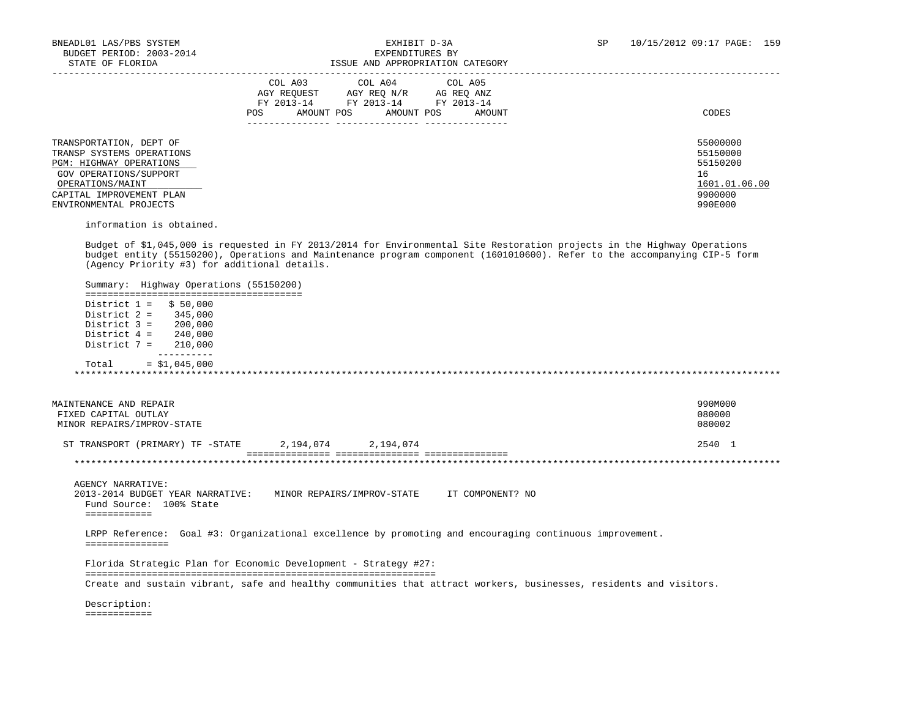| | COL A03 AGY REQUEST FY 2013-14 POS AMOUNT | COL A04 AGY REQ N/R FY 2013-14 POS AMOUNT | COL A05 AG REQ ANZ FY 2013-14 POS AMOUNT | CODES |
|---|---|---|---|---|
| TRANSPORTATION, DEPT OF | | | | 55000000 |
| TRANSP SYSTEMS OPERATIONS | | | | 55150000 |
| PGM: HIGHWAY OPERATIONS | | | | 55150200 |
| GOV OPERATIONS/SUPPORT | | | | 16 |
| OPERATIONS/MAINT | | | | 1601.01.06.00 |
| CAPITAL IMPROVEMENT PLAN | | | | 9900000 |
| ENVIRONMENTAL PROJECTS | | | | 990E000 |

information is obtained.

Budget of $1,045,000 is requested in FY 2013/2014 for Environmental Site Restoration projects in the Highway Operations budget entity (55150200), Operations and Maintenance program component (1601010600). Refer to the accompanying CIP-5 form (Agency Priority #3) for additional details.

Summary: Highway Operations (55150200)

District 1 = $ 50,000
District 2 = 345,000
District 3 = 200,000
District 4 = 240,000
District 7 = 210,000

Total = $1,045,000

***

| | COL A03 | COL A04 | COL A05 | CODES |
|---|---|---|---|---|
| MAINTENANCE AND REPAIR | | | | 990M000 |
| FIXED CAPITAL OUTLAY | | | | 080000 |
| MINOR REPAIRS/IMPROV-STATE | | | | 080002 |
| ST TRANSPORT (PRIMARY) TF -STATE | 2,194,074 | 2,194,074 | | 2540 1 |

***

AGENCY NARRATIVE:
2013-2014 BUDGET YEAR NARRATIVE: MINOR REPAIRS/IMPROV-STATE IT COMPONENT? NO

Fund Source: 100% State

LRPP Reference: Goal #3: Organizational excellence by promoting and encouraging continuous improvement.

Florida Strategic Plan for Economic Development - Strategy #27:

Create and sustain vibrant, safe and healthy communities that attract workers, businesses, residents and visitors.

Description: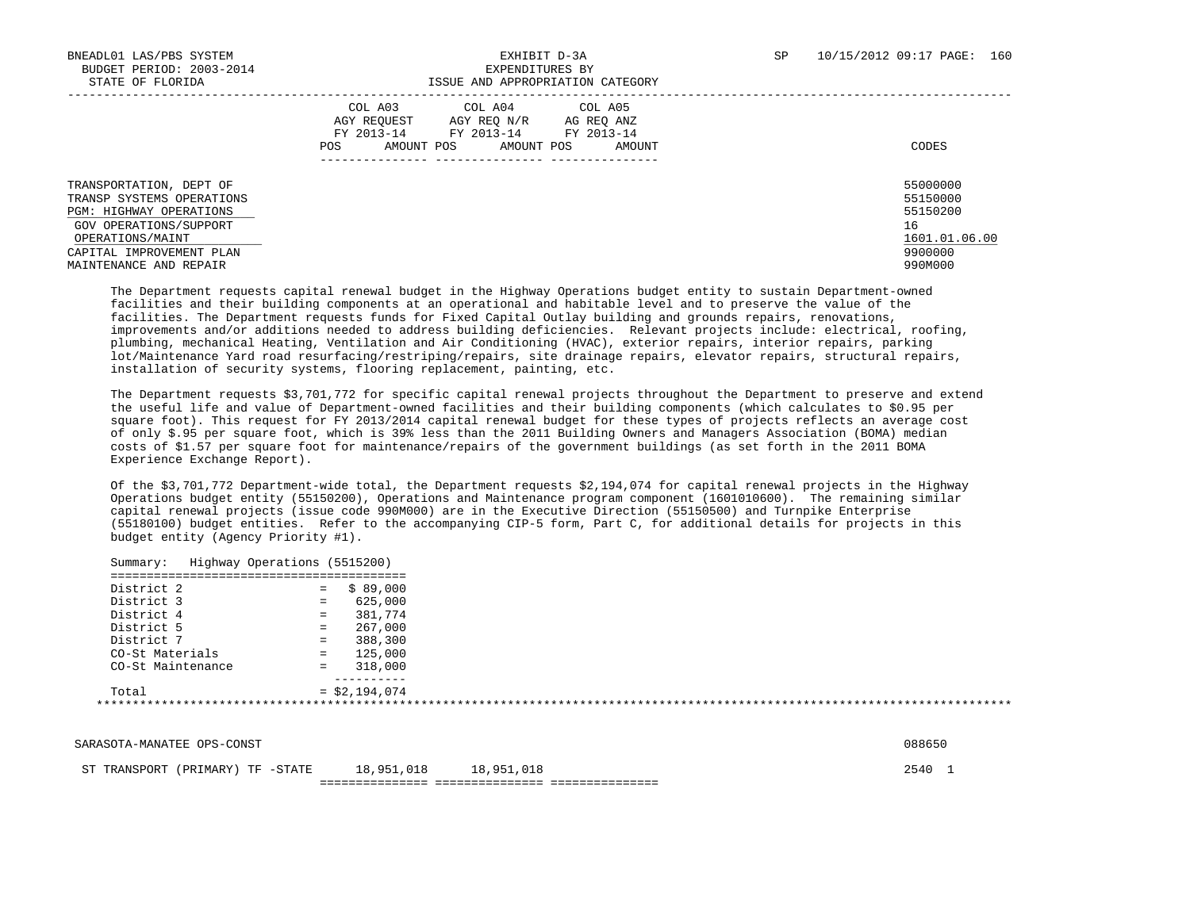BNEADL01 LAS/PBS SYSTEM | BUDGET PERIOD: 2003-2014 | STATE OF FLORIDA

EXHIBIT D-3A
EXPENDITURES BY
ISSUE AND APPROPRIATION CATEGORY

SP 10/15/2012 09:17

| | COL A03 AGY REQUEST FY 2013-14 POS AMOUNT | COL A04 AGY REQ N/R FY 2013-14 POS AMOUNT | COL A05 AG REQ ANZ FY 2013-14 POS AMOUNT | CODES |
|---|---|---|---|---|
| TRANSPORTATION, DEPT OF | | | | 55000000 |
| TRANSP SYSTEMS OPERATIONS | | | | 55150000 |
| PGM: HIGHWAY OPERATIONS | | | | 55150200 |
| GOV OPERATIONS/SUPPORT | | | | 16 |
| OPERATIONS/MAINT | | | | 1601.01.06.00 |
| CAPITAL IMPROVEMENT PLAN | | | | 9900000 |
| MAINTENANCE AND REPAIR | | | | 990M000 |

The Department requests capital renewal budget in the Highway Operations budget entity to sustain Department-owned facilities and their building components at an operational and habitable level and to preserve the value of the facilities. The Department requests funds for Fixed Capital Outlay building and grounds repairs, renovations, improvements and/or additions needed to address building deficiencies. Relevant projects include: electrical, roofing, plumbing, mechanical Heating, Ventilation and Air Conditioning (HVAC), exterior repairs, interior repairs, parking lot/Maintenance Yard road resurfacing/restriping/repairs, site drainage repairs, elevator repairs, structural repairs, installation of security systems, flooring replacement, painting, etc.

The Department requests $3,701,772 for specific capital renewal projects throughout the Department to preserve and extend the useful life and value of Department-owned facilities and their building components (which calculates to $0.95 per square foot). This request for FY 2013/2014 capital renewal budget for these types of projects reflects an average cost of only $.95 per square foot, which is 39% less than the 2011 Building Owners and Managers Association (BOMA) median costs of $1.57 per square foot for maintenance/repairs of the government buildings (as set forth in the 2011 BOMA Experience Exchange Report).

Of the $3,701,772 Department-wide total, the Department requests $2,194,074 for capital renewal projects in the Highway Operations budget entity (55150200), Operations and Maintenance program component (1601010600). The remaining similar capital renewal projects (issue code 990M000) are in the Executive Direction (55150500) and Turnpike Enterprise (55180100) budget entities. Refer to the accompanying CIP-5 form, Part C, for additional details for projects in this budget entity (Agency Priority #1).

Summary: Highway Operations (5515200)

| | | |
|---|---|---|
| District 2 | = | $ 89,000 |
| District 3 | = | 625,000 |
| District 4 | = | 381,774 |
| District 5 | = | 267,000 |
| District 7 | = | 388,300 |
| CO-St Materials | = | 125,000 |
| CO-St Maintenance | = | 318,000 |
| Total | = | $2,194,074 |

| | COL A03 | COL A04 | COL A05 | CODES |
|---|---|---|---|---|
| SARASOTA-MANATEE OPS-CONST | | | | 088650 |
| ST TRANSPORT (PRIMARY) TF -STATE | 18,951,018 | 18,951,018 | | 2540 1 |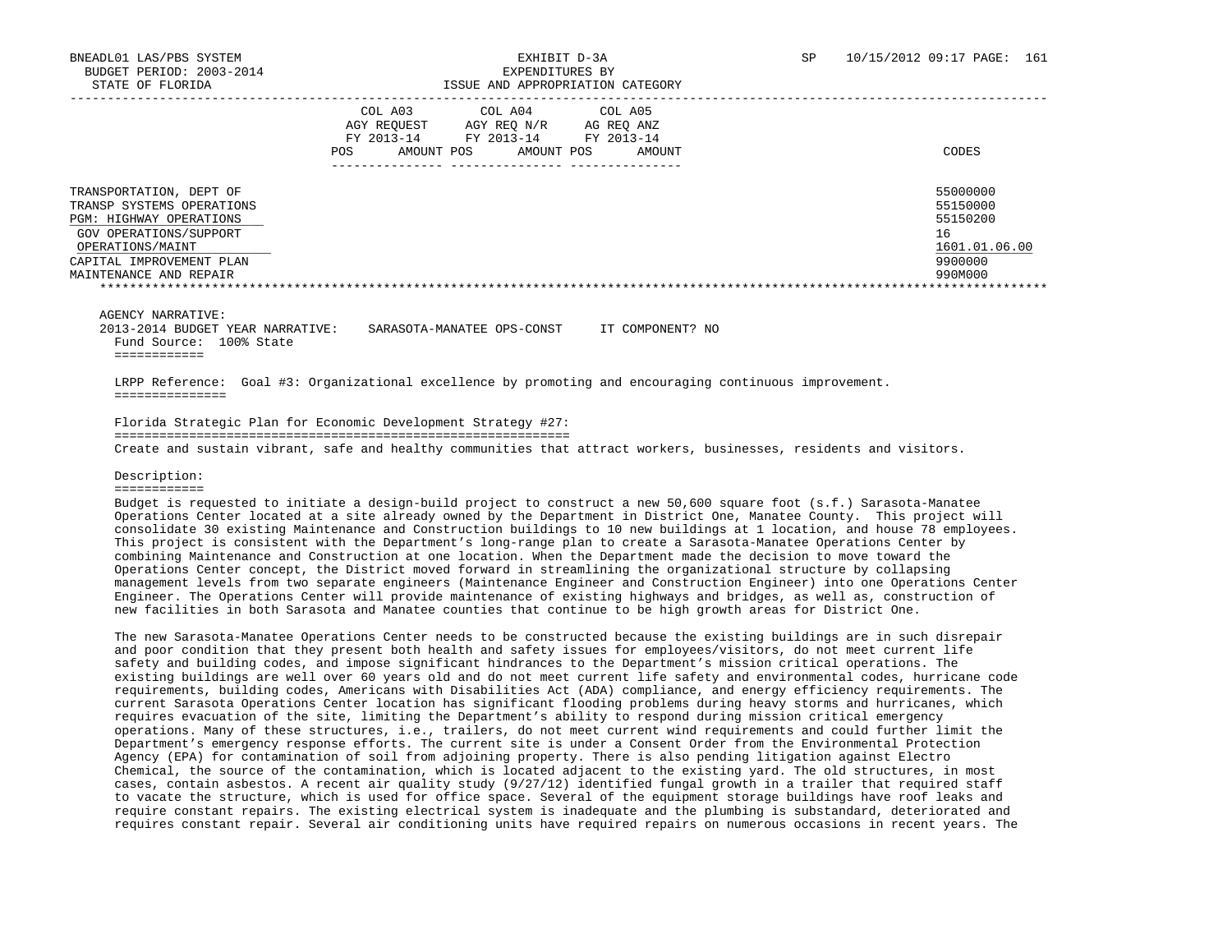BNEADL01 LAS/PBS SYSTEM
BUDGET PERIOD: 2003-2014
STATE OF FLORIDA

EXHIBIT D-3A
EXPENDITURES BY
ISSUE AND APPROPRIATION CATEGORY

SP 10/15/2012 09:17

| | COL A03 AGY REQUEST FY 2013-14 POS AMOUNT | COL A04 AGY REQ N/R FY 2013-14 POS AMOUNT | COL A05 AG REQ ANZ FY 2013-14 POS AMOUNT | CODES |
|---|---|---|---|---|
| TRANSPORTATION, DEPT OF | | | | 55000000 |
| TRANSP SYSTEMS OPERATIONS | | | | 55150000 |
| PGM: HIGHWAY OPERATIONS | | | | 55150200 |
| GOV OPERATIONS/SUPPORT | | | | 16 |
| OPERATIONS/MAINT | | | | 1601.01.06.00 |
| CAPITAL IMPROVEMENT PLAN | | | | 9900000 |
| MAINTENANCE AND REPAIR | | | | 990M000 |

AGENCY NARRATIVE:
2013-2014 BUDGET YEAR NARRATIVE: SARASOTA-MANATEE OPS-CONST IT COMPONENT? NO
Fund Source: 100% State

LRPP Reference: Goal #3: Organizational excellence by promoting and encouraging continuous improvement.

Florida Strategic Plan for Economic Development Strategy #27:

Create and sustain vibrant, safe and healthy communities that attract workers, businesses, residents and visitors.

Description:

Budget is requested to initiate a design-build project to construct a new 50,600 square foot (s.f.) Sarasota-Manatee Operations Center located at a site already owned by the Department in District One, Manatee County. This project will consolidate 30 existing Maintenance and Construction buildings to 10 new buildings at 1 location, and house 78 employees. This project is consistent with the Department's long-range plan to create a Sarasota-Manatee Operations Center by combining Maintenance and Construction at one location. When the Department made the decision to move toward the Operations Center concept, the District moved forward in streamlining the organizational structure by collapsing management levels from two separate engineers (Maintenance Engineer and Construction Engineer) into one Operations Center Engineer. The Operations Center will provide maintenance of existing highways and bridges, as well as, construction of new facilities in both Sarasota and Manatee counties that continue to be high growth areas for District One.

The new Sarasota-Manatee Operations Center needs to be constructed because the existing buildings are in such disrepair and poor condition that they present both health and safety issues for employees/visitors, do not meet current life safety and building codes, and impose significant hindrances to the Department's mission critical operations. The existing buildings are well over 60 years old and do not meet current life safety and environmental codes, hurricane code requirements, building codes, Americans with Disabilities Act (ADA) compliance, and energy efficiency requirements. The current Sarasota Operations Center location has significant flooding problems during heavy storms and hurricanes, which requires evacuation of the site, limiting the Department's ability to respond during mission critical emergency operations. Many of these structures, i.e., trailers, do not meet current wind requirements and could further limit the Department's emergency response efforts. The current site is under a Consent Order from the Environmental Protection Agency (EPA) for contamination of soil from adjoining property. There is also pending litigation against Electro Chemical, the source of the contamination, which is located adjacent to the existing yard. The old structures, in most cases, contain asbestos. A recent air quality study (9/27/12) identified fungal growth in a trailer that required staff to vacate the structure, which is used for office space. Several of the equipment storage buildings have roof leaks and require constant repairs. The existing electrical system is inadequate and the plumbing is substandard, deteriorated and requires constant repair. Several air conditioning units have required repairs on numerous occasions in recent years. The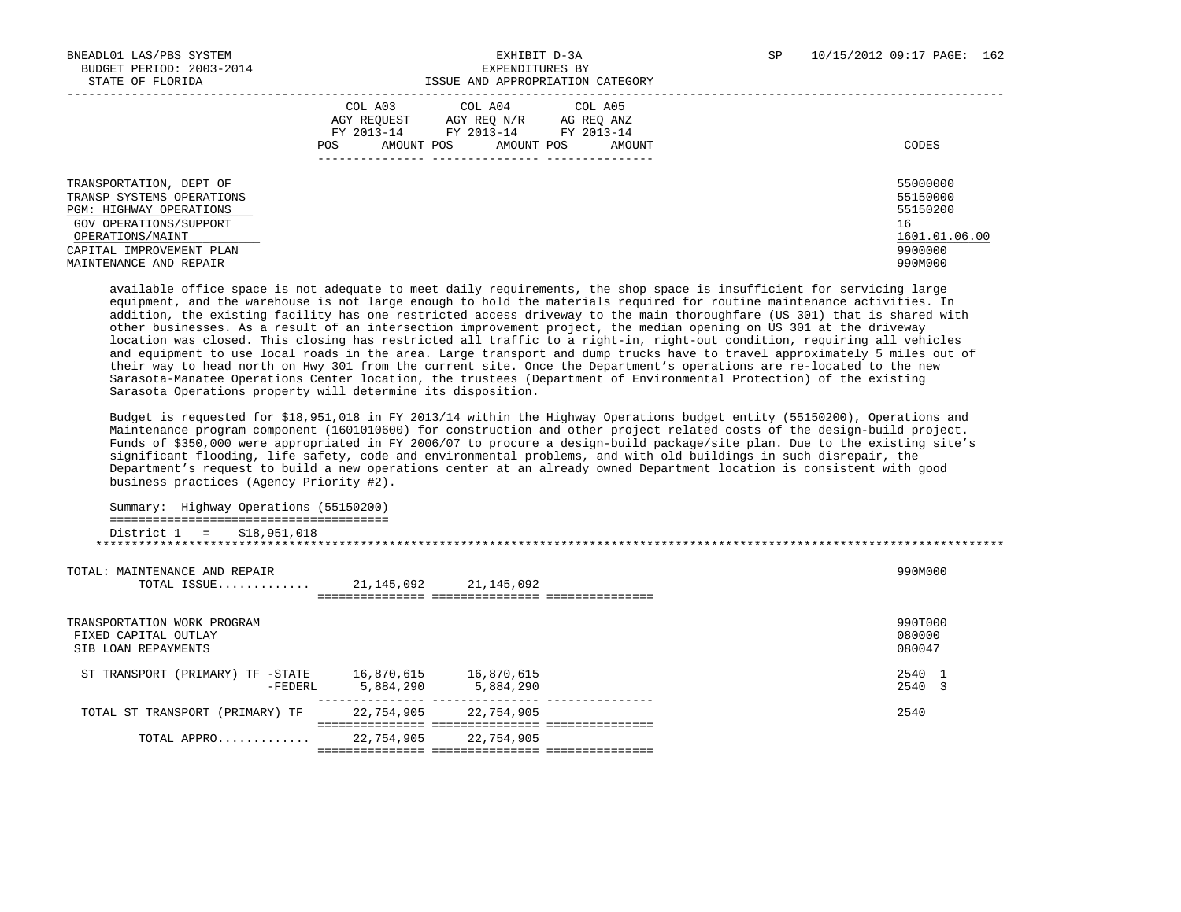| | COL A03 AGY REQUEST FY 2013-14 POS AMOUNT | COL A04 AGY REQ N/R FY 2013-14 POS AMOUNT | COL A05 AG REQ ANZ FY 2013-14 POS AMOUNT | CODES |
|---|---|---|---|---|
| TRANSPORTATION, DEPT OF | | | | 55000000 |
| TRANSP SYSTEMS OPERATIONS | | | | 55150000 |
| PGM: HIGHWAY OPERATIONS | | | | 55150200 |
| GOV OPERATIONS/SUPPORT | | | | 16 |
| OPERATIONS/MAINT | | | | 1601.01.06.00 |
| CAPITAL IMPROVEMENT PLAN | | | | 9900000 |
| MAINTENANCE AND REPAIR | | | | 990M000 |

available office space is not adequate to meet daily requirements, the shop space is insufficient for servicing large equipment, and the warehouse is not large enough to hold the materials required for routine maintenance activities. In addition, the existing facility has one restricted access driveway to the main thoroughfare (US 301) that is shared with other businesses. As a result of an intersection improvement project, the median opening on US 301 at the driveway location was closed. This closing has restricted all traffic to a right-in, right-out condition, requiring all vehicles and equipment to use local roads in the area. Large transport and dump trucks have to travel approximately 5 miles out of their way to head north on Hwy 301 from the current site. Once the Department's operations are re-located to the new Sarasota-Manatee Operations Center location, the trustees (Department of Environmental Protection) of the existing Sarasota Operations property will determine its disposition.

Budget is requested for $18,951,018 in FY 2013/14 within the Highway Operations budget entity (55150200), Operations and Maintenance program component (1601010600) for construction and other project related costs of the design-build project. Funds of $350,000 were appropriated in FY 2006/07 to procure a design-build package/site plan. Due to the existing site's significant flooding, life safety, code and environmental problems, and with old buildings in such disrepair, the Department's request to build a new operations center at an already owned Department location is consistent with good business practices (Agency Priority #2).

Summary: Highway Operations (55150200)

District 1 = $18,951,018

| | COL A03 | COL A04 | COL A05 | CODES |
|---|---|---|---|---|
| TOTAL: MAINTENANCE AND REPAIR | | | | 990M000 |
| TOTAL ISSUE............ | 21,145,092 | 21,145,092 | | |
| TRANSPORTATION WORK PROGRAM | | | | 990T000 |
| FIXED CAPITAL OUTLAY | | | | 080000 |
| SIB LOAN REPAYMENTS | | | | 080047 |
| ST TRANSPORT (PRIMARY) TF -STATE | 16,870,615 | 16,870,615 | | 2540 1 |
| -FEDERL | 5,884,290 | 5,884,290 | | 2540 3 |
| TOTAL ST TRANSPORT (PRIMARY) TF | 22,754,905 | 22,754,905 | | 2540 |
| TOTAL APPRO............ | 22,754,905 | 22,754,905 | | |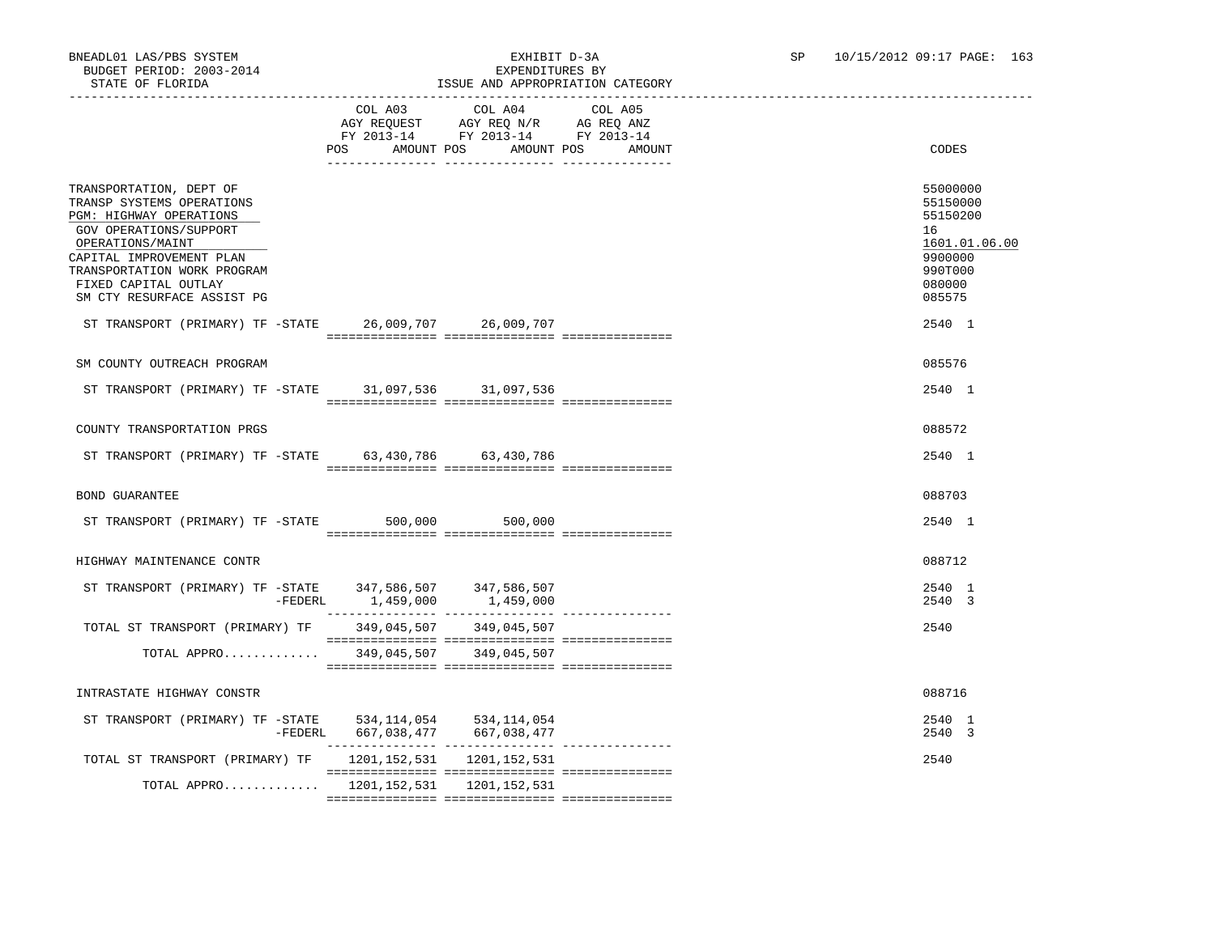BNEADL01 LAS/PBS SYSTEM
BUDGET PERIOD: 2003-2014
STATE OF FLORIDA

EXHIBIT D-3A
EXPENDITURES BY
ISSUE AND APPROPRIATION CATEGORY

SP 10/15/2012 09:17 PAGE: 163

| | COL A03 AGY REQUEST FY 2013-14 POS AMOUNT | COL A04 AGY REQ N/R FY 2013-14 POS AMOUNT | COL A05 AG REQ ANZ FY 2013-14 POS AMOUNT | CODES |
|---|---|---|---|---|
| TRANSPORTATION, DEPT OF | | | | 55000000 |
| TRANSP SYSTEMS OPERATIONS | | | | 55150000 |
| PGM: HIGHWAY OPERATIONS | | | | 55150200 |
| GOV OPERATIONS/SUPPORT | | | | 16 |
| OPERATIONS/MAINT | | | | 1601.01.06.00 |
| CAPITAL IMPROVEMENT PLAN | | | | 9900000 |
| TRANSPORTATION WORK PROGRAM | | | | 990T000 |
| FIXED CAPITAL OUTLAY | | | | 080000 |
| SM CTY RESURFACE ASSIST PG | | | | 085575 |
| ST TRANSPORT (PRIMARY) TF -STATE | 26,009,707 | 26,009,707 | | 2540 1 |
| SM COUNTY OUTREACH PROGRAM | | | | 085576 |
| ST TRANSPORT (PRIMARY) TF -STATE | 31,097,536 | 31,097,536 | | 2540 1 |
| COUNTY TRANSPORTATION PRGS | | | | 088572 |
| ST TRANSPORT (PRIMARY) TF -STATE | 63,430,786 | 63,430,786 | | 2540 1 |
| BOND GUARANTEE | | | | 088703 |
| ST TRANSPORT (PRIMARY) TF -STATE | 500,000 | 500,000 | | 2540 1 |
| HIGHWAY MAINTENANCE CONTR | | | | 088712 |
| ST TRANSPORT (PRIMARY) TF -STATE | 347,586,507 | 347,586,507 | | 2540 1 |
| -FEDERL | 1,459,000 | 1,459,000 | | 2540 3 |
| TOTAL ST TRANSPORT (PRIMARY) TF | 349,045,507 | 349,045,507 | | 2540 |
| TOTAL APPRO............ | 349,045,507 | 349,045,507 | | |
| INTRASTATE HIGHWAY CONSTR | | | | 088716 |
| ST TRANSPORT (PRIMARY) TF -STATE | 534,114,054 | 534,114,054 | | 2540 1 |
| -FEDERL | 667,038,477 | 667,038,477 | | 2540 3 |
| TOTAL ST TRANSPORT (PRIMARY) TF | 1201,152,531 | 1201,152,531 | | 2540 |
| TOTAL APPRO............ | 1201,152,531 | 1201,152,531 | | |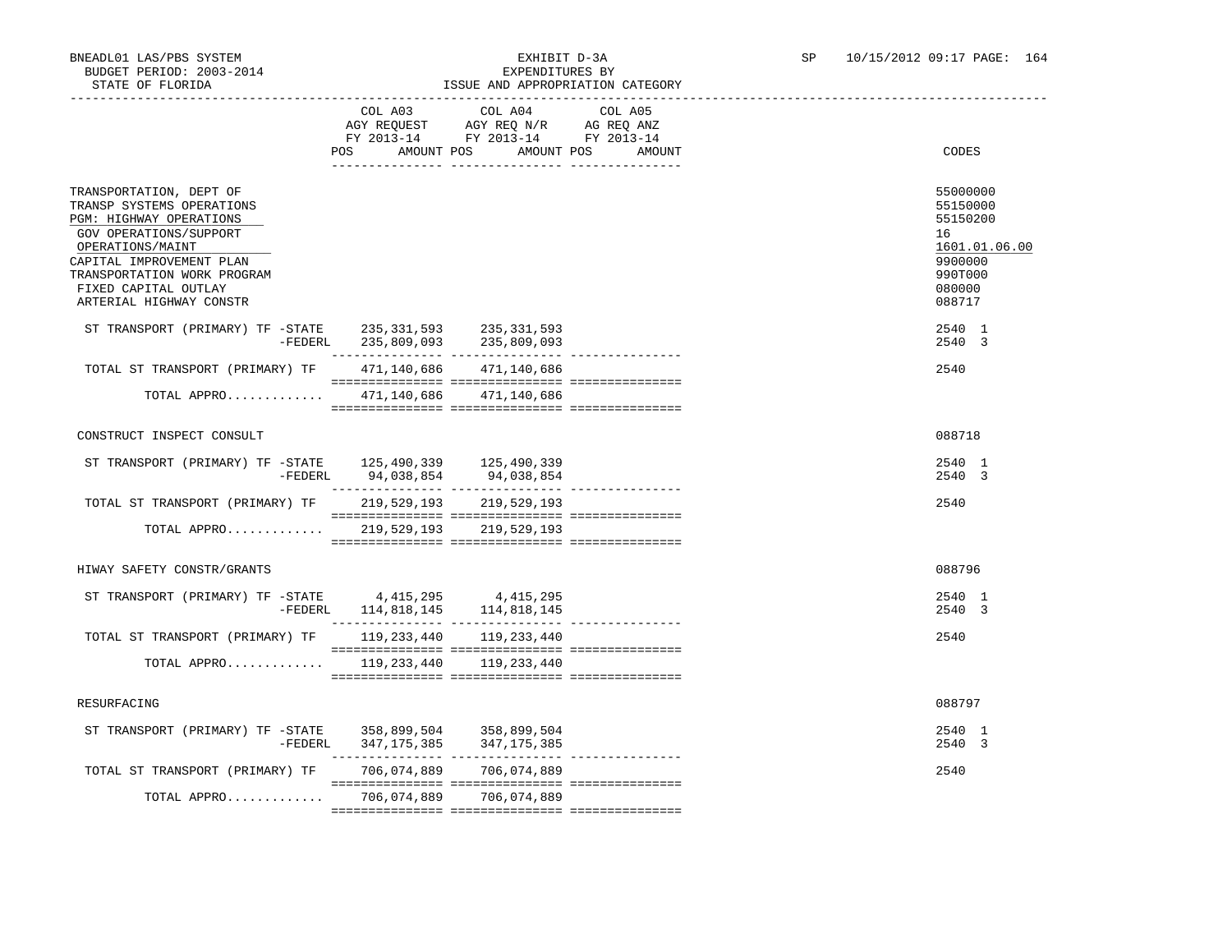BNEADL01 LAS/PBS SYSTEM
BUDGET PERIOD: 2003-2014
STATE OF FLORIDA

EXHIBIT D-3A
EXPENDITURES BY
ISSUE AND APPROPRIATION CATEGORY

SP 10/15/2012 09:17 PAGE: 164

| | COL A03 AGY REQUEST FY 2013-14 POS AMOUNT | COL A04 AGY REQ N/R FY 2013-14 POS AMOUNT | COL A05 AG REQ ANZ FY 2013-14 POS AMOUNT | CODES |
|---|---|---|---|---|
| TRANSPORTATION, DEPT OF | | | | 55000000 |
| TRANSP SYSTEMS OPERATIONS | | | | 55150000 |
| PGM: HIGHWAY OPERATIONS | | | | 55150200 |
| GOV OPERATIONS/SUPPORT | | | | 16 |
| OPERATIONS/MAINT | | | | 1601.01.06.00 |
| CAPITAL IMPROVEMENT PLAN | | | | 9900000 |
| TRANSPORTATION WORK PROGRAM | | | | 990T000 |
| FIXED CAPITAL OUTLAY | | | | 080000 |
| ARTERIAL HIGHWAY CONSTR | | | | 088717 |
| ST TRANSPORT (PRIMARY) TF -STATE | 235,331,593 | 235,331,593 | | 2540 1 |
| -FEDERL | 235,809,093 | 235,809,093 | | 2540 3 |
| TOTAL ST TRANSPORT (PRIMARY) TF | 471,140,686 | 471,140,686 | | 2540 |
| TOTAL APPRO............ | 471,140,686 | 471,140,686 | | |
| CONSTRUCT INSPECT CONSULT | | | | 088718 |
| ST TRANSPORT (PRIMARY) TF -STATE | 125,490,339 | 125,490,339 | | 2540 1 |
| -FEDERL | 94,038,854 | 94,038,854 | | 2540 3 |
| TOTAL ST TRANSPORT (PRIMARY) TF | 219,529,193 | 219,529,193 | | 2540 |
| TOTAL APPRO............ | 219,529,193 | 219,529,193 | | |
| HIWAY SAFETY CONSTR/GRANTS | | | | 088796 |
| ST TRANSPORT (PRIMARY) TF -STATE | 4,415,295 | 4,415,295 | | 2540 1 |
| -FEDERL | 114,818,145 | 114,818,145 | | 2540 3 |
| TOTAL ST TRANSPORT (PRIMARY) TF | 119,233,440 | 119,233,440 | | 2540 |
| TOTAL APPRO............ | 119,233,440 | 119,233,440 | | |
| RESURFACING | | | | 088797 |
| ST TRANSPORT (PRIMARY) TF -STATE | 358,899,504 | 358,899,504 | | 2540 1 |
| -FEDERL | 347,175,385 | 347,175,385 | | 2540 3 |
| TOTAL ST TRANSPORT (PRIMARY) TF | 706,074,889 | 706,074,889 | | 2540 |
| TOTAL APPRO............ | 706,074,889 | 706,074,889 | | |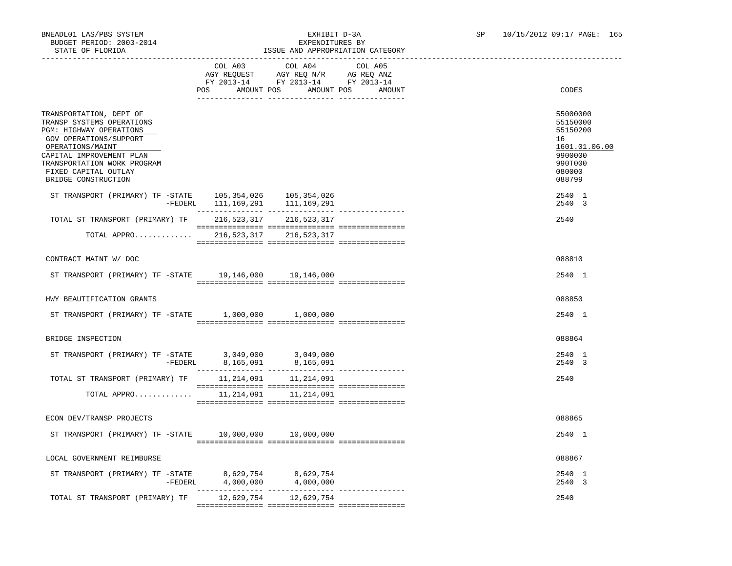BNEADL01 LAS/PBS SYSTEM
BUDGET PERIOD: 2003-2014
STATE OF FLORIDA

EXHIBIT D-3A
EXPENDITURES BY
ISSUE AND APPROPRIATION CATEGORY

SP 10/15/2012 09:17 PAGE: 165

| | COL A03 AGY REQUEST FY 2013-14 POS AMOUNT | COL A04 AGY REQ N/R FY 2013-14 POS AMOUNT | COL A05 AG REQ ANZ FY 2013-14 POS AMOUNT | CODES |
|---|---|---|---|---|
| TRANSPORTATION, DEPT OF | | | | 55000000 |
| TRANSP SYSTEMS OPERATIONS | | | | 55150000 |
| PGM: HIGHWAY OPERATIONS | | | | 55150200 |
| GOV OPERATIONS/SUPPORT | | | | 16 |
| OPERATIONS/MAINT | | | | 1601.01.06.00 |
| CAPITAL IMPROVEMENT PLAN | | | | 9900000 |
| TRANSPORTATION WORK PROGRAM | | | | 990T000 |
| FIXED CAPITAL OUTLAY | | | | 080000 |
| BRIDGE CONSTRUCTION | | | | 088799 |
| ST TRANSPORT (PRIMARY) TF -STATE | 105,354,026 | 105,354,026 | | 2540 1 |
| -FEDERL | 111,169,291 | 111,169,291 | | 2540 3 |
| TOTAL ST TRANSPORT (PRIMARY) TF | 216,523,317 | 216,523,317 | | 2540 |
| TOTAL APPRO............. | 216,523,317 | 216,523,317 | | |
| CONTRACT MAINT W/ DOC | | | | 088810 |
| ST TRANSPORT (PRIMARY) TF -STATE | 19,146,000 | 19,146,000 | | 2540 1 |
| HWY BEAUTIFICATION GRANTS | | | | 088850 |
| ST TRANSPORT (PRIMARY) TF -STATE | 1,000,000 | 1,000,000 | | 2540 1 |
| BRIDGE INSPECTION | | | | 088864 |
| ST TRANSPORT (PRIMARY) TF -STATE | 3,049,000 | 3,049,000 | | 2540 1 |
| -FEDERL | 8,165,091 | 8,165,091 | | 2540 3 |
| TOTAL ST TRANSPORT (PRIMARY) TF | 11,214,091 | 11,214,091 | | 2540 |
| TOTAL APPRO............. | 11,214,091 | 11,214,091 | | |
| ECON DEV/TRANSP PROJECTS | | | | 088865 |
| ST TRANSPORT (PRIMARY) TF -STATE | 10,000,000 | 10,000,000 | | 2540 1 |
| LOCAL GOVERNMENT REIMBURSE | | | | 088867 |
| ST TRANSPORT (PRIMARY) TF -STATE | 8,629,754 | 8,629,754 | | 2540 1 |
| -FEDERL | 4,000,000 | 4,000,000 | | 2540 3 |
| TOTAL ST TRANSPORT (PRIMARY) TF | 12,629,754 | 12,629,754 | | 2540 |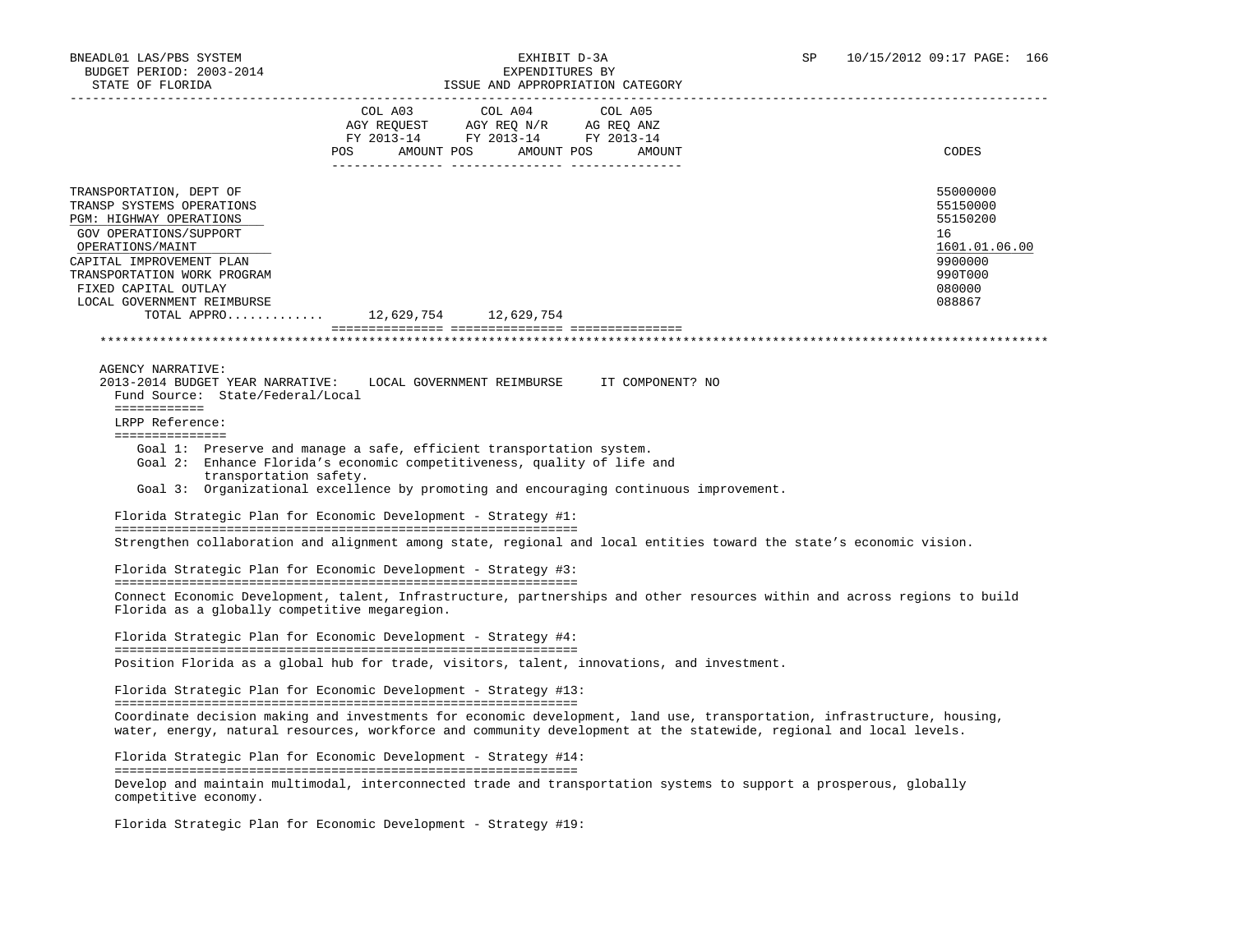BNEADL01 LAS/PBS SYSTEM
BUDGET PERIOD: 2003-2014
STATE OF FLORIDA

EXHIBIT D-3A
EXPENDITURES BY
ISSUE AND APPROPRIATION CATEGORY

SP 10/15/2012 09:17 PAGE: 166

| | COL A03 AGY REQUEST FY 2013-14 POS AMOUNT | COL A04 AGY REQ N/R FY 2013-14 POS AMOUNT | COL A05 AG REQ ANZ FY 2013-14 POS AMOUNT | CODES |
|---|---|---|---|---|
| TRANSPORTATION, DEPT OF | | | | 55000000 |
| TRANSP SYSTEMS OPERATIONS | | | | 55150000 |
| PGM: HIGHWAY OPERATIONS | | | | 55150200 |
| GOV OPERATIONS/SUPPORT | | | | 16 |
| OPERATIONS/MAINT | | | | 1601.01.06.00 |
| CAPITAL IMPROVEMENT PLAN | | | | 9900000 |
| TRANSPORTATION WORK PROGRAM | | | | 990T000 |
| FIXED CAPITAL OUTLAY | | | | 080000 |
| LOCAL GOVERNMENT REIMBURSE | | | | 088867 |
| TOTAL APPRO............ | 12,629,754 | 12,629,754 | | |

AGENCY NARRATIVE:
2013-2014 BUDGET YEAR NARRATIVE: LOCAL GOVERNMENT REIMBURSE IT COMPONENT? NO

Fund Source: State/Federal/Local

LRPP Reference:

Goal 1: Preserve and manage a safe, efficient transportation system.
Goal 2: Enhance Florida's economic competitiveness, quality of life and transportation safety.
Goal 3: Organizational excellence by promoting and encouraging continuous improvement.

Florida Strategic Plan for Economic Development - Strategy #1:

Strengthen collaboration and alignment among state, regional and local entities toward the state's economic vision.

Florida Strategic Plan for Economic Development - Strategy #3:

Connect Economic Development, talent, Infrastructure, partnerships and other resources within and across regions to build Florida as a globally competitive megaregion.

Florida Strategic Plan for Economic Development - Strategy #4:

Position Florida as a global hub for trade, visitors, talent, innovations, and investment.

Florida Strategic Plan for Economic Development - Strategy #13:

Coordinate decision making and investments for economic development, land use, transportation, infrastructure, housing, water, energy, natural resources, workforce and community development at the statewide, regional and local levels.

Florida Strategic Plan for Economic Development - Strategy #14:

Develop and maintain multimodal, interconnected trade and transportation systems to support a prosperous, globally competitive economy.

Florida Strategic Plan for Economic Development - Strategy #19: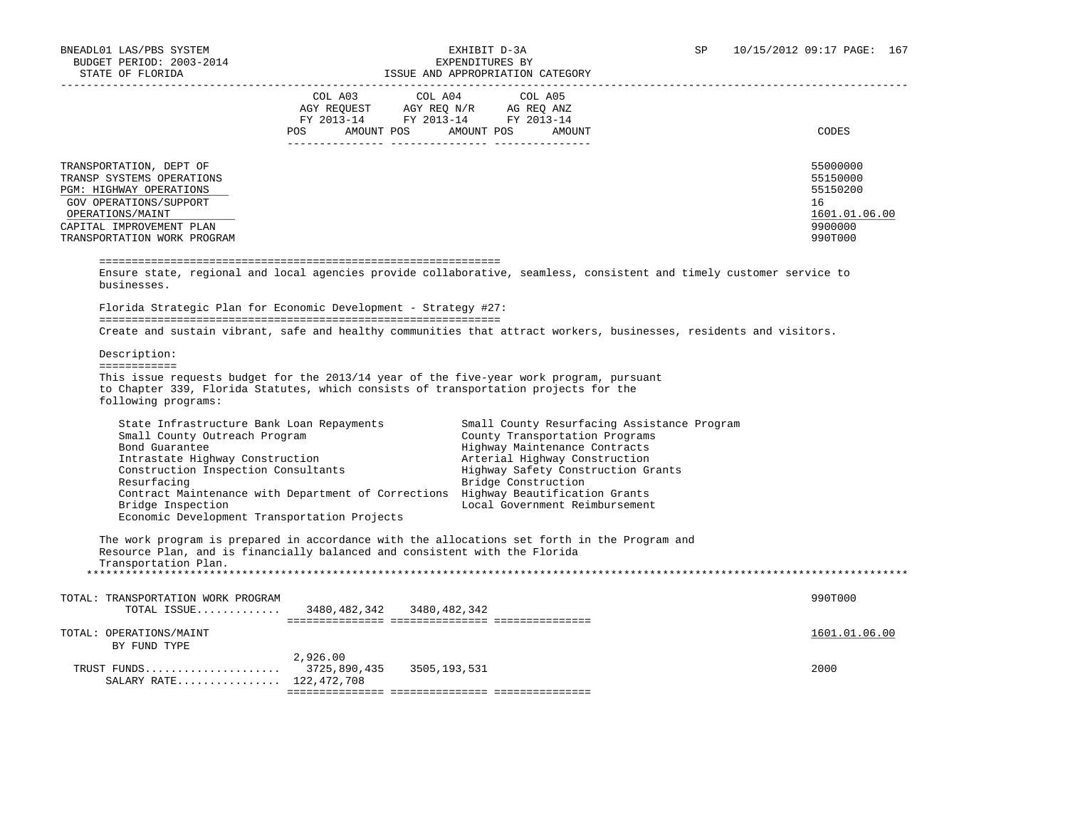BNEADL01 LAS/PBS SYSTEM EXHIBIT D-3A SP 10/15/2012 09:17 PAGE: 167
BUDGET PERIOD: 2003-2014 EXPENDITURES BY
STATE OF FLORIDA ISSUE AND APPROPRIATION CATEGORY

| | COL A03 AGY REQUEST FY 2013-14 POS AMOUNT | COL A04 AGY REQ N/R FY 2013-14 POS AMOUNT | COL A05 AG REQ ANZ FY 2013-14 POS AMOUNT | CODES |
|---|---|---|---|---|
| TRANSPORTATION, DEPT OF | | | | 55000000 |
| TRANSP SYSTEMS OPERATIONS | | | | 55150000 |
| PGM: HIGHWAY OPERATIONS | | | | 55150200 |
| GOV OPERATIONS/SUPPORT | | | | 16 |
| OPERATIONS/MAINT | | | | 1601.01.06.00 |
| CAPITAL IMPROVEMENT PLAN | | | | 9900000 |
| TRANSPORTATION WORK PROGRAM | | | | 990T000 |

Ensure state, regional and local agencies provide collaborative, seamless, consistent and timely customer service to businesses.

Florida Strategic Plan for Economic Development - Strategy #27:

Create and sustain vibrant, safe and healthy communities that attract workers, businesses, residents and visitors.

Description:

This issue requests budget for the 2013/14 year of the five-year work program, pursuant to Chapter 339, Florida Statutes, which consists of transportation projects for the following programs:

- State Infrastructure Bank Loan Repayments
- Small County Outreach Program
- Bond Guarantee
- Intrastate Highway Construction
- Construction Inspection Consultants
- Resurfacing
- Contract Maintenance with Department of Corrections
- Bridge Inspection
- Economic Development Transportation Projects
- Small County Resurfacing Assistance Program
- County Transportation Programs
- Highway Maintenance Contracts
- Arterial Highway Construction
- Highway Safety Construction Grants
- Bridge Construction
- Highway Beautification Grants
- Local Government Reimbursement

The work program is prepared in accordance with the allocations set forth in the Program and Resource Plan, and is financially balanced and consistent with the Florida Transportation Plan.

| | COL A03 | COL A04 | COL A05 | CODES |
|---|---|---|---|---|
| TOTAL: TRANSPORTATION WORK PROGRAM | | | | 990T000 |
| TOTAL ISSUE............. | 3480,482,342 | 3480,482,342 | | |
| TOTAL: OPERATIONS/MAINT | | | | 1601.01.06.00 |
| BY FUND TYPE | | | | |
| | 2,926.00 | | | |
| TRUST FUNDS..................... | 3725,890,435 | 3505,193,531 | | 2000 |
| SALARY RATE................ | 122,472,708 | | | |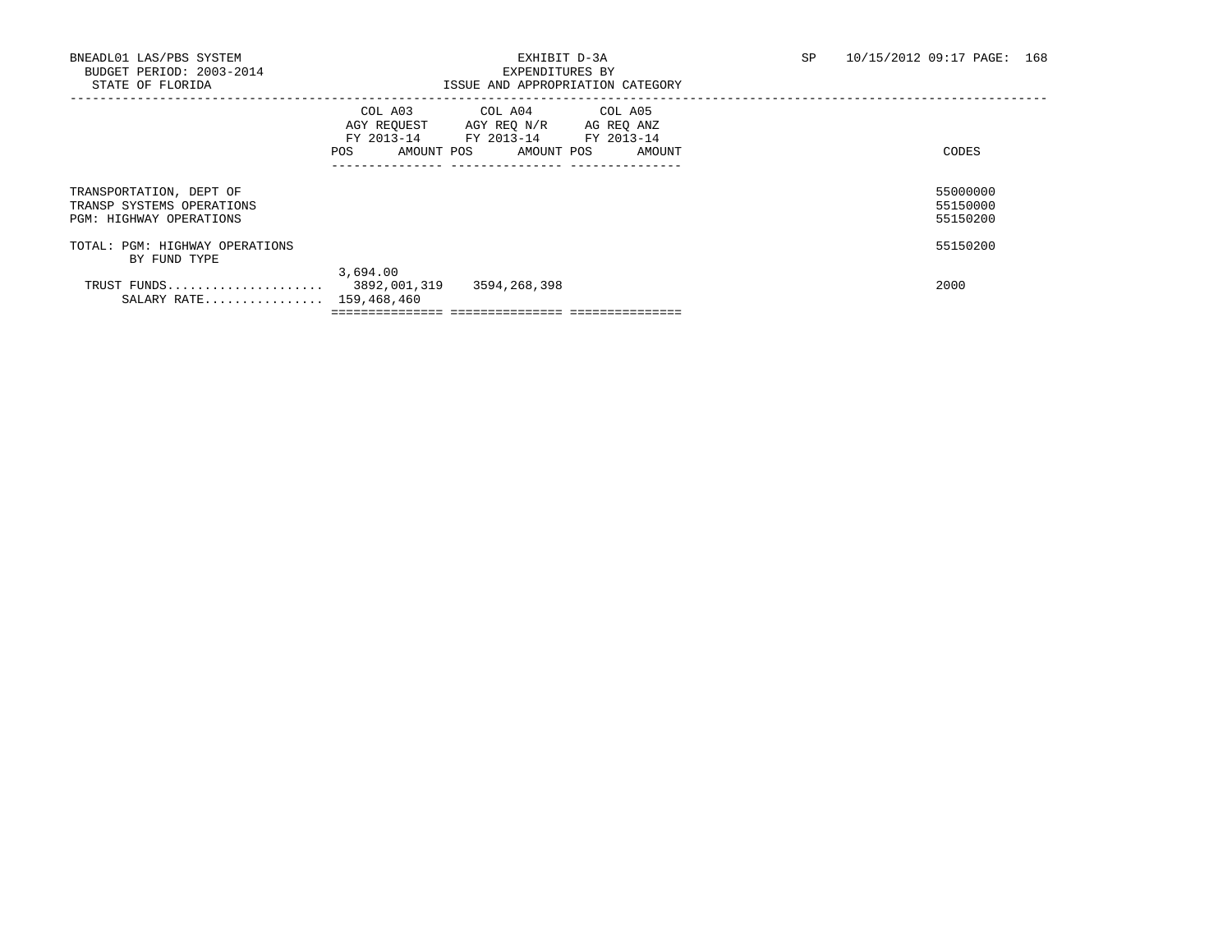BNEADL01 LAS/PBS SYSTEM
BUDGET PERIOD: 2003-2014
STATE OF FLORIDA

EXHIBIT D-3A
EXPENDITURES BY
ISSUE AND APPROPRIATION CATEGORY

SP 10/15/2012 09:17

| | COL A03 AGY REQUEST FY 2013-14 POS AMOUNT | COL A04 AGY REQ N/R FY 2013-14 POS AMOUNT | COL A05 AG REQ ANZ FY 2013-14 POS AMOUNT | CODES |
|---|---|---|---|---|
| TRANSPORTATION, DEPT OF | | | | 55000000 |
| TRANSP SYSTEMS OPERATIONS | | | | 55150000 |
| PGM: HIGHWAY OPERATIONS | | | | 55150200 |
| TOTAL: PGM: HIGHWAY OPERATIONS | | | | 55150200 |
| BY FUND TYPE | | | | |
| | 3,694.00 | | | |
| TRUST FUNDS.................... | 3892,001,319 | 3594,268,398 | | 2000 |
| SALARY RATE................ | 159,468,460 | | | |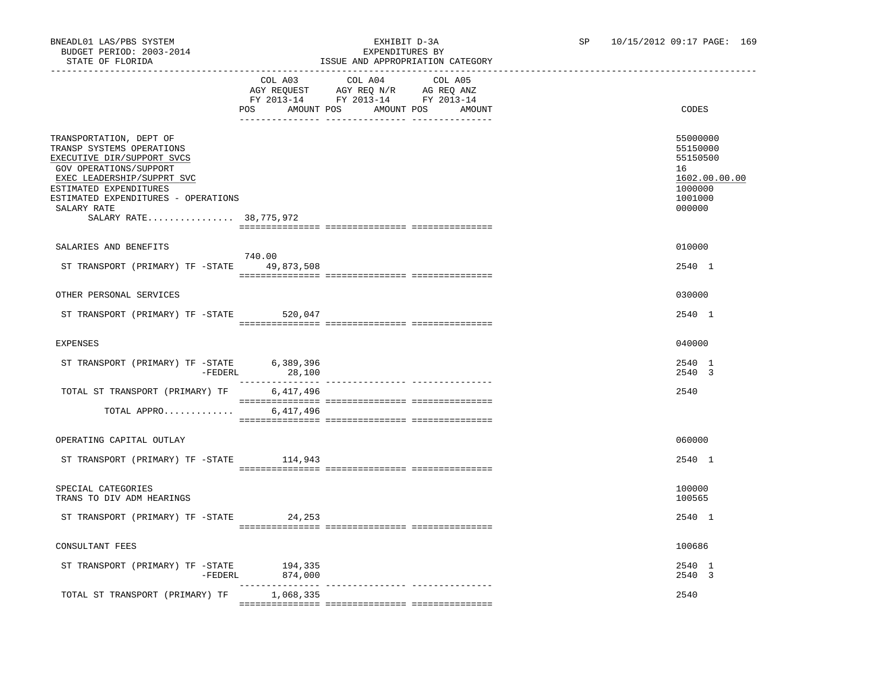BNEADL01 LAS/PBS SYSTEM
BUDGET PERIOD: 2003-2014
STATE OF FLORIDA

EXHIBIT D-3A
EXPENDITURES BY
ISSUE AND APPROPRIATION CATEGORY

SP 10/15/2012 09:17 PAGE: 169

| | COL A03 AGY REQUEST FY 2013-14 POS | AMOUNT | COL A04 AGY REQ N/R FY 2013-14 POS | AMOUNT | COL A05 AG REQ ANZ FY 2013-14 POS | AMOUNT | CODES |
|---|---|---|---|---|---|---|---|
| TRANSPORTATION, DEPT OF | | | | | | | 55000000 |
| TRANSP SYSTEMS OPERATIONS | | | | | | | 55150000 |
| EXECUTIVE DIR/SUPPORT SVCS | | | | | | | 55150500 |
| GOV OPERATIONS/SUPPORT | | | | | | | 16 |
| EXEC LEADERSHIP/SUPPRT SVC | | | | | | | 1602.00.00.00 |
| ESTIMATED EXPENDITURES | | | | | | | 1000000 |
| ESTIMATED EXPENDITURES - OPERATIONS | | | | | | | 1001000 |
| SALARY RATE | | | | | | | 000000 |
| SALARY RATE................ 38,775,972 | | | | | | | |
| SALARIES AND BENEFITS | | | | | | | 010000 |
| ST TRANSPORT (PRIMARY) TF -STATE | 740.00 | 49,873,508 | | | | | 2540 1 |
| OTHER PERSONAL SERVICES | | | | | | | 030000 |
| ST TRANSPORT (PRIMARY) TF -STATE | | 520,047 | | | | | 2540 1 |
| EXPENSES | | | | | | | 040000 |
| ST TRANSPORT (PRIMARY) TF -STATE | | 6,389,396 | | | | | 2540 1 |
| -FEDERL | | 28,100 | | | | | 2540 3 |
| TOTAL ST TRANSPORT (PRIMARY) TF | | 6,417,496 | | | | | 2540 |
| TOTAL APPRO............. | | 6,417,496 | | | | | |
| OPERATING CAPITAL OUTLAY | | | | | | | 060000 |
| ST TRANSPORT (PRIMARY) TF -STATE | | 114,943 | | | | | 2540 1 |
| SPECIAL CATEGORIES | | | | | | | 100000 |
| TRANS TO DIV ADM HEARINGS | | | | | | | 100565 |
| ST TRANSPORT (PRIMARY) TF -STATE | | 24,253 | | | | | 2540 1 |
| CONSULTANT FEES | | | | | | | 100686 |
| ST TRANSPORT (PRIMARY) TF -STATE | | 194,335 | | | | | 2540 1 |
| -FEDERL | | 874,000 | | | | | 2540 3 |
| TOTAL ST TRANSPORT (PRIMARY) TF | | 1,068,335 | | | | | 2540 |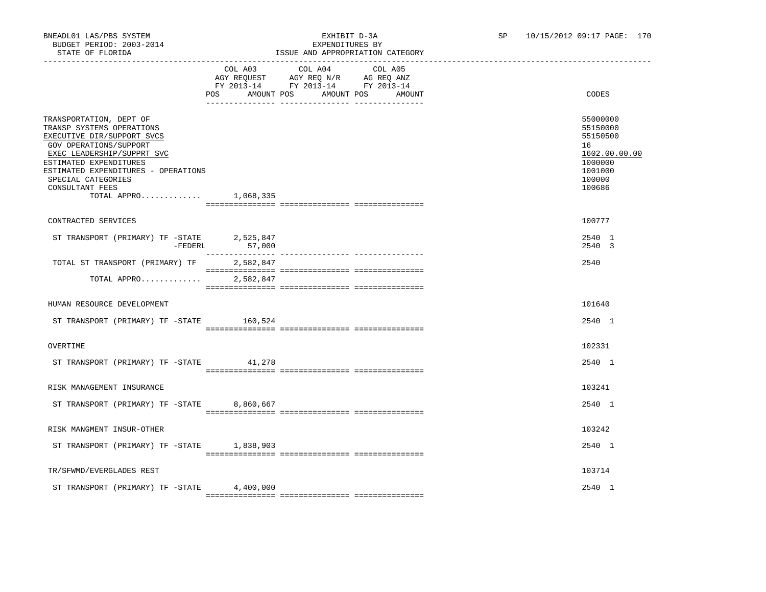BNEADL01 LAS/PBS SYSTEM
BUDGET PERIOD: 2003-2014
STATE OF FLORIDA

EXHIBIT D-3A
EXPENDITURES BY
ISSUE AND APPROPRIATION CATEGORY

SP 10/15/2012 09:17 PAGE: 170

| | COL A03 AGY REQUEST FY 2013-14 POS AMOUNT | COL A04 AGY REQ N/R FY 2013-14 POS AMOUNT | COL A05 AG REQ ANZ FY 2013-14 POS AMOUNT | CODES |
|---|---|---|---|---|
| TRANSPORTATION, DEPT OF | | | | 55000000 |
| TRANSP SYSTEMS OPERATIONS | | | | 55150000 |
| EXECUTIVE DIR/SUPPORT SVCS | | | | 55150500 |
| GOV OPERATIONS/SUPPORT | | | | 16 |
| EXEC LEADERSHIP/SUPPRT SVC | | | | 1602.00.00.00 |
| ESTIMATED EXPENDITURES | | | | 1000000 |
| ESTIMATED EXPENDITURES - OPERATIONS | | | | 1001000 |
| SPECIAL CATEGORIES | | | | 100000 |
| CONSULTANT FEES | | | | 100686 |
| TOTAL APPRO............. | 1,068,335 | | | |
| CONTRACTED SERVICES | | | | 100777 |
| ST TRANSPORT (PRIMARY) TF -STATE | 2,525,847 | | | 2540 1 |
| -FEDERL | 57,000 | | | 2540 3 |
| TOTAL ST TRANSPORT (PRIMARY) TF | 2,582,847 | | | 2540 |
| TOTAL APPRO............. | 2,582,847 | | | |
| HUMAN RESOURCE DEVELOPMENT | | | | 101640 |
| ST TRANSPORT (PRIMARY) TF -STATE | 160,524 | | | 2540 1 |
| OVERTIME | | | | 102331 |
| ST TRANSPORT (PRIMARY) TF -STATE | 41,278 | | | 2540 1 |
| RISK MANAGEMENT INSURANCE | | | | 103241 |
| ST TRANSPORT (PRIMARY) TF -STATE | 8,860,667 | | | 2540 1 |
| RISK MANGMENT INSUR-OTHER | | | | 103242 |
| ST TRANSPORT (PRIMARY) TF -STATE | 1,838,903 | | | 2540 1 |
| TR/SFWMD/EVERGLADES REST | | | | 103714 |
| ST TRANSPORT (PRIMARY) TF -STATE | 4,400,000 | | | 2540 1 |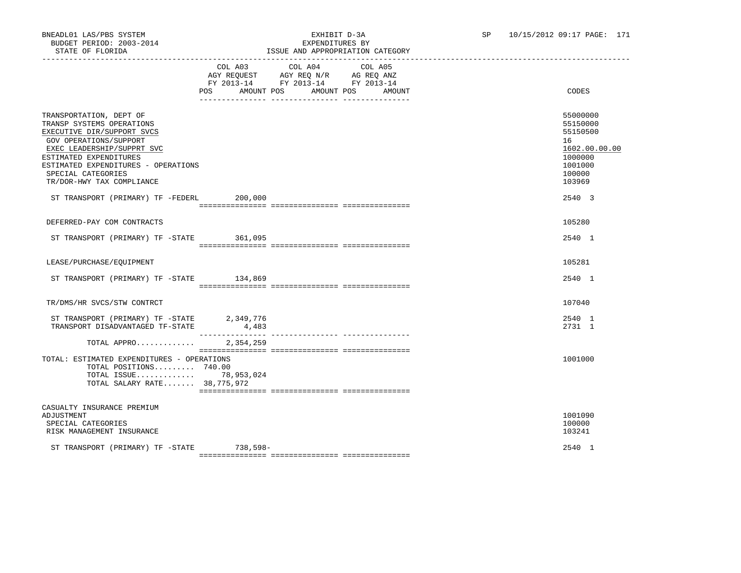BNEADL01 LAS/PBS SYSTEM
BUDGET PERIOD: 2003-2014
STATE OF FLORIDA

EXHIBIT D-3A
EXPENDITURES BY
ISSUE AND APPROPRIATION CATEGORY

SP 10/15/2012 09:17 PAGE: 171

| | COL A03 AGY REQUEST FY 2013-14 POS AMOUNT | COL A04 AGY REQ N/R FY 2013-14 POS AMOUNT | COL A05 AG REQ ANZ FY 2013-14 POS AMOUNT | CODES |
|---|---|---|---|---|
| TRANSPORTATION, DEPT OF | | | | 55000000 |
| TRANSP SYSTEMS OPERATIONS | | | | 55150000 |
| EXECUTIVE DIR/SUPPORT SVCS | | | | 55150500 |
| GOV OPERATIONS/SUPPORT | | | | 16 |
| EXEC LEADERSHIP/SUPPRT SVC | | | | 1602.00.00.00 |
| ESTIMATED EXPENDITURES | | | | 1000000 |
| ESTIMATED EXPENDITURES - OPERATIONS | | | | 1001000 |
| SPECIAL CATEGORIES | | | | 100000 |
| TR/DOR-HWY TAX COMPLIANCE | | | | 103969 |
| ST TRANSPORT (PRIMARY) TF -FEDERL | 200,000 | | | 2540 3 |
| DEFERRED-PAY COM CONTRACTS | | | | 105280 |
| ST TRANSPORT (PRIMARY) TF -STATE | 361,095 | | | 2540 1 |
| LEASE/PURCHASE/EQUIPMENT | | | | 105281 |
| ST TRANSPORT (PRIMARY) TF -STATE | 134,869 | | | 2540 1 |
| TR/DMS/HR SVCS/STW CONTRCT | | | | 107040 |
| ST TRANSPORT (PRIMARY) TF -STATE | 2,349,776 | | | 2540 1 |
| TRANSPORT DISADVANTAGED TF-STATE | 4,483 | | | 2731 1 |
| TOTAL APPRO............ | 2,354,259 | | | |
| TOTAL: ESTIMATED EXPENDITURES - OPERATIONS | | | | 1001000 |
| TOTAL POSITIONS......... | 740.00 | | | |
| TOTAL ISSUE............ | 78,953,024 | | | |
| TOTAL SALARY RATE....... | 38,775,972 | | | |
| CASUALTY INSURANCE PREMIUM ADJUSTMENT | | | | 1001090 |
| SPECIAL CATEGORIES | | | | 100000 |
| RISK MANAGEMENT INSURANCE | | | | 103241 |
| ST TRANSPORT (PRIMARY) TF -STATE | 738,598- | | | 2540 1 |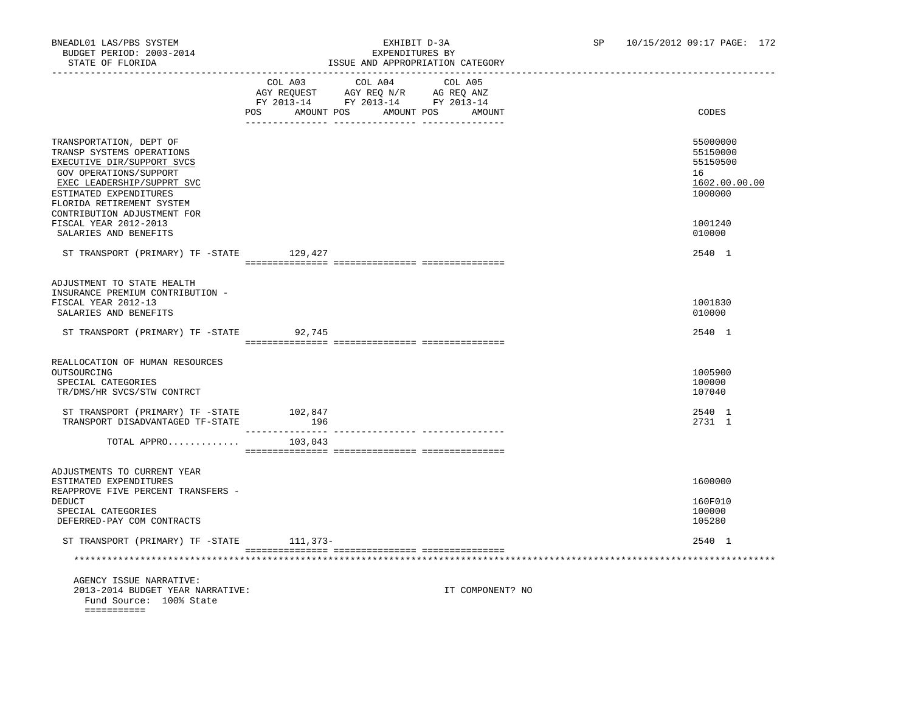BNEADL01 LAS/PBS SYSTEM
BUDGET PERIOD: 2003-2014
STATE OF FLORIDA

EXHIBIT D-3A
EXPENDITURES BY
ISSUE AND APPROPRIATION CATEGORY

SP 10/15/2012 09:17 PAGE: 172

| | COL A03 AGY REQUEST FY 2013-14 POS AMOUNT | COL A04 AGY REQ N/R FY 2013-14 POS AMOUNT | COL A05 AG REQ ANZ FY 2013-14 POS AMOUNT | CODES |
|---|---|---|---|---|
| TRANSPORTATION, DEPT OF | | | | 55000000 |
| TRANSP SYSTEMS OPERATIONS | | | | 55150000 |
| EXECUTIVE DIR/SUPPORT SVCS | | | | 55150500 |
| GOV OPERATIONS/SUPPORT | | | | 16 |
| EXEC LEADERSHIP/SUPPRT SVC | | | | 1602.00.00.00 |
| ESTIMATED EXPENDITURES | | | | 1000000 |
| FLORIDA RETIREMENT SYSTEM CONTRIBUTION ADJUSTMENT FOR FISCAL YEAR 2012-2013 | | | | 1001240 |
| SALARIES AND BENEFITS | | | | 010000 |
| ST TRANSPORT (PRIMARY) TF -STATE | 129,427 | | | 2540 1 |
| ADJUSTMENT TO STATE HEALTH INSURANCE PREMIUM CONTRIBUTION - FISCAL YEAR 2012-13 | | | | 1001830 |
| SALARIES AND BENEFITS | | | | 010000 |
| ST TRANSPORT (PRIMARY) TF -STATE | 92,745 | | | 2540 1 |
| REALLOCATION OF HUMAN RESOURCES OUTSOURCING | | | | 1005900 |
| SPECIAL CATEGORIES | | | | 100000 |
| TR/DMS/HR SVCS/STW CONTRCT | | | | 107040 |
| ST TRANSPORT (PRIMARY) TF -STATE | 102,847 | | | 2540 1 |
| TRANSPORT DISADVANTAGED TF-STATE | 196 | | | 2731 1 |
| TOTAL APPRO............ | 103,043 | | | |
| ADJUSTMENTS TO CURRENT YEAR ESTIMATED EXPENDITURES | | | | 1600000 |
| REAPPROVE FIVE PERCENT TRANSFERS - DEDUCT | | | | 160F010 |
| SPECIAL CATEGORIES | | | | 100000 |
| DEFERRED-PAY COM CONTRACTS | | | | 105280 |
| ST TRANSPORT (PRIMARY) TF -STATE | 111,373- | | | 2540 1 |

AGENCY ISSUE NARRATIVE:
2013-2014 BUDGET YEAR NARRATIVE: IT COMPONENT? NO
Fund Source: 100% State
===========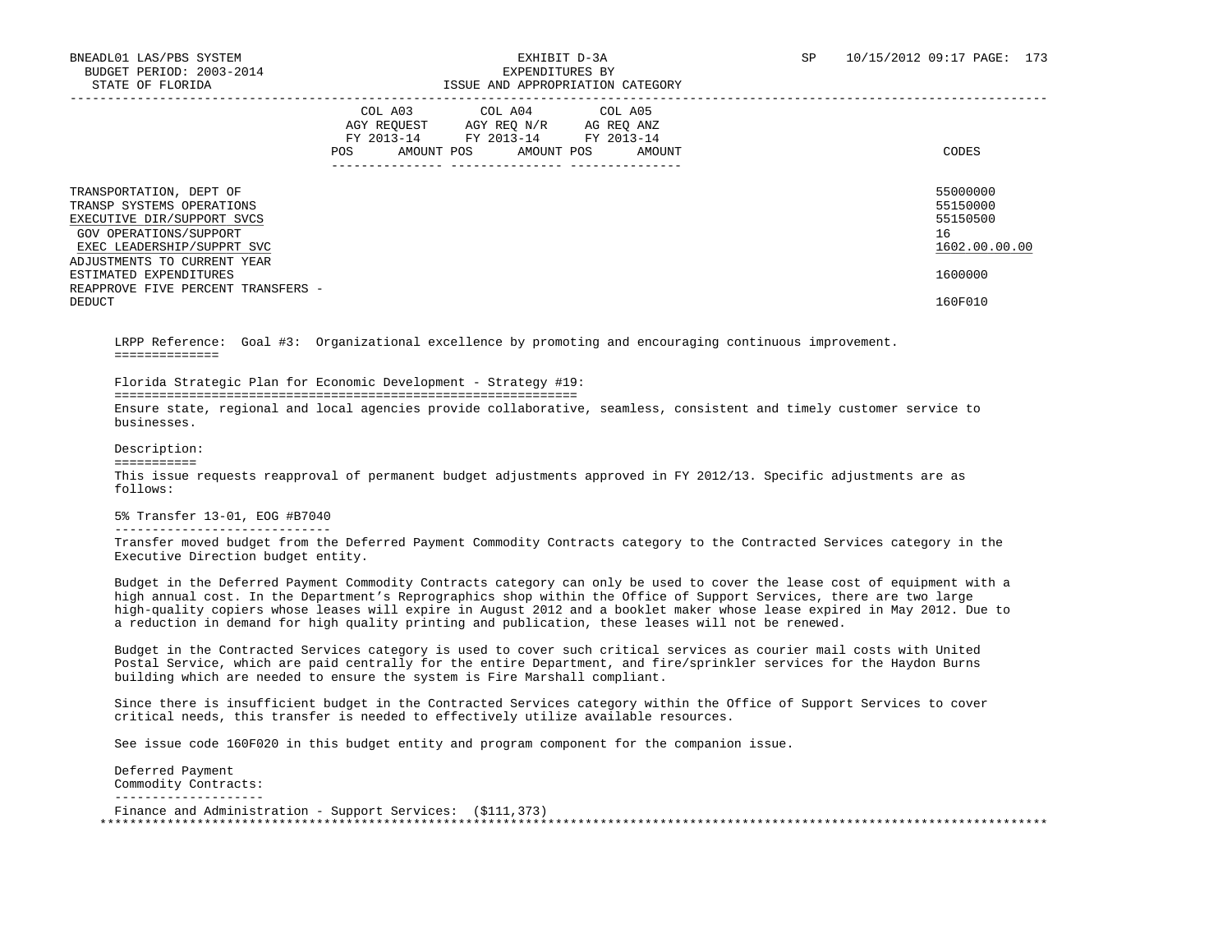| | COL A03 AGY REQUEST FY 2013-14 | | COL A04 AGY REQ N/R FY 2013-14 | | COL A05 AG REQ ANZ FY 2013-14 | | CODES |
|---|---|---|---|---|---|---|---|
| | POS | AMOUNT | POS | AMOUNT | POS | AMOUNT | |
| TRANSPORTATION, DEPT OF | | | | | | | 55000000 |
| TRANSP SYSTEMS OPERATIONS | | | | | | | 55150000 |
| EXECUTIVE DIR/SUPPORT SVCS | | | | | | | 55150500 |
| GOV OPERATIONS/SUPPORT | | | | | | | 16 |
| EXEC LEADERSHIP/SUPPRT SVC | | | | | | | 1602.00.00.00 |
| ADJUSTMENTS TO CURRENT YEAR ESTIMATED EXPENDITURES | | | | | | | 1600000 |
| REAPPROVE FIVE PERCENT TRANSFERS - DEDUCT | | | | | | | 160F010 |

LRPP Reference: Goal #3: Organizational excellence by promoting and encouraging continuous improvement.

Florida Strategic Plan for Economic Development - Strategy #19:

Ensure state, regional and local agencies provide collaborative, seamless, consistent and timely customer service to businesses.

Description:

This issue requests reapproval of permanent budget adjustments approved in FY 2012/13. Specific adjustments are as follows:

5% Transfer 13-01, EOG #B7040

Transfer moved budget from the Deferred Payment Commodity Contracts category to the Contracted Services category in the Executive Direction budget entity.

Budget in the Deferred Payment Commodity Contracts category can only be used to cover the lease cost of equipment with a high annual cost. In the Department's Reprographics shop within the Office of Support Services, there are two large high-quality copiers whose leases will expire in August 2012 and a booklet maker whose lease expired in May 2012. Due to a reduction in demand for high quality printing and publication, these leases will not be renewed.

Budget in the Contracted Services category is used to cover such critical services as courier mail costs with United Postal Service, which are paid centrally for the entire Department, and fire/sprinkler services for the Haydon Burns building which are needed to ensure the system is Fire Marshall compliant.

Since there is insufficient budget in the Contracted Services category within the Office of Support Services to cover critical needs, this transfer is needed to effectively utilize available resources.

See issue code 160F020 in this budget entity and program component for the companion issue.

Deferred Payment
Commodity Contracts:

Finance and Administration - Support Services: ($111,373)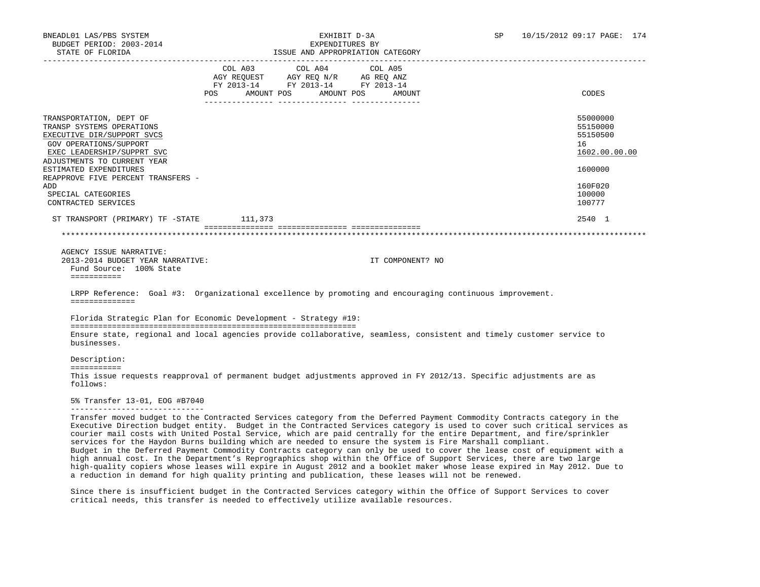BNEADL01 LAS/PBS SYSTEM
BUDGET PERIOD: 2003-2014
STATE OF FLORIDA

EXHIBIT D-3A
EXPENDITURES BY
ISSUE AND APPROPRIATION CATEGORY

SP 10/15/2012 09:17 PAGE: 174

| | COL A03 AGY REQUEST FY 2013-14 POS | AMOUNT | COL A04 AGY REQ N/R FY 2013-14 POS | AMOUNT | COL A05 AG REQ ANZ FY 2013-14 POS | AMOUNT | CODES |
|---|---|---|---|---|---|---|---|
| TRANSPORTATION, DEPT OF | | | | | | | 55000000 |
| TRANSP SYSTEMS OPERATIONS | | | | | | | 55150000 |
| EXECUTIVE DIR/SUPPORT SVCS | | | | | | | 55150500 |
| GOV OPERATIONS/SUPPORT | | | | | | | 16 |
| EXEC LEADERSHIP/SUPPRT SVC | | | | | | | 1602.00.00.00 |
| ADJUSTMENTS TO CURRENT YEAR ESTIMATED EXPENDITURES | | | | | | | 1600000 |
| REAPPROVE FIVE PERCENT TRANSFERS - ADD | | | | | | | 160F020 |
| SPECIAL CATEGORIES | | | | | | | 100000 |
| CONTRACTED SERVICES | | | | | | | 100777 |
| ST TRANSPORT (PRIMARY) TF -STATE | | 111,373 | | | | | 2540 1 |

AGENCY ISSUE NARRATIVE:
2013-2014 BUDGET YEAR NARRATIVE: IT COMPONENT? NO

Fund Source: 100% State

LRPP Reference: Goal #3: Organizational excellence by promoting and encouraging continuous improvement.

Florida Strategic Plan for Economic Development - Strategy #19:

Ensure state, regional and local agencies provide collaborative, seamless, consistent and timely customer service to businesses.

Description:

This issue requests reapproval of permanent budget adjustments approved in FY 2012/13. Specific adjustments are as follows:

5% Transfer 13-01, EOG #B7040

Transfer moved budget to the Contracted Services category from the Deferred Payment Commodity Contracts category in the Executive Direction budget entity. Budget in the Contracted Services category is used to cover such critical services as courier mail costs with United Postal Service, which are paid centrally for the entire Department, and fire/sprinkler services for the Haydon Burns building which are needed to ensure the system is Fire Marshall compliant.
Budget in the Deferred Payment Commodity Contracts category can only be used to cover the lease cost of equipment with a high annual cost. In the Department's Reprographics shop within the Office of Support Services, there are two large high-quality copiers whose leases will expire in August 2012 and a booklet maker whose lease expired in May 2012. Due to a reduction in demand for high quality printing and publication, these leases will not be renewed.

Since there is insufficient budget in the Contracted Services category within the Office of Support Services to cover critical needs, this transfer is needed to effectively utilize available resources.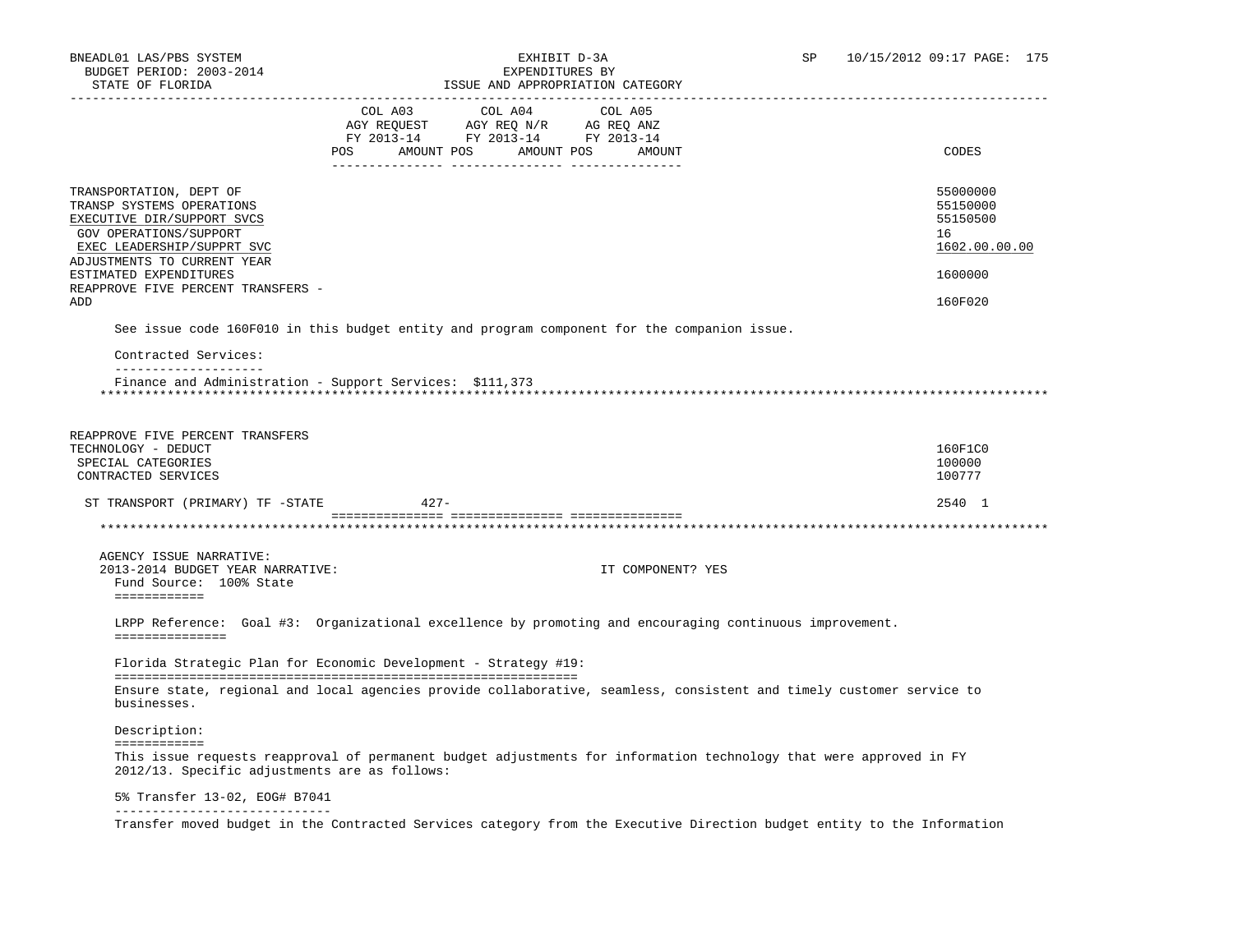| | COL A03 AGY REQUEST FY 2013-14 POS AMOUNT | COL A04 AGY REQ N/R FY 2013-14 POS AMOUNT | COL A05 AG REQ ANZ FY 2013-14 POS AMOUNT | CODES |
|---|---|---|---|---|
| TRANSPORTATION, DEPT OF | | | | 55000000 |
| TRANSP SYSTEMS OPERATIONS | | | | 55150000 |
| EXECUTIVE DIR/SUPPORT SVCS | | | | 55150500 |
| GOV OPERATIONS/SUPPORT | | | | 16 |
| EXEC LEADERSHIP/SUPPRT SVC | | | | 1602.00.00.00 |
| ADJUSTMENTS TO CURRENT YEAR ESTIMATED EXPENDITURES | | | | 1600000 |
| REAPPROVE FIVE PERCENT TRANSFERS - ADD | | | | 160F020 |

See issue code 160F010 in this budget entity and program component for the companion issue.

Contracted Services:
--------------------
Finance and Administration - Support Services: $111,373

*****************************************************************************************************************************

| | COL A03 | COL A04 | COL A05 | CODES |
|---|---|---|---|---|
| REAPPROVE FIVE PERCENT TRANSFERS TECHNOLOGY - DEDUCT | | | | 160F1C0 |
| SPECIAL CATEGORIES | | | | 100000 |
| CONTRACTED SERVICES | | | | 100777 |
| ST TRANSPORT (PRIMARY) TF -STATE | 427- | | | 2540 1 |

*****************************************************************************************************************************

AGENCY ISSUE NARRATIVE:
2013-2014 BUDGET YEAR NARRATIVE: IT COMPONENT? YES

Fund Source: 100% State
============

LRPP Reference: Goal #3: Organizational excellence by promoting and encouraging continuous improvement.
===============

Florida Strategic Plan for Economic Development - Strategy #19:
===============================================================
Ensure state, regional and local agencies provide collaborative, seamless, consistent and timely customer service to businesses.

Description:
============
This issue requests reapproval of permanent budget adjustments for information technology that were approved in FY 2012/13. Specific adjustments are as follows:

5% Transfer 13-02, EOG# B7041
-----------------------------
Transfer moved budget in the Contracted Services category from the Executive Direction budget entity to the Information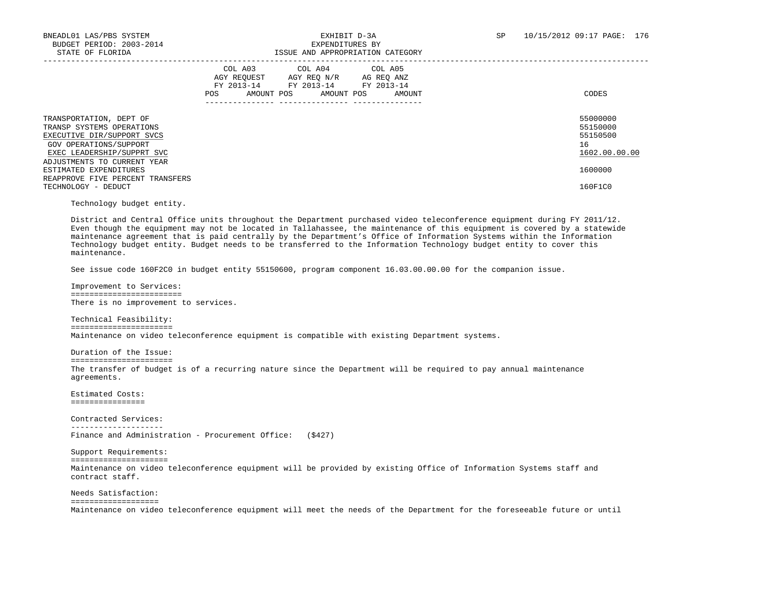BNEADL01 LAS/PBS SYSTEM
BUDGET PERIOD: 2003-2014
STATE OF FLORIDA

EXHIBIT D-3A
EXPENDITURES BY
ISSUE AND APPROPRIATION CATEGORY

SP 10/15/2012 09:17 PAGE: 176

| | COL A03 AGY REQUEST FY 2013-14 POS AMOUNT | COL A04 AGY REQ N/R FY 2013-14 POS AMOUNT | COL A05 AG REQ ANZ FY 2013-14 POS AMOUNT | CODES |
|---|---|---|---|---|
| TRANSPORTATION, DEPT OF | | | | 55000000 |
| TRANSP SYSTEMS OPERATIONS | | | | 55150000 |
| EXECUTIVE DIR/SUPPORT SVCS | | | | 55150500 |
| GOV OPERATIONS/SUPPORT | | | | 16 |
| EXEC LEADERSHIP/SUPPRT SVC | | | | 1602.00.00.00 |
| ADJUSTMENTS TO CURRENT YEAR ESTIMATED EXPENDITURES | | | | 1600000 |
| REAPPROVE FIVE PERCENT TRANSFERS TECHNOLOGY - DEDUCT | | | | 160F1C0 |

Technology budget entity.

District and Central Office units throughout the Department purchased video teleconference equipment during FY 2011/12. Even though the equipment may not be located in Tallahassee, the maintenance of this equipment is covered by a statewide maintenance agreement that is paid centrally by the Department's Office of Information Systems within the Information Technology budget entity. Budget needs to be transferred to the Information Technology budget entity to cover this maintenance.

See issue code 160F2C0 in budget entity 55150600, program component 16.03.00.00.00 for the companion issue.

Improvement to Services:
========================
There is no improvement to services.

Technical Feasibility:
======================
Maintenance on video teleconference equipment is compatible with existing Department systems.

Duration of the Issue:
======================
The transfer of budget is of a recurring nature since the Department will be required to pay annual maintenance agreements.

Estimated Costs:
================

Contracted Services:
--------------------
Finance and Administration - Procurement Office: ($427)

Support Requirements:
=====================
Maintenance on video teleconference equipment will be provided by existing Office of Information Systems staff and contract staff.

Needs Satisfaction:
===================
Maintenance on video teleconference equipment will meet the needs of the Department for the foreseeable future or until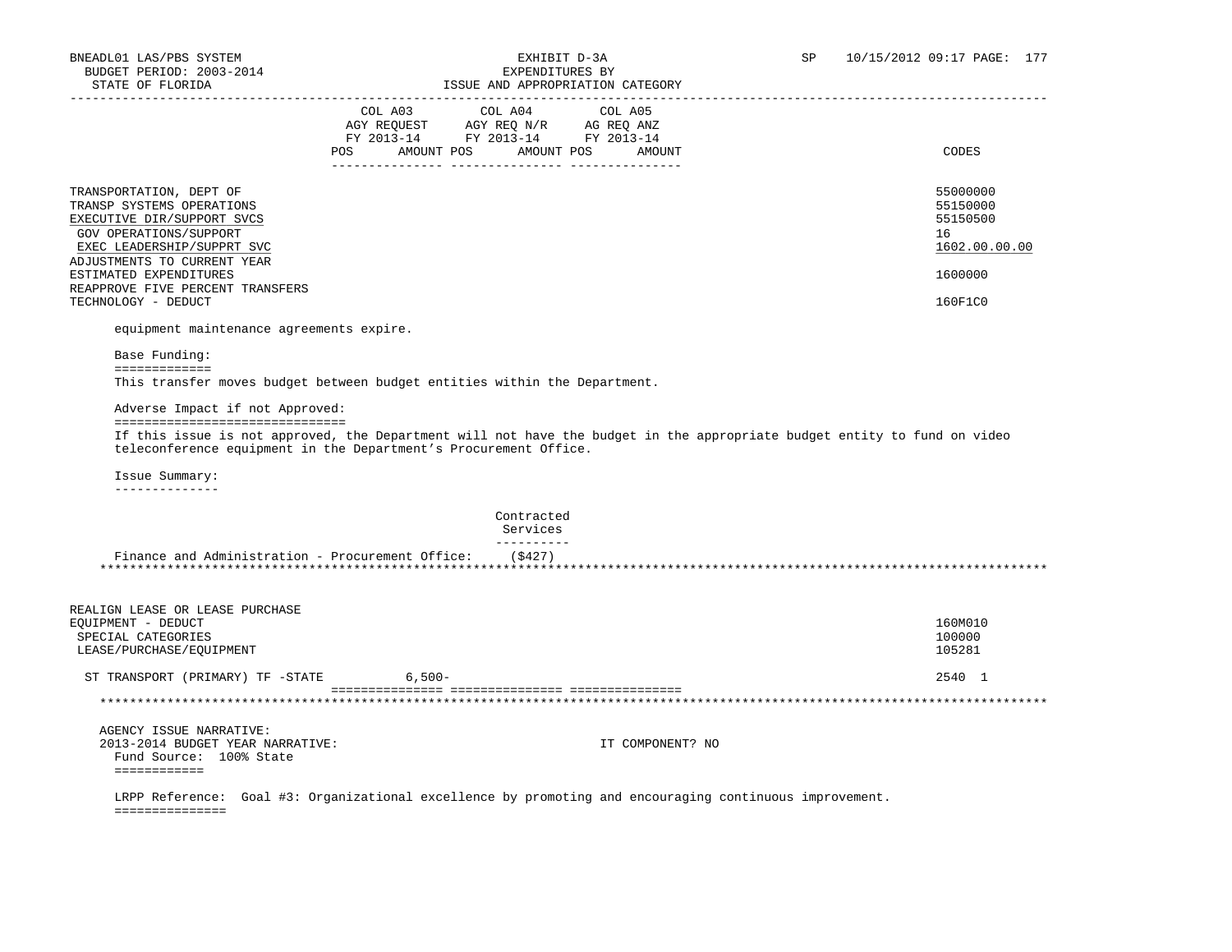| | COL A03 AGY REQUEST FY 2013-14 POS AMOUNT | COL A04 AGY REQ N/R FY 2013-14 POS AMOUNT | COL A05 AG REQ ANZ FY 2013-14 POS AMOUNT | CODES |
|---|---|---|---|---|
| TRANSPORTATION, DEPT OF | | | | 55000000 |
| TRANSP SYSTEMS OPERATIONS | | | | 55150000 |
| EXECUTIVE DIR/SUPPORT SVCS | | | | 55150500 |
| GOV OPERATIONS/SUPPORT | | | | 16 |
| EXEC LEADERSHIP/SUPPRT SVC | | | | 1602.00.00.00 |
| ADJUSTMENTS TO CURRENT YEAR ESTIMATED EXPENDITURES | | | | 1600000 |
| REAPPROVE FIVE PERCENT TRANSFERS TECHNOLOGY - DEDUCT | | | | 160F1C0 |

equipment maintenance agreements expire.

Base Funding:

This transfer moves budget between budget entities within the Department.

Adverse Impact if not Approved:

If this issue is not approved, the Department will not have the budget in the appropriate budget entity to fund on video teleconference equipment in the Department's Procurement Office.

Issue Summary:

| | Contracted Services |
|---|---|
| Finance and Administration - Procurement Office: | ($427) |

*****

| | COL A03 | COL A04 | COL A05 | CODES |
|---|---|---|---|---|
| REALIGN LEASE OR LEASE PURCHASE EQUIPMENT - DEDUCT | | | | 160M010 |
| SPECIAL CATEGORIES | | | | 100000 |
| LEASE/PURCHASE/EQUIPMENT | | | | 105281 |
| ST TRANSPORT (PRIMARY) TF -STATE | 6,500- | | | 2540 1 |

*****

AGENCY ISSUE NARRATIVE:

2013-2014 BUDGET YEAR NARRATIVE: IT COMPONENT? NO

Fund Source: 100% State

LRPP Reference: Goal #3: Organizational excellence by promoting and encouraging continuous improvement.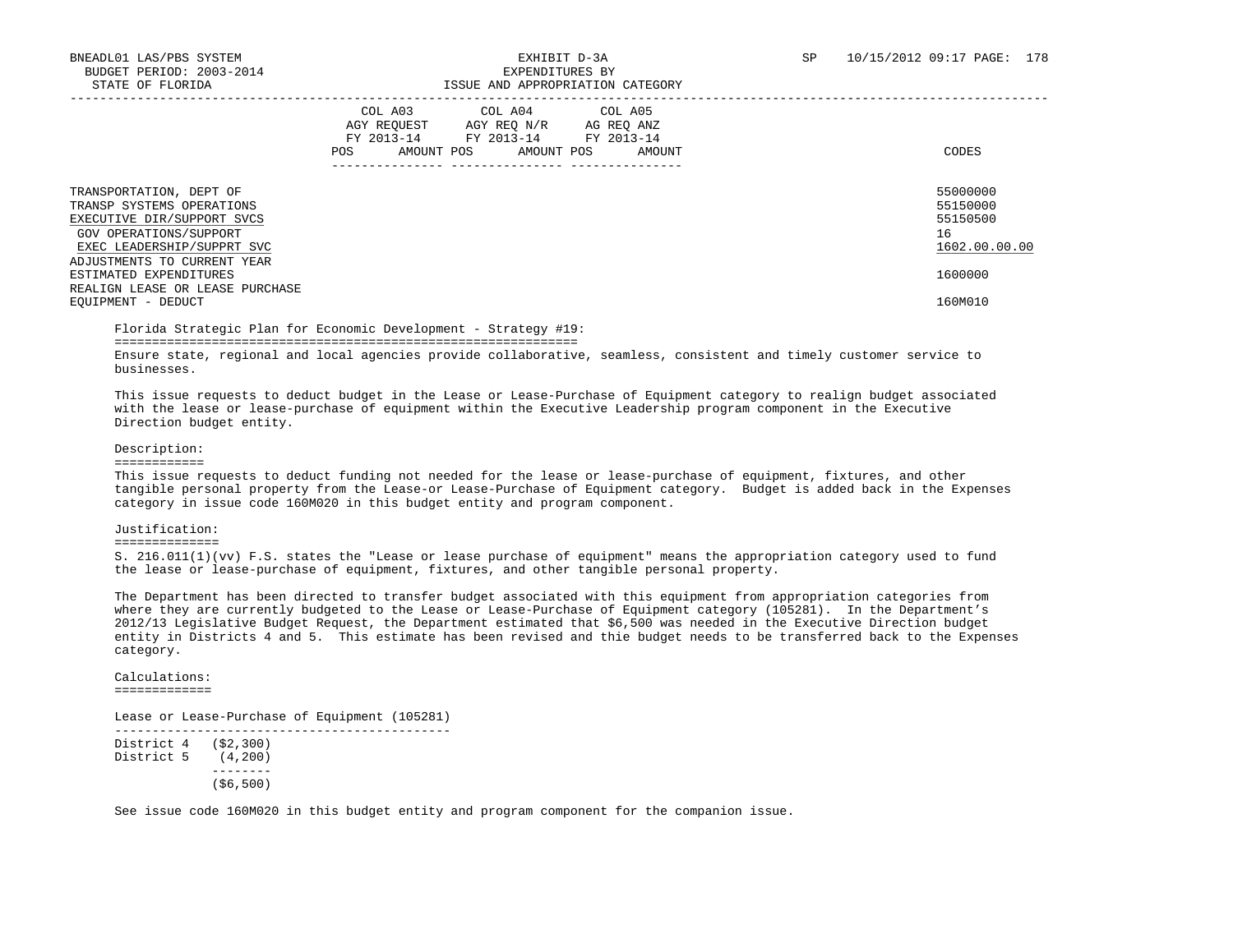BNEADL01 LAS/PBS SYSTEM — EXHIBIT D-3A — EXPENDITURES BY ISSUE AND APPROPRIATION CATEGORY
BUDGET PERIOD: 2003-2014
STATE OF FLORIDA

| | COL A03 AGY REQUEST FY 2013-14 POS AMOUNT | COL A04 AGY REQ N/R FY 2013-14 POS AMOUNT | COL A05 AG REQ ANZ FY 2013-14 POS AMOUNT | CODES |
|---|---|---|---|---|
| TRANSPORTATION, DEPT OF | | | | 55000000 |
| TRANSP SYSTEMS OPERATIONS | | | | 55150000 |
| EXECUTIVE DIR/SUPPORT SVCS | | | | 55150500 |
| GOV OPERATIONS/SUPPORT | | | | 16 |
| EXEC LEADERSHIP/SUPPRT SVC | | | | 1602.00.00.00 |
| ADJUSTMENTS TO CURRENT YEAR ESTIMATED EXPENDITURES | | | | 1600000 |
| REALIGN LEASE OR LEASE PURCHASE EQUIPMENT - DEDUCT | | | | 160M010 |

Florida Strategic Plan for Economic Development - Strategy #19:

Ensure state, regional and local agencies provide collaborative, seamless, consistent and timely customer service to businesses.

This issue requests to deduct budget in the Lease or Lease-Purchase of Equipment category to realign budget associated with the lease or lease-purchase of equipment within the Executive Leadership program component in the Executive Direction budget entity.

Description:

This issue requests to deduct funding not needed for the lease or lease-purchase of equipment, fixtures, and other tangible personal property from the Lease-or Lease-Purchase of Equipment category. Budget is added back in the Expenses category in issue code 160M020 in this budget entity and program component.

Justification:

S. 216.011(1)(vv) F.S. states the "Lease or lease purchase of equipment" means the appropriation category used to fund the lease or lease-purchase of equipment, fixtures, and other tangible personal property.

The Department has been directed to transfer budget associated with this equipment from appropriation categories from where they are currently budgeted to the Lease or Lease-Purchase of Equipment category (105281). In the Department's 2012/13 Legislative Budget Request, the Department estimated that $6,500 was needed in the Executive Direction budget entity in Districts 4 and 5. This estimate has been revised and thie budget needs to be transferred back to the Expenses category.

Calculations:

Lease or Lease-Purchase of Equipment (105281)

| | |
|---|---|
| District 4 | ($2,300) |
| District 5 | (4,200) |
| | ($6,500) |

See issue code 160M020 in this budget entity and program component for the companion issue.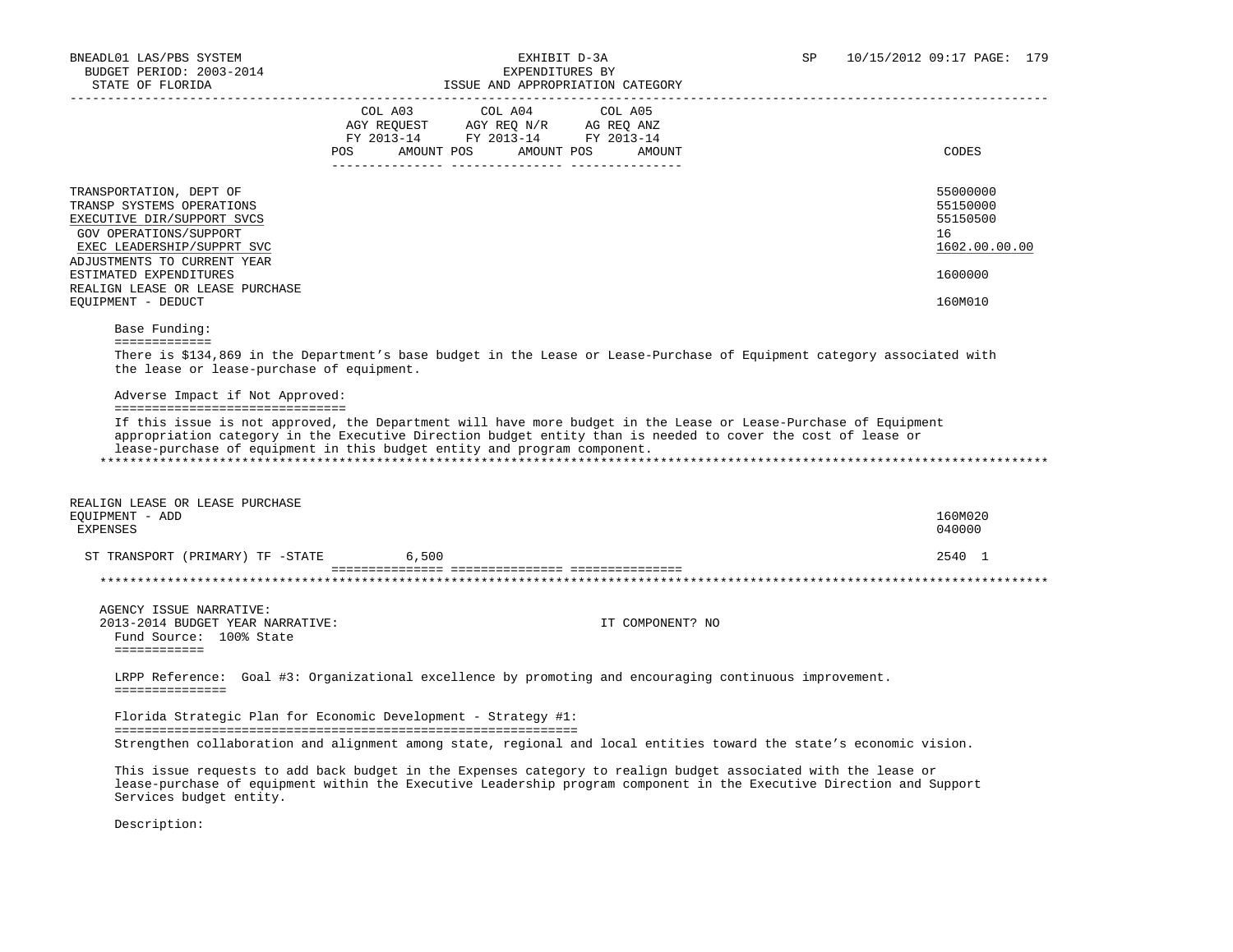| | COL A03 AGY REQUEST FY 2013-14 POS AMOUNT | COL A04 AGY REQ N/R FY 2013-14 POS AMOUNT | COL A05 AG REQ ANZ FY 2013-14 POS AMOUNT | CODES |
|---|---|---|---|---|
| TRANSPORTATION, DEPT OF | | | | 55000000 |
| TRANSP SYSTEMS OPERATIONS | | | | 55150000 |
| EXECUTIVE DIR/SUPPORT SVCS | | | | 55150500 |
| GOV OPERATIONS/SUPPORT | | | | 16 |
| EXEC LEADERSHIP/SUPPRT SVC | | | | 1602.00.00.00 |
| ADJUSTMENTS TO CURRENT YEAR ESTIMATED EXPENDITURES | | | | 1600000 |
| REALIGN LEASE OR LEASE PURCHASE EQUIPMENT - DEDUCT | | | | 160M010 |

Base Funding:

There is $134,869 in the Department's base budget in the Lease or Lease-Purchase of Equipment category associated with the lease or lease-purchase of equipment.

Adverse Impact if Not Approved:

If this issue is not approved, the Department will have more budget in the Lease or Lease-Purchase of Equipment appropriation category in the Executive Direction budget entity than is needed to cover the cost of lease or lease-purchase of equipment in this budget entity and program component.

*******************************************************************************

| | COL A03 | COL A04 | COL A05 | CODES |
|---|---|---|---|---|
| REALIGN LEASE OR LEASE PURCHASE EQUIPMENT - ADD | | | | 160M020 |
| EXPENSES | | | | 040000 |
| ST TRANSPORT (PRIMARY) TF -STATE | 6,500 | | | 2540 1 |

*******************************************************************************

AGENCY ISSUE NARRATIVE:

2013-2014 BUDGET YEAR NARRATIVE: IT COMPONENT? NO

Fund Source: 100% State

LRPP Reference: Goal #3: Organizational excellence by promoting and encouraging continuous improvement.

Florida Strategic Plan for Economic Development - Strategy #1:

Strengthen collaboration and alignment among state, regional and local entities toward the state's economic vision.

This issue requests to add back budget in the Expenses category to realign budget associated with the lease or lease-purchase of equipment within the Executive Leadership program component in the Executive Direction and Support Services budget entity.

Description: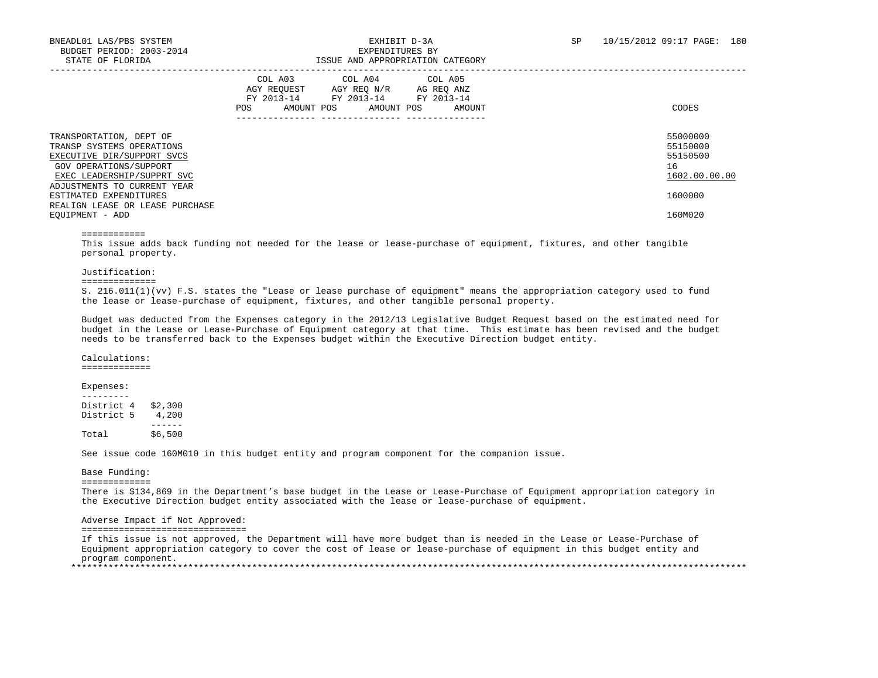BNEADL01 LAS/PBS SYSTEM — EXHIBIT D-3A — EXPENDITURES BY ISSUE AND APPROPRIATION CATEGORY
BUDGET PERIOD: 2003-2014 — STATE OF FLORIDA — SP 10/15/2012 09:17

| | COL A03 AGY REQUEST FY 2013-14 POS AMOUNT | COL A04 AGY REQ N/R FY 2013-14 POS AMOUNT | COL A05 AG REQ ANZ FY 2013-14 POS AMOUNT | CODES |
|---|---|---|---|---|
| TRANSPORTATION, DEPT OF | | | | 55000000 |
| TRANSP SYSTEMS OPERATIONS | | | | 55150000 |
| EXECUTIVE DIR/SUPPORT SVCS | | | | 55150500 |
| GOV OPERATIONS/SUPPORT | | | | 16 |
| EXEC LEADERSHIP/SUPPRT SVC | | | | 1602.00.00.00 |
| ADJUSTMENTS TO CURRENT YEAR ESTIMATED EXPENDITURES | | | | 1600000 |
| REALIGN LEASE OR LEASE PURCHASE EQUIPMENT - ADD | | | | 160M020 |

This issue adds back funding not needed for the lease or lease-purchase of equipment, fixtures, and other tangible personal property.

Justification:

S. 216.011(1)(vv) F.S. states the "Lease or lease purchase of equipment" means the appropriation category used to fund the lease or lease-purchase of equipment, fixtures, and other tangible personal property.

Budget was deducted from the Expenses category in the 2012/13 Legislative Budget Request based on the estimated need for budget in the Lease or Lease-Purchase of Equipment category at that time. This estimate has been revised and the budget needs to be transferred back to the Expenses budget within the Executive Direction budget entity.

Calculations:

Expenses:

| | |
|---|---|
| District 4 | $2,300 |
| District 5 | 4,200 |
| Total | $6,500 |

See issue code 160M010 in this budget entity and program component for the companion issue.

Base Funding:

There is $134,869 in the Department's base budget in the Lease or Lease-Purchase of Equipment appropriation category in the Executive Direction budget entity associated with the lease or lease-purchase of equipment.

Adverse Impact if Not Approved:

If this issue is not approved, the Department will have more budget than is needed in the Lease or Lease-Purchase of Equipment appropriation category to cover the cost of lease or lease-purchase of equipment in this budget entity and program component.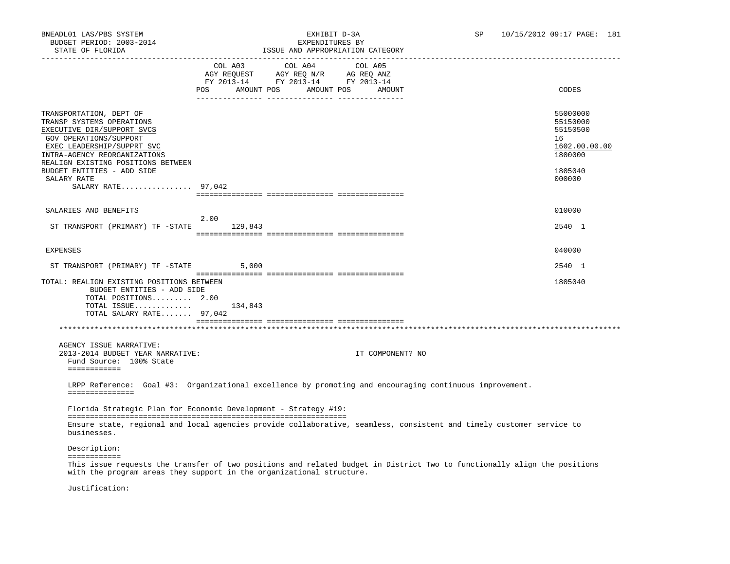BNEADL01 LAS/PBS SYSTEM
BUDGET PERIOD: 2003-2014
STATE OF FLORIDA

EXHIBIT D-3A
EXPENDITURES BY
ISSUE AND APPROPRIATION CATEGORY

SP 10/15/2012 09:17 PAGE: 181

| | COL A03 AGY REQUEST FY 2013-14 POS | AMOUNT | COL A04 AGY REQ N/R FY 2013-14 POS | AMOUNT | COL A05 AG REQ ANZ FY 2013-14 POS | AMOUNT | CODES |
|---|---|---|---|---|---|---|---|
| TRANSPORTATION, DEPT OF | | | | | | | 55000000 |
| TRANSP SYSTEMS OPERATIONS | | | | | | | 55150000 |
| EXECUTIVE DIR/SUPPORT SVCS | | | | | | | 55150500 |
| GOV OPERATIONS/SUPPORT | | | | | | | 16 |
| EXEC LEADERSHIP/SUPPRT SVC | | | | | | | 1602.00.00.00 |
| INTRA-AGENCY REORGANIZATIONS | | | | | | | 1800000 |
| REALIGN EXISTING POSITIONS BETWEEN BUDGET ENTITIES - ADD SIDE | | | | | | | 1805040 |
| SALARY RATE | | | | | | | 000000 |
| SALARY RATE................ | 97,042 | | | | | | |
| SALARIES AND BENEFITS | | | | | | | 010000 |
| ST TRANSPORT (PRIMARY) TF -STATE | 2.00 | 129,843 | | | | | 2540 1 |
| EXPENSES | | | | | | | 040000 |
| ST TRANSPORT (PRIMARY) TF -STATE | | 5,000 | | | | | 2540 1 |
| TOTAL: REALIGN EXISTING POSITIONS BETWEEN BUDGET ENTITIES - ADD SIDE | | | | | | | 1805040 |
| TOTAL POSITIONS......... | 2.00 | | | | | | |
| TOTAL ISSUE............. | | 134,843 | | | | | |
| TOTAL SALARY RATE....... | 97,042 | | | | | | |

AGENCY ISSUE NARRATIVE:

2013-2014 BUDGET YEAR NARRATIVE: IT COMPONENT? NO

Fund Source: 100% State

LRPP Reference: Goal #3: Organizational excellence by promoting and encouraging continuous improvement.

Florida Strategic Plan for Economic Development - Strategy #19:

Ensure state, regional and local agencies provide collaborative, seamless, consistent and timely customer service to businesses.

Description:

This issue requests the transfer of two positions and related budget in District Two to functionally align the positions with the program areas they support in the organizational structure.

Justification: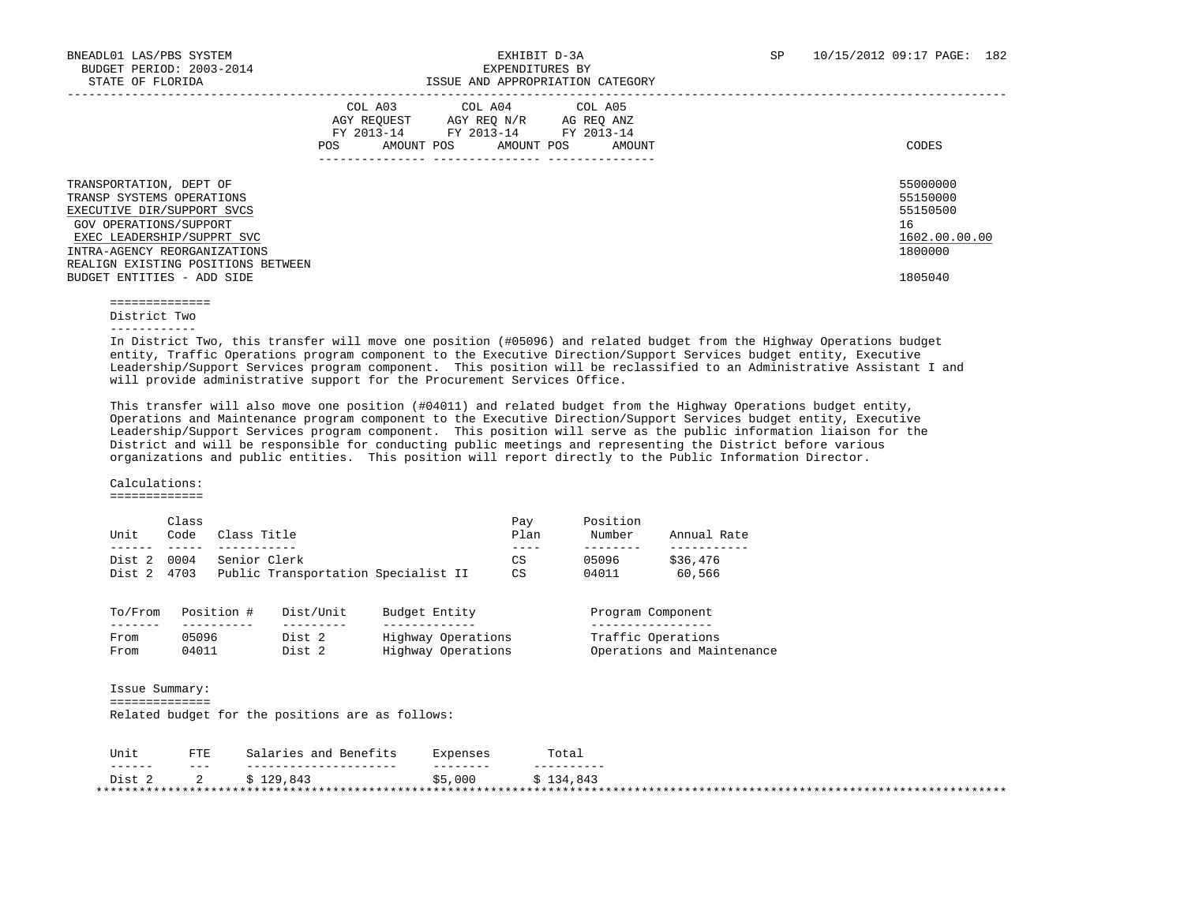| | COL A03 AGY REQUEST FY 2013-14 POS AMOUNT | COL A04 AGY REQ N/R FY 2013-14 POS AMOUNT | COL A05 AG REQ ANZ FY 2013-14 POS AMOUNT | CODES |
|---|---|---|---|---|
| TRANSPORTATION, DEPT OF | | | | 55000000 |
| TRANSP SYSTEMS OPERATIONS | | | | 55150000 |
| EXECUTIVE DIR/SUPPORT SVCS | | | | 55150500 |
| GOV OPERATIONS/SUPPORT | | | | 16 |
| EXEC LEADERSHIP/SUPPRT SVC | | | | 1602.00.00.00 |
| INTRA-AGENCY REORGANIZATIONS | | | | 1800000 |
| REALIGN EXISTING POSITIONS BETWEEN BUDGET ENTITIES - ADD SIDE | | | | 1805040 |

## District Two

In District Two, this transfer will move one position (#05096) and related budget from the Highway Operations budget entity, Traffic Operations program component to the Executive Direction/Support Services budget entity, Executive Leadership/Support Services program component. This position will be reclassified to an Administrative Assistant I and will provide administrative support for the Procurement Services Office.

This transfer will also move one position (#04011) and related budget from the Highway Operations budget entity, Operations and Maintenance program component to the Executive Direction/Support Services budget entity, Executive Leadership/Support Services program component. This position will serve as the public information liaison for the District and will be responsible for conducting public meetings and representing the District before various organizations and public entities. This position will report directly to the Public Information Director.

Calculations:

| Unit | Class Code | Class Title | Pay Plan | Position Number | Annual Rate |
|---|---|---|---|---|---|
| Dist 2 | 0004 | Senior Clerk | CS | 05096 | $36,476 |
| Dist 2 | 4703 | Public Transportation Specialist II | CS | 04011 | 60,566 |

| To/From | Position # | Dist/Unit | Budget Entity | Program Component |
|---|---|---|---|---|
| From | 05096 | Dist 2 | Highway Operations | Traffic Operations |
| From | 04011 | Dist 2 | Highway Operations | Operations and Maintenance |

Issue Summary:

Related budget for the positions are as follows:

| Unit | FTE | Salaries and Benefits | Expenses | Total |
|---|---|---|---|---|
| Dist 2 | 2 | $ 129,843 | $5,000 | $ 134,843 |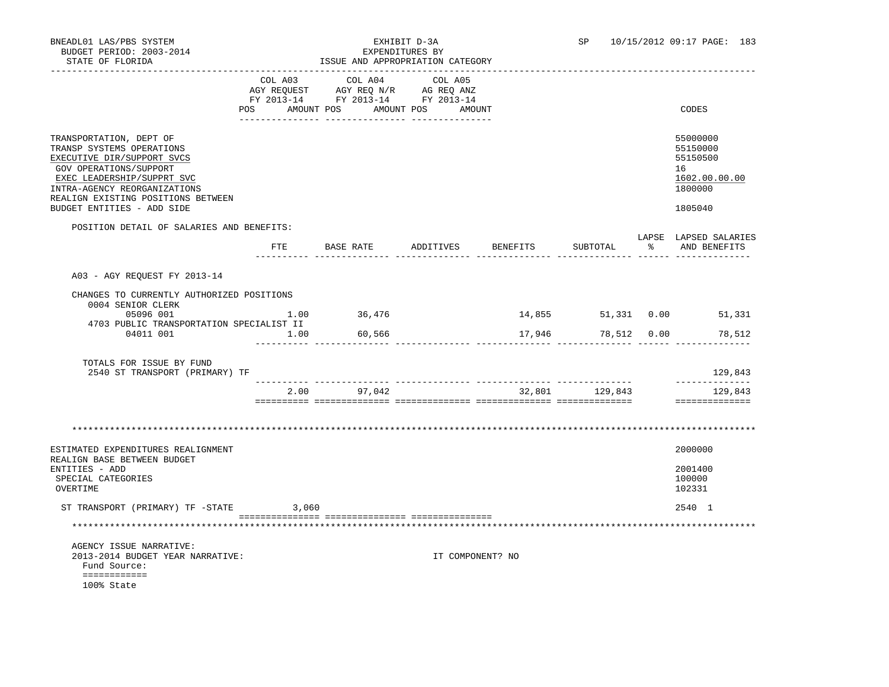BNEADL01 LAS/PBS SYSTEM — EXHIBIT D-3A — EXPENDITURES BY ISSUE AND APPROPRIATION CATEGORY
BUDGET PERIOD: 2003-2014
STATE OF FLORIDA

| | COL A03 AGY REQUEST FY 2013-14 POS AMOUNT | COL A04 AGY REQ N/R FY 2013-14 POS AMOUNT | COL A05 AG REQ ANZ FY 2013-14 POS AMOUNT | CODES |
|---|---|---|---|---|
| TRANSPORTATION, DEPT OF | | | | 55000000 |
| TRANSP SYSTEMS OPERATIONS | | | | 55150000 |
| EXECUTIVE DIR/SUPPORT SVCS | | | | 55150500 |
| GOV OPERATIONS/SUPPORT | | | | 16 |
| EXEC LEADERSHIP/SUPPRT SVC | | | | 1602.00.00.00 |
| INTRA-AGENCY REORGANIZATIONS | | | | 1800000 |
| REALIGN EXISTING POSITIONS BETWEEN BUDGET ENTITIES - ADD SIDE | | | | 1805040 |

POSITION DETAIL OF SALARIES AND BENEFITS:

| | FTE | BASE RATE | ADDITIVES | BENEFITS | SUBTOTAL | LAPSE % | LAPSED SALARIES AND BENEFITS |
|---|---|---|---|---|---|---|---|
| A03 - AGY REQUEST FY 2013-14 | | | | | | | |
| CHANGES TO CURRENTLY AUTHORIZED POSITIONS | | | | | | | |
| 0004 SENIOR CLERK | | | | | | | |
| 05096 001 | 1.00 | 36,476 | | 14,855 | 51,331 | 0.00 | 51,331 |
| 4703 PUBLIC TRANSPORTATION SPECIALIST II | | | | | | | |
| 04011 001 | 1.00 | 60,566 | | 17,946 | 78,512 | 0.00 | 78,512 |
| TOTALS FOR ISSUE BY FUND | | | | | | | |
| 2540 ST TRANSPORT (PRIMARY) TF | | | | | | | 129,843 |
| | 2.00 | 97,042 | | 32,801 | 129,843 | | 129,843 |

********************************************************************************

| | COL A03 | COL A04 | COL A05 | CODES |
|---|---|---|---|---|
| ESTIMATED EXPENDITURES REALIGNMENT | | | | 2000000 |
| REALIGN BASE BETWEEN BUDGET ENTITIES - ADD | | | | 2001400 |
| SPECIAL CATEGORIES | | | | 100000 |
| OVERTIME | | | | 102331 |
| ST TRANSPORT (PRIMARY) TF -STATE | 3,060 | | | 2540 1 |

********************************************************************************

AGENCY ISSUE NARRATIVE:
2013-2014 BUDGET YEAR NARRATIVE: IT COMPONENT? NO
Fund Source:
============
100% State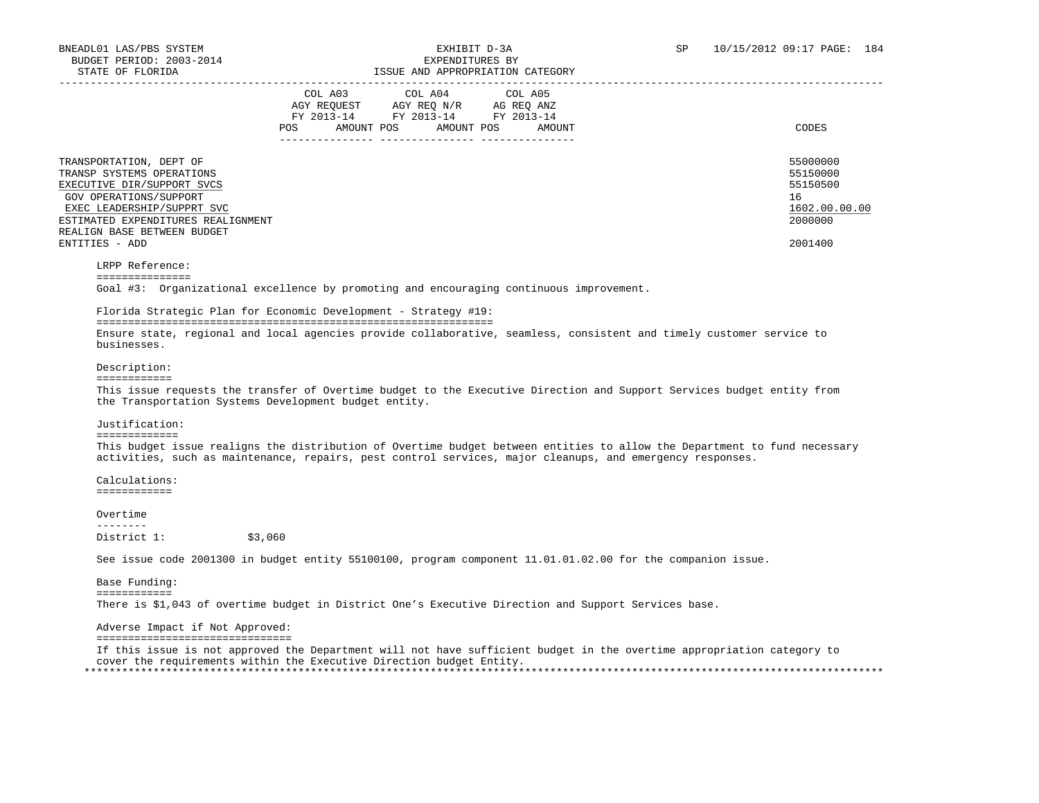BNEADL01 LAS/PBS SYSTEM
BUDGET PERIOD: 2003-2014
STATE OF FLORIDA

EXHIBIT D-3A
EXPENDITURES BY
ISSUE AND APPROPRIATION CATEGORY

SP 10/15/2012 09:17

| | COL A03 AGY REQUEST FY 2013-14 POS AMOUNT | COL A04 AGY REQ N/R FY 2013-14 POS AMOUNT | COL A05 AG REQ ANZ FY 2013-14 POS AMOUNT | CODES |
|---|---|---|---|---|
| TRANSPORTATION, DEPT OF | | | | 55000000 |
| TRANSP SYSTEMS OPERATIONS | | | | 55150000 |
| EXECUTIVE DIR/SUPPORT SVCS | | | | 55150500 |
| GOV OPERATIONS/SUPPORT | | | | 16 |
| EXEC LEADERSHIP/SUPPRT SVC | | | | 1602.00.00.00 |
| ESTIMATED EXPENDITURES REALIGNMENT | | | | 2000000 |
| REALIGN BASE BETWEEN BUDGET ENTITIES - ADD | | | | 2001400 |

LRPP Reference:
===============
Goal #3: Organizational excellence by promoting and encouraging continuous improvement.

Florida Strategic Plan for Economic Development - Strategy #19:
===============================================================
Ensure state, regional and local agencies provide collaborative, seamless, consistent and timely customer service to businesses.

Description:
============
This issue requests the transfer of Overtime budget to the Executive Direction and Support Services budget entity from the Transportation Systems Development budget entity.

Justification:
==============
This budget issue realigns the distribution of Overtime budget between entities to allow the Department to fund necessary activities, such as maintenance, repairs, pest control services, major cleanups, and emergency responses.

Calculations:
============

Overtime
--------
District 1: $3,060

See issue code 2001300 in budget entity 55100100, program component 11.01.01.02.00 for the companion issue.

Base Funding:
============
There is $1,043 of overtime budget in District One's Executive Direction and Support Services base.

Adverse Impact if Not Approved:
===============================
If this issue is not approved the Department will not have sufficient budget in the overtime appropriation category to cover the requirements within the Executive Direction budget Entity.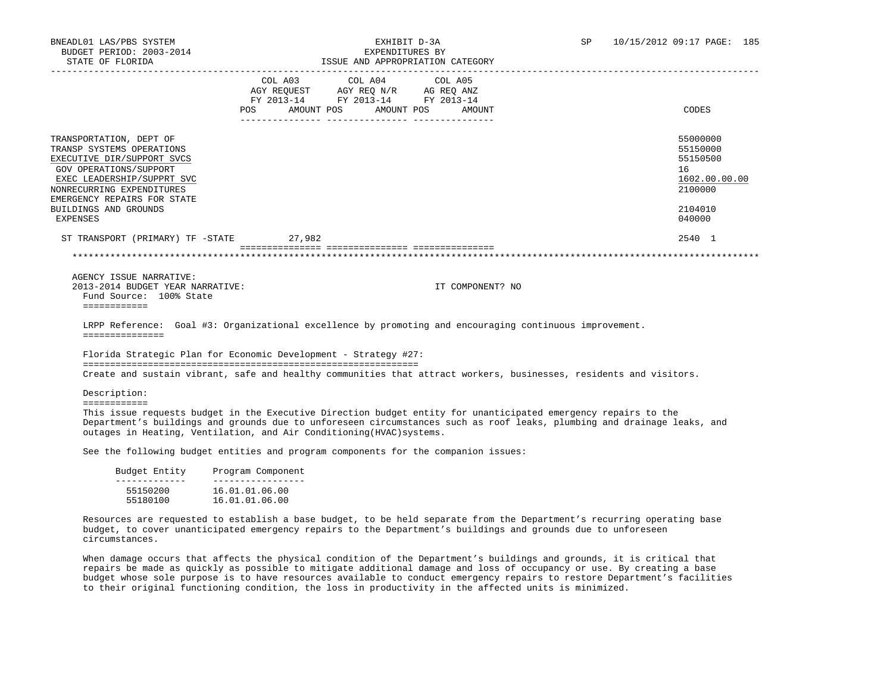BNEADL01 LAS/PBS SYSTEM
BUDGET PERIOD: 2003-2014
STATE OF FLORIDA

EXHIBIT D-3A
EXPENDITURES BY
ISSUE AND APPROPRIATION CATEGORY

SP 10/15/2012 09:17 PAGE: 185

| | COL A03 AGY REQUEST FY 2013-14 POS AMOUNT | COL A04 AGY REQ N/R FY 2013-14 POS AMOUNT | COL A05 AG REQ ANZ FY 2013-14 POS AMOUNT | CODES |
|---|---|---|---|---|
| TRANSPORTATION, DEPT OF | | | | 55000000 |
| TRANSP SYSTEMS OPERATIONS | | | | 55150000 |
| EXECUTIVE DIR/SUPPORT SVCS | | | | 55150500 |
| GOV OPERATIONS/SUPPORT | | | | 16 |
| EXEC LEADERSHIP/SUPPRT SVC | | | | 1602.00.00.00 |
| NONRECURRING EXPENDITURES | | | | 2100000 |
| EMERGENCY REPAIRS FOR STATE BUILDINGS AND GROUNDS | | | | 2104010 |
| EXPENSES | | | | 040000 |
| ST TRANSPORT (PRIMARY) TF -STATE | 27,982 | | | 2540 1 |

AGENCY ISSUE NARRATIVE:
2013-2014 BUDGET YEAR NARRATIVE: IT COMPONENT? NO

Fund Source: 100% State

LRPP Reference: Goal #3: Organizational excellence by promoting and encouraging continuous improvement.

Florida Strategic Plan for Economic Development - Strategy #27:

Create and sustain vibrant, safe and healthy communities that attract workers, businesses, residents and visitors.

Description:

This issue requests budget in the Executive Direction budget entity for unanticipated emergency repairs to the Department's buildings and grounds due to unforeseen circumstances such as roof leaks, plumbing and drainage leaks, and outages in Heating, Ventilation, and Air Conditioning(HVAC)systems.

See the following budget entities and program components for the companion issues:

| Budget Entity | Program Component |
|---|---|
| 55150200 | 16.01.01.06.00 |
| 55180100 | 16.01.01.06.00 |

Resources are requested to establish a base budget, to be held separate from the Department's recurring operating base budget, to cover unanticipated emergency repairs to the Department's buildings and grounds due to unforeseen circumstances.

When damage occurs that affects the physical condition of the Department's buildings and grounds, it is critical that repairs be made as quickly as possible to mitigate additional damage and loss of occupancy or use. By creating a base budget whose sole purpose is to have resources available to conduct emergency repairs to restore Department's facilities to their original functioning condition, the loss in productivity in the affected units is minimized.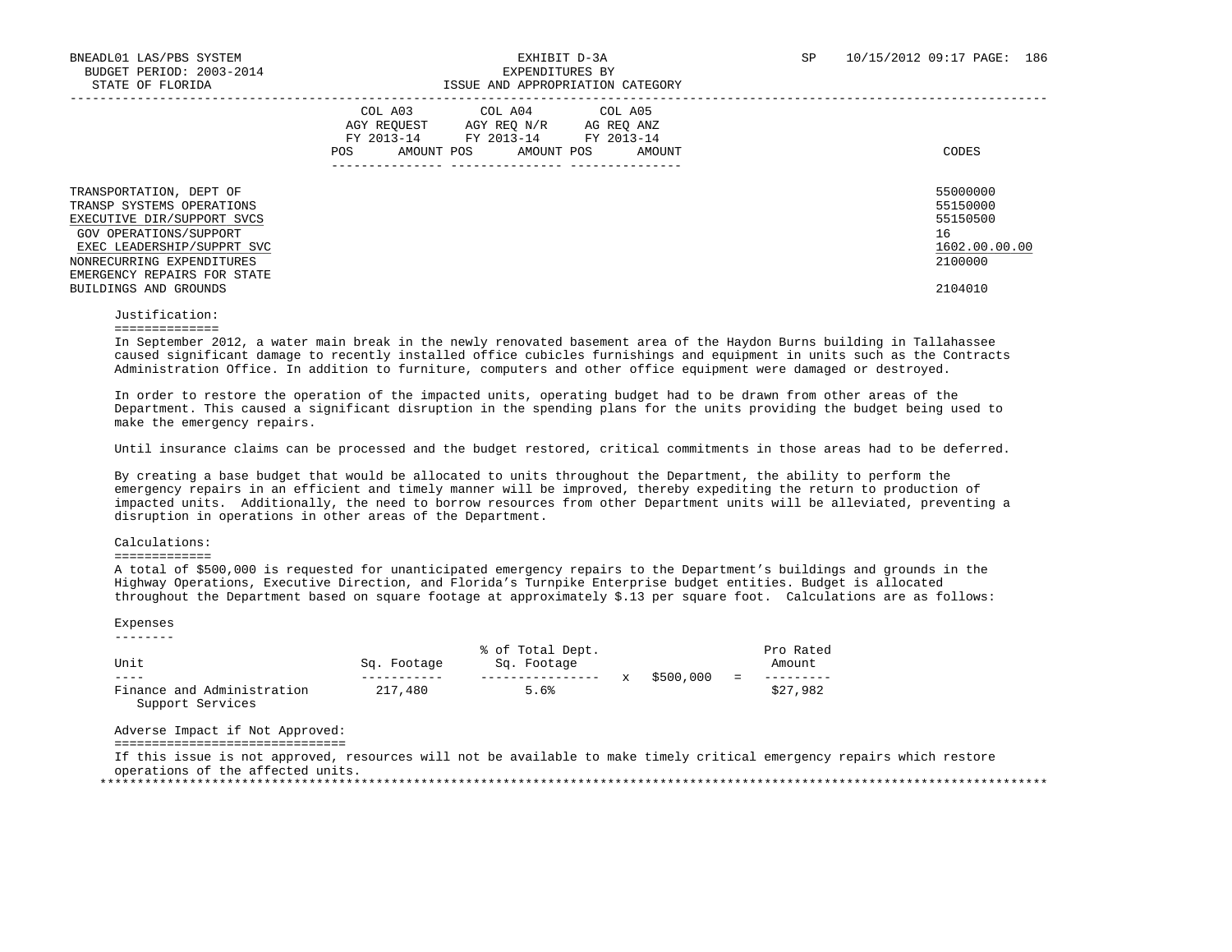BNEADL01 LAS/PBS SYSTEM
BUDGET PERIOD: 2003-2014
STATE OF FLORIDA

EXHIBIT D-3A
EXPENDITURES BY
ISSUE AND APPROPRIATION CATEGORY

SP 10/15/2012 09:17 PAGE: 186

| | COL A03 AGY REQUEST FY 2013-14 | | COL A04 AGY REQ N/R FY 2013-14 | | COL A05 AG REQ ANZ FY 2013-14 | | |
|---|---|---|---|---|---|---|---|
| | POS | AMOUNT | POS | AMOUNT | POS | AMOUNT | CODES |
| TRANSPORTATION, DEPT OF | | | | | | | 55000000 |
| TRANSP SYSTEMS OPERATIONS | | | | | | | 55150000 |
| EXECUTIVE DIR/SUPPORT SVCS | | | | | | | 55150500 |
| GOV OPERATIONS/SUPPORT | | | | | | | 16 |
| EXEC LEADERSHIP/SUPPRT SVC | | | | | | | 1602.00.00.00 |
| NONRECURRING EXPENDITURES | | | | | | | 2100000 |
| EMERGENCY REPAIRS FOR STATE BUILDINGS AND GROUNDS | | | | | | | 2104010 |

Justification:

In September 2012, a water main break in the newly renovated basement area of the Haydon Burns building in Tallahassee caused significant damage to recently installed office cubicles furnishings and equipment in units such as the Contracts Administration Office. In addition to furniture, computers and other office equipment were damaged or destroyed.

In order to restore the operation of the impacted units, operating budget had to be drawn from other areas of the Department. This caused a significant disruption in the spending plans for the units providing the budget being used to make the emergency repairs.

Until insurance claims can be processed and the budget restored, critical commitments in those areas had to be deferred.

By creating a base budget that would be allocated to units throughout the Department, the ability to perform the emergency repairs in an efficient and timely manner will be improved, thereby expediting the return to production of impacted units. Additionally, the need to borrow resources from other Department units will be alleviated, preventing a disruption in operations in other areas of the Department.

Calculations:

A total of $500,000 is requested for unanticipated emergency repairs to the Department's buildings and grounds in the Highway Operations, Executive Direction, and Florida's Turnpike Enterprise budget entities. Budget is allocated throughout the Department based on square footage at approximately $.13 per square foot. Calculations are as follows:

Expenses

| Unit | Sq. Footage | % of Total Dept. Sq. Footage | x | $500,000 | = | Pro Rated Amount |
|---|---|---|---|---|---|---|
| Finance and Administration Support Services | 217,480 | 5.6% | | | | $27,982 |

Adverse Impact if Not Approved:

If this issue is not approved, resources will not be available to make timely critical emergency repairs which restore operations of the affected units.

*****************************************************************************************************************************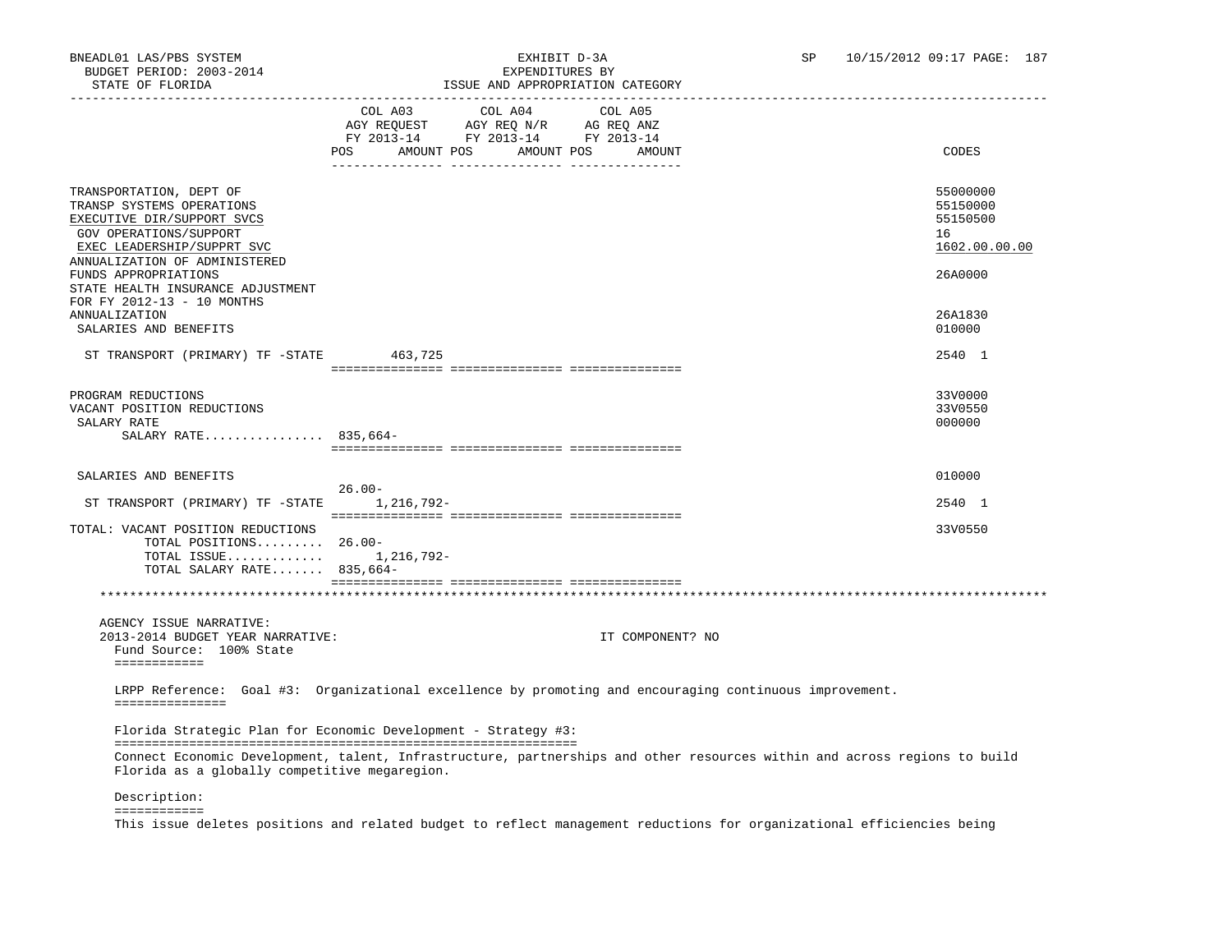| | COL A03 AGY REQUEST FY 2013-14 | | COL A04 AGY REQ N/R FY 2013-14 | | COL A05 AG REQ ANZ FY 2013-14 | | CODES |
|---|---|---|---|---|---|---|---|
| | POS | AMOUNT | POS | AMOUNT | POS | AMOUNT | |
| TRANSPORTATION, DEPT OF | | | | | | | 55000000 |
| TRANSP SYSTEMS OPERATIONS | | | | | | | 55150000 |
| EXECUTIVE DIR/SUPPORT SVCS | | | | | | | 55150500 |
| GOV OPERATIONS/SUPPORT | | | | | | | 16 |
| EXEC LEADERSHIP/SUPPRT SVC | | | | | | | 1602.00.00.00 |
| ANNUALIZATION OF ADMINISTERED FUNDS APPROPRIATIONS | | | | | | | 26A0000 |
| STATE HEALTH INSURANCE ADJUSTMENT FOR FY 2012-13 - 10 MONTHS ANNUALIZATION | | | | | | | 26A1830 |
| SALARIES AND BENEFITS | | | | | | | 010000 |
| ST TRANSPORT (PRIMARY) TF -STATE | | 463,725 | | | | | 2540 1 |
| PROGRAM REDUCTIONS | | | | | | | 33V0000 |
| VACANT POSITION REDUCTIONS | | | | | | | 33V0550 |
| SALARY RATE | | | | | | | 000000 |
| SALARY RATE................ | 835,664- | | | | | | |
| SALARIES AND BENEFITS | | | | | | | 010000 |
| | 26.00- | | | | | | |
| ST TRANSPORT (PRIMARY) TF -STATE | | 1,216,792- | | | | | 2540 1 |
| TOTAL: VACANT POSITION REDUCTIONS | | | | | | | 33V0550 |
| TOTAL POSITIONS......... | 26.00- | | | | | | |
| TOTAL ISSUE............. | | 1,216,792- | | | | | |
| TOTAL SALARY RATE....... | 835,664- | | | | | | |

AGENCY ISSUE NARRATIVE:
2013-2014 BUDGET YEAR NARRATIVE: IT COMPONENT? NO

Fund Source: 100% State

LRPP Reference: Goal #3: Organizational excellence by promoting and encouraging continuous improvement.

Florida Strategic Plan for Economic Development - Strategy #3:

Connect Economic Development, talent, Infrastructure, partnerships and other resources within and across regions to build Florida as a globally competitive megaregion.

Description:

This issue deletes positions and related budget to reflect management reductions for organizational efficiencies being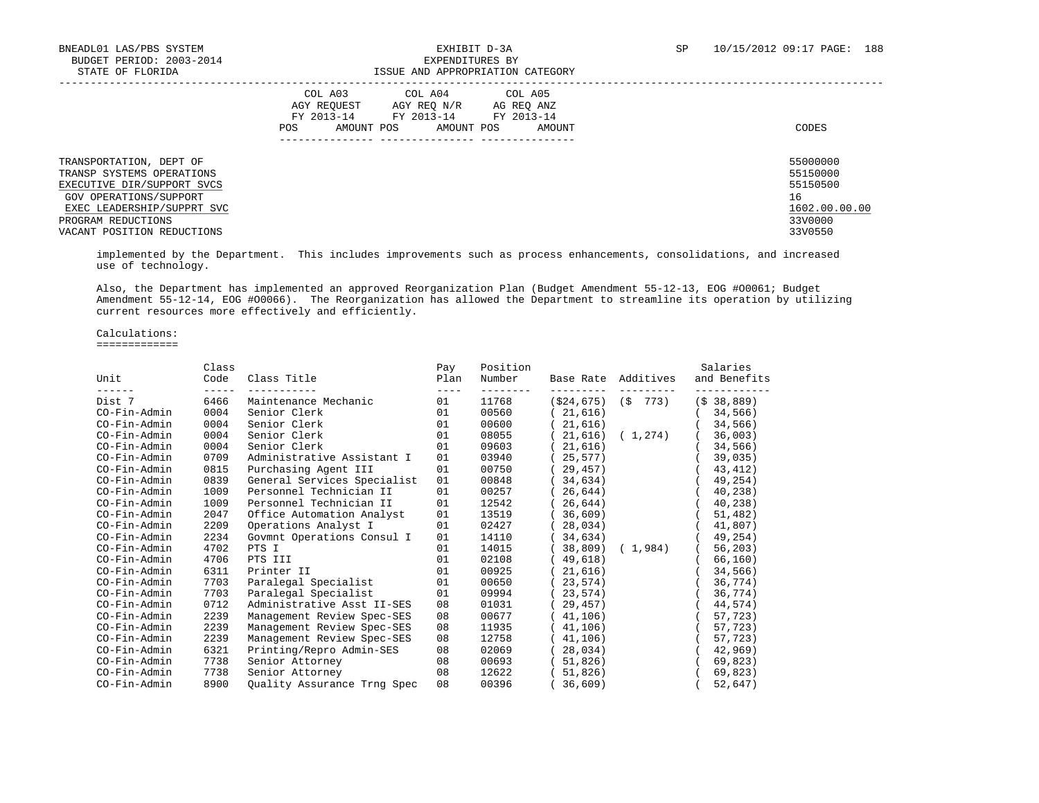| | COL A03 AGY REQUEST FY 2013-14 | | COL A04 AGY REQ N/R FY 2013-14 | | COL A05 AG REQ ANZ FY 2013-14 | | |
|---|---|---|---|---|---|---|---|
| | POS | AMOUNT | POS | AMOUNT | POS | AMOUNT | CODES |
| TRANSPORTATION, DEPT OF | | | | | | | 55000000 |
| TRANSP SYSTEMS OPERATIONS | | | | | | | 55150000 |
| EXECUTIVE DIR/SUPPORT SVCS | | | | | | | 55150500 |
| GOV OPERATIONS/SUPPORT | | | | | | | 16 |
| EXEC LEADERSHIP/SUPPRT SVC | | | | | | | 1602.00.00.00 |
| PROGRAM REDUCTIONS | | | | | | | 33V0000 |
| VACANT POSITION REDUCTIONS | | | | | | | 33V0550 |

implemented by the Department. This includes improvements such as process enhancements, consolidations, and increased use of technology.

Also, the Department has implemented an approved Reorganization Plan (Budget Amendment 55-12-13, EOG #O0061; Budget Amendment 55-12-14, EOG #O0066). The Reorganization has allowed the Department to streamline its operation by utilizing current resources more effectively and efficiently.

Calculations:
=============

| Unit | Class Code | Class Title | Pay Plan | Position Number | Base Rate | Additives | Salaries and Benefits |
|---|---|---|---|---|---|---|---|
| Dist 7 | 6466 | Maintenance Mechanic | 01 | 11768 | ($24,675) | ($ 773) | ($ 38,889) |
| CO-Fin-Admin | 0004 | Senior Clerk | 01 | 00560 | ( 21,616) | | ( 34,566) |
| CO-Fin-Admin | 0004 | Senior Clerk | 01 | 00600 | ( 21,616) | | ( 34,566) |
| CO-Fin-Admin | 0004 | Senior Clerk | 01 | 08055 | ( 21,616) | ( 1,274) | ( 36,003) |
| CO-Fin-Admin | 0004 | Senior Clerk | 01 | 09603 | ( 21,616) | | ( 34,566) |
| CO-Fin-Admin | 0709 | Administrative Assistant I | 01 | 03940 | ( 25,577) | | ( 39,035) |
| CO-Fin-Admin | 0815 | Purchasing Agent III | 01 | 00750 | ( 29,457) | | ( 43,412) |
| CO-Fin-Admin | 0839 | General Services Specialist | 01 | 00848 | ( 34,634) | | ( 49,254) |
| CO-Fin-Admin | 1009 | Personnel Technician II | 01 | 00257 | ( 26,644) | | ( 40,238) |
| CO-Fin-Admin | 1009 | Personnel Technician II | 01 | 12542 | ( 26,644) | | ( 40,238) |
| CO-Fin-Admin | 2047 | Office Automation Analyst | 01 | 13519 | ( 36,609) | | ( 51,482) |
| CO-Fin-Admin | 2209 | Operations Analyst I | 01 | 02427 | ( 28,034) | | ( 41,807) |
| CO-Fin-Admin | 2234 | Govmnt Operations Consul I | 01 | 14110 | ( 34,634) | | ( 49,254) |
| CO-Fin-Admin | 4702 | PTS I | 01 | 14015 | ( 38,809) | ( 1,984) | ( 56,203) |
| CO-Fin-Admin | 4706 | PTS III | 01 | 02108 | ( 49,618) | | ( 66,160) |
| CO-Fin-Admin | 6311 | Printer II | 01 | 00925 | ( 21,616) | | ( 34,566) |
| CO-Fin-Admin | 7703 | Paralegal Specialist | 01 | 00650 | ( 23,574) | | ( 36,774) |
| CO-Fin-Admin | 7703 | Paralegal Specialist | 01 | 09994 | ( 23,574) | | ( 36,774) |
| CO-Fin-Admin | 0712 | Administrative Asst II-SES | 08 | 01031 | ( 29,457) | | ( 44,574) |
| CO-Fin-Admin | 2239 | Management Review Spec-SES | 08 | 00677 | ( 41,106) | | ( 57,723) |
| CO-Fin-Admin | 2239 | Management Review Spec-SES | 08 | 11935 | ( 41,106) | | ( 57,723) |
| CO-Fin-Admin | 2239 | Management Review Spec-SES | 08 | 12758 | ( 41,106) | | ( 57,723) |
| CO-Fin-Admin | 6321 | Printing/Repro Admin-SES | 08 | 02069 | ( 28,034) | | ( 42,969) |
| CO-Fin-Admin | 7738 | Senior Attorney | 08 | 00693 | ( 51,826) | | ( 69,823) |
| CO-Fin-Admin | 7738 | Senior Attorney | 08 | 12622 | ( 51,826) | | ( 69,823) |
| CO-Fin-Admin | 8900 | Quality Assurance Trng Spec | 08 | 00396 | ( 36,609) | | ( 52,647) |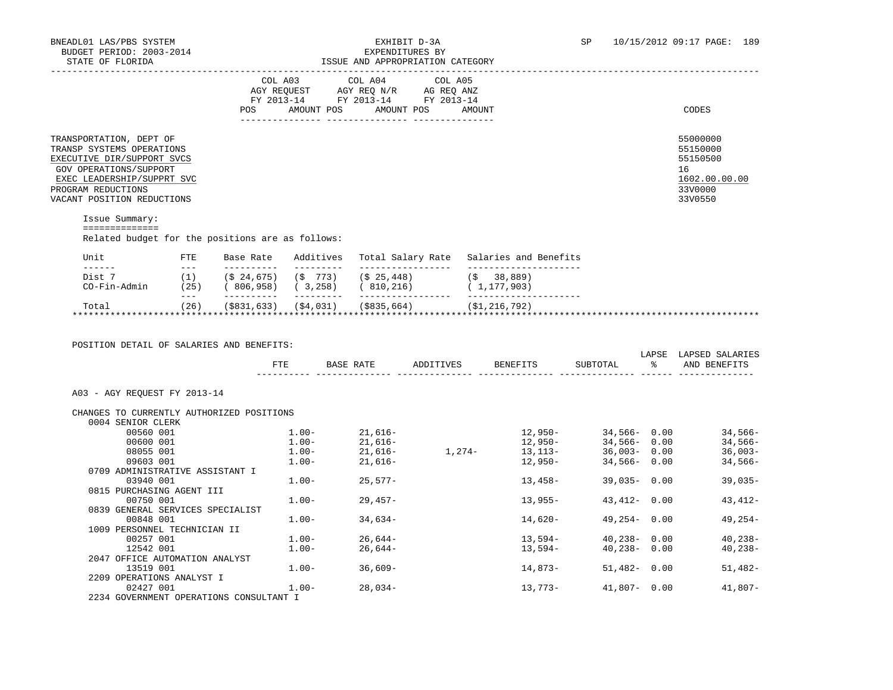BNEADL01 LAS/PBS SYSTEM — EXHIBIT D-3A — SP 10/15/2012 09:17

BUDGET PERIOD: 2003-2014 — EXPENDITURES BY

STATE OF FLORIDA — ISSUE AND APPROPRIATION CATEGORY

| | COL A03 AGY REQUEST FY 2013-14 POS AMOUNT | COL A04 AGY REQ N/R FY 2013-14 POS AMOUNT | COL A05 AG REQ ANZ FY 2013-14 POS AMOUNT | CODES |
|---|---|---|---|---|
| TRANSPORTATION, DEPT OF | | | | 55000000 |
| TRANSP SYSTEMS OPERATIONS | | | | 55150000 |
| EXECUTIVE DIR/SUPPORT SVCS | | | | 55150500 |
| GOV OPERATIONS/SUPPORT | | | | 16 |
| EXEC LEADERSHIP/SUPPRT SVC | | | | 1602.00.00.00 |
| PROGRAM REDUCTIONS | | | | 33V0000 |
| VACANT POSITION REDUCTIONS | | | | 33V0550 |

Issue Summary:

Related budget for the positions are as follows:

| Unit | FTE | Base Rate | Additives | Total Salary Rate | Salaries and Benefits |
|---|---|---|---|---|---|
| Dist 7 | (1) | ($ 24,675) | ($ 773) | ($ 25,448) | ($ 38,889) |
| CO-Fin-Admin | (25) | ( 806,958) | ( 3,258) | ( 810,216) | ( 1,177,903) |
| Total | (26) | ($831,633) | ($4,031) | ($835,664) | ($1,216,792) |

POSITION DETAIL OF SALARIES AND BENEFITS:

| | FTE | BASE RATE | ADDITIVES | BENEFITS | SUBTOTAL | LAPSE % | LAPSED SALARIES AND BENEFITS |
|---|---|---|---|---|---|---|---|
| A03 - AGY REQUEST FY 2013-14 | | | | | | | |
| CHANGES TO CURRENTLY AUTHORIZED POSITIONS | | | | | | | |
| 0004 SENIOR CLERK | | | | | | | |
| 00560 001 | 1.00- | 21,616- | | 12,950- | 34,566- | 0.00 | 34,566- |
| 00600 001 | 1.00- | 21,616- | | 12,950- | 34,566- | 0.00 | 34,566- |
| 08055 001 | 1.00- | 21,616- | 1,274- | 13,113- | 36,003- | 0.00 | 36,003- |
| 09603 001 | 1.00- | 21,616- | | 12,950- | 34,566- | 0.00 | 34,566- |
| 0709 ADMINISTRATIVE ASSISTANT I | | | | | | | |
| 03940 001 | 1.00- | 25,577- | | 13,458- | 39,035- | 0.00 | 39,035- |
| 0815 PURCHASING AGENT III | | | | | | | |
| 00750 001 | 1.00- | 29,457- | | 13,955- | 43,412- | 0.00 | 43,412- |
| 0839 GENERAL SERVICES SPECIALIST | | | | | | | |
| 00848 001 | 1.00- | 34,634- | | 14,620- | 49,254- | 0.00 | 49,254- |
| 1009 PERSONNEL TECHNICIAN II | | | | | | | |
| 00257 001 | 1.00- | 26,644- | | 13,594- | 40,238- | 0.00 | 40,238- |
| 12542 001 | 1.00- | 26,644- | | 13,594- | 40,238- | 0.00 | 40,238- |
| 2047 OFFICE AUTOMATION ANALYST | | | | | | | |
| 13519 001 | 1.00- | 36,609- | | 14,873- | 51,482- | 0.00 | 51,482- |
| 2209 OPERATIONS ANALYST I | | | | | | | |
| 02427 001 | 1.00- | 28,034- | | 13,773- | 41,807- | 0.00 | 41,807- |
| 2234 GOVERNMENT OPERATIONS CONSULTANT I | | | | | | | |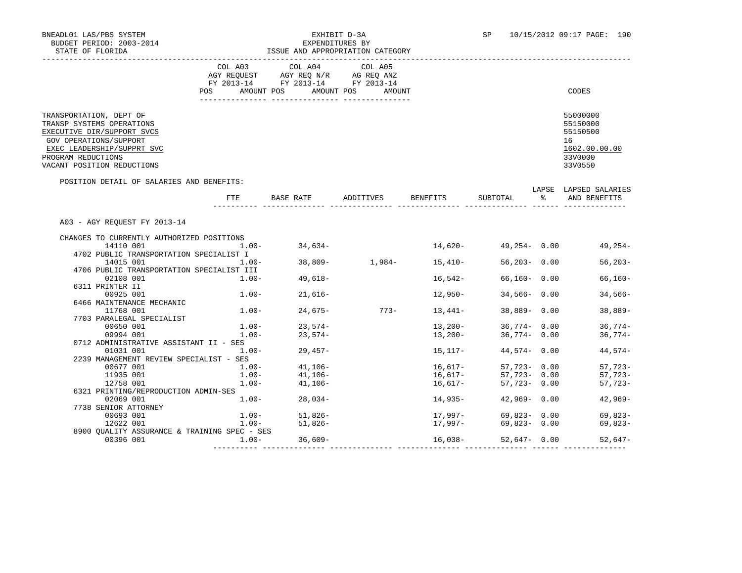BNEADL01 LAS/PBS SYSTEM
BUDGET PERIOD: 2003-2014
STATE OF FLORIDA

EXHIBIT D-3A
EXPENDITURES BY
ISSUE AND APPROPRIATION CATEGORY

SP 10/15/2012 09:17 PAGE: 190

| | COL A03 AGY REQUEST FY 2013-14 POS AMOUNT | COL A04 AGY REQ N/R FY 2013-14 POS AMOUNT | COL A05 AG REQ ANZ FY 2013-14 POS AMOUNT | CODES |
|---|---|---|---|---|
| TRANSPORTATION, DEPT OF | | | | 55000000 |
| TRANSP SYSTEMS OPERATIONS | | | | 55150000 |
| EXECUTIVE DIR/SUPPORT SVCS | | | | 55150500 |
| GOV OPERATIONS/SUPPORT | | | | 16 |
| EXEC LEADERSHIP/SUPPRT SVC | | | | 1602.00.00.00 |
| PROGRAM REDUCTIONS | | | | 33V0000 |
| VACANT POSITION REDUCTIONS | | | | 33V0550 |

POSITION DETAIL OF SALARIES AND BENEFITS:

| | FTE | BASE RATE | ADDITIVES | BENEFITS | SUBTOTAL | LAPSE % | LAPSED SALARIES AND BENEFITS |
|---|---|---|---|---|---|---|---|
| A03 - AGY REQUEST FY 2013-14 | | | | | | | |
| CHANGES TO CURRENTLY AUTHORIZED POSITIONS | | | | | | | |
| 14110 001 | 1.00- | 34,634- | | 14,620- | 49,254- | 0.00 | 49,254- |
| 4702 PUBLIC TRANSPORTATION SPECIALIST I | | | | | | | |
| 14015 001 | 1.00- | 38,809- | 1,984- | 15,410- | 56,203- | 0.00 | 56,203- |
| 4706 PUBLIC TRANSPORTATION SPECIALIST III | | | | | | | |
| 02108 001 | 1.00- | 49,618- | | 16,542- | 66,160- | 0.00 | 66,160- |
| 6311 PRINTER II | | | | | | | |
| 00925 001 | 1.00- | 21,616- | | 12,950- | 34,566- | 0.00 | 34,566- |
| 6466 MAINTENANCE MECHANIC | | | | | | | |
| 11768 001 | 1.00- | 24,675- | 773- | 13,441- | 38,889- | 0.00 | 38,889- |
| 7703 PARALEGAL SPECIALIST | | | | | | | |
| 00650 001 | 1.00- | 23,574- | | 13,200- | 36,774- | 0.00 | 36,774- |
| 09994 001 | 1.00- | 23,574- | | 13,200- | 36,774- | 0.00 | 36,774- |
| 0712 ADMINISTRATIVE ASSISTANT II - SES | | | | | | | |
| 01031 001 | 1.00- | 29,457- | | 15,117- | 44,574- | 0.00 | 44,574- |
| 2239 MANAGEMENT REVIEW SPECIALIST - SES | | | | | | | |
| 00677 001 | 1.00- | 41,106- | | 16,617- | 57,723- | 0.00 | 57,723- |
| 11935 001 | 1.00- | 41,106- | | 16,617- | 57,723- | 0.00 | 57,723- |
| 12758 001 | 1.00- | 41,106- | | 16,617- | 57,723- | 0.00 | 57,723- |
| 6321 PRINTING/REPRODUCTION ADMIN-SES | | | | | | | |
| 02069 001 | 1.00- | 28,034- | | 14,935- | 42,969- | 0.00 | 42,969- |
| 7738 SENIOR ATTORNEY | | | | | | | |
| 00693 001 | 1.00- | 51,826- | | 17,997- | 69,823- | 0.00 | 69,823- |
| 12622 001 | 1.00- | 51,826- | | 17,997- | 69,823- | 0.00 | 69,823- |
| 8900 QUALITY ASSURANCE & TRAINING SPEC - SES | | | | | | | |
| 00396 001 | 1.00- | 36,609- | | 16,038- | 52,647- | 0.00 | 52,647- |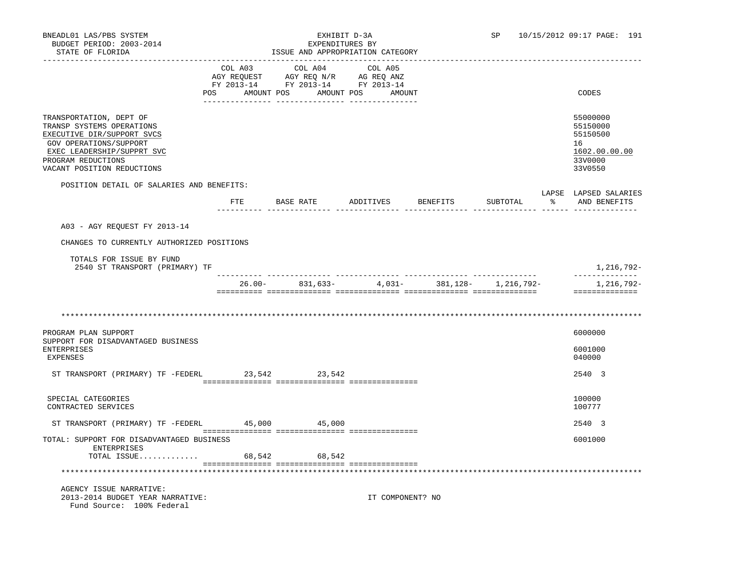BNEADL01 LAS/PBS SYSTEM — EXHIBIT D-3A — EXPENDITURES BY ISSUE AND APPROPRIATION CATEGORY

BUDGET PERIOD: 2003-2014

STATE OF FLORIDA

| | COL A03 AGY REQUEST FY 2013-14 POS AMOUNT | COL A04 AGY REQ N/R FY 2013-14 POS AMOUNT | COL A05 AG REQ ANZ FY 2013-14 POS AMOUNT | CODES |
|---|---|---|---|---|
| TRANSPORTATION, DEPT OF | | | | 55000000 |
| TRANSP SYSTEMS OPERATIONS | | | | 55150000 |
| EXECUTIVE DIR/SUPPORT SVCS | | | | 55150500 |
| GOV OPERATIONS/SUPPORT | | | | 16 |
| EXEC LEADERSHIP/SUPPRT SVC | | | | 1602.00.00.00 |
| PROGRAM REDUCTIONS | | | | 33V0000 |
| VACANT POSITION REDUCTIONS | | | | 33V0550 |

POSITION DETAIL OF SALARIES AND BENEFITS:

| | FTE | BASE RATE | ADDITIVES | BENEFITS | SUBTOTAL | LAPSE % | LAPSED SALARIES AND BENEFITS |
|---|---|---|---|---|---|---|---|
| A03 - AGY REQUEST FY 2013-14 | | | | | | | |
| CHANGES TO CURRENTLY AUTHORIZED POSITIONS | | | | | | | |
| TOTALS FOR ISSUE BY FUND | | | | | | | |
| 2540 ST TRANSPORT (PRIMARY) TF | | | | | | | 1,216,792- |
| | 26.00- | 831,633- | 4,031- | 381,128- | 1,216,792- | | 1,216,792- |

************************************************************************************************************************

| | COL A03 AGY REQUEST FY 2013-14 POS AMOUNT | COL A04 AGY REQ N/R FY 2013-14 POS AMOUNT | COL A05 AG REQ ANZ FY 2013-14 POS AMOUNT | CODES |
|---|---|---|---|---|
| PROGRAM PLAN SUPPORT | | | | 6000000 |
| SUPPORT FOR DISADVANTAGED BUSINESS ENTERPRISES | | | | 6001000 |
| EXPENSES | | | | 040000 |
| ST TRANSPORT (PRIMARY) TF -FEDERL | 23,542 | 23,542 | | 2540 3 |
| SPECIAL CATEGORIES | | | | 100000 |
| CONTRACTED SERVICES | | | | 100777 |
| ST TRANSPORT (PRIMARY) TF -FEDERL | 45,000 | 45,000 | | 2540 3 |
| TOTAL: SUPPORT FOR DISADVANTAGED BUSINESS ENTERPRISES | | | | 6001000 |
| TOTAL ISSUE............. | 68,542 | 68,542 | | |

************************************************************************************************************************

AGENCY ISSUE NARRATIVE:

2013-2014 BUDGET YEAR NARRATIVE: IT COMPONENT? NO

Fund Source: 100% Federal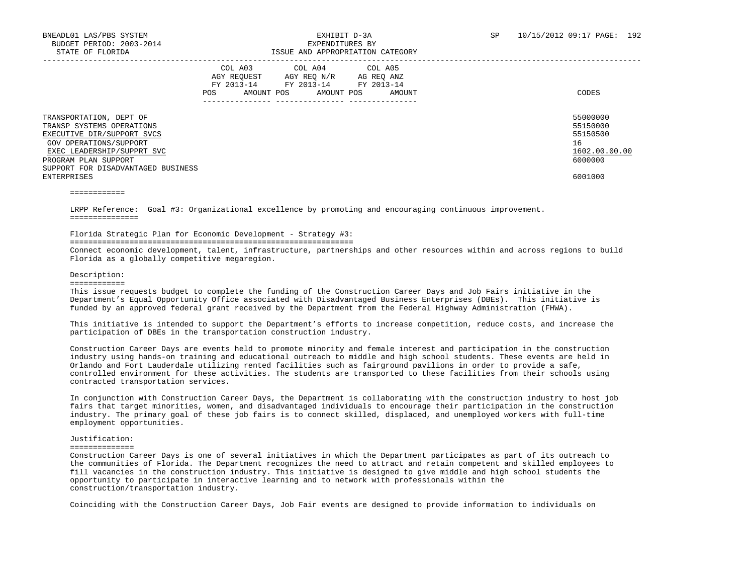BNEADL01 LAS/PBS SYSTEM
BUDGET PERIOD: 2003-2014
STATE OF FLORIDA

EXHIBIT D-3A
EXPENDITURES BY
ISSUE AND APPROPRIATION CATEGORY

SP 10/15/2012 09:17 PAGE: 192

| | COL A03 AGY REQUEST FY 2013-14 POS AMOUNT | COL A04 AGY REQ N/R FY 2013-14 POS AMOUNT | COL A05 AG REQ ANZ FY 2013-14 POS AMOUNT | CODES |
|---|---|---|---|---|
| TRANSPORTATION, DEPT OF | | | | 55000000 |
| TRANSP SYSTEMS OPERATIONS | | | | 55150000 |
| EXECUTIVE DIR/SUPPORT SVCS | | | | 55150500 |
| GOV OPERATIONS/SUPPORT | | | | 16 |
| EXEC LEADERSHIP/SUPPRT SVC | | | | 1602.00.00.00 |
| PROGRAM PLAN SUPPORT | | | | 6000000 |
| SUPPORT FOR DISADVANTAGED BUSINESS ENTERPRISES | | | | 6001000 |

============

LRPP Reference: Goal #3: Organizational excellence by promoting and encouraging continuous improvement.
===============

Florida Strategic Plan for Economic Development - Strategy #3:
==============================================================
Connect economic development, talent, infrastructure, partnerships and other resources within and across regions to build Florida as a globally competitive megaregion.

Description:
============
This issue requests budget to complete the funding of the Construction Career Days and Job Fairs initiative in the Department's Equal Opportunity Office associated with Disadvantaged Business Enterprises (DBEs). This initiative is funded by an approved federal grant received by the Department from the Federal Highway Administration (FHWA).

This initiative is intended to support the Department's efforts to increase competition, reduce costs, and increase the participation of DBEs in the transportation construction industry.

Construction Career Days are events held to promote minority and female interest and participation in the construction industry using hands-on training and educational outreach to middle and high school students. These events are held in Orlando and Fort Lauderdale utilizing rented facilities such as fairground pavilions in order to provide a safe, controlled environment for these activities. The students are transported to these facilities from their schools using contracted transportation services.

In conjunction with Construction Career Days, the Department is collaborating with the construction industry to host job fairs that target minorities, women, and disadvantaged individuals to encourage their participation in the construction industry. The primary goal of these job fairs is to connect skilled, displaced, and unemployed workers with full-time employment opportunities.

Justification:
==============
Construction Career Days is one of several initiatives in which the Department participates as part of its outreach to the communities of Florida. The Department recognizes the need to attract and retain competent and skilled employees to fill vacancies in the construction industry. This initiative is designed to give middle and high school students the opportunity to participate in interactive learning and to network with professionals within the construction/transportation industry.

Coinciding with the Construction Career Days, Job Fair events are designed to provide information to individuals on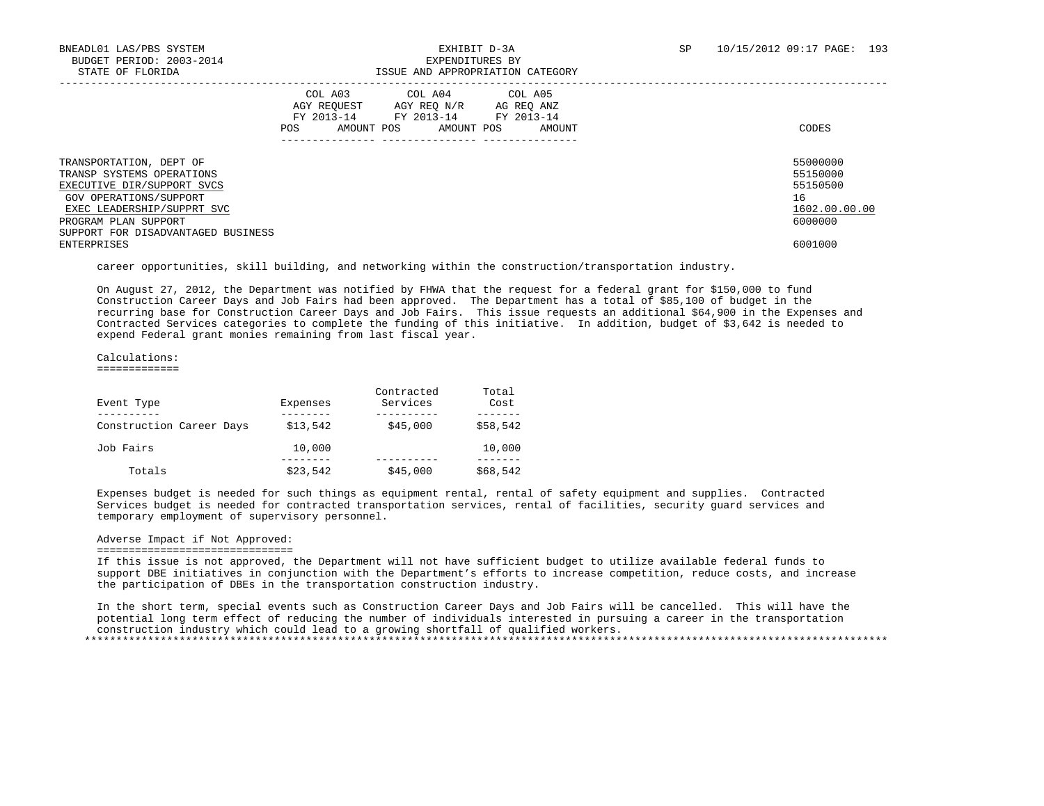| | COL A03 AGY REQUEST FY 2013-14 POS AMOUNT | COL A04 AGY REQ N/R FY 2013-14 POS AMOUNT | COL A05 AG REQ ANZ FY 2013-14 POS AMOUNT | CODES |
|---|---|---|---|---|
| TRANSPORTATION, DEPT OF | | | | 55000000 |
| TRANSP SYSTEMS OPERATIONS | | | | 55150000 |
| EXECUTIVE DIR/SUPPORT SVCS | | | | 55150500 |
| GOV OPERATIONS/SUPPORT | | | | 16 |
| EXEC LEADERSHIP/SUPPRT SVC | | | | 1602.00.00.00 |
| PROGRAM PLAN SUPPORT | | | | 6000000 |
| SUPPORT FOR DISADVANTAGED BUSINESS ENTERPRISES | | | | 6001000 |

career opportunities, skill building, and networking within the construction/transportation industry.

On August 27, 2012, the Department was notified by FHWA that the request for a federal grant for $150,000 to fund Construction Career Days and Job Fairs had been approved. The Department has a total of $85,100 of budget in the recurring base for Construction Career Days and Job Fairs. This issue requests an additional $64,900 in the Expenses and Contracted Services categories to complete the funding of this initiative. In addition, budget of $3,642 is needed to expend Federal grant monies remaining from last fiscal year.

Calculations:

| Event Type | Expenses | Contracted Services | Total Cost |
|---|---|---|---|
| Construction Career Days | $13,542 | $45,000 | $58,542 |
| Job Fairs | 10,000 | | 10,000 |
| Totals | $23,542 | $45,000 | $68,542 |

Expenses budget is needed for such things as equipment rental, rental of safety equipment and supplies. Contracted Services budget is needed for contracted transportation services, rental of facilities, security guard services and temporary employment of supervisory personnel.

Adverse Impact if Not Approved:

If this issue is not approved, the Department will not have sufficient budget to utilize available federal funds to support DBE initiatives in conjunction with the Department's efforts to increase competition, reduce costs, and increase the participation of DBEs in the transportation construction industry.

In the short term, special events such as Construction Career Days and Job Fairs will be cancelled. This will have the potential long term effect of reducing the number of individuals interested in pursuing a career in the transportation construction industry which could lead to a growing shortfall of qualified workers.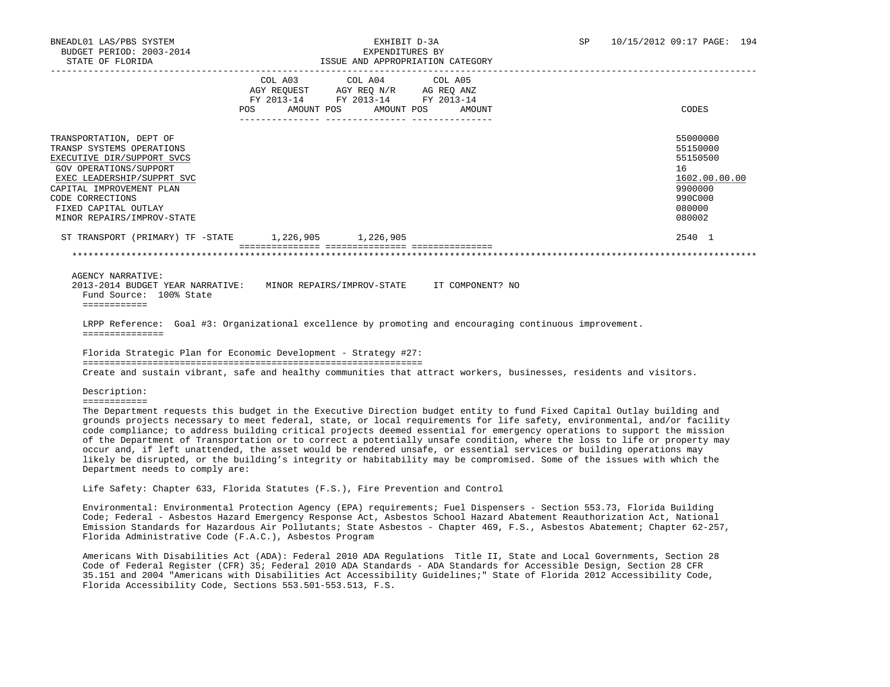BNEADL01 LAS/PBS SYSTEM | EXHIBIT D-3A | SP 10/15/2012 09:17 PAGE: 194
BUDGET PERIOD: 2003-2014 | EXPENDITURES BY
STATE OF FLORIDA | ISSUE AND APPROPRIATION CATEGORY

| | COL A03 AGY REQUEST FY 2013-14 POS AMOUNT | COL A04 AGY REQ N/R FY 2013-14 POS AMOUNT | COL A05 AG REQ ANZ FY 2013-14 POS AMOUNT | CODES |
|---|---|---|---|---|
| TRANSPORTATION, DEPT OF | | | | 55000000 |
| TRANSP SYSTEMS OPERATIONS | | | | 55150000 |
| EXECUTIVE DIR/SUPPORT SVCS | | | | 55150500 |
| GOV OPERATIONS/SUPPORT | | | | 16 |
| EXEC LEADERSHIP/SUPPRT SVC | | | | 1602.00.00.00 |
| CAPITAL IMPROVEMENT PLAN | | | | 9900000 |
| CODE CORRECTIONS | | | | 990C000 |
| FIXED CAPITAL OUTLAY | | | | 080000 |
| MINOR REPAIRS/IMPROV-STATE | | | | 080002 |
| ST TRANSPORT (PRIMARY) TF -STATE | 1,226,905 | 1,226,905 | | 2540 1 |

AGENCY NARRATIVE:
2013-2014 BUDGET YEAR NARRATIVE: MINOR REPAIRS/IMPROV-STATE IT COMPONENT? NO
Fund Source: 100% State

LRPP Reference: Goal #3: Organizational excellence by promoting and encouraging continuous improvement.

Florida Strategic Plan for Economic Development - Strategy #27:
Create and sustain vibrant, safe and healthy communities that attract workers, businesses, residents and visitors.

Description:
The Department requests this budget in the Executive Direction budget entity to fund Fixed Capital Outlay building and grounds projects necessary to meet federal, state, or local requirements for life safety, environmental, and/or facility code compliance; to address building critical projects deemed essential for emergency operations to support the mission of the Department of Transportation or to correct a potentially unsafe condition, where the loss to life or property may occur and, if left unattended, the asset would be rendered unsafe, or essential services or building operations may likely be disrupted, or the building's integrity or habitability may be compromised. Some of the issues with which the Department needs to comply are:

Life Safety: Chapter 633, Florida Statutes (F.S.), Fire Prevention and Control

Environmental: Environmental Protection Agency (EPA) requirements; Fuel Dispensers - Section 553.73, Florida Building Code; Federal - Asbestos Hazard Emergency Response Act, Asbestos School Hazard Abatement Reauthorization Act, National Emission Standards for Hazardous Air Pollutants; State Asbestos - Chapter 469, F.S., Asbestos Abatement; Chapter 62-257, Florida Administrative Code (F.A.C.), Asbestos Program

Americans With Disabilities Act (ADA): Federal 2010 ADA Regulations Title II, State and Local Governments, Section 28 Code of Federal Register (CFR) 35; Federal 2010 ADA Standards - ADA Standards for Accessible Design, Section 28 CFR 35.151 and 2004 "Americans with Disabilities Act Accessibility Guidelines;" State of Florida 2012 Accessibility Code, Florida Accessibility Code, Sections 553.501-553.513, F.S.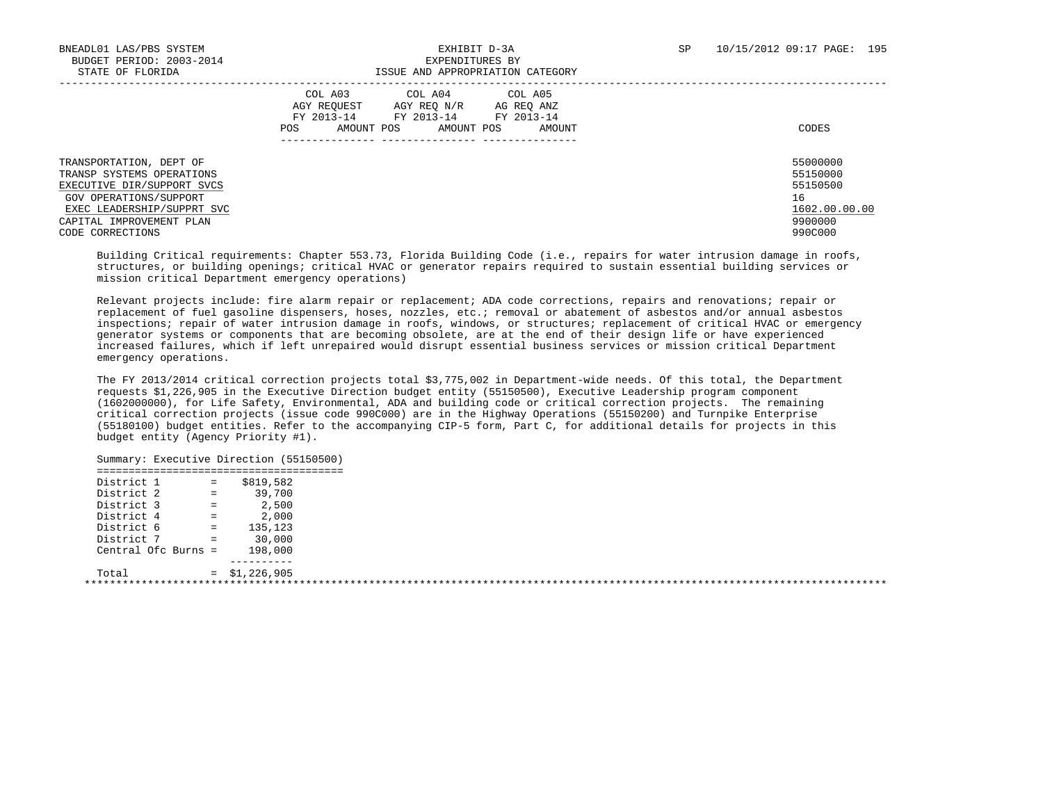BNEADL01 LAS/PBS SYSTEM — EXHIBIT D-3A — SP 10/15/2012 09:17
BUDGET PERIOD: 2003-2014 — EXPENDITURES BY
STATE OF FLORIDA — ISSUE AND APPROPRIATION CATEGORY

| | COL A03 AGY REQUEST FY 2013-14 POS AMOUNT | COL A04 AGY REQ N/R FY 2013-14 POS AMOUNT | COL A05 AG REQ ANZ FY 2013-14 POS AMOUNT | CODES |
|---|---|---|---|---|
| TRANSPORTATION, DEPT OF | | | | 55000000 |
| TRANSP SYSTEMS OPERATIONS | | | | 55150000 |
| EXECUTIVE DIR/SUPPORT SVCS | | | | 55150500 |
| GOV OPERATIONS/SUPPORT | | | | 16 |
| EXEC LEADERSHIP/SUPPRT SVC | | | | 1602.00.00.00 |
| CAPITAL IMPROVEMENT PLAN | | | | 9900000 |
| CODE CORRECTIONS | | | | 990C000 |

Building Critical requirements: Chapter 553.73, Florida Building Code (i.e., repairs for water intrusion damage in roofs, structures, or building openings; critical HVAC or generator repairs required to sustain essential building services or mission critical Department emergency operations)

Relevant projects include: fire alarm repair or replacement; ADA code corrections, repairs and renovations; repair or replacement of fuel gasoline dispensers, hoses, nozzles, etc.; removal or abatement of asbestos and/or annual asbestos inspections; repair of water intrusion damage in roofs, windows, or structures; replacement of critical HVAC or emergency generator systems or components that are becoming obsolete, are at the end of their design life or have experienced increased failures, which if left unrepaired would disrupt essential business services or mission critical Department emergency operations.

The FY 2013/2014 critical correction projects total $3,775,002 in Department-wide needs. Of this total, the Department requests $1,226,905 in the Executive Direction budget entity (55150500), Executive Leadership program component (1602000000), for Life Safety, Environmental, ADA and building code or critical correction projects. The remaining critical correction projects (issue code 990C000) are in the Highway Operations (55150200) and Turnpike Enterprise (55180100) budget entities. Refer to the accompanying CIP-5 form, Part C, for additional details for projects in this budget entity (Agency Priority #1).

Summary: Executive Direction (55150500)

| | | |
|---|---|---|
| District 1 | = | $819,582 |
| District 2 | = | 39,700 |
| District 3 | = | 2,500 |
| District 4 | = | 2,000 |
| District 6 | = | 135,123 |
| District 7 | = | 30,000 |
| Central Ofc Burns | = | 198,000 |
| Total | = | $1,226,905 |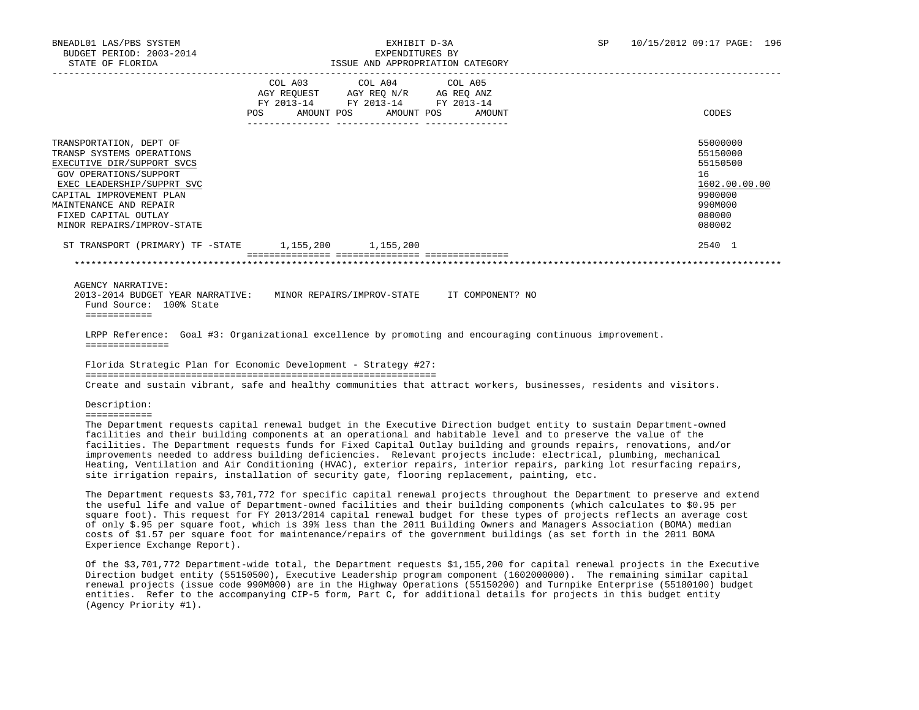BNEADL01 LAS/PBS SYSTEM
BUDGET PERIOD: 2003-2014
STATE OF FLORIDA

EXHIBIT D-3A
EXPENDITURES BY
ISSUE AND APPROPRIATION CATEGORY

SP 10/15/2012 09:17 PAGE: 196

| | COL A03 AGY REQUEST FY 2013-14 POS AMOUNT | COL A04 AGY REQ N/R FY 2013-14 POS AMOUNT | COL A05 AG REQ ANZ FY 2013-14 POS AMOUNT | CODES |
|---|---|---|---|---|
| TRANSPORTATION, DEPT OF | | | | 55000000 |
| TRANSP SYSTEMS OPERATIONS | | | | 55150000 |
| EXECUTIVE DIR/SUPPORT SVCS | | | | 55150500 |
| GOV OPERATIONS/SUPPORT | | | | 16 |
| EXEC LEADERSHIP/SUPPRT SVC | | | | 1602.00.00.00 |
| CAPITAL IMPROVEMENT PLAN | | | | 9900000 |
| MAINTENANCE AND REPAIR | | | | 990M000 |
| FIXED CAPITAL OUTLAY | | | | 080000 |
| MINOR REPAIRS/IMPROV-STATE | | | | 080002 |
| ST TRANSPORT (PRIMARY) TF -STATE | 1,155,200 | 1,155,200 | | 2540 1 |

AGENCY NARRATIVE:
2013-2014 BUDGET YEAR NARRATIVE: MINOR REPAIRS/IMPROV-STATE IT COMPONENT? NO
Fund Source: 100% State

LRPP Reference: Goal #3: Organizational excellence by promoting and encouraging continuous improvement.

Florida Strategic Plan for Economic Development - Strategy #27:
Create and sustain vibrant, safe and healthy communities that attract workers, businesses, residents and visitors.

Description:
The Department requests capital renewal budget in the Executive Direction budget entity to sustain Department-owned facilities and their building components at an operational and habitable level and to preserve the value of the facilities. The Department requests funds for Fixed Capital Outlay building and grounds repairs, renovations, and/or improvements needed to address building deficiencies. Relevant projects include: electrical, plumbing, mechanical Heating, Ventilation and Air Conditioning (HVAC), exterior repairs, interior repairs, parking lot resurfacing repairs, site irrigation repairs, installation of security gate, flooring replacement, painting, etc.

The Department requests $3,701,772 for specific capital renewal projects throughout the Department to preserve and extend the useful life and value of Department-owned facilities and their building components (which calculates to $0.95 per square foot). This request for FY 2013/2014 capital renewal budget for these types of projects reflects an average cost of only $.95 per square foot, which is 39% less than the 2011 Building Owners and Managers Association (BOMA) median costs of $1.57 per square foot for maintenance/repairs of the government buildings (as set forth in the 2011 BOMA Experience Exchange Report).

Of the $3,701,772 Department-wide total, the Department requests $1,155,200 for capital renewal projects in the Executive Direction budget entity (55150500), Executive Leadership program component (1602000000). The remaining similar capital renewal projects (issue code 990M000) are in the Highway Operations (55150200) and Turnpike Enterprise (55180100) budget entities. Refer to the accompanying CIP-5 form, Part C, for additional details for projects in this budget entity (Agency Priority #1).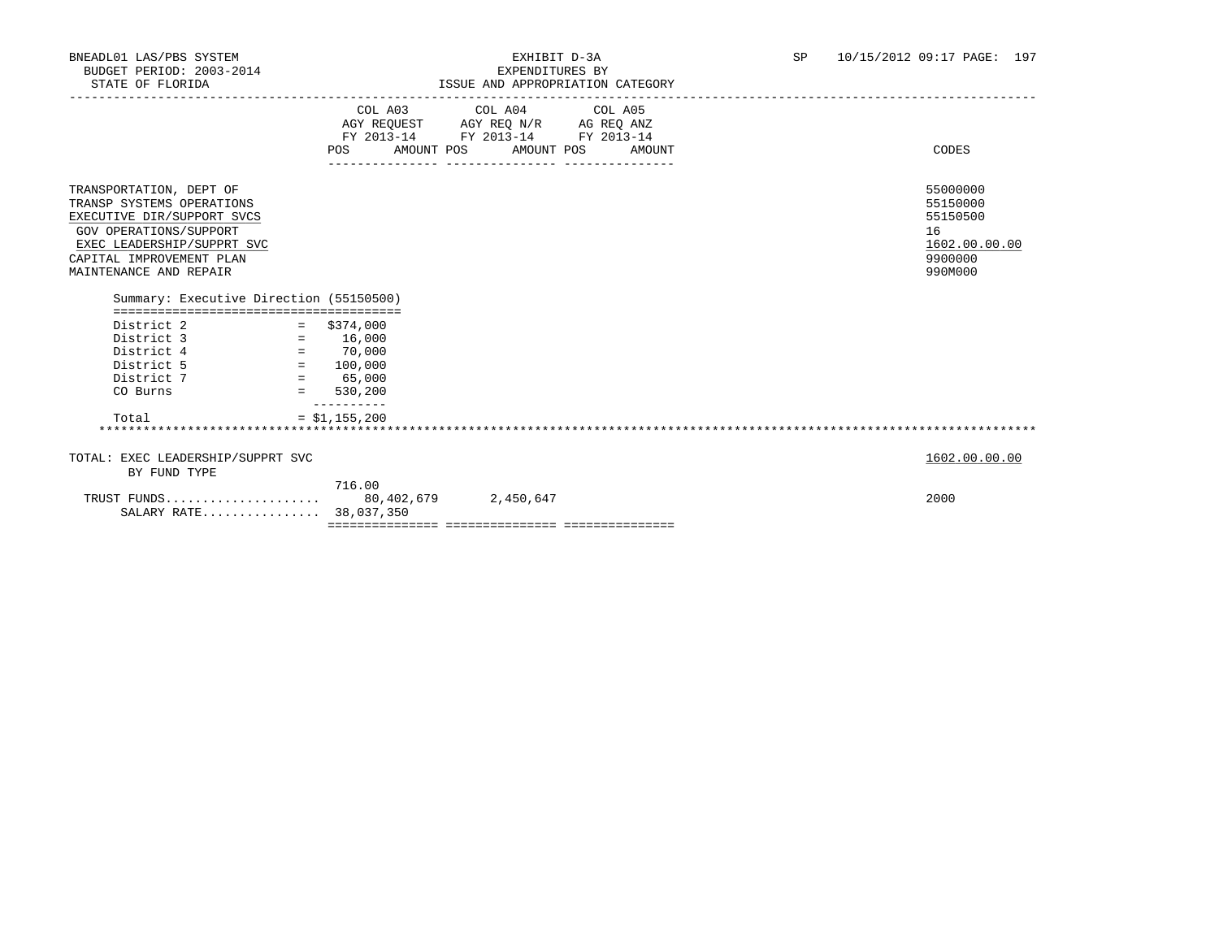BNEADL01 LAS/PBS SYSTEM — EXHIBIT D-3A — EXPENDITURES BY ISSUE AND APPROPRIATION CATEGORY
BUDGET PERIOD: 2003-2014
STATE OF FLORIDA
SP 10/15/2012 09:17

| | COL A03 AGY REQUEST FY 2013-14 POS | AMOUNT | COL A04 AGY REQ N/R FY 2013-14 POS | AMOUNT | COL A05 AG REQ ANZ FY 2013-14 POS | AMOUNT | CODES |
|---|---|---|---|---|---|---|---|
| TRANSPORTATION, DEPT OF | | | | | | | 55000000 |
| TRANSP SYSTEMS OPERATIONS | | | | | | | 55150000 |
| EXECUTIVE DIR/SUPPORT SVCS | | | | | | | 55150500 |
| GOV OPERATIONS/SUPPORT | | | | | | | 16 |
| EXEC LEADERSHIP/SUPPRT SVC | | | | | | | 1602.00.00.00 |
| CAPITAL IMPROVEMENT PLAN | | | | | | | 9900000 |
| MAINTENANCE AND REPAIR | | | | | | | 990M000 |

Summary: Executive Direction (55150500)

| | | |
|---|---|---|
| District 2 | = | $374,000 |
| District 3 | = | 16,000 |
| District 4 | = | 70,000 |
| District 5 | = | 100,000 |
| District 7 | = | 65,000 |
| CO Burns | = | 530,200 |
| Total | = | $1,155,200 |

TOTAL: EXEC LEADERSHIP/SUPPRT SVC — 1602.00.00.00
BY FUND TYPE

| | COL A03 POS | COL A03 AMOUNT | COL A04 POS | COL A04 AMOUNT | COL A05 POS | COL A05 AMOUNT | CODES |
|---|---|---|---|---|---|---|---|
| TRUST FUNDS | 716.00 | 80,402,679 | | 2,450,647 | | | 2000 |
| SALARY RATE | | 38,037,350 | | | | | |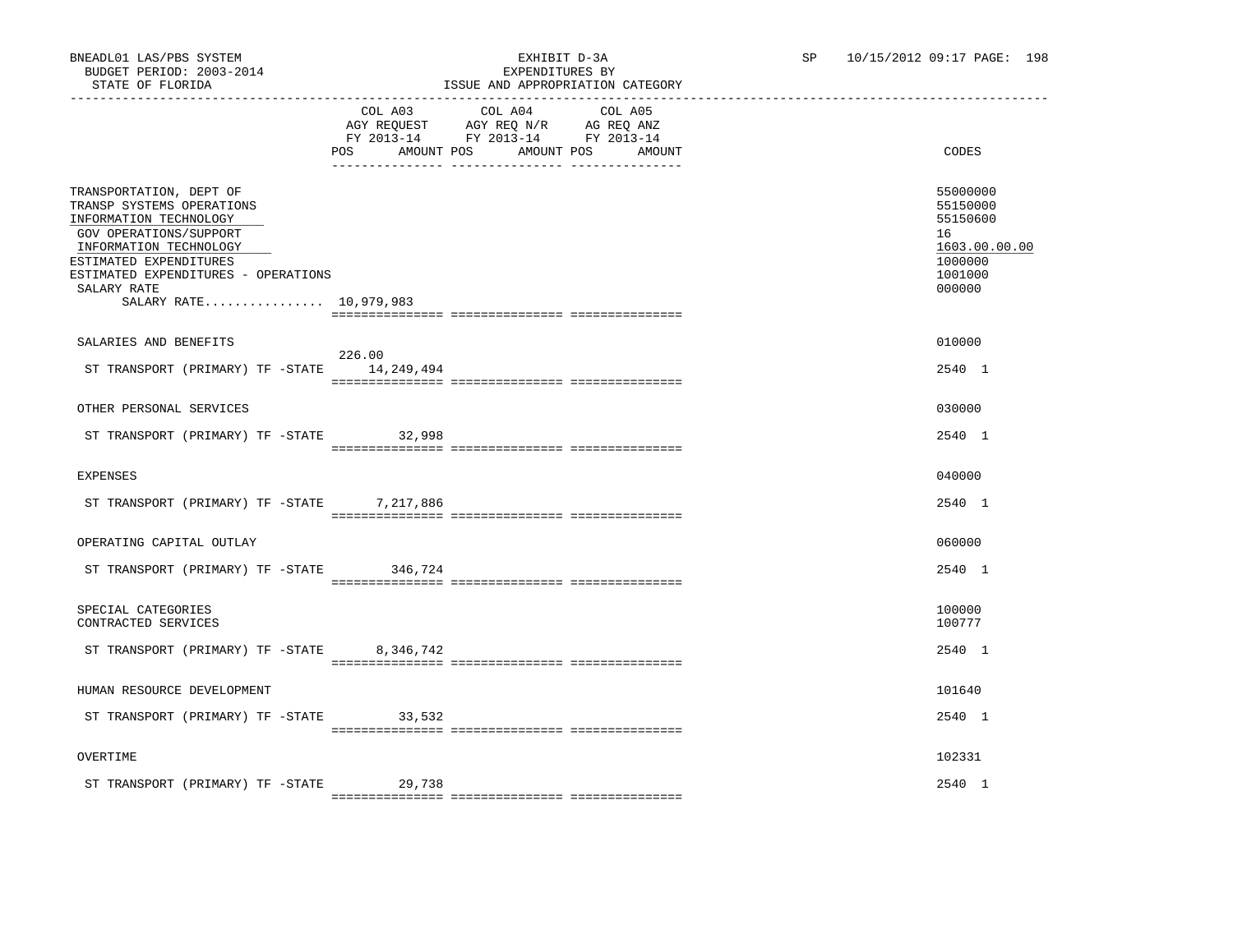BNEADL01 LAS/PBS SYSTEM
BUDGET PERIOD: 2003-2014
STATE OF FLORIDA

EXHIBIT D-3A
EXPENDITURES BY
ISSUE AND APPROPRIATION CATEGORY

SP 10/15/2012 09:17 PAGE: 198

| | COL A03 AGY REQUEST FY 2013-14 POS | AMOUNT | COL A04 AGY REQ N/R FY 2013-14 POS | AMOUNT | COL A05 AG REQ ANZ FY 2013-14 POS | AMOUNT | CODES |
|---|---|---|---|---|---|---|---|
| TRANSPORTATION, DEPT OF | | | | | | | 55000000 |
| TRANSP SYSTEMS OPERATIONS | | | | | | | 55150000 |
| INFORMATION TECHNOLOGY | | | | | | | 55150600 |
| GOV OPERATIONS/SUPPORT | | | | | | | 16 |
| INFORMATION TECHNOLOGY | | | | | | | 1603.00.00.00 |
| ESTIMATED EXPENDITURES | | | | | | | 1000000 |
| ESTIMATED EXPENDITURES - OPERATIONS | | | | | | | 1001000 |
| SALARY RATE | | | | | | | 000000 |
| SALARY RATE................ 10,979,983 | | | | | | | |
| SALARIES AND BENEFITS | | | | | | | 010000 |
| ST TRANSPORT (PRIMARY) TF -STATE | 226.00 | 14,249,494 | | | | | 2540 1 |
| OTHER PERSONAL SERVICES | | | | | | | 030000 |
| ST TRANSPORT (PRIMARY) TF -STATE | | 32,998 | | | | | 2540 1 |
| EXPENSES | | | | | | | 040000 |
| ST TRANSPORT (PRIMARY) TF -STATE | | 7,217,886 | | | | | 2540 1 |
| OPERATING CAPITAL OUTLAY | | | | | | | 060000 |
| ST TRANSPORT (PRIMARY) TF -STATE | | 346,724 | | | | | 2540 1 |
| SPECIAL CATEGORIES | | | | | | | 100000 |
| CONTRACTED SERVICES | | | | | | | 100777 |
| ST TRANSPORT (PRIMARY) TF -STATE | | 8,346,742 | | | | | 2540 1 |
| HUMAN RESOURCE DEVELOPMENT | | | | | | | 101640 |
| ST TRANSPORT (PRIMARY) TF -STATE | | 33,532 | | | | | 2540 1 |
| OVERTIME | | | | | | | 102331 |
| ST TRANSPORT (PRIMARY) TF -STATE | | 29,738 | | | | | 2540 1 |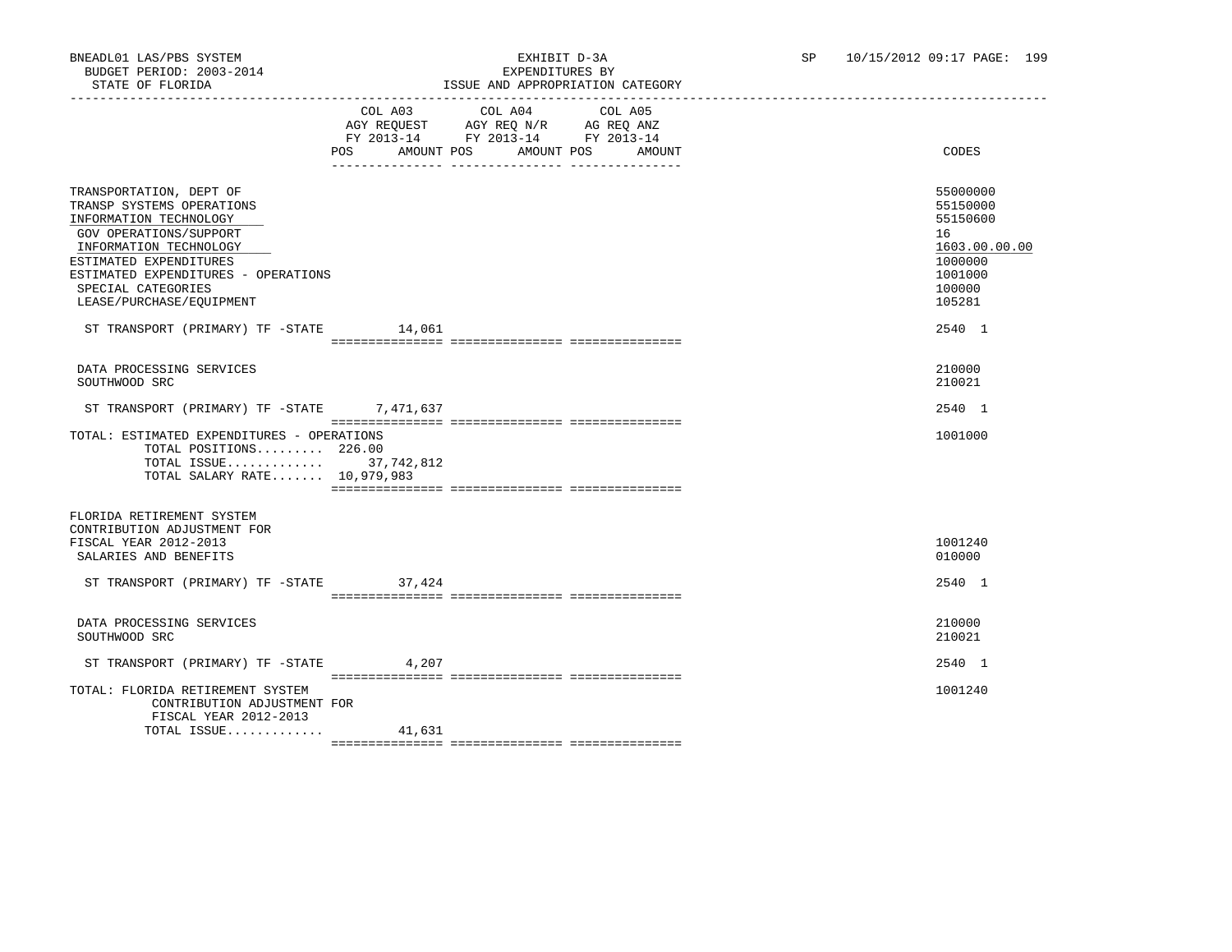BNEADL01 LAS/PBS SYSTEM | EXHIBIT D-3A | SP 10/15/2012 09:17 PAGE: 199
BUDGET PERIOD: 2003-2014 | EXPENDITURES BY
STATE OF FLORIDA | ISSUE AND APPROPRIATION CATEGORY

| | COL A03 AGY REQUEST FY 2013-14 POS AMOUNT | COL A04 AGY REQ N/R FY 2013-14 POS AMOUNT | COL A05 AG REQ ANZ FY 2013-14 POS AMOUNT | CODES |
|---|---|---|---|---|
| TRANSPORTATION, DEPT OF | | | | 55000000 |
| TRANSP SYSTEMS OPERATIONS | | | | 55150000 |
| INFORMATION TECHNOLOGY | | | | 55150600 |
| GOV OPERATIONS/SUPPORT | | | | 16 |
| INFORMATION TECHNOLOGY | | | | 1603.00.00.00 |
| ESTIMATED EXPENDITURES | | | | 1000000 |
| ESTIMATED EXPENDITURES - OPERATIONS | | | | 1001000 |
| SPECIAL CATEGORIES | | | | 100000 |
| LEASE/PURCHASE/EQUIPMENT | | | | 105281 |
| ST TRANSPORT (PRIMARY) TF -STATE | 14,061 | | | 2540 1 |
| DATA PROCESSING SERVICES | | | | 210000 |
| SOUTHWOOD SRC | | | | 210021 |
| ST TRANSPORT (PRIMARY) TF -STATE | 7,471,637 | | | 2540 1 |
| TOTAL: ESTIMATED EXPENDITURES - OPERATIONS | | | | 1001000 |
| TOTAL POSITIONS......... | 226.00 | | | |
| TOTAL ISSUE............. | 37,742,812 | | | |
| TOTAL SALARY RATE....... | 10,979,983 | | | |
| FLORIDA RETIREMENT SYSTEM CONTRIBUTION ADJUSTMENT FOR FISCAL YEAR 2012-2013 | | | | 1001240 |
| SALARIES AND BENEFITS | | | | 010000 |
| ST TRANSPORT (PRIMARY) TF -STATE | 37,424 | | | 2540 1 |
| DATA PROCESSING SERVICES | | | | 210000 |
| SOUTHWOOD SRC | | | | 210021 |
| ST TRANSPORT (PRIMARY) TF -STATE | 4,207 | | | 2540 1 |
| TOTAL: FLORIDA RETIREMENT SYSTEM CONTRIBUTION ADJUSTMENT FOR FISCAL YEAR 2012-2013 | | | | 1001240 |
| TOTAL ISSUE............. | 41,631 | | | |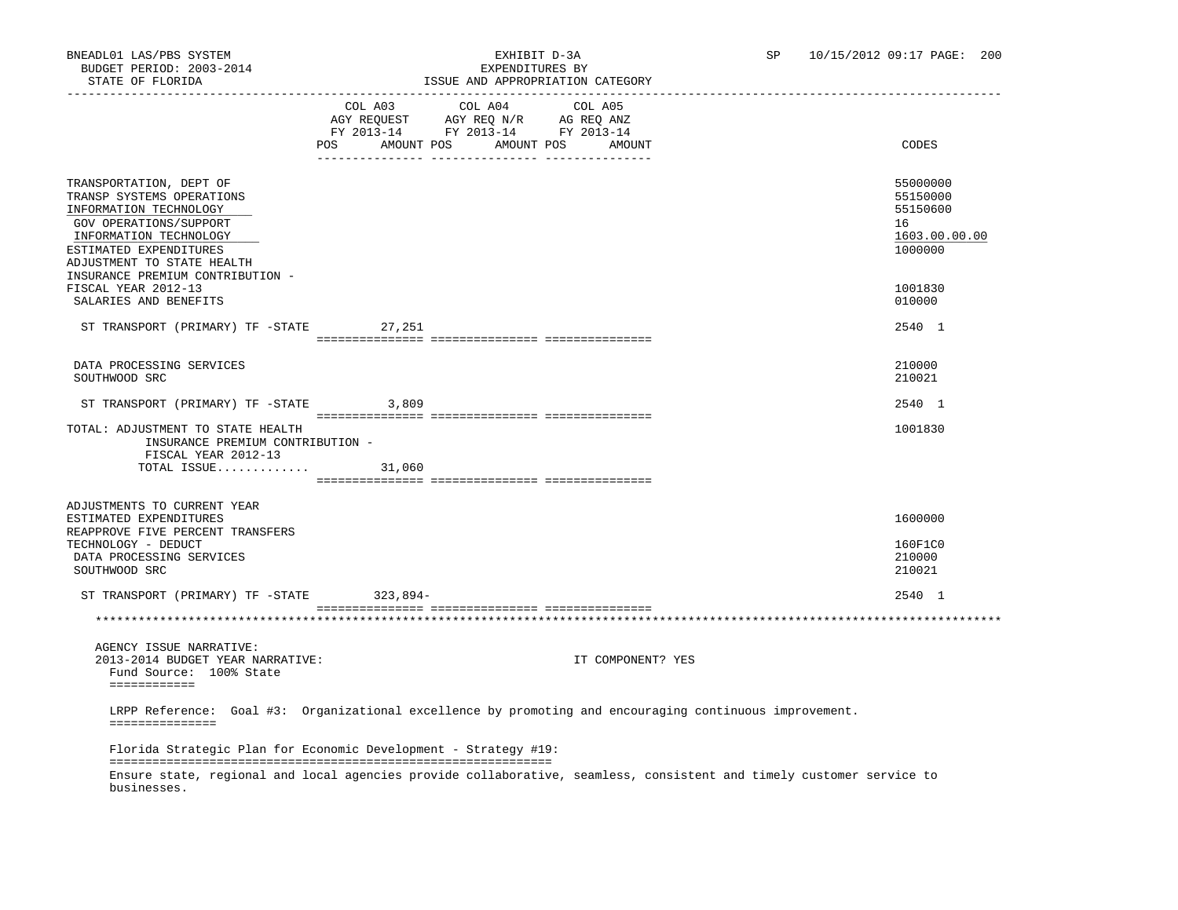BNEADL01 LAS/PBS SYSTEM
BUDGET PERIOD: 2003-2014
STATE OF FLORIDA

EXHIBIT D-3A
EXPENDITURES BY
ISSUE AND APPROPRIATION CATEGORY

SP 10/15/2012 09:17 PAGE: 200

| | COL A03 AGY REQUEST FY 2013-14 POS AMOUNT | COL A04 AGY REQ N/R FY 2013-14 POS AMOUNT | COL A05 AG REQ ANZ FY 2013-14 POS AMOUNT | CODES |
|---|---|---|---|---|
| TRANSPORTATION, DEPT OF | | | | 55000000 |
| TRANSP SYSTEMS OPERATIONS | | | | 55150000 |
| INFORMATION TECHNOLOGY | | | | 55150600 |
| GOV OPERATIONS/SUPPORT | | | | 16 |
| INFORMATION TECHNOLOGY | | | | 1603.00.00.00 |
| ESTIMATED EXPENDITURES | | | | 1000000 |
| ADJUSTMENT TO STATE HEALTH INSURANCE PREMIUM CONTRIBUTION - FISCAL YEAR 2012-13 | | | | 1001830 |
| SALARIES AND BENEFITS | | | | 010000 |
| ST TRANSPORT (PRIMARY) TF -STATE | 27,251 | | | 2540 1 |
| DATA PROCESSING SERVICES | | | | 210000 |
| SOUTHWOOD SRC | | | | 210021 |
| ST TRANSPORT (PRIMARY) TF -STATE | 3,809 | | | 2540 1 |
| TOTAL: ADJUSTMENT TO STATE HEALTH INSURANCE PREMIUM CONTRIBUTION - FISCAL YEAR 2012-13 | | | | 1001830 |
| TOTAL ISSUE............ | 31,060 | | | |
| ADJUSTMENTS TO CURRENT YEAR ESTIMATED EXPENDITURES | | | | 1600000 |
| REAPPROVE FIVE PERCENT TRANSFERS TECHNOLOGY - DEDUCT | | | | 160F1C0 |
| DATA PROCESSING SERVICES | | | | 210000 |
| SOUTHWOOD SRC | | | | 210021 |
| ST TRANSPORT (PRIMARY) TF -STATE | 323,894- | | | 2540 1 |

AGENCY ISSUE NARRATIVE:
2013-2014 BUDGET YEAR NARRATIVE: IT COMPONENT? YES

Fund Source: 100% State

LRPP Reference: Goal #3: Organizational excellence by promoting and encouraging continuous improvement.

Florida Strategic Plan for Economic Development - Strategy #19:

Ensure state, regional and local agencies provide collaborative, seamless, consistent and timely customer service to businesses.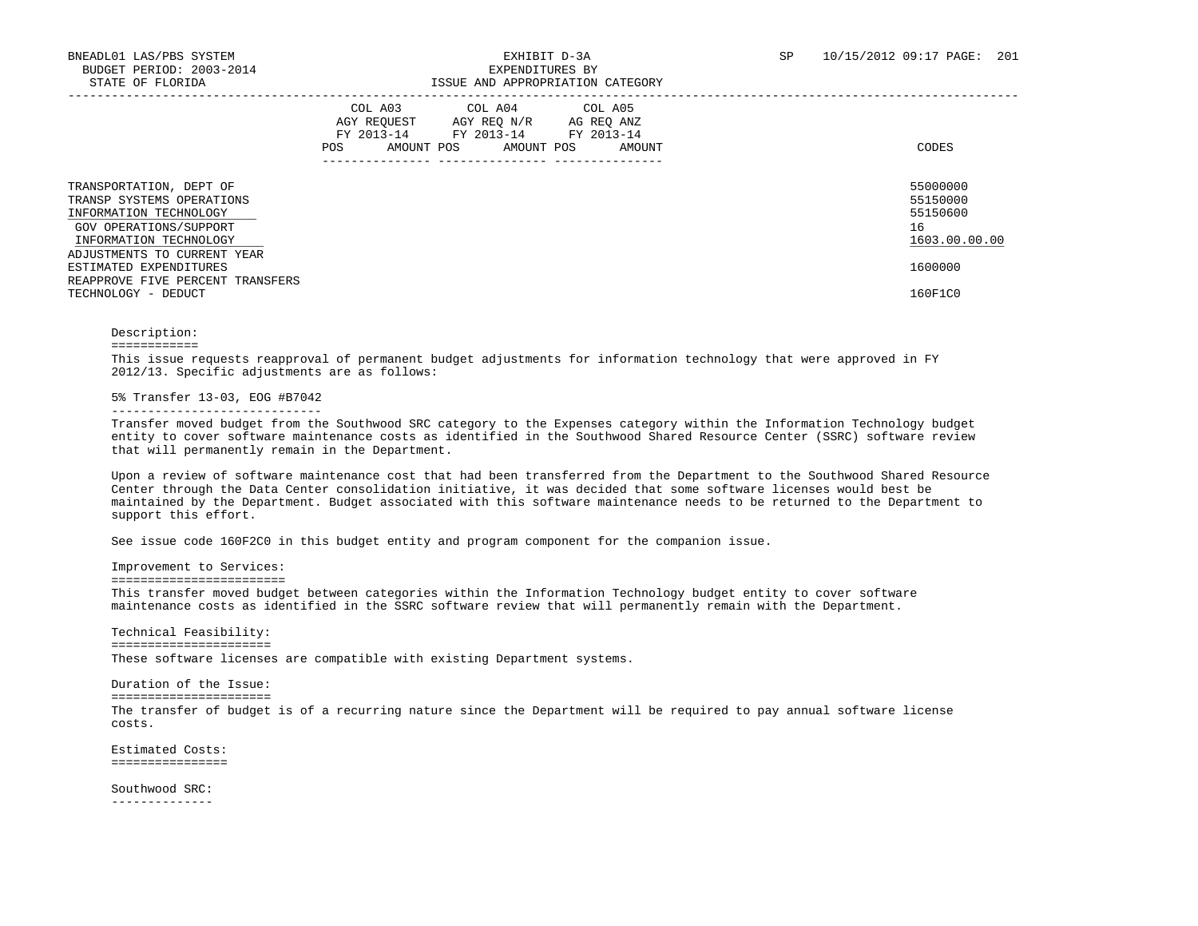EXHIBIT D-3A
EXPENDITURES BY
ISSUE AND APPROPRIATION CATEGORY

| | COL A03 AGY REQUEST FY 2013-14 POS | AMOUNT | COL A04 AGY REQ N/R FY 2013-14 POS | AMOUNT | COL A05 AG REQ ANZ FY 2013-14 POS | AMOUNT | CODES |
|---|---|---|---|---|---|---|---|
| TRANSPORTATION, DEPT OF | | | | | | | 55000000 |
| TRANSP SYSTEMS OPERATIONS | | | | | | | 55150000 |
| INFORMATION TECHNOLOGY | | | | | | | 55150600 |
| GOV OPERATIONS/SUPPORT | | | | | | | 16 |
| INFORMATION TECHNOLOGY | | | | | | | 1603.00.00.00 |
| ADJUSTMENTS TO CURRENT YEAR ESTIMATED EXPENDITURES | | | | | | | 1600000 |
| REAPPROVE FIVE PERCENT TRANSFERS TECHNOLOGY - DEDUCT | | | | | | | 160F1C0 |

## Description:

This issue requests reapproval of permanent budget adjustments for information technology that were approved in FY 2012/13. Specific adjustments are as follows:

### 5% Transfer 13-03, EOG #B7042

Transfer moved budget from the Southwood SRC category to the Expenses category within the Information Technology budget entity to cover software maintenance costs as identified in the Southwood Shared Resource Center (SSRC) software review that will permanently remain in the Department.

Upon a review of software maintenance cost that had been transferred from the Department to the Southwood Shared Resource Center through the Data Center consolidation initiative, it was decided that some software licenses would best be maintained by the Department. Budget associated with this software maintenance needs to be returned to the Department to support this effort.

See issue code 160F2C0 in this budget entity and program component for the companion issue.

## Improvement to Services:

This transfer moved budget between categories within the Information Technology budget entity to cover software maintenance costs as identified in the SSRC software review that will permanently remain with the Department.

## Technical Feasibility:

These software licenses are compatible with existing Department systems.

## Duration of the Issue:

The transfer of budget is of a recurring nature since the Department will be required to pay annual software license costs.

## Estimated Costs:

### Southwood SRC: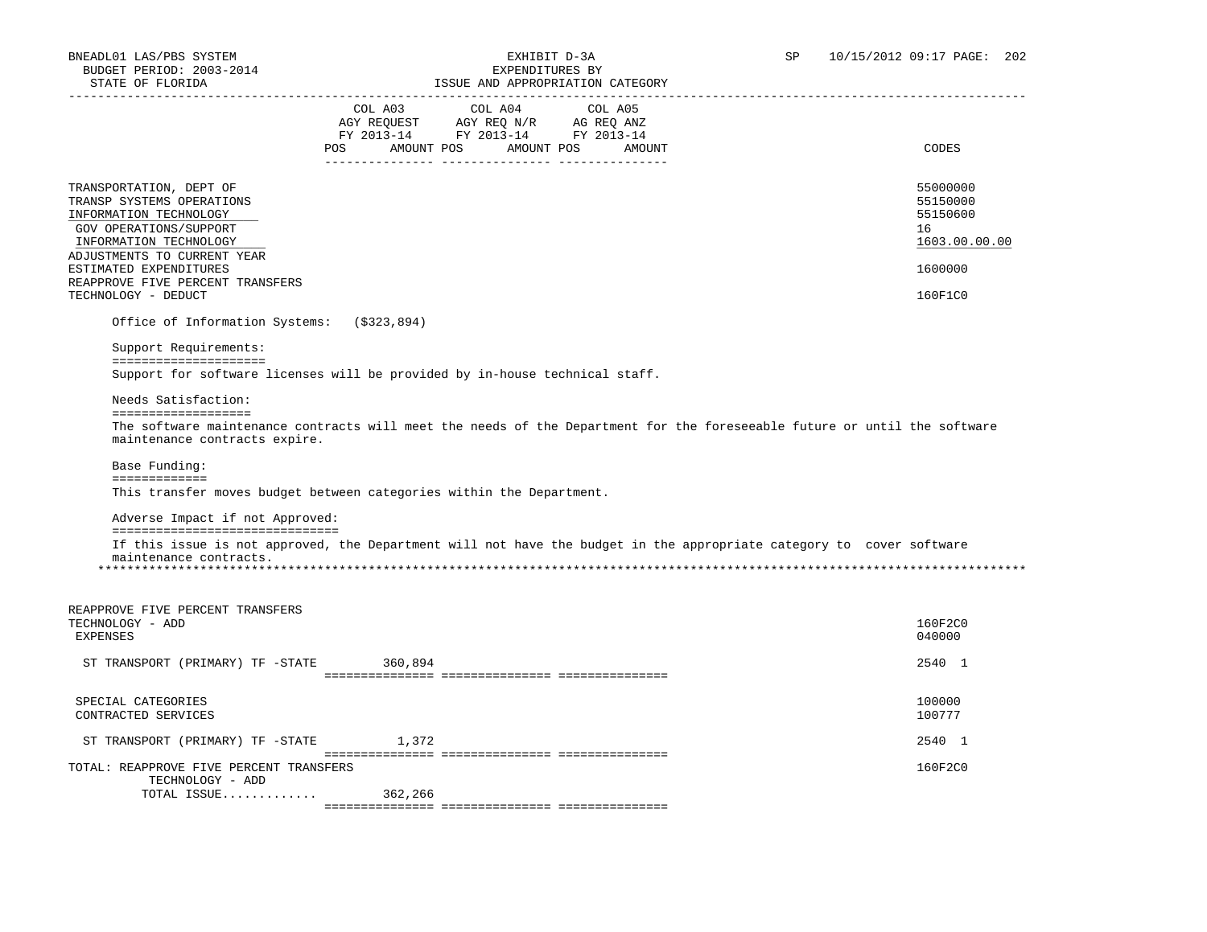| | COL A03 AGY REQUEST FY 2013-14 POS AMOUNT | COL A04 AGY REQ N/R FY 2013-14 POS AMOUNT | COL A05 AG REQ ANZ FY 2013-14 POS AMOUNT | CODES |
|---|---|---|---|---|
| TRANSPORTATION, DEPT OF | | | | 55000000 |
| TRANSP SYSTEMS OPERATIONS | | | | 55150000 |
| INFORMATION TECHNOLOGY | | | | 55150600 |
| GOV OPERATIONS/SUPPORT | | | | 16 |
| INFORMATION TECHNOLOGY | | | | 1603.00.00.00 |
| ADJUSTMENTS TO CURRENT YEAR ESTIMATED EXPENDITURES | | | | 1600000 |
| REAPPROVE FIVE PERCENT TRANSFERS TECHNOLOGY - DEDUCT | | | | 160F1C0 |

Office of Information Systems: ($323,894)

Support Requirements:

Support for software licenses will be provided by in-house technical staff.

Needs Satisfaction:

The software maintenance contracts will meet the needs of the Department for the foreseeable future or until the software maintenance contracts expire.

Base Funding:

This transfer moves budget between categories within the Department.

Adverse Impact if not Approved:

If this issue is not approved, the Department will not have the budget in the appropriate category to cover software maintenance contracts.

*****************************************************************************************************************************

| | COL A03 | COL A04 | COL A05 | CODES |
|---|---|---|---|---|
| REAPPROVE FIVE PERCENT TRANSFERS TECHNOLOGY - ADD | | | | 160F2C0 |
| EXPENSES | | | | 040000 |
| ST TRANSPORT (PRIMARY) TF -STATE | 360,894 | | | 2540 1 |
| SPECIAL CATEGORIES | | | | 100000 |
| CONTRACTED SERVICES | | | | 100777 |
| ST TRANSPORT (PRIMARY) TF -STATE | 1,372 | | | 2540 1 |
| TOTAL: REAPPROVE FIVE PERCENT TRANSFERS TECHNOLOGY - ADD | | | | 160F2C0 |
| TOTAL ISSUE............. | 362,266 | | | |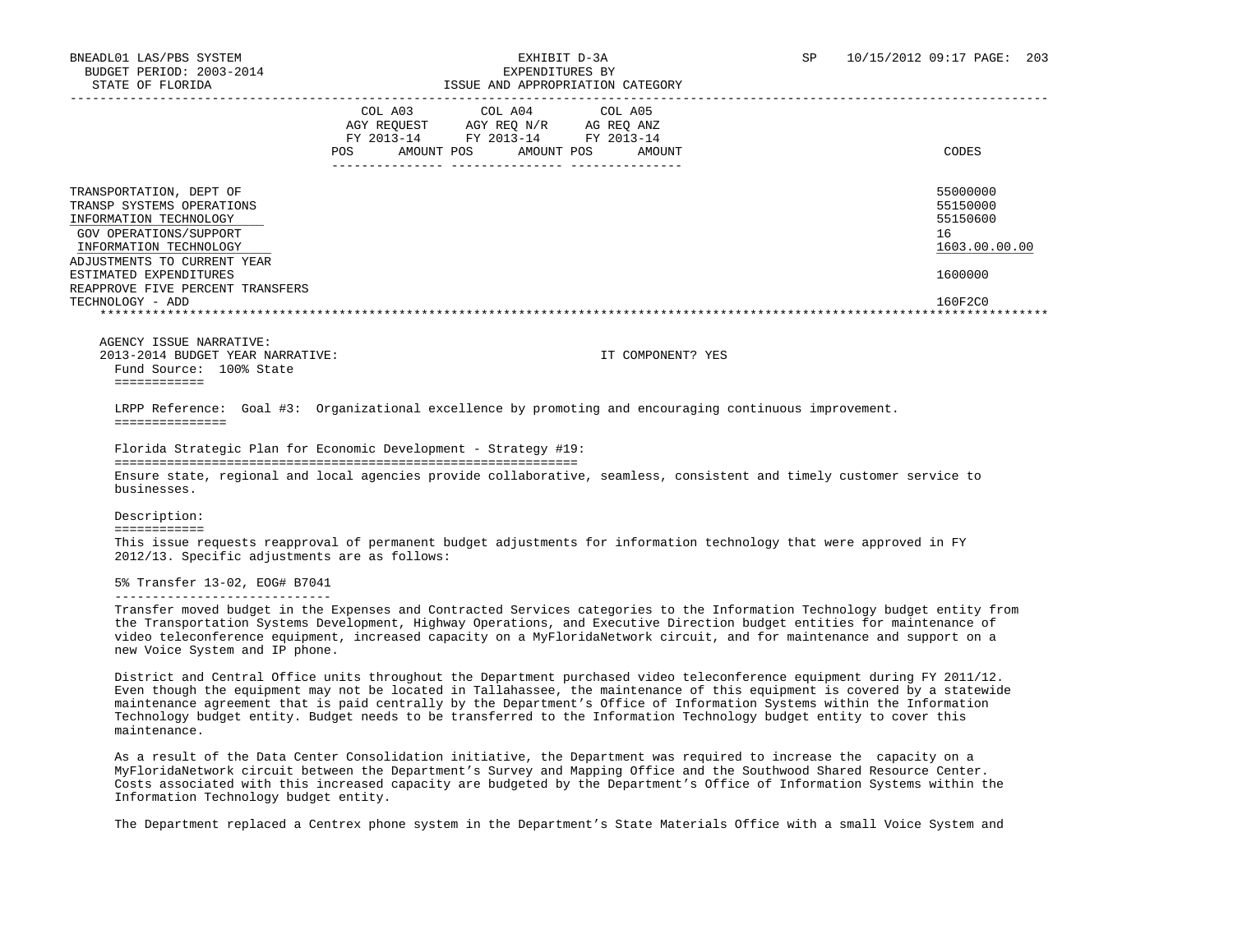| | COL A03 AGY REQUEST FY 2013-14 POS AMOUNT | COL A04 AGY REQ N/R FY 2013-14 POS AMOUNT | COL A05 AG REQ ANZ FY 2013-14 POS AMOUNT | CODES |
|---|---|---|---|---|
| TRANSPORTATION, DEPT OF | | | | 55000000 |
| TRANSP SYSTEMS OPERATIONS | | | | 55150000 |
| INFORMATION TECHNOLOGY | | | | 55150600 |
| GOV OPERATIONS/SUPPORT | | | | 16 |
| INFORMATION TECHNOLOGY | | | | 1603.00.00.00 |
| ADJUSTMENTS TO CURRENT YEAR ESTIMATED EXPENDITURES | | | | 1600000 |
| REAPPROVE FIVE PERCENT TRANSFERS TECHNOLOGY - ADD | | | | 160F2C0 |

AGENCY ISSUE NARRATIVE:
2013-2014 BUDGET YEAR NARRATIVE: IT COMPONENT? YES

Fund Source: 100% State

LRPP Reference: Goal #3: Organizational excellence by promoting and encouraging continuous improvement.

Florida Strategic Plan for Economic Development - Strategy #19:

Ensure state, regional and local agencies provide collaborative, seamless, consistent and timely customer service to businesses.

Description:

This issue requests reapproval of permanent budget adjustments for information technology that were approved in FY 2012/13. Specific adjustments are as follows:

5% Transfer 13-02, EOG# B7041

Transfer moved budget in the Expenses and Contracted Services categories to the Information Technology budget entity from the Transportation Systems Development, Highway Operations, and Executive Direction budget entities for maintenance of video teleconference equipment, increased capacity on a MyFloridaNetwork circuit, and for maintenance and support on a new Voice System and IP phone.

District and Central Office units throughout the Department purchased video teleconference equipment during FY 2011/12. Even though the equipment may not be located in Tallahassee, the maintenance of this equipment is covered by a statewide maintenance agreement that is paid centrally by the Department's Office of Information Systems within the Information Technology budget entity. Budget needs to be transferred to the Information Technology budget entity to cover this maintenance.

As a result of the Data Center Consolidation initiative, the Department was required to increase the capacity on a MyFloridaNetwork circuit between the Department's Survey and Mapping Office and the Southwood Shared Resource Center. Costs associated with this increased capacity are budgeted by the Department's Office of Information Systems within the Information Technology budget entity.

The Department replaced a Centrex phone system in the Department's State Materials Office with a small Voice System and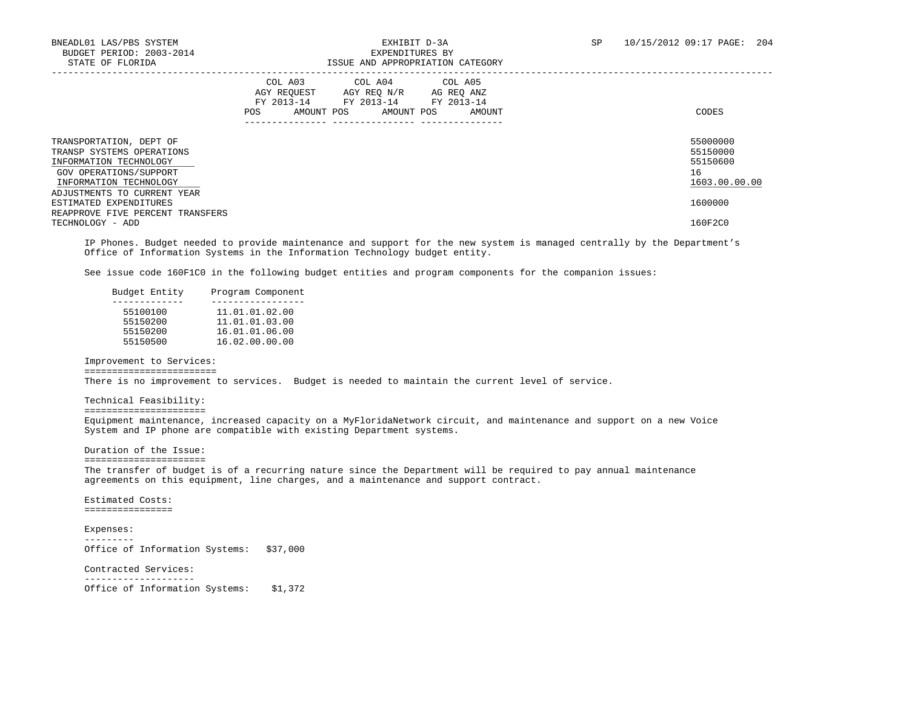| | COL A03 AGY REQUEST FY 2013-14 | | COL A04 AGY REQ N/R FY 2013-14 | | COL A05 AG REQ ANZ FY 2013-14 | | CODES |
|---|---|---|---|---|---|---|---|
| | POS | AMOUNT | POS | AMOUNT | POS | AMOUNT | |
| TRANSPORTATION, DEPT OF | | | | | | | 55000000 |
| TRANSP SYSTEMS OPERATIONS | | | | | | | 55150000 |
| INFORMATION TECHNOLOGY | | | | | | | 55150600 |
| GOV OPERATIONS/SUPPORT | | | | | | | 16 |
| INFORMATION TECHNOLOGY | | | | | | | 1603.00.00.00 |
| ADJUSTMENTS TO CURRENT YEAR ESTIMATED EXPENDITURES | | | | | | | 1600000 |
| REAPPROVE FIVE PERCENT TRANSFERS TECHNOLOGY - ADD | | | | | | | 160F2C0 |

IP Phones. Budget needed to provide maintenance and support for the new system is managed centrally by the Department's Office of Information Systems in the Information Technology budget entity.

See issue code 160F1C0 in the following budget entities and program components for the companion issues:

| Budget Entity | Program Component |
|---|---|
| 55100100 | 11.01.01.02.00 |
| 55150200 | 11.01.01.03.00 |
| 55150200 | 16.01.01.06.00 |
| 55150500 | 16.02.00.00.00 |

Improvement to Services:
========================
There is no improvement to services. Budget is needed to maintain the current level of service.

Technical Feasibility:
======================
Equipment maintenance, increased capacity on a MyFloridaNetwork circuit, and maintenance and support on a new Voice System and IP phone are compatible with existing Department systems.

Duration of the Issue:
======================
The transfer of budget is of a recurring nature since the Department will be required to pay annual maintenance agreements on this equipment, line charges, and a maintenance and support contract.

Estimated Costs:
================

Expenses:
---------
Office of Information Systems: $37,000

Contracted Services:
--------------------
Office of Information Systems: $1,372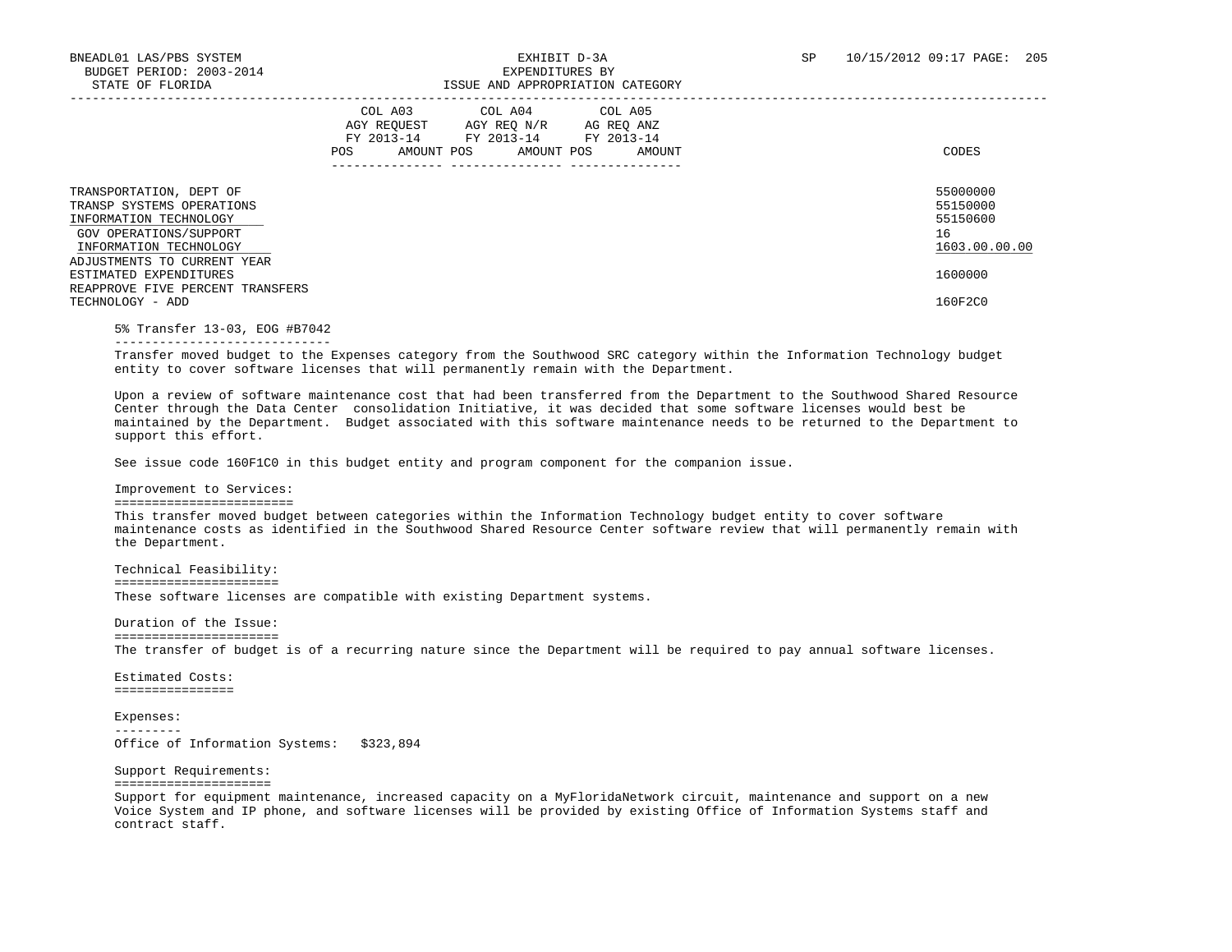| | COL A03 AGY REQUEST FY 2013-14 | | COL A04 AGY REQ N/R FY 2013-14 | | COL A05 AG REQ ANZ FY 2013-14 | | CODES |
|---|---|---|---|---|---|---|---|
| | POS | AMOUNT | POS | AMOUNT | POS | AMOUNT | |
| TRANSPORTATION, DEPT OF | | | | | | | 55000000 |
| TRANSP SYSTEMS OPERATIONS | | | | | | | 55150000 |
| INFORMATION TECHNOLOGY | | | | | | | 55150600 |
| GOV OPERATIONS/SUPPORT | | | | | | | 16 |
| INFORMATION TECHNOLOGY | | | | | | | 1603.00.00.00 |
| ADJUSTMENTS TO CURRENT YEAR ESTIMATED EXPENDITURES | | | | | | | 1600000 |
| REAPPROVE FIVE PERCENT TRANSFERS TECHNOLOGY - ADD | | | | | | | 160F2C0 |

5% Transfer 13-03, EOG #B7042

Transfer moved budget to the Expenses category from the Southwood SRC category within the Information Technology budget entity to cover software licenses that will permanently remain with the Department.

Upon a review of software maintenance cost that had been transferred from the Department to the Southwood Shared Resource Center through the Data Center consolidation Initiative, it was decided that some software licenses would best be maintained by the Department. Budget associated with this software maintenance needs to be returned to the Department to support this effort.

See issue code 160F1C0 in this budget entity and program component for the companion issue.

Improvement to Services:

This transfer moved budget between categories within the Information Technology budget entity to cover software maintenance costs as identified in the Southwood Shared Resource Center software review that will permanently remain with the Department.

Technical Feasibility:

These software licenses are compatible with existing Department systems.

Duration of the Issue:

The transfer of budget is of a recurring nature since the Department will be required to pay annual software licenses.

Estimated Costs:

Expenses:

Office of Information Systems: $323,894

Support Requirements:

Support for equipment maintenance, increased capacity on a MyFloridaNetwork circuit, maintenance and support on a new Voice System and IP phone, and software licenses will be provided by existing Office of Information Systems staff and contract staff.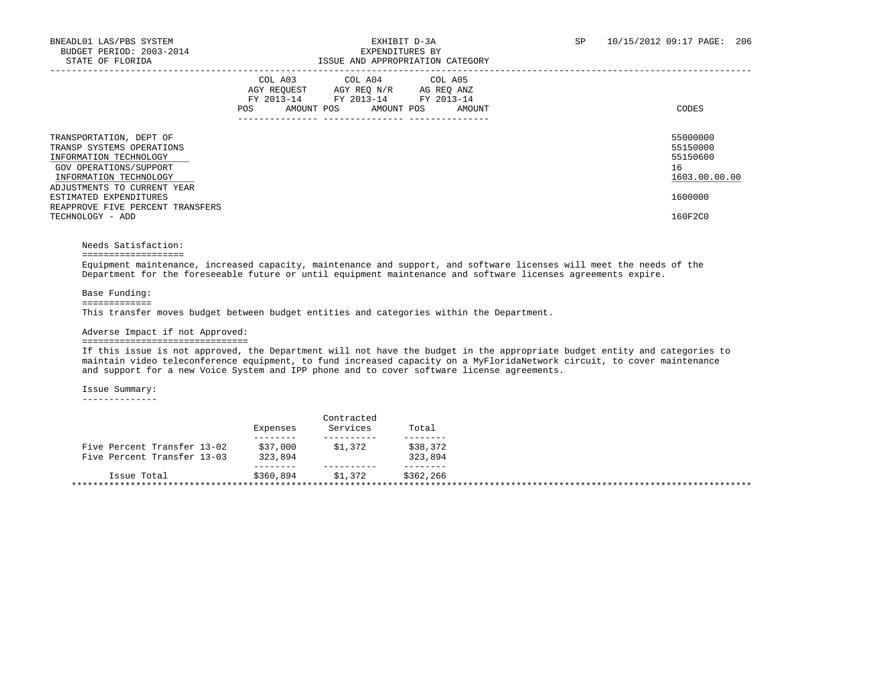BNEADL01 LAS/PBS SYSTEM
BUDGET PERIOD: 2003-2014
STATE OF FLORIDA

EXHIBIT D-3A
EXPENDITURES BY
ISSUE AND APPROPRIATION CATEGORY

SP 10/15/2012 09:17

| | COL A03 AGY REQUEST FY 2013-14 POS | AMOUNT | COL A04 AGY REQ N/R FY 2013-14 POS | AMOUNT | COL A05 AG REQ ANZ FY 2013-14 POS | AMOUNT | CODES |
|---|---|---|---|---|---|---|---|
| TRANSPORTATION, DEPT OF | | | | | | | 55000000 |
| TRANSP SYSTEMS OPERATIONS | | | | | | | 55150000 |
| INFORMATION TECHNOLOGY | | | | | | | 55150600 |
| GOV OPERATIONS/SUPPORT | | | | | | | 16 |
| INFORMATION TECHNOLOGY | | | | | | | 1603.00.00.00 |
| ADJUSTMENTS TO CURRENT YEAR ESTIMATED EXPENDITURES | | | | | | | 1600000 |
| REAPPROVE FIVE PERCENT TRANSFERS TECHNOLOGY - ADD | | | | | | | 160F2C0 |

Needs Satisfaction:

Equipment maintenance, increased capacity, maintenance and support, and software licenses will meet the needs of the Department for the foreseeable future or until equipment maintenance and software licenses agreements expire.

Base Funding:

This transfer moves budget between budget entities and categories within the Department.

Adverse Impact if not Approved:

If this issue is not approved, the Department will not have the budget in the appropriate budget entity and categories to maintain video teleconference equipment, to fund increased capacity on a MyFloridaNetwork circuit, to cover maintenance and support for a new Voice System and IPP phone and to cover software license agreements.

Issue Summary:

| | Expenses | Contracted Services | Total |
|---|---|---|---|
| Five Percent Transfer 13-02 | $37,000 | $1,372 | $38,372 |
| Five Percent Transfer 13-03 | 323,894 | | 323,894 |
| Issue Total | $360,894 | $1,372 | $362,266 |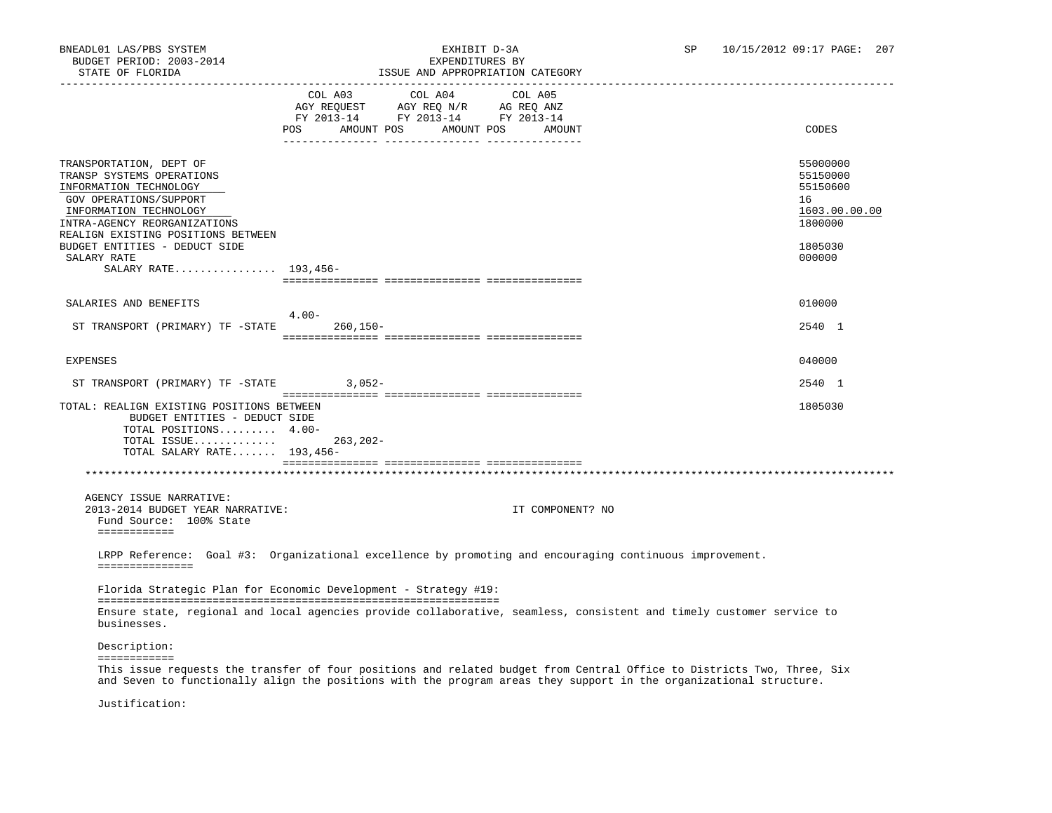BNEADL01 LAS/PBS SYSTEM — EXHIBIT D-3A — EXPENDITURES BY ISSUE AND APPROPRIATION CATEGORY
BUDGET PERIOD: 2003-2014 — STATE OF FLORIDA — SP 10/15/2012 09:17

| | COL A03 AGY REQUEST FY 2013-14 POS | AMOUNT | COL A04 AGY REQ N/R FY 2013-14 POS | AMOUNT | COL A05 AG REQ ANZ FY 2013-14 POS | AMOUNT | CODES |
|---|---|---|---|---|---|---|---|
| TRANSPORTATION, DEPT OF | | | | | | | 55000000 |
| TRANSP SYSTEMS OPERATIONS | | | | | | | 55150000 |
| INFORMATION TECHNOLOGY | | | | | | | 55150600 |
| GOV OPERATIONS/SUPPORT | | | | | | | 16 |
| INFORMATION TECHNOLOGY | | | | | | | 1603.00.00.00 |
| INTRA-AGENCY REORGANIZATIONS | | | | | | | 1800000 |
| REALIGN EXISTING POSITIONS BETWEEN BUDGET ENTITIES - DEDUCT SIDE | | | | | | | 1805030 |
| SALARY RATE | | | | | | | 000000 |
| SALARY RATE................ | 193,456- | | | | | | |
| SALARIES AND BENEFITS | | | | | | | 010000 |
| ST TRANSPORT (PRIMARY) TF -STATE | 4.00- | 260,150- | | | | | 2540 1 |
| EXPENSES | | | | | | | 040000 |
| ST TRANSPORT (PRIMARY) TF -STATE | | 3,052- | | | | | 2540 1 |
| TOTAL: REALIGN EXISTING POSITIONS BETWEEN BUDGET ENTITIES - DEDUCT SIDE | | | | | | | 1805030 |
| TOTAL POSITIONS......... | 4.00- | | | | | | |
| TOTAL ISSUE............. | | 263,202- | | | | | |
| TOTAL SALARY RATE....... | 193,456- | | | | | | |

AGENCY ISSUE NARRATIVE:

2013-2014 BUDGET YEAR NARRATIVE: IT COMPONENT? NO

Fund Source: 100% State

LRPP Reference: Goal #3: Organizational excellence by promoting and encouraging continuous improvement.

Florida Strategic Plan for Economic Development - Strategy #19:

Ensure state, regional and local agencies provide collaborative, seamless, consistent and timely customer service to businesses.

Description:

This issue requests the transfer of four positions and related budget from Central Office to Districts Two, Three, Six and Seven to functionally align the positions with the program areas they support in the organizational structure.

Justification: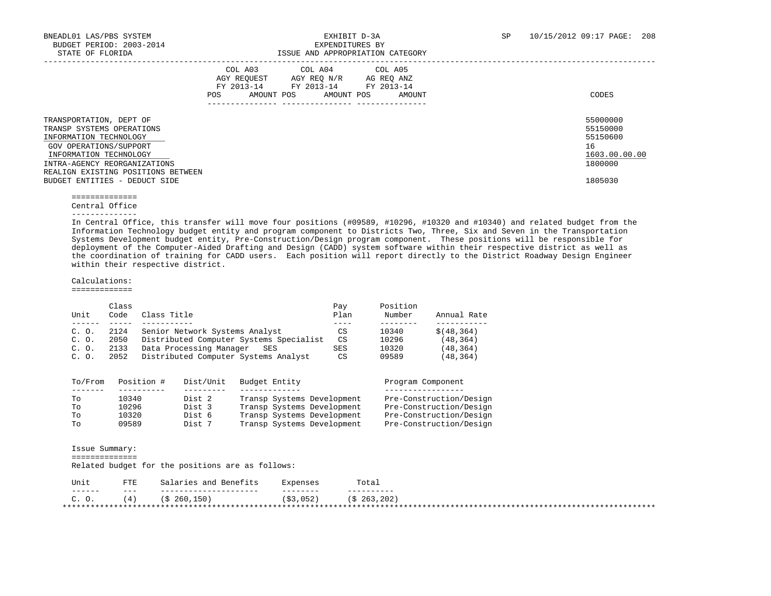BNEADL01 LAS/PBS SYSTEM | EXHIBIT D-3A | SP 10/15/2012 09:17

BUDGET PERIOD: 2003-2014 | EXPENDITURES BY

STATE OF FLORIDA | ISSUE AND APPROPRIATION CATEGORY

| | COL A03 AGY REQUEST FY 2013-14 POS | AMOUNT | COL A04 AGY REQ N/R FY 2013-14 POS | AMOUNT | COL A05 AG REQ ANZ FY 2013-14 POS | AMOUNT | CODES |
|---|---|---|---|---|---|---|---|
| TRANSPORTATION, DEPT OF | | | | | | | 55000000 |
| TRANSP SYSTEMS OPERATIONS | | | | | | | 55150000 |
| INFORMATION TECHNOLOGY | | | | | | | 55150600 |
| GOV OPERATIONS/SUPPORT | | | | | | | 16 |
| INFORMATION TECHNOLOGY | | | | | | | 1603.00.00.00 |
| INTRA-AGENCY REORGANIZATIONS | | | | | | | 1800000 |
| REALIGN EXISTING POSITIONS BETWEEN BUDGET ENTITIES - DEDUCT SIDE | | | | | | | 1805030 |

## Central Office

In Central Office, this transfer will move four positions (#09589, #10296, #10320 and #10340) and related budget from the Information Technology budget entity and program component to Districts Two, Three, Six and Seven in the Transportation Systems Development budget entity, Pre-Construction/Design program component. These positions will be responsible for deployment of the Computer-Aided Drafting and Design (CADD) system software within their respective district as well as the coordination of training for CADD users. Each position will report directly to the District Roadway Design Engineer within their respective district.

Calculations:

| Unit | Class Code | Class Title | Pay Plan | Position Number | Annual Rate |
|---|---|---|---|---|---|
| C. O. | 2124 | Senior Network Systems Analyst | CS | 10340 | $(48,364) |
| C. O. | 2050 | Distributed Computer Systems Specialist | CS | 10296 | (48,364) |
| C. O. | 2133 | Data Processing Manager SES | SES | 10320 | (48,364) |
| C. O. | 2052 | Distributed Computer Systems Analyst | CS | 09589 | (48,364) |

| To/From | Position # | Dist/Unit | Budget Entity | Program Component |
|---|---|---|---|---|
| To | 10340 | Dist 2 | Transp Systems Development | Pre-Construction/Design |
| To | 10296 | Dist 3 | Transp Systems Development | Pre-Construction/Design |
| To | 10320 | Dist 6 | Transp Systems Development | Pre-Construction/Design |
| To | 09589 | Dist 7 | Transp Systems Development | Pre-Construction/Design |

Issue Summary:

Related budget for the positions are as follows:

| Unit | FTE | Salaries and Benefits | Expenses | Total |
|---|---|---|---|---|
| C. O. | (4) | ($ 260,150) | ($3,052) | ($ 263,202) |

***************************************************************************************************************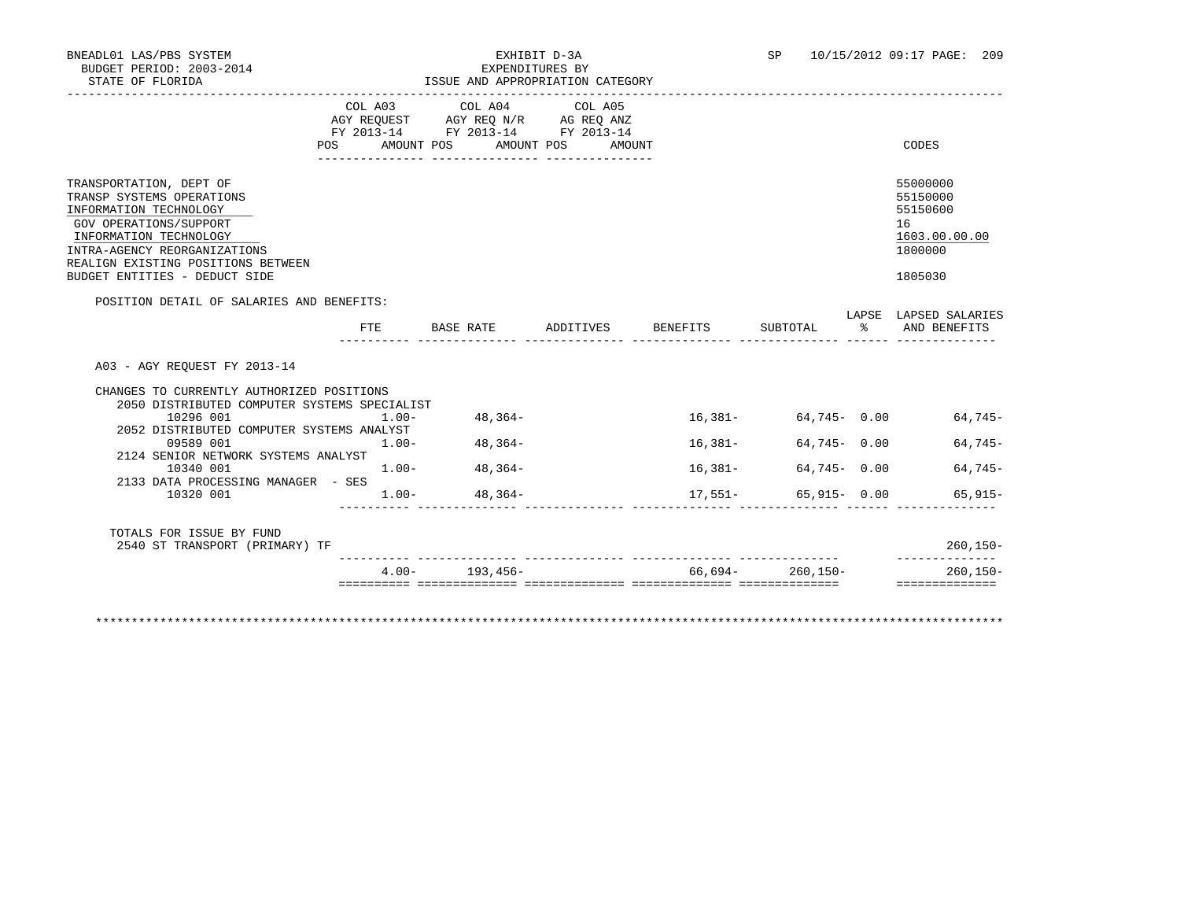BNEADL01 LAS/PBS SYSTEM | EXHIBIT D-3A | SP 10/15/2012 09:17

BUDGET PERIOD: 2003-2014 | EXPENDITURES BY

STATE OF FLORIDA | ISSUE AND APPROPRIATION CATEGORY

| | COL A03 AGY REQUEST FY 2013-14 POS AMOUNT | COL A04 AGY REQ N/R FY 2013-14 POS AMOUNT | COL A05 AG REQ ANZ FY 2013-14 POS AMOUNT | CODES |
|---|---|---|---|---|
| TRANSPORTATION, DEPT OF | | | | 55000000 |
| TRANSP SYSTEMS OPERATIONS | | | | 55150000 |
| INFORMATION TECHNOLOGY | | | | 55150600 |
| GOV OPERATIONS/SUPPORT | | | | 16 |
| INFORMATION TECHNOLOGY | | | | 1603.00.00.00 |
| INTRA-AGENCY REORGANIZATIONS | | | | 1800000 |
| REALIGN EXISTING POSITIONS BETWEEN BUDGET ENTITIES - DEDUCT SIDE | | | | 1805030 |

POSITION DETAIL OF SALARIES AND BENEFITS:

| | FTE | BASE RATE | ADDITIVES | BENEFITS | SUBTOTAL | LAPSE % | LAPSED SALARIES AND BENEFITS |
|---|---|---|---|---|---|---|---|
| A03 - AGY REQUEST FY 2013-14 | | | | | | | |
| CHANGES TO CURRENTLY AUTHORIZED POSITIONS | | | | | | | |
| 2050 DISTRIBUTED COMPUTER SYSTEMS SPECIALIST | | | | | | | |
| 10296 001 | 1.00- | 48,364- | | 16,381- | 64,745- | 0.00 | 64,745- |
| 2052 DISTRIBUTED COMPUTER SYSTEMS ANALYST | | | | | | | |
| 09589 001 | 1.00- | 48,364- | | 16,381- | 64,745- | 0.00 | 64,745- |
| 2124 SENIOR NETWORK SYSTEMS ANALYST | | | | | | | |
| 10340 001 | 1.00- | 48,364- | | 16,381- | 64,745- | 0.00 | 64,745- |
| 2133 DATA PROCESSING MANAGER - SES | | | | | | | |
| 10320 001 | 1.00- | 48,364- | | 17,551- | 65,915- | 0.00 | 65,915- |
| TOTALS FOR ISSUE BY FUND | | | | | | | |
| 2540 ST TRANSPORT (PRIMARY) TF | | | | | | | 260,150- |
| | 4.00- | 193,456- | | 66,694- | 260,150- | | 260,150- |

***************************************************************************************************************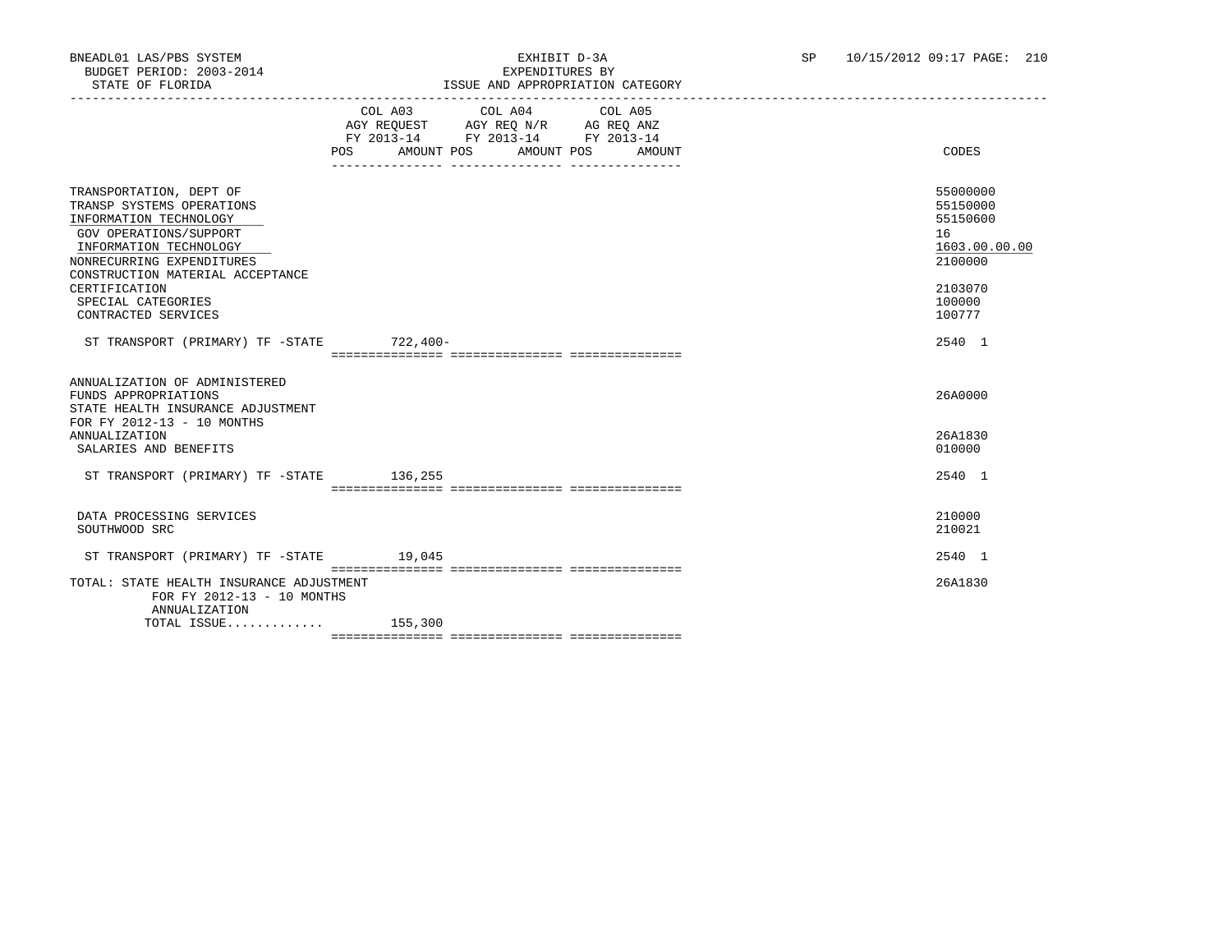BNEADL01 LAS/PBS SYSTEM
BUDGET PERIOD: 2003-2014
STATE OF FLORIDA

EXHIBIT D-3A
EXPENDITURES BY
ISSUE AND APPROPRIATION CATEGORY

SP 10/15/2012 09:17 PAGE: 210

| | COL A03 AGY REQUEST FY 2013-14 POS AMOUNT | COL A04 AGY REQ N/R FY 2013-14 POS AMOUNT | COL A05 AG REQ ANZ FY 2013-14 POS AMOUNT | CODES |
|---|---|---|---|---|
| TRANSPORTATION, DEPT OF | | | | 55000000 |
| TRANSP SYSTEMS OPERATIONS | | | | 55150000 |
| INFORMATION TECHNOLOGY | | | | 55150600 |
| GOV OPERATIONS/SUPPORT | | | | 16 |
| INFORMATION TECHNOLOGY | | | | 1603.00.00.00 |
| NONRECURRING EXPENDITURES | | | | 2100000 |
| CONSTRUCTION MATERIAL ACCEPTANCE CERTIFICATION | | | | 2103070 |
| SPECIAL CATEGORIES | | | | 100000 |
| CONTRACTED SERVICES | | | | 100777 |
| ST TRANSPORT (PRIMARY) TF -STATE | 722,400- | | | 2540 1 |
| ANNUALIZATION OF ADMINISTERED FUNDS APPROPRIATIONS | | | | 26A0000 |
| STATE HEALTH INSURANCE ADJUSTMENT FOR FY 2012-13 - 10 MONTHS ANNUALIZATION | | | | 26A1830 |
| SALARIES AND BENEFITS | | | | 010000 |
| ST TRANSPORT (PRIMARY) TF -STATE | 136,255 | | | 2540 1 |
| DATA PROCESSING SERVICES | | | | 210000 |
| SOUTHWOOD SRC | | | | 210021 |
| ST TRANSPORT (PRIMARY) TF -STATE | 19,045 | | | 2540 1 |
| TOTAL: STATE HEALTH INSURANCE ADJUSTMENT FOR FY 2012-13 - 10 MONTHS ANNUALIZATION | | | | 26A1830 |
| TOTAL ISSUE............. | 155,300 | | | |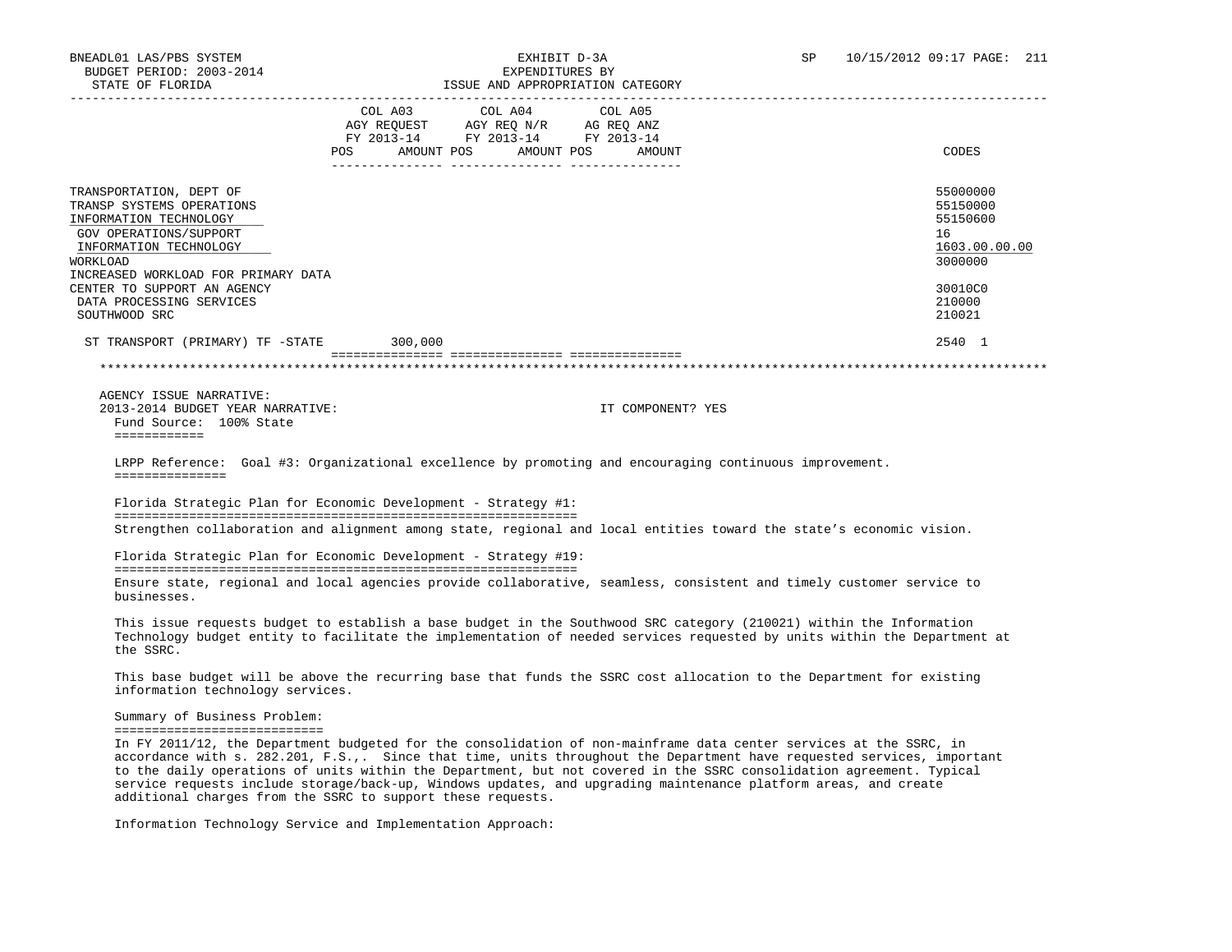| | COL A03 AGY REQUEST FY 2013-14 POS AMOUNT | COL A04 AGY REQ N/R FY 2013-14 POS AMOUNT | COL A05 AG REQ ANZ FY 2013-14 POS AMOUNT | CODES |
|---|---|---|---|---|
| TRANSPORTATION, DEPT OF | | | | 55000000 |
| TRANSP SYSTEMS OPERATIONS | | | | 55150000 |
| INFORMATION TECHNOLOGY | | | | 55150600 |
| GOV OPERATIONS/SUPPORT | | | | 16 |
| INFORMATION TECHNOLOGY | | | | 1603.00.00.00 |
| WORKLOAD | | | | 3000000 |
| INCREASED WORKLOAD FOR PRIMARY DATA CENTER TO SUPPORT AN AGENCY | | | | 30010C0 |
| DATA PROCESSING SERVICES | | | | 210000 |
| SOUTHWOOD SRC | | | | 210021 |
| ST TRANSPORT (PRIMARY) TF -STATE | 300,000 | | | 2540 1 |

AGENCY ISSUE NARRATIVE:

2013-2014 BUDGET YEAR NARRATIVE: IT COMPONENT? YES

Fund Source: 100% State

LRPP Reference: Goal #3: Organizational excellence by promoting and encouraging continuous improvement.

Florida Strategic Plan for Economic Development - Strategy #1:

Strengthen collaboration and alignment among state, regional and local entities toward the state's economic vision.

Florida Strategic Plan for Economic Development - Strategy #19:

Ensure state, regional and local agencies provide collaborative, seamless, consistent and timely customer service to businesses.

This issue requests budget to establish a base budget in the Southwood SRC category (210021) within the Information Technology budget entity to facilitate the implementation of needed services requested by units within the Department at the SSRC.

This base budget will be above the recurring base that funds the SSRC cost allocation to the Department for existing information technology services.

Summary of Business Problem:

In FY 2011/12, the Department budgeted for the consolidation of non-mainframe data center services at the SSRC, in accordance with s. 282.201, F.S.,. Since that time, units throughout the Department have requested services, important to the daily operations of units within the Department, but not covered in the SSRC consolidation agreement. Typical service requests include storage/back-up, Windows updates, and upgrading maintenance platform areas, and create additional charges from the SSRC to support these requests.

Information Technology Service and Implementation Approach: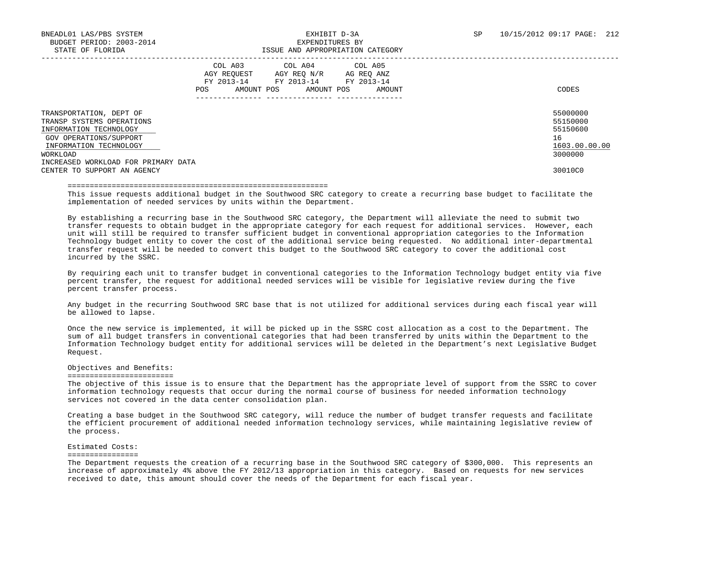| | COL A03 AGY REQUEST FY 2013-14 | | COL A04 AGY REQ N/R FY 2013-14 | | COL A05 AG REQ ANZ FY 2013-14 | | CODES |
|---|---|---|---|---|---|---|---|
| | POS | AMOUNT | POS | AMOUNT | POS | AMOUNT | |
| TRANSPORTATION, DEPT OF | | | | | | | 55000000 |
| TRANSP SYSTEMS OPERATIONS | | | | | | | 55150000 |
| INFORMATION TECHNOLOGY | | | | | | | 55150600 |
| GOV OPERATIONS/SUPPORT | | | | | | | 16 |
| INFORMATION TECHNOLOGY | | | | | | | 1603.00.00.00 |
| WORKLOAD | | | | | | | 3000000 |
| INCREASED WORKLOAD FOR PRIMARY DATA CENTER TO SUPPORT AN AGENCY | | | | | | | 30010C0 |

This issue requests additional budget in the Southwood SRC category to create a recurring base budget to facilitate the implementation of needed services by units within the Department.

By establishing a recurring base in the Southwood SRC category, the Department will alleviate the need to submit two transfer requests to obtain budget in the appropriate category for each request for additional services. However, each unit will still be required to transfer sufficient budget in conventional appropriation categories to the Information Technology budget entity to cover the cost of the additional service being requested. No additional inter-departmental transfer request will be needed to convert this budget to the Southwood SRC category to cover the additional cost incurred by the SSRC.

By requiring each unit to transfer budget in conventional categories to the Information Technology budget entity via five percent transfer, the request for additional needed services will be visible for legislative review during the five percent transfer process.

Any budget in the recurring Southwood SRC base that is not utilized for additional services during each fiscal year will be allowed to lapse.

Once the new service is implemented, it will be picked up in the SSRC cost allocation as a cost to the Department. The sum of all budget transfers in conventional categories that had been transferred by units within the Department to the Information Technology budget entity for additional services will be deleted in the Department's next Legislative Budget Request.

## Objectives and Benefits:

The objective of this issue is to ensure that the Department has the appropriate level of support from the SSRC to cover information technology requests that occur during the normal course of business for needed information technology services not covered in the data center consolidation plan.

Creating a base budget in the Southwood SRC category, will reduce the number of budget transfer requests and facilitate the efficient procurement of additional needed information technology services, while maintaining legislative review of the process.

## Estimated Costs:

The Department requests the creation of a recurring base in the Southwood SRC category of $300,000. This represents an increase of approximately 4% above the FY 2012/13 appropriation in this category. Based on requests for new services received to date, this amount should cover the needs of the Department for each fiscal year.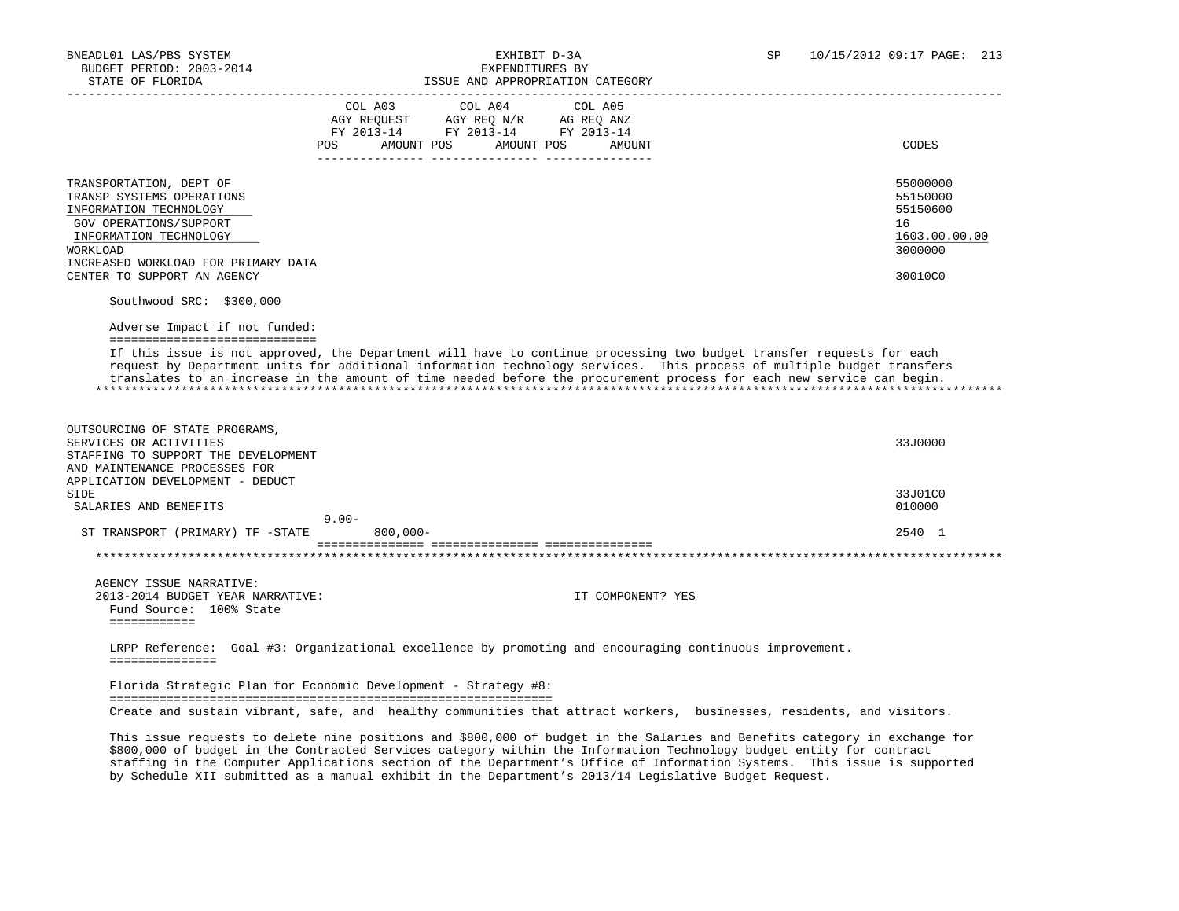BNEADL01 LAS/PBS SYSTEM — EXHIBIT D-3A — EXPENDITURES BY ISSUE AND APPROPRIATION CATEGORY

BUDGET PERIOD: 2003-2014

STATE OF FLORIDA

| | COL A03 AGY REQUEST FY 2013-14 POS | AMOUNT | COL A04 AGY REQ N/R FY 2013-14 POS | AMOUNT | COL A05 AG REQ ANZ FY 2013-14 POS | AMOUNT | CODES |
|---|---|---|---|---|---|---|---|
| TRANSPORTATION, DEPT OF | | | | | | | 55000000 |
| TRANSP SYSTEMS OPERATIONS | | | | | | | 55150000 |
| INFORMATION TECHNOLOGY | | | | | | | 55150600 |
| GOV OPERATIONS/SUPPORT | | | | | | | 16 |
| INFORMATION TECHNOLOGY | | | | | | | 1603.00.00.00 |
| WORKLOAD | | | | | | | 3000000 |
| INCREASED WORKLOAD FOR PRIMARY DATA CENTER TO SUPPORT AN AGENCY | | | | | | | 30010C0 |

Southwood SRC: $300,000

Adverse Impact if not funded:

If this issue is not approved, the Department will have to continue processing two budget transfer requests for each request by Department units for additional information technology services. This process of multiple budget transfers translates to an increase in the amount of time needed before the procurement process for each new service can begin.

| | COL A03 POS | AMOUNT | COL A04 POS | AMOUNT | COL A05 POS | AMOUNT | CODES |
|---|---|---|---|---|---|---|---|
| OUTSOURCING OF STATE PROGRAMS, SERVICES OR ACTIVITIES | | | | | | | 33J0000 |
| STAFFING TO SUPPORT THE DEVELOPMENT AND MAINTENANCE PROCESSES FOR APPLICATION DEVELOPMENT - DEDUCT SIDE | | | | | | | 33J01C0 |
| SALARIES AND BENEFITS | | | | | | | 010000 |
| ST TRANSPORT (PRIMARY) TF -STATE | 9.00- | 800,000- | | | | | 2540 1 |

AGENCY ISSUE NARRATIVE:

2013-2014 BUDGET YEAR NARRATIVE: IT COMPONENT? YES

Fund Source: 100% State

LRPP Reference: Goal #3: Organizational excellence by promoting and encouraging continuous improvement.

Florida Strategic Plan for Economic Development - Strategy #8:

Create and sustain vibrant, safe, and healthy communities that attract workers, businesses, residents, and visitors.

This issue requests to delete nine positions and $800,000 of budget in the Salaries and Benefits category in exchange for $800,000 of budget in the Contracted Services category within the Information Technology budget entity for contract staffing in the Computer Applications section of the Department's Office of Information Systems. This issue is supported by Schedule XII submitted as a manual exhibit in the Department's 2013/14 Legislative Budget Request.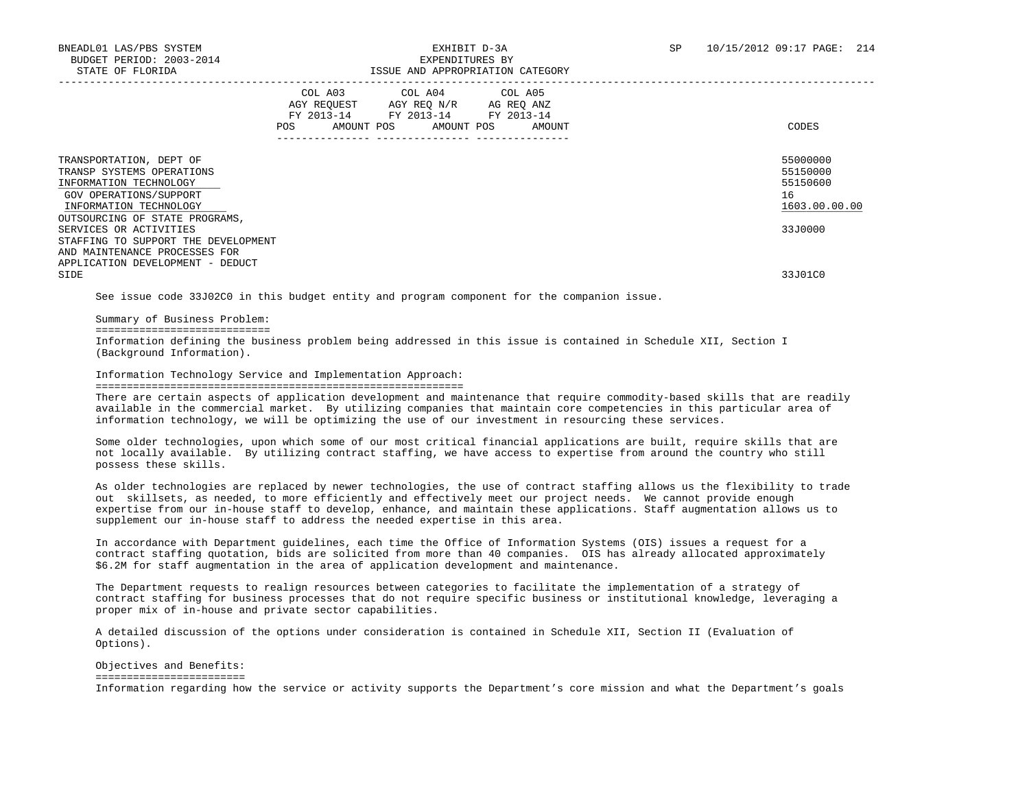| | COL A03 AGY REQUEST FY 2013-14 POS AMOUNT | COL A04 AGY REQ N/R FY 2013-14 POS AMOUNT | COL A05 AG REQ ANZ FY 2013-14 POS AMOUNT | CODES |
|---|---|---|---|---|
| TRANSPORTATION, DEPT OF | | | | 55000000 |
| TRANSP SYSTEMS OPERATIONS | | | | 55150000 |
| INFORMATION TECHNOLOGY | | | | 55150600 |
| GOV OPERATIONS/SUPPORT | | | | 16 |
| INFORMATION TECHNOLOGY | | | | 1603.00.00.00 |
| OUTSOURCING OF STATE PROGRAMS, SERVICES OR ACTIVITIES | | | | 33J0000 |
| STAFFING TO SUPPORT THE DEVELOPMENT AND MAINTENANCE PROCESSES FOR APPLICATION DEVELOPMENT - DEDUCT SIDE | | | | 33J01C0 |

See issue code 33J02C0 in this budget entity and program component for the companion issue.

Summary of Business Problem:
============================
Information defining the business problem being addressed in this issue is contained in Schedule XII, Section I (Background Information).

Information Technology Service and Implementation Approach:
===========================================================
There are certain aspects of application development and maintenance that require commodity-based skills that are readily available in the commercial market. By utilizing companies that maintain core competencies in this particular area of information technology, we will be optimizing the use of our investment in resourcing these services.

Some older technologies, upon which some of our most critical financial applications are built, require skills that are not locally available. By utilizing contract staffing, we have access to expertise from around the country who still possess these skills.

As older technologies are replaced by newer technologies, the use of contract staffing allows us the flexibility to trade out skillsets, as needed, to more efficiently and effectively meet our project needs. We cannot provide enough expertise from our in-house staff to develop, enhance, and maintain these applications. Staff augmentation allows us to supplement our in-house staff to address the needed expertise in this area.

In accordance with Department guidelines, each time the Office of Information Systems (OIS) issues a request for a contract staffing quotation, bids are solicited from more than 40 companies. OIS has already allocated approximately $6.2M for staff augmentation in the area of application development and maintenance.

The Department requests to realign resources between categories to facilitate the implementation of a strategy of contract staffing for business processes that do not require specific business or institutional knowledge, leveraging a proper mix of in-house and private sector capabilities.

A detailed discussion of the options under consideration is contained in Schedule XII, Section II (Evaluation of Options).

Objectives and Benefits:
========================
Information regarding how the service or activity supports the Department's core mission and what the Department's goals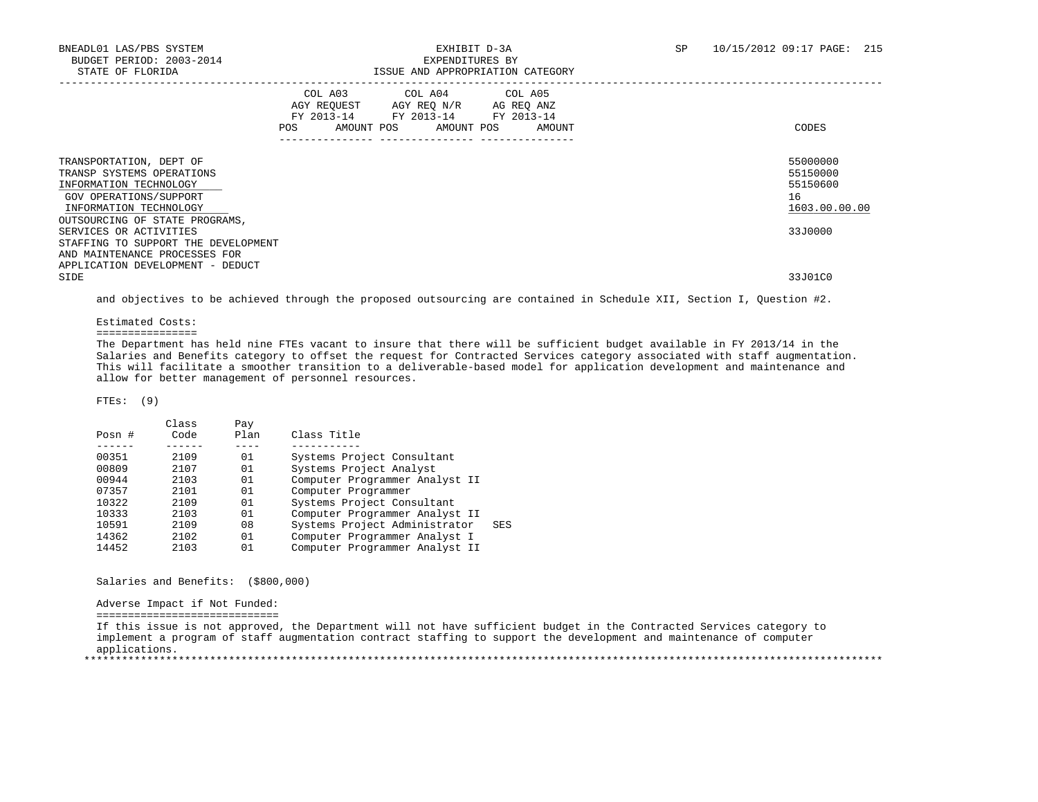| | COL A03 AGY REQUEST FY 2013-14 | | COL A04 AGY REQ N/R FY 2013-14 | | COL A05 AG REQ ANZ FY 2013-14 | | |
|---|---|---|---|---|---|---|---|
| | POS | AMOUNT | POS | AMOUNT | POS | AMOUNT | CODES |
| TRANSPORTATION, DEPT OF | | | | | | | 55000000 |
| TRANSP SYSTEMS OPERATIONS | | | | | | | 55150000 |
| INFORMATION TECHNOLOGY | | | | | | | 55150600 |
| GOV OPERATIONS/SUPPORT | | | | | | | 16 |
| INFORMATION TECHNOLOGY | | | | | | | 1603.00.00.00 |
| OUTSOURCING OF STATE PROGRAMS, SERVICES OR ACTIVITIES | | | | | | | 33J0000 |
| STAFFING TO SUPPORT THE DEVELOPMENT AND MAINTENANCE PROCESSES FOR APPLICATION DEVELOPMENT - DEDUCT SIDE | | | | | | | 33J01C0 |

and objectives to be achieved through the proposed outsourcing are contained in Schedule XII, Section I, Question #2.

Estimated Costs:
================

The Department has held nine FTEs vacant to insure that there will be sufficient budget available in FY 2013/14 in the Salaries and Benefits category to offset the request for Contracted Services category associated with staff augmentation. This will facilitate a smoother transition to a deliverable-based model for application development and maintenance and allow for better management of personnel resources.

FTEs: (9)

| Posn # | Class Code | Pay Plan | Class Title |
|---|---|---|---|
| 00351 | 2109 | 01 | Systems Project Consultant |
| 00809 | 2107 | 01 | Systems Project Analyst |
| 00944 | 2103 | 01 | Computer Programmer Analyst II |
| 07357 | 2101 | 01 | Computer Programmer |
| 10322 | 2109 | 01 | Systems Project Consultant |
| 10333 | 2103 | 01 | Computer Programmer Analyst II |
| 10591 | 2109 | 08 | Systems Project Administrator SES |
| 14362 | 2102 | 01 | Computer Programmer Analyst I |
| 14452 | 2103 | 01 | Computer Programmer Analyst II |

Salaries and Benefits: ($800,000)

Adverse Impact if Not Funded:
=============================

If this issue is not approved, the Department will not have sufficient budget in the Contracted Services category to implement a program of staff augmentation contract staffing to support the development and maintenance of computer applications.

*******************************************************************************************************************************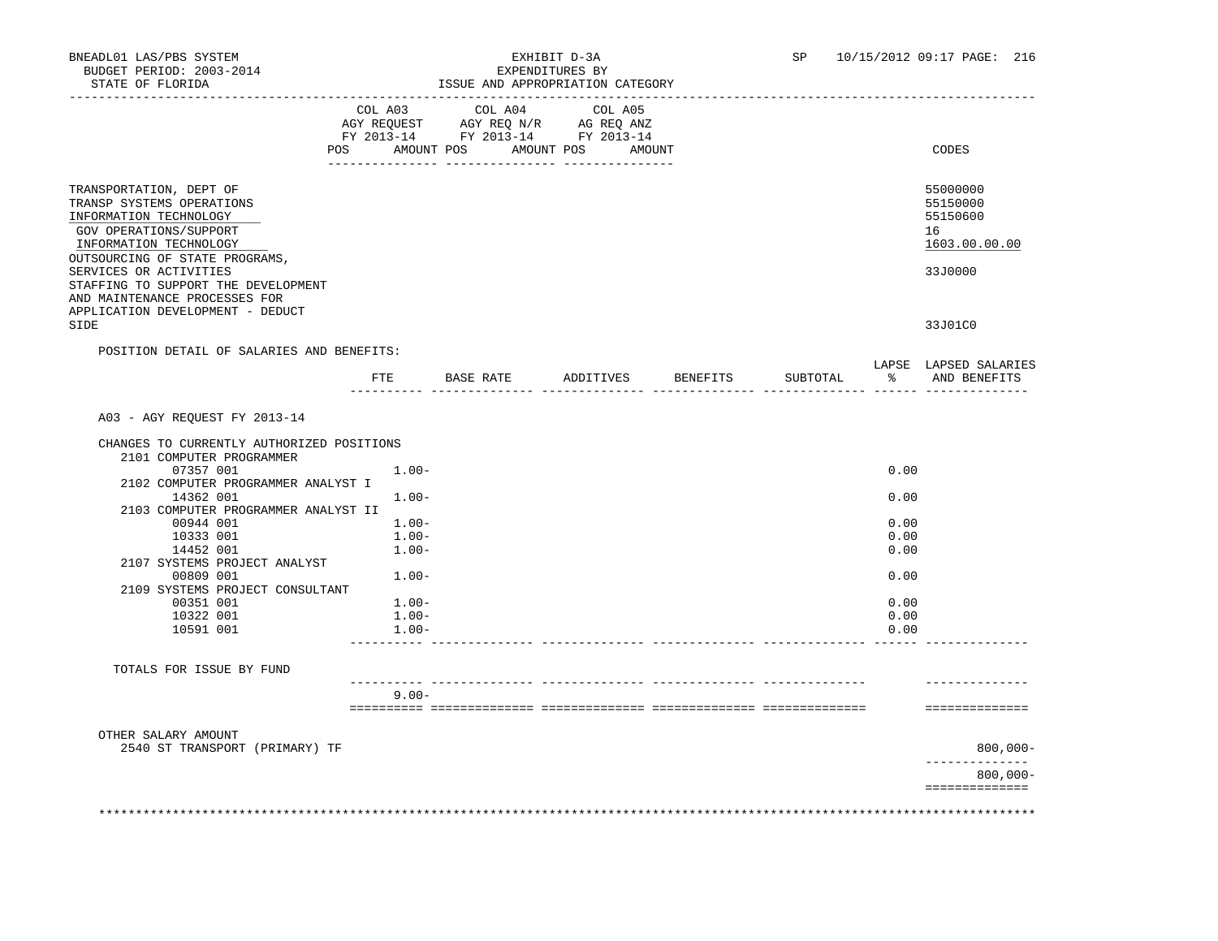BNEADL01 LAS/PBS SYSTEM — EXHIBIT D-3A — EXPENDITURES BY ISSUE AND APPROPRIATION CATEGORY
BUDGET PERIOD: 2003-2014
STATE OF FLORIDA
SP 10/15/2012 09:17

| | COL A03 AGY REQUEST FY 2013-14 POS AMOUNT | COL A04 AGY REQ N/R FY 2013-14 POS AMOUNT | COL A05 AG REQ ANZ FY 2013-14 POS AMOUNT | CODES |
|---|---|---|---|---|
| TRANSPORTATION, DEPT OF | | | | 55000000 |
| TRANSP SYSTEMS OPERATIONS | | | | 55150000 |
| INFORMATION TECHNOLOGY | | | | 55150600 |
| GOV OPERATIONS/SUPPORT | | | | 16 |
| INFORMATION TECHNOLOGY | | | | 1603.00.00.00 |
| OUTSOURCING OF STATE PROGRAMS, SERVICES OR ACTIVITIES | | | | 33J0000 |
| STAFFING TO SUPPORT THE DEVELOPMENT AND MAINTENANCE PROCESSES FOR APPLICATION DEVELOPMENT - DEDUCT SIDE | | | | 33J01C0 |

POSITION DETAIL OF SALARIES AND BENEFITS:

| | FTE | BASE RATE | ADDITIVES | BENEFITS | SUBTOTAL | LAPSE % | LAPSED SALARIES AND BENEFITS |
|---|---|---|---|---|---|---|---|
| A03 - AGY REQUEST FY 2013-14 | | | | | | | |
| CHANGES TO CURRENTLY AUTHORIZED POSITIONS | | | | | | | |
| 2101 COMPUTER PROGRAMMER | | | | | | | |
| 07357 001 | 1.00- | | | | | 0.00 | |
| 2102 COMPUTER PROGRAMMER ANALYST I | | | | | | | |
| 14362 001 | 1.00- | | | | | 0.00 | |
| 2103 COMPUTER PROGRAMMER ANALYST II | | | | | | | |
| 00944 001 | 1.00- | | | | | 0.00 | |
| 10333 001 | 1.00- | | | | | 0.00 | |
| 14452 001 | 1.00- | | | | | 0.00 | |
| 2107 SYSTEMS PROJECT ANALYST | | | | | | | |
| 00809 001 | 1.00- | | | | | 0.00 | |
| 2109 SYSTEMS PROJECT CONSULTANT | | | | | | | |
| 00351 001 | 1.00- | | | | | 0.00 | |
| 10322 001 | 1.00- | | | | | 0.00 | |
| 10591 001 | 1.00- | | | | | 0.00 | |
| TOTALS FOR ISSUE BY FUND | 9.00- | | | | | | |

| OTHER SALARY AMOUNT | |
|---|---|
| 2540 ST TRANSPORT (PRIMARY) TF | 800,000- |
| | 800,000- |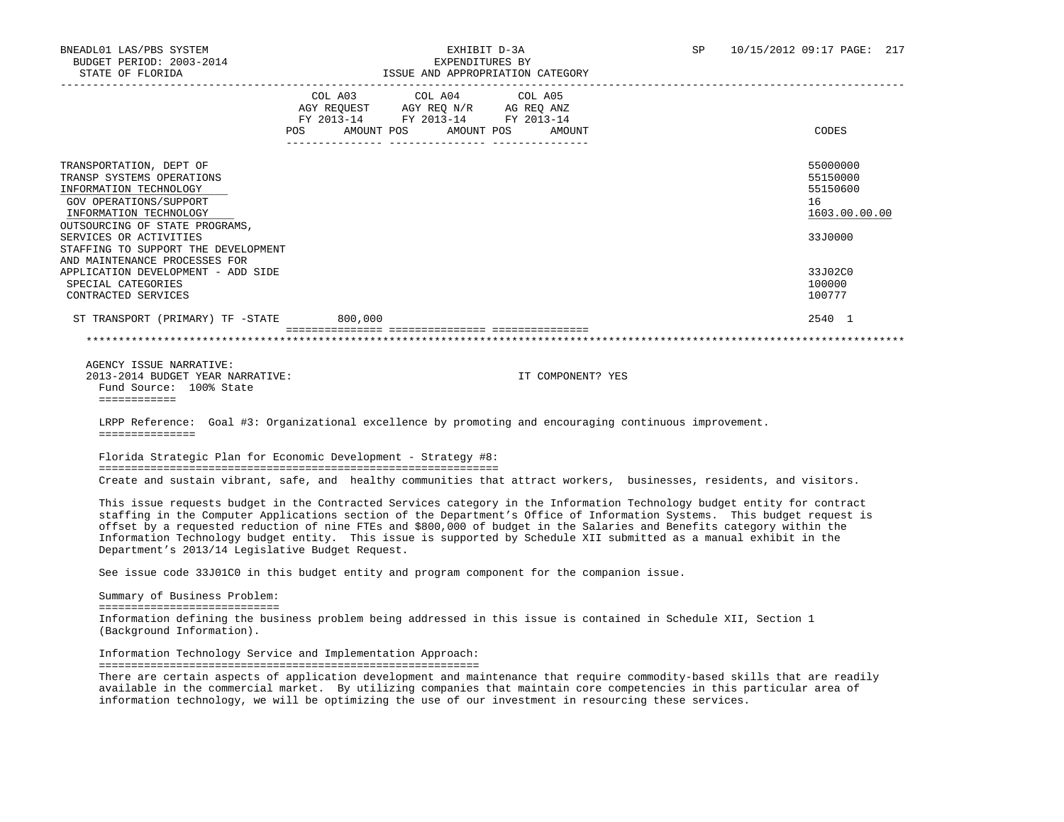| | COL A03 AGY REQUEST FY 2013-14 POS AMOUNT | COL A04 AGY REQ N/R FY 2013-14 POS AMOUNT | COL A05 AG REQ ANZ FY 2013-14 POS AMOUNT | CODES |
|---|---|---|---|---|
| TRANSPORTATION, DEPT OF | | | | 55000000 |
| TRANSP SYSTEMS OPERATIONS | | | | 55150000 |
| INFORMATION TECHNOLOGY | | | | 55150600 |
| GOV OPERATIONS/SUPPORT | | | | 16 |
| INFORMATION TECHNOLOGY | | | | 1603.00.00.00 |
| OUTSOURCING OF STATE PROGRAMS, SERVICES OR ACTIVITIES | | | | 33J0000 |
| STAFFING TO SUPPORT THE DEVELOPMENT AND MAINTENANCE PROCESSES FOR APPLICATION DEVELOPMENT - ADD SIDE | | | | 33J02C0 |
| SPECIAL CATEGORIES | | | | 100000 |
| CONTRACTED SERVICES | | | | 100777 |
| ST TRANSPORT (PRIMARY) TF -STATE | 800,000 | | | 2540 1 |

AGENCY ISSUE NARRATIVE:

2013-2014 BUDGET YEAR NARRATIVE: IT COMPONENT? YES

Fund Source: 100% State

LRPP Reference: Goal #3: Organizational excellence by promoting and encouraging continuous improvement.

Florida Strategic Plan for Economic Development - Strategy #8:

Create and sustain vibrant, safe, and healthy communities that attract workers, businesses, residents, and visitors.

This issue requests budget in the Contracted Services category in the Information Technology budget entity for contract staffing in the Computer Applications section of the Department's Office of Information Systems. This budget request is offset by a requested reduction of nine FTEs and $800,000 of budget in the Salaries and Benefits category within the Information Technology budget entity. This issue is supported by Schedule XII submitted as a manual exhibit in the Department's 2013/14 Legislative Budget Request.

See issue code 33J01C0 in this budget entity and program component for the companion issue.

Summary of Business Problem:

Information defining the business problem being addressed in this issue is contained in Schedule XII, Section 1 (Background Information).

Information Technology Service and Implementation Approach:

There are certain aspects of application development and maintenance that require commodity-based skills that are readily available in the commercial market. By utilizing companies that maintain core competencies in this particular area of information technology, we will be optimizing the use of our investment in resourcing these services.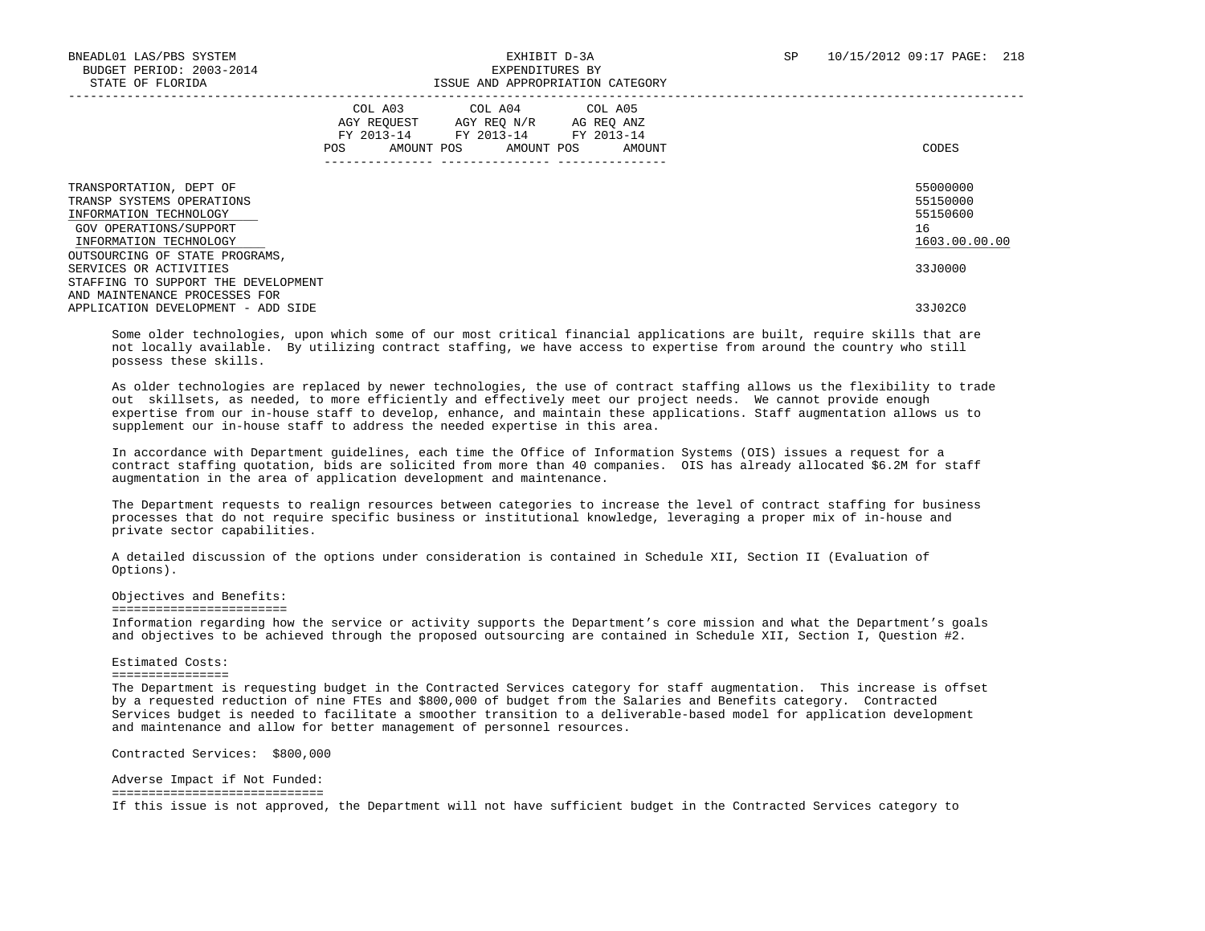| | COL A03 AGY REQUEST FY 2013-14 | | COL A04 AGY REQ N/R FY 2013-14 | | COL A05 AG REQ ANZ FY 2013-14 | | CODES |
|---|---|---|---|---|---|---|---|
| | POS | AMOUNT | POS | AMOUNT | POS | AMOUNT | |
| TRANSPORTATION, DEPT OF | | | | | | | 55000000 |
| TRANSP SYSTEMS OPERATIONS | | | | | | | 55150000 |
| INFORMATION TECHNOLOGY | | | | | | | 55150600 |
| GOV OPERATIONS/SUPPORT | | | | | | | 16 |
| INFORMATION TECHNOLOGY | | | | | | | 1603.00.00.00 |
| OUTSOURCING OF STATE PROGRAMS, SERVICES OR ACTIVITIES | | | | | | | 33J0000 |
| STAFFING TO SUPPORT THE DEVELOPMENT AND MAINTENANCE PROCESSES FOR APPLICATION DEVELOPMENT - ADD SIDE | | | | | | | 33J02C0 |

Some older technologies, upon which some of our most critical financial applications are built, require skills that are not locally available. By utilizing contract staffing, we have access to expertise from around the country who still possess these skills.

As older technologies are replaced by newer technologies, the use of contract staffing allows us the flexibility to trade out skillsets, as needed, to more efficiently and effectively meet our project needs. We cannot provide enough expertise from our in-house staff to develop, enhance, and maintain these applications. Staff augmentation allows us to supplement our in-house staff to address the needed expertise in this area.

In accordance with Department guidelines, each time the Office of Information Systems (OIS) issues a request for a contract staffing quotation, bids are solicited from more than 40 companies. OIS has already allocated $6.2M for staff augmentation in the area of application development and maintenance.

The Department requests to realign resources between categories to increase the level of contract staffing for business processes that do not require specific business or institutional knowledge, leveraging a proper mix of in-house and private sector capabilities.

A detailed discussion of the options under consideration is contained in Schedule XII, Section II (Evaluation of Options).

Objectives and Benefits:
========================
Information regarding how the service or activity supports the Department's core mission and what the Department's goals and objectives to be achieved through the proposed outsourcing are contained in Schedule XII, Section I, Question #2.

Estimated Costs:
================
The Department is requesting budget in the Contracted Services category for staff augmentation. This increase is offset by a requested reduction of nine FTEs and $800,000 of budget from the Salaries and Benefits category. Contracted Services budget is needed to facilitate a smoother transition to a deliverable-based model for application development and maintenance and allow for better management of personnel resources.

Contracted Services: $800,000

Adverse Impact if Not Funded:
=============================
If this issue is not approved, the Department will not have sufficient budget in the Contracted Services category to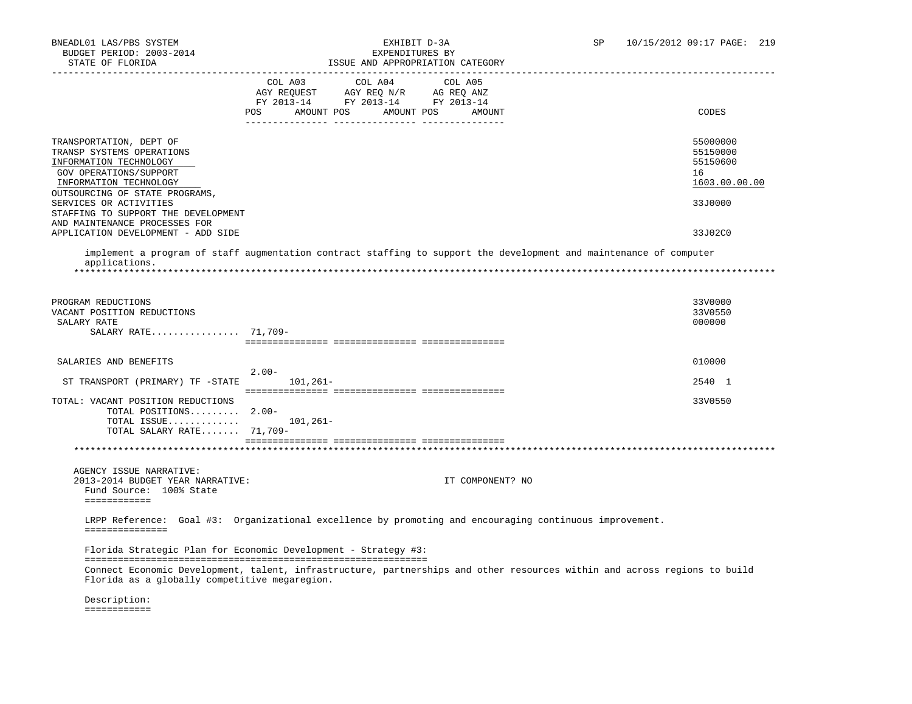| | COL A03 AGY REQUEST FY 2013-14 POS | AMOUNT | COL A04 AGY REQ N/R FY 2013-14 POS | AMOUNT | COL A05 AG REQ ANZ FY 2013-14 POS | AMOUNT | CODES |
|---|---|---|---|---|---|---|---|
| TRANSPORTATION, DEPT OF | | | | | | | 55000000 |
| TRANSP SYSTEMS OPERATIONS | | | | | | | 55150000 |
| INFORMATION TECHNOLOGY | | | | | | | 55150600 |
| GOV OPERATIONS/SUPPORT | | | | | | | 16 |
| INFORMATION TECHNOLOGY | | | | | | | 1603.00.00.00 |
| OUTSOURCING OF STATE PROGRAMS, SERVICES OR ACTIVITIES | | | | | | | 33J0000 |
| STAFFING TO SUPPORT THE DEVELOPMENT AND MAINTENANCE PROCESSES FOR APPLICATION DEVELOPMENT - ADD SIDE | | | | | | | 33J02C0 |

implement a program of staff augmentation contract staffing to support the development and maintenance of computer applications.

| | POS | AMOUNT | POS | AMOUNT | POS | AMOUNT | CODES |
|---|---|---|---|---|---|---|---|
| PROGRAM REDUCTIONS | | | | | | | 33V0000 |
| VACANT POSITION REDUCTIONS | | | | | | | 33V0550 |
| SALARY RATE | | | | | | | 000000 |
| SALARY RATE................ | 71,709- | | | | | | |
| SALARIES AND BENEFITS | 2.00- | | | | | | 010000 |
| ST TRANSPORT (PRIMARY) TF -STATE | | 101,261- | | | | | 2540 1 |
| TOTAL: VACANT POSITION REDUCTIONS | | | | | | | 33V0550 |
| TOTAL POSITIONS......... | 2.00- | | | | | | |
| TOTAL ISSUE............. | | 101,261- | | | | | |
| TOTAL SALARY RATE....... | 71,709- | | | | | | |

AGENCY ISSUE NARRATIVE:
2013-2014 BUDGET YEAR NARRATIVE: IT COMPONENT? NO

Fund Source: 100% State

LRPP Reference: Goal #3: Organizational excellence by promoting and encouraging continuous improvement.

Florida Strategic Plan for Economic Development - Strategy #3:

Connect Economic Development, talent, infrastructure, partnerships and other resources within and across regions to build Florida as a globally competitive megaregion.

Description: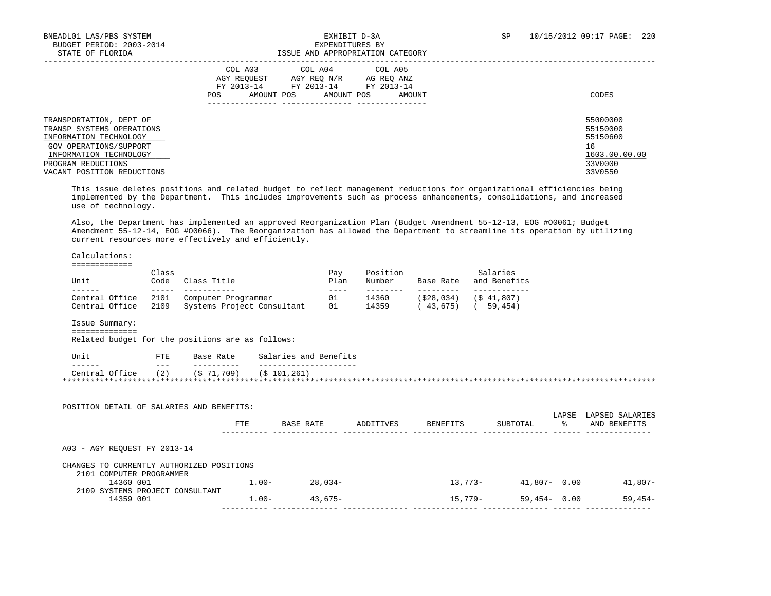BNEADL01 LAS/PBS SYSTEM
BUDGET PERIOD: 2003-2014
STATE OF FLORIDA

EXHIBIT D-3A
EXPENDITURES BY
ISSUE AND APPROPRIATION CATEGORY

SP 10/15/2012 09:17

| | COL A03 AGY REQUEST FY 2013-14 POS AMOUNT | COL A04 AGY REQ N/R FY 2013-14 POS AMOUNT | COL A05 AG REQ ANZ FY 2013-14 POS AMOUNT | CODES |
|---|---|---|---|---|
| TRANSPORTATION, DEPT OF | | | | 55000000 |
| TRANSP SYSTEMS OPERATIONS | | | | 55150000 |
| INFORMATION TECHNOLOGY | | | | 55150600 |
| GOV OPERATIONS/SUPPORT | | | | 16 |
| INFORMATION TECHNOLOGY | | | | 1603.00.00.00 |
| PROGRAM REDUCTIONS | | | | 33V0000 |
| VACANT POSITION REDUCTIONS | | | | 33V0550 |

This issue deletes positions and related budget to reflect management reductions for organizational efficiencies being implemented by the Department. This includes improvements such as process enhancements, consolidations, and increased use of technology.

Also, the Department has implemented an approved Reorganization Plan (Budget Amendment 55-12-13, EOG #O0061; Budget Amendment 55-12-14, EOG #O0066). The Reorganization has allowed the Department to streamline its operation by utilizing current resources more effectively and efficiently.

Calculations:

| Unit | Class Code | Class Title | Pay Plan | Position Number | Base Rate | Salaries and Benefits |
|---|---|---|---|---|---|---|
| Central Office | 2101 | Computer Programmer | 01 | 14360 | ($28,034) | ($ 41,807) |
| Central Office | 2109 | Systems Project Consultant | 01 | 14359 | ( 43,675) | ( 59,454) |

Issue Summary:

Related budget for the positions are as follows:

| Unit | FTE | Base Rate | Salaries and Benefits |
|---|---|---|---|
| Central Office | (2) | ($ 71,709) | ($ 101,261) |

POSITION DETAIL OF SALARIES AND BENEFITS:

| | FTE | BASE RATE | ADDITIVES | BENEFITS | SUBTOTAL | LAPSE % | LAPSED SALARIES AND BENEFITS |
|---|---|---|---|---|---|---|---|
| A03 - AGY REQUEST FY 2013-14 | | | | | | | |
| CHANGES TO CURRENTLY AUTHORIZED POSITIONS | | | | | | | |
| 2101 COMPUTER PROGRAMMER | | | | | | | |
| 14360 001 | 1.00- | 28,034- | | 13,773- | 41,807- | 0.00 | 41,807- |
| 2109 SYSTEMS PROJECT CONSULTANT | | | | | | | |
| 14359 001 | 1.00- | 43,675- | | 15,779- | 59,454- | 0.00 | 59,454- |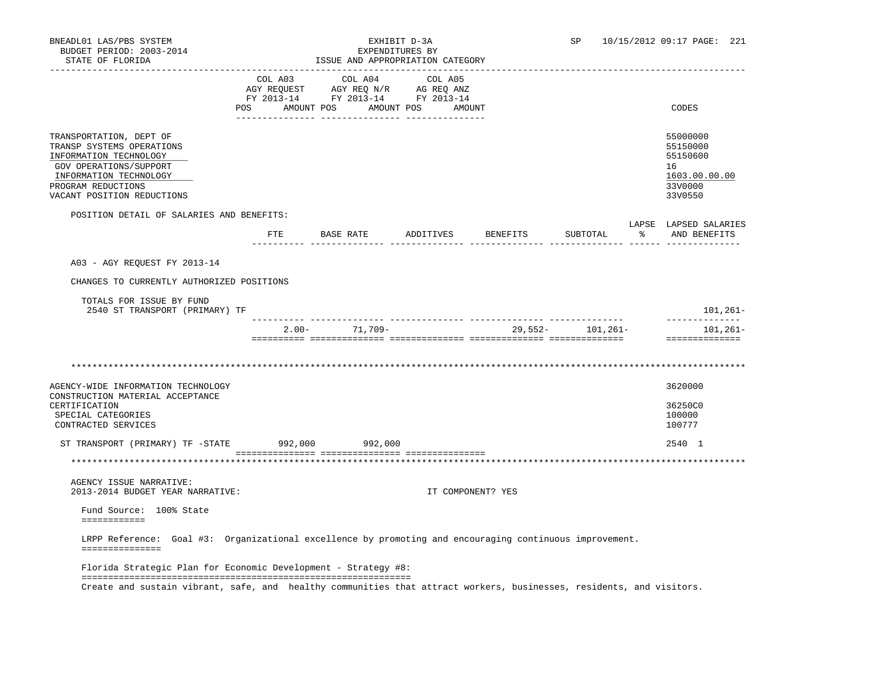BNEADL01 LAS/PBS SYSTEM
BUDGET PERIOD: 2003-2014
STATE OF FLORIDA

EXHIBIT D-3A
EXPENDITURES BY
ISSUE AND APPROPRIATION CATEGORY

SP 10/15/2012 09:17

| | COL A03 AGY REQUEST FY 2013-14 POS AMOUNT | COL A04 AGY REQ N/R FY 2013-14 POS AMOUNT | COL A05 AG REQ ANZ FY 2013-14 POS AMOUNT | CODES |
|---|---|---|---|---|
| TRANSPORTATION, DEPT OF | | | | 55000000 |
| TRANSP SYSTEMS OPERATIONS | | | | 55150000 |
| INFORMATION TECHNOLOGY | | | | 55150600 |
| GOV OPERATIONS/SUPPORT | | | | 16 |
| INFORMATION TECHNOLOGY | | | | 1603.00.00.00 |
| PROGRAM REDUCTIONS | | | | 33V0000 |
| VACANT POSITION REDUCTIONS | | | | 33V0550 |

POSITION DETAIL OF SALARIES AND BENEFITS:

| | FTE | BASE RATE | ADDITIVES | BENEFITS | SUBTOTAL | LAPSE % | LAPSED SALARIES AND BENEFITS |
|---|---|---|---|---|---|---|---|
| A03 - AGY REQUEST FY 2013-14 | | | | | | | |
| CHANGES TO CURRENTLY AUTHORIZED POSITIONS | | | | | | | |
| TOTALS FOR ISSUE BY FUND | | | | | | | |
| 2540 ST TRANSPORT (PRIMARY) TF | | | | | | | 101,261- |
| | 2.00- | 71,709- | | 29,552- | 101,261- | | 101,261- |

******************************************************************************************************************

| | COL A03 | COL A04 | COL A05 | CODES |
|---|---|---|---|---|
| AGENCY-WIDE INFORMATION TECHNOLOGY | | | | 3620000 |
| CONSTRUCTION MATERIAL ACCEPTANCE CERTIFICATION | | | | 36250C0 |
| SPECIAL CATEGORIES | | | | 100000 |
| CONTRACTED SERVICES | | | | 100777 |
| ST TRANSPORT (PRIMARY) TF -STATE | 992,000 | 992,000 | | 2540 1 |

******************************************************************************************************************

AGENCY ISSUE NARRATIVE:
2013-2014 BUDGET YEAR NARRATIVE: IT COMPONENT? YES

Fund Source: 100% State

LRPP Reference: Goal #3: Organizational excellence by promoting and encouraging continuous improvement.

Florida Strategic Plan for Economic Development - Strategy #8:
Create and sustain vibrant, safe, and healthy communities that attract workers, businesses, residents, and visitors.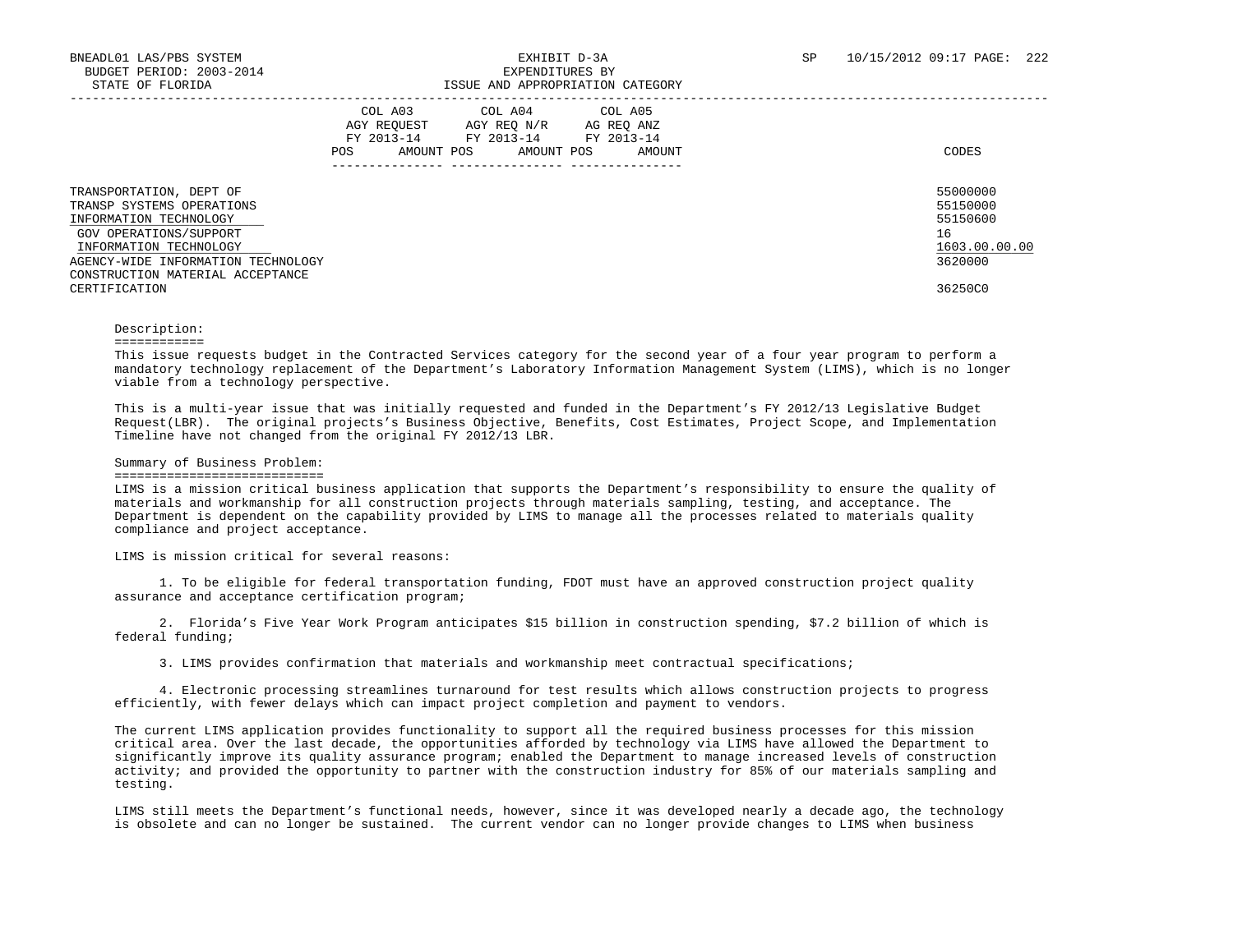| | COL A03 AGY REQUEST FY 2013-14 POS AMOUNT | COL A04 AGY REQ N/R FY 2013-14 POS AMOUNT | COL A05 AG REQ ANZ FY 2013-14 POS AMOUNT | CODES |
|---|---|---|---|---|
| TRANSPORTATION, DEPT OF | | | | 55000000 |
| TRANSP SYSTEMS OPERATIONS | | | | 55150000 |
| INFORMATION TECHNOLOGY | | | | 55150600 |
| GOV OPERATIONS/SUPPORT | | | | 16 |
| INFORMATION TECHNOLOGY | | | | 1603.00.00.00 |
| AGENCY-WIDE INFORMATION TECHNOLOGY | | | | 3620000 |
| CONSTRUCTION MATERIAL ACCEPTANCE CERTIFICATION | | | | 36250C0 |

Description:

This issue requests budget in the Contracted Services category for the second year of a four year program to perform a mandatory technology replacement of the Department's Laboratory Information Management System (LIMS), which is no longer viable from a technology perspective.

This is a multi-year issue that was initially requested and funded in the Department's FY 2012/13 Legislative Budget Request(LBR). The original projects's Business Objective, Benefits, Cost Estimates, Project Scope, and Implementation Timeline have not changed from the original FY 2012/13 LBR.

Summary of Business Problem:

LIMS is a mission critical business application that supports the Department's responsibility to ensure the quality of materials and workmanship for all construction projects through materials sampling, testing, and acceptance. The Department is dependent on the capability provided by LIMS to manage all the processes related to materials quality compliance and project acceptance.

LIMS is mission critical for several reasons:

1. To be eligible for federal transportation funding, FDOT must have an approved construction project quality assurance and acceptance certification program;

2. Florida's Five Year Work Program anticipates $15 billion in construction spending, $7.2 billion of which is federal funding;

3. LIMS provides confirmation that materials and workmanship meet contractual specifications;

4. Electronic processing streamlines turnaround for test results which allows construction projects to progress efficiently, with fewer delays which can impact project completion and payment to vendors.

The current LIMS application provides functionality to support all the required business processes for this mission critical area. Over the last decade, the opportunities afforded by technology via LIMS have allowed the Department to significantly improve its quality assurance program; enabled the Department to manage increased levels of construction activity; and provided the opportunity to partner with the construction industry for 85% of our materials sampling and testing.

LIMS still meets the Department's functional needs, however, since it was developed nearly a decade ago, the technology is obsolete and can no longer be sustained. The current vendor can no longer provide changes to LIMS when business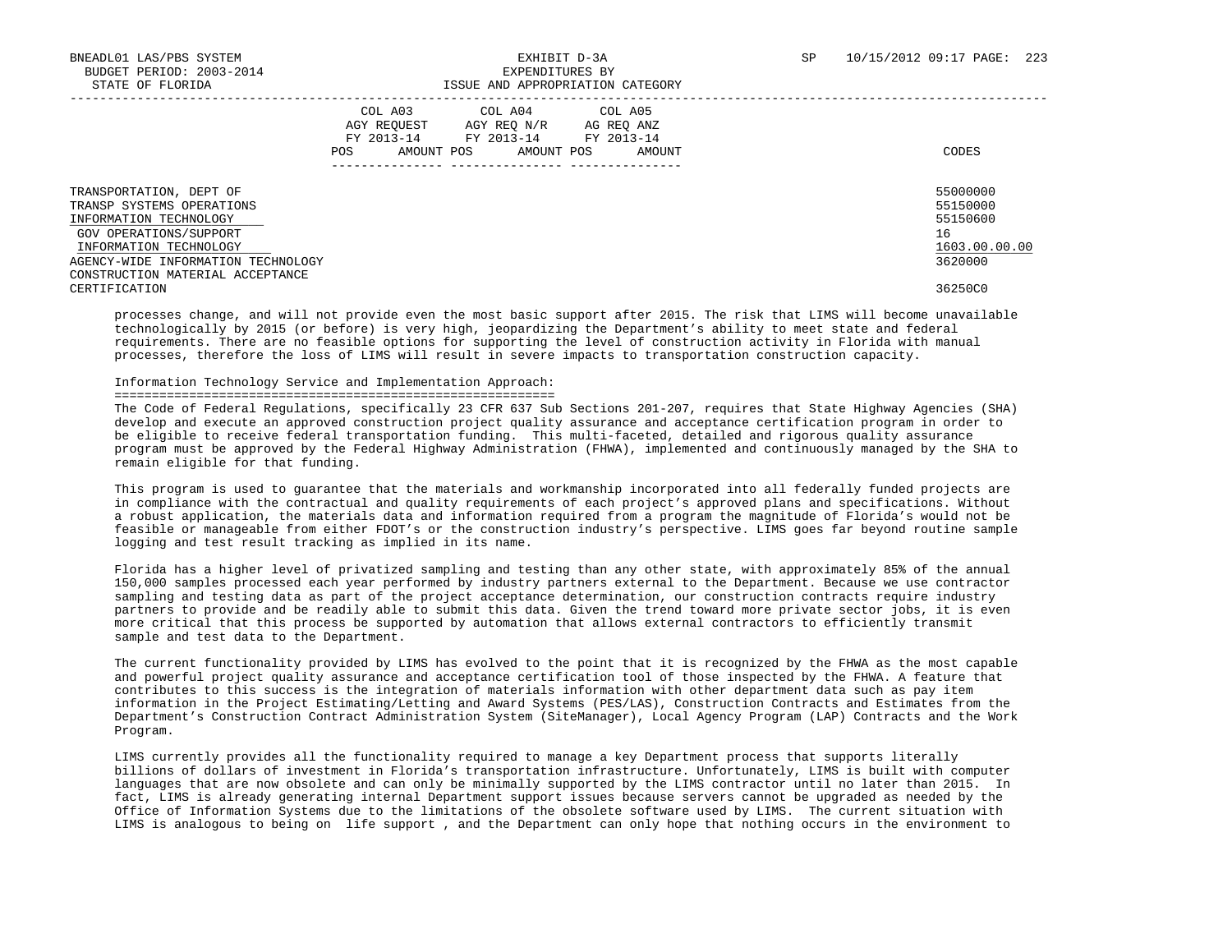| | COL A03 AGY REQUEST FY 2013-14 POS AMOUNT | COL A04 AGY REQ N/R FY 2013-14 POS AMOUNT | COL A05 AG REQ ANZ FY 2013-14 POS AMOUNT | CODES |
|---|---|---|---|---|
| TRANSPORTATION, DEPT OF | | | | 55000000 |
| TRANSP SYSTEMS OPERATIONS | | | | 55150000 |
| INFORMATION TECHNOLOGY | | | | 55150600 |
| GOV OPERATIONS/SUPPORT | | | | 16 |
| INFORMATION TECHNOLOGY | | | | 1603.00.00.00 |
| AGENCY-WIDE INFORMATION TECHNOLOGY | | | | 3620000 |
| CONSTRUCTION MATERIAL ACCEPTANCE CERTIFICATION | | | | 36250C0 |

processes change, and will not provide even the most basic support after 2015. The risk that LIMS will become unavailable technologically by 2015 (or before) is very high, jeopardizing the Department's ability to meet state and federal requirements. There are no feasible options for supporting the level of construction activity in Florida with manual processes, therefore the loss of LIMS will result in severe impacts to transportation construction capacity.

## Information Technology Service and Implementation Approach:

The Code of Federal Regulations, specifically 23 CFR 637 Sub Sections 201-207, requires that State Highway Agencies (SHA) develop and execute an approved construction project quality assurance and acceptance certification program in order to be eligible to receive federal transportation funding. This multi-faceted, detailed and rigorous quality assurance program must be approved by the Federal Highway Administration (FHWA), implemented and continuously managed by the SHA to remain eligible for that funding.

This program is used to guarantee that the materials and workmanship incorporated into all federally funded projects are in compliance with the contractual and quality requirements of each project's approved plans and specifications. Without a robust application, the materials data and information required from a program the magnitude of Florida's would not be feasible or manageable from either FDOT's or the construction industry's perspective. LIMS goes far beyond routine sample logging and test result tracking as implied in its name.

Florida has a higher level of privatized sampling and testing than any other state, with approximately 85% of the annual 150,000 samples processed each year performed by industry partners external to the Department. Because we use contractor sampling and testing data as part of the project acceptance determination, our construction contracts require industry partners to provide and be readily able to submit this data. Given the trend toward more private sector jobs, it is even more critical that this process be supported by automation that allows external contractors to efficiently transmit sample and test data to the Department.

The current functionality provided by LIMS has evolved to the point that it is recognized by the FHWA as the most capable and powerful project quality assurance and acceptance certification tool of those inspected by the FHWA. A feature that contributes to this success is the integration of materials information with other department data such as pay item information in the Project Estimating/Letting and Award Systems (PES/LAS), Construction Contracts and Estimates from the Department's Construction Contract Administration System (SiteManager), Local Agency Program (LAP) Contracts and the Work Program.

LIMS currently provides all the functionality required to manage a key Department process that supports literally billions of dollars of investment in Florida's transportation infrastructure. Unfortunately, LIMS is built with computer languages that are now obsolete and can only be minimally supported by the LIMS contractor until no later than 2015. In fact, LIMS is already generating internal Department support issues because servers cannot be upgraded as needed by the Office of Information Systems due to the limitations of the obsolete software used by LIMS. The current situation with LIMS is analogous to being on life support , and the Department can only hope that nothing occurs in the environment to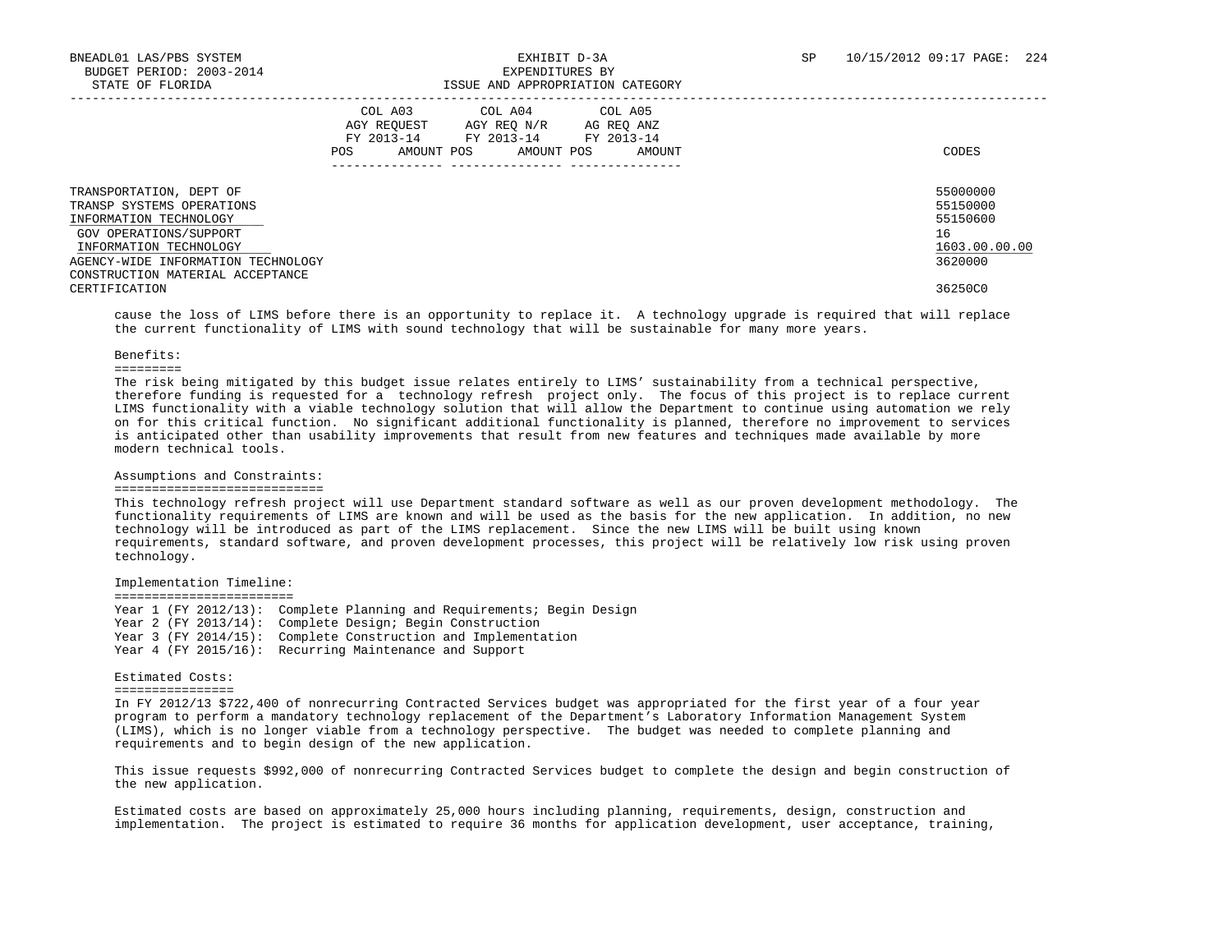| | COL A03 AGY REQUEST FY 2013-14 | | COL A04 AGY REQ N/R FY 2013-14 | | COL A05 AG REQ ANZ FY 2013-14 | | |
|---|---|---|---|---|---|---|---|
| | POS | AMOUNT | POS | AMOUNT | POS | AMOUNT | CODES |
| TRANSPORTATION, DEPT OF | | | | | | | 55000000 |
| TRANSP SYSTEMS OPERATIONS | | | | | | | 55150000 |
| INFORMATION TECHNOLOGY | | | | | | | 55150600 |
| GOV OPERATIONS/SUPPORT | | | | | | | 16 |
| INFORMATION TECHNOLOGY | | | | | | | 1603.00.00.00 |
| AGENCY-WIDE INFORMATION TECHNOLOGY | | | | | | | 3620000 |
| CONSTRUCTION MATERIAL ACCEPTANCE CERTIFICATION | | | | | | | 36250C0 |

cause the loss of LIMS before there is an opportunity to replace it. A technology upgrade is required that will replace the current functionality of LIMS with sound technology that will be sustainable for many more years.

## Benefits:

The risk being mitigated by this budget issue relates entirely to LIMS' sustainability from a technical perspective, therefore funding is requested for a technology refresh project only. The focus of this project is to replace current LIMS functionality with a viable technology solution that will allow the Department to continue using automation we rely on for this critical function. No significant additional functionality is planned, therefore no improvement to services is anticipated other than usability improvements that result from new features and techniques made available by more modern technical tools.

## Assumptions and Constraints:

This technology refresh project will use Department standard software as well as our proven development methodology. The functionality requirements of LIMS are known and will be used as the basis for the new application. In addition, no new technology will be introduced as part of the LIMS replacement. Since the new LIMS will be built using known requirements, standard software, and proven development processes, this project will be relatively low risk using proven technology.

## Implementation Timeline:

Year 1 (FY 2012/13): Complete Planning and Requirements; Begin Design
Year 2 (FY 2013/14): Complete Design; Begin Construction
Year 3 (FY 2014/15): Complete Construction and Implementation
Year 4 (FY 2015/16): Recurring Maintenance and Support

## Estimated Costs:

In FY 2012/13 $722,400 of nonrecurring Contracted Services budget was appropriated for the first year of a four year program to perform a mandatory technology replacement of the Department's Laboratory Information Management System (LIMS), which is no longer viable from a technology perspective. The budget was needed to complete planning and requirements and to begin design of the new application.

This issue requests $992,000 of nonrecurring Contracted Services budget to complete the design and begin construction of the new application.

Estimated costs are based on approximately 25,000 hours including planning, requirements, design, construction and implementation. The project is estimated to require 36 months for application development, user acceptance, training,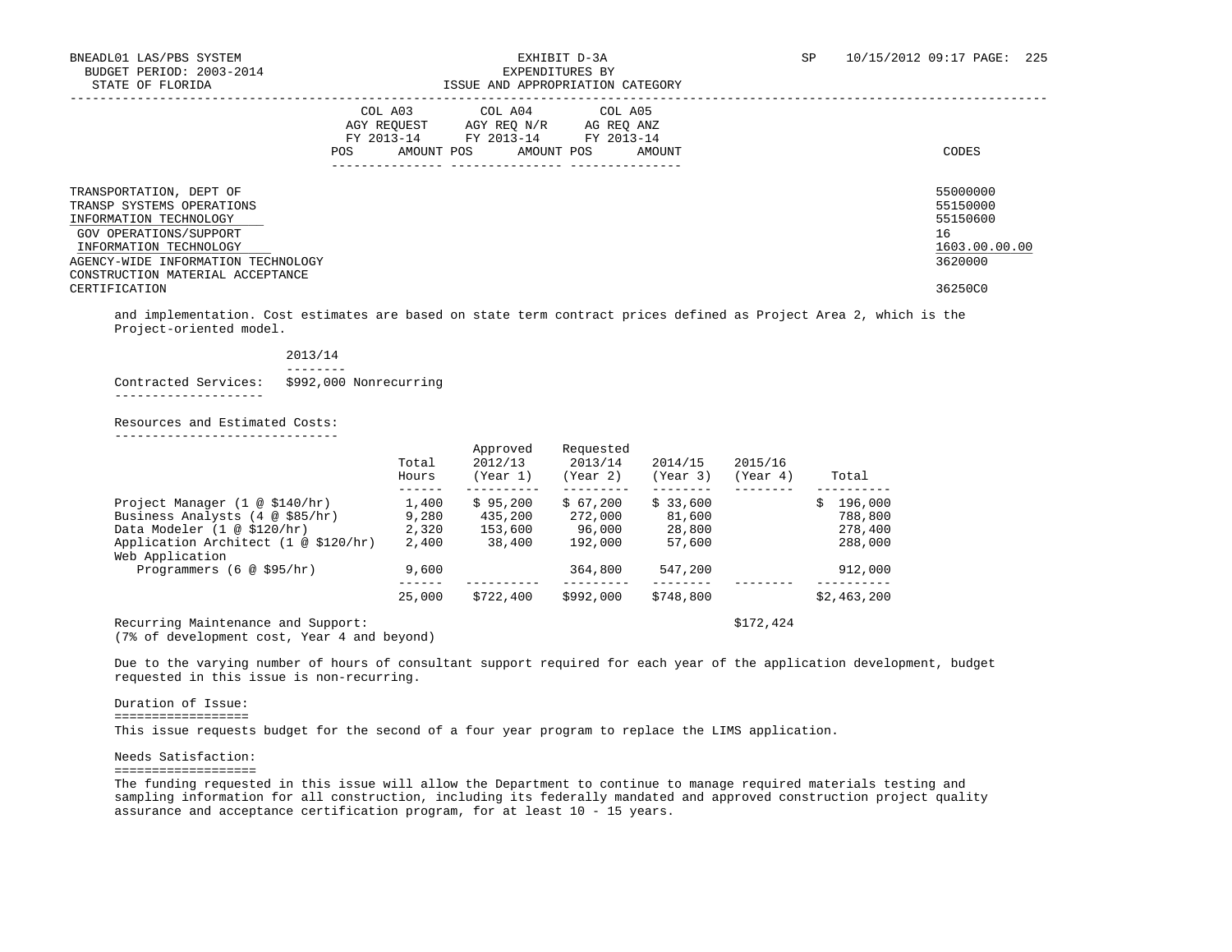| | COL A03 AGY REQUEST FY 2013-14 | | COL A04 AGY REQ N/R FY 2013-14 | | COL A05 AG REQ ANZ FY 2013-14 | | |
|---|---|---|---|---|---|---|---|
| | POS | AMOUNT | POS | AMOUNT | POS | AMOUNT | CODES |

TRANSPORTATION, DEPT OF — 55000000
TRANSP SYSTEMS OPERATIONS — 55150000
INFORMATION TECHNOLOGY — 55150600
GOV OPERATIONS/SUPPORT — 16
INFORMATION TECHNOLOGY — 1603.00.00.00
AGENCY-WIDE INFORMATION TECHNOLOGY — 3620000
CONSTRUCTION MATERIAL ACCEPTANCE CERTIFICATION — 36250C0

and implementation. Cost estimates are based on state term contract prices defined as Project Area 2, which is the Project-oriented model.

| | 2013/14 |
|---|---|
| Contracted Services: | $992,000 Nonrecurring |

Resources and Estimated Costs:

| | Total Hours | Approved 2012/13 (Year 1) | Requested 2013/14 (Year 2) | 2014/15 (Year 3) | 2015/16 (Year 4) | Total |
|---|---|---|---|---|---|---|
| Project Manager (1 @ $140/hr) | 1,400 | $ 95,200 | $ 67,200 | $ 33,600 | | $ 196,000 |
| Business Analysts (4 @ $85/hr) | 9,280 | 435,200 | 272,000 | 81,600 | | 788,800 |
| Data Modeler (1 @ $120/hr) | 2,320 | 153,600 | 96,000 | 28,800 | | 278,400 |
| Application Architect (1 @ $120/hr) | 2,400 | 38,400 | 192,000 | 57,600 | | 288,000 |
| Web Application Programmers (6 @ $95/hr) | 9,600 | | 364,800 | 547,200 | | 912,000 |
| | 25,000 | $722,400 | $992,000 | $748,800 | | $2,463,200 |
| Recurring Maintenance and Support: (7% of development cost, Year 4 and beyond) | | | | | $172,424 | |

Due to the varying number of hours of consultant support required for each year of the application development, budget requested in this issue is non-recurring.

Duration of Issue:

This issue requests budget for the second of a four year program to replace the LIMS application.

Needs Satisfaction:

The funding requested in this issue will allow the Department to continue to manage required materials testing and sampling information for all construction, including its federally mandated and approved construction project quality assurance and acceptance certification program, for at least 10 - 15 years.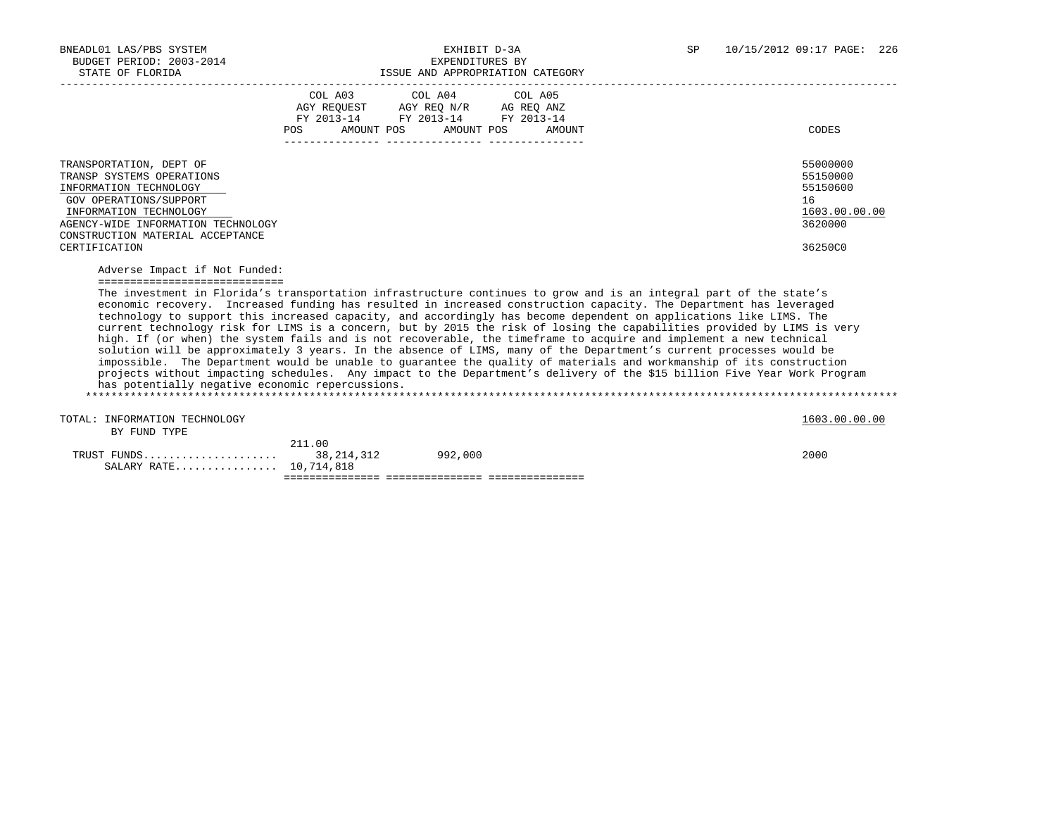BNEADL01 LAS/PBS SYSTEM | EXHIBIT D-3A | SP 10/15/2012 09:17
BUDGET PERIOD: 2003-2014 | EXPENDITURES BY
STATE OF FLORIDA | ISSUE AND APPROPRIATION CATEGORY

| | COL A03 AGY REQUEST FY 2013-14 POS | AMOUNT | COL A04 AGY REQ N/R FY 2013-14 POS | AMOUNT | COL A05 AG REQ ANZ FY 2013-14 POS | AMOUNT | CODES |
|---|---|---|---|---|---|---|---|
| TRANSPORTATION, DEPT OF | | | | | | | 55000000 |
| TRANSP SYSTEMS OPERATIONS | | | | | | | 55150000 |
| INFORMATION TECHNOLOGY | | | | | | | 55150600 |
| GOV OPERATIONS/SUPPORT | | | | | | | 16 |
| INFORMATION TECHNOLOGY | | | | | | | 1603.00.00.00 |
| AGENCY-WIDE INFORMATION TECHNOLOGY | | | | | | | 3620000 |
| CONSTRUCTION MATERIAL ACCEPTANCE CERTIFICATION | | | | | | | 36250C0 |

Adverse Impact if Not Funded:

The investment in Florida's transportation infrastructure continues to grow and is an integral part of the state's economic recovery. Increased funding has resulted in increased construction capacity. The Department has leveraged technology to support this increased capacity, and accordingly has become dependent on applications like LIMS. The current technology risk for LIMS is a concern, but by 2015 the risk of losing the capabilities provided by LIMS is very high. If (or when) the system fails and is not recoverable, the timeframe to acquire and implement a new technical solution will be approximately 3 years. In the absence of LIMS, many of the Department's current processes would be impossible. The Department would be unable to guarantee the quality of materials and workmanship of its construction projects without impacting schedules. Any impact to the Department's delivery of the $15 billion Five Year Work Program has potentially negative economic repercussions.

| | COL A03 POS | AMOUNT | COL A04 POS | AMOUNT | COL A05 POS | AMOUNT | CODES |
|---|---|---|---|---|---|---|---|
| TOTAL: INFORMATION TECHNOLOGY | | | | | | | 1603.00.00.00 |
| BY FUND TYPE | | | | | | | |
| TRUST FUNDS | 211.00 | 38,214,312 | | 992,000 | | | 2000 |
| SALARY RATE | 10,714,818 | | | | | | |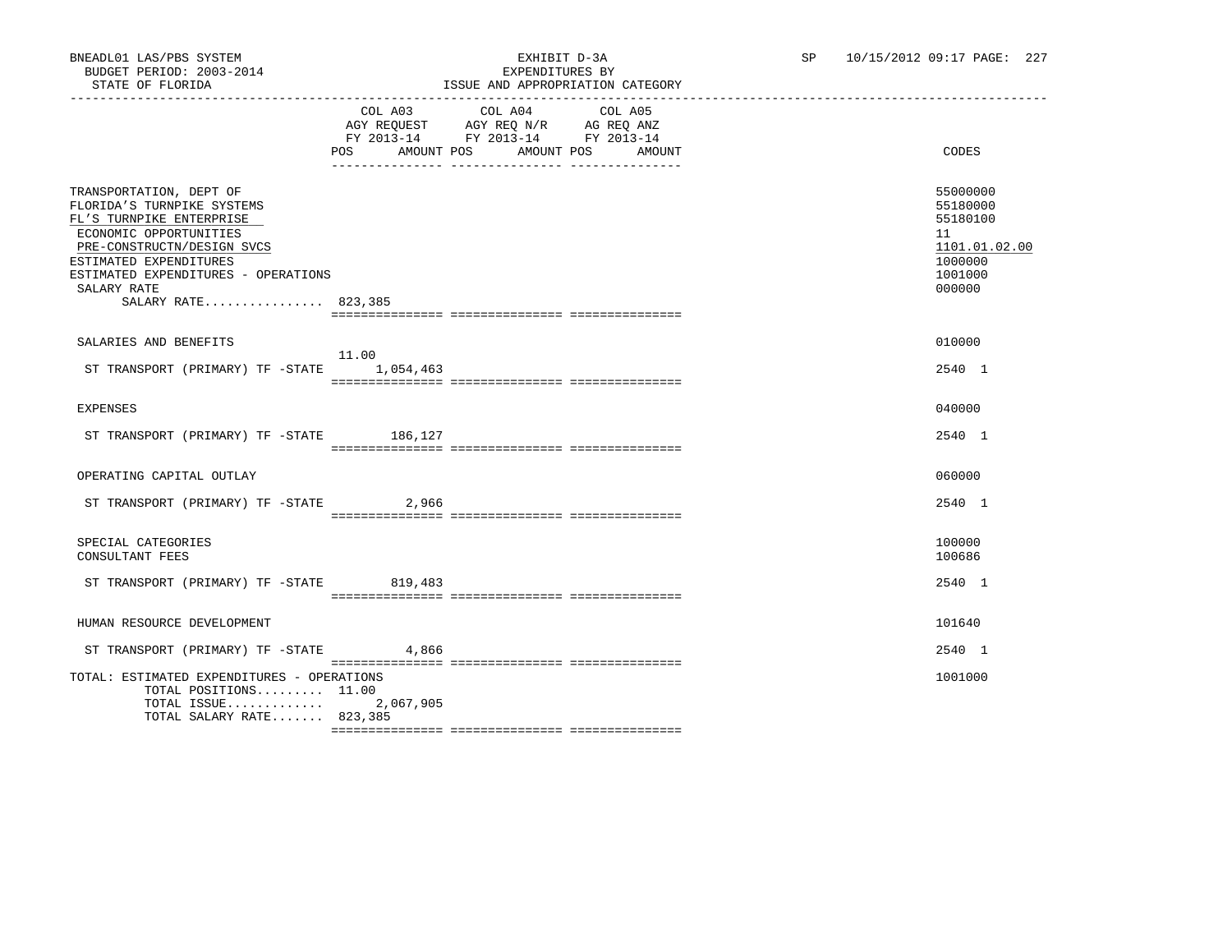BNEADL01 LAS/PBS SYSTEM
BUDGET PERIOD: 2003-2014
STATE OF FLORIDA

EXHIBIT D-3A
EXPENDITURES BY
ISSUE AND APPROPRIATION CATEGORY

SP 10/15/2012 09:17 PAGE: 227

| | COL A03 AGY REQUEST FY 2013-14 POS | AMOUNT | COL A04 AGY REQ N/R FY 2013-14 POS | AMOUNT | COL A05 AG REQ ANZ FY 2013-14 POS | AMOUNT | CODES |
|---|---|---|---|---|---|---|---|
| TRANSPORTATION, DEPT OF | | | | | | | 55000000 |
| FLORIDA'S TURNPIKE SYSTEMS | | | | | | | 55180000 |
| FL'S TURNPIKE ENTERPRISE | | | | | | | 55180100 |
| ECONOMIC OPPORTUNITIES | | | | | | | 11 |
| PRE-CONSTRUCTN/DESIGN SVCS | | | | | | | 1101.01.02.00 |
| ESTIMATED EXPENDITURES | | | | | | | 1000000 |
| ESTIMATED EXPENDITURES - OPERATIONS | | | | | | | 1001000 |
| SALARY RATE | | | | | | | 000000 |
| SALARY RATE................ 823,385 | | | | | | | |
| SALARIES AND BENEFITS | | | | | | | 010000 |
| ST TRANSPORT (PRIMARY) TF -STATE | 11.00 | 1,054,463 | | | | | 2540 1 |
| EXPENSES | | | | | | | 040000 |
| ST TRANSPORT (PRIMARY) TF -STATE | | 186,127 | | | | | 2540 1 |
| OPERATING CAPITAL OUTLAY | | | | | | | 060000 |
| ST TRANSPORT (PRIMARY) TF -STATE | | 2,966 | | | | | 2540 1 |
| SPECIAL CATEGORIES | | | | | | | 100000 |
| CONSULTANT FEES | | | | | | | 100686 |
| ST TRANSPORT (PRIMARY) TF -STATE | | 819,483 | | | | | 2540 1 |
| HUMAN RESOURCE DEVELOPMENT | | | | | | | 101640 |
| ST TRANSPORT (PRIMARY) TF -STATE | | 4,866 | | | | | 2540 1 |
| TOTAL: ESTIMATED EXPENDITURES - OPERATIONS | | | | | | | 1001000 |
| TOTAL POSITIONS......... 11.00 | | | | | | | |
| TOTAL ISSUE............. | | 2,067,905 | | | | | |
| TOTAL SALARY RATE....... 823,385 | | | | | | | |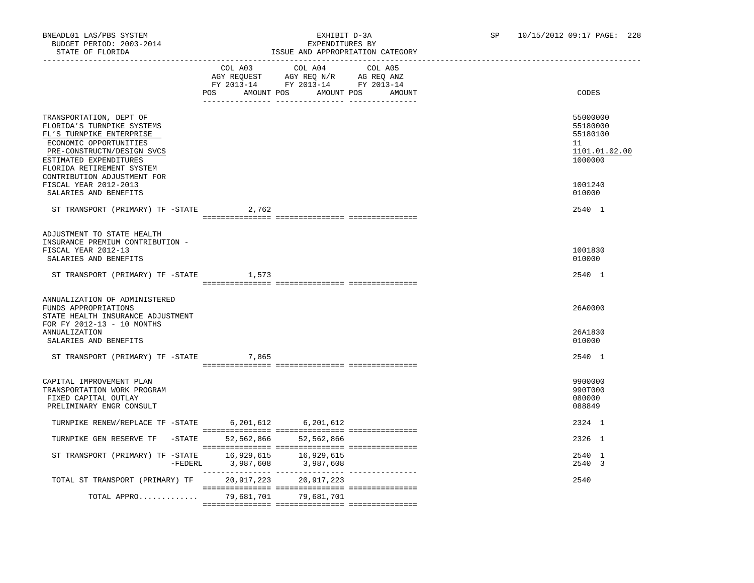BNEADL01 LAS/PBS SYSTEM
BUDGET PERIOD: 2003-2014
STATE OF FLORIDA

EXHIBIT D-3A
EXPENDITURES BY
ISSUE AND APPROPRIATION CATEGORY

SP 10/15/2012 09:17 PAGE: 228

| | COL A03 AGY REQUEST FY 2013-14 POS AMOUNT | COL A04 AGY REQ N/R FY 2013-14 POS AMOUNT | COL A05 AG REQ ANZ FY 2013-14 POS AMOUNT | CODES |
|---|---|---|---|---|
| TRANSPORTATION, DEPT OF | | | | 55000000 |
| FLORIDA'S TURNPIKE SYSTEMS | | | | 55180000 |
| FL'S TURNPIKE ENTERPRISE | | | | 55180100 |
| ECONOMIC OPPORTUNITIES | | | | 11 |
| PRE-CONSTRUCTN/DESIGN SVCS | | | | 1101.01.02.00 |
| ESTIMATED EXPENDITURES | | | | 1000000 |
| FLORIDA RETIREMENT SYSTEM CONTRIBUTION ADJUSTMENT FOR FISCAL YEAR 2012-2013 | | | | 1001240 |
| SALARIES AND BENEFITS | | | | 010000 |
| ST TRANSPORT (PRIMARY) TF -STATE | 2,762 | | | 2540 1 |
| ADJUSTMENT TO STATE HEALTH INSURANCE PREMIUM CONTRIBUTION - FISCAL YEAR 2012-13 | | | | 1001830 |
| SALARIES AND BENEFITS | | | | 010000 |
| ST TRANSPORT (PRIMARY) TF -STATE | 1,573 | | | 2540 1 |
| ANNUALIZATION OF ADMINISTERED FUNDS APPROPRIATIONS | | | | 26A0000 |
| STATE HEALTH INSURANCE ADJUSTMENT FOR FY 2012-13 - 10 MONTHS ANNUALIZATION | | | | 26A1830 |
| SALARIES AND BENEFITS | | | | 010000 |
| ST TRANSPORT (PRIMARY) TF -STATE | 7,865 | | | 2540 1 |
| CAPITAL IMPROVEMENT PLAN | | | | 9900000 |
| TRANSPORTATION WORK PROGRAM | | | | 990T000 |
| FIXED CAPITAL OUTLAY | | | | 080000 |
| PRELIMINARY ENGR CONSULT | | | | 088849 |
| TURNPIKE RENEW/REPLACE TF -STATE | 6,201,612 | 6,201,612 | | 2324 1 |
| TURNPIKE GEN RESERVE TF -STATE | 52,562,866 | 52,562,866 | | 2326 1 |
| ST TRANSPORT (PRIMARY) TF -STATE | 16,929,615 | 16,929,615 | | 2540 1 |
| -FEDERL | 3,987,608 | 3,987,608 | | 2540 3 |
| TOTAL ST TRANSPORT (PRIMARY) TF | 20,917,223 | 20,917,223 | | 2540 |
| TOTAL APPRO............. | 79,681,701 | 79,681,701 | | |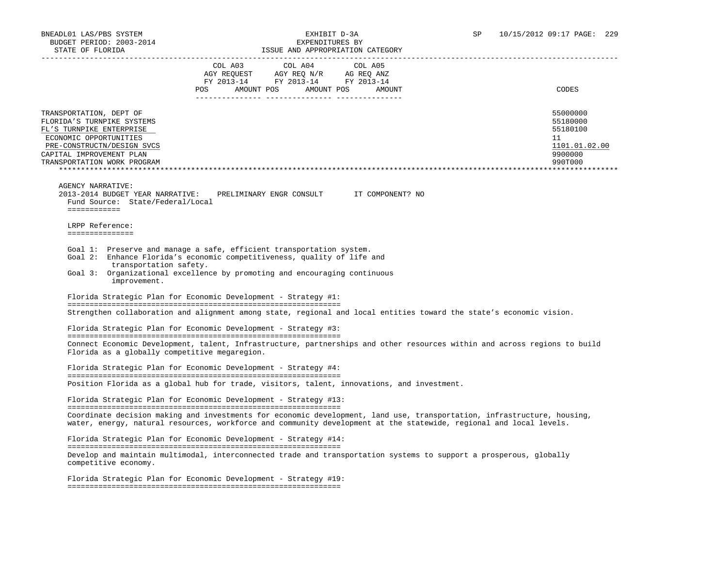BNEADL01 LAS/PBS SYSTEM | EXHIBIT D-3A | SP 10/15/2012 09:17 PAGE: 229
BUDGET PERIOD: 2003-2014 | EXPENDITURES BY
STATE OF FLORIDA | ISSUE AND APPROPRIATION CATEGORY

| | COL A03 AGY REQUEST FY 2013-14 | | COL A04 AGY REQ N/R FY 2013-14 | | COL A05 AG REQ ANZ FY 2013-14 | | |
|---|---|---|---|---|---|---|---|
| | POS | AMOUNT | POS | AMOUNT | POS | AMOUNT | CODES |
| TRANSPORTATION, DEPT OF | | | | | | | 55000000 |
| FLORIDA'S TURNPIKE SYSTEMS | | | | | | | 55180000 |
| FL'S TURNPIKE ENTERPRISE | | | | | | | 55180100 |
| ECONOMIC OPPORTUNITIES | | | | | | | 11 |
| PRE-CONSTRUCTN/DESIGN SVCS | | | | | | | 1101.01.02.00 |
| CAPITAL IMPROVEMENT PLAN | | | | | | | 9900000 |
| TRANSPORTATION WORK PROGRAM | | | | | | | 990T000 |

AGENCY NARRATIVE:
2013-2014 BUDGET YEAR NARRATIVE: PRELIMINARY ENGR CONSULT IT COMPONENT? NO
Fund Source: State/Federal/Local

LRPP Reference:

Goal 1: Preserve and manage a safe, efficient transportation system.
Goal 2: Enhance Florida's economic competitiveness, quality of life and transportation safety.
Goal 3: Organizational excellence by promoting and encouraging continuous improvement.

Florida Strategic Plan for Economic Development - Strategy #1:

Strengthen collaboration and alignment among state, regional and local entities toward the state's economic vision.

Florida Strategic Plan for Economic Development - Strategy #3:

Connect Economic Development, talent, Infrastructure, partnerships and other resources within and across regions to build Florida as a globally competitive megaregion.

Florida Strategic Plan for Economic Development - Strategy #4:

Position Florida as a global hub for trade, visitors, talent, innovations, and investment.

Florida Strategic Plan for Economic Development - Strategy #13:

Coordinate decision making and investments for economic development, land use, transportation, infrastructure, housing, water, energy, natural resources, workforce and community development at the statewide, regional and local levels.

Florida Strategic Plan for Economic Development - Strategy #14:

Develop and maintain multimodal, interconnected trade and transportation systems to support a prosperous, globally competitive economy.

Florida Strategic Plan for Economic Development - Strategy #19: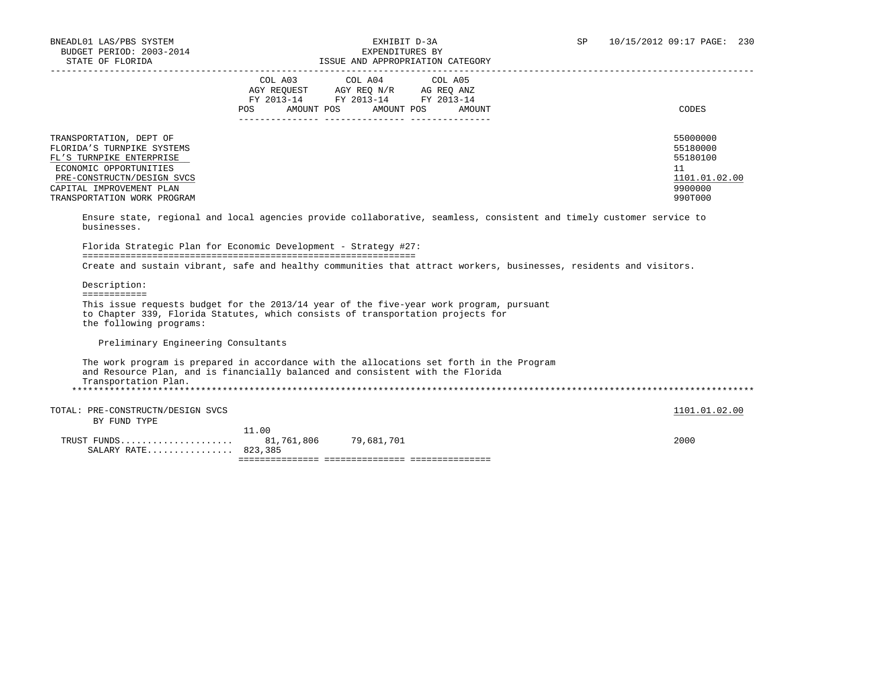BNEADL01 LAS/PBS SYSTEM | EXHIBIT D-3A | SP 10/15/2012 09:17

BUDGET PERIOD: 2003-2014 | EXPENDITURES BY

STATE OF FLORIDA | ISSUE AND APPROPRIATION CATEGORY

| | COL A03 AGY REQUEST FY 2013-14 POS | AMOUNT | COL A04 AGY REQ N/R FY 2013-14 POS | AMOUNT | COL A05 AG REQ ANZ FY 2013-14 POS | AMOUNT | CODES |
|---|---|---|---|---|---|---|---|
| TRANSPORTATION, DEPT OF | | | | | | | 55000000 |
| FLORIDA'S TURNPIKE SYSTEMS | | | | | | | 55180000 |
| FL'S TURNPIKE ENTERPRISE | | | | | | | 55180100 |
| ECONOMIC OPPORTUNITIES | | | | | | | 11 |
| PRE-CONSTRUCTN/DESIGN SVCS | | | | | | | 1101.01.02.00 |
| CAPITAL IMPROVEMENT PLAN | | | | | | | 9900000 |
| TRANSPORTATION WORK PROGRAM | | | | | | | 990T000 |

Ensure state, regional and local agencies provide collaborative, seamless, consistent and timely customer service to businesses.

Florida Strategic Plan for Economic Development - Strategy #27:

Create and sustain vibrant, safe and healthy communities that attract workers, businesses, residents and visitors.

Description:

This issue requests budget for the 2013/14 year of the five-year work program, pursuant to Chapter 339, Florida Statutes, which consists of transportation projects for the following programs:

Preliminary Engineering Consultants

The work program is prepared in accordance with the allocations set forth in the Program and Resource Plan, and is financially balanced and consistent with the Florida Transportation Plan.

| TOTAL: PRE-CONSTRUCTN/DESIGN SVCS BY FUND TYPE | POS | AMOUNT | POS | AMOUNT | POS | AMOUNT | 1101.01.02.00 |
|---|---|---|---|---|---|---|---|
| TRUST FUNDS | 11.00 | 81,761,806 | | 79,681,701 | | | 2000 |
| SALARY RATE | 823,385 | | | | | | |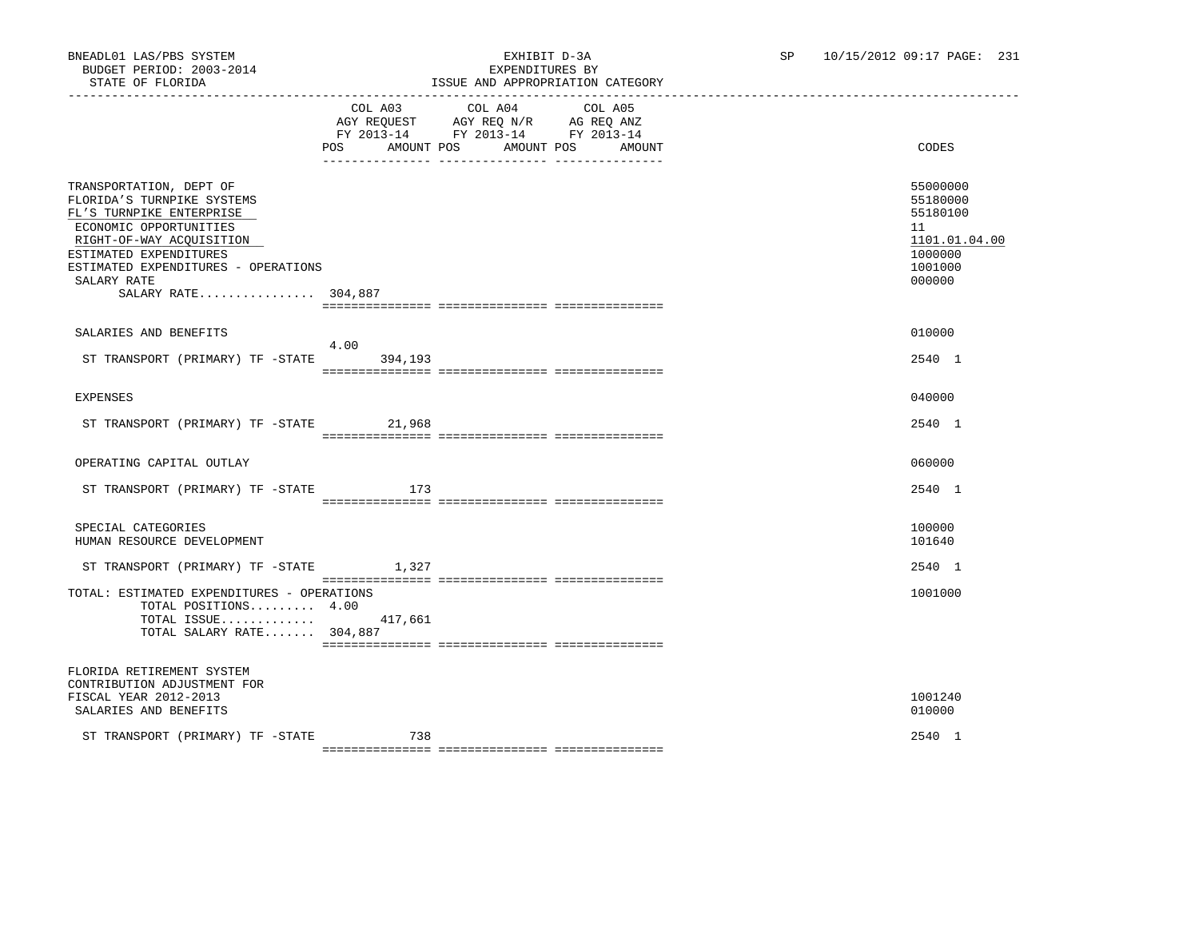BNEADL01 LAS/PBS SYSTEM
BUDGET PERIOD: 2003-2014
STATE OF FLORIDA

EXHIBIT D-3A
EXPENDITURES BY
ISSUE AND APPROPRIATION CATEGORY

SP 10/15/2012 09:17 PAGE: 231

| | COL A03 AGY REQUEST FY 2013-14 POS | AMOUNT | COL A04 AGY REQ N/R FY 2013-14 POS | AMOUNT | COL A05 AG REQ ANZ FY 2013-14 POS | AMOUNT | CODES |
|---|---|---|---|---|---|---|---|
| TRANSPORTATION, DEPT OF | | | | | | | 55000000 |
| FLORIDA'S TURNPIKE SYSTEMS | | | | | | | 55180000 |
| FL'S TURNPIKE ENTERPRISE | | | | | | | 55180100 |
| ECONOMIC OPPORTUNITIES | | | | | | | 11 |
| RIGHT-OF-WAY ACQUISITION | | | | | | | 1101.01.04.00 |
| ESTIMATED EXPENDITURES | | | | | | | 1000000 |
| ESTIMATED EXPENDITURES - OPERATIONS | | | | | | | 1001000 |
| SALARY RATE | | | | | | | 000000 |
| SALARY RATE................ 304,887 | | | | | | | |
| SALARIES AND BENEFITS | | | | | | | 010000 |
| ST TRANSPORT (PRIMARY) TF -STATE | 4.00 | 394,193 | | | | | 2540 1 |
| EXPENSES | | | | | | | 040000 |
| ST TRANSPORT (PRIMARY) TF -STATE | | 21,968 | | | | | 2540 1 |
| OPERATING CAPITAL OUTLAY | | | | | | | 060000 |
| ST TRANSPORT (PRIMARY) TF -STATE | | 173 | | | | | 2540 1 |
| SPECIAL CATEGORIES | | | | | | | 100000 |
| HUMAN RESOURCE DEVELOPMENT | | | | | | | 101640 |
| ST TRANSPORT (PRIMARY) TF -STATE | | 1,327 | | | | | 2540 1 |
| TOTAL: ESTIMATED EXPENDITURES - OPERATIONS | | | | | | | 1001000 |
| TOTAL POSITIONS......... | 4.00 | | | | | | |
| TOTAL ISSUE............. | | 417,661 | | | | | |
| TOTAL SALARY RATE....... 304,887 | | | | | | | |
| FLORIDA RETIREMENT SYSTEM CONTRIBUTION ADJUSTMENT FOR FISCAL YEAR 2012-2013 | | | | | | | 1001240 |
| SALARIES AND BENEFITS | | | | | | | 010000 |
| ST TRANSPORT (PRIMARY) TF -STATE | | 738 | | | | | 2540 1 |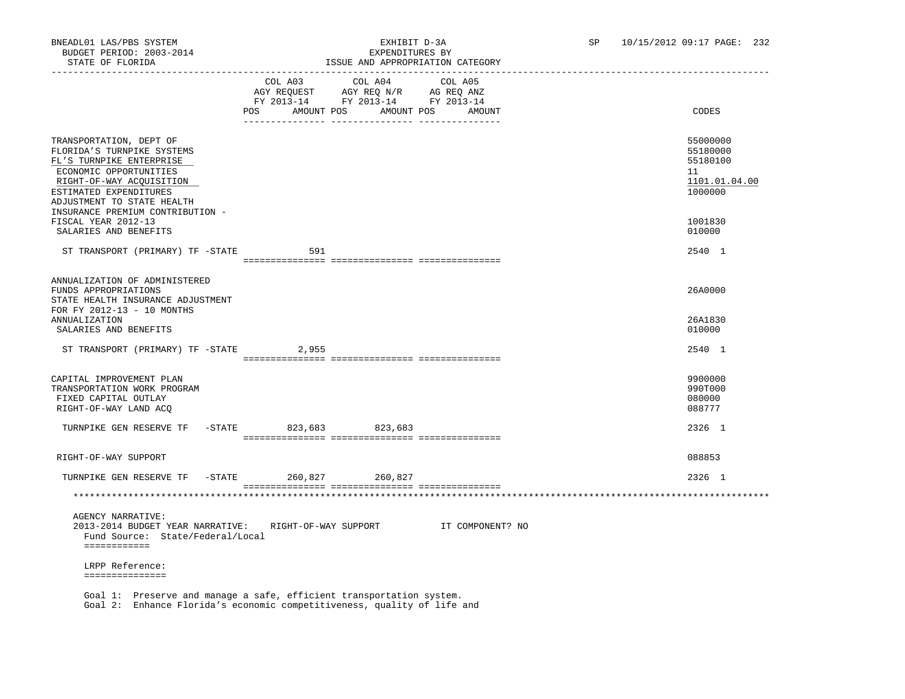BNEADL01 LAS/PBS SYSTEM — EXHIBIT D-3A — EXPENDITURES BY ISSUE AND APPROPRIATION CATEGORY
BUDGET PERIOD: 2003-2014 — STATE OF FLORIDA — SP 10/15/2012 09:17

| | COL A03 AGY REQUEST FY 2013-14 POS AMOUNT | COL A04 AGY REQ N/R FY 2013-14 POS AMOUNT | COL A05 AG REQ ANZ FY 2013-14 POS AMOUNT | CODES |
|---|---|---|---|---|
| TRANSPORTATION, DEPT OF | | | | 55000000 |
| FLORIDA'S TURNPIKE SYSTEMS | | | | 55180000 |
| FL'S TURNPIKE ENTERPRISE | | | | 55180100 |
| ECONOMIC OPPORTUNITIES | | | | 11 |
| RIGHT-OF-WAY ACQUISITION | | | | 1101.01.04.00 |
| ESTIMATED EXPENDITURES | | | | 1000000 |
| ADJUSTMENT TO STATE HEALTH INSURANCE PREMIUM CONTRIBUTION - FISCAL YEAR 2012-13 | | | | 1001830 |
| SALARIES AND BENEFITS | | | | 010000 |
| ST TRANSPORT (PRIMARY) TF -STATE | 591 | | | 2540 1 |
| ANNUALIZATION OF ADMINISTERED FUNDS APPROPRIATIONS | | | | 26A0000 |
| STATE HEALTH INSURANCE ADJUSTMENT FOR FY 2012-13 - 10 MONTHS ANNUALIZATION | | | | 26A1830 |
| SALARIES AND BENEFITS | | | | 010000 |
| ST TRANSPORT (PRIMARY) TF -STATE | 2,955 | | | 2540 1 |
| CAPITAL IMPROVEMENT PLAN | | | | 9900000 |
| TRANSPORTATION WORK PROGRAM | | | | 990T000 |
| FIXED CAPITAL OUTLAY | | | | 080000 |
| RIGHT-OF-WAY LAND ACQ | | | | 088777 |
| TURNPIKE GEN RESERVE TF -STATE | 823,683 | 823,683 | | 2326 1 |
| RIGHT-OF-WAY SUPPORT | | | | 088853 |
| TURNPIKE GEN RESERVE TF -STATE | 260,827 | 260,827 | | 2326 1 |

AGENCY NARRATIVE:
2013-2014 BUDGET YEAR NARRATIVE: RIGHT-OF-WAY SUPPORT IT COMPONENT? NO

Fund Source: State/Federal/Local

LRPP Reference:

Goal 1: Preserve and manage a safe, efficient transportation system.
Goal 2: Enhance Florida's economic competitiveness, quality of life and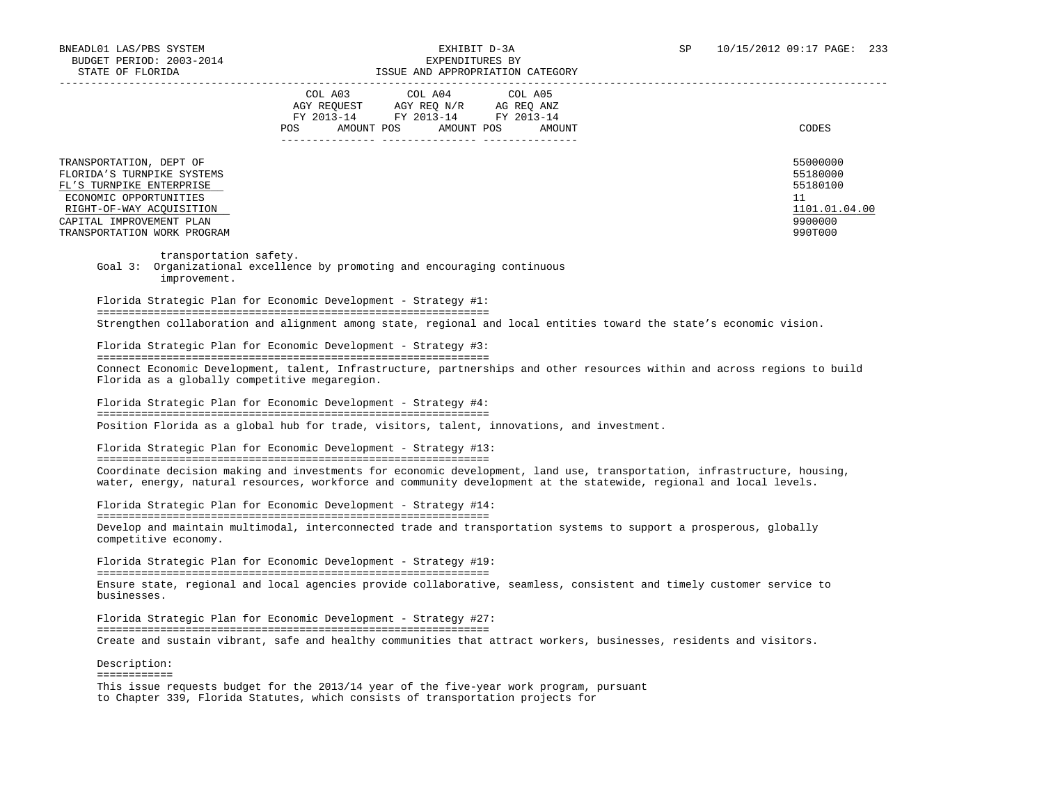| | COL A03 AGY REQUEST FY 2013-14 | | COL A04 AGY REQ N/R FY 2013-14 | | COL A05 AG REQ ANZ FY 2013-14 | | |
|---|---|---|---|---|---|---|---|
| | POS | AMOUNT | POS | AMOUNT | POS | AMOUNT | CODES |
| TRANSPORTATION, DEPT OF | | | | | | | 55000000 |
| FLORIDA'S TURNPIKE SYSTEMS | | | | | | | 55180000 |
| FL'S TURNPIKE ENTERPRISE | | | | | | | 55180100 |
| ECONOMIC OPPORTUNITIES | | | | | | | 11 |
| RIGHT-OF-WAY ACQUISITION | | | | | | | 1101.01.04.00 |
| CAPITAL IMPROVEMENT PLAN | | | | | | | 9900000 |
| TRANSPORTATION WORK PROGRAM | | | | | | | 990T000 |

transportation safety.

Goal 3: Organizational excellence by promoting and encouraging continuous improvement.

Florida Strategic Plan for Economic Development - Strategy #1:

Strengthen collaboration and alignment among state, regional and local entities toward the state's economic vision.

Florida Strategic Plan for Economic Development - Strategy #3:

Connect Economic Development, talent, Infrastructure, partnerships and other resources within and across regions to build Florida as a globally competitive megaregion.

Florida Strategic Plan for Economic Development - Strategy #4:

Position Florida as a global hub for trade, visitors, talent, innovations, and investment.

Florida Strategic Plan for Economic Development - Strategy #13:

Coordinate decision making and investments for economic development, land use, transportation, infrastructure, housing, water, energy, natural resources, workforce and community development at the statewide, regional and local levels.

Florida Strategic Plan for Economic Development - Strategy #14:

Develop and maintain multimodal, interconnected trade and transportation systems to support a prosperous, globally competitive economy.

Florida Strategic Plan for Economic Development - Strategy #19:

Ensure state, regional and local agencies provide collaborative, seamless, consistent and timely customer service to businesses.

Florida Strategic Plan for Economic Development - Strategy #27:

Create and sustain vibrant, safe and healthy communities that attract workers, businesses, residents and visitors.

Description:

This issue requests budget for the 2013/14 year of the five-year work program, pursuant to Chapter 339, Florida Statutes, which consists of transportation projects for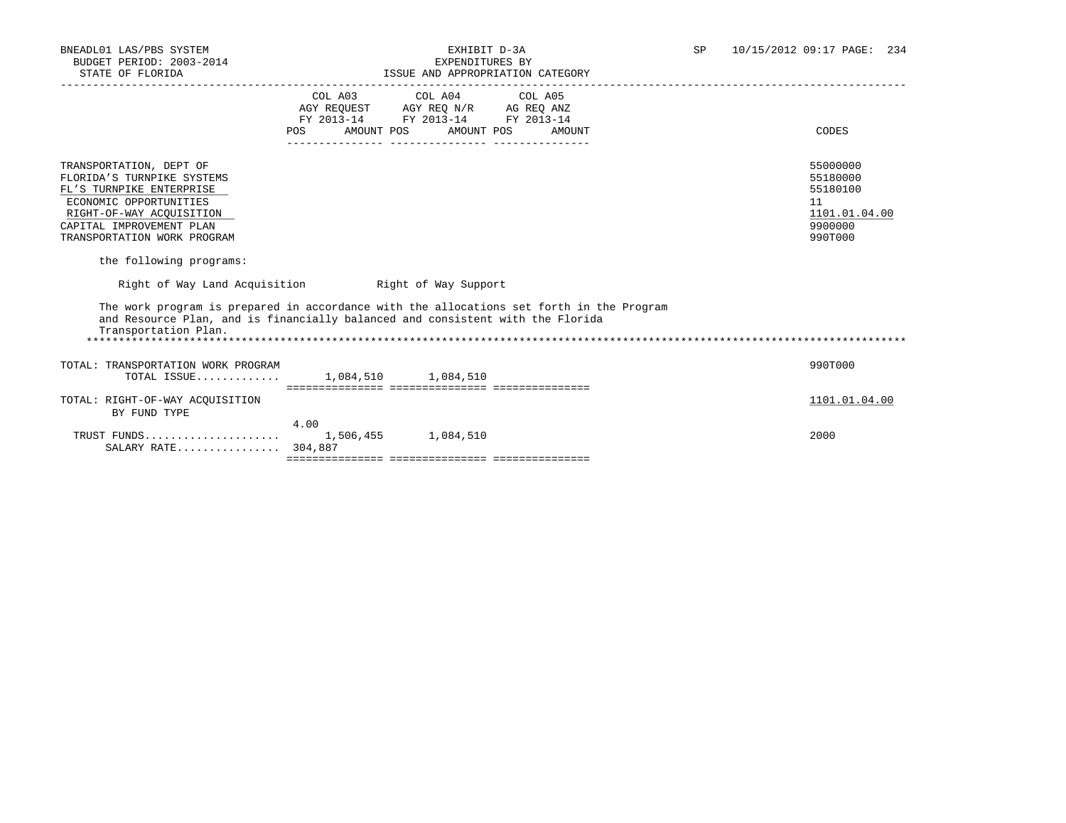| | COL A03 AGY REQUEST FY 2013-14 POS AMOUNT | COL A04 AGY REQ N/R FY 2013-14 POS AMOUNT | COL A05 AG REQ ANZ FY 2013-14 POS AMOUNT | CODES |
|---|---|---|---|---|
| TRANSPORTATION, DEPT OF | | | | 55000000 |
| FLORIDA'S TURNPIKE SYSTEMS | | | | 55180000 |
| FL'S TURNPIKE ENTERPRISE | | | | 55180100 |
| ECONOMIC OPPORTUNITIES | | | | 11 |
| RIGHT-OF-WAY ACQUISITION | | | | 1101.01.04.00 |
| CAPITAL IMPROVEMENT PLAN | | | | 9900000 |
| TRANSPORTATION WORK PROGRAM | | | | 990T000 |

the following programs:

Right of Way Land Acquisition          Right of Way Support

The work program is prepared in accordance with the allocations set forth in the Program and Resource Plan, and is financially balanced and consistent with the Florida Transportation Plan.

| | COL A03 | COL A04 | COL A05 | CODES |
|---|---|---|---|---|
| TOTAL: TRANSPORTATION WORK PROGRAM | | | | 990T000 |
| TOTAL ISSUE............. | 1,084,510 | 1,084,510 | | |
| TOTAL: RIGHT-OF-WAY ACQUISITION | | | | 1101.01.04.00 |
| BY FUND TYPE | | | | |
| | 4.00 | | | |
| TRUST FUNDS..................... | 1,506,455 | 1,084,510 | | 2000 |
| SALARY RATE................ | 304,887 | | | |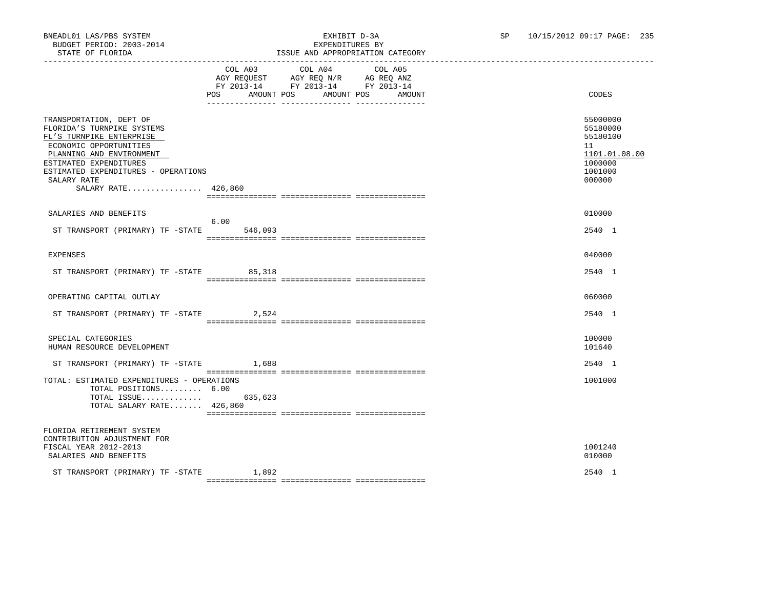BNEADL01 LAS/PBS SYSTEM EXHIBIT D-3A SP 10/15/2012 09:17 PAGE: 235
BUDGET PERIOD: 2003-2014 EXPENDITURES BY
STATE OF FLORIDA ISSUE AND APPROPRIATION CATEGORY

| | COL A03 AGY REQUEST FY 2013-14 POS | AMOUNT | COL A04 AGY REQ N/R FY 2013-14 POS | AMOUNT | COL A05 AG REQ ANZ FY 2013-14 POS | AMOUNT | CODES |
|---|---|---|---|---|---|---|---|
| TRANSPORTATION, DEPT OF | | | | | | | 55000000 |
| FLORIDA'S TURNPIKE SYSTEMS | | | | | | | 55180000 |
| FL'S TURNPIKE ENTERPRISE | | | | | | | 55180100 |
| ECONOMIC OPPORTUNITIES | | | | | | | 11 |
| PLANNING AND ENVIRONMENT | | | | | | | 1101.01.08.00 |
| ESTIMATED EXPENDITURES | | | | | | | 1000000 |
| ESTIMATED EXPENDITURES - OPERATIONS | | | | | | | 1001000 |
| SALARY RATE | | | | | | | 000000 |
| SALARY RATE................ 426,860 | | | | | | | |
| SALARIES AND BENEFITS | | | | | | | 010000 |
| ST TRANSPORT (PRIMARY) TF -STATE | 6.00 | 546,093 | | | | | 2540 1 |
| EXPENSES | | | | | | | 040000 |
| ST TRANSPORT (PRIMARY) TF -STATE | | 85,318 | | | | | 2540 1 |
| OPERATING CAPITAL OUTLAY | | | | | | | 060000 |
| ST TRANSPORT (PRIMARY) TF -STATE | | 2,524 | | | | | 2540 1 |
| SPECIAL CATEGORIES | | | | | | | 100000 |
| HUMAN RESOURCE DEVELOPMENT | | | | | | | 101640 |
| ST TRANSPORT (PRIMARY) TF -STATE | | 1,688 | | | | | 2540 1 |
| TOTAL: ESTIMATED EXPENDITURES - OPERATIONS | | | | | | | 1001000 |
| TOTAL POSITIONS......... 6.00 | | | | | | | |
| TOTAL ISSUE............. | | 635,623 | | | | | |
| TOTAL SALARY RATE....... 426,860 | | | | | | | |
| FLORIDA RETIREMENT SYSTEM CONTRIBUTION ADJUSTMENT FOR FISCAL YEAR 2012-2013 | | | | | | | 1001240 |
| SALARIES AND BENEFITS | | | | | | | 010000 |
| ST TRANSPORT (PRIMARY) TF -STATE | | 1,892 | | | | | 2540 1 |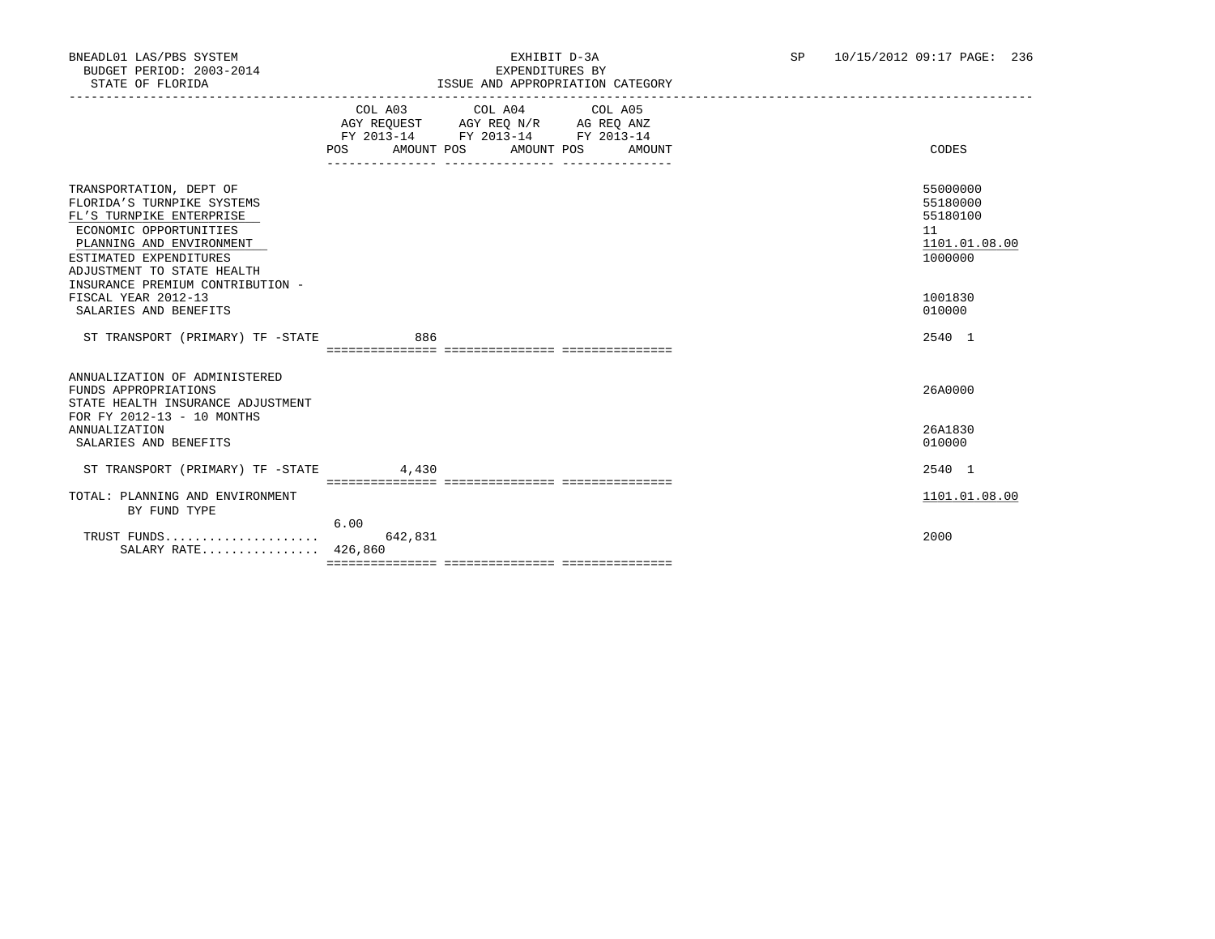BNEADL01 LAS/PBS SYSTEM
BUDGET PERIOD: 2003-2014
STATE OF FLORIDA

EXHIBIT D-3A
EXPENDITURES BY
ISSUE AND APPROPRIATION CATEGORY

SP 10/15/2012 09:17

| | COL A03 AGY REQUEST FY 2013-14 POS | AMOUNT | COL A04 AGY REQ N/R FY 2013-14 POS | AMOUNT | COL A05 AG REQ ANZ FY 2013-14 POS | AMOUNT | CODES |
|---|---|---|---|---|---|---|---|
| TRANSPORTATION, DEPT OF | | | | | | | 55000000 |
| FLORIDA'S TURNPIKE SYSTEMS | | | | | | | 55180000 |
| FL'S TURNPIKE ENTERPRISE | | | | | | | 55180100 |
| ECONOMIC OPPORTUNITIES | | | | | | | 11 |
| PLANNING AND ENVIRONMENT | | | | | | | 1101.01.08.00 |
| ESTIMATED EXPENDITURES | | | | | | | 1000000 |
| ADJUSTMENT TO STATE HEALTH INSURANCE PREMIUM CONTRIBUTION - FISCAL YEAR 2012-13 | | | | | | | 1001830 |
| SALARIES AND BENEFITS | | | | | | | 010000 |
| ST TRANSPORT (PRIMARY) TF -STATE | | 886 | | | | | 2540 1 |
| ANNUALIZATION OF ADMINISTERED FUNDS APPROPRIATIONS | | | | | | | 26A0000 |
| STATE HEALTH INSURANCE ADJUSTMENT FOR FY 2012-13 - 10 MONTHS ANNUALIZATION | | | | | | | 26A1830 |
| SALARIES AND BENEFITS | | | | | | | 010000 |
| ST TRANSPORT (PRIMARY) TF -STATE | | 4,430 | | | | | 2540 1 |
| TOTAL: PLANNING AND ENVIRONMENT | | | | | | | 1101.01.08.00 |
| BY FUND TYPE | | | | | | | |
| TRUST FUNDS | 6.00 | 642,831 | | | | | 2000 |
| SALARY RATE | 426,860 | | | | | | |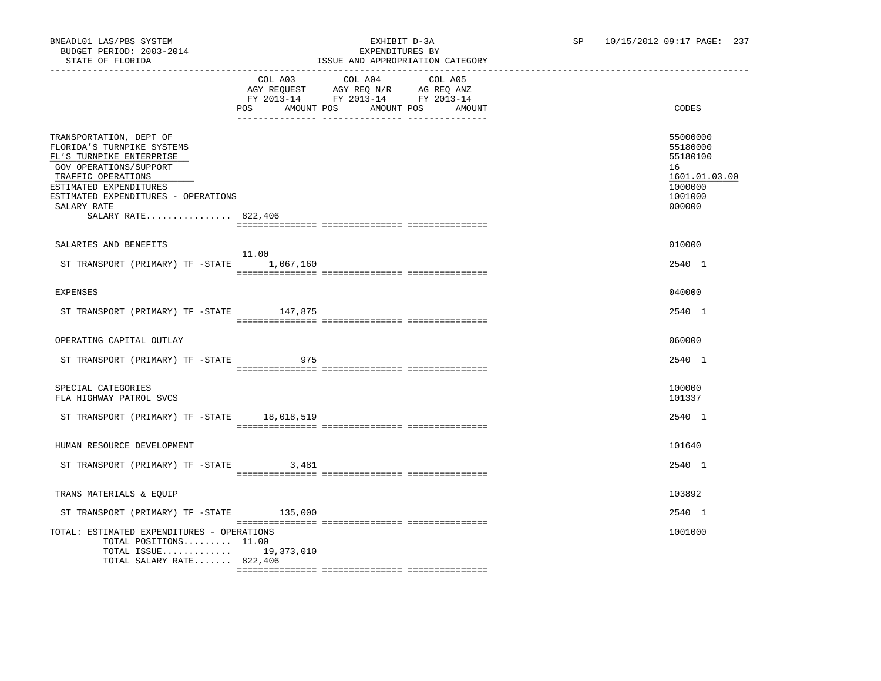BNEADL01 LAS/PBS SYSTEM
BUDGET PERIOD: 2003-2014
STATE OF FLORIDA

EXHIBIT D-3A
EXPENDITURES BY
ISSUE AND APPROPRIATION CATEGORY

SP 10/15/2012 09:17 PAGE: 237

| | COL A03 AGY REQUEST FY 2013-14 POS AMOUNT | COL A04 AGY REQ N/R FY 2013-14 POS AMOUNT | COL A05 AG REQ ANZ FY 2013-14 POS AMOUNT | CODES |
|---|---|---|---|---|
| TRANSPORTATION, DEPT OF | | | | 55000000 |
| FLORIDA'S TURNPIKE SYSTEMS | | | | 55180000 |
| FL'S TURNPIKE ENTERPRISE | | | | 55180100 |
| GOV OPERATIONS/SUPPORT | | | | 16 |
| TRAFFIC OPERATIONS | | | | 1601.01.03.00 |
| ESTIMATED EXPENDITURES | | | | 1000000 |
| ESTIMATED EXPENDITURES - OPERATIONS | | | | 1001000 |
| SALARY RATE | | | | 000000 |
| SALARY RATE................ 822,406 | | | | |
| SALARIES AND BENEFITS | | | | 010000 |
| ST TRANSPORT (PRIMARY) TF -STATE | 11.00 1,067,160 | | | 2540 1 |
| EXPENSES | | | | 040000 |
| ST TRANSPORT (PRIMARY) TF -STATE | 147,875 | | | 2540 1 |
| OPERATING CAPITAL OUTLAY | | | | 060000 |
| ST TRANSPORT (PRIMARY) TF -STATE | 975 | | | 2540 1 |
| SPECIAL CATEGORIES | | | | 100000 |
| FLA HIGHWAY PATROL SVCS | | | | 101337 |
| ST TRANSPORT (PRIMARY) TF -STATE | 18,018,519 | | | 2540 1 |
| HUMAN RESOURCE DEVELOPMENT | | | | 101640 |
| ST TRANSPORT (PRIMARY) TF -STATE | 3,481 | | | 2540 1 |
| TRANS MATERIALS & EQUIP | | | | 103892 |
| ST TRANSPORT (PRIMARY) TF -STATE | 135,000 | | | 2540 1 |
| TOTAL: ESTIMATED EXPENDITURES - OPERATIONS | | | | 1001000 |
| TOTAL POSITIONS......... 11.00 | | | | |
| TOTAL ISSUE............. | 19,373,010 | | | |
| TOTAL SALARY RATE....... 822,406 | | | | |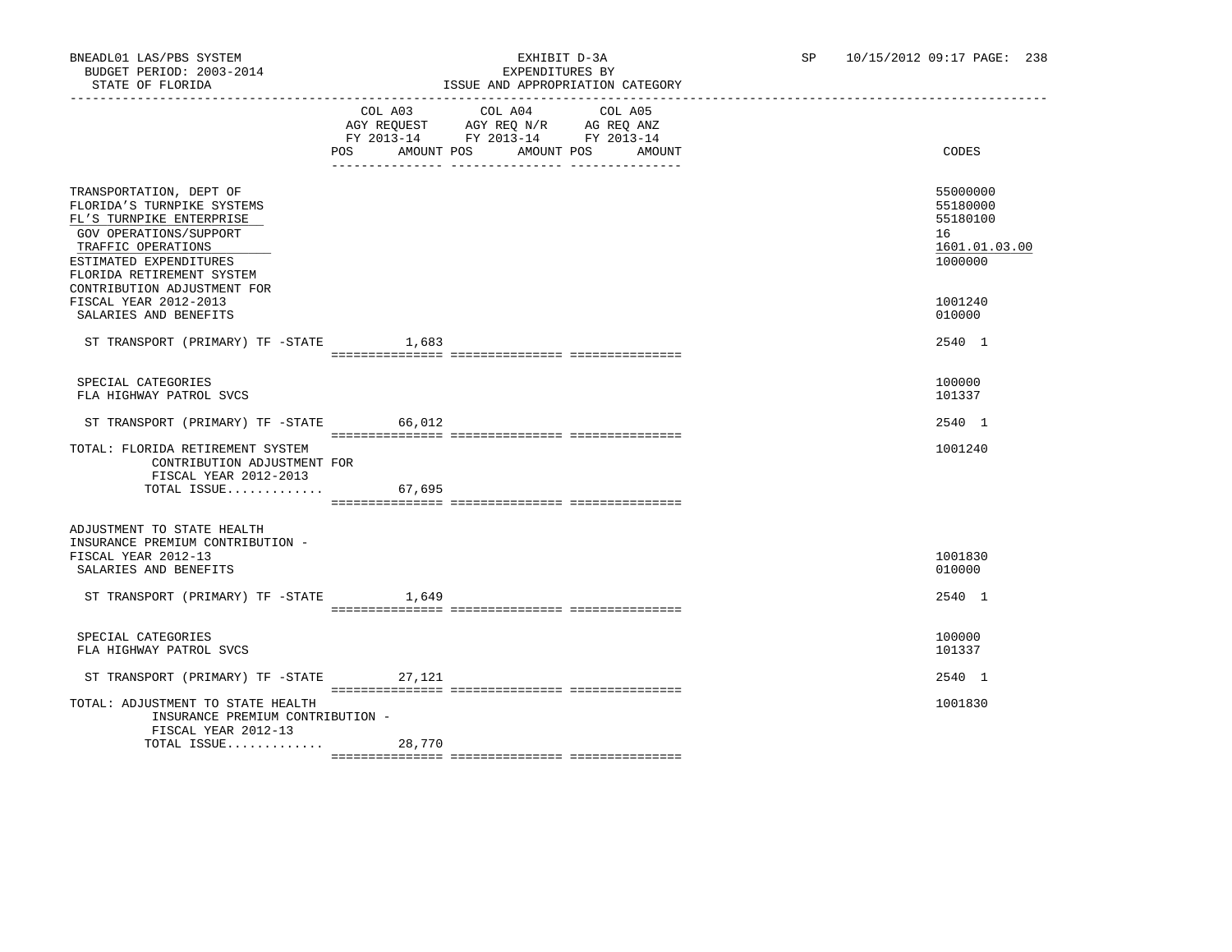BNEADL01 LAS/PBS SYSTEM — EXHIBIT D-3A — EXPENDITURES BY ISSUE AND APPROPRIATION CATEGORY
BUDGET PERIOD: 2003-2014
STATE OF FLORIDA

| | COL A03 AGY REQUEST FY 2013-14 POS | AMOUNT | COL A04 AGY REQ N/R FY 2013-14 POS | AMOUNT | COL A05 AG REQ ANZ FY 2013-14 POS | AMOUNT | CODES |
|---|---|---|---|---|---|---|---|
| TRANSPORTATION, DEPT OF | | | | | | | 55000000 |
| FLORIDA'S TURNPIKE SYSTEMS | | | | | | | 55180000 |
| FL'S TURNPIKE ENTERPRISE | | | | | | | 55180100 |
| GOV OPERATIONS/SUPPORT | | | | | | | 16 |
| TRAFFIC OPERATIONS | | | | | | | 1601.01.03.00 |
| ESTIMATED EXPENDITURES | | | | | | | 1000000 |
| FLORIDA RETIREMENT SYSTEM CONTRIBUTION ADJUSTMENT FOR FISCAL YEAR 2012-2013 | | | | | | | 1001240 |
| SALARIES AND BENEFITS | | | | | | | 010000 |
| ST TRANSPORT (PRIMARY) TF -STATE | | 1,683 | | | | | 2540 1 |
| SPECIAL CATEGORIES | | | | | | | 100000 |
| FLA HIGHWAY PATROL SVCS | | | | | | | 101337 |
| ST TRANSPORT (PRIMARY) TF -STATE | | 66,012 | | | | | 2540 1 |
| TOTAL: FLORIDA RETIREMENT SYSTEM CONTRIBUTION ADJUSTMENT FOR FISCAL YEAR 2012-2013 | | | | | | | 1001240 |
| TOTAL ISSUE............. | | 67,695 | | | | | |
| ADJUSTMENT TO STATE HEALTH INSURANCE PREMIUM CONTRIBUTION - FISCAL YEAR 2012-13 | | | | | | | 1001830 |
| SALARIES AND BENEFITS | | | | | | | 010000 |
| ST TRANSPORT (PRIMARY) TF -STATE | | 1,649 | | | | | 2540 1 |
| SPECIAL CATEGORIES | | | | | | | 100000 |
| FLA HIGHWAY PATROL SVCS | | | | | | | 101337 |
| ST TRANSPORT (PRIMARY) TF -STATE | | 27,121 | | | | | 2540 1 |
| TOTAL: ADJUSTMENT TO STATE HEALTH INSURANCE PREMIUM CONTRIBUTION - FISCAL YEAR 2012-13 | | | | | | | 1001830 |
| TOTAL ISSUE............. | | 28,770 | | | | | |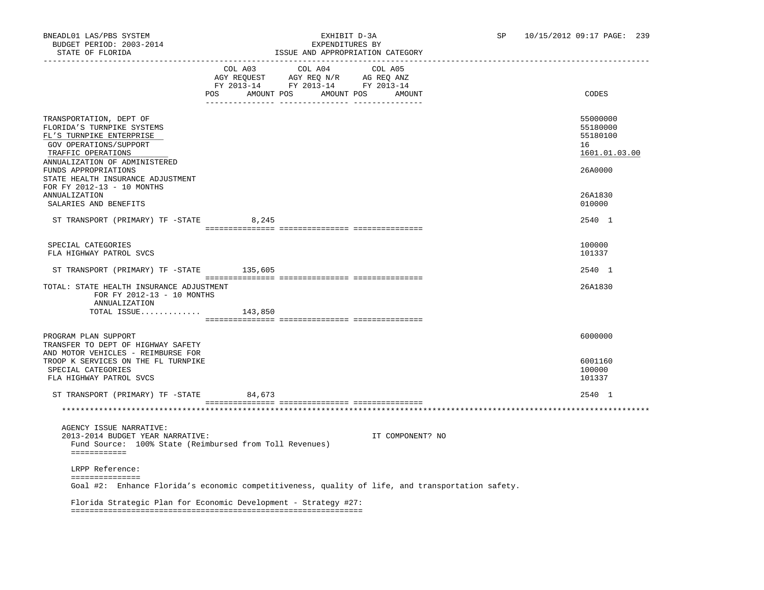BNEADL01 LAS/PBS SYSTEM — EXHIBIT D-3A — EXPENDITURES BY ISSUE AND APPROPRIATION CATEGORY
BUDGET PERIOD: 2003-2014
STATE OF FLORIDA

| | COL A03 AGY REQUEST FY 2013-14 POS AMOUNT | COL A04 AGY REQ N/R FY 2013-14 POS AMOUNT | COL A05 AG REQ ANZ FY 2013-14 POS AMOUNT | CODES |
|---|---|---|---|---|
| TRANSPORTATION, DEPT OF | | | | 55000000 |
| FLORIDA'S TURNPIKE SYSTEMS | | | | 55180000 |
| FL'S TURNPIKE ENTERPRISE | | | | 55180100 |
| GOV OPERATIONS/SUPPORT | | | | 16 |
| TRAFFIC OPERATIONS | | | | 1601.01.03.00 |
| ANNUALIZATION OF ADMINISTERED FUNDS APPROPRIATIONS | | | | 26A0000 |
| STATE HEALTH INSURANCE ADJUSTMENT FOR FY 2012-13 - 10 MONTHS ANNUALIZATION | | | | 26A1830 |
| SALARIES AND BENEFITS | | | | 010000 |
| ST TRANSPORT (PRIMARY) TF -STATE | 8,245 | | | 2540 1 |
| SPECIAL CATEGORIES | | | | 100000 |
| FLA HIGHWAY PATROL SVCS | | | | 101337 |
| ST TRANSPORT (PRIMARY) TF -STATE | 135,605 | | | 2540 1 |
| TOTAL: STATE HEALTH INSURANCE ADJUSTMENT FOR FY 2012-13 - 10 MONTHS ANNUALIZATION | | | | 26A1830 |
| TOTAL ISSUE............ | 143,850 | | | |
| PROGRAM PLAN SUPPORT | | | | 6000000 |
| TRANSFER TO DEPT OF HIGHWAY SAFETY AND MOTOR VEHICLES - REIMBURSE FOR TROOP K SERVICES ON THE FL TURNPIKE | | | | 6001160 |
| SPECIAL CATEGORIES | | | | 100000 |
| FLA HIGHWAY PATROL SVCS | | | | 101337 |
| ST TRANSPORT (PRIMARY) TF -STATE | 84,673 | | | 2540 1 |

AGENCY ISSUE NARRATIVE:
2013-2014 BUDGET YEAR NARRATIVE: IT COMPONENT? NO

Fund Source: 100% State (Reimbursed from Toll Revenues)

LRPP Reference:

Goal #2: Enhance Florida's economic competitiveness, quality of life, and transportation safety.

Florida Strategic Plan for Economic Development - Strategy #27: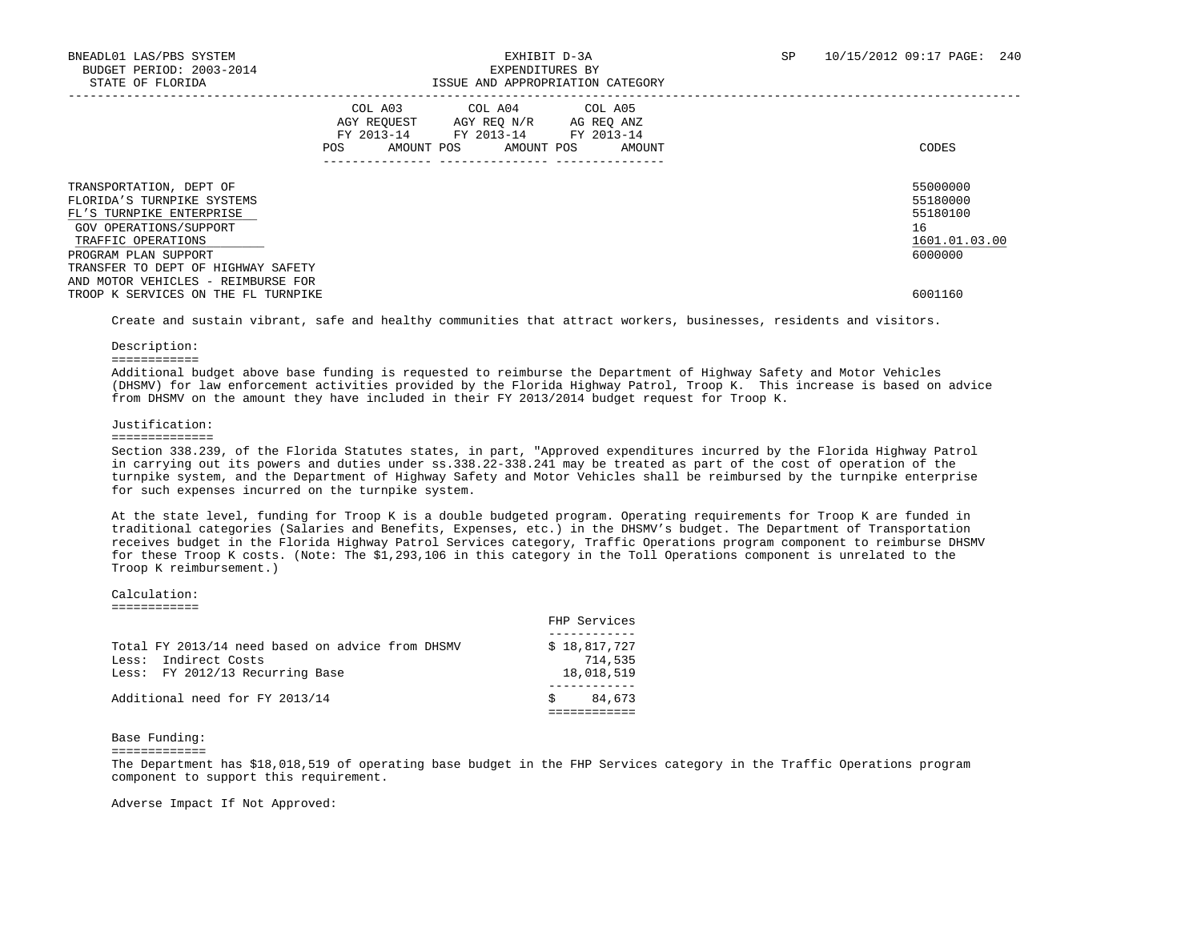BNEADL01 LAS/PBS SYSTEM | EXHIBIT D-3A | SP 10/15/2012 09:17
BUDGET PERIOD: 2003-2014 | EXPENDITURES BY
STATE OF FLORIDA | ISSUE AND APPROPRIATION CATEGORY

| | COL A03 AGY REQUEST FY 2013-14 POS AMOUNT | COL A04 AGY REQ N/R FY 2013-14 POS AMOUNT | COL A05 AG REQ ANZ FY 2013-14 POS AMOUNT | CODES |
|---|---|---|---|---|
| TRANSPORTATION, DEPT OF | | | | 55000000 |
| FLORIDA'S TURNPIKE SYSTEMS | | | | 55180000 |
| FL'S TURNPIKE ENTERPRISE | | | | 55180100 |
| GOV OPERATIONS/SUPPORT | | | | 16 |
| TRAFFIC OPERATIONS | | | | 1601.01.03.00 |
| PROGRAM PLAN SUPPORT | | | | 6000000 |
| TRANSFER TO DEPT OF HIGHWAY SAFETY AND MOTOR VEHICLES - REIMBURSE FOR TROOP K SERVICES ON THE FL TURNPIKE | | | | 6001160 |

Create and sustain vibrant, safe and healthy communities that attract workers, businesses, residents and visitors.

Description:
============
Additional budget above base funding is requested to reimburse the Department of Highway Safety and Motor Vehicles (DHSMV) for law enforcement activities provided by the Florida Highway Patrol, Troop K. This increase is based on advice from DHSMV on the amount they have included in their FY 2013/2014 budget request for Troop K.

Justification:
==============
Section 338.239, of the Florida Statutes states, in part, "Approved expenditures incurred by the Florida Highway Patrol in carrying out its powers and duties under ss.338.22-338.241 may be treated as part of the cost of operation of the turnpike system, and the Department of Highway Safety and Motor Vehicles shall be reimbursed by the turnpike enterprise for such expenses incurred on the turnpike system.

At the state level, funding for Troop K is a double budgeted program. Operating requirements for Troop K are funded in traditional categories (Salaries and Benefits, Expenses, etc.) in the DHSMV's budget. The Department of Transportation receives budget in the Florida Highway Patrol Services category, Traffic Operations program component to reimburse DHSMV for these Troop K costs. (Note: The $1,293,106 in this category in the Toll Operations component is unrelated to the Troop K reimbursement.)

Calculation:
============

| | FHP Services |
|---|---|
| Total FY 2013/14 need based on advice from DHSMV | $ 18,817,727 |
| Less: Indirect Costs | 714,535 |
| Less: FY 2012/13 Recurring Base | 18,018,519 |
| Additional need for FY 2013/14 | $ 84,673 |

Base Funding:
=============
The Department has $18,018,519 of operating base budget in the FHP Services category in the Traffic Operations program component to support this requirement.

Adverse Impact If Not Approved: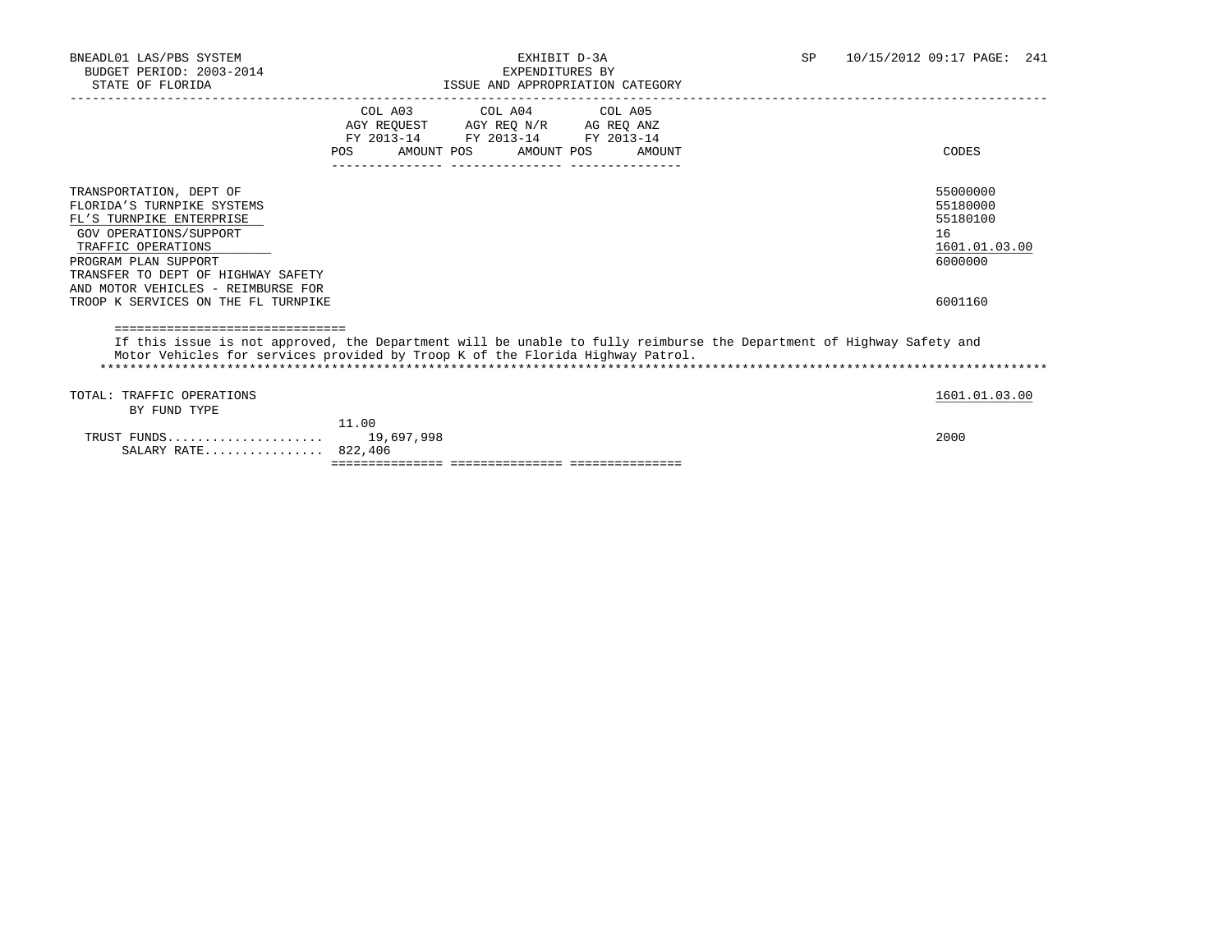BNEADL01 LAS/PBS SYSTEM | EXHIBIT D-3A | SP 10/15/2012 09:17 PAGE: 241
BUDGET PERIOD: 2003-2014 | EXPENDITURES BY
STATE OF FLORIDA | ISSUE AND APPROPRIATION CATEGORY

| | COL A03 AGY REQUEST FY 2013-14 | | COL A04 AGY REQ N/R FY 2013-14 | | COL A05 AG REQ ANZ FY 2013-14 | | CODES |
|---|---|---|---|---|---|---|---|
| | POS | AMOUNT | POS | AMOUNT | POS | AMOUNT | |
| TRANSPORTATION, DEPT OF | | | | | | | 55000000 |
| FLORIDA'S TURNPIKE SYSTEMS | | | | | | | 55180000 |
| FL'S TURNPIKE ENTERPRISE | | | | | | | 55180100 |
| GOV OPERATIONS/SUPPORT | | | | | | | 16 |
| TRAFFIC OPERATIONS | | | | | | | 1601.01.03.00 |
| PROGRAM PLAN SUPPORT | | | | | | | 6000000 |
| TRANSFER TO DEPT OF HIGHWAY SAFETY AND MOTOR VEHICLES - REIMBURSE FOR TROOP K SERVICES ON THE FL TURNPIKE | | | | | | | 6001160 |

If this issue is not approved, the Department will be unable to fully reimburse the Department of Highway Safety and Motor Vehicles for services provided by Troop K of the Florida Highway Patrol.

| | COL A03 POS | COL A03 AMOUNT | COL A04 POS | COL A04 AMOUNT | COL A05 POS | COL A05 AMOUNT | CODES |
|---|---|---|---|---|---|---|---|
| TOTAL: TRAFFIC OPERATIONS | | | | | | | 1601.01.03.00 |
| BY FUND TYPE | | | | | | | |
| | 11.00 | | | | | | |
| TRUST FUNDS..................... | | 19,697,998 | | | | | 2000 |
| SALARY RATE................ | 822,406 | | | | | | |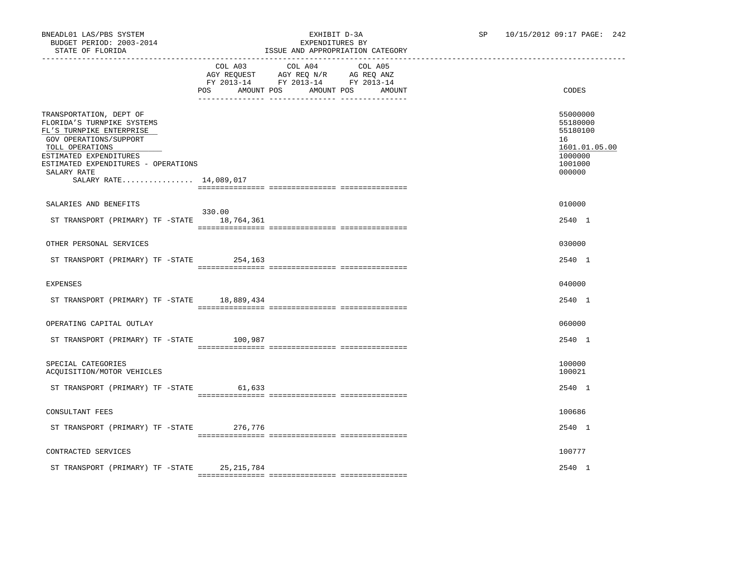BNEADL01 LAS/PBS SYSTEM | EXHIBIT D-3A | SP 10/15/2012 09:17 PAGE: 242
BUDGET PERIOD: 2003-2014 | EXPENDITURES BY
STATE OF FLORIDA | ISSUE AND APPROPRIATION CATEGORY

| | COL A03 AGY REQUEST FY 2013-14 POS | AMOUNT | COL A04 AGY REQ N/R FY 2013-14 POS | AMOUNT | COL A05 AG REQ ANZ FY 2013-14 POS | AMOUNT | CODES |
|---|---|---|---|---|---|---|---|
| TRANSPORTATION, DEPT OF | | | | | | | 55000000 |
| FLORIDA'S TURNPIKE SYSTEMS | | | | | | | 55180000 |
| FL'S TURNPIKE ENTERPRISE | | | | | | | 55180100 |
| GOV OPERATIONS/SUPPORT | | | | | | | 16 |
| TOLL OPERATIONS | | | | | | | 1601.01.05.00 |
| ESTIMATED EXPENDITURES | | | | | | | 1000000 |
| ESTIMATED EXPENDITURES - OPERATIONS | | | | | | | 1001000 |
| SALARY RATE | | | | | | | 000000 |
| SALARY RATE................ 14,089,017 | | | | | | | |
| SALARIES AND BENEFITS | | | | | | | 010000 |
| ST TRANSPORT (PRIMARY) TF -STATE | 330.00 | 18,764,361 | | | | | 2540 1 |
| OTHER PERSONAL SERVICES | | | | | | | 030000 |
| ST TRANSPORT (PRIMARY) TF -STATE | | 254,163 | | | | | 2540 1 |
| EXPENSES | | | | | | | 040000 |
| ST TRANSPORT (PRIMARY) TF -STATE | | 18,889,434 | | | | | 2540 1 |
| OPERATING CAPITAL OUTLAY | | | | | | | 060000 |
| ST TRANSPORT (PRIMARY) TF -STATE | | 100,987 | | | | | 2540 1 |
| SPECIAL CATEGORIES | | | | | | | 100000 |
| ACQUISITION/MOTOR VEHICLES | | | | | | | 100021 |
| ST TRANSPORT (PRIMARY) TF -STATE | | 61,633 | | | | | 2540 1 |
| CONSULTANT FEES | | | | | | | 100686 |
| ST TRANSPORT (PRIMARY) TF -STATE | | 276,776 | | | | | 2540 1 |
| CONTRACTED SERVICES | | | | | | | 100777 |
| ST TRANSPORT (PRIMARY) TF -STATE | | 25,215,784 | | | | | 2540 1 |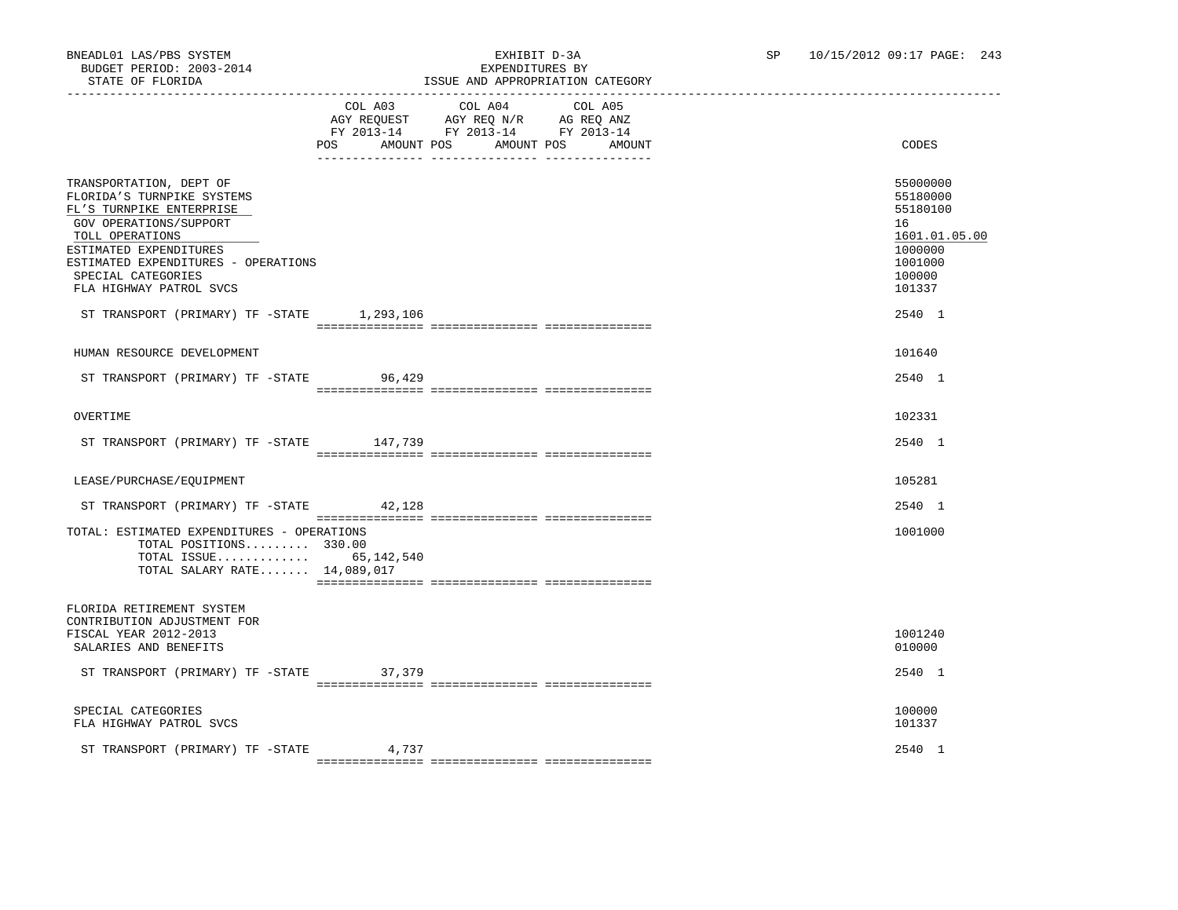BNEADL01 LAS/PBS SYSTEM | EXHIBIT D-3A | SP 10/15/2012 09:17 PAGE: 243
BUDGET PERIOD: 2003-2014 | EXPENDITURES BY
STATE OF FLORIDA | ISSUE AND APPROPRIATION CATEGORY

| | COL A03 AGY REQUEST FY 2013-14 POS AMOUNT | COL A04 AGY REQ N/R FY 2013-14 POS AMOUNT | COL A05 AG REQ ANZ FY 2013-14 POS AMOUNT | CODES |
|---|---|---|---|---|
| TRANSPORTATION, DEPT OF | | | | 55000000 |
| FLORIDA'S TURNPIKE SYSTEMS | | | | 55180000 |
| FL'S TURNPIKE ENTERPRISE | | | | 55180100 |
| GOV OPERATIONS/SUPPORT | | | | 16 |
| TOLL OPERATIONS | | | | 1601.01.05.00 |
| ESTIMATED EXPENDITURES | | | | 1000000 |
| ESTIMATED EXPENDITURES - OPERATIONS | | | | 1001000 |
| SPECIAL CATEGORIES | | | | 100000 |
| FLA HIGHWAY PATROL SVCS | | | | 101337 |
| ST TRANSPORT (PRIMARY) TF -STATE | 1,293,106 | | | 2540 1 |
| HUMAN RESOURCE DEVELOPMENT | | | | 101640 |
| ST TRANSPORT (PRIMARY) TF -STATE | 96,429 | | | 2540 1 |
| OVERTIME | | | | 102331 |
| ST TRANSPORT (PRIMARY) TF -STATE | 147,739 | | | 2540 1 |
| LEASE/PURCHASE/EQUIPMENT | | | | 105281 |
| ST TRANSPORT (PRIMARY) TF -STATE | 42,128 | | | 2540 1 |
| TOTAL: ESTIMATED EXPENDITURES - OPERATIONS | | | | 1001000 |
| TOTAL POSITIONS......... | 330.00 | | | |
| TOTAL ISSUE............. | 65,142,540 | | | |
| TOTAL SALARY RATE....... | 14,089,017 | | | |
| FLORIDA RETIREMENT SYSTEM CONTRIBUTION ADJUSTMENT FOR FISCAL YEAR 2012-2013 | | | | 1001240 |
| SALARIES AND BENEFITS | | | | 010000 |
| ST TRANSPORT (PRIMARY) TF -STATE | 37,379 | | | 2540 1 |
| SPECIAL CATEGORIES | | | | 100000 |
| FLA HIGHWAY PATROL SVCS | | | | 101337 |
| ST TRANSPORT (PRIMARY) TF -STATE | 4,737 | | | 2540 1 |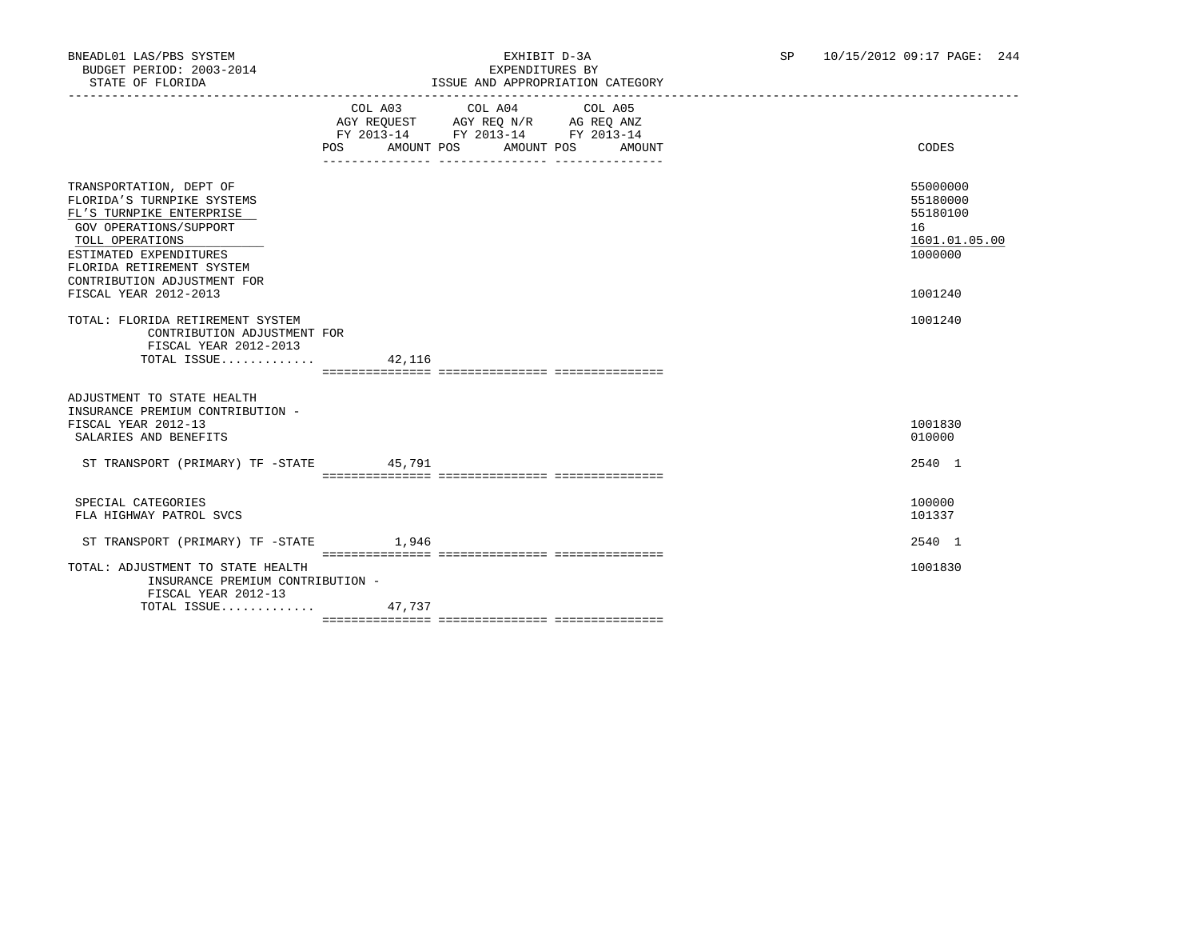BNEADL01 LAS/PBS SYSTEM — EXHIBIT D-3A — SP 10/15/2012 09:17 PAGE: 244
BUDGET PERIOD: 2003-2014 — EXPENDITURES BY
STATE OF FLORIDA — ISSUE AND APPROPRIATION CATEGORY

| | COL A03 AGY REQUEST FY 2013-14 POS | AMOUNT | COL A04 AGY REQ N/R FY 2013-14 POS | AMOUNT | COL A05 AG REQ ANZ FY 2013-14 POS | AMOUNT | CODES |
|---|---|---|---|---|---|---|---|
| TRANSPORTATION, DEPT OF | | | | | | | 55000000 |
| FLORIDA'S TURNPIKE SYSTEMS | | | | | | | 55180000 |
| FL'S TURNPIKE ENTERPRISE | | | | | | | 55180100 |
| GOV OPERATIONS/SUPPORT | | | | | | | 16 |
| TOLL OPERATIONS | | | | | | | 1601.01.05.00 |
| ESTIMATED EXPENDITURES | | | | | | | 1000000 |
| FLORIDA RETIREMENT SYSTEM CONTRIBUTION ADJUSTMENT FOR FISCAL YEAR 2012-2013 | | | | | | | 1001240 |
| TOTAL: FLORIDA RETIREMENT SYSTEM CONTRIBUTION ADJUSTMENT FOR FISCAL YEAR 2012-2013 | | | | | | | 1001240 |
| TOTAL ISSUE............. | | 42,116 | | | | | |
| ADJUSTMENT TO STATE HEALTH INSURANCE PREMIUM CONTRIBUTION - FISCAL YEAR 2012-13 | | | | | | | 1001830 |
| SALARIES AND BENEFITS | | | | | | | 010000 |
| ST TRANSPORT (PRIMARY) TF -STATE | | 45,791 | | | | | 2540 1 |
| SPECIAL CATEGORIES | | | | | | | 100000 |
| FLA HIGHWAY PATROL SVCS | | | | | | | 101337 |
| ST TRANSPORT (PRIMARY) TF -STATE | | 1,946 | | | | | 2540 1 |
| TOTAL: ADJUSTMENT TO STATE HEALTH INSURANCE PREMIUM CONTRIBUTION - FISCAL YEAR 2012-13 | | | | | | | 1001830 |
| TOTAL ISSUE............. | | 47,737 | | | | | |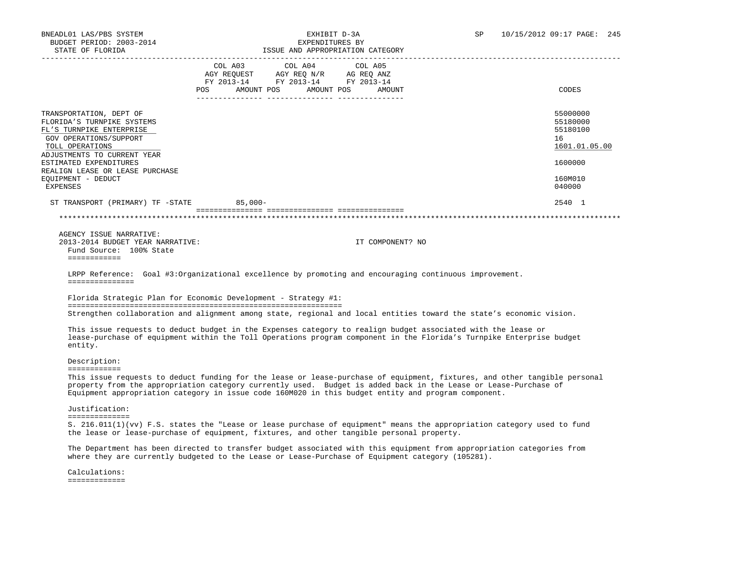BNEADL01 LAS/PBS SYSTEM — EXHIBIT D-3A — EXPENDITURES BY ISSUE AND APPROPRIATION CATEGORY
BUDGET PERIOD: 2003-2014 — STATE OF FLORIDA — SP 10/15/2012 09:17

| | COL A03 AGY REQUEST FY 2013-14 POS AMOUNT | COL A04 AGY REQ N/R FY 2013-14 POS AMOUNT | COL A05 AG REQ ANZ FY 2013-14 POS AMOUNT | CODES |
|---|---|---|---|---|
| TRANSPORTATION, DEPT OF | | | | 55000000 |
| FLORIDA'S TURNPIKE SYSTEMS | | | | 55180000 |
| FL'S TURNPIKE ENTERPRISE | | | | 55180100 |
| GOV OPERATIONS/SUPPORT | | | | 16 |
| TOLL OPERATIONS | | | | 1601.01.05.00 |
| ADJUSTMENTS TO CURRENT YEAR ESTIMATED EXPENDITURES | | | | 1600000 |
| REALIGN LEASE OR LEASE PURCHASE EQUIPMENT - DEDUCT | | | | 160M010 |
| EXPENSES | | | | 040000 |
| ST TRANSPORT (PRIMARY) TF -STATE | 85,000- | | | 2540 1 |

AGENCY ISSUE NARRATIVE:
2013-2014 BUDGET YEAR NARRATIVE: IT COMPONENT? NO

Fund Source: 100% State

LRPP Reference: Goal #3:Organizational excellence by promoting and encouraging continuous improvement.

Florida Strategic Plan for Economic Development - Strategy #1:
Strengthen collaboration and alignment among state, regional and local entities toward the state's economic vision.

This issue requests to deduct budget in the Expenses category to realign budget associated with the lease or lease-purchase of equipment within the Toll Operations program component in the Florida's Turnpike Enterprise budget entity.

Description:

This issue requests to deduct funding for the lease or lease-purchase of equipment, fixtures, and other tangible personal property from the appropriation category currently used. Budget is added back in the Lease or Lease-Purchase of Equipment appropriation category in issue code 160M020 in this budget entity and program component.

Justification:

S. 216.011(1)(vv) F.S. states the "Lease or lease purchase of equipment" means the appropriation category used to fund the lease or lease-purchase of equipment, fixtures, and other tangible personal property.

The Department has been directed to transfer budget associated with this equipment from appropriation categories from where they are currently budgeted to the Lease or Lease-Purchase of Equipment category (105281).

Calculations: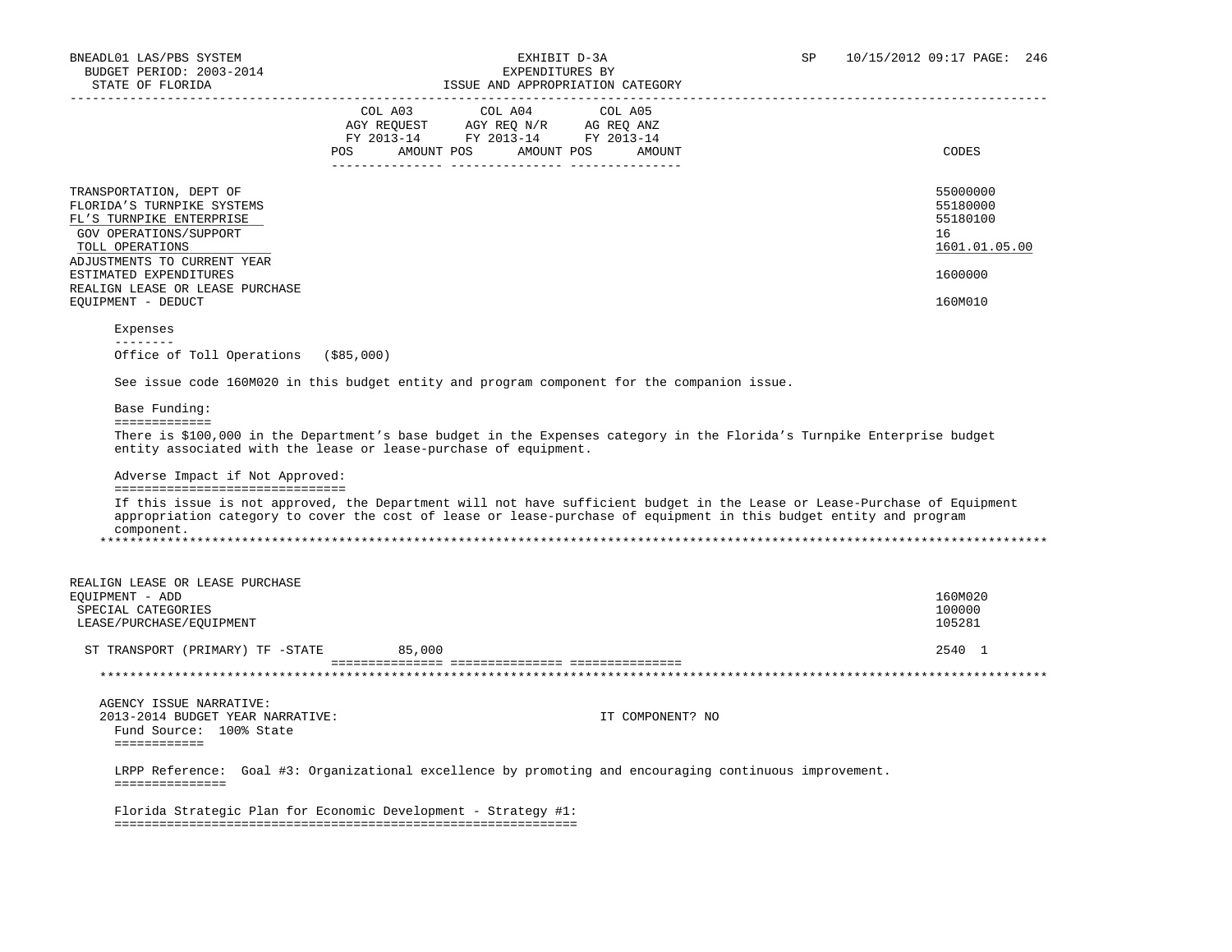BNEADL01 LAS/PBS SYSTEM
BUDGET PERIOD: 2003-2014
STATE OF FLORIDA

EXHIBIT D-3A
EXPENDITURES BY
ISSUE AND APPROPRIATION CATEGORY

SP 10/15/2012 09:17 PAGE: 246

| | COL A03 AGY REQUEST FY 2013-14 POS AMOUNT | COL A04 AGY REQ N/R FY 2013-14 POS AMOUNT | COL A05 AG REQ ANZ FY 2013-14 POS AMOUNT | CODES |
|---|---|---|---|---|
| TRANSPORTATION, DEPT OF | | | | 55000000 |
| FLORIDA'S TURNPIKE SYSTEMS | | | | 55180000 |
| FL'S TURNPIKE ENTERPRISE | | | | 55180100 |
| GOV OPERATIONS/SUPPORT | | | | 16 |
| TOLL OPERATIONS | | | | 1601.01.05.00 |
| ADJUSTMENTS TO CURRENT YEAR ESTIMATED EXPENDITURES | | | | 1600000 |
| REALIGN LEASE OR LEASE PURCHASE EQUIPMENT - DEDUCT | | | | 160M010 |

Expenses
--------
Office of Toll Operations ($85,000)

See issue code 160M020 in this budget entity and program component for the companion issue.

Base Funding:
=============
There is $100,000 in the Department's base budget in the Expenses category in the Florida's Turnpike Enterprise budget entity associated with the lease or lease-purchase of equipment.

Adverse Impact if Not Approved:
===============================
If this issue is not approved, the Department will not have sufficient budget in the Lease or Lease-Purchase of Equipment appropriation category to cover the cost of lease or lease-purchase of equipment in this budget entity and program component.

*******************************************************************************************************************

| | COL A03 | COL A04 | COL A05 | CODES |
|---|---|---|---|---|
| REALIGN LEASE OR LEASE PURCHASE EQUIPMENT - ADD | | | | 160M020 |
| SPECIAL CATEGORIES | | | | 100000 |
| LEASE/PURCHASE/EQUIPMENT | | | | 105281 |
| ST TRANSPORT (PRIMARY) TF -STATE | 85,000 | | | 2540 1 |

*******************************************************************************************************************

AGENCY ISSUE NARRATIVE:
2013-2014 BUDGET YEAR NARRATIVE: IT COMPONENT? NO

Fund Source: 100% State
============

LRPP Reference: Goal #3: Organizational excellence by promoting and encouraging continuous improvement.
===============

Florida Strategic Plan for Economic Development - Strategy #1:
==============================================================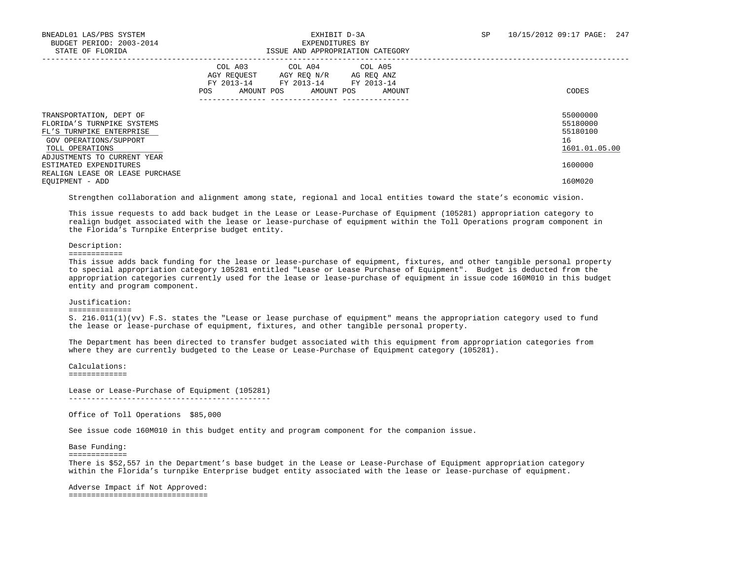| | COL A03 AGY REQUEST FY 2013-14 | | COL A04 AGY REQ N/R FY 2013-14 | | COL A05 AG REQ ANZ FY 2013-14 | | |
|---|---|---|---|---|---|---|---|
| | POS | AMOUNT | POS | AMOUNT | POS | AMOUNT | CODES |
| TRANSPORTATION, DEPT OF | | | | | | | 55000000 |
| FLORIDA'S TURNPIKE SYSTEMS | | | | | | | 55180000 |
| FL'S TURNPIKE ENTERPRISE | | | | | | | 55180100 |
| GOV OPERATIONS/SUPPORT | | | | | | | 16 |
| TOLL OPERATIONS | | | | | | | 1601.01.05.00 |
| ADJUSTMENTS TO CURRENT YEAR ESTIMATED EXPENDITURES | | | | | | | 1600000 |
| REALIGN LEASE OR LEASE PURCHASE EQUIPMENT - ADD | | | | | | | 160M020 |

Strengthen collaboration and alignment among state, regional and local entities toward the state's economic vision.

This issue requests to add back budget in the Lease or Lease-Purchase of Equipment (105281) appropriation category to realign budget associated with the lease or lease-purchase of equipment within the Toll Operations program component in the Florida's Turnpike Enterprise budget entity.

Description:

This issue adds back funding for the lease or lease-purchase of equipment, fixtures, and other tangible personal property to special appropriation category 105281 entitled "Lease or Lease Purchase of Equipment". Budget is deducted from the appropriation categories currently used for the lease or lease-purchase of equipment in issue code 160M010 in this budget entity and program component.

Justification:

S. 216.011(1)(vv) F.S. states the "Lease or lease purchase of equipment" means the appropriation category used to fund the lease or lease-purchase of equipment, fixtures, and other tangible personal property.

The Department has been directed to transfer budget associated with this equipment from appropriation categories from where they are currently budgeted to the Lease or Lease-Purchase of Equipment category (105281).

Calculations:

Lease or Lease-Purchase of Equipment (105281)

Office of Toll Operations  $85,000

See issue code 160M010 in this budget entity and program component for the companion issue.

Base Funding:

There is $52,557 in the Department's base budget in the Lease or Lease-Purchase of Equipment appropriation category within the Florida's turnpike Enterprise budget entity associated with the lease or lease-purchase of equipment.

Adverse Impact if Not Approved: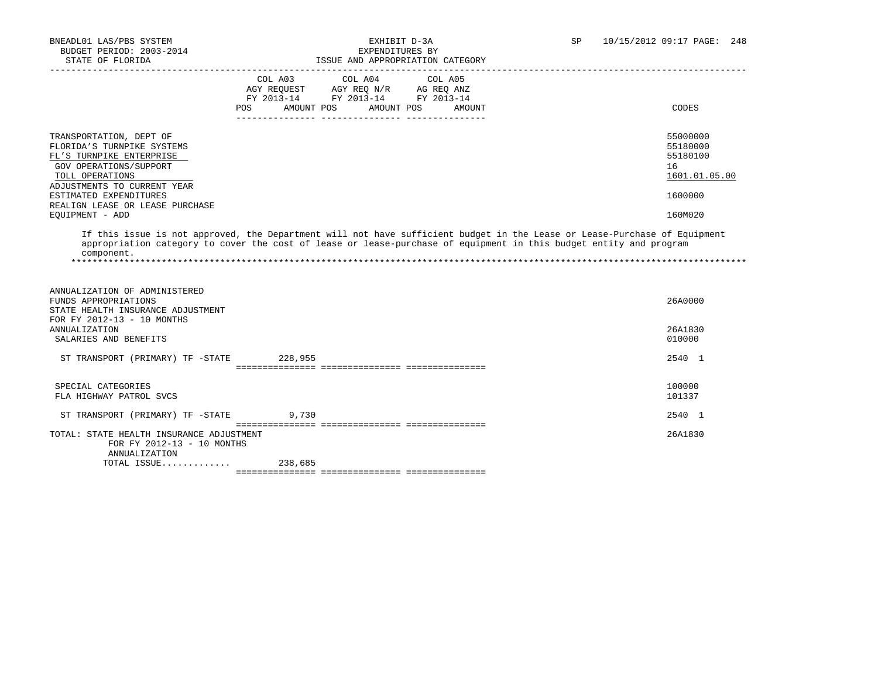BNEADL01 LAS/PBS SYSTEM
BUDGET PERIOD: 2003-2014
STATE OF FLORIDA

EXHIBIT D-3A
EXPENDITURES BY
ISSUE AND APPROPRIATION CATEGORY

SP 10/15/2012 09:17

| | COL A03 AGY REQUEST FY 2013-14 POS AMOUNT | COL A04 AGY REQ N/R FY 2013-14 POS AMOUNT | COL A05 AG REQ ANZ FY 2013-14 POS AMOUNT | CODES |
|---|---|---|---|---|
| TRANSPORTATION, DEPT OF | | | | 55000000 |
| FLORIDA'S TURNPIKE SYSTEMS | | | | 55180000 |
| FL'S TURNPIKE ENTERPRISE | | | | 55180100 |
| GOV OPERATIONS/SUPPORT | | | | 16 |
| TOLL OPERATIONS | | | | 1601.01.05.00 |
| ADJUSTMENTS TO CURRENT YEAR ESTIMATED EXPENDITURES | | | | 1600000 |
| REALIGN LEASE OR LEASE PURCHASE EQUIPMENT - ADD | | | | 160M020 |

If this issue is not approved, the Department will not have sufficient budget in the Lease or Lease-Purchase of Equipment appropriation category to cover the cost of lease or lease-purchase of equipment in this budget entity and program component.

*******************************************************************************************************************************

| | COL A03 | COL A04 | COL A05 | CODES |
|---|---|---|---|---|
| ANNUALIZATION OF ADMINISTERED FUNDS APPROPRIATIONS | | | | 26A0000 |
| STATE HEALTH INSURANCE ADJUSTMENT FOR FY 2012-13 - 10 MONTHS ANNUALIZATION | | | | 26A1830 |
| SALARIES AND BENEFITS | | | | 010000 |
| ST TRANSPORT (PRIMARY) TF -STATE | 228,955 | | | 2540 1 |
| SPECIAL CATEGORIES | | | | 100000 |
| FLA HIGHWAY PATROL SVCS | | | | 101337 |
| ST TRANSPORT (PRIMARY) TF -STATE | 9,730 | | | 2540 1 |
| TOTAL: STATE HEALTH INSURANCE ADJUSTMENT FOR FY 2012-13 - 10 MONTHS ANNUALIZATION | | | | 26A1830 |
| TOTAL ISSUE............ | 238,685 | | | |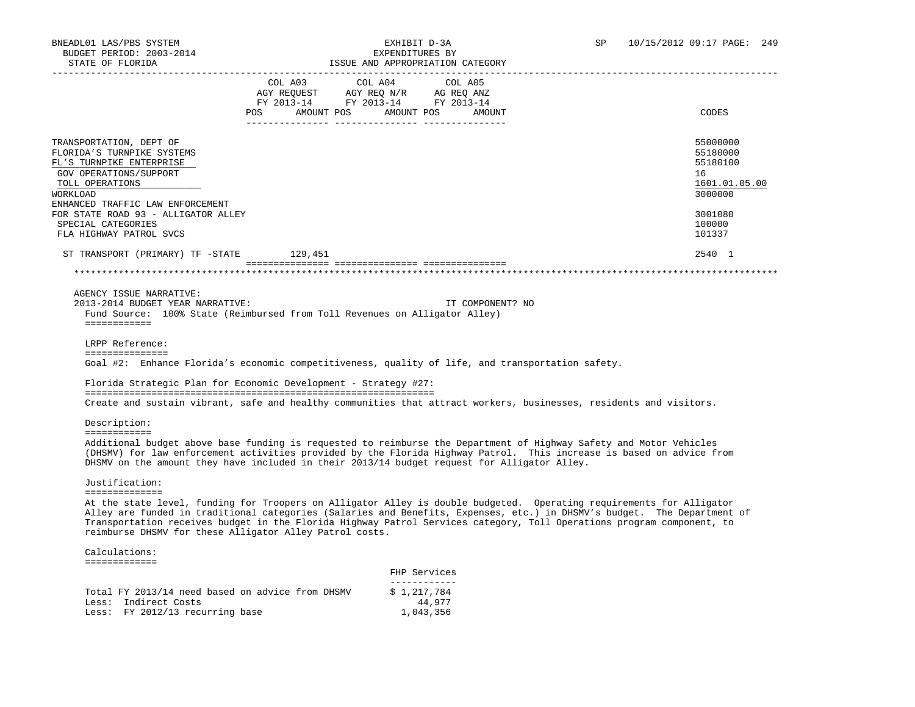BNEADL01 LAS/PBS SYSTEM
BUDGET PERIOD: 2003-2014
STATE OF FLORIDA

EXHIBIT D-3A
EXPENDITURES BY
ISSUE AND APPROPRIATION CATEGORY

SP 10/15/2012 09:17

| | COL A03 AGY REQUEST FY 2013-14 POS | AMOUNT | COL A04 AGY REQ N/R FY 2013-14 POS | AMOUNT | COL A05 AG REQ ANZ FY 2013-14 POS | AMOUNT | CODES |
|---|---|---|---|---|---|---|---|
| TRANSPORTATION, DEPT OF | | | | | | | 55000000 |
| FLORIDA'S TURNPIKE SYSTEMS | | | | | | | 55180000 |
| FL'S TURNPIKE ENTERPRISE | | | | | | | 55180100 |
| GOV OPERATIONS/SUPPORT | | | | | | | 16 |
| TOLL OPERATIONS | | | | | | | 1601.01.05.00 |
| WORKLOAD | | | | | | | 3000000 |
| ENHANCED TRAFFIC LAW ENFORCEMENT FOR STATE ROAD 93 - ALLIGATOR ALLEY | | | | | | | 3001080 |
| SPECIAL CATEGORIES | | | | | | | 100000 |
| FLA HIGHWAY PATROL SVCS | | | | | | | 101337 |
| ST TRANSPORT (PRIMARY) TF -STATE | | 129,451 | | | | | 2540 1 |

AGENCY ISSUE NARRATIVE:
2013-2014 BUDGET YEAR NARRATIVE: IT COMPONENT? NO

Fund Source: 100% State (Reimbursed from Toll Revenues on Alligator Alley)

LRPP Reference:

Goal #2: Enhance Florida's economic competitiveness, quality of life, and transportation safety.

Florida Strategic Plan for Economic Development - Strategy #27:

Create and sustain vibrant, safe and healthy communities that attract workers, businesses, residents and visitors.

Description:

Additional budget above base funding is requested to reimburse the Department of Highway Safety and Motor Vehicles (DHSMV) for law enforcement activities provided by the Florida Highway Patrol. This increase is based on advice from DHSMV on the amount they have included in their 2013/14 budget request for Alligator Alley.

Justification:

At the state level, funding for Troopers on Alligator Alley is double budgeted. Operating requirements for Alligator Alley are funded in traditional categories (Salaries and Benefits, Expenses, etc.) in DHSMV's budget. The Department of Transportation receives budget in the Florida Highway Patrol Services category, Toll Operations program component, to reimburse DHSMV for these Alligator Alley Patrol costs.

Calculations:

| | FHP Services |
|---|---|
| Total FY 2013/14 need based on advice from DHSMV | $ 1,217,784 |
| Less: Indirect Costs | 44,977 |
| Less: FY 2012/13 recurring base | 1,043,356 |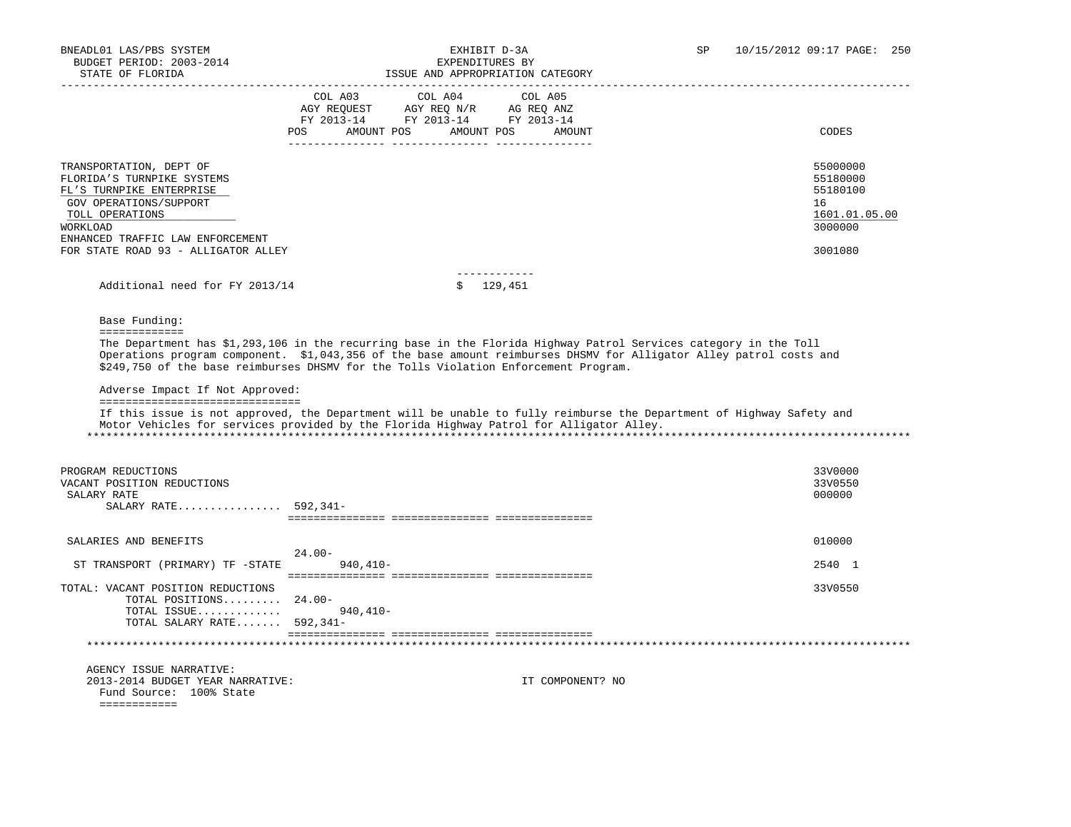BNEADL01 LAS/PBS SYSTEM
BUDGET PERIOD: 2003-2014
STATE OF FLORIDA

EXHIBIT D-3A
EXPENDITURES BY
ISSUE AND APPROPRIATION CATEGORY

SP 10/15/2012 09:17 PAGE: 250

| | COL A03 AGY REQUEST FY 2013-14 POS AMOUNT | COL A04 AGY REQ N/R FY 2013-14 POS AMOUNT | COL A05 AG REQ ANZ FY 2013-14 POS AMOUNT | CODES |
|---|---|---|---|---|
| TRANSPORTATION, DEPT OF | | | | 55000000 |
| FLORIDA'S TURNPIKE SYSTEMS | | | | 55180000 |
| FL'S TURNPIKE ENTERPRISE | | | | 55180100 |
| GOV OPERATIONS/SUPPORT | | | | 16 |
| TOLL OPERATIONS | | | | 1601.01.05.00 |
| WORKLOAD | | | | 3000000 |
| ENHANCED TRAFFIC LAW ENFORCEMENT FOR STATE ROAD 93 - ALLIGATOR ALLEY | | | | 3001080 |

Additional need for FY 2013/14 $ 129,451

Base Funding:
=============
The Department has $1,293,106 in the recurring base in the Florida Highway Patrol Services category in the Toll Operations program component. $1,043,356 of the base amount reimburses DHSMV for Alligator Alley patrol costs and $249,750 of the base reimburses DHSMV for the Tolls Violation Enforcement Program.

Adverse Impact If Not Approved:
===============================
If this issue is not approved, the Department will be unable to fully reimburse the Department of Highway Safety and Motor Vehicles for services provided by the Florida Highway Patrol for Alligator Alley.

| | COL A03 POS | COL A03 AMOUNT | COL A04 | COL A05 | CODES |
|---|---|---|---|---|---|
| PROGRAM REDUCTIONS | | | | | 33V0000 |
| VACANT POSITION REDUCTIONS | | | | | 33V0550 |
| SALARY RATE | | | | | 000000 |
| SALARY RATE................ | 592,341- | | | | |
| SALARIES AND BENEFITS | | | | | 010000 |
| ST TRANSPORT (PRIMARY) TF -STATE | 24.00- | 940,410- | | | 2540 1 |
| TOTAL: VACANT POSITION REDUCTIONS | | | | | 33V0550 |
| TOTAL POSITIONS......... | 24.00- | | | | |
| TOTAL ISSUE............. | | 940,410- | | | |
| TOTAL SALARY RATE....... | 592,341- | | | | |

AGENCY ISSUE NARRATIVE:
2013-2014 BUDGET YEAR NARRATIVE: IT COMPONENT? NO
Fund Source: 100% State
============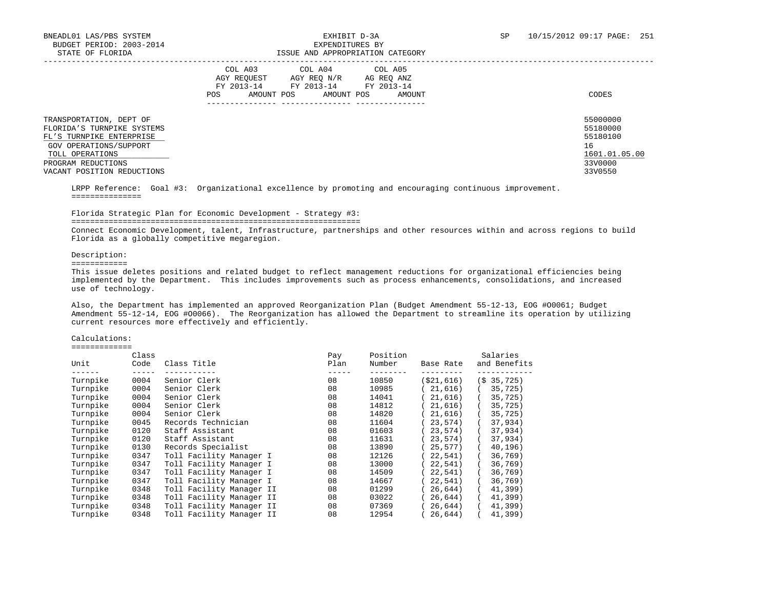BNEADL01 LAS/PBS SYSTEM
BUDGET PERIOD: 2003-2014
STATE OF FLORIDA

EXHIBIT D-3A
EXPENDITURES BY
ISSUE AND APPROPRIATION CATEGORY

SP 10/15/2012 09:17 PAGE: 251

| | COL A03 AGY REQUEST FY 2013-14 POS AMOUNT | COL A04 AGY REQ N/R FY 2013-14 POS AMOUNT | COL A05 AG REQ ANZ FY 2013-14 POS AMOUNT | CODES |
|---|---|---|---|---|
| TRANSPORTATION, DEPT OF | | | | 55000000 |
| FLORIDA'S TURNPIKE SYSTEMS | | | | 55180000 |
| FL'S TURNPIKE ENTERPRISE | | | | 55180100 |
| GOV OPERATIONS/SUPPORT | | | | 16 |
| TOLL OPERATIONS | | | | 1601.01.05.00 |
| PROGRAM REDUCTIONS | | | | 33V0000 |
| VACANT POSITION REDUCTIONS | | | | 33V0550 |

LRPP Reference: Goal #3: Organizational excellence by promoting and encouraging continuous improvement.

Florida Strategic Plan for Economic Development - Strategy #3:

Connect Economic Development, talent, Infrastructure, partnerships and other resources within and across regions to build Florida as a globally competitive megaregion.

Description:

This issue deletes positions and related budget to reflect management reductions for organizational efficiencies being implemented by the Department. This includes improvements such as process enhancements, consolidations, and increased use of technology.

Also, the Department has implemented an approved Reorganization Plan (Budget Amendment 55-12-13, EOG #O0061; Budget Amendment 55-12-14, EOG #O0066). The Reorganization has allowed the Department to streamline its operation by utilizing current resources more effectively and efficiently.

Calculations:

| Unit | Class Code | Class Title | Pay Plan | Position Number | Base Rate | Salaries and Benefits |
|---|---|---|---|---|---|---|
| Turnpike | 0004 | Senior Clerk | 08 | 10850 | ($21,616) | ($ 35,725) |
| Turnpike | 0004 | Senior Clerk | 08 | 10985 | ( 21,616) | ( 35,725) |
| Turnpike | 0004 | Senior Clerk | 08 | 14041 | ( 21,616) | ( 35,725) |
| Turnpike | 0004 | Senior Clerk | 08 | 14812 | ( 21,616) | ( 35,725) |
| Turnpike | 0004 | Senior Clerk | 08 | 14820 | ( 21,616) | ( 35,725) |
| Turnpike | 0045 | Records Technician | 08 | 11604 | ( 23,574) | ( 37,934) |
| Turnpike | 0120 | Staff Assistant | 08 | 01603 | ( 23,574) | ( 37,934) |
| Turnpike | 0120 | Staff Assistant | 08 | 11631 | ( 23,574) | ( 37,934) |
| Turnpike | 0130 | Records Specialist | 08 | 13890 | ( 25,577) | ( 40,196) |
| Turnpike | 0347 | Toll Facility Manager I | 08 | 12126 | ( 22,541) | ( 36,769) |
| Turnpike | 0347 | Toll Facility Manager I | 08 | 13000 | ( 22,541) | ( 36,769) |
| Turnpike | 0347 | Toll Facility Manager I | 08 | 14509 | ( 22,541) | ( 36,769) |
| Turnpike | 0347 | Toll Facility Manager I | 08 | 14667 | ( 22,541) | ( 36,769) |
| Turnpike | 0348 | Toll Facility Manager II | 08 | 01299 | ( 26,644) | ( 41,399) |
| Turnpike | 0348 | Toll Facility Manager II | 08 | 03022 | ( 26,644) | ( 41,399) |
| Turnpike | 0348 | Toll Facility Manager II | 08 | 07369 | ( 26,644) | ( 41,399) |
| Turnpike | 0348 | Toll Facility Manager II | 08 | 12954 | ( 26,644) | ( 41,399) |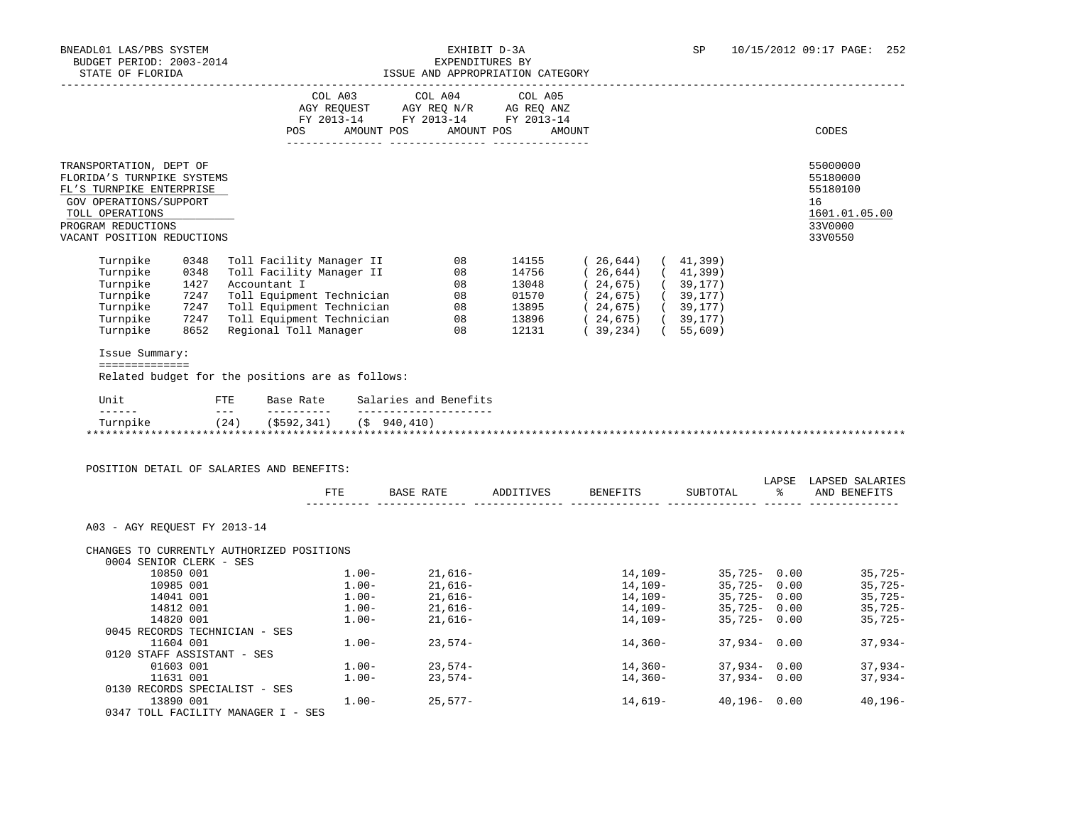BNEADL01 LAS/PBS SYSTEM　　EXHIBIT D-3A　　SP 10/15/2012 09:17 PAGE: 252
BUDGET PERIOD: 2003-2014　　EXPENDITURES BY
STATE OF FLORIDA　　ISSUE AND APPROPRIATION CATEGORY

| | COL A03 AGY REQUEST FY 2013-14 POS AMOUNT | COL A04 AGY REQ N/R FY 2013-14 POS AMOUNT | COL A05 AG REQ ANZ FY 2013-14 POS AMOUNT | CODES |
|---|---|---|---|---|
| TRANSPORTATION, DEPT OF | | | | 55000000 |
| FLORIDA'S TURNPIKE SYSTEMS | | | | 55180000 |
| FL'S TURNPIKE ENTERPRISE | | | | 55180100 |
| GOV OPERATIONS/SUPPORT | | | | 16 |
| TOLL OPERATIONS | | | | 1601.01.05.00 |
| PROGRAM REDUCTIONS | | | | 33V0000 |
| VACANT POSITION REDUCTIONS | | | | 33V0550 |

| | | | | | | |
|---|---|---|---|---|---|---|
| Turnpike | 0348 | Toll Facility Manager II | 08 | 14155 | ( 26,644) | ( 41,399) |
| Turnpike | 0348 | Toll Facility Manager II | 08 | 14756 | ( 26,644) | ( 41,399) |
| Turnpike | 1427 | Accountant I | 08 | 13048 | ( 24,675) | ( 39,177) |
| Turnpike | 7247 | Toll Equipment Technician | 08 | 01570 | ( 24,675) | ( 39,177) |
| Turnpike | 7247 | Toll Equipment Technician | 08 | 13895 | ( 24,675) | ( 39,177) |
| Turnpike | 7247 | Toll Equipment Technician | 08 | 13896 | ( 24,675) | ( 39,177) |
| Turnpike | 8652 | Regional Toll Manager | 08 | 12131 | ( 39,234) | ( 55,609) |

Issue Summary:

Related budget for the positions are as follows:

| Unit | FTE | Base Rate | Salaries and Benefits |
|---|---|---|---|
| Turnpike | (24) | ($592,341) | ($ 940,410) |

POSITION DETAIL OF SALARIES AND BENEFITS:

| | FTE | BASE RATE | ADDITIVES | BENEFITS | SUBTOTAL | LAPSE % | LAPSED SALARIES AND BENEFITS |
|---|---|---|---|---|---|---|---|
| A03 - AGY REQUEST FY 2013-14 | | | | | | | |
| CHANGES TO CURRENTLY AUTHORIZED POSITIONS | | | | | | | |
| 0004 SENIOR CLERK - SES | | | | | | | |
| 10850 001 | 1.00- | 21,616- | | 14,109- | 35,725- | 0.00 | 35,725- |
| 10985 001 | 1.00- | 21,616- | | 14,109- | 35,725- | 0.00 | 35,725- |
| 14041 001 | 1.00- | 21,616- | | 14,109- | 35,725- | 0.00 | 35,725- |
| 14812 001 | 1.00- | 21,616- | | 14,109- | 35,725- | 0.00 | 35,725- |
| 14820 001 | 1.00- | 21,616- | | 14,109- | 35,725- | 0.00 | 35,725- |
| 0045 RECORDS TECHNICIAN - SES | | | | | | | |
| 11604 001 | 1.00- | 23,574- | | 14,360- | 37,934- | 0.00 | 37,934- |
| 0120 STAFF ASSISTANT - SES | | | | | | | |
| 01603 001 | 1.00- | 23,574- | | 14,360- | 37,934- | 0.00 | 37,934- |
| 11631 001 | 1.00- | 23,574- | | 14,360- | 37,934- | 0.00 | 37,934- |
| 0130 RECORDS SPECIALIST - SES | | | | | | | |
| 13890 001 | 1.00- | 25,577- | | 14,619- | 40,196- | 0.00 | 40,196- |
| 0347 TOLL FACILITY MANAGER I - SES | | | | | | | |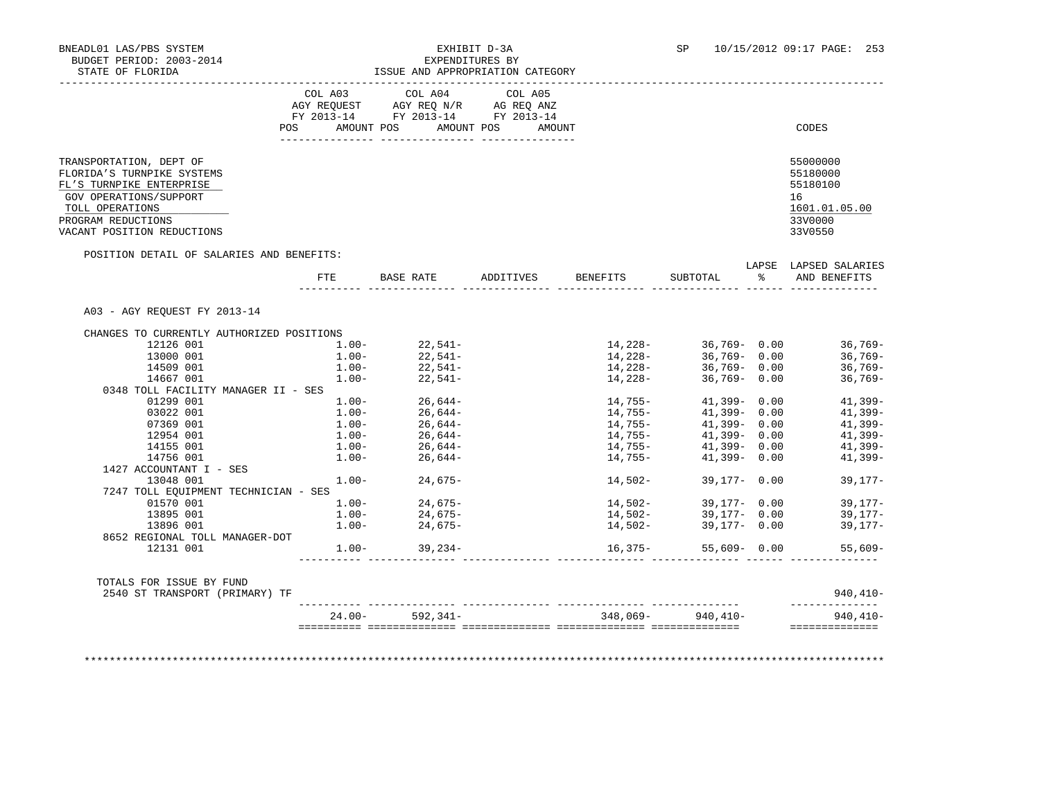BNEADL01 LAS/PBS SYSTEM
BUDGET PERIOD: 2003-2014
STATE OF FLORIDA

EXHIBIT D-3A
EXPENDITURES BY
ISSUE AND APPROPRIATION CATEGORY

SP 10/15/2012 09:17

| | COL A03 AGY REQUEST FY 2013-14 POS AMOUNT | COL A04 AGY REQ N/R FY 2013-14 POS AMOUNT | COL A05 AG REQ ANZ FY 2013-14 POS AMOUNT | CODES |
|---|---|---|---|---|
| TRANSPORTATION, DEPT OF | | | | 55000000 |
| FLORIDA'S TURNPIKE SYSTEMS | | | | 55180000 |
| FL'S TURNPIKE ENTERPRISE | | | | 55180100 |
| GOV OPERATIONS/SUPPORT | | | | 16 |
| TOLL OPERATIONS | | | | 1601.01.05.00 |
| PROGRAM REDUCTIONS | | | | 33V0000 |
| VACANT POSITION REDUCTIONS | | | | 33V0550 |

POSITION DETAIL OF SALARIES AND BENEFITS:

A03 - AGY REQUEST FY 2013-14

| | FTE | BASE RATE | ADDITIVES | BENEFITS | SUBTOTAL | LAPSE % | LAPSED SALARIES AND BENEFITS |
|---|---|---|---|---|---|---|---|
| CHANGES TO CURRENTLY AUTHORIZED POSITIONS | | | | | | | |
| 12126 001 | 1.00- | 22,541- | | 14,228- | 36,769- | 0.00 | 36,769- |
| 13000 001 | 1.00- | 22,541- | | 14,228- | 36,769- | 0.00 | 36,769- |
| 14509 001 | 1.00- | 22,541- | | 14,228- | 36,769- | 0.00 | 36,769- |
| 14667 001 | 1.00- | 22,541- | | 14,228- | 36,769- | 0.00 | 36,769- |
| 0348 TOLL FACILITY MANAGER II - SES | | | | | | | |
| 01299 001 | 1.00- | 26,644- | | 14,755- | 41,399- | 0.00 | 41,399- |
| 03022 001 | 1.00- | 26,644- | | 14,755- | 41,399- | 0.00 | 41,399- |
| 07369 001 | 1.00- | 26,644- | | 14,755- | 41,399- | 0.00 | 41,399- |
| 12954 001 | 1.00- | 26,644- | | 14,755- | 41,399- | 0.00 | 41,399- |
| 14155 001 | 1.00- | 26,644- | | 14,755- | 41,399- | 0.00 | 41,399- |
| 14756 001 | 1.00- | 26,644- | | 14,755- | 41,399- | 0.00 | 41,399- |
| 1427 ACCOUNTANT I - SES | | | | | | | |
| 13048 001 | 1.00- | 24,675- | | 14,502- | 39,177- | 0.00 | 39,177- |
| 7247 TOLL EQUIPMENT TECHNICIAN - SES | | | | | | | |
| 01570 001 | 1.00- | 24,675- | | 14,502- | 39,177- | 0.00 | 39,177- |
| 13895 001 | 1.00- | 24,675- | | 14,502- | 39,177- | 0.00 | 39,177- |
| 13896 001 | 1.00- | 24,675- | | 14,502- | 39,177- | 0.00 | 39,177- |
| 8652 REGIONAL TOLL MANAGER-DOT | | | | | | | |
| 12131 001 | 1.00- | 39,234- | | 16,375- | 55,609- | 0.00 | 55,609- |
| TOTALS FOR ISSUE BY FUND | | | | | | | |
| 2540 ST TRANSPORT (PRIMARY) TF | | | | | | | 940,410- |
| | 24.00- | 592,341- | | 348,069- | 940,410- | | 940,410- |

************************************************************************************************************************************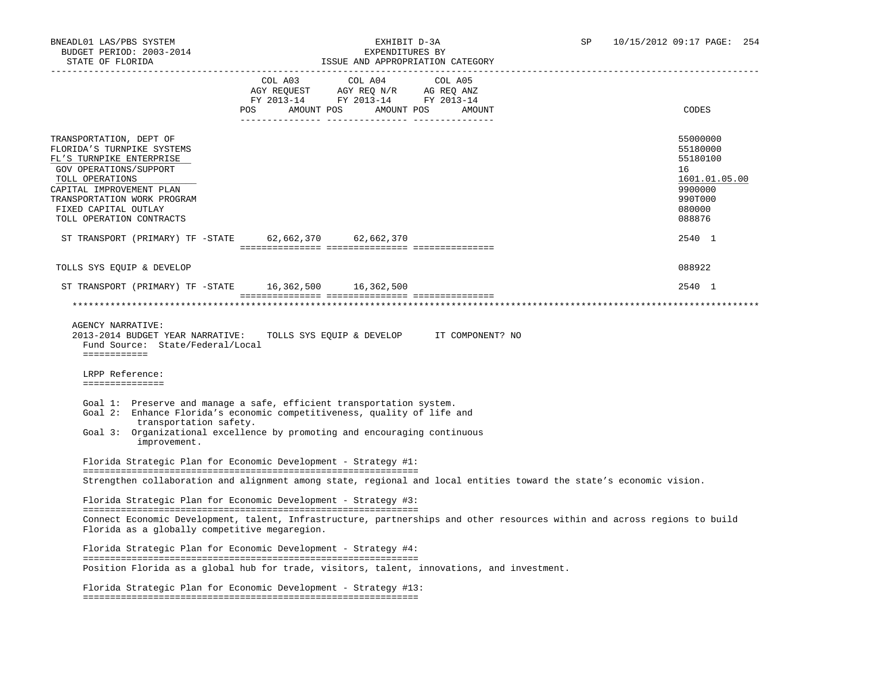BNEADL01 LAS/PBS SYSTEM — EXHIBIT D-3A — SP 10/15/2012 09:17

BUDGET PERIOD: 2003-2014 — EXPENDITURES BY

STATE OF FLORIDA — ISSUE AND APPROPRIATION CATEGORY

| | COL A03 AGY REQUEST FY 2013-14 POS AMOUNT | COL A04 AGY REQ N/R FY 2013-14 POS AMOUNT | COL A05 AG REQ ANZ FY 2013-14 POS AMOUNT | CODES |
|---|---|---|---|---|
| TRANSPORTATION, DEPT OF | | | | 55000000 |
| FLORIDA'S TURNPIKE SYSTEMS | | | | 55180000 |
| FL'S TURNPIKE ENTERPRISE | | | | 55180100 |
| GOV OPERATIONS/SUPPORT | | | | 16 |
| TOLL OPERATIONS | | | | 1601.01.05.00 |
| CAPITAL IMPROVEMENT PLAN | | | | 9900000 |
| TRANSPORTATION WORK PROGRAM | | | | 990T000 |
| FIXED CAPITAL OUTLAY | | | | 080000 |
| TOLL OPERATION CONTRACTS | | | | 088876 |
| ST TRANSPORT (PRIMARY) TF -STATE | 62,662,370 | 62,662,370 | | 2540 1 |
| TOLLS SYS EQUIP & DEVELOP | | | | 088922 |
| ST TRANSPORT (PRIMARY) TF -STATE | 16,362,500 | 16,362,500 | | 2540 1 |

AGENCY NARRATIVE:

2013-2014 BUDGET YEAR NARRATIVE: TOLLS SYS EQUIP & DEVELOP IT COMPONENT? NO

Fund Source: State/Federal/Local

LRPP Reference:

Goal 1: Preserve and manage a safe, efficient transportation system.

Goal 2: Enhance Florida's economic competitiveness, quality of life and transportation safety.

Goal 3: Organizational excellence by promoting and encouraging continuous improvement.

Florida Strategic Plan for Economic Development - Strategy #1:

Strengthen collaboration and alignment among state, regional and local entities toward the state's economic vision.

Florida Strategic Plan for Economic Development - Strategy #3:

Connect Economic Development, talent, Infrastructure, partnerships and other resources within and across regions to build Florida as a globally competitive megaregion.

Florida Strategic Plan for Economic Development - Strategy #4:

Position Florida as a global hub for trade, visitors, talent, innovations, and investment.

Florida Strategic Plan for Economic Development - Strategy #13: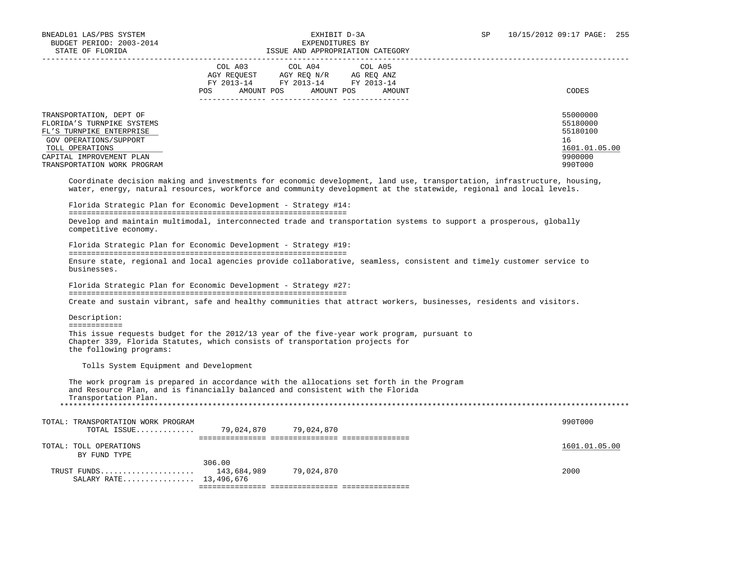BNEADL01 LAS/PBS SYSTEM — EXHIBIT D-3A — EXPENDITURES BY ISSUE AND APPROPRIATION CATEGORY

BUDGET PERIOD: 2003-2014

STATE OF FLORIDA

| | COL A03 AGY REQUEST FY 2013-14 POS AMOUNT | COL A04 AGY REQ N/R FY 2013-14 POS AMOUNT | COL A05 AG REQ ANZ FY 2013-14 POS AMOUNT | CODES |
|---|---|---|---|---|
| TRANSPORTATION, DEPT OF | | | | 55000000 |
| FLORIDA'S TURNPIKE SYSTEMS | | | | 55180000 |
| FL'S TURNPIKE ENTERPRISE | | | | 55180100 |
| GOV OPERATIONS/SUPPORT | | | | 16 |
| TOLL OPERATIONS | | | | 1601.01.05.00 |
| CAPITAL IMPROVEMENT PLAN | | | | 9900000 |
| TRANSPORTATION WORK PROGRAM | | | | 990T000 |

Coordinate decision making and investments for economic development, land use, transportation, infrastructure, housing, water, energy, natural resources, workforce and community development at the statewide, regional and local levels.

Florida Strategic Plan for Economic Development - Strategy #14:

Develop and maintain multimodal, interconnected trade and transportation systems to support a prosperous, globally competitive economy.

Florida Strategic Plan for Economic Development - Strategy #19:

Ensure state, regional and local agencies provide collaborative, seamless, consistent and timely customer service to businesses.

Florida Strategic Plan for Economic Development - Strategy #27:

Create and sustain vibrant, safe and healthy communities that attract workers, businesses, residents and visitors.

Description:

This issue requests budget for the 2012/13 year of the five-year work program, pursuant to Chapter 339, Florida Statutes, which consists of transportation projects for the following programs:

Tolls System Equipment and Development

The work program is prepared in accordance with the allocations set forth in the Program and Resource Plan, and is financially balanced and consistent with the Florida Transportation Plan.

| | COL A03 POS | COL A03 AMOUNT | COL A04 AMOUNT | COL A05 AMOUNT | CODES |
|---|---|---|---|---|---|
| TOTAL: TRANSPORTATION WORK PROGRAM | | | | | 990T000 |
| TOTAL ISSUE............. | | 79,024,870 | 79,024,870 | | |
| TOTAL: TOLL OPERATIONS | | | | | 1601.01.05.00 |
| BY FUND TYPE | | | | | |
| | 306.00 | | | | |
| TRUST FUNDS..................... | | 143,684,989 | 79,024,870 | | 2000 |
| SALARY RATE................ | 13,496,676 | | | | |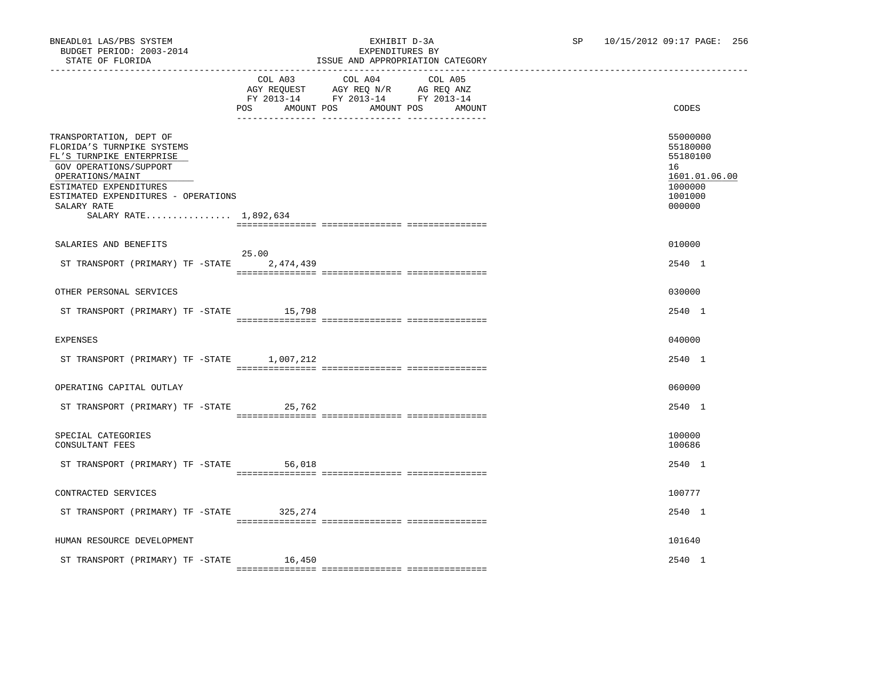BNEADL01 LAS/PBS SYSTEM
BUDGET PERIOD: 2003-2014
STATE OF FLORIDA

EXHIBIT D-3A
EXPENDITURES BY
ISSUE AND APPROPRIATION CATEGORY

SP 10/15/2012 09:17 PAGE: 256

| | COL A03 AGY REQUEST FY 2013-14 POS | AMOUNT | COL A04 AGY REQ N/R FY 2013-14 POS | AMOUNT | COL A05 AG REQ ANZ FY 2013-14 POS | AMOUNT | CODES |
|---|---|---|---|---|---|---|---|
| TRANSPORTATION, DEPT OF | | | | | | | 55000000 |
| FLORIDA'S TURNPIKE SYSTEMS | | | | | | | 55180000 |
| FL'S TURNPIKE ENTERPRISE | | | | | | | 55180100 |
| GOV OPERATIONS/SUPPORT | | | | | | | 16 |
| OPERATIONS/MAINT | | | | | | | 1601.01.06.00 |
| ESTIMATED EXPENDITURES | | | | | | | 1000000 |
| ESTIMATED EXPENDITURES - OPERATIONS | | | | | | | 1001000 |
| SALARY RATE | | | | | | | 000000 |
| SALARY RATE................ 1,892,634 | | | | | | | |
| SALARIES AND BENEFITS | | | | | | | 010000 |
| ST TRANSPORT (PRIMARY) TF -STATE | 25.00 | 2,474,439 | | | | | 2540 1 |
| OTHER PERSONAL SERVICES | | | | | | | 030000 |
| ST TRANSPORT (PRIMARY) TF -STATE | | 15,798 | | | | | 2540 1 |
| EXPENSES | | | | | | | 040000 |
| ST TRANSPORT (PRIMARY) TF -STATE | | 1,007,212 | | | | | 2540 1 |
| OPERATING CAPITAL OUTLAY | | | | | | | 060000 |
| ST TRANSPORT (PRIMARY) TF -STATE | | 25,762 | | | | | 2540 1 |
| SPECIAL CATEGORIES | | | | | | | 100000 |
| CONSULTANT FEES | | | | | | | 100686 |
| ST TRANSPORT (PRIMARY) TF -STATE | | 56,018 | | | | | 2540 1 |
| CONTRACTED SERVICES | | | | | | | 100777 |
| ST TRANSPORT (PRIMARY) TF -STATE | | 325,274 | | | | | 2540 1 |
| HUMAN RESOURCE DEVELOPMENT | | | | | | | 101640 |
| ST TRANSPORT (PRIMARY) TF -STATE | | 16,450 | | | | | 2540 1 |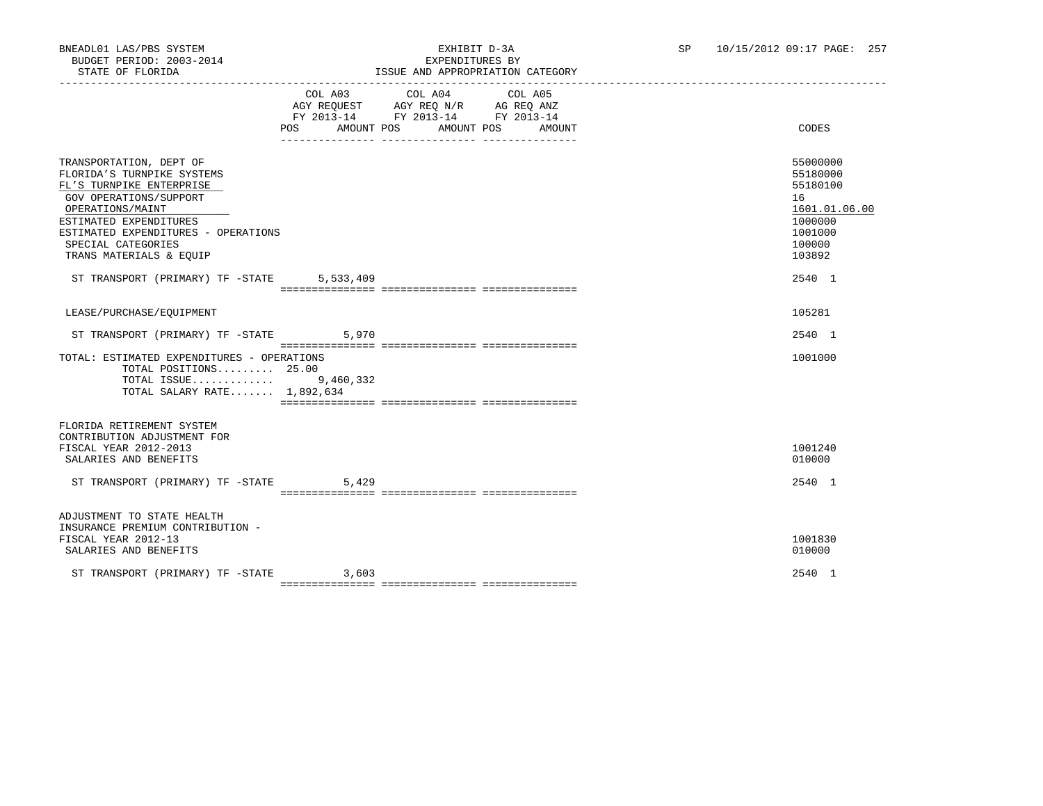BNEADL01 LAS/PBS SYSTEM
BUDGET PERIOD: 2003-2014
STATE OF FLORIDA

EXHIBIT D-3A
EXPENDITURES BY
ISSUE AND APPROPRIATION CATEGORY

| | COL A03 AGY REQUEST FY 2013-14 POS AMOUNT | COL A04 AGY REQ N/R FY 2013-14 POS AMOUNT | COL A05 AG REQ ANZ FY 2013-14 POS AMOUNT | CODES |
|---|---|---|---|---|
| TRANSPORTATION, DEPT OF | | | | 55000000 |
| FLORIDA'S TURNPIKE SYSTEMS | | | | 55180000 |
| FL'S TURNPIKE ENTERPRISE | | | | 55180100 |
| GOV OPERATIONS/SUPPORT | | | | 16 |
| OPERATIONS/MAINT | | | | 1601.01.06.00 |
| ESTIMATED EXPENDITURES | | | | 1000000 |
| ESTIMATED EXPENDITURES - OPERATIONS | | | | 1001000 |
| SPECIAL CATEGORIES | | | | 100000 |
| TRANS MATERIALS & EQUIP | | | | 103892 |
| ST TRANSPORT (PRIMARY) TF -STATE | 5,533,409 | | | 2540 1 |
| LEASE/PURCHASE/EQUIPMENT | | | | 105281 |
| ST TRANSPORT (PRIMARY) TF -STATE | 5,970 | | | 2540 1 |
| TOTAL: ESTIMATED EXPENDITURES - OPERATIONS | | | | 1001000 |
| TOTAL POSITIONS......... 25.00 | | | | |
| TOTAL ISSUE............. | 9,460,332 | | | |
| TOTAL SALARY RATE....... 1,892,634 | | | | |
| FLORIDA RETIREMENT SYSTEM CONTRIBUTION ADJUSTMENT FOR FISCAL YEAR 2012-2013 | | | | 1001240 |
| SALARIES AND BENEFITS | | | | 010000 |
| ST TRANSPORT (PRIMARY) TF -STATE | 5,429 | | | 2540 1 |
| ADJUSTMENT TO STATE HEALTH INSURANCE PREMIUM CONTRIBUTION - FISCAL YEAR 2012-13 | | | | 1001830 |
| SALARIES AND BENEFITS | | | | 010000 |
| ST TRANSPORT (PRIMARY) TF -STATE | 3,603 | | | 2540 1 |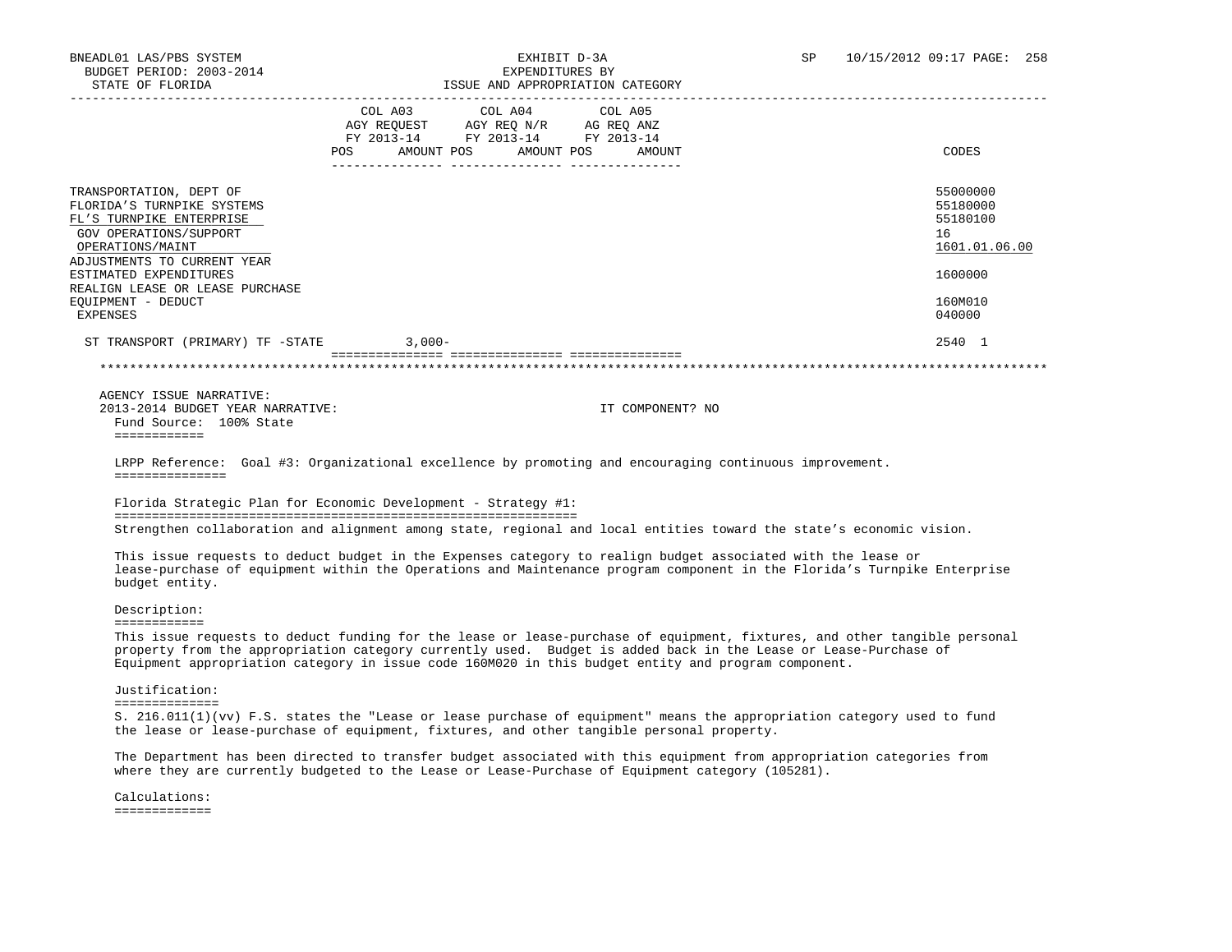BNEADL01 LAS/PBS SYSTEM — EXHIBIT D-3A — EXPENDITURES BY ISSUE AND APPROPRIATION CATEGORY
BUDGET PERIOD: 2003-2014 — STATE OF FLORIDA — SP 10/15/2012 09:17

| | COL A03 AGY REQUEST FY 2013-14 POS | AMOUNT | COL A04 AGY REQ N/R FY 2013-14 POS | AMOUNT | COL A05 AG REQ ANZ FY 2013-14 POS | AMOUNT | CODES |
|---|---|---|---|---|---|---|---|
| TRANSPORTATION, DEPT OF | | | | | | | 55000000 |
| FLORIDA'S TURNPIKE SYSTEMS | | | | | | | 55180000 |
| FL'S TURNPIKE ENTERPRISE | | | | | | | 55180100 |
| GOV OPERATIONS/SUPPORT | | | | | | | 16 |
| OPERATIONS/MAINT | | | | | | | 1601.01.06.00 |
| ADJUSTMENTS TO CURRENT YEAR ESTIMATED EXPENDITURES | | | | | | | 1600000 |
| REALIGN LEASE OR LEASE PURCHASE EQUIPMENT - DEDUCT | | | | | | | 160M010 |
| EXPENSES | | | | | | | 040000 |
| ST TRANSPORT (PRIMARY) TF -STATE | | 3,000- | | | | | 2540 1 |

AGENCY ISSUE NARRATIVE:

2013-2014 BUDGET YEAR NARRATIVE: IT COMPONENT? NO

Fund Source: 100% State

LRPP Reference: Goal #3: Organizational excellence by promoting and encouraging continuous improvement.

Florida Strategic Plan for Economic Development - Strategy #1:

Strengthen collaboration and alignment among state, regional and local entities toward the state's economic vision.

This issue requests to deduct budget in the Expenses category to realign budget associated with the lease or lease-purchase of equipment within the Operations and Maintenance program component in the Florida's Turnpike Enterprise budget entity.

Description:

This issue requests to deduct funding for the lease or lease-purchase of equipment, fixtures, and other tangible personal property from the appropriation category currently used. Budget is added back in the Lease or Lease-Purchase of Equipment appropriation category in issue code 160M020 in this budget entity and program component.

Justification:

S. 216.011(1)(vv) F.S. states the "Lease or lease purchase of equipment" means the appropriation category used to fund the lease or lease-purchase of equipment, fixtures, and other tangible personal property.

The Department has been directed to transfer budget associated with this equipment from appropriation categories from where they are currently budgeted to the Lease or Lease-Purchase of Equipment category (105281).

Calculations: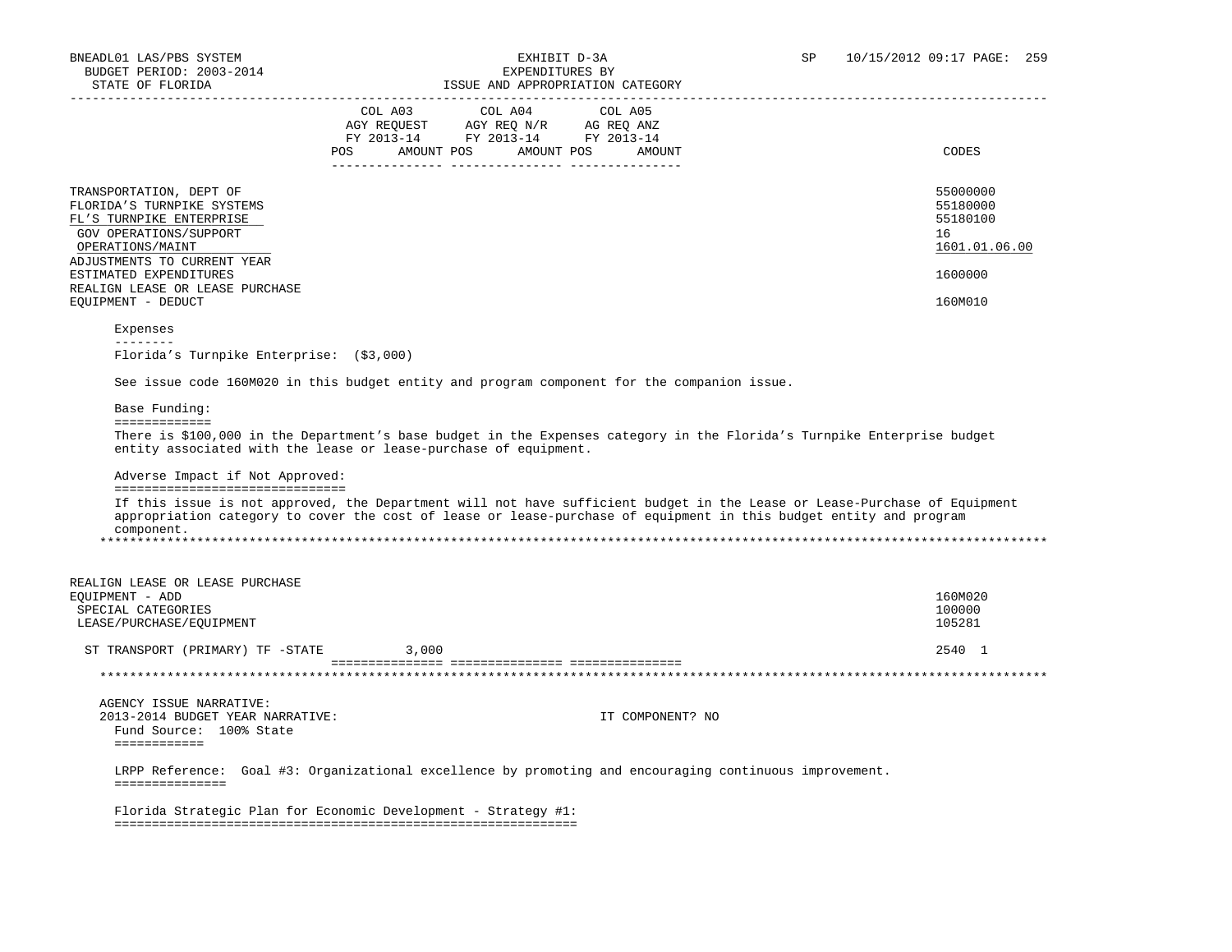| | COL A03 AGY REQUEST FY 2013-14 | | COL A04 AGY REQ N/R FY 2013-14 | | COL A05 AG REQ ANZ FY 2013-14 | | CODES |
|---|---|---|---|---|---|---|---|
| | POS | AMOUNT | POS | AMOUNT | POS | AMOUNT | |
| TRANSPORTATION, DEPT OF | | | | | | | 55000000 |
| FLORIDA'S TURNPIKE SYSTEMS | | | | | | | 55180000 |
| FL'S TURNPIKE ENTERPRISE | | | | | | | 55180100 |
| GOV OPERATIONS/SUPPORT | | | | | | | 16 |
| OPERATIONS/MAINT | | | | | | | 1601.01.06.00 |
| ADJUSTMENTS TO CURRENT YEAR ESTIMATED EXPENDITURES | | | | | | | 1600000 |
| REALIGN LEASE OR LEASE PURCHASE EQUIPMENT - DEDUCT | | | | | | | 160M010 |

Expenses
--------
Florida's Turnpike Enterprise: ($3,000)

See issue code 160M020 in this budget entity and program component for the companion issue.

Base Funding:
=============
There is $100,000 in the Department's base budget in the Expenses category in the Florida's Turnpike Enterprise budget entity associated with the lease or lease-purchase of equipment.

Adverse Impact if Not Approved:
===============================
If this issue is not approved, the Department will not have sufficient budget in the Lease or Lease-Purchase of Equipment appropriation category to cover the cost of lease or lease-purchase of equipment in this budget entity and program component.

*******************************************************************************************************************************

| | COL A03 POS | COL A03 AMOUNT | COL A04 POS | COL A04 AMOUNT | COL A05 POS | COL A05 AMOUNT | CODES |
|---|---|---|---|---|---|---|---|
| REALIGN LEASE OR LEASE PURCHASE EQUIPMENT - ADD | | | | | | | 160M020 |
| SPECIAL CATEGORIES | | | | | | | 100000 |
| LEASE/PURCHASE/EQUIPMENT | | | | | | | 105281 |
| ST TRANSPORT (PRIMARY) TF -STATE | | 3,000 | | | | | 2540 1 |

*******************************************************************************************************************************

AGENCY ISSUE NARRATIVE:
2013-2014 BUDGET YEAR NARRATIVE: IT COMPONENT? NO

Fund Source: 100% State
============

LRPP Reference: Goal #3: Organizational excellence by promoting and encouraging continuous improvement.
===============

Florida Strategic Plan for Economic Development - Strategy #1:
==============================================================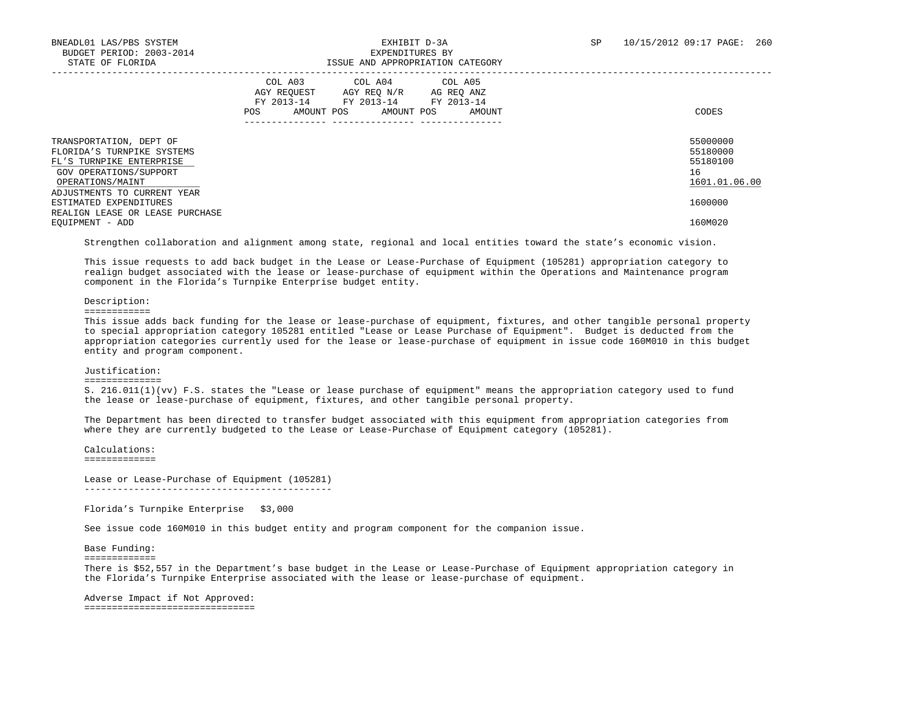| | COL A03 AGY REQUEST FY 2013-14 | | COL A04 AGY REQ N/R FY 2013-14 | | COL A05 AG REQ ANZ FY 2013-14 | | |
|---|---|---|---|---|---|---|---|
| | POS | AMOUNT | POS | AMOUNT | POS | AMOUNT | CODES |
| TRANSPORTATION, DEPT OF | | | | | | | 55000000 |
| FLORIDA'S TURNPIKE SYSTEMS | | | | | | | 55180000 |
| FL'S TURNPIKE ENTERPRISE | | | | | | | 55180100 |
| GOV OPERATIONS/SUPPORT | | | | | | | 16 |
| OPERATIONS/MAINT | | | | | | | 1601.01.06.00 |
| ADJUSTMENTS TO CURRENT YEAR ESTIMATED EXPENDITURES | | | | | | | 1600000 |
| REALIGN LEASE OR LEASE PURCHASE EQUIPMENT - ADD | | | | | | | 160M020 |

Strengthen collaboration and alignment among state, regional and local entities toward the state's economic vision.

This issue requests to add back budget in the Lease or Lease-Purchase of Equipment (105281) appropriation category to realign budget associated with the lease or lease-purchase of equipment within the Operations and Maintenance program component in the Florida's Turnpike Enterprise budget entity.

Description:

This issue adds back funding for the lease or lease-purchase of equipment, fixtures, and other tangible personal property to special appropriation category 105281 entitled "Lease or Lease Purchase of Equipment". Budget is deducted from the appropriation categories currently used for the lease or lease-purchase of equipment in issue code 160M010 in this budget entity and program component.

Justification:

S. 216.011(1)(vv) F.S. states the "Lease or lease purchase of equipment" means the appropriation category used to fund the lease or lease-purchase of equipment, fixtures, and other tangible personal property.

The Department has been directed to transfer budget associated with this equipment from appropriation categories from where they are currently budgeted to the Lease or Lease-Purchase of Equipment category (105281).

Calculations:

Lease or Lease-Purchase of Equipment (105281)

Florida's Turnpike Enterprise $3,000

See issue code 160M010 in this budget entity and program component for the companion issue.

Base Funding:

There is $52,557 in the Department's base budget in the Lease or Lease-Purchase of Equipment appropriation category in the Florida's Turnpike Enterprise associated with the lease or lease-purchase of equipment.

Adverse Impact if Not Approved: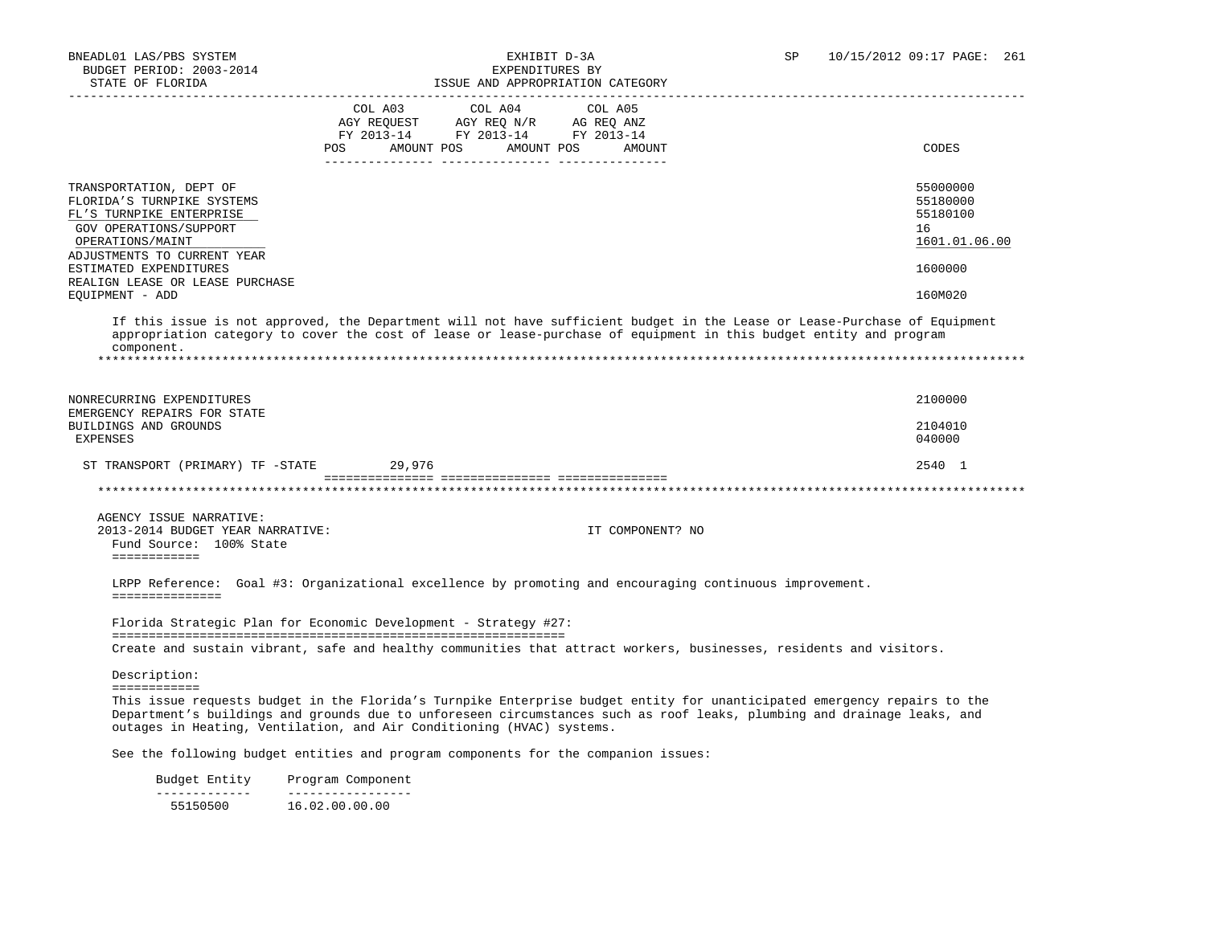BNEADL01 LAS/PBS SYSTEM
BUDGET PERIOD: 2003-2014
STATE OF FLORIDA

EXHIBIT D-3A
EXPENDITURES BY
ISSUE AND APPROPRIATION CATEGORY

SP 10/15/2012 09:17 PAGE: 261

| | COL A03 AGY REQUEST FY 2013-14 POS AMOUNT | COL A04 AGY REQ N/R FY 2013-14 POS AMOUNT | COL A05 AG REQ ANZ FY 2013-14 POS AMOUNT | CODES |
|---|---|---|---|---|
| TRANSPORTATION, DEPT OF | | | | 55000000 |
| FLORIDA'S TURNPIKE SYSTEMS | | | | 55180000 |
| FL'S TURNPIKE ENTERPRISE | | | | 55180100 |
| GOV OPERATIONS/SUPPORT | | | | 16 |
| OPERATIONS/MAINT | | | | 1601.01.06.00 |
| ADJUSTMENTS TO CURRENT YEAR ESTIMATED EXPENDITURES | | | | 1600000 |
| REALIGN LEASE OR LEASE PURCHASE EQUIPMENT - ADD | | | | 160M020 |

If this issue is not approved, the Department will not have sufficient budget in the Lease or Lease-Purchase of Equipment appropriation category to cover the cost of lease or lease-purchase of equipment in this budget entity and program component.

*******************************************************************************************************************************

| | COL A03 | COL A04 | COL A05 | CODES |
|---|---|---|---|---|
| NONRECURRING EXPENDITURES | | | | 2100000 |
| EMERGENCY REPAIRS FOR STATE BUILDINGS AND GROUNDS | | | | 2104010 |
| EXPENSES | | | | 040000 |
| ST TRANSPORT (PRIMARY) TF -STATE | 29,976 | | | 2540 1 |

*******************************************************************************************************************************

AGENCY ISSUE NARRATIVE:
2013-2014 BUDGET YEAR NARRATIVE: IT COMPONENT? NO

Fund Source: 100% State

LRPP Reference: Goal #3: Organizational excellence by promoting and encouraging continuous improvement.

Florida Strategic Plan for Economic Development - Strategy #27:

Create and sustain vibrant, safe and healthy communities that attract workers, businesses, residents and visitors.

Description:

This issue requests budget in the Florida's Turnpike Enterprise budget entity for unanticipated emergency repairs to the Department's buildings and grounds due to unforeseen circumstances such as roof leaks, plumbing and drainage leaks, and outages in Heating, Ventilation, and Air Conditioning (HVAC) systems.

See the following budget entities and program components for the companion issues:

| Budget Entity | Program Component |
|---|---|
| 55150500 | 16.02.00.00.00 |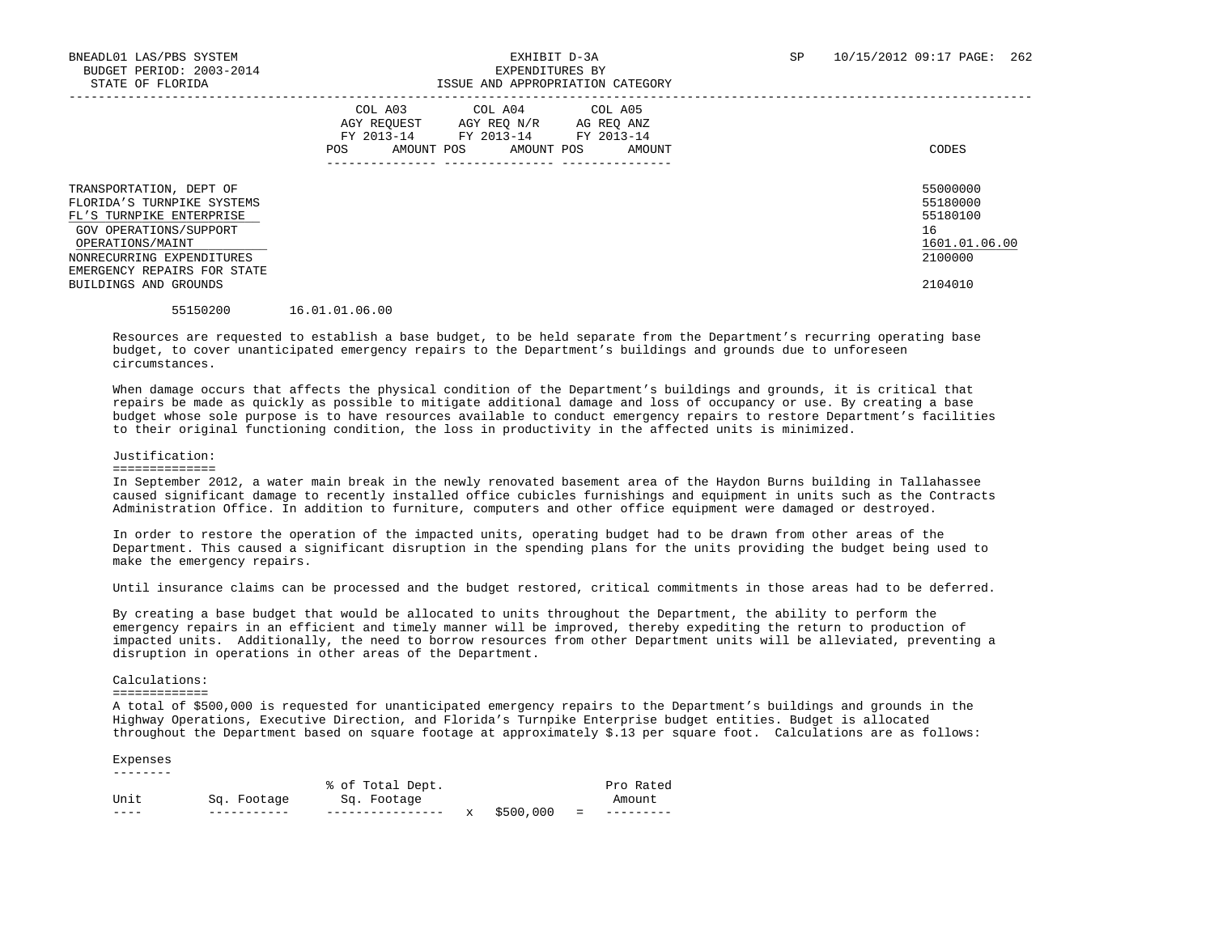BNEADL01 LAS/PBS SYSTEM
BUDGET PERIOD: 2003-2014
STATE OF FLORIDA

EXHIBIT D-3A
EXPENDITURES BY
ISSUE AND APPROPRIATION CATEGORY

SP 10/15/2012 09:17

| | COL A03 AGY REQUEST FY 2013-14 POS AMOUNT | COL A04 AGY REQ N/R FY 2013-14 POS AMOUNT | COL A05 AG REQ ANZ FY 2013-14 POS AMOUNT | CODES |
|---|---|---|---|---|
| TRANSPORTATION, DEPT OF | | | | 55000000 |
| FLORIDA'S TURNPIKE SYSTEMS | | | | 55180000 |
| FL'S TURNPIKE ENTERPRISE | | | | 55180100 |
| GOV OPERATIONS/SUPPORT | | | | 16 |
| OPERATIONS/MAINT | | | | 1601.01.06.00 |
| NONRECURRING EXPENDITURES | | | | 2100000 |
| EMERGENCY REPAIRS FOR STATE BUILDINGS AND GROUNDS | | | | 2104010 |

55150200 16.01.01.06.00

Resources are requested to establish a base budget, to be held separate from the Department's recurring operating base budget, to cover unanticipated emergency repairs to the Department's buildings and grounds due to unforeseen circumstances.

When damage occurs that affects the physical condition of the Department's buildings and grounds, it is critical that repairs be made as quickly as possible to mitigate additional damage and loss of occupancy or use. By creating a base budget whose sole purpose is to have resources available to conduct emergency repairs to restore Department's facilities to their original functioning condition, the loss in productivity in the affected units is minimized.

Justification:
==============

In September 2012, a water main break in the newly renovated basement area of the Haydon Burns building in Tallahassee caused significant damage to recently installed office cubicles furnishings and equipment in units such as the Contracts Administration Office. In addition to furniture, computers and other office equipment were damaged or destroyed.

In order to restore the operation of the impacted units, operating budget had to be drawn from other areas of the Department. This caused a significant disruption in the spending plans for the units providing the budget being used to make the emergency repairs.

Until insurance claims can be processed and the budget restored, critical commitments in those areas had to be deferred.

By creating a base budget that would be allocated to units throughout the Department, the ability to perform the emergency repairs in an efficient and timely manner will be improved, thereby expediting the return to production of impacted units. Additionally, the need to borrow resources from other Department units will be alleviated, preventing a disruption in operations in other areas of the Department.

Calculations:
=============

A total of $500,000 is requested for unanticipated emergency repairs to the Department's buildings and grounds in the Highway Operations, Executive Direction, and Florida's Turnpike Enterprise budget entities. Budget is allocated throughout the Department based on square footage at approximately $.13 per square foot. Calculations are as follows:

Expenses
--------

| Unit | Sq. Footage | % of Total Dept. Sq. Footage | x | $500,000 | = | Pro Rated Amount |
|---|---|---|---|---|---|---|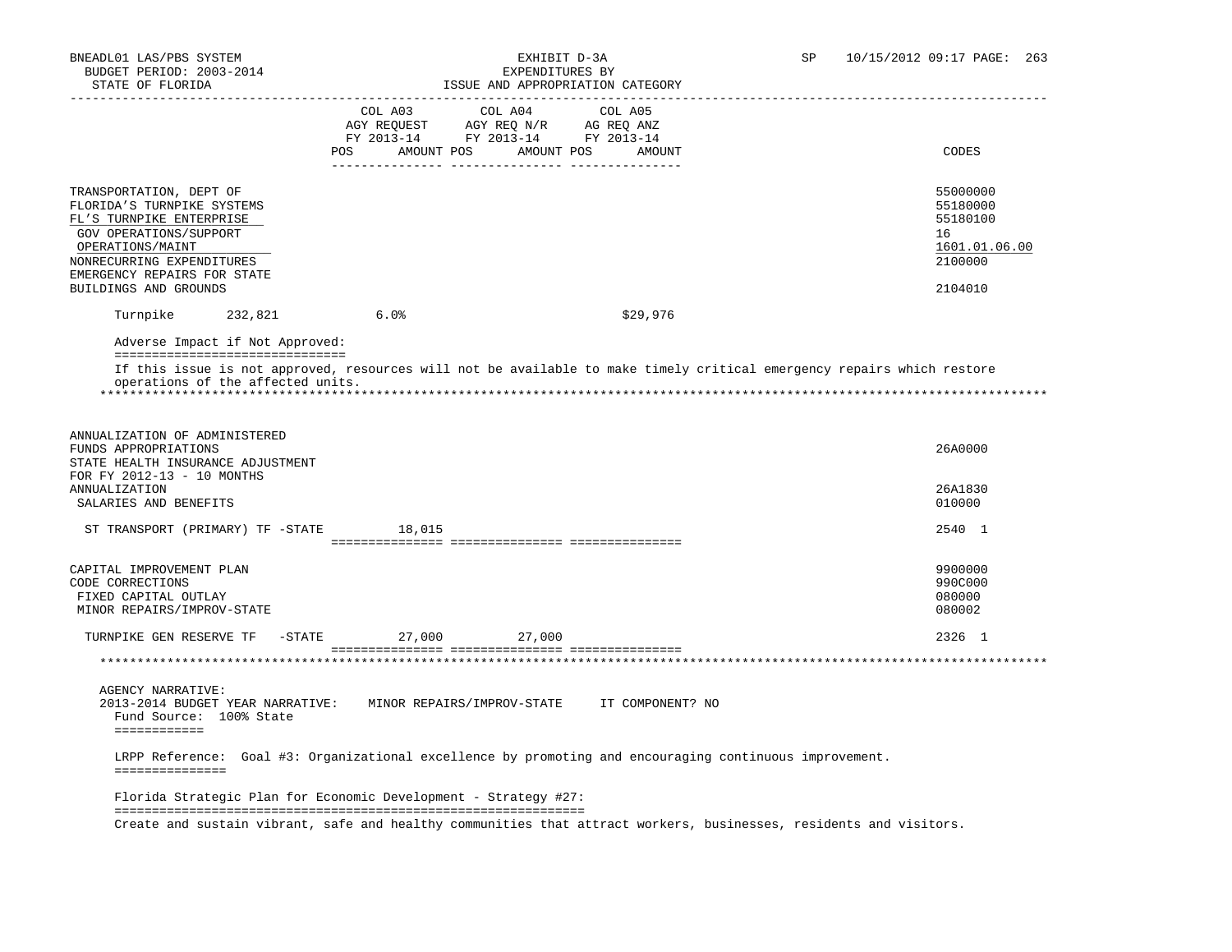BNEADL01 LAS/PBS SYSTEM — EXHIBIT D-3A — EXPENDITURES BY ISSUE AND APPROPRIATION CATEGORY

BUDGET PERIOD: 2003-2014 — STATE OF FLORIDA — SP 10/15/2012 09:17

| | COL A03 AGY REQUEST FY 2013-14 POS AMOUNT | COL A04 AGY REQ N/R FY 2013-14 POS AMOUNT | COL A05 AG REQ ANZ FY 2013-14 POS AMOUNT | CODES |
|---|---|---|---|---|
| TRANSPORTATION, DEPT OF | | | | 55000000 |
| FLORIDA'S TURNPIKE SYSTEMS | | | | 55180000 |
| FL'S TURNPIKE ENTERPRISE | | | | 55180100 |
| GOV OPERATIONS/SUPPORT | | | | 16 |
| OPERATIONS/MAINT | | | | 1601.01.06.00 |
| NONRECURRING EXPENDITURES | | | | 2100000 |
| EMERGENCY REPAIRS FOR STATE BUILDINGS AND GROUNDS | | | | 2104010 |

Turnpike 232,821 6.0% $29,976

Adverse Impact if Not Approved:

If this issue is not approved, resources will not be available to make timely critical emergency repairs which restore operations of the affected units.

*******************************************************************************************************************

| | COL A03 | COL A04 | COL A05 | CODES |
|---|---|---|---|---|
| ANNUALIZATION OF ADMINISTERED FUNDS APPROPRIATIONS | | | | 26A0000 |
| STATE HEALTH INSURANCE ADJUSTMENT FOR FY 2012-13 - 10 MONTHS ANNUALIZATION | | | | 26A1830 |
| SALARIES AND BENEFITS | | | | 010000 |
| ST TRANSPORT (PRIMARY) TF -STATE | 18,015 | | | 2540 1 |
| CAPITAL IMPROVEMENT PLAN | | | | 9900000 |
| CODE CORRECTIONS | | | | 990C000 |
| FIXED CAPITAL OUTLAY | | | | 080000 |
| MINOR REPAIRS/IMPROV-STATE | | | | 080002 |
| TURNPIKE GEN RESERVE TF -STATE | 27,000 | 27,000 | | 2326 1 |

*******************************************************************************************************************

AGENCY NARRATIVE:

2013-2014 BUDGET YEAR NARRATIVE: MINOR REPAIRS/IMPROV-STATE IT COMPONENT? NO

Fund Source: 100% State

LRPP Reference: Goal #3: Organizational excellence by promoting and encouraging continuous improvement.

Florida Strategic Plan for Economic Development - Strategy #27:

Create and sustain vibrant, safe and healthy communities that attract workers, businesses, residents and visitors.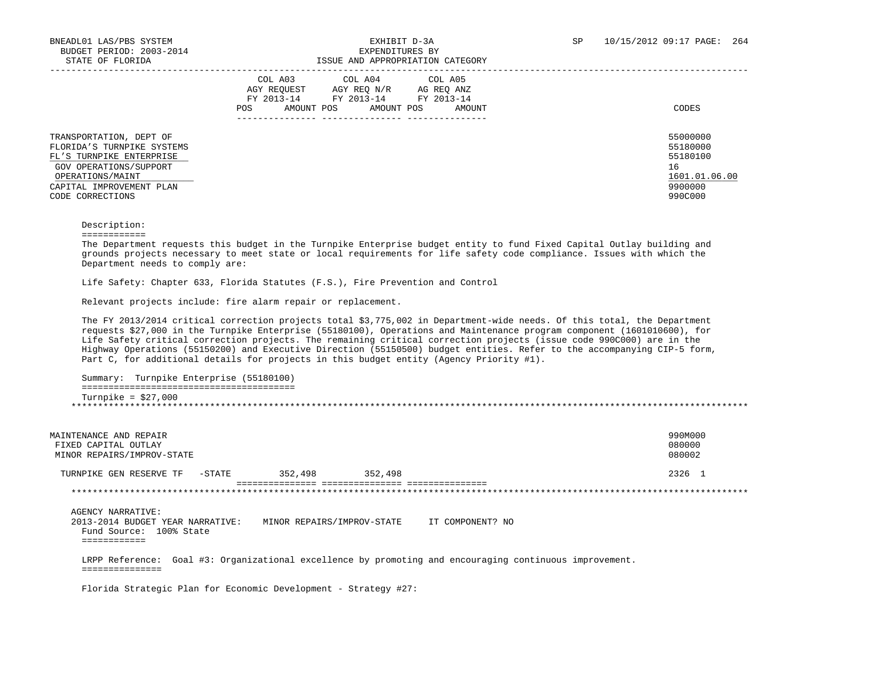BNEADL01 LAS/PBS SYSTEM | EXHIBIT D-3A | SP 10/15/2012 09:17

BUDGET PERIOD: 2003-2014 | EXPENDITURES BY

STATE OF FLORIDA | ISSUE AND APPROPRIATION CATEGORY

| | COL A03 AGY REQUEST FY 2013-14 POS AMOUNT | COL A04 AGY REQ N/R FY 2013-14 POS AMOUNT | COL A05 AG REQ ANZ FY 2013-14 POS AMOUNT | CODES |
|---|---|---|---|---|
| TRANSPORTATION, DEPT OF | | | | 55000000 |
| FLORIDA'S TURNPIKE SYSTEMS | | | | 55180000 |
| FL'S TURNPIKE ENTERPRISE | | | | 55180100 |
| GOV OPERATIONS/SUPPORT | | | | 16 |
| OPERATIONS/MAINT | | | | 1601.01.06.00 |
| CAPITAL IMPROVEMENT PLAN | | | | 9900000 |
| CODE CORRECTIONS | | | | 990C000 |

Description:

The Department requests this budget in the Turnpike Enterprise budget entity to fund Fixed Capital Outlay building and grounds projects necessary to meet state or local requirements for life safety code compliance. Issues with which the Department needs to comply are:

Life Safety: Chapter 633, Florida Statutes (F.S.), Fire Prevention and Control

Relevant projects include: fire alarm repair or replacement.

The FY 2013/2014 critical correction projects total $3,775,002 in Department-wide needs. Of this total, the Department requests $27,000 in the Turnpike Enterprise (55180100), Operations and Maintenance program component (1601010600), for Life Safety critical correction projects. The remaining critical correction projects (issue code 990C000) are in the Highway Operations (55150200) and Executive Direction (55150500) budget entities. Refer to the accompanying CIP-5 form, Part C, for additional details for projects in this budget entity (Agency Priority #1).

Summary: Turnpike Enterprise (55180100)

Turnpike = $27,000

***

| | COL A03 | COL A04 | COL A05 | CODES |
|---|---|---|---|---|
| MAINTENANCE AND REPAIR | | | | 990M000 |
| FIXED CAPITAL OUTLAY | | | | 080000 |
| MINOR REPAIRS/IMPROV-STATE | | | | 080002 |
| TURNPIKE GEN RESERVE TF -STATE | 352,498 | 352,498 | | 2326 1 |

***

AGENCY NARRATIVE:

2013-2014 BUDGET YEAR NARRATIVE: MINOR REPAIRS/IMPROV-STATE IT COMPONENT? NO

Fund Source: 100% State

LRPP Reference: Goal #3: Organizational excellence by promoting and encouraging continuous improvement.

Florida Strategic Plan for Economic Development - Strategy #27: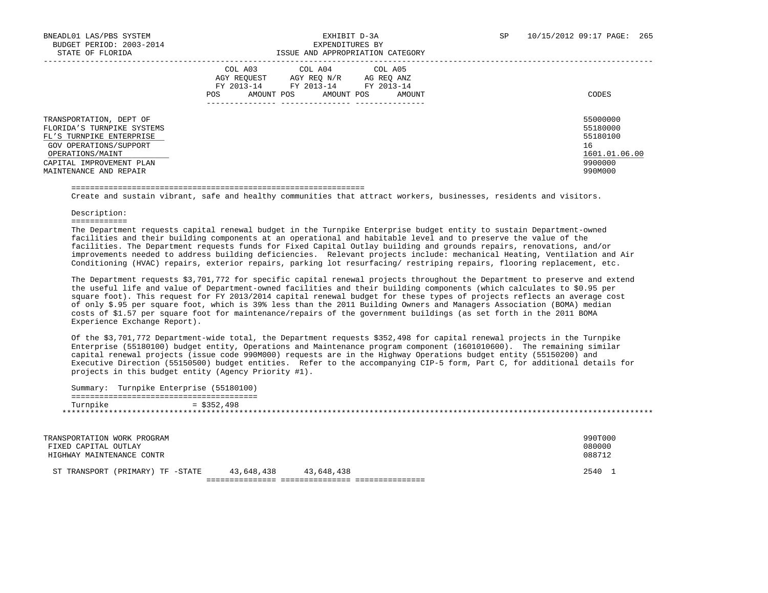BNEADL01 LAS/PBS SYSTEM | EXHIBIT D-3A | SP 10/15/2012 09:17

BUDGET PERIOD: 2003-2014 | EXPENDITURES BY

STATE OF FLORIDA | ISSUE AND APPROPRIATION CATEGORY

| | COL A03 AGY REQUEST FY 2013-14 POS | AMOUNT | COL A04 AGY REQ N/R FY 2013-14 POS | AMOUNT | COL A05 AG REQ ANZ FY 2013-14 POS | AMOUNT | CODES |
|---|---|---|---|---|---|---|---|
| TRANSPORTATION, DEPT OF | | | | | | | 55000000 |
| FLORIDA'S TURNPIKE SYSTEMS | | | | | | | 55180000 |
| FL'S TURNPIKE ENTERPRISE | | | | | | | 55180100 |
| GOV OPERATIONS/SUPPORT | | | | | | | 16 |
| OPERATIONS/MAINT | | | | | | | 1601.01.06.00 |
| CAPITAL IMPROVEMENT PLAN | | | | | | | 9900000 |
| MAINTENANCE AND REPAIR | | | | | | | 990M000 |

Create and sustain vibrant, safe and healthy communities that attract workers, businesses, residents and visitors.

Description:

The Department requests capital renewal budget in the Turnpike Enterprise budget entity to sustain Department-owned facilities and their building components at an operational and habitable level and to preserve the value of the facilities. The Department requests funds for Fixed Capital Outlay building and grounds repairs, renovations, and/or improvements needed to address building deficiencies. Relevant projects include: mechanical Heating, Ventilation and Air Conditioning (HVAC) repairs, exterior repairs, parking lot resurfacing/ restriping repairs, flooring replacement, etc.

The Department requests $3,701,772 for specific capital renewal projects throughout the Department to preserve and extend the useful life and value of Department-owned facilities and their building components (which calculates to $0.95 per square foot). This request for FY 2013/2014 capital renewal budget for these types of projects reflects an average cost of only $.95 per square foot, which is 39% less than the 2011 Building Owners and Managers Association (BOMA) median costs of $1.57 per square foot for maintenance/repairs of the government buildings (as set forth in the 2011 BOMA Experience Exchange Report).

Of the $3,701,772 Department-wide total, the Department requests $352,498 for capital renewal projects in the Turnpike Enterprise (55180100) budget entity, Operations and Maintenance program component (1601010600). The remaining similar capital renewal projects (issue code 990M000) requests are in the Highway Operations budget entity (55150200) and Executive Direction (55150500) budget entities. Refer to the accompanying CIP-5 form, Part C, for additional details for projects in this budget entity (Agency Priority #1).

Summary: Turnpike Enterprise (55180100)

Turnpike = $352,498

| | COL A03 POS | AMOUNT | COL A04 POS | AMOUNT | COL A05 POS | AMOUNT | CODES |
|---|---|---|---|---|---|---|---|
| TRANSPORTATION WORK PROGRAM | | | | | | | 990T000 |
| FIXED CAPITAL OUTLAY | | | | | | | 080000 |
| HIGHWAY MAINTENANCE CONTR | | | | | | | 088712 |
| ST TRANSPORT (PRIMARY) TF -STATE | | 43,648,438 | | 43,648,438 | | | 2540 1 |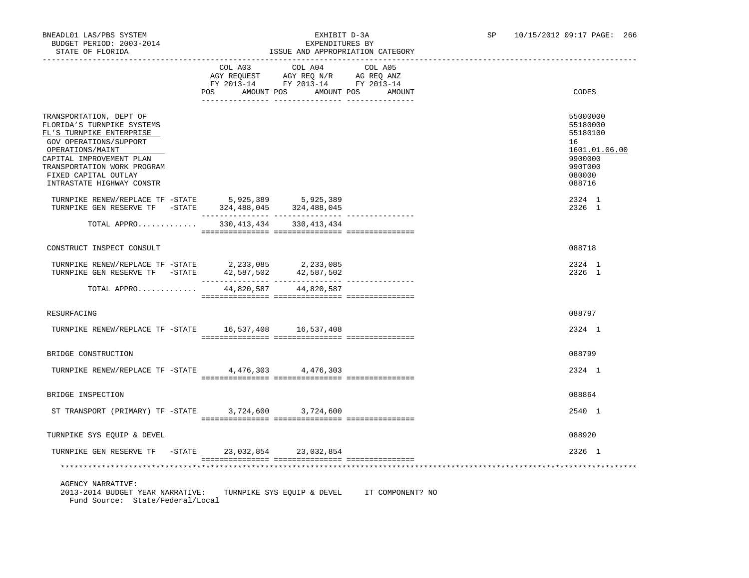BNEADL01 LAS/PBS SYSTEM
BUDGET PERIOD: 2003-2014
STATE OF FLORIDA

EXHIBIT D-3A
EXPENDITURES BY
ISSUE AND APPROPRIATION CATEGORY

SP 10/15/2012 09:17 PAGE: 266

| | COL A03 AGY REQUEST FY 2013-14 POS AMOUNT | COL A04 AGY REQ N/R FY 2013-14 POS AMOUNT | COL A05 AG REQ ANZ FY 2013-14 POS AMOUNT | CODES |
|---|---|---|---|---|
| TRANSPORTATION, DEPT OF | | | | 55000000 |
| FLORIDA'S TURNPIKE SYSTEMS | | | | 55180000 |
| FL'S TURNPIKE ENTERPRISE | | | | 55180100 |
| GOV OPERATIONS/SUPPORT | | | | 16 |
| OPERATIONS/MAINT | | | | 1601.01.06.00 |
| CAPITAL IMPROVEMENT PLAN | | | | 9900000 |
| TRANSPORTATION WORK PROGRAM | | | | 990T000 |
| FIXED CAPITAL OUTLAY | | | | 080000 |
| INTRASTATE HIGHWAY CONSTR | | | | 088716 |
| TURNPIKE RENEW/REPLACE TF -STATE | 5,925,389 | 5,925,389 | | 2324 1 |
| TURNPIKE GEN RESERVE TF -STATE | 324,488,045 | 324,488,045 | | 2326 1 |
| TOTAL APPRO............ | 330,413,434 | 330,413,434 | | |
| CONSTRUCT INSPECT CONSULT | | | | 088718 |
| TURNPIKE RENEW/REPLACE TF -STATE | 2,233,085 | 2,233,085 | | 2324 1 |
| TURNPIKE GEN RESERVE TF -STATE | 42,587,502 | 42,587,502 | | 2326 1 |
| TOTAL APPRO............ | 44,820,587 | 44,820,587 | | |
| RESURFACING | | | | 088797 |
| TURNPIKE RENEW/REPLACE TF -STATE | 16,537,408 | 16,537,408 | | 2324 1 |
| BRIDGE CONSTRUCTION | | | | 088799 |
| TURNPIKE RENEW/REPLACE TF -STATE | 4,476,303 | 4,476,303 | | 2324 1 |
| BRIDGE INSPECTION | | | | 088864 |
| ST TRANSPORT (PRIMARY) TF -STATE | 3,724,600 | 3,724,600 | | 2540 1 |
| TURNPIKE SYS EQUIP & DEVEL | | | | 088920 |
| TURNPIKE GEN RESERVE TF -STATE | 23,032,854 | 23,032,854 | | 2326 1 |

AGENCY NARRATIVE:
2013-2014 BUDGET YEAR NARRATIVE: TURNPIKE SYS EQUIP & DEVEL IT COMPONENT? NO
Fund Source: State/Federal/Local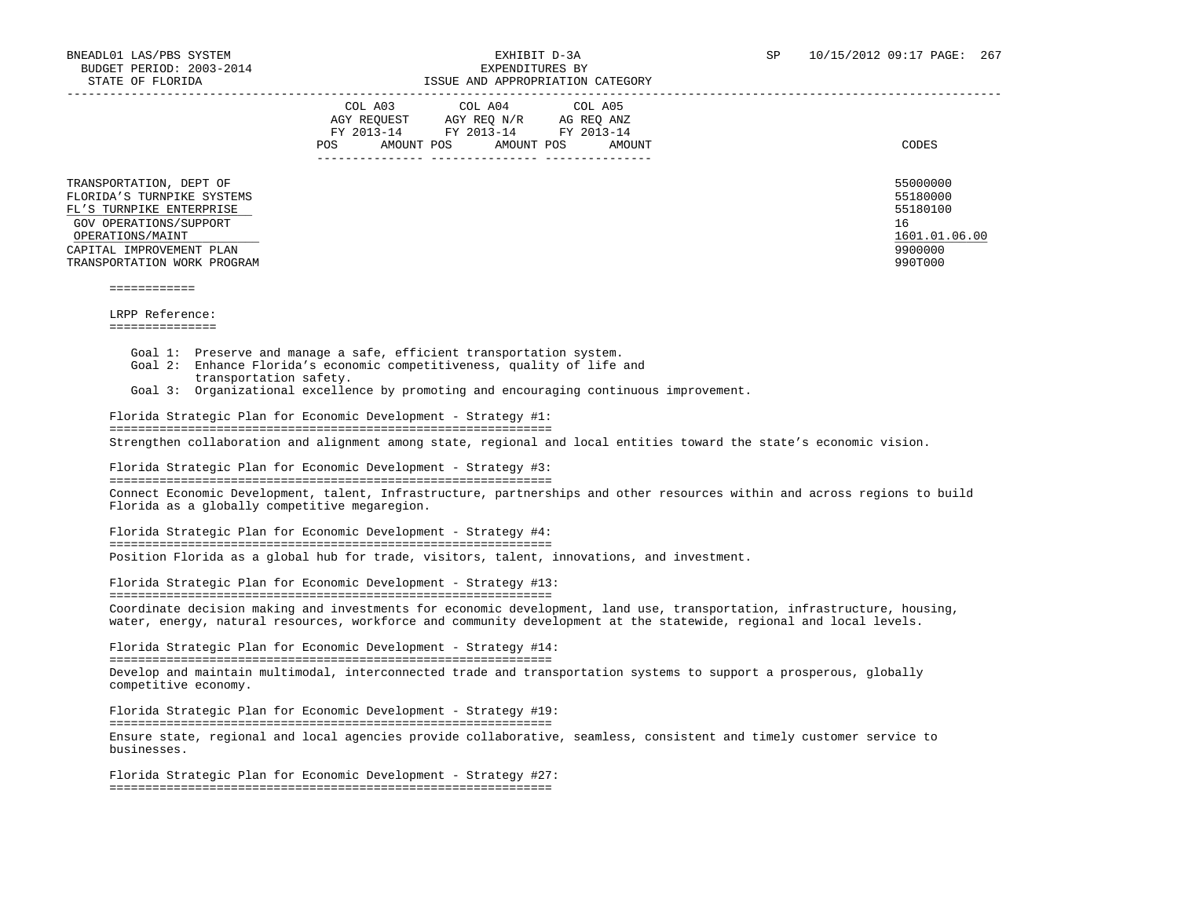| | COL A03 AGY REQUEST FY 2013-14 | | COL A04 AGY REQ N/R FY 2013-14 | | COL A05 AG REQ ANZ FY 2013-14 | | |
|---|---|---|---|---|---|---|---|
| | POS | AMOUNT | POS | AMOUNT | POS | AMOUNT | CODES |
| TRANSPORTATION, DEPT OF | | | | | | | 55000000 |
| FLORIDA'S TURNPIKE SYSTEMS | | | | | | | 55180000 |
| FL'S TURNPIKE ENTERPRISE | | | | | | | 55180100 |
| GOV OPERATIONS/SUPPORT | | | | | | | 16 |
| OPERATIONS/MAINT | | | | | | | 1601.01.06.00 |
| CAPITAL IMPROVEMENT PLAN | | | | | | | 9900000 |
| TRANSPORTATION WORK PROGRAM | | | | | | | 990T000 |

============

LRPP Reference:
===============

Goal 1: Preserve and manage a safe, efficient transportation system.
Goal 2: Enhance Florida's economic competitiveness, quality of life and transportation safety.
Goal 3: Organizational excellence by promoting and encouraging continuous improvement.

Florida Strategic Plan for Economic Development - Strategy #1:
==============================================================
Strengthen collaboration and alignment among state, regional and local entities toward the state's economic vision.

Florida Strategic Plan for Economic Development - Strategy #3:
==============================================================
Connect Economic Development, talent, Infrastructure, partnerships and other resources within and across regions to build Florida as a globally competitive megaregion.

Florida Strategic Plan for Economic Development - Strategy #4:
==============================================================
Position Florida as a global hub for trade, visitors, talent, innovations, and investment.

Florida Strategic Plan for Economic Development - Strategy #13:
==============================================================
Coordinate decision making and investments for economic development, land use, transportation, infrastructure, housing, water, energy, natural resources, workforce and community development at the statewide, regional and local levels.

Florida Strategic Plan for Economic Development - Strategy #14:
==============================================================
Develop and maintain multimodal, interconnected trade and transportation systems to support a prosperous, globally competitive economy.

Florida Strategic Plan for Economic Development - Strategy #19:
==============================================================
Ensure state, regional and local agencies provide collaborative, seamless, consistent and timely customer service to businesses.

Florida Strategic Plan for Economic Development - Strategy #27:
==============================================================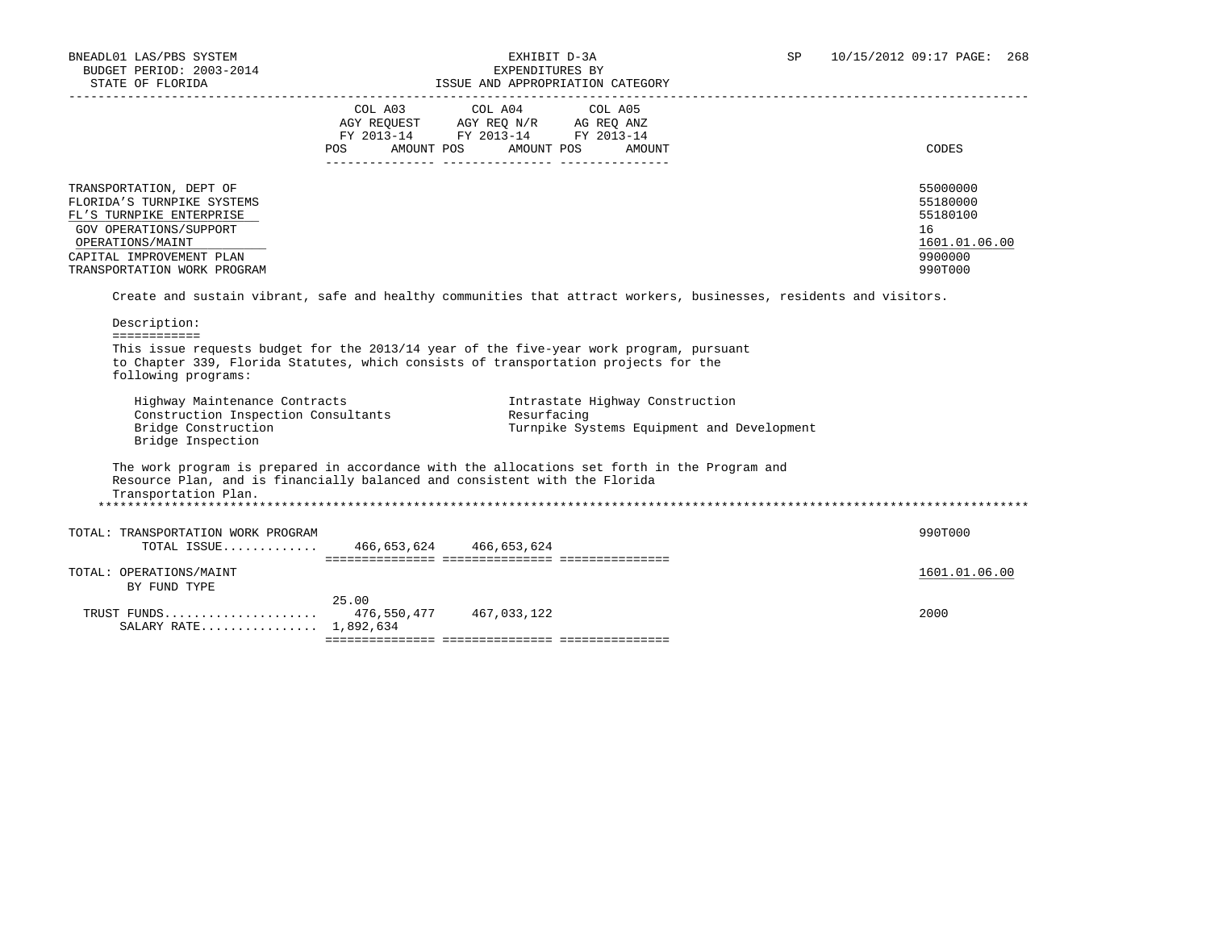EXHIBIT D-3A
EXPENDITURES BY
ISSUE AND APPROPRIATION CATEGORY

BNEADL01 LAS/PBS SYSTEM
BUDGET PERIOD: 2003-2014
STATE OF FLORIDA

SP 10/15/2012 09:17

| | COL A03 AGY REQUEST FY 2013-14 POS | AMOUNT | COL A04 AGY REQ N/R FY 2013-14 POS | AMOUNT | COL A05 AG REQ ANZ FY 2013-14 POS | AMOUNT | CODES |
|---|---|---|---|---|---|---|---|
| TRANSPORTATION, DEPT OF | | | | | | | 55000000 |
| FLORIDA'S TURNPIKE SYSTEMS | | | | | | | 55180000 |
| FL'S TURNPIKE ENTERPRISE | | | | | | | 55180100 |
| GOV OPERATIONS/SUPPORT | | | | | | | 16 |
| OPERATIONS/MAINT | | | | | | | 1601.01.06.00 |
| CAPITAL IMPROVEMENT PLAN | | | | | | | 9900000 |
| TRANSPORTATION WORK PROGRAM | | | | | | | 990T000 |

Create and sustain vibrant, safe and healthy communities that attract workers, businesses, residents and visitors.

Description:
============
This issue requests budget for the 2013/14 year of the five-year work program, pursuant to Chapter 339, Florida Statutes, which consists of transportation projects for the following programs:

- Highway Maintenance Contracts
- Construction Inspection Consultants
- Bridge Construction
- Bridge Inspection
- Intrastate Highway Construction
- Resurfacing
- Turnpike Systems Equipment and Development

The work program is prepared in accordance with the allocations set forth in the Program and Resource Plan, and is financially balanced and consistent with the Florida Transportation Plan.

| | COL A03 POS | AMOUNT | COL A04 POS | AMOUNT | COL A05 POS | AMOUNT | CODES |
|---|---|---|---|---|---|---|---|
| TOTAL: TRANSPORTATION WORK PROGRAM | | | | | | | 990T000 |
| TOTAL ISSUE............. | | 466,653,624 | | 466,653,624 | | | |
| TOTAL: OPERATIONS/MAINT | | | | | | | 1601.01.06.00 |
| BY FUND TYPE | | | | | | | |
| TRUST FUNDS..................... | 25.00 | 476,550,477 | | 467,033,122 | | | 2000 |
| SALARY RATE................ | 1,892,634 | | | | | | |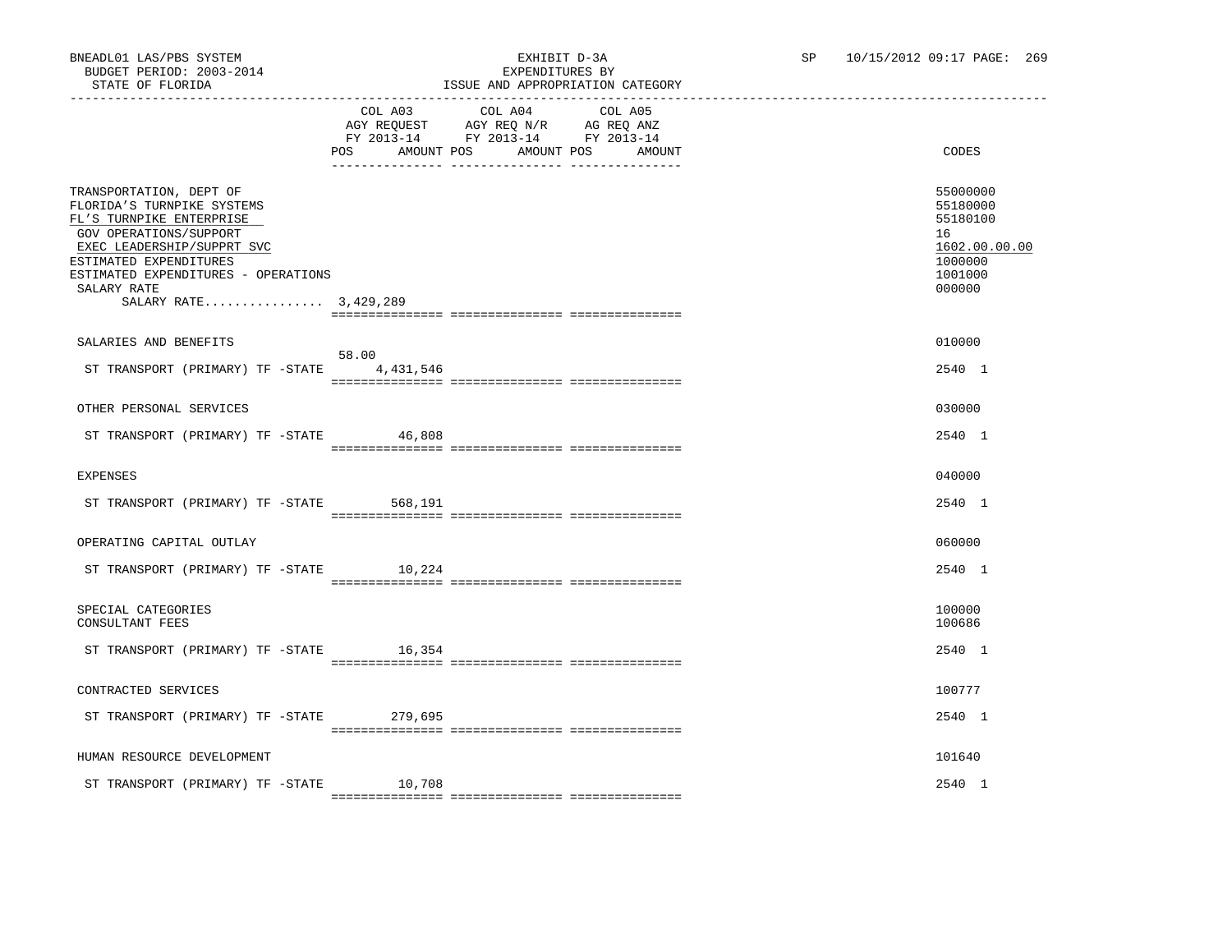BNEADL01 LAS/PBS SYSTEM
BUDGET PERIOD: 2003-2014
STATE OF FLORIDA

EXHIBIT D-3A
EXPENDITURES BY
ISSUE AND APPROPRIATION CATEGORY

SP 10/15/2012 09:17 PAGE: 269

| | COL A03 AGY REQUEST FY 2013-14 POS | AMOUNT | COL A04 AGY REQ N/R FY 2013-14 POS | AMOUNT | COL A05 AG REQ ANZ FY 2013-14 POS | AMOUNT | CODES |
|---|---|---|---|---|---|---|---|
| TRANSPORTATION, DEPT OF | | | | | | | 55000000 |
| FLORIDA'S TURNPIKE SYSTEMS | | | | | | | 55180000 |
| FL'S TURNPIKE ENTERPRISE | | | | | | | 55180100 |
| GOV OPERATIONS/SUPPORT | | | | | | | 16 |
| EXEC LEADERSHIP/SUPPRT SVC | | | | | | | 1602.00.00.00 |
| ESTIMATED EXPENDITURES | | | | | | | 1000000 |
| ESTIMATED EXPENDITURES - OPERATIONS | | | | | | | 1001000 |
| SALARY RATE | | | | | | | 000000 |
| SALARY RATE................ 3,429,289 | | | | | | | |
| SALARIES AND BENEFITS | | | | | | | 010000 |
| ST TRANSPORT (PRIMARY) TF -STATE | 58.00 | 4,431,546 | | | | | 2540 1 |
| OTHER PERSONAL SERVICES | | | | | | | 030000 |
| ST TRANSPORT (PRIMARY) TF -STATE | | 46,808 | | | | | 2540 1 |
| EXPENSES | | | | | | | 040000 |
| ST TRANSPORT (PRIMARY) TF -STATE | | 568,191 | | | | | 2540 1 |
| OPERATING CAPITAL OUTLAY | | | | | | | 060000 |
| ST TRANSPORT (PRIMARY) TF -STATE | | 10,224 | | | | | 2540 1 |
| SPECIAL CATEGORIES | | | | | | | 100000 |
| CONSULTANT FEES | | | | | | | 100686 |
| ST TRANSPORT (PRIMARY) TF -STATE | | 16,354 | | | | | 2540 1 |
| CONTRACTED SERVICES | | | | | | | 100777 |
| ST TRANSPORT (PRIMARY) TF -STATE | | 279,695 | | | | | 2540 1 |
| HUMAN RESOURCE DEVELOPMENT | | | | | | | 101640 |
| ST TRANSPORT (PRIMARY) TF -STATE | | 10,708 | | | | | 2540 1 |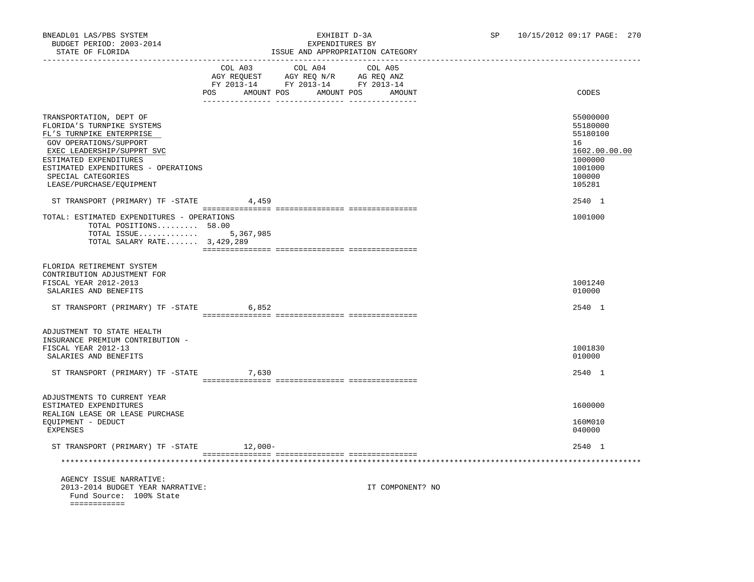BNEADL01 LAS/PBS SYSTEM | EXHIBIT D-3A | SP 10/15/2012 09:17 PAGE: 270
BUDGET PERIOD: 2003-2014 | EXPENDITURES BY
STATE OF FLORIDA | ISSUE AND APPROPRIATION CATEGORY

| | COL A03 AGY REQUEST FY 2013-14 POS AMOUNT | COL A04 AGY REQ N/R FY 2013-14 POS AMOUNT | COL A05 AG REQ ANZ FY 2013-14 POS AMOUNT | CODES |
|---|---|---|---|---|
| TRANSPORTATION, DEPT OF | | | | 55000000 |
| FLORIDA'S TURNPIKE SYSTEMS | | | | 55180000 |
| FL'S TURNPIKE ENTERPRISE | | | | 55180100 |
| GOV OPERATIONS/SUPPORT | | | | 16 |
| EXEC LEADERSHIP/SUPPRT SVC | | | | 1602.00.00.00 |
| ESTIMATED EXPENDITURES | | | | 1000000 |
| ESTIMATED EXPENDITURES - OPERATIONS | | | | 1001000 |
| SPECIAL CATEGORIES | | | | 100000 |
| LEASE/PURCHASE/EQUIPMENT | | | | 105281 |
| ST TRANSPORT (PRIMARY) TF -STATE | 4,459 | | | 2540 1 |
| TOTAL: ESTIMATED EXPENDITURES - OPERATIONS | | | | 1001000 |
| TOTAL POSITIONS......... 58.00 | | | | |
| TOTAL ISSUE............. | 5,367,985 | | | |
| TOTAL SALARY RATE....... 3,429,289 | | | | |
| FLORIDA RETIREMENT SYSTEM CONTRIBUTION ADJUSTMENT FOR FISCAL YEAR 2012-2013 | | | | 1001240 |
| SALARIES AND BENEFITS | | | | 010000 |
| ST TRANSPORT (PRIMARY) TF -STATE | 6,852 | | | 2540 1 |
| ADJUSTMENT TO STATE HEALTH INSURANCE PREMIUM CONTRIBUTION - FISCAL YEAR 2012-13 | | | | 1001830 |
| SALARIES AND BENEFITS | | | | 010000 |
| ST TRANSPORT (PRIMARY) TF -STATE | 7,630 | | | 2540 1 |
| ADJUSTMENTS TO CURRENT YEAR ESTIMATED EXPENDITURES | | | | 1600000 |
| REALIGN LEASE OR LEASE PURCHASE EQUIPMENT - DEDUCT | | | | 160M010 |
| EXPENSES | | | | 040000 |
| ST TRANSPORT (PRIMARY) TF -STATE | 12,000- | | | 2540 1 |

AGENCY ISSUE NARRATIVE:
2013-2014 BUDGET YEAR NARRATIVE: IT COMPONENT? NO
Fund Source: 100% State
============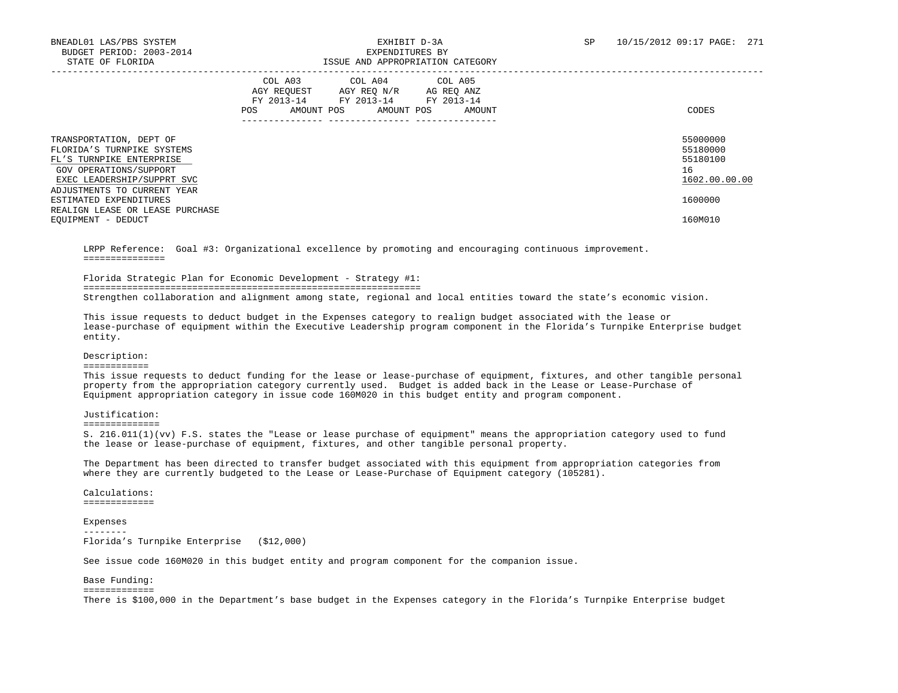BNEADL01 LAS/PBS SYSTEM — EXHIBIT D-3A — EXPENDITURES BY ISSUE AND APPROPRIATION CATEGORY

BUDGET PERIOD: 2003-2014

STATE OF FLORIDA

SP 10/15/2012 09:17

| | COL A03 AGY REQUEST FY 2013-14 POS AMOUNT | COL A04 AGY REQ N/R FY 2013-14 POS AMOUNT | COL A05 AG REQ ANZ FY 2013-14 POS AMOUNT | CODES |
|---|---|---|---|---|
| TRANSPORTATION, DEPT OF | | | | 55000000 |
| FLORIDA'S TURNPIKE SYSTEMS | | | | 55180000 |
| FL'S TURNPIKE ENTERPRISE | | | | 55180100 |
| GOV OPERATIONS/SUPPORT | | | | 16 |
| EXEC LEADERSHIP/SUPPRT SVC | | | | 1602.00.00.00 |
| ADJUSTMENTS TO CURRENT YEAR ESTIMATED EXPENDITURES | | | | 1600000 |
| REALIGN LEASE OR LEASE PURCHASE EQUIPMENT - DEDUCT | | | | 160M010 |

LRPP Reference: Goal #3: Organizational excellence by promoting and encouraging continuous improvement.

Florida Strategic Plan for Economic Development - Strategy #1:

Strengthen collaboration and alignment among state, regional and local entities toward the state's economic vision.

This issue requests to deduct budget in the Expenses category to realign budget associated with the lease or lease-purchase of equipment within the Executive Leadership program component in the Florida's Turnpike Enterprise budget entity.

Description:

This issue requests to deduct funding for the lease or lease-purchase of equipment, fixtures, and other tangible personal property from the appropriation category currently used. Budget is added back in the Lease or Lease-Purchase of Equipment appropriation category in issue code 160M020 in this budget entity and program component.

Justification:

S. 216.011(1)(vv) F.S. states the "Lease or lease purchase of equipment" means the appropriation category used to fund the lease or lease-purchase of equipment, fixtures, and other tangible personal property.

The Department has been directed to transfer budget associated with this equipment from appropriation categories from where they are currently budgeted to the Lease or Lease-Purchase of Equipment category (105281).

Calculations:

Expenses

Florida's Turnpike Enterprise ($12,000)

See issue code 160M020 in this budget entity and program component for the companion issue.

Base Funding:

There is $100,000 in the Department's base budget in the Expenses category in the Florida's Turnpike Enterprise budget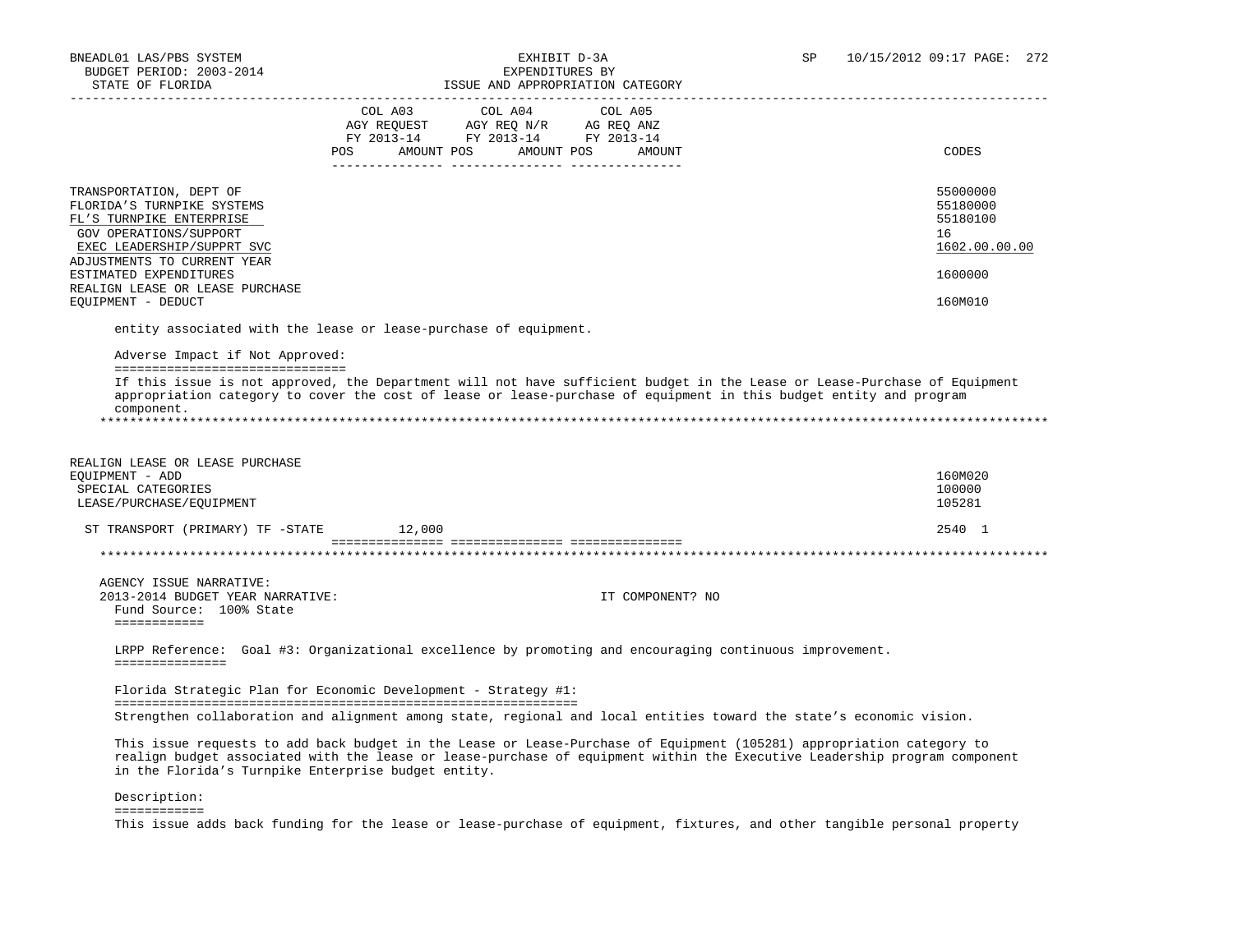| | COL A03 AGY REQUEST FY 2013-14 POS AMOUNT | COL A04 AGY REQ N/R FY 2013-14 POS AMOUNT | COL A05 AG REQ ANZ FY 2013-14 POS AMOUNT | CODES |
|---|---|---|---|---|
| TRANSPORTATION, DEPT OF | | | | 55000000 |
| FLORIDA'S TURNPIKE SYSTEMS | | | | 55180000 |
| FL'S TURNPIKE ENTERPRISE | | | | 55180100 |
| GOV OPERATIONS/SUPPORT | | | | 16 |
| EXEC LEADERSHIP/SUPPRT SVC | | | | 1602.00.00.00 |
| ADJUSTMENTS TO CURRENT YEAR ESTIMATED EXPENDITURES | | | | 1600000 |
| REALIGN LEASE OR LEASE PURCHASE EQUIPMENT - DEDUCT | | | | 160M010 |

entity associated with the lease or lease-purchase of equipment.

Adverse Impact if Not Approved:

If this issue is not approved, the Department will not have sufficient budget in the Lease or Lease-Purchase of Equipment appropriation category to cover the cost of lease or lease-purchase of equipment in this budget entity and program component.

*******************************************************************************************************************************

| | COL A03 | COL A04 | COL A05 | CODES |
|---|---|---|---|---|
| REALIGN LEASE OR LEASE PURCHASE EQUIPMENT - ADD | | | | 160M020 |
| SPECIAL CATEGORIES | | | | 100000 |
| LEASE/PURCHASE/EQUIPMENT | | | | 105281 |
| ST TRANSPORT (PRIMARY) TF -STATE | 12,000 | | | 2540 1 |

*******************************************************************************************************************************

AGENCY ISSUE NARRATIVE:

2013-2014 BUDGET YEAR NARRATIVE: IT COMPONENT? NO

Fund Source: 100% State

LRPP Reference: Goal #3: Organizational excellence by promoting and encouraging continuous improvement.

Florida Strategic Plan for Economic Development - Strategy #1:

Strengthen collaboration and alignment among state, regional and local entities toward the state's economic vision.

This issue requests to add back budget in the Lease or Lease-Purchase of Equipment (105281) appropriation category to realign budget associated with the lease or lease-purchase of equipment within the Executive Leadership program component in the Florida's Turnpike Enterprise budget entity.

Description:

This issue adds back funding for the lease or lease-purchase of equipment, fixtures, and other tangible personal property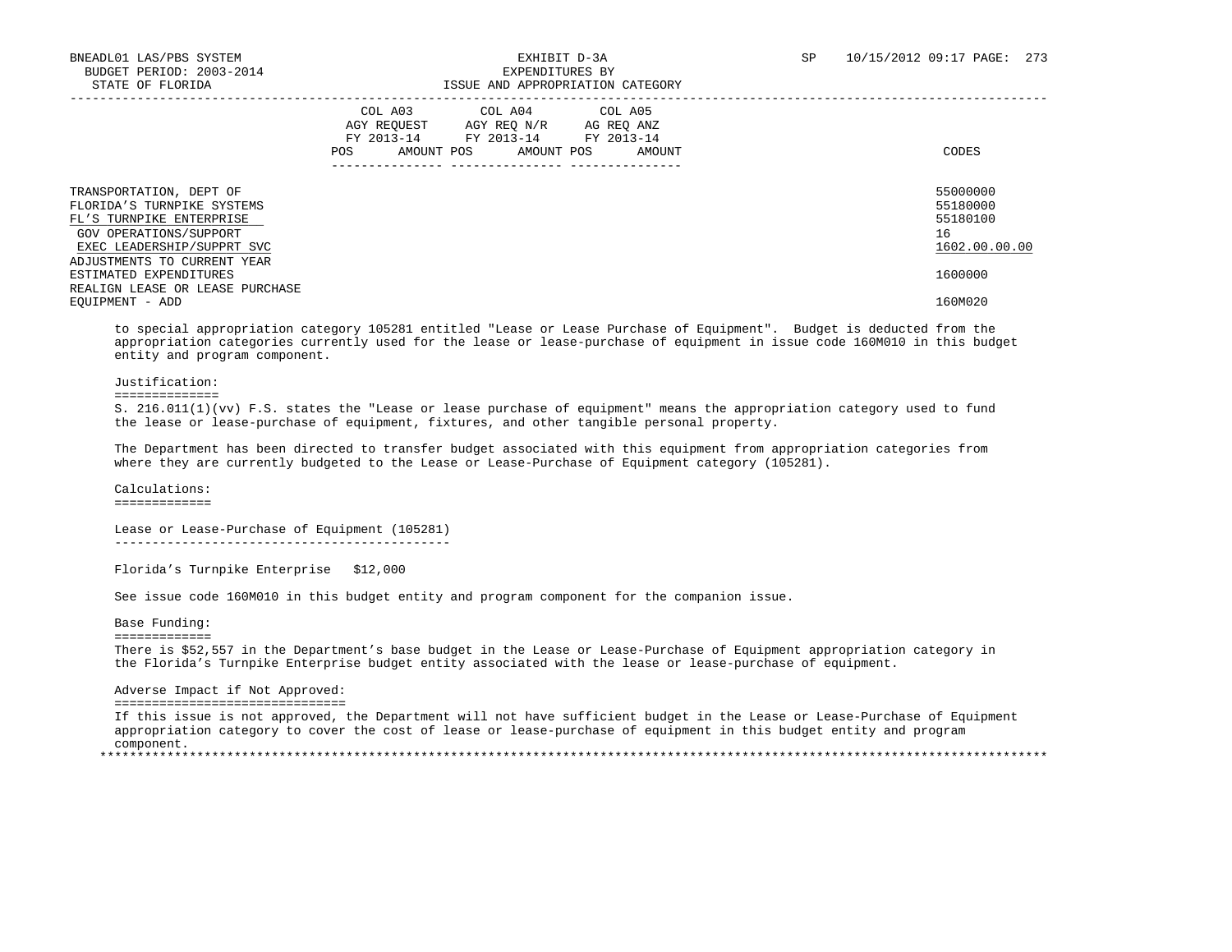| | COL A03 AGY REQUEST FY 2013-14 | | COL A04 AGY REQ N/R FY 2013-14 | | COL A05 AG REQ ANZ FY 2013-14 | | CODES |
|---|---|---|---|---|---|---|---|
| | POS | AMOUNT | POS | AMOUNT | POS | AMOUNT | |
| TRANSPORTATION, DEPT OF | | | | | | | 55000000 |
| FLORIDA'S TURNPIKE SYSTEMS | | | | | | | 55180000 |
| FL'S TURNPIKE ENTERPRISE | | | | | | | 55180100 |
| GOV OPERATIONS/SUPPORT | | | | | | | 16 |
| EXEC LEADERSHIP/SUPPRT SVC | | | | | | | 1602.00.00.00 |
| ADJUSTMENTS TO CURRENT YEAR ESTIMATED EXPENDITURES | | | | | | | 1600000 |
| REALIGN LEASE OR LEASE PURCHASE EQUIPMENT - ADD | | | | | | | 160M020 |

to special appropriation category 105281 entitled "Lease or Lease Purchase of Equipment". Budget is deducted from the appropriation categories currently used for the lease or lease-purchase of equipment in issue code 160M010 in this budget entity and program component.

Justification:

S. 216.011(1)(vv) F.S. states the "Lease or lease purchase of equipment" means the appropriation category used to fund the lease or lease-purchase of equipment, fixtures, and other tangible personal property.

The Department has been directed to transfer budget associated with this equipment from appropriation categories from where they are currently budgeted to the Lease or Lease-Purchase of Equipment category (105281).

Calculations:

Lease or Lease-Purchase of Equipment (105281)

Florida's Turnpike Enterprise $12,000

See issue code 160M010 in this budget entity and program component for the companion issue.

Base Funding:

There is $52,557 in the Department's base budget in the Lease or Lease-Purchase of Equipment appropriation category in the Florida's Turnpike Enterprise budget entity associated with the lease or lease-purchase of equipment.

Adverse Impact if Not Approved:

If this issue is not approved, the Department will not have sufficient budget in the Lease or Lease-Purchase of Equipment appropriation category to cover the cost of lease or lease-purchase of equipment in this budget entity and program component.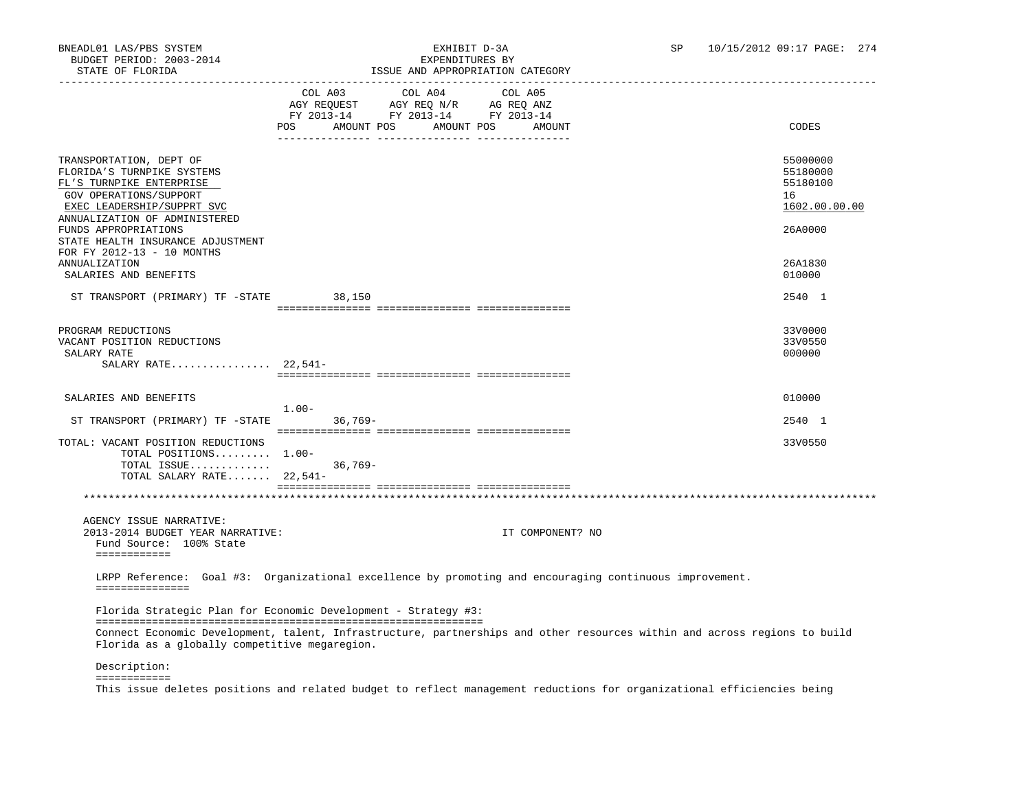BNEADL01 LAS/PBS SYSTEM — EXHIBIT D-3A — SP 10/15/2012 09:17 PAGE: 274
BUDGET PERIOD: 2003-2014 — EXPENDITURES BY
STATE OF FLORIDA — ISSUE AND APPROPRIATION CATEGORY

| | COL A03 AGY REQUEST FY 2013-14 POS | AMOUNT | COL A04 AGY REQ N/R FY 2013-14 POS | AMOUNT | COL A05 AG REQ ANZ FY 2013-14 POS | AMOUNT | CODES |
|---|---|---|---|---|---|---|---|
| TRANSPORTATION, DEPT OF | | | | | | | 55000000 |
| FLORIDA'S TURNPIKE SYSTEMS | | | | | | | 55180000 |
| FL'S TURNPIKE ENTERPRISE | | | | | | | 55180100 |
| GOV OPERATIONS/SUPPORT | | | | | | | 16 |
| EXEC LEADERSHIP/SUPPRT SVC | | | | | | | 1602.00.00.00 |
| ANNUALIZATION OF ADMINISTERED FUNDS APPROPRIATIONS | | | | | | | 26A0000 |
| STATE HEALTH INSURANCE ADJUSTMENT FOR FY 2012-13 - 10 MONTHS ANNUALIZATION | | | | | | | 26A1830 |
| SALARIES AND BENEFITS | | | | | | | 010000 |
| ST TRANSPORT (PRIMARY) TF -STATE | | 38,150 | | | | | 2540 1 |
| PROGRAM REDUCTIONS | | | | | | | 33V0000 |
| VACANT POSITION REDUCTIONS | | | | | | | 33V0550 |
| SALARY RATE | | | | | | | 000000 |
| SALARY RATE................ | 22,541- | | | | | | |
| SALARIES AND BENEFITS | 1.00- | | | | | | 010000 |
| ST TRANSPORT (PRIMARY) TF -STATE | | 36,769- | | | | | 2540 1 |
| TOTAL: VACANT POSITION REDUCTIONS | | | | | | | 33V0550 |
| TOTAL POSITIONS......... | 1.00- | | | | | | |
| TOTAL ISSUE............. | | 36,769- | | | | | |
| TOTAL SALARY RATE....... | 22,541- | | | | | | |

AGENCY ISSUE NARRATIVE:
2013-2014 BUDGET YEAR NARRATIVE: IT COMPONENT? NO

Fund Source: 100% State

LRPP Reference: Goal #3: Organizational excellence by promoting and encouraging continuous improvement.

Florida Strategic Plan for Economic Development - Strategy #3:

Connect Economic Development, talent, Infrastructure, partnerships and other resources within and across regions to build Florida as a globally competitive megaregion.

Description:

This issue deletes positions and related budget to reflect management reductions for organizational efficiencies being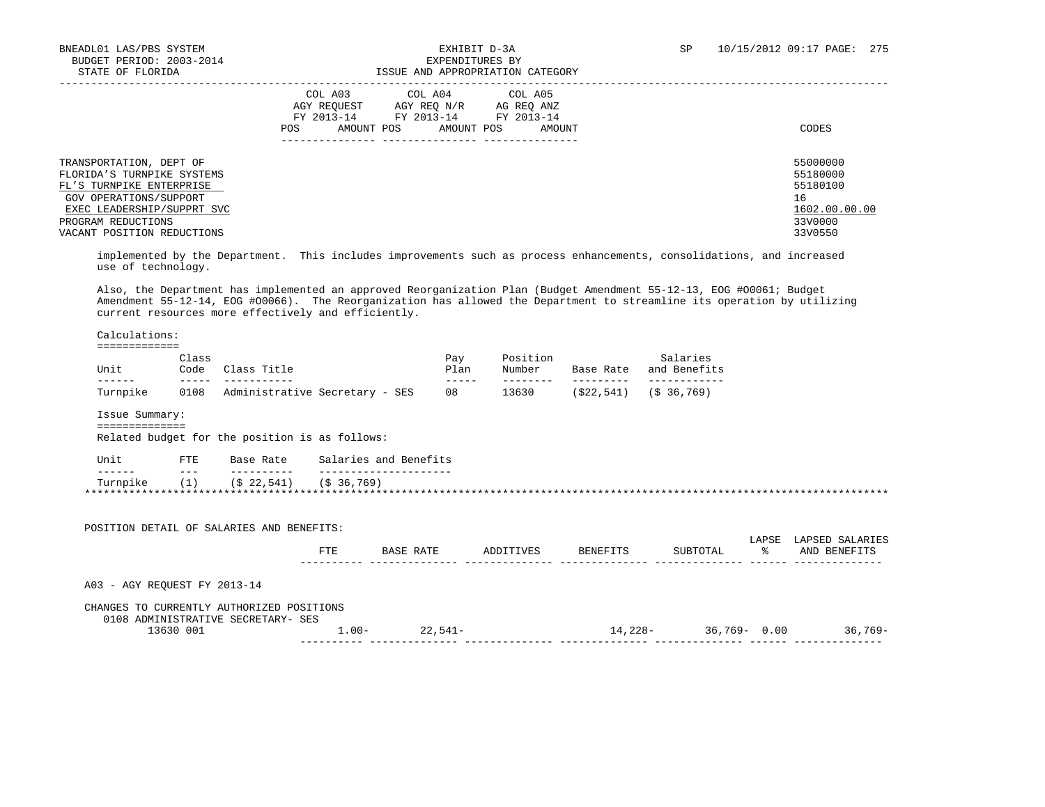| | COL A03 AGY REQUEST FY 2013-14 POS AMOUNT | COL A04 AGY REQ N/R FY 2013-14 POS AMOUNT | COL A05 AG REQ ANZ FY 2013-14 POS AMOUNT | CODES |
|---|---|---|---|---|

TRANSPORTATION, DEPT OF — 55000000
FLORIDA'S TURNPIKE SYSTEMS — 55180000
FL'S TURNPIKE ENTERPRISE — 55180100
GOV OPERATIONS/SUPPORT — 16
EXEC LEADERSHIP/SUPPRT SVC — 1602.00.00.00
PROGRAM REDUCTIONS — 33V0000
VACANT POSITION REDUCTIONS — 33V0550

implemented by the Department. This includes improvements such as process enhancements, consolidations, and increased use of technology.

Also, the Department has implemented an approved Reorganization Plan (Budget Amendment 55-12-13, EOG #O0061; Budget Amendment 55-12-14, EOG #O0066). The Reorganization has allowed the Department to streamline its operation by utilizing current resources more effectively and efficiently.

Calculations:

| Unit | Class Code | Class Title | Pay Plan | Position Number | Base Rate | Salaries and Benefits |
|---|---|---|---|---|---|---|
| Turnpike | 0108 | Administrative Secretary - SES | 08 | 13630 | ($22,541) | ($ 36,769) |

Issue Summary:

Related budget for the position is as follows:

| Unit | FTE | Base Rate | Salaries and Benefits |
|---|---|---|---|
| Turnpike | (1) | ($ 22,541) | ($ 36,769) |

POSITION DETAIL OF SALARIES AND BENEFITS:

| | FTE | BASE RATE | ADDITIVES | BENEFITS | SUBTOTAL | LAPSE % | LAPSED SALARIES AND BENEFITS |
|---|---|---|---|---|---|---|---|
| A03 - AGY REQUEST FY 2013-14 | | | | | | | |
| CHANGES TO CURRENTLY AUTHORIZED POSITIONS | | | | | | | |
| 0108 ADMINISTRATIVE SECRETARY- SES | | | | | | | |
| 13630 001 | 1.00- | 22,541- | | 14,228- | 36,769- | 0.00 | 36,769- |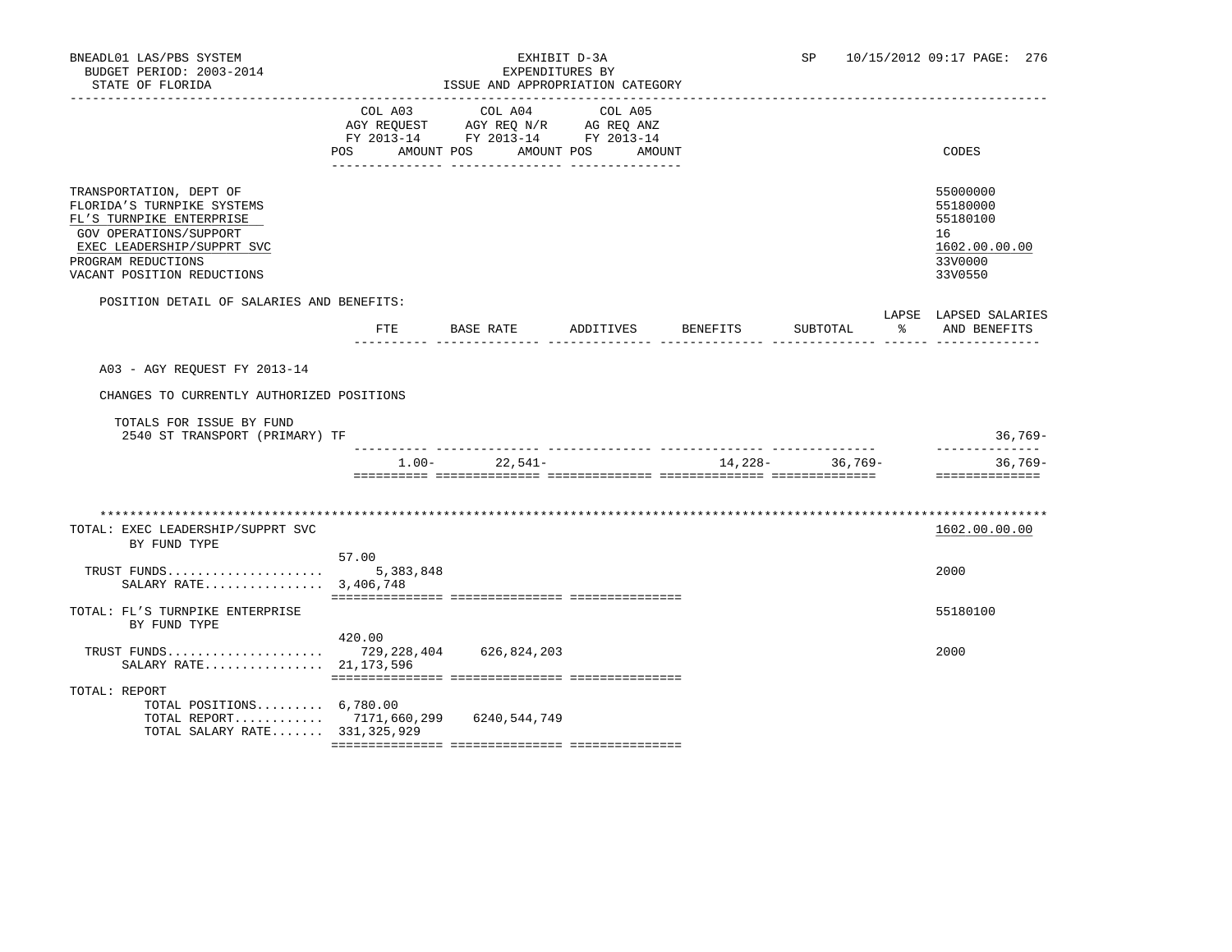BNEADL01 LAS/PBS SYSTEM
BUDGET PERIOD: 2003-2014
STATE OF FLORIDA

EXHIBIT D-3A
EXPENDITURES BY
ISSUE AND APPROPRIATION CATEGORY

SP 10/15/2012 09:17 PAGE: 276

| | COL A03 AGY REQUEST FY 2013-14 POS AMOUNT | COL A04 AGY REQ N/R FY 2013-14 POS AMOUNT | COL A05 AG REQ ANZ FY 2013-14 POS AMOUNT | CODES |
|---|---|---|---|---|
| TRANSPORTATION, DEPT OF | | | | 55000000 |
| FLORIDA'S TURNPIKE SYSTEMS | | | | 55180000 |
| FL'S TURNPIKE ENTERPRISE | | | | 55180100 |
| GOV OPERATIONS/SUPPORT | | | | 16 |
| EXEC LEADERSHIP/SUPPRT SVC | | | | 1602.00.00.00 |
| PROGRAM REDUCTIONS | | | | 33V0000 |
| VACANT POSITION REDUCTIONS | | | | 33V0550 |

POSITION DETAIL OF SALARIES AND BENEFITS:

| | FTE | BASE RATE | ADDITIVES | BENEFITS | SUBTOTAL | LAPSE % | LAPSED SALARIES AND BENEFITS |
|---|---|---|---|---|---|---|---|
| A03 - AGY REQUEST FY 2013-14 | | | | | | | |
| CHANGES TO CURRENTLY AUTHORIZED POSITIONS | | | | | | | |
| TOTALS FOR ISSUE BY FUND | | | | | | | |
| 2540 ST TRANSPORT (PRIMARY) TF | | | | | | | 36,769- |
| | 1.00- | 22,541- | | 14,228- | 36,769- | | 36,769- |

| | COL A03 | COL A04 | COL A05 | CODES |
|---|---|---|---|---|
| TOTAL: EXEC LEADERSHIP/SUPPRT SVC | | | | 1602.00.00.00 |
| BY FUND TYPE | 57.00 | | | |
| TRUST FUNDS | 5,383,848 | | | 2000 |
| SALARY RATE | 3,406,748 | | | |
| TOTAL: FL'S TURNPIKE ENTERPRISE | | | | 55180100 |
| BY FUND TYPE | 420.00 | | | |
| TRUST FUNDS | 729,228,404 | 626,824,203 | | 2000 |
| SALARY RATE | 21,173,596 | | | |
| TOTAL: REPORT | | | | |
| TOTAL POSITIONS | 6,780.00 | | | |
| TOTAL REPORT | 7171,660,299 | 6240,544,749 | | |
| TOTAL SALARY RATE | 331,325,929 | | | |